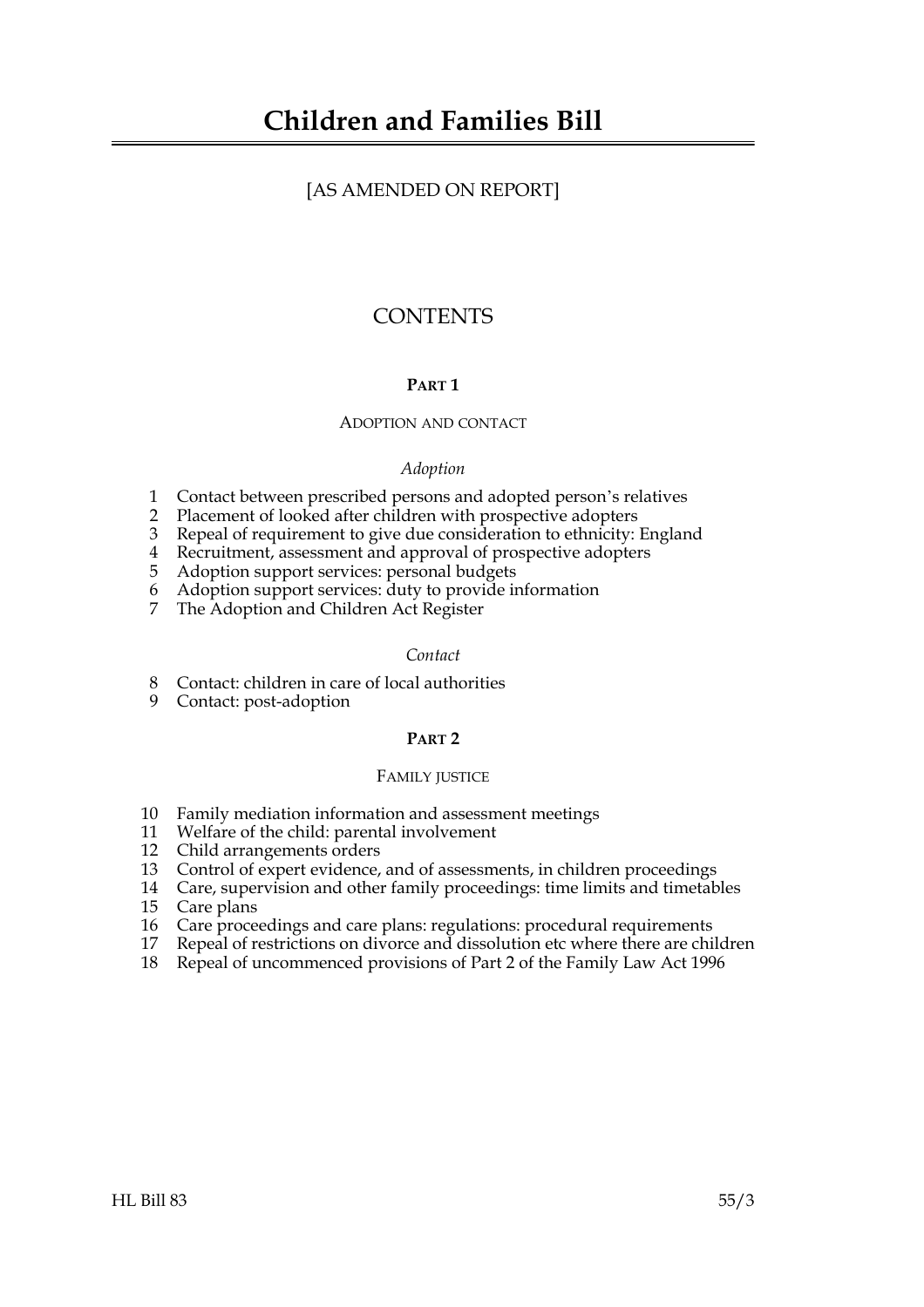# Children and Families Bill

[AS AMENDED ON REPORT]

## CONTENTS

### PART 1

ADOPTION AND CONTACT

*Adoption*

1 Contact between prescribed persons and adopted person's relatives
2 Placement of looked after children with prospective adopters
3 Repeal of requirement to give due consideration to ethnicity: England
4 Recruitment, assessment and approval of prospective adopters
5 Adoption support services: personal budgets
6 Adoption support services: duty to provide information
7 The Adoption and Children Act Register

*Contact*

8 Contact: children in care of local authorities
9 Contact: post-adoption

### PART 2

FAMILY JUSTICE

10 Family mediation information and assessment meetings
11 Welfare of the child: parental involvement
12 Child arrangements orders
13 Control of expert evidence, and of assessments, in children proceedings
14 Care, supervision and other family proceedings: time limits and timetables
15 Care plans
16 Care proceedings and care plans: regulations: procedural requirements
17 Repeal of restrictions on divorce and dissolution etc where there are children
18 Repeal of uncommenced provisions of Part 2 of the Family Law Act 1996

HL Bill 83 55/3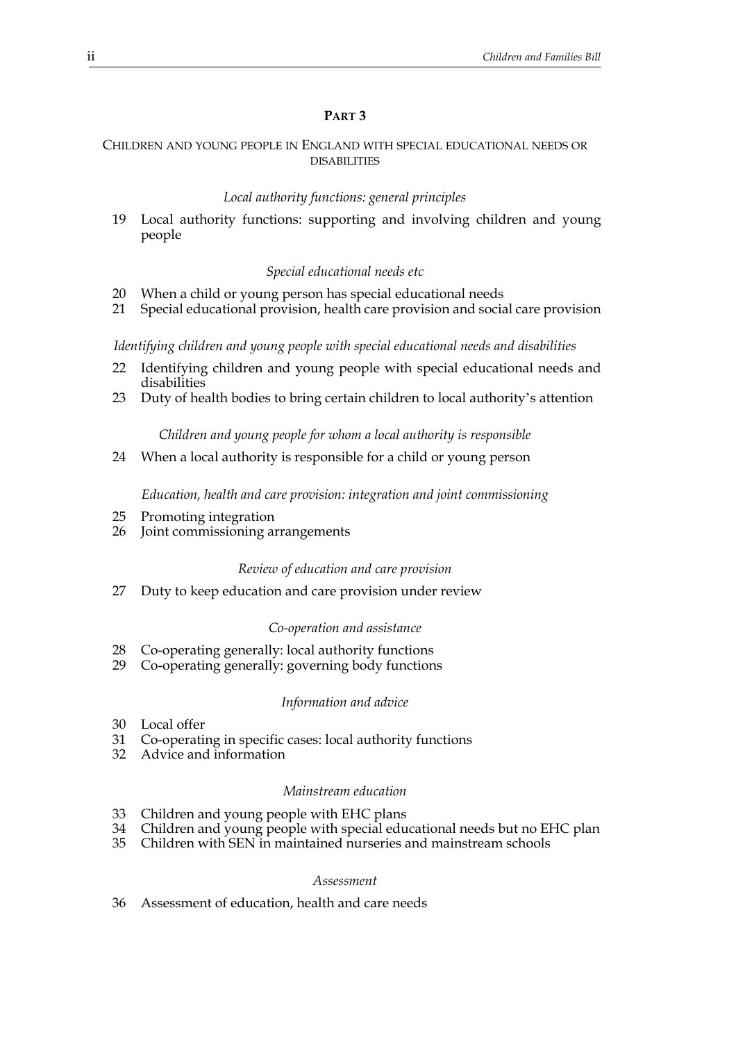## PART 3

CHILDREN AND YOUNG PEOPLE IN ENGLAND WITH SPECIAL EDUCATIONAL NEEDS OR DISABILITIES

*Local authority functions: general principles*

19 Local authority functions: supporting and involving children and young people

*Special educational needs etc*

20 When a child or young person has special educational needs
21 Special educational provision, health care provision and social care provision

*Identifying children and young people with special educational needs and disabilities*

22 Identifying children and young people with special educational needs and disabilities
23 Duty of health bodies to bring certain children to local authority's attention

*Children and young people for whom a local authority is responsible*

24 When a local authority is responsible for a child or young person

*Education, health and care provision: integration and joint commissioning*

25 Promoting integration
26 Joint commissioning arrangements

*Review of education and care provision*

27 Duty to keep education and care provision under review

*Co-operation and assistance*

28 Co-operating generally: local authority functions
29 Co-operating generally: governing body functions

*Information and advice*

30 Local offer
31 Co-operating in specific cases: local authority functions
32 Advice and information

*Mainstream education*

33 Children and young people with EHC plans
34 Children and young people with special educational needs but no EHC plan
35 Children with SEN in maintained nurseries and mainstream schools

*Assessment*

36 Assessment of education, health and care needs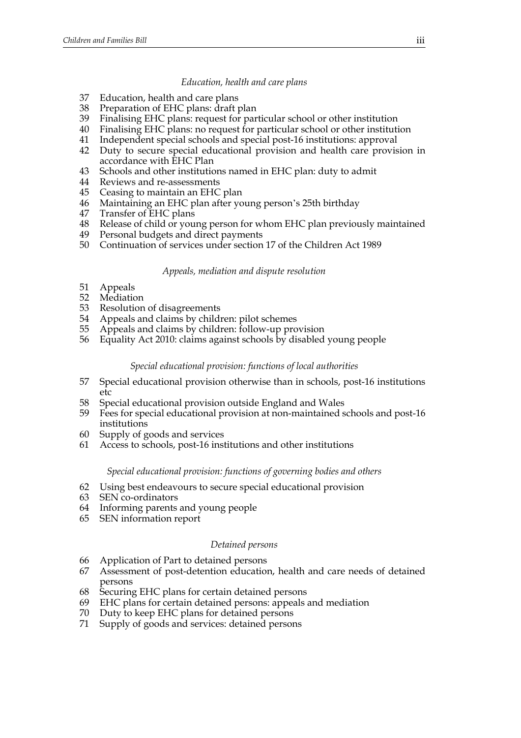*Education, health and care plans*

37 Education, health and care plans
38 Preparation of EHC plans: draft plan
39 Finalising EHC plans: request for particular school or other institution
40 Finalising EHC plans: no request for particular school or other institution
41 Independent special schools and special post-16 institutions: approval
42 Duty to secure special educational provision and health care provision in accordance with EHC Plan
43 Schools and other institutions named in EHC plan: duty to admit
44 Reviews and re-assessments
45 Ceasing to maintain an EHC plan
46 Maintaining an EHC plan after young person's 25th birthday
47 Transfer of EHC plans
48 Release of child or young person for whom EHC plan previously maintained
49 Personal budgets and direct payments
50 Continuation of services under section 17 of the Children Act 1989

*Appeals, mediation and dispute resolution*

51 Appeals
52 Mediation
53 Resolution of disagreements
54 Appeals and claims by children: pilot schemes
55 Appeals and claims by children: follow-up provision
56 Equality Act 2010: claims against schools by disabled young people

*Special educational provision: functions of local authorities*

57 Special educational provision otherwise than in schools, post-16 institutions etc
58 Special educational provision outside England and Wales
59 Fees for special educational provision at non-maintained schools and post-16 institutions
60 Supply of goods and services
61 Access to schools, post-16 institutions and other institutions

*Special educational provision: functions of governing bodies and others*

62 Using best endeavours to secure special educational provision
63 SEN co-ordinators
64 Informing parents and young people
65 SEN information report

*Detained persons*

66 Application of Part to detained persons
67 Assessment of post-detention education, health and care needs of detained persons
68 Securing EHC plans for certain detained persons
69 EHC plans for certain detained persons: appeals and mediation
70 Duty to keep EHC plans for detained persons
71 Supply of goods and services: detained persons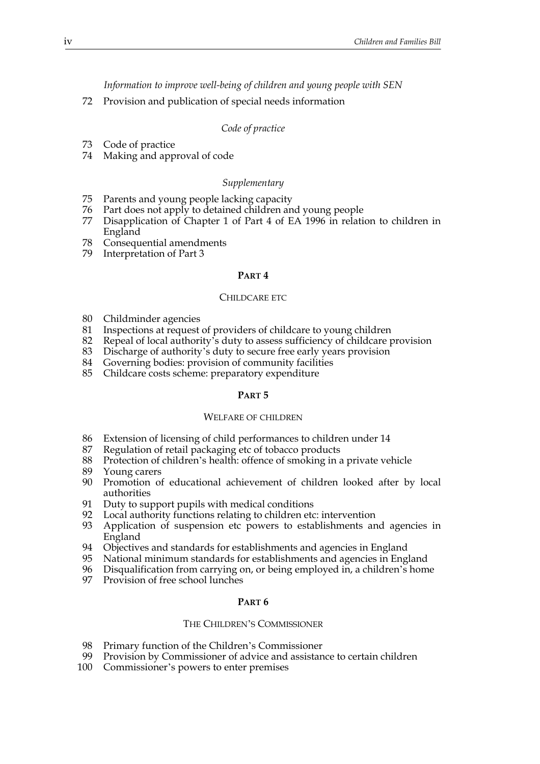*Information to improve well-being of children and young people with SEN*

72 Provision and publication of special needs information

*Code of practice*

73 Code of practice
74 Making and approval of code

*Supplementary*

75 Parents and young people lacking capacity
76 Part does not apply to detained children and young people
77 Disapplication of Chapter 1 of Part 4 of EA 1996 in relation to children in England
78 Consequential amendments
79 Interpretation of Part 3

**PART 4**

CHILDCARE ETC

80 Childminder agencies
81 Inspections at request of providers of childcare to young children
82 Repeal of local authority's duty to assess sufficiency of childcare provision
83 Discharge of authority's duty to secure free early years provision
84 Governing bodies: provision of community facilities
85 Childcare costs scheme: preparatory expenditure

**PART 5**

WELFARE OF CHILDREN

86 Extension of licensing of child performances to children under 14
87 Regulation of retail packaging etc of tobacco products
88 Protection of children's health: offence of smoking in a private vehicle
89 Young carers
90 Promotion of educational achievement of children looked after by local authorities
91 Duty to support pupils with medical conditions
92 Local authority functions relating to children etc: intervention
93 Application of suspension etc powers to establishments and agencies in England
94 Objectives and standards for establishments and agencies in England
95 National minimum standards for establishments and agencies in England
96 Disqualification from carrying on, or being employed in, a children's home
97 Provision of free school lunches

**PART 6**

THE CHILDREN'S COMMISSIONER

98 Primary function of the Children's Commissioner
99 Provision by Commissioner of advice and assistance to certain children
100 Commissioner's powers to enter premises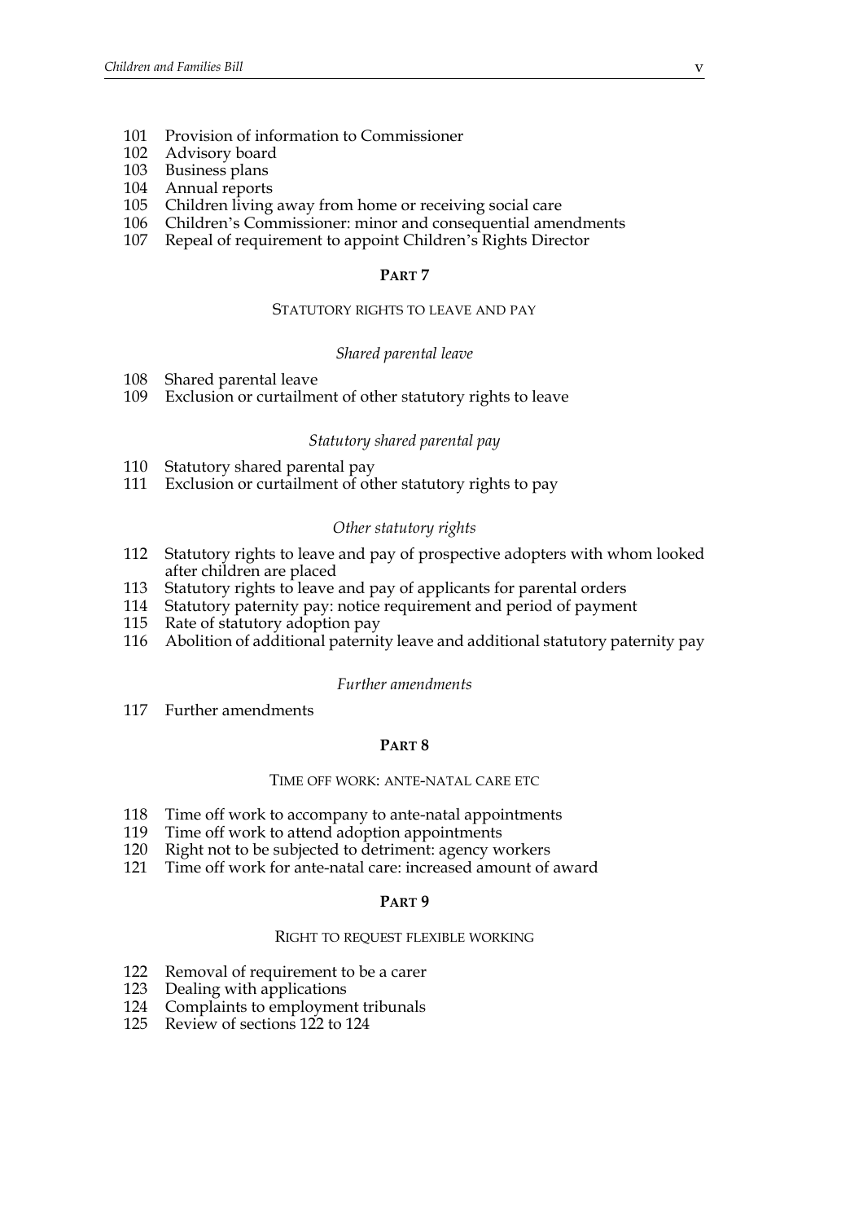101 Provision of information to Commissioner
102 Advisory board
103 Business plans
104 Annual reports
105 Children living away from home or receiving social care
106 Children's Commissioner: minor and consequential amendments
107 Repeal of requirement to appoint Children's Rights Director

## PART 7

### STATUTORY RIGHTS TO LEAVE AND PAY

#### *Shared parental leave*

108 Shared parental leave
109 Exclusion or curtailment of other statutory rights to leave

#### *Statutory shared parental pay*

110 Statutory shared parental pay
111 Exclusion or curtailment of other statutory rights to pay

#### *Other statutory rights*

112 Statutory rights to leave and pay of prospective adopters with whom looked after children are placed
113 Statutory rights to leave and pay of applicants for parental orders
114 Statutory paternity pay: notice requirement and period of payment
115 Rate of statutory adoption pay
116 Abolition of additional paternity leave and additional statutory paternity pay

#### *Further amendments*

117 Further amendments

## PART 8

### TIME OFF WORK: ANTE-NATAL CARE ETC

118 Time off work to accompany to ante-natal appointments
119 Time off work to attend adoption appointments
120 Right not to be subjected to detriment: agency workers
121 Time off work for ante-natal care: increased amount of award

## PART 9

### RIGHT TO REQUEST FLEXIBLE WORKING

122 Removal of requirement to be a carer
123 Dealing with applications
124 Complaints to employment tribunals
125 Review of sections 122 to 124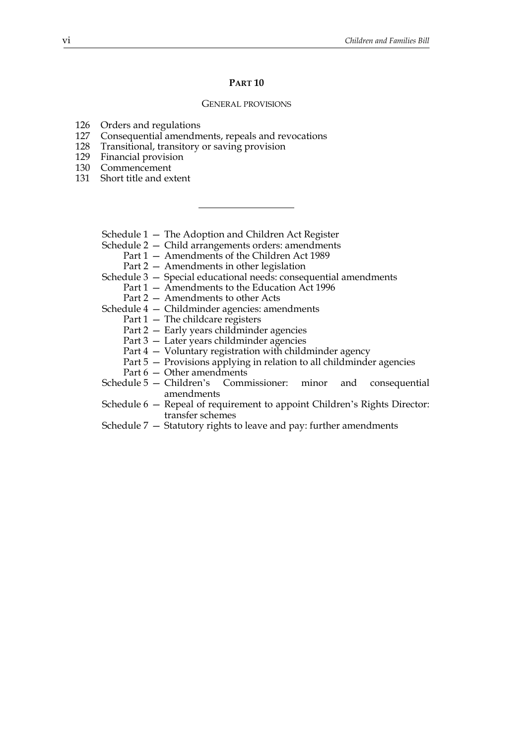## PART 10

### GENERAL PROVISIONS

126 Orders and regulations
127 Consequential amendments, repeals and revocations
128 Transitional, transitory or saving provision
129 Financial provision
130 Commencement
131 Short title and extent

---

Schedule 1 — The Adoption and Children Act Register
Schedule 2 — Child arrangements orders: amendments
  Part 1 — Amendments of the Children Act 1989
  Part 2 — Amendments in other legislation
Schedule 3 — Special educational needs: consequential amendments
  Part 1 — Amendments to the Education Act 1996
  Part 2 — Amendments to other Acts
Schedule 4 — Childminder agencies: amendments
  Part 1 — The childcare registers
  Part 2 — Early years childminder agencies
  Part 3 — Later years childminder agencies
  Part 4 — Voluntary registration with childminder agency
  Part 5 — Provisions applying in relation to all childminder agencies
  Part 6 — Other amendments
Schedule 5 — Children's Commissioner: minor and consequential amendments
Schedule 6 — Repeal of requirement to appoint Children's Rights Director: transfer schemes
Schedule 7 — Statutory rights to leave and pay: further amendments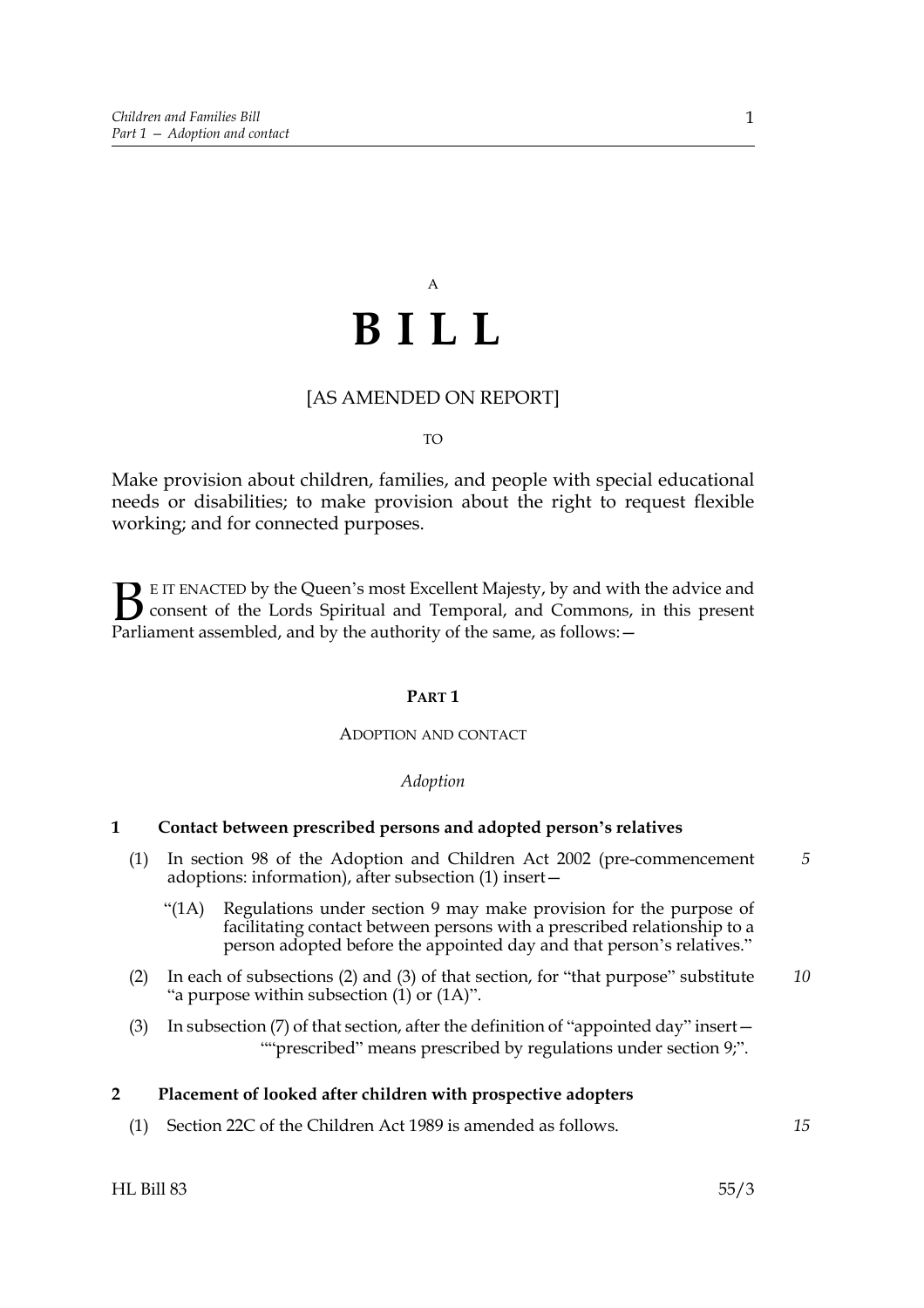A

# B I L L

[AS AMENDED ON REPORT]

TO

Make provision about children, families, and people with special educational needs or disabilities; to make provision about the right to request flexible working; and for connected purposes.

BE IT ENACTED by the Queen's most Excellent Majesty, by and with the advice and consent of the Lords Spiritual and Temporal, and Commons, in this present Parliament assembled, and by the authority of the same, as follows:—

## PART 1

### ADOPTION AND CONTACT

*Adoption*

**1 Contact between prescribed persons and adopted person's relatives**

(1) In section 98 of the Adoption and Children Act 2002 (pre-commencement adoptions: information), after subsection (1) insert—

"(1A) Regulations under section 9 may make provision for the purpose of facilitating contact between persons with a prescribed relationship to a person adopted before the appointed day and that person's relatives."

(2) In each of subsections (2) and (3) of that section, for "that purpose" substitute "a purpose within subsection (1) or (1A)".

(3) In subsection (7) of that section, after the definition of "appointed day" insert—

""prescribed" means prescribed by regulations under section 9;".

**2 Placement of looked after children with prospective adopters**

(1) Section 22C of the Children Act 1989 is amended as follows.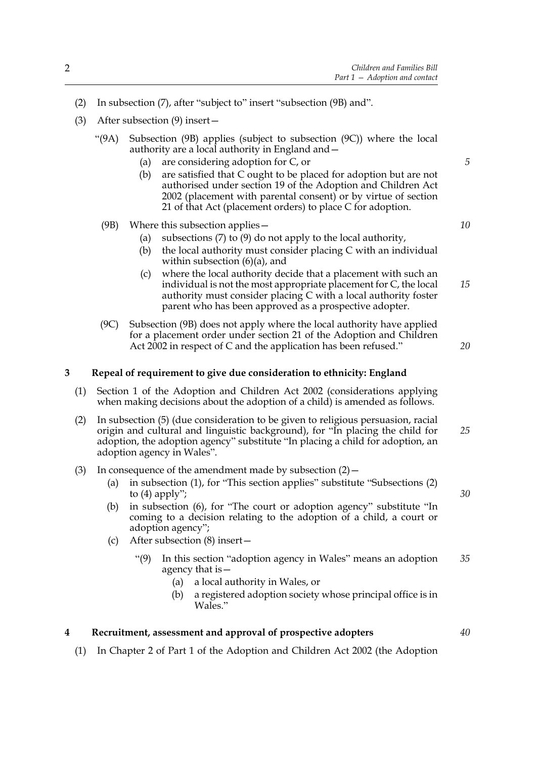(2) In subsection (7), after "subject to" insert "subsection (9B) and".

(3) After subsection (9) insert—

"(9A) Subsection (9B) applies (subject to subsection (9C)) where the local authority are a local authority in England and—

(a) are considering adoption for C, or

(b) are satisfied that C ought to be placed for adoption but are not authorised under section 19 of the Adoption and Children Act 2002 (placement with parental consent) or by virtue of section 21 of that Act (placement orders) to place C for adoption.

(9B) Where this subsection applies—

(a) subsections (7) to (9) do not apply to the local authority,

(b) the local authority must consider placing C with an individual within subsection (6)(a), and

(c) where the local authority decide that a placement with such an individual is not the most appropriate placement for C, the local authority must consider placing C with a local authority foster parent who has been approved as a prospective adopter.

(9C) Subsection (9B) does not apply where the local authority have applied for a placement order under section 21 of the Adoption and Children Act 2002 in respect of C and the application has been refused."

## 3 Repeal of requirement to give due consideration to ethnicity: England

(1) Section 1 of the Adoption and Children Act 2002 (considerations applying when making decisions about the adoption of a child) is amended as follows.

(2) In subsection (5) (due consideration to be given to religious persuasion, racial origin and cultural and linguistic background), for "In placing the child for adoption, the adoption agency" substitute "In placing a child for adoption, an adoption agency in Wales".

(3) In consequence of the amendment made by subsection (2)—

(a) in subsection (1), for "This section applies" substitute "Subsections (2) to (4) apply";

(b) in subsection (6), for "The court or adoption agency" substitute "In coming to a decision relating to the adoption of a child, a court or adoption agency";

(c) After subsection (8) insert—

"(9) In this section "adoption agency in Wales" means an adoption agency that is—

(a) a local authority in Wales, or

(b) a registered adoption society whose principal office is in Wales."

## 4 Recruitment, assessment and approval of prospective adopters

(1) In Chapter 2 of Part 1 of the Adoption and Children Act 2002 (the Adoption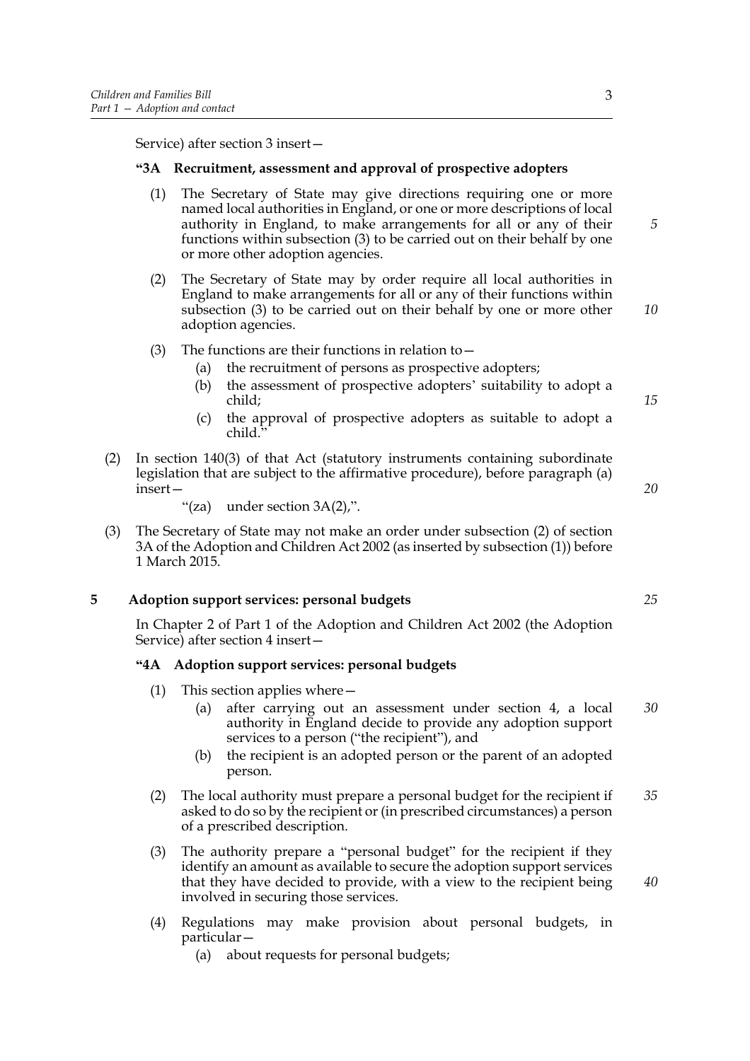Service) after section 3 insert—

### "3A Recruitment, assessment and approval of prospective adopters

(1) The Secretary of State may give directions requiring one or more named local authorities in England, or one or more descriptions of local authority in England, to make arrangements for all or any of their functions within subsection (3) to be carried out on their behalf by one or more other adoption agencies.

(2) The Secretary of State may by order require all local authorities in England to make arrangements for all or any of their functions within subsection (3) to be carried out on their behalf by one or more other adoption agencies.

(3) The functions are their functions in relation to—

(a) the recruitment of persons as prospective adopters;

(b) the assessment of prospective adopters' suitability to adopt a child;

(c) the approval of prospective adopters as suitable to adopt a child."

(2) In section 140(3) of that Act (statutory instruments containing subordinate legislation that are subject to the affirmative procedure), before paragraph (a) insert—

"(za) under section 3A(2),".

(3) The Secretary of State may not make an order under subsection (2) of section 3A of the Adoption and Children Act 2002 (as inserted by subsection (1)) before 1 March 2015.

## 5 Adoption support services: personal budgets

In Chapter 2 of Part 1 of the Adoption and Children Act 2002 (the Adoption Service) after section 4 insert—

### "4A Adoption support services: personal budgets

(1) This section applies where—

(a) after carrying out an assessment under section 4, a local authority in England decide to provide any adoption support services to a person ("the recipient"), and

(b) the recipient is an adopted person or the parent of an adopted person.

(2) The local authority must prepare a personal budget for the recipient if asked to do so by the recipient or (in prescribed circumstances) a person of a prescribed description.

(3) The authority prepare a "personal budget" for the recipient if they identify an amount as available to secure the adoption support services that they have decided to provide, with a view to the recipient being involved in securing those services.

(4) Regulations may make provision about personal budgets, in particular—

(a) about requests for personal budgets;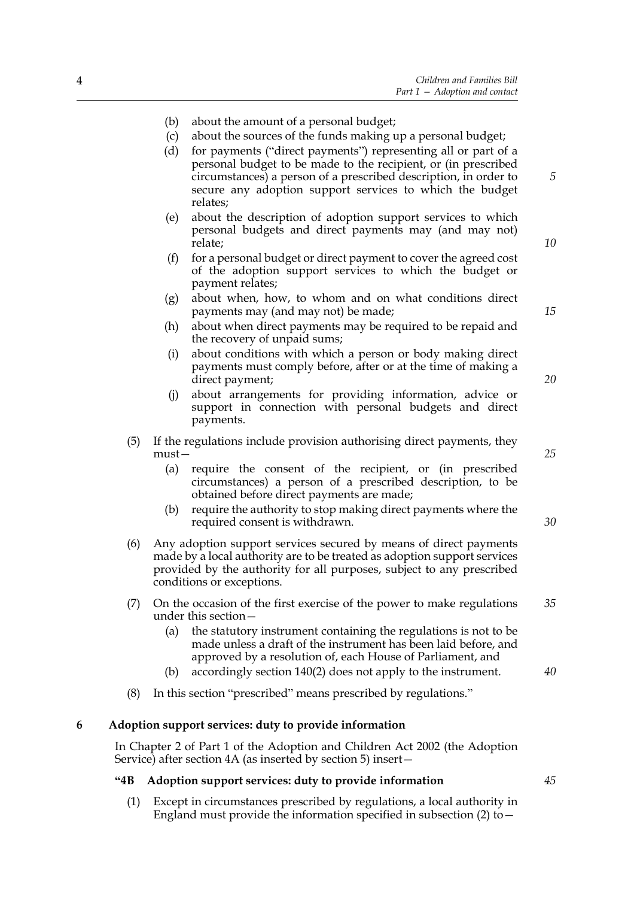(b) about the amount of a personal budget;

(c) about the sources of the funds making up a personal budget;

(d) for payments ("direct payments") representing all or part of a personal budget to be made to the recipient, or (in prescribed circumstances) a person of a prescribed description, in order to secure any adoption support services to which the budget relates;

(e) about the description of adoption support services to which personal budgets and direct payments may (and may not) relate;

(f) for a personal budget or direct payment to cover the agreed cost of the adoption support services to which the budget or payment relates;

(g) about when, how, to whom and on what conditions direct payments may (and may not) be made;

(h) about when direct payments may be required to be repaid and the recovery of unpaid sums;

(i) about conditions with which a person or body making direct payments must comply before, after or at the time of making a direct payment;

(j) about arrangements for providing information, advice or support in connection with personal budgets and direct payments.

(5) If the regulations include provision authorising direct payments, they must—

(a) require the consent of the recipient, or (in prescribed circumstances) a person of a prescribed description, to be obtained before direct payments are made;

(b) require the authority to stop making direct payments where the required consent is withdrawn.

(6) Any adoption support services secured by means of direct payments made by a local authority are to be treated as adoption support services provided by the authority for all purposes, subject to any prescribed conditions or exceptions.

(7) On the occasion of the first exercise of the power to make regulations under this section—

(a) the statutory instrument containing the regulations is not to be made unless a draft of the instrument has been laid before, and approved by a resolution of, each House of Parliament, and

(b) accordingly section 140(2) does not apply to the instrument.

(8) In this section "prescribed" means prescribed by regulations."

**6 Adoption support services: duty to provide information**

In Chapter 2 of Part 1 of the Adoption and Children Act 2002 (the Adoption Service) after section 4A (as inserted by section 5) insert—

**"4B Adoption support services: duty to provide information**

(1) Except in circumstances prescribed by regulations, a local authority in England must provide the information specified in subsection (2) to—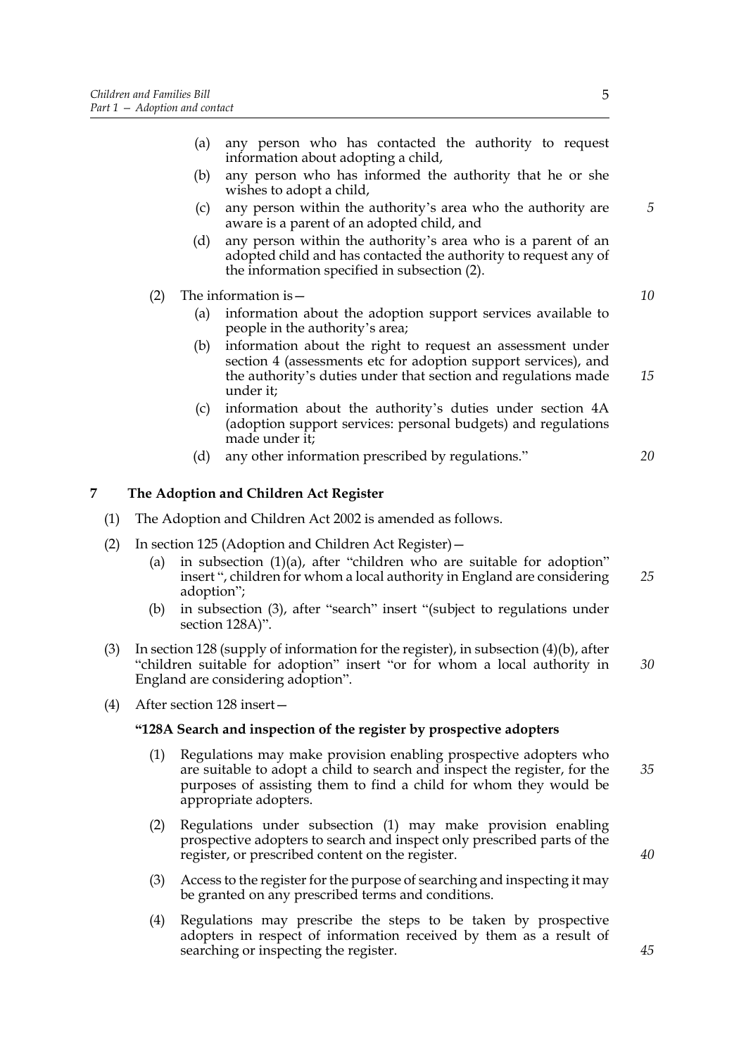(a) any person who has contacted the authority to request information about adopting a child,

(b) any person who has informed the authority that he or she wishes to adopt a child,

(c) any person within the authority's area who the authority are aware is a parent of an adopted child, and

(d) any person within the authority's area who is a parent of an adopted child and has contacted the authority to request any of the information specified in subsection (2).

(2) The information is—

(a) information about the adoption support services available to people in the authority's area;

(b) information about the right to request an assessment under section 4 (assessments etc for adoption support services), and the authority's duties under that section and regulations made under it;

(c) information about the authority's duties under section 4A (adoption support services: personal budgets) and regulations made under it;

(d) any other information prescribed by regulations."

## 7 The Adoption and Children Act Register

(1) The Adoption and Children Act 2002 is amended as follows.

(2) In section 125 (Adoption and Children Act Register)—

(a) in subsection (1)(a), after "children who are suitable for adoption" insert ", children for whom a local authority in England are considering adoption";

(b) in subsection (3), after "search" insert "(subject to regulations under section 128A)".

(3) In section 128 (supply of information for the register), in subsection (4)(b), after "children suitable for adoption" insert "or for whom a local authority in England are considering adoption".

(4) After section 128 insert—

**"128A Search and inspection of the register by prospective adopters**

(1) Regulations may make provision enabling prospective adopters who are suitable to adopt a child to search and inspect the register, for the purposes of assisting them to find a child for whom they would be appropriate adopters.

(2) Regulations under subsection (1) may make provision enabling prospective adopters to search and inspect only prescribed parts of the register, or prescribed content on the register.

(3) Access to the register for the purpose of searching and inspecting it may be granted on any prescribed terms and conditions.

(4) Regulations may prescribe the steps to be taken by prospective adopters in respect of information received by them as a result of searching or inspecting the register.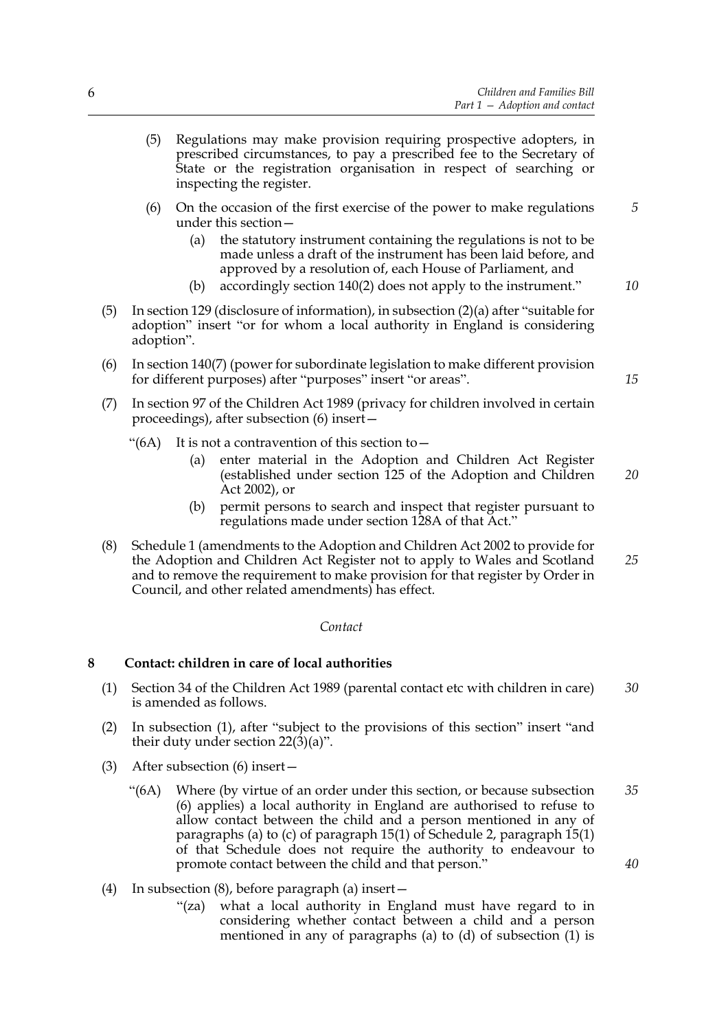(5) Regulations may make provision requiring prospective adopters, in prescribed circumstances, to pay a prescribed fee to the Secretary of State or the registration organisation in respect of searching or inspecting the register.

(6) On the occasion of the first exercise of the power to make regulations under this section—

   (a) the statutory instrument containing the regulations is not to be made unless a draft of the instrument has been laid before, and approved by a resolution of, each House of Parliament, and

   (b) accordingly section 140(2) does not apply to the instrument."

(5) In section 129 (disclosure of information), in subsection (2)(a) after "suitable for adoption" insert "or for whom a local authority in England is considering adoption".

(6) In section 140(7) (power for subordinate legislation to make different provision for different purposes) after "purposes" insert "or areas".

(7) In section 97 of the Children Act 1989 (privacy for children involved in certain proceedings), after subsection (6) insert—

"(6A) It is not a contravention of this section to—

   (a) enter material in the Adoption and Children Act Register (established under section 125 of the Adoption and Children Act 2002), or

   (b) permit persons to search and inspect that register pursuant to regulations made under section 128A of that Act."

(8) Schedule 1 (amendments to the Adoption and Children Act 2002 to provide for the Adoption and Children Act Register not to apply to Wales and Scotland and to remove the requirement to make provision for that register by Order in Council, and other related amendments) has effect.

*Contact*

### 8 Contact: children in care of local authorities

(1) Section 34 of the Children Act 1989 (parental contact etc with children in care) is amended as follows.

(2) In subsection (1), after "subject to the provisions of this section" insert "and their duty under section 22(3)(a)".

(3) After subsection (6) insert—

"(6A) Where (by virtue of an order under this section, or because subsection (6) applies) a local authority in England are authorised to refuse to allow contact between the child and a person mentioned in any of paragraphs (a) to (c) of paragraph 15(1) of Schedule 2, paragraph 15(1) of that Schedule does not require the authority to endeavour to promote contact between the child and that person."

(4) In subsection (8), before paragraph (a) insert—

   "(za) what a local authority in England must have regard to in considering whether contact between a child and a person mentioned in any of paragraphs (a) to (d) of subsection (1) is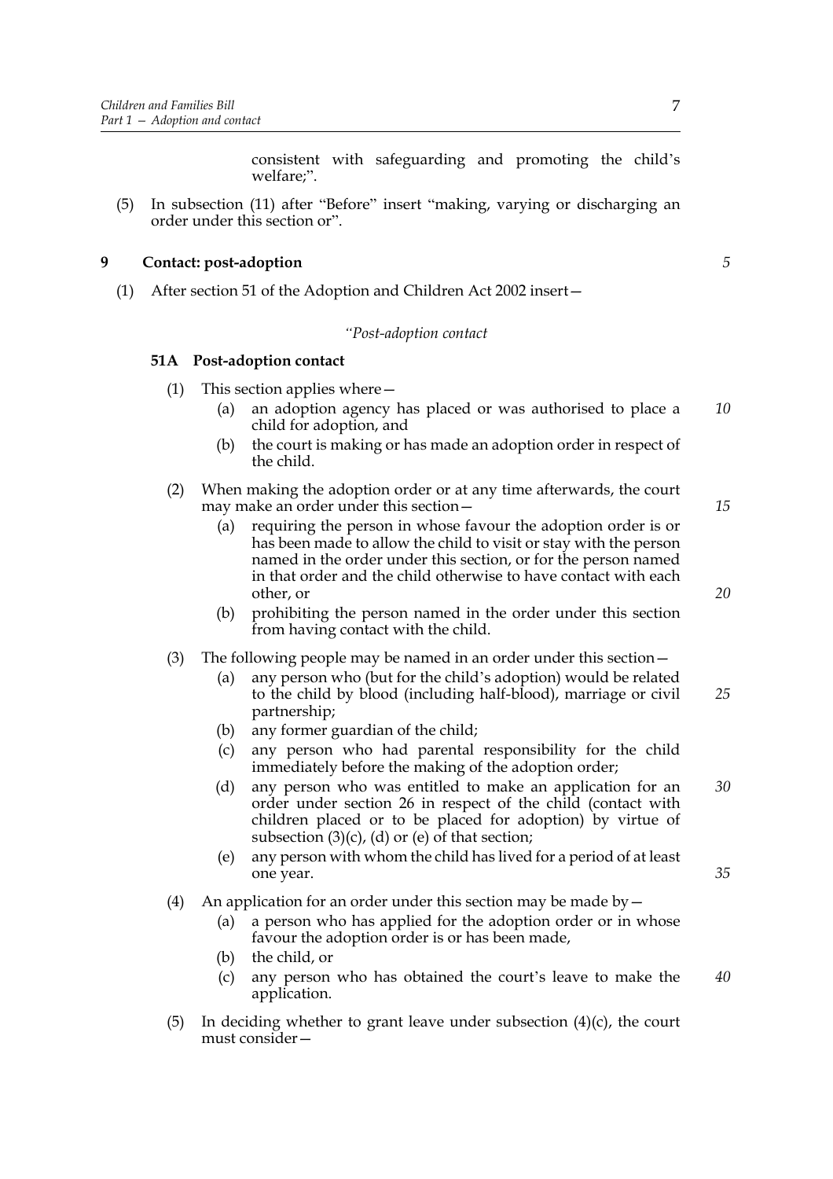consistent with safeguarding and promoting the child's welfare;".

(5) In subsection (11) after "Before" insert "making, varying or discharging an order under this section or".

**9 Contact: post-adoption**

(1) After section 51 of the Adoption and Children Act 2002 insert—

*"Post-adoption contact*

**51A Post-adoption contact**

(1) This section applies where—

(a) an adoption agency has placed or was authorised to place a child for adoption, and

(b) the court is making or has made an adoption order in respect of the child.

(2) When making the adoption order or at any time afterwards, the court may make an order under this section—

(a) requiring the person in whose favour the adoption order is or has been made to allow the child to visit or stay with the person named in the order under this section, or for the person named in that order and the child otherwise to have contact with each other, or

(b) prohibiting the person named in the order under this section from having contact with the child.

(3) The following people may be named in an order under this section—

(a) any person who (but for the child's adoption) would be related to the child by blood (including half-blood), marriage or civil partnership;

(b) any former guardian of the child;

(c) any person who had parental responsibility for the child immediately before the making of the adoption order;

(d) any person who was entitled to make an application for an order under section 26 in respect of the child (contact with children placed or to be placed for adoption) by virtue of subsection (3)(c), (d) or (e) of that section;

(e) any person with whom the child has lived for a period of at least one year.

(4) An application for an order under this section may be made by—

(a) a person who has applied for the adoption order or in whose favour the adoption order is or has been made,

(b) the child, or

(c) any person who has obtained the court's leave to make the application.

(5) In deciding whether to grant leave under subsection (4)(c), the court must consider—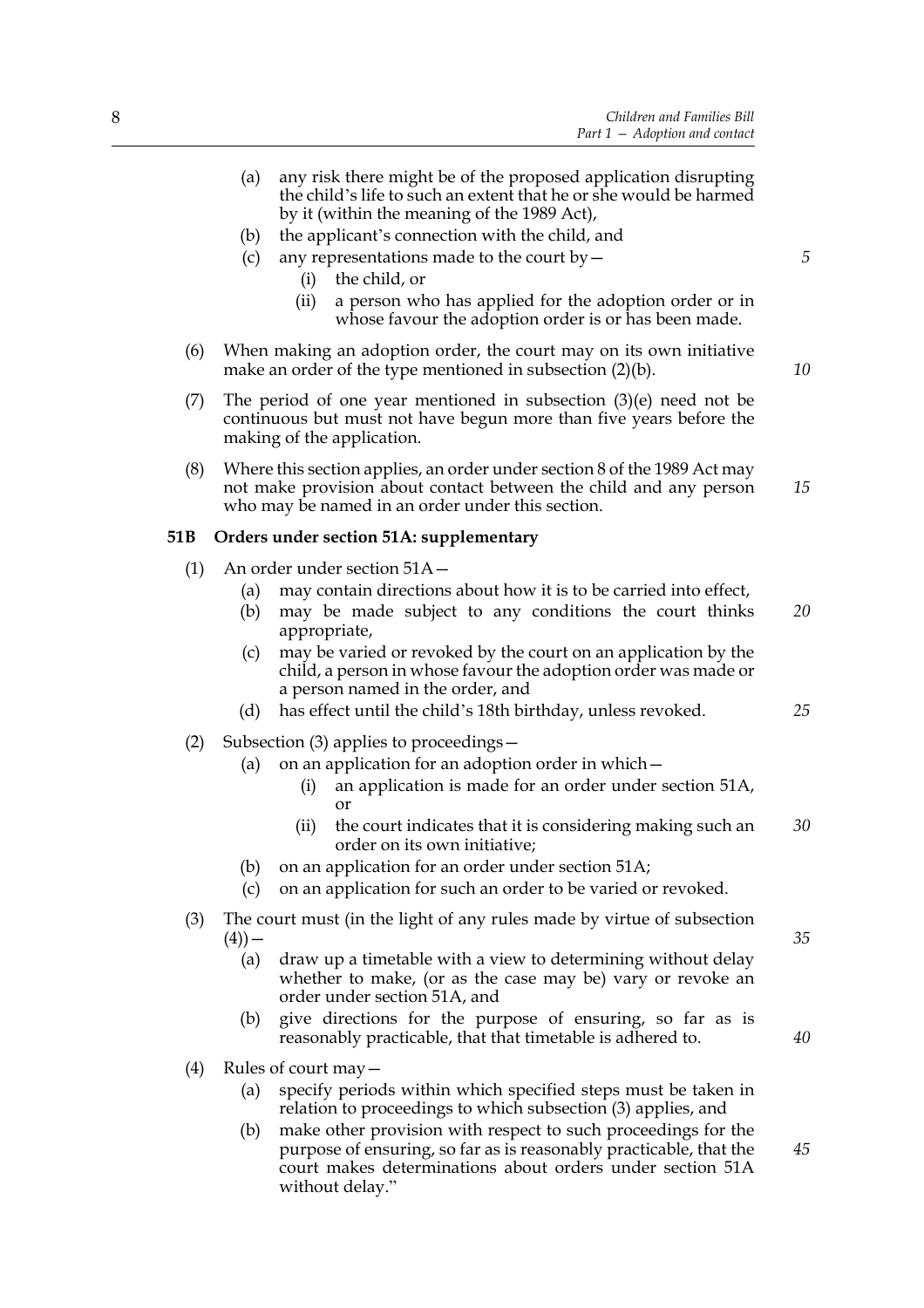(a) any risk there might be of the proposed application disrupting the child's life to such an extent that he or she would be harmed by it (within the meaning of the 1989 Act),

(b) the applicant's connection with the child, and

(c) any representations made to the court by—

(i) the child, or

(ii) a person who has applied for the adoption order or in whose favour the adoption order is or has been made.

(6) When making an adoption order, the court may on its own initiative make an order of the type mentioned in subsection (2)(b).

(7) The period of one year mentioned in subsection (3)(e) need not be continuous but must not have begun more than five years before the making of the application.

(8) Where this section applies, an order under section 8 of the 1989 Act may not make provision about contact between the child and any person who may be named in an order under this section.

**51B Orders under section 51A: supplementary**

(1) An order under section 51A—

(a) may contain directions about how it is to be carried into effect,

(b) may be made subject to any conditions the court thinks appropriate,

(c) may be varied or revoked by the court on an application by the child, a person in whose favour the adoption order was made or a person named in the order, and

(d) has effect until the child's 18th birthday, unless revoked.

(2) Subsection (3) applies to proceedings—

(a) on an application for an adoption order in which—

(i) an application is made for an order under section 51A, or

(ii) the court indicates that it is considering making such an order on its own initiative;

(b) on an application for an order under section 51A;

(c) on an application for such an order to be varied or revoked.

(3) The court must (in the light of any rules made by virtue of subsection (4))—

(a) draw up a timetable with a view to determining without delay whether to make, (or as the case may be) vary or revoke an order under section 51A, and

(b) give directions for the purpose of ensuring, so far as is reasonably practicable, that that timetable is adhered to.

(4) Rules of court may—

(a) specify periods within which specified steps must be taken in relation to proceedings to which subsection (3) applies, and

(b) make other provision with respect to such proceedings for the purpose of ensuring, so far as is reasonably practicable, that the court makes determinations about orders under section 51A without delay."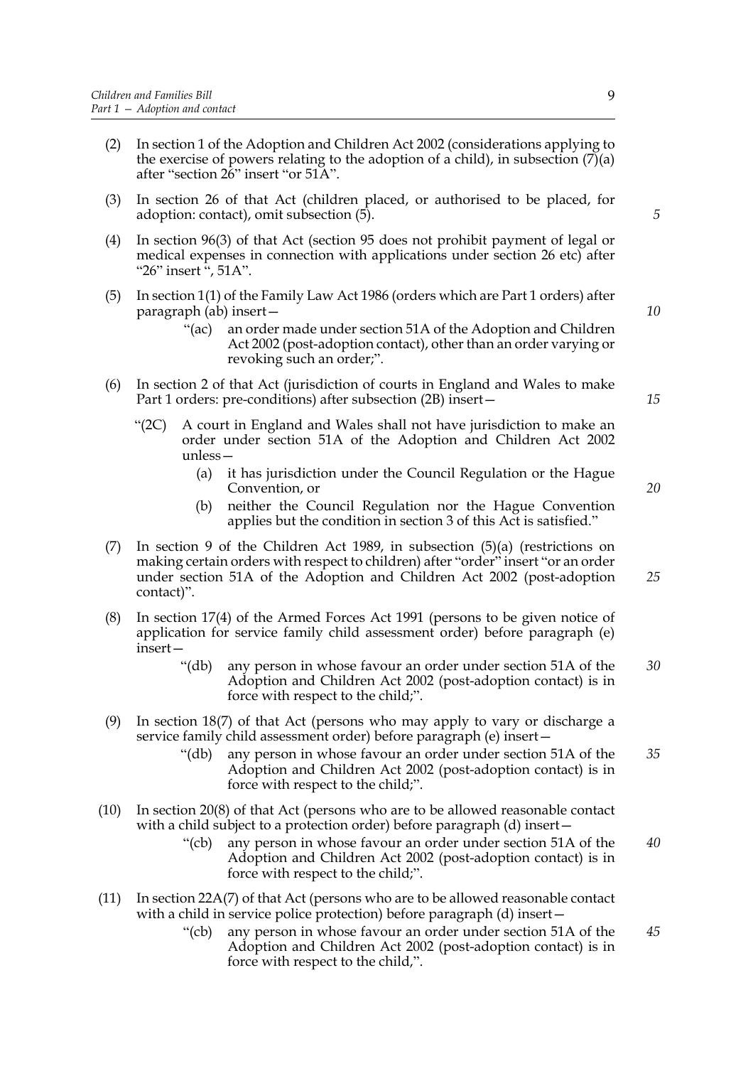(2) In section 1 of the Adoption and Children Act 2002 (considerations applying to the exercise of powers relating to the adoption of a child), in subsection (7)(a) after "section 26" insert "or 51A".

(3) In section 26 of that Act (children placed, or authorised to be placed, for adoption: contact), omit subsection (5).

(4) In section 96(3) of that Act (section 95 does not prohibit payment of legal or medical expenses in connection with applications under section 26 etc) after "26" insert ", 51A".

(5) In section 1(1) of the Family Law Act 1986 (orders which are Part 1 orders) after paragraph (ab) insert—

> "(ac) an order made under section 51A of the Adoption and Children Act 2002 (post-adoption contact), other than an order varying or revoking such an order;".

(6) In section 2 of that Act (jurisdiction of courts in England and Wales to make Part 1 orders: pre-conditions) after subsection (2B) insert—

> "(2C) A court in England and Wales shall not have jurisdiction to make an order under section 51A of the Adoption and Children Act 2002 unless—
>
> (a) it has jurisdiction under the Council Regulation or the Hague Convention, or
>
> (b) neither the Council Regulation nor the Hague Convention applies but the condition in section 3 of this Act is satisfied."

(7) In section 9 of the Children Act 1989, in subsection (5)(a) (restrictions on making certain orders with respect to children) after "order" insert "or an order under section 51A of the Adoption and Children Act 2002 (post-adoption contact)".

(8) In section 17(4) of the Armed Forces Act 1991 (persons to be given notice of application for service family child assessment order) before paragraph (e) insert—

> "(db) any person in whose favour an order under section 51A of the Adoption and Children Act 2002 (post-adoption contact) is in force with respect to the child;".

(9) In section 18(7) of that Act (persons who may apply to vary or discharge a service family child assessment order) before paragraph (e) insert—

> "(db) any person in whose favour an order under section 51A of the Adoption and Children Act 2002 (post-adoption contact) is in force with respect to the child;".

(10) In section 20(8) of that Act (persons who are to be allowed reasonable contact with a child subject to a protection order) before paragraph (d) insert—

> "(cb) any person in whose favour an order under section 51A of the Adoption and Children Act 2002 (post-adoption contact) is in force with respect to the child;".

(11) In section 22A(7) of that Act (persons who are to be allowed reasonable contact with a child in service police protection) before paragraph (d) insert—

> "(cb) any person in whose favour an order under section 51A of the Adoption and Children Act 2002 (post-adoption contact) is in force with respect to the child,".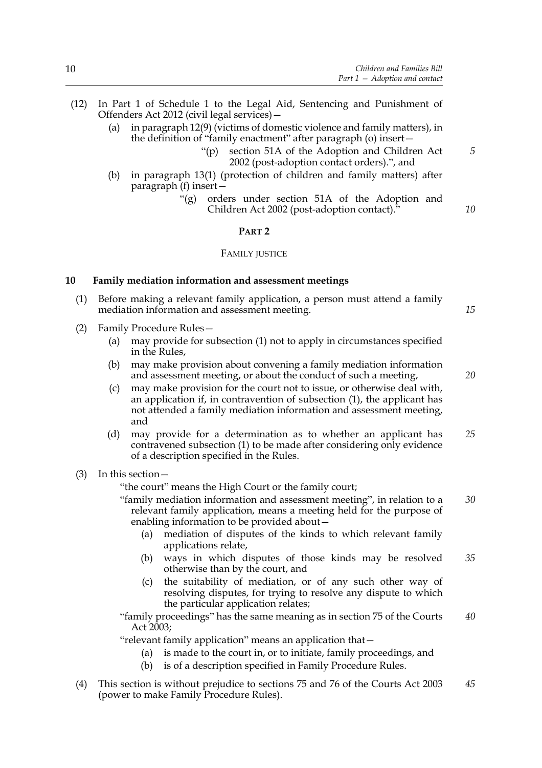(12) In Part 1 of Schedule 1 to the Legal Aid, Sentencing and Punishment of Offenders Act 2012 (civil legal services)—

   (a) in paragraph 12(9) (victims of domestic violence and family matters), in the definition of "family enactment" after paragraph (o) insert—

      "(p) section 51A of the Adoption and Children Act 2002 (post-adoption contact orders).", and

   (b) in paragraph 13(1) (protection of children and family matters) after paragraph (f) insert—

      "(g) orders under section 51A of the Adoption and Children Act 2002 (post-adoption contact)."

## PART 2

### FAMILY JUSTICE

**10 Family mediation information and assessment meetings**

(1) Before making a relevant family application, a person must attend a family mediation information and assessment meeting.

(2) Family Procedure Rules—

   (a) may provide for subsection (1) not to apply in circumstances specified in the Rules,

   (b) may make provision about convening a family mediation information and assessment meeting, or about the conduct of such a meeting,

   (c) may make provision for the court not to issue, or otherwise deal with, an application if, in contravention of subsection (1), the applicant has not attended a family mediation information and assessment meeting, and

   (d) may provide for a determination as to whether an applicant has contravened subsection (1) to be made after considering only evidence of a description specified in the Rules.

(3) In this section—

   "the court" means the High Court or the family court;

   "family mediation information and assessment meeting", in relation to a relevant family application, means a meeting held for the purpose of enabling information to be provided about—

      (a) mediation of disputes of the kinds to which relevant family applications relate,

      (b) ways in which disputes of those kinds may be resolved otherwise than by the court, and

      (c) the suitability of mediation, or of any such other way of resolving disputes, for trying to resolve any dispute to which the particular application relates;

   "family proceedings" has the same meaning as in section 75 of the Courts Act 2003;

   "relevant family application" means an application that—

      (a) is made to the court in, or to initiate, family proceedings, and

      (b) is of a description specified in Family Procedure Rules.

(4) This section is without prejudice to sections 75 and 76 of the Courts Act 2003 (power to make Family Procedure Rules).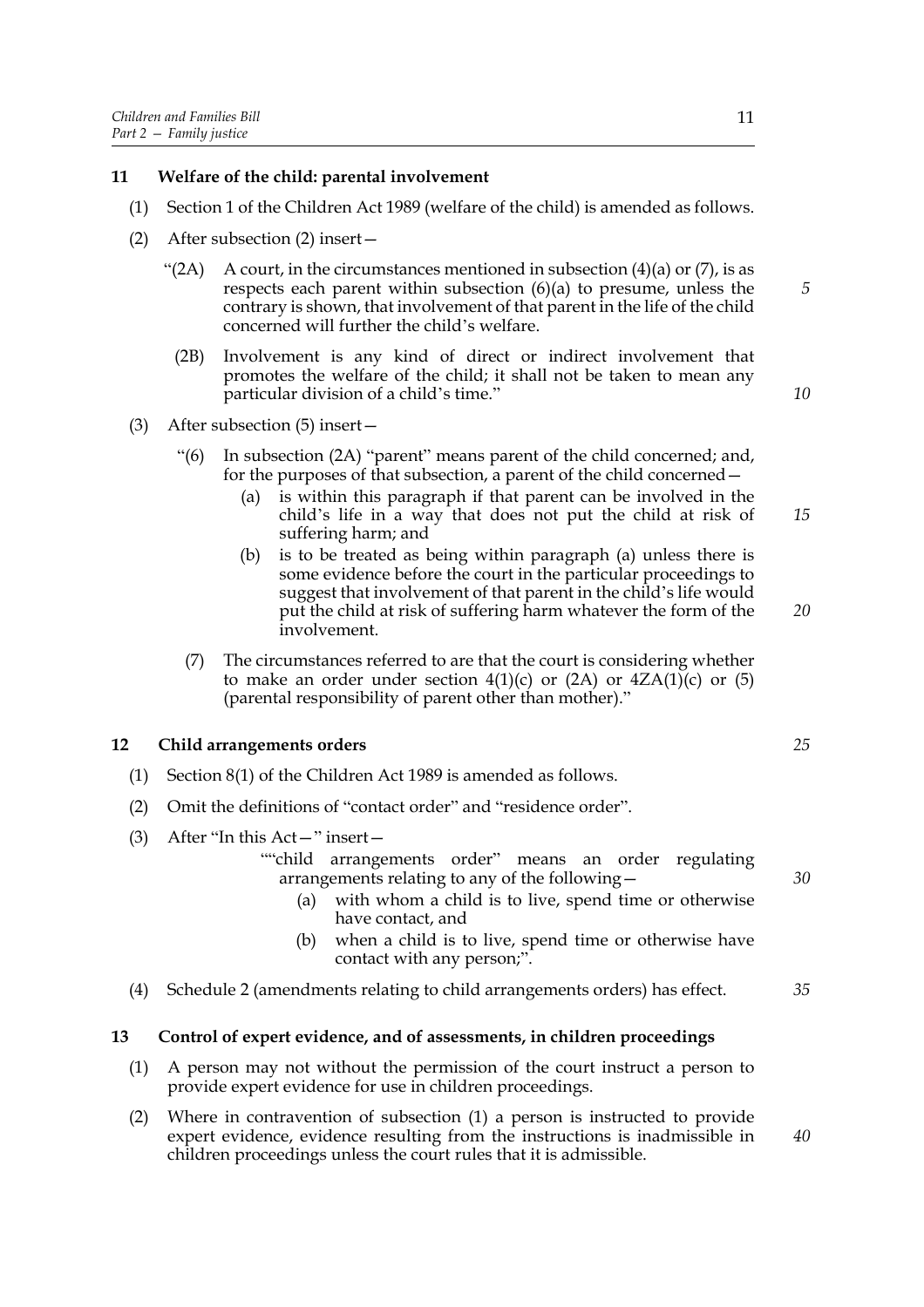### 11 Welfare of the child: parental involvement

(1) Section 1 of the Children Act 1989 (welfare of the child) is amended as follows.

(2) After subsection (2) insert—

> "(2A) A court, in the circumstances mentioned in subsection (4)(a) or (7), is as respects each parent within subsection (6)(a) to presume, unless the contrary is shown, that involvement of that parent in the life of the child concerned will further the child's welfare.
>
> (2B) Involvement is any kind of direct or indirect involvement that promotes the welfare of the child; it shall not be taken to mean any particular division of a child's time."

(3) After subsection (5) insert—

> "(6) In subsection (2A) "parent" means parent of the child concerned; and, for the purposes of that subsection, a parent of the child concerned—
>
> (a) is within this paragraph if that parent can be involved in the child's life in a way that does not put the child at risk of suffering harm; and
>
> (b) is to be treated as being within paragraph (a) unless there is some evidence before the court in the particular proceedings to suggest that involvement of that parent in the child's life would put the child at risk of suffering harm whatever the form of the involvement.
>
> (7) The circumstances referred to are that the court is considering whether to make an order under section 4(1)(c) or (2A) or 4ZA(1)(c) or (5) (parental responsibility of parent other than mother)."

### 12 Child arrangements orders

(1) Section 8(1) of the Children Act 1989 is amended as follows.

(2) Omit the definitions of "contact order" and "residence order".

(3) After "In this Act—" insert—

> ""child arrangements order" means an order regulating arrangements relating to any of the following—
>
> (a) with whom a child is to live, spend time or otherwise have contact, and
>
> (b) when a child is to live, spend time or otherwise have contact with any person;".

(4) Schedule 2 (amendments relating to child arrangements orders) has effect.

### 13 Control of expert evidence, and of assessments, in children proceedings

(1) A person may not without the permission of the court instruct a person to provide expert evidence for use in children proceedings.

(2) Where in contravention of subsection (1) a person is instructed to provide expert evidence, evidence resulting from the instructions is inadmissible in children proceedings unless the court rules that it is admissible.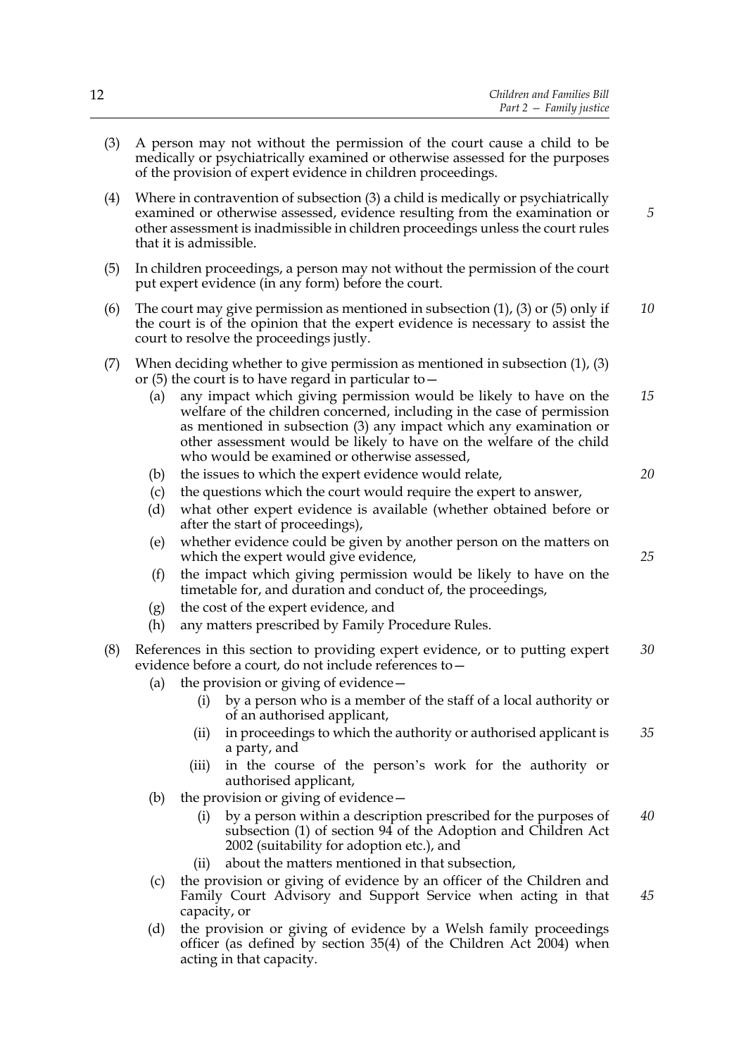(3) A person may not without the permission of the court cause a child to be medically or psychiatrically examined or otherwise assessed for the purposes of the provision of expert evidence in children proceedings.

(4) Where in contravention of subsection (3) a child is medically or psychiatrically examined or otherwise assessed, evidence resulting from the examination or other assessment is inadmissible in children proceedings unless the court rules that it is admissible.

(5) In children proceedings, a person may not without the permission of the court put expert evidence (in any form) before the court.

(6) The court may give permission as mentioned in subsection (1), (3) or (5) only if the court is of the opinion that the expert evidence is necessary to assist the court to resolve the proceedings justly.

(7) When deciding whether to give permission as mentioned in subsection (1), (3) or (5) the court is to have regard in particular to—

- (a) any impact which giving permission would be likely to have on the welfare of the children concerned, including in the case of permission as mentioned in subsection (3) any impact which any examination or other assessment would be likely to have on the welfare of the child who would be examined or otherwise assessed,
- (b) the issues to which the expert evidence would relate,
- (c) the questions which the court would require the expert to answer,
- (d) what other expert evidence is available (whether obtained before or after the start of proceedings),
- (e) whether evidence could be given by another person on the matters on which the expert would give evidence,
- (f) the impact which giving permission would be likely to have on the timetable for, and duration and conduct of, the proceedings,
- (g) the cost of the expert evidence, and
- (h) any matters prescribed by Family Procedure Rules.

(8) References in this section to providing expert evidence, or to putting expert evidence before a court, do not include references to—

- (a) the provision or giving of evidence—
  - (i) by a person who is a member of the staff of a local authority or of an authorised applicant,
  - (ii) in proceedings to which the authority or authorised applicant is a party, and
  - (iii) in the course of the person's work for the authority or authorised applicant,
- (b) the provision or giving of evidence—
  - (i) by a person within a description prescribed for the purposes of subsection (1) of section 94 of the Adoption and Children Act 2002 (suitability for adoption etc.), and
  - (ii) about the matters mentioned in that subsection,
- (c) the provision or giving of evidence by an officer of the Children and Family Court Advisory and Support Service when acting in that capacity, or
- (d) the provision or giving of evidence by a Welsh family proceedings officer (as defined by section 35(4) of the Children Act 2004) when acting in that capacity.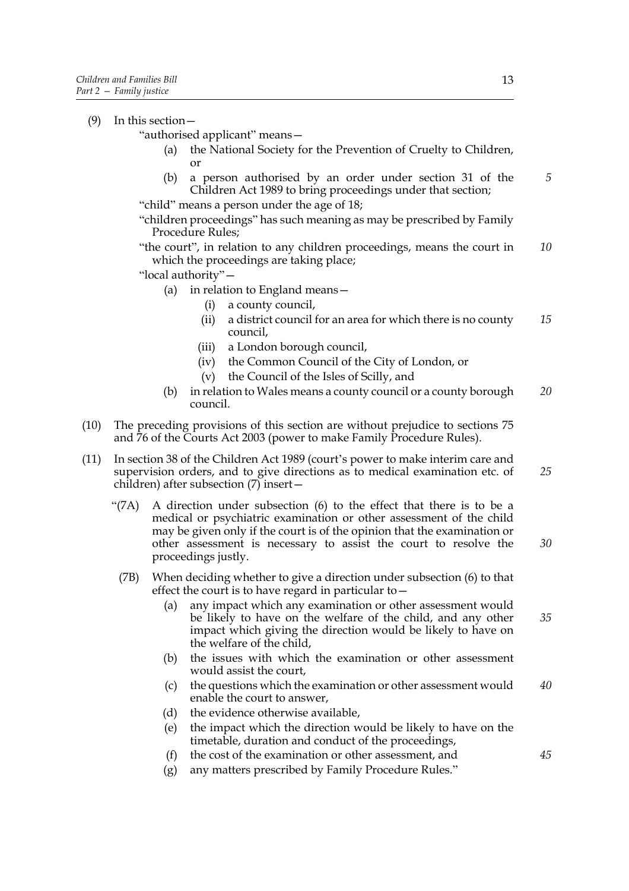(9) In this section—

"authorised applicant" means—

(a) the National Society for the Prevention of Cruelty to Children, or

(b) a person authorised by an order under section 31 of the Children Act 1989 to bring proceedings under that section;

"child" means a person under the age of 18;

"children proceedings" has such meaning as may be prescribed by Family Procedure Rules;

"the court", in relation to any children proceedings, means the court in which the proceedings are taking place;

"local authority"—

(a) in relation to England means—

(i) a county council,

(ii) a district council for an area for which there is no county council,

(iii) a London borough council,

(iv) the Common Council of the City of London, or

(v) the Council of the Isles of Scilly, and

(b) in relation to Wales means a county council or a county borough council.

(10) The preceding provisions of this section are without prejudice to sections 75 and 76 of the Courts Act 2003 (power to make Family Procedure Rules).

(11) In section 38 of the Children Act 1989 (court's power to make interim care and supervision orders, and to give directions as to medical examination etc. of children) after subsection (7) insert—

"(7A) A direction under subsection (6) to the effect that there is to be a medical or psychiatric examination or other assessment of the child may be given only if the court is of the opinion that the examination or other assessment is necessary to assist the court to resolve the proceedings justly.

(7B) When deciding whether to give a direction under subsection (6) to that effect the court is to have regard in particular to—

(a) any impact which any examination or other assessment would be likely to have on the welfare of the child, and any other impact which giving the direction would be likely to have on the welfare of the child,

(b) the issues with which the examination or other assessment would assist the court,

(c) the questions which the examination or other assessment would enable the court to answer,

(d) the evidence otherwise available,

(e) the impact which the direction would be likely to have on the timetable, duration and conduct of the proceedings,

(f) the cost of the examination or other assessment, and

(g) any matters prescribed by Family Procedure Rules."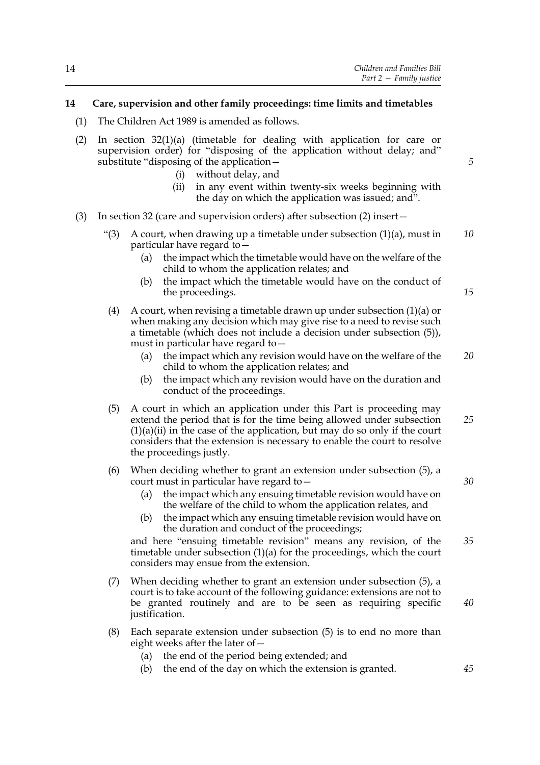**14 Care, supervision and other family proceedings: time limits and timetables**

(1) The Children Act 1989 is amended as follows.

(2) In section 32(1)(a) (timetable for dealing with application for care or supervision order) for "disposing of the application without delay; and" substitute "disposing of the application—

(i) without delay, and

(ii) in any event within twenty-six weeks beginning with the day on which the application was issued; and".

(3) In section 32 (care and supervision orders) after subsection (2) insert—

"(3) A court, when drawing up a timetable under subsection (1)(a), must in particular have regard to—

(a) the impact which the timetable would have on the welfare of the child to whom the application relates; and

(b) the impact which the timetable would have on the conduct of the proceedings.

(4) A court, when revising a timetable drawn up under subsection (1)(a) or when making any decision which may give rise to a need to revise such a timetable (which does not include a decision under subsection (5)), must in particular have regard to—

(a) the impact which any revision would have on the welfare of the child to whom the application relates; and

(b) the impact which any revision would have on the duration and conduct of the proceedings.

(5) A court in which an application under this Part is proceeding may extend the period that is for the time being allowed under subsection (1)(a)(ii) in the case of the application, but may do so only if the court considers that the extension is necessary to enable the court to resolve the proceedings justly.

(6) When deciding whether to grant an extension under subsection (5), a court must in particular have regard to—

(a) the impact which any ensuing timetable revision would have on the welfare of the child to whom the application relates, and

(b) the impact which any ensuing timetable revision would have on the duration and conduct of the proceedings;

and here "ensuing timetable revision" means any revision, of the timetable under subsection (1)(a) for the proceedings, which the court considers may ensue from the extension.

(7) When deciding whether to grant an extension under subsection (5), a court is to take account of the following guidance: extensions are not to be granted routinely and are to be seen as requiring specific justification.

(8) Each separate extension under subsection (5) is to end no more than eight weeks after the later of—

(a) the end of the period being extended; and

(b) the end of the day on which the extension is granted.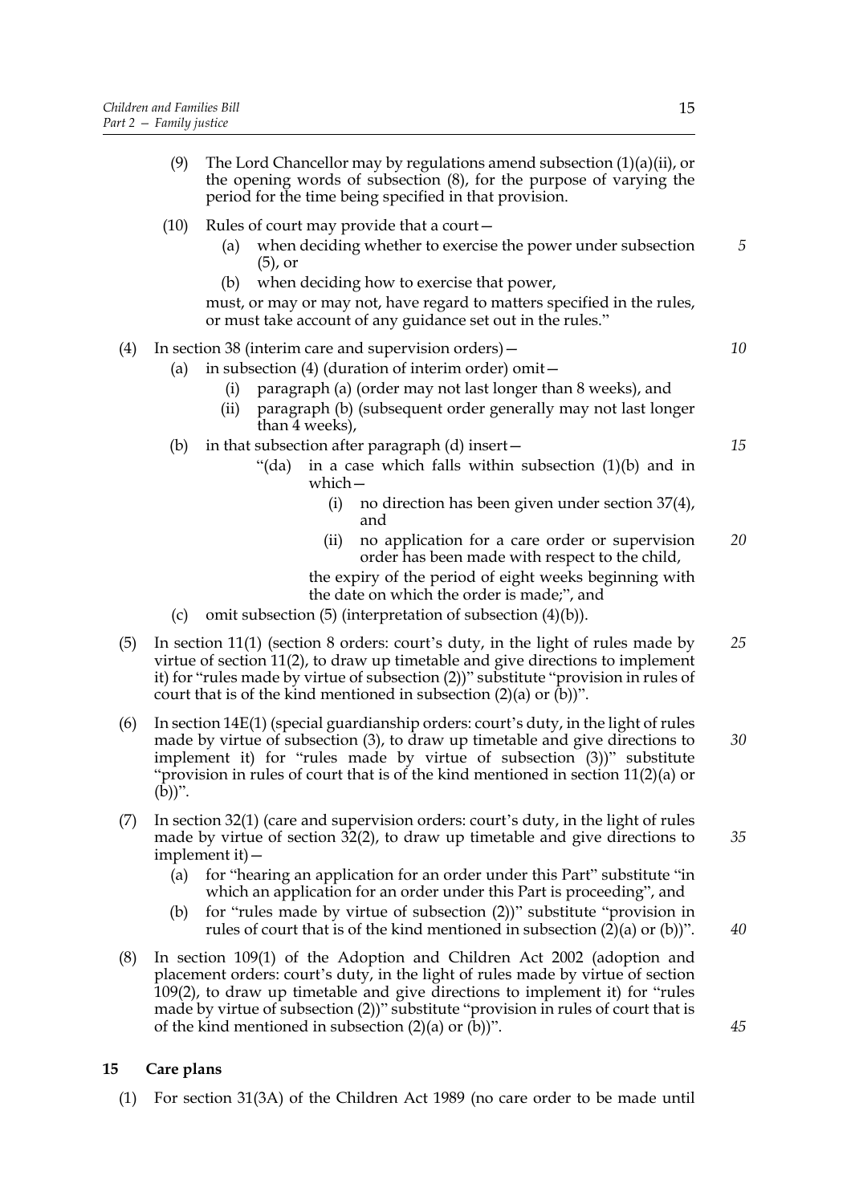(9) The Lord Chancellor may by regulations amend subsection (1)(a)(ii), or the opening words of subsection (8), for the purpose of varying the period for the time being specified in that provision.

(10) Rules of court may provide that a court—

(a) when deciding whether to exercise the power under subsection (5), or

(b) when deciding how to exercise that power,

must, or may or may not, have regard to matters specified in the rules, or must take account of any guidance set out in the rules."

(4) In section 38 (interim care and supervision orders)—

(a) in subsection (4) (duration of interim order) omit—

(i) paragraph (a) (order may not last longer than 8 weeks), and

(ii) paragraph (b) (subsequent order generally may not last longer than 4 weeks),

(b) in that subsection after paragraph (d) insert—

"(da) in a case which falls within subsection (1)(b) and in which—

(i) no direction has been given under section 37(4), and

(ii) no application for a care order or supervision order has been made with respect to the child,

the expiry of the period of eight weeks beginning with the date on which the order is made;", and

(c) omit subsection (5) (interpretation of subsection (4)(b)).

(5) In section 11(1) (section 8 orders: court's duty, in the light of rules made by virtue of section 11(2), to draw up timetable and give directions to implement it) for "rules made by virtue of subsection (2))" substitute "provision in rules of court that is of the kind mentioned in subsection (2)(a) or (b))".

(6) In section 14E(1) (special guardianship orders: court's duty, in the light of rules made by virtue of subsection (3), to draw up timetable and give directions to implement it) for "rules made by virtue of subsection (3))" substitute "provision in rules of court that is of the kind mentioned in section 11(2)(a) or (b))".

(7) In section 32(1) (care and supervision orders: court's duty, in the light of rules made by virtue of section 32(2), to draw up timetable and give directions to implement it)—

(a) for "hearing an application for an order under this Part" substitute "in which an application for an order under this Part is proceeding", and

(b) for "rules made by virtue of subsection (2))" substitute "provision in rules of court that is of the kind mentioned in subsection (2)(a) or (b))".

(8) In section 109(1) of the Adoption and Children Act 2002 (adoption and placement orders: court's duty, in the light of rules made by virtue of section 109(2), to draw up timetable and give directions to implement it) for "rules made by virtue of subsection (2))" substitute "provision in rules of court that is of the kind mentioned in subsection (2)(a) or (b))".

## 15 Care plans

(1) For section 31(3A) of the Children Act 1989 (no care order to be made until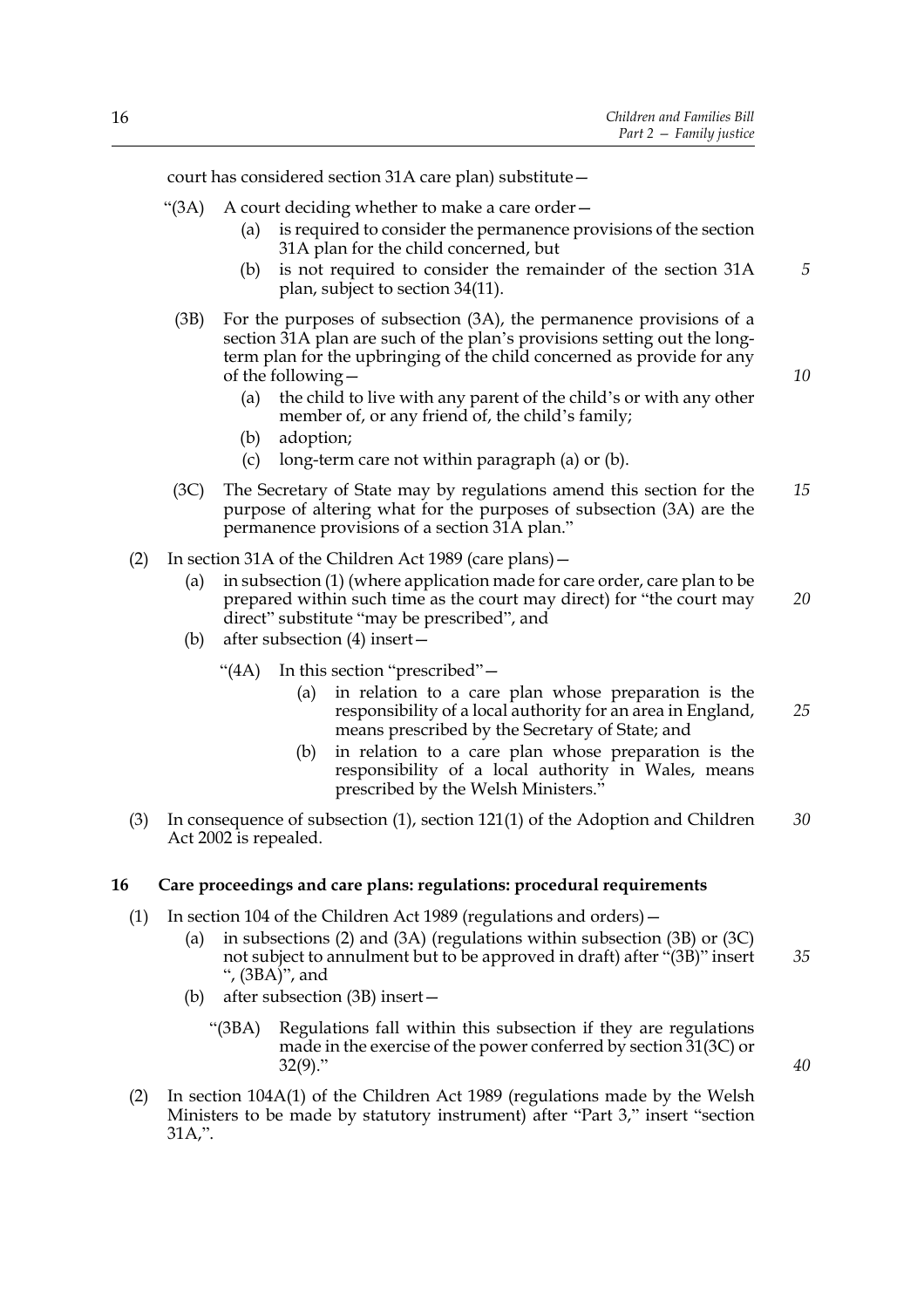court has considered section 31A care plan) substitute—

"(3A) A court deciding whether to make a care order—

(a) is required to consider the permanence provisions of the section 31A plan for the child concerned, but

(b) is not required to consider the remainder of the section 31A plan, subject to section 34(11).

(3B) For the purposes of subsection (3A), the permanence provisions of a section 31A plan are such of the plan's provisions setting out the long-term plan for the upbringing of the child concerned as provide for any of the following—

(a) the child to live with any parent of the child's or with any other member of, or any friend of, the child's family;

(b) adoption;

(c) long-term care not within paragraph (a) or (b).

(3C) The Secretary of State may by regulations amend this section for the purpose of altering what for the purposes of subsection (3A) are the permanence provisions of a section 31A plan."

(2) In section 31A of the Children Act 1989 (care plans)—

(a) in subsection (1) (where application made for care order, care plan to be prepared within such time as the court may direct) for "the court may direct" substitute "may be prescribed", and

(b) after subsection (4) insert—

"(4A) In this section "prescribed"—

(a) in relation to a care plan whose preparation is the responsibility of a local authority for an area in England, means prescribed by the Secretary of State; and

(b) in relation to a care plan whose preparation is the responsibility of a local authority in Wales, means prescribed by the Welsh Ministers."

(3) In consequence of subsection (1), section 121(1) of the Adoption and Children Act 2002 is repealed.

## 16 Care proceedings and care plans: regulations: procedural requirements

(1) In section 104 of the Children Act 1989 (regulations and orders)—

(a) in subsections (2) and (3A) (regulations within subsection (3B) or (3C) not subject to annulment but to be approved in draft) after "(3B)" insert ", (3BA)", and

(b) after subsection (3B) insert—

"(3BA) Regulations fall within this subsection if they are regulations made in the exercise of the power conferred by section 31(3C) or 32(9)."

(2) In section 104A(1) of the Children Act 1989 (regulations made by the Welsh Ministers to be made by statutory instrument) after "Part 3," insert "section 31A,".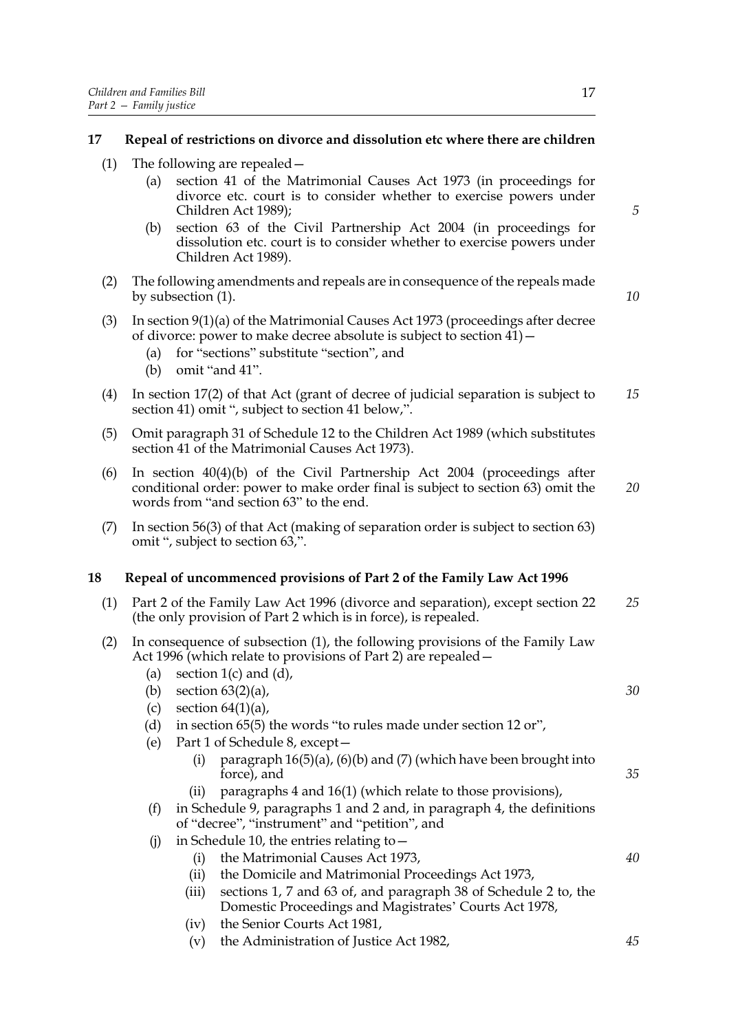## 17 Repeal of restrictions on divorce and dissolution etc where there are children

(1) The following are repealed—

  (a) section 41 of the Matrimonial Causes Act 1973 (in proceedings for divorce etc. court is to consider whether to exercise powers under Children Act 1989);

  (b) section 63 of the Civil Partnership Act 2004 (in proceedings for dissolution etc. court is to consider whether to exercise powers under Children Act 1989).

(2) The following amendments and repeals are in consequence of the repeals made by subsection (1).

(3) In section 9(1)(a) of the Matrimonial Causes Act 1973 (proceedings after decree of divorce: power to make decree absolute is subject to section 41)—

  (a) for "sections" substitute "section", and

  (b) omit "and 41".

(4) In section 17(2) of that Act (grant of decree of judicial separation is subject to section 41) omit ", subject to section 41 below,".

(5) Omit paragraph 31 of Schedule 12 to the Children Act 1989 (which substitutes section 41 of the Matrimonial Causes Act 1973).

(6) In section 40(4)(b) of the Civil Partnership Act 2004 (proceedings after conditional order: power to make order final is subject to section 63) omit the words from "and section 63" to the end.

(7) In section 56(3) of that Act (making of separation order is subject to section 63) omit ", subject to section 63,".

## 18 Repeal of uncommenced provisions of Part 2 of the Family Law Act 1996

(1) Part 2 of the Family Law Act 1996 (divorce and separation), except section 22 (the only provision of Part 2 which is in force), is repealed.

(2) In consequence of subsection (1), the following provisions of the Family Law Act 1996 (which relate to provisions of Part 2) are repealed—

  (a) section 1(c) and (d),

  (b) section 63(2)(a),

  (c) section 64(1)(a),

  (d) in section 65(5) the words "to rules made under section 12 or",

  (e) Part 1 of Schedule 8, except—

    (i) paragraph 16(5)(a), (6)(b) and (7) (which have been brought into force), and

    (ii) paragraphs 4 and 16(1) (which relate to those provisions),

  (f) in Schedule 9, paragraphs 1 and 2 and, in paragraph 4, the definitions of "decree", "instrument" and "petition", and

  (j) in Schedule 10, the entries relating to—

    (i) the Matrimonial Causes Act 1973,

    (ii) the Domicile and Matrimonial Proceedings Act 1973,

    (iii) sections 1, 7 and 63 of, and paragraph 38 of Schedule 2 to, the Domestic Proceedings and Magistrates' Courts Act 1978,

    (iv) the Senior Courts Act 1981,

    (v) the Administration of Justice Act 1982,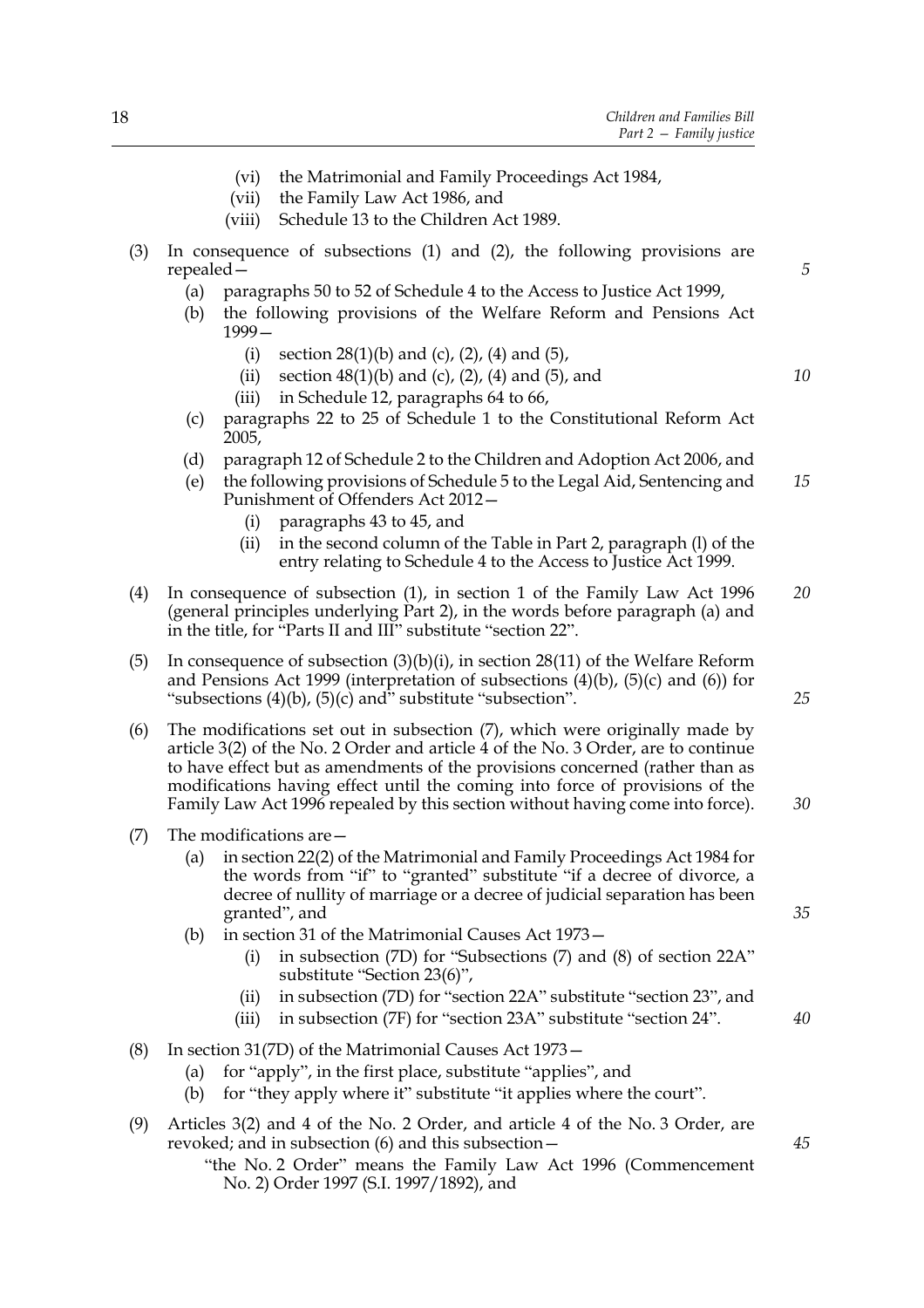(vi) the Matrimonial and Family Proceedings Act 1984,
(vii) the Family Law Act 1986, and
(viii) Schedule 13 to the Children Act 1989.

(3) In consequence of subsections (1) and (2), the following provisions are repealed—
  (a) paragraphs 50 to 52 of Schedule 4 to the Access to Justice Act 1999,
  (b) the following provisions of the Welfare Reform and Pensions Act 1999—
    (i) section 28(1)(b) and (c), (2), (4) and (5),
    (ii) section 48(1)(b) and (c), (2), (4) and (5), and
    (iii) in Schedule 12, paragraphs 64 to 66,
  (c) paragraphs 22 to 25 of Schedule 1 to the Constitutional Reform Act 2005,
  (d) paragraph 12 of Schedule 2 to the Children and Adoption Act 2006, and
  (e) the following provisions of Schedule 5 to the Legal Aid, Sentencing and Punishment of Offenders Act 2012—
    (i) paragraphs 43 to 45, and
    (ii) in the second column of the Table in Part 2, paragraph (l) of the entry relating to Schedule 4 to the Access to Justice Act 1999.

(4) In consequence of subsection (1), in section 1 of the Family Law Act 1996 (general principles underlying Part 2), in the words before paragraph (a) and in the title, for "Parts II and III" substitute "section 22".

(5) In consequence of subsection (3)(b)(i), in section 28(11) of the Welfare Reform and Pensions Act 1999 (interpretation of subsections (4)(b), (5)(c) and (6)) for "subsections (4)(b), (5)(c) and" substitute "subsection".

(6) The modifications set out in subsection (7), which were originally made by article 3(2) of the No. 2 Order and article 4 of the No. 3 Order, are to continue to have effect but as amendments of the provisions concerned (rather than as modifications having effect until the coming into force of provisions of the Family Law Act 1996 repealed by this section without having come into force).

(7) The modifications are—
  (a) in section 22(2) of the Matrimonial and Family Proceedings Act 1984 for the words from "if" to "granted" substitute "if a decree of divorce, a decree of nullity of marriage or a decree of judicial separation has been granted", and
  (b) in section 31 of the Matrimonial Causes Act 1973—
    (i) in subsection (7D) for "Subsections (7) and (8) of section 22A" substitute "Section 23(6)",
    (ii) in subsection (7D) for "section 22A" substitute "section 23", and
    (iii) in subsection (7F) for "section 23A" substitute "section 24".

(8) In section 31(7D) of the Matrimonial Causes Act 1973—
  (a) for "apply", in the first place, substitute "applies", and
  (b) for "they apply where it" substitute "it applies where the court".

(9) Articles 3(2) and 4 of the No. 2 Order, and article 4 of the No. 3 Order, are revoked; and in subsection (6) and this subsection—
  "the No. 2 Order" means the Family Law Act 1996 (Commencement No. 2) Order 1997 (S.I. 1997/1892), and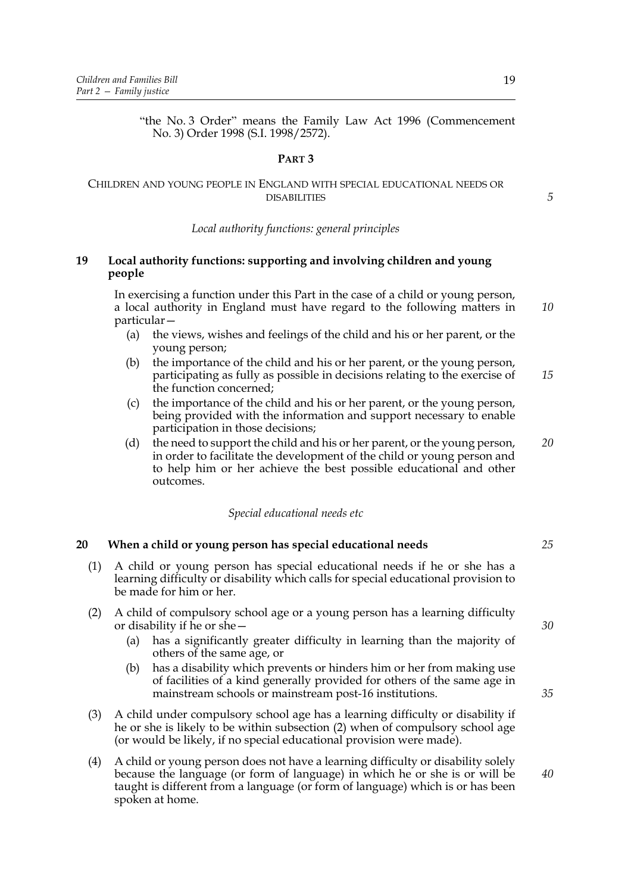"the No. 3 Order" means the Family Law Act 1996 (Commencement No. 3) Order 1998 (S.I. 1998/2572).

## PART 3

## CHILDREN AND YOUNG PEOPLE IN ENGLAND WITH SPECIAL EDUCATIONAL NEEDS OR DISABILITIES

*Local authority functions: general principles*

### 19 Local authority functions: supporting and involving children and young people

In exercising a function under this Part in the case of a child or young person, a local authority in England must have regard to the following matters in particular—

(a) the views, wishes and feelings of the child and his or her parent, or the young person;

(b) the importance of the child and his or her parent, or the young person, participating as fully as possible in decisions relating to the exercise of the function concerned;

(c) the importance of the child and his or her parent, or the young person, being provided with the information and support necessary to enable participation in those decisions;

(d) the need to support the child and his or her parent, or the young person, in order to facilitate the development of the child or young person and to help him or her achieve the best possible educational and other outcomes.

*Special educational needs etc*

### 20 When a child or young person has special educational needs

(1) A child or young person has special educational needs if he or she has a learning difficulty or disability which calls for special educational provision to be made for him or her.

(2) A child of compulsory school age or a young person has a learning difficulty or disability if he or she—

(a) has a significantly greater difficulty in learning than the majority of others of the same age, or

(b) has a disability which prevents or hinders him or her from making use of facilities of a kind generally provided for others of the same age in mainstream schools or mainstream post-16 institutions.

(3) A child under compulsory school age has a learning difficulty or disability if he or she is likely to be within subsection (2) when of compulsory school age (or would be likely, if no special educational provision were made).

(4) A child or young person does not have a learning difficulty or disability solely because the language (or form of language) in which he or she is or will be taught is different from a language (or form of language) which is or has been spoken at home.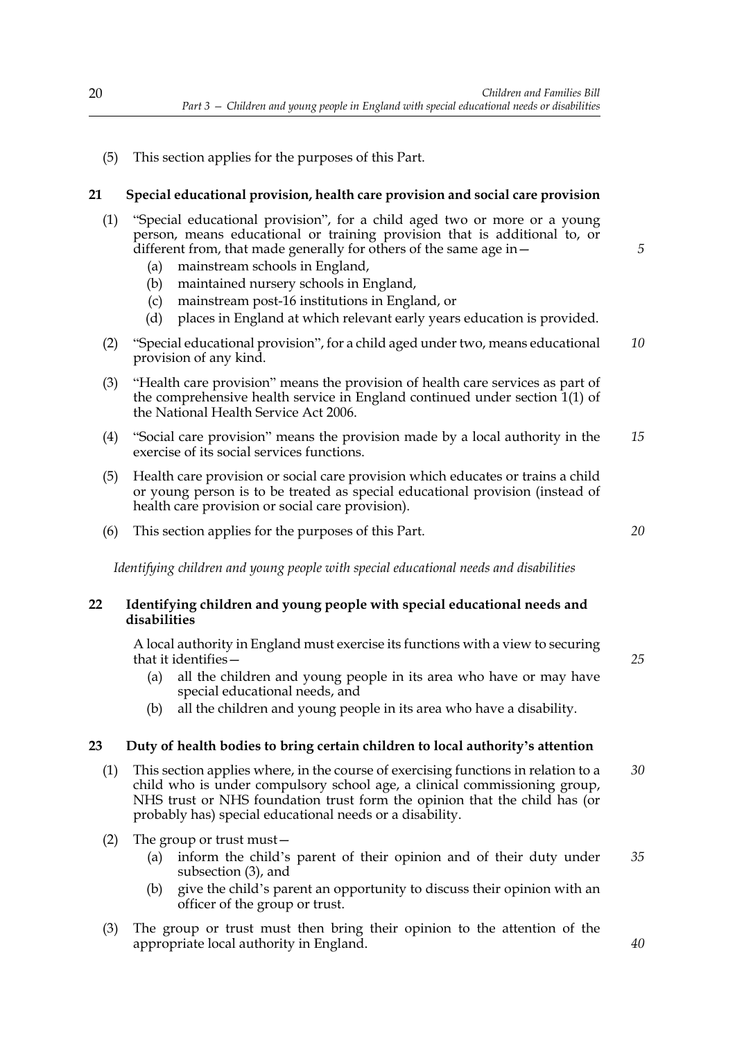(5) This section applies for the purposes of this Part.

**21 Special educational provision, health care provision and social care provision**

(1) "Special educational provision", for a child aged two or more or a young person, means educational or training provision that is additional to, or different from, that made generally for others of the same age in—

(a) mainstream schools in England,

(b) maintained nursery schools in England,

(c) mainstream post-16 institutions in England, or

(d) places in England at which relevant early years education is provided.

(2) "Special educational provision", for a child aged under two, means educational provision of any kind.

(3) "Health care provision" means the provision of health care services as part of the comprehensive health service in England continued under section 1(1) of the National Health Service Act 2006.

(4) "Social care provision" means the provision made by a local authority in the exercise of its social services functions.

(5) Health care provision or social care provision which educates or trains a child or young person is to be treated as special educational provision (instead of health care provision or social care provision).

(6) This section applies for the purposes of this Part.

*Identifying children and young people with special educational needs and disabilities*

**22 Identifying children and young people with special educational needs and disabilities**

A local authority in England must exercise its functions with a view to securing that it identifies—

(a) all the children and young people in its area who have or may have special educational needs, and

(b) all the children and young people in its area who have a disability.

**23 Duty of health bodies to bring certain children to local authority's attention**

(1) This section applies where, in the course of exercising functions in relation to a child who is under compulsory school age, a clinical commissioning group, NHS trust or NHS foundation trust form the opinion that the child has (or probably has) special educational needs or a disability.

(2) The group or trust must—

(a) inform the child's parent of their opinion and of their duty under subsection (3), and

(b) give the child's parent an opportunity to discuss their opinion with an officer of the group or trust.

(3) The group or trust must then bring their opinion to the attention of the appropriate local authority in England.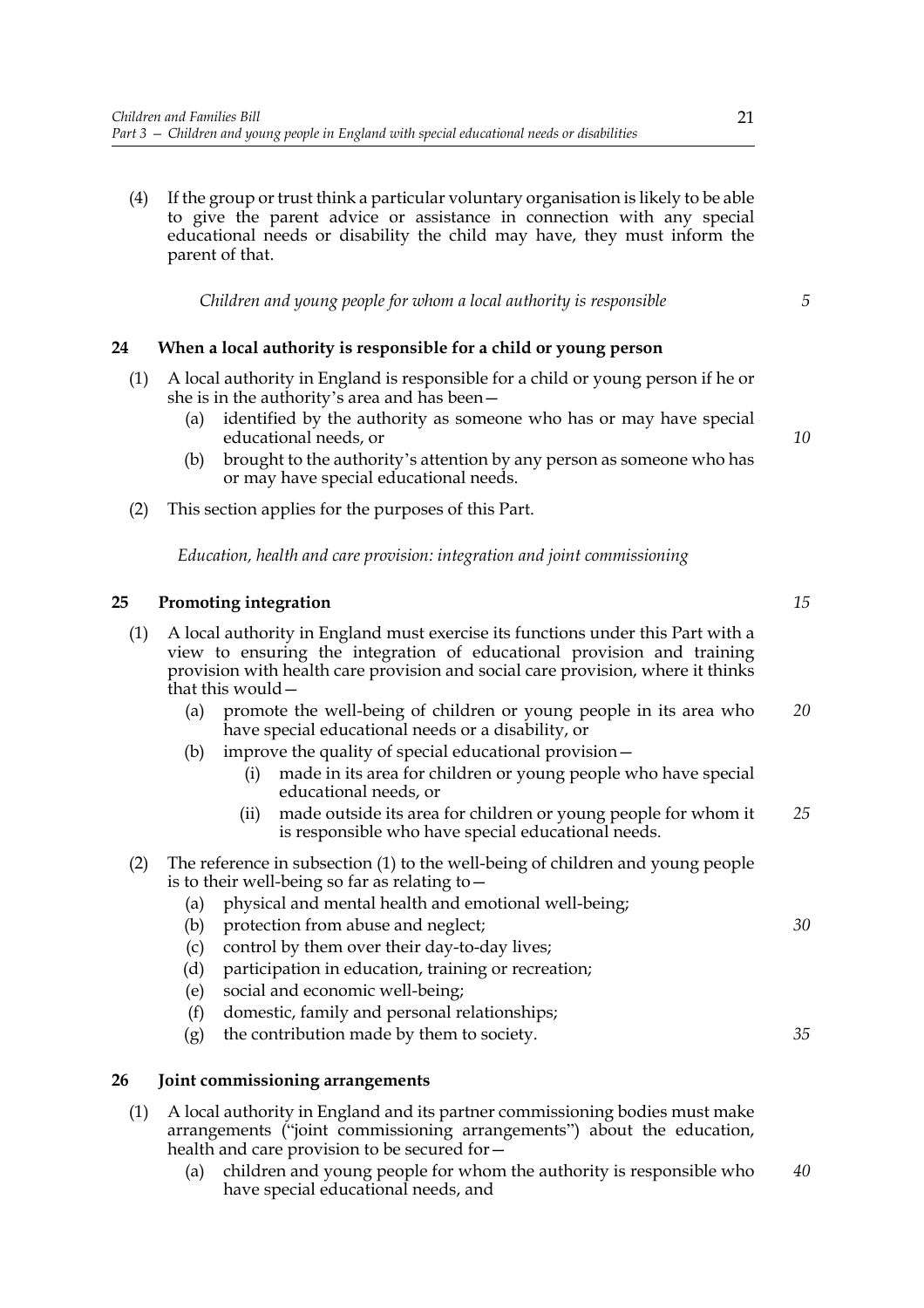(4) If the group or trust think a particular voluntary organisation is likely to be able to give the parent advice or assistance in connection with any special educational needs or disability the child may have, they must inform the parent of that.

*Children and young people for whom a local authority is responsible*

### 24 When a local authority is responsible for a child or young person

(1) A local authority in England is responsible for a child or young person if he or she is in the authority's area and has been—

- (a) identified by the authority as someone who has or may have special educational needs, or
- (b) brought to the authority's attention by any person as someone who has or may have special educational needs.

(2) This section applies for the purposes of this Part.

*Education, health and care provision: integration and joint commissioning*

### 25 Promoting integration

(1) A local authority in England must exercise its functions under this Part with a view to ensuring the integration of educational provision and training provision with health care provision and social care provision, where it thinks that this would—

- (a) promote the well-being of children or young people in its area who have special educational needs or a disability, or
- (b) improve the quality of special educational provision—
  - (i) made in its area for children or young people who have special educational needs, or
  - (ii) made outside its area for children or young people for whom it is responsible who have special educational needs.

(2) The reference in subsection (1) to the well-being of children and young people is to their well-being so far as relating to—

- (a) physical and mental health and emotional well-being;
- (b) protection from abuse and neglect;
- (c) control by them over their day-to-day lives;
- (d) participation in education, training or recreation;
- (e) social and economic well-being;
- (f) domestic, family and personal relationships;
- (g) the contribution made by them to society.

### 26 Joint commissioning arrangements

(1) A local authority in England and its partner commissioning bodies must make arrangements ("joint commissioning arrangements") about the education, health and care provision to be secured for—

- (a) children and young people for whom the authority is responsible who have special educational needs, and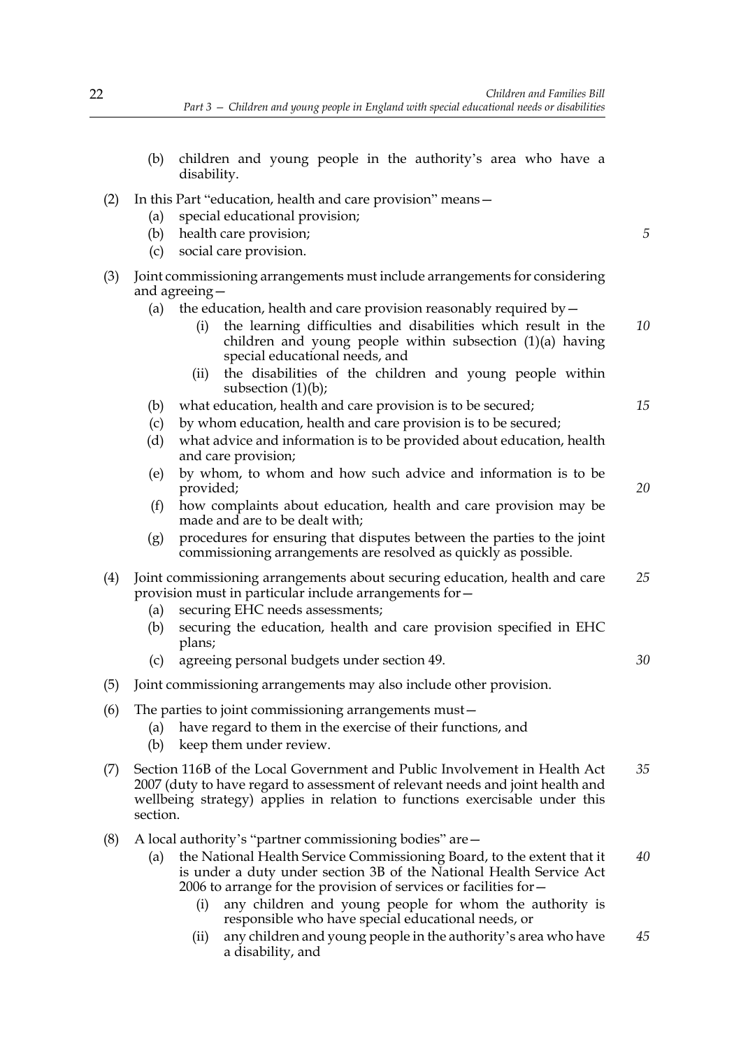(b) children and young people in the authority's area who have a disability.

(2) In this Part "education, health and care provision" means—

(a) special educational provision;

(b) health care provision;

(c) social care provision.

(3) Joint commissioning arrangements must include arrangements for considering and agreeing—

(a) the education, health and care provision reasonably required by—

(i) the learning difficulties and disabilities which result in the children and young people within subsection (1)(a) having special educational needs, and

(ii) the disabilities of the children and young people within subsection (1)(b);

(b) what education, health and care provision is to be secured;

(c) by whom education, health and care provision is to be secured;

(d) what advice and information is to be provided about education, health and care provision;

(e) by whom, to whom and how such advice and information is to be provided;

(f) how complaints about education, health and care provision may be made and are to be dealt with;

(g) procedures for ensuring that disputes between the parties to the joint commissioning arrangements are resolved as quickly as possible.

(4) Joint commissioning arrangements about securing education, health and care provision must in particular include arrangements for—

(a) securing EHC needs assessments;

(b) securing the education, health and care provision specified in EHC plans;

(c) agreeing personal budgets under section 49.

(5) Joint commissioning arrangements may also include other provision.

(6) The parties to joint commissioning arrangements must—

(a) have regard to them in the exercise of their functions, and

(b) keep them under review.

(7) Section 116B of the Local Government and Public Involvement in Health Act 2007 (duty to have regard to assessment of relevant needs and joint health and wellbeing strategy) applies in relation to functions exercisable under this section.

(8) A local authority's "partner commissioning bodies" are—

(a) the National Health Service Commissioning Board, to the extent that it is under a duty under section 3B of the National Health Service Act 2006 to arrange for the provision of services or facilities for—

(i) any children and young people for whom the authority is responsible who have special educational needs, or

(ii) any children and young people in the authority's area who have a disability, and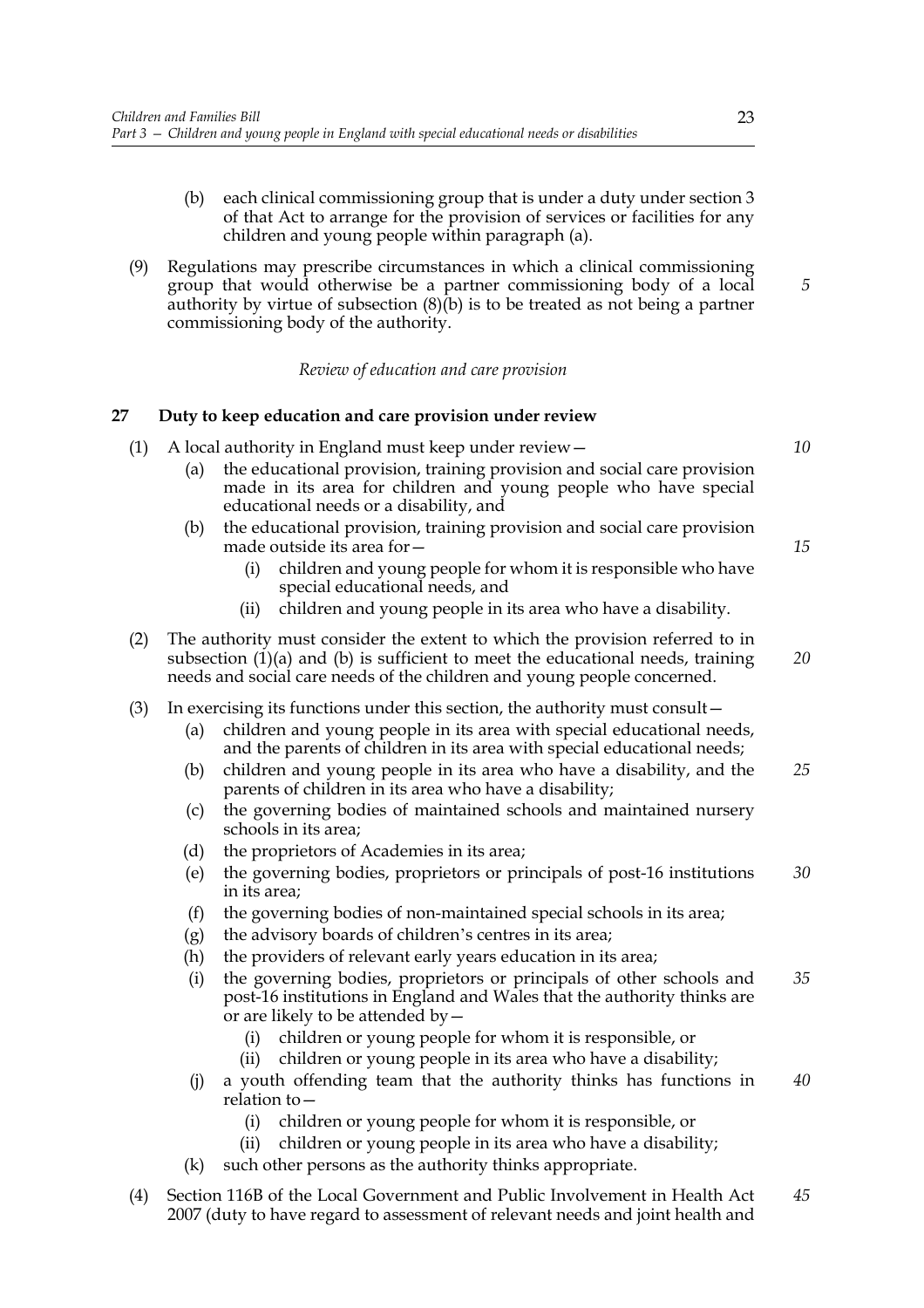(b) each clinical commissioning group that is under a duty under section 3 of that Act to arrange for the provision of services or facilities for any children and young people within paragraph (a).

(9) Regulations may prescribe circumstances in which a clinical commissioning group that would otherwise be a partner commissioning body of a local authority by virtue of subsection (8)(b) is to be treated as not being a partner commissioning body of the authority.

*Review of education and care provision*

### 27 Duty to keep education and care provision under review

(1) A local authority in England must keep under review—

- (a) the educational provision, training provision and social care provision made in its area for children and young people who have special educational needs or a disability, and
- (b) the educational provision, training provision and social care provision made outside its area for—
  - (i) children and young people for whom it is responsible who have special educational needs, and
  - (ii) children and young people in its area who have a disability.

(2) The authority must consider the extent to which the provision referred to in subsection (1)(a) and (b) is sufficient to meet the educational needs, training needs and social care needs of the children and young people concerned.

(3) In exercising its functions under this section, the authority must consult—

- (a) children and young people in its area with special educational needs, and the parents of children in its area with special educational needs;
- (b) children and young people in its area who have a disability, and the parents of children in its area who have a disability;
- (c) the governing bodies of maintained schools and maintained nursery schools in its area;
- (d) the proprietors of Academies in its area;
- (e) the governing bodies, proprietors or principals of post-16 institutions in its area;
- (f) the governing bodies of non-maintained special schools in its area;
- (g) the advisory boards of children's centres in its area;
- (h) the providers of relevant early years education in its area;
- (i) the governing bodies, proprietors or principals of other schools and post-16 institutions in England and Wales that the authority thinks are or are likely to be attended by—
  - (i) children or young people for whom it is responsible, or
  - (ii) children or young people in its area who have a disability;
- (j) a youth offending team that the authority thinks has functions in relation to—
  - (i) children or young people for whom it is responsible, or
  - (ii) children or young people in its area who have a disability;
- (k) such other persons as the authority thinks appropriate.

(4) Section 116B of the Local Government and Public Involvement in Health Act 2007 (duty to have regard to assessment of relevant needs and joint health and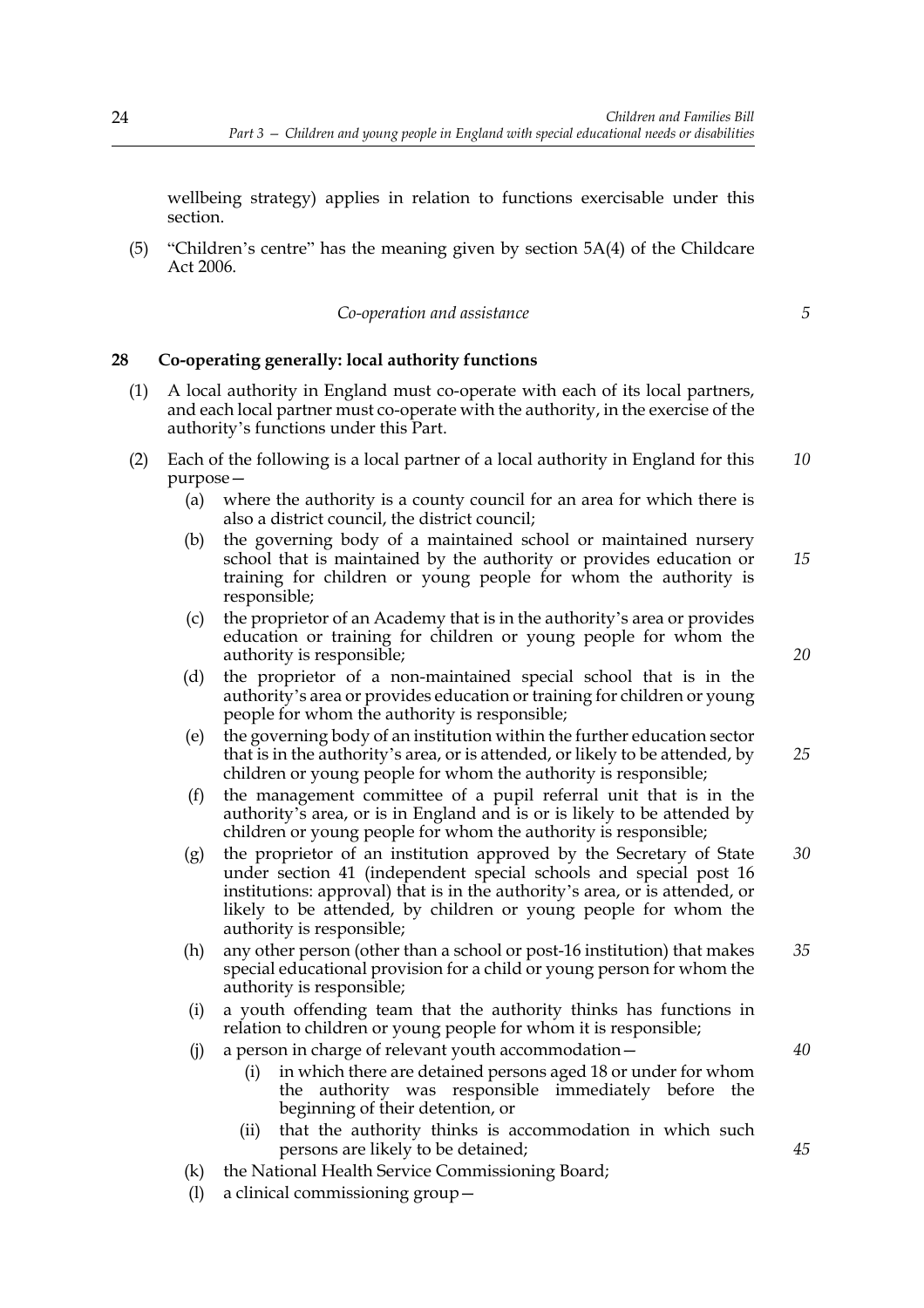wellbeing strategy) applies in relation to functions exercisable under this section.

(5) "Children's centre" has the meaning given by section 5A(4) of the Childcare Act 2006.

*Co-operation and assistance*

## 28 Co-operating generally: local authority functions

(1) A local authority in England must co-operate with each of its local partners, and each local partner must co-operate with the authority, in the exercise of the authority's functions under this Part.

(2) Each of the following is a local partner of a local authority in England for this purpose—

- (a) where the authority is a county council for an area for which there is also a district council, the district council;
- (b) the governing body of a maintained school or maintained nursery school that is maintained by the authority or provides education or training for children or young people for whom the authority is responsible;
- (c) the proprietor of an Academy that is in the authority's area or provides education or training for children or young people for whom the authority is responsible;
- (d) the proprietor of a non-maintained special school that is in the authority's area or provides education or training for children or young people for whom the authority is responsible;
- (e) the governing body of an institution within the further education sector that is in the authority's area, or is attended, or likely to be attended, by children or young people for whom the authority is responsible;
- (f) the management committee of a pupil referral unit that is in the authority's area, or is in England and is or is likely to be attended by children or young people for whom the authority is responsible;
- (g) the proprietor of an institution approved by the Secretary of State under section 41 (independent special schools and special post 16 institutions: approval) that is in the authority's area, or is attended, or likely to be attended, by children or young people for whom the authority is responsible;
- (h) any other person (other than a school or post-16 institution) that makes special educational provision for a child or young person for whom the authority is responsible;
- (i) a youth offending team that the authority thinks has functions in relation to children or young people for whom it is responsible;
- (j) a person in charge of relevant youth accommodation—
  - (i) in which there are detained persons aged 18 or under for whom the authority was responsible immediately before the beginning of their detention, or
  - (ii) that the authority thinks is accommodation in which such persons are likely to be detained;
- (k) the National Health Service Commissioning Board;
- (l) a clinical commissioning group—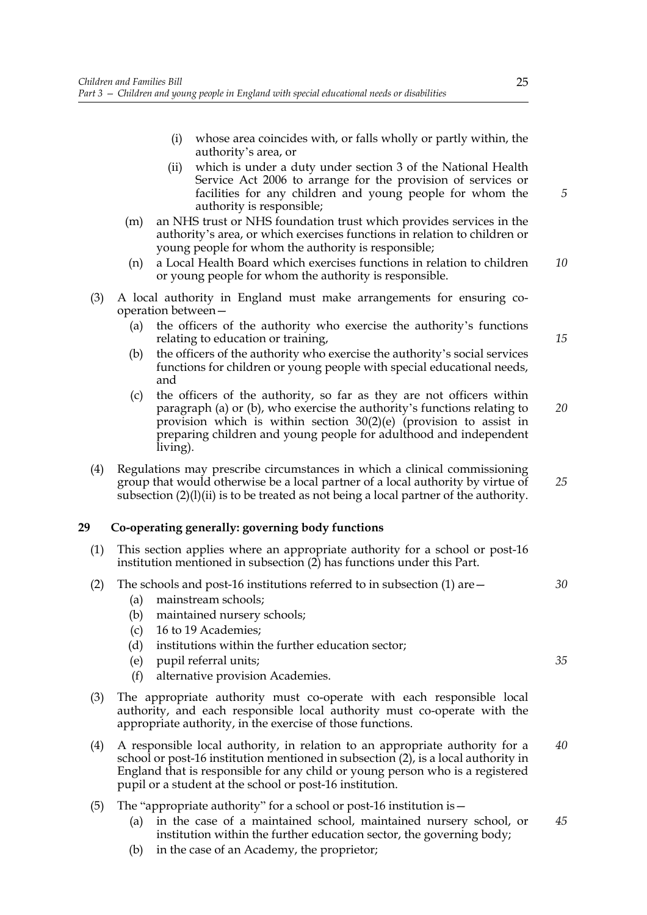(i) whose area coincides with, or falls wholly or partly within, the authority's area, or

(ii) which is under a duty under section 3 of the National Health Service Act 2006 to arrange for the provision of services or facilities for any children and young people for whom the authority is responsible;

(m) an NHS trust or NHS foundation trust which provides services in the authority's area, or which exercises functions in relation to children or young people for whom the authority is responsible;

(n) a Local Health Board which exercises functions in relation to children or young people for whom the authority is responsible.

(3) A local authority in England must make arrangements for ensuring co-operation between—

(a) the officers of the authority who exercise the authority's functions relating to education or training,

(b) the officers of the authority who exercise the authority's social services functions for children or young people with special educational needs, and

(c) the officers of the authority, so far as they are not officers within paragraph (a) or (b), who exercise the authority's functions relating to provision which is within section 30(2)(e) (provision to assist in preparing children and young people for adulthood and independent living).

(4) Regulations may prescribe circumstances in which a clinical commissioning group that would otherwise be a local partner of a local authority by virtue of subsection (2)(l)(ii) is to be treated as not being a local partner of the authority.

## 29 Co-operating generally: governing body functions

(1) This section applies where an appropriate authority for a school or post-16 institution mentioned in subsection (2) has functions under this Part.

(2) The schools and post-16 institutions referred to in subsection (1) are—

(a) mainstream schools;

(b) maintained nursery schools;

(c) 16 to 19 Academies;

(d) institutions within the further education sector;

(e) pupil referral units;

(f) alternative provision Academies.

(3) The appropriate authority must co-operate with each responsible local authority, and each responsible local authority must co-operate with the appropriate authority, in the exercise of those functions.

(4) A responsible local authority, in relation to an appropriate authority for a school or post-16 institution mentioned in subsection (2), is a local authority in England that is responsible for any child or young person who is a registered pupil or a student at the school or post-16 institution.

(5) The "appropriate authority" for a school or post-16 institution is—

(a) in the case of a maintained school, maintained nursery school, or institution within the further education sector, the governing body;

(b) in the case of an Academy, the proprietor;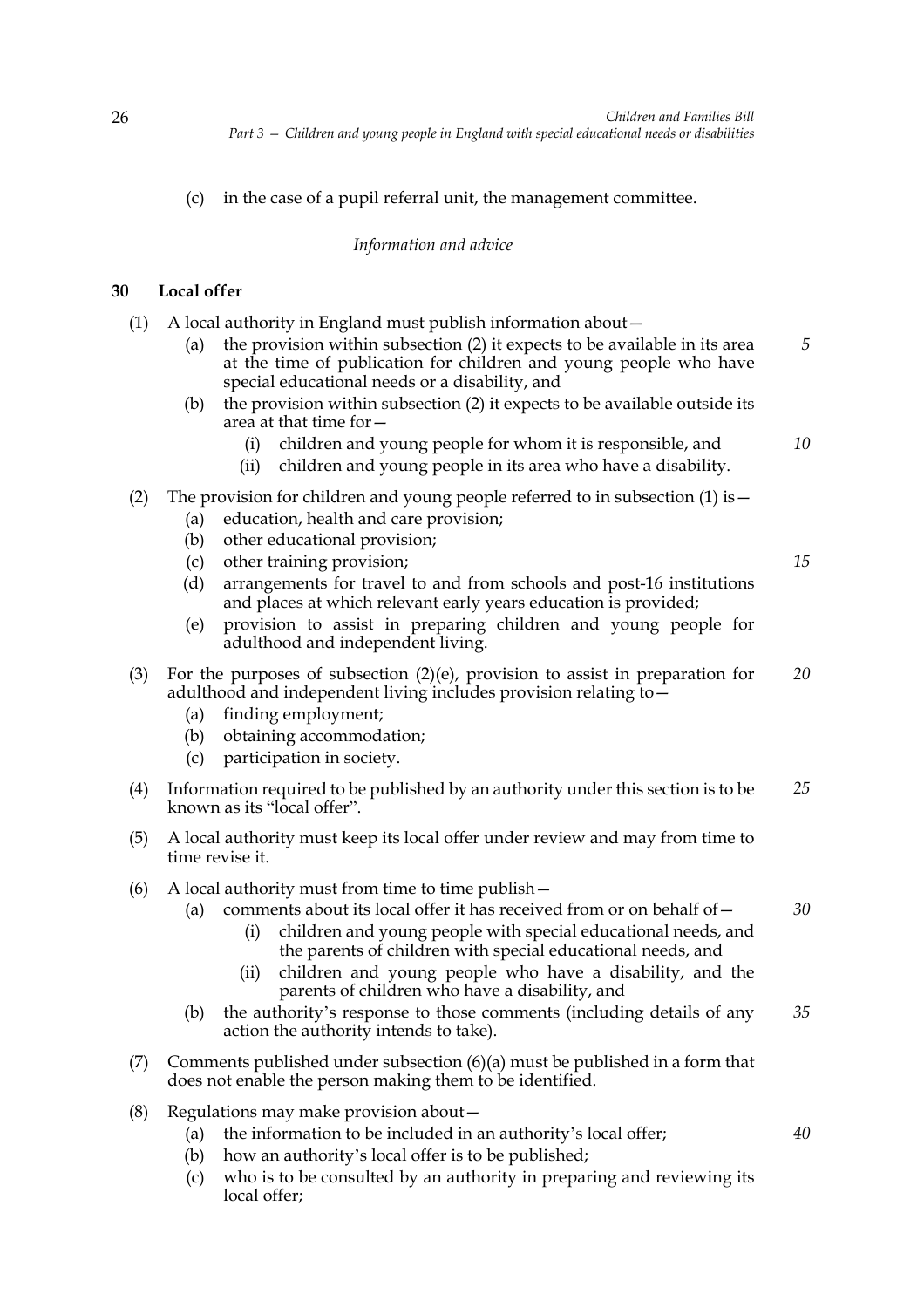(c) in the case of a pupil referral unit, the management committee.

*Information and advice*

## 30 Local offer

(1) A local authority in England must publish information about—

(a) the provision within subsection (2) it expects to be available in its area at the time of publication for children and young people who have special educational needs or a disability, and

(b) the provision within subsection (2) it expects to be available outside its area at that time for—

(i) children and young people for whom it is responsible, and

(ii) children and young people in its area who have a disability.

(2) The provision for children and young people referred to in subsection (1) is—

(a) education, health and care provision;

(b) other educational provision;

(c) other training provision;

(d) arrangements for travel to and from schools and post-16 institutions and places at which relevant early years education is provided;

(e) provision to assist in preparing children and young people for adulthood and independent living.

(3) For the purposes of subsection (2)(e), provision to assist in preparation for adulthood and independent living includes provision relating to—

(a) finding employment;

(b) obtaining accommodation;

(c) participation in society.

(4) Information required to be published by an authority under this section is to be known as its "local offer".

(5) A local authority must keep its local offer under review and may from time to time revise it.

(6) A local authority must from time to time publish—

(a) comments about its local offer it has received from or on behalf of—

(i) children and young people with special educational needs, and the parents of children with special educational needs, and

(ii) children and young people who have a disability, and the parents of children who have a disability, and

(b) the authority's response to those comments (including details of any action the authority intends to take).

(7) Comments published under subsection (6)(a) must be published in a form that does not enable the person making them to be identified.

(8) Regulations may make provision about—

(a) the information to be included in an authority's local offer;

(b) how an authority's local offer is to be published;

(c) who is to be consulted by an authority in preparing and reviewing its local offer;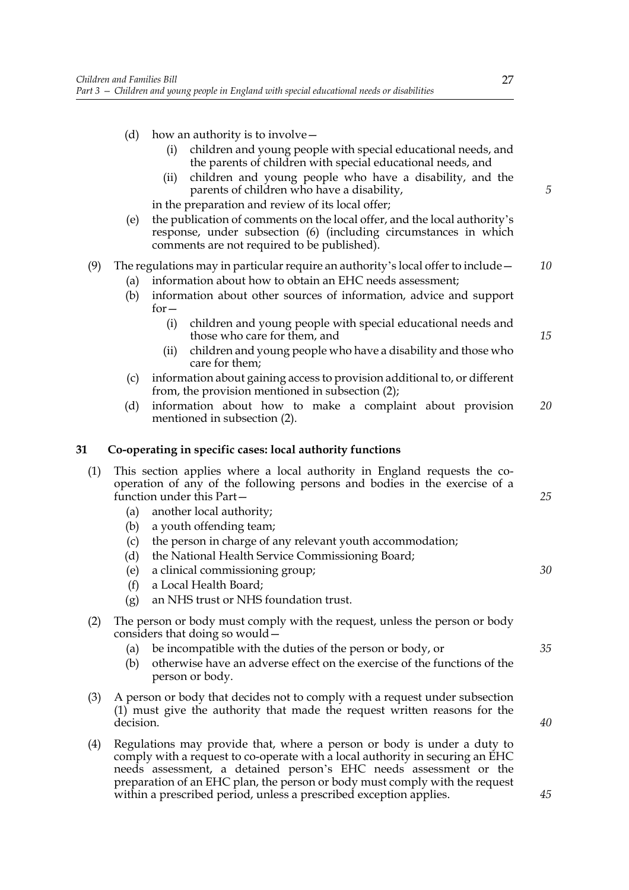(d) how an authority is to involve—

  (i) children and young people with special educational needs, and the parents of children with special educational needs, and

  (ii) children and young people who have a disability, and the parents of children who have a disability,

  in the preparation and review of its local offer;

(e) the publication of comments on the local offer, and the local authority's response, under subsection (6) (including circumstances in which comments are not required to be published).

(9) The regulations may in particular require an authority's local offer to include—

  (a) information about how to obtain an EHC needs assessment;

  (b) information about other sources of information, advice and support for—

    (i) children and young people with special educational needs and those who care for them, and

    (ii) children and young people who have a disability and those who care for them;

  (c) information about gaining access to provision additional to, or different from, the provision mentioned in subsection (2);

  (d) information about how to make a complaint about provision mentioned in subsection (2).

### 31 Co-operating in specific cases: local authority functions

(1) This section applies where a local authority in England requests the co-operation of any of the following persons and bodies in the exercise of a function under this Part—

  (a) another local authority;

  (b) a youth offending team;

  (c) the person in charge of any relevant youth accommodation;

  (d) the National Health Service Commissioning Board;

  (e) a clinical commissioning group;

  (f) a Local Health Board;

  (g) an NHS trust or NHS foundation trust.

(2) The person or body must comply with the request, unless the person or body considers that doing so would—

  (a) be incompatible with the duties of the person or body, or

  (b) otherwise have an adverse effect on the exercise of the functions of the person or body.

(3) A person or body that decides not to comply with a request under subsection (1) must give the authority that made the request written reasons for the decision.

(4) Regulations may provide that, where a person or body is under a duty to comply with a request to co-operate with a local authority in securing an EHC needs assessment, a detained person's EHC needs assessment or the preparation of an EHC plan, the person or body must comply with the request within a prescribed period, unless a prescribed exception applies.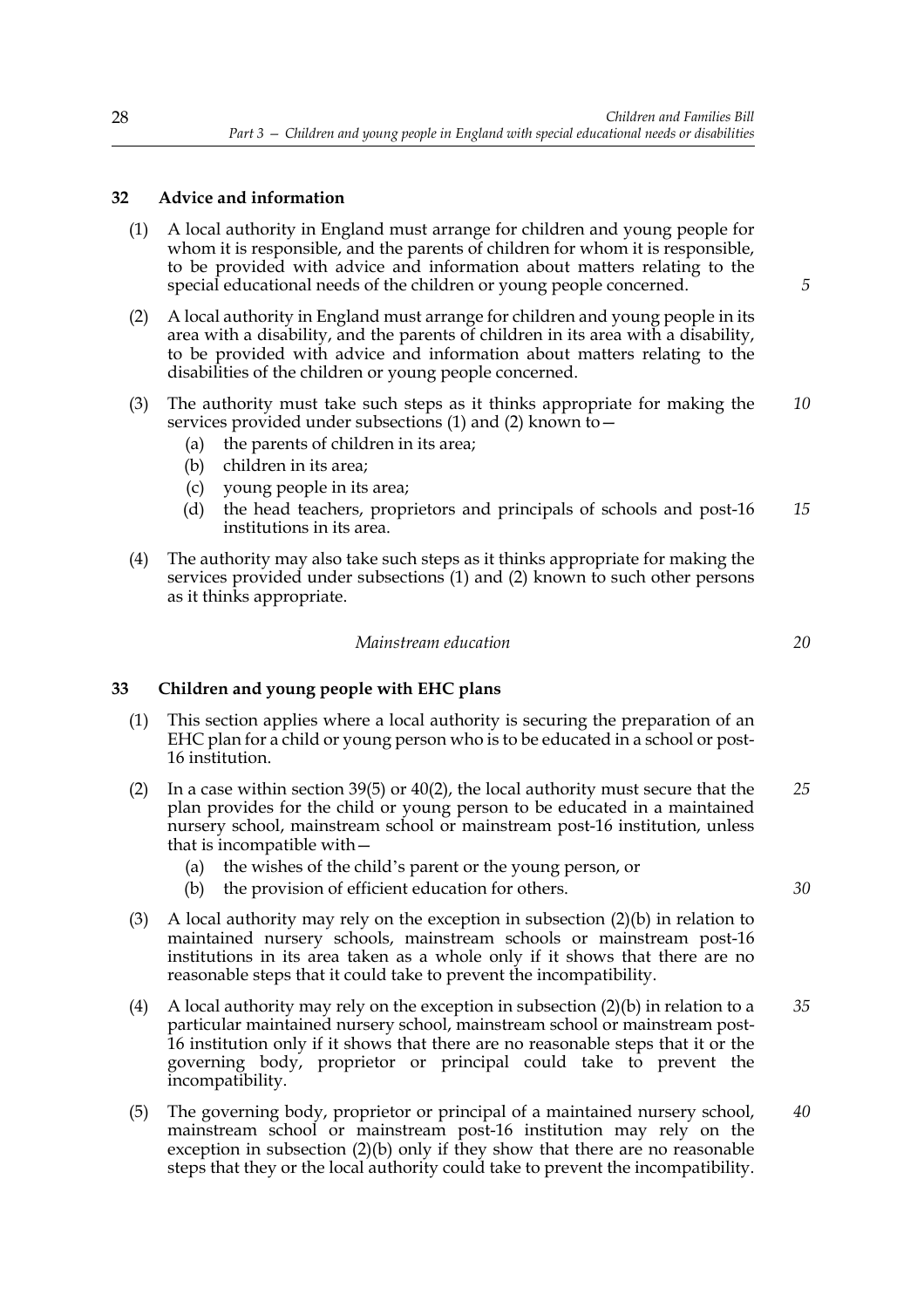### 32 Advice and information

(1) A local authority in England must arrange for children and young people for whom it is responsible, and the parents of children for whom it is responsible, to be provided with advice and information about matters relating to the special educational needs of the children or young people concerned.

(2) A local authority in England must arrange for children and young people in its area with a disability, and the parents of children in its area with a disability, to be provided with advice and information about matters relating to the disabilities of the children or young people concerned.

(3) The authority must take such steps as it thinks appropriate for making the services provided under subsections (1) and (2) known to—

- (a) the parents of children in its area;
- (b) children in its area;
- (c) young people in its area;
- (d) the head teachers, proprietors and principals of schools and post-16 institutions in its area.

(4) The authority may also take such steps as it thinks appropriate for making the services provided under subsections (1) and (2) known to such other persons as it thinks appropriate.

*Mainstream education*

### 33 Children and young people with EHC plans

(1) This section applies where a local authority is securing the preparation of an EHC plan for a child or young person who is to be educated in a school or post-16 institution.

(2) In a case within section 39(5) or 40(2), the local authority must secure that the plan provides for the child or young person to be educated in a maintained nursery school, mainstream school or mainstream post-16 institution, unless that is incompatible with—

- (a) the wishes of the child's parent or the young person, or
- (b) the provision of efficient education for others.

(3) A local authority may rely on the exception in subsection (2)(b) in relation to maintained nursery schools, mainstream schools or mainstream post-16 institutions in its area taken as a whole only if it shows that there are no reasonable steps that it could take to prevent the incompatibility.

(4) A local authority may rely on the exception in subsection (2)(b) in relation to a particular maintained nursery school, mainstream school or mainstream post-16 institution only if it shows that there are no reasonable steps that it or the governing body, proprietor or principal could take to prevent the incompatibility.

(5) The governing body, proprietor or principal of a maintained nursery school, mainstream school or mainstream post-16 institution may rely on the exception in subsection (2)(b) only if they show that there are no reasonable steps that they or the local authority could take to prevent the incompatibility.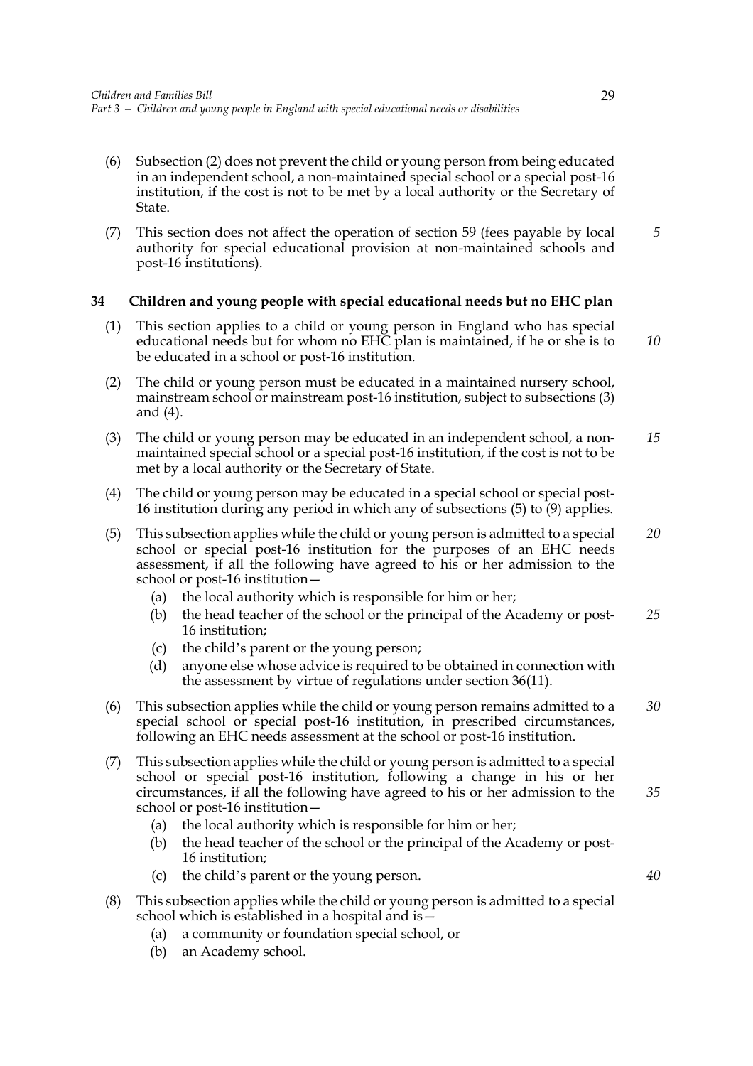(6) Subsection (2) does not prevent the child or young person from being educated in an independent school, a non-maintained special school or a special post-16 institution, if the cost is not to be met by a local authority or the Secretary of State.

(7) This section does not affect the operation of section 59 (fees payable by local authority for special educational provision at non-maintained schools and post-16 institutions).

### 34 Children and young people with special educational needs but no EHC plan

(1) This section applies to a child or young person in England who has special educational needs but for whom no EHC plan is maintained, if he or she is to be educated in a school or post-16 institution.

(2) The child or young person must be educated in a maintained nursery school, mainstream school or mainstream post-16 institution, subject to subsections (3) and (4).

(3) The child or young person may be educated in an independent school, a non-maintained special school or a special post-16 institution, if the cost is not to be met by a local authority or the Secretary of State.

(4) The child or young person may be educated in a special school or special post-16 institution during any period in which any of subsections (5) to (9) applies.

(5) This subsection applies while the child or young person is admitted to a special school or special post-16 institution for the purposes of an EHC needs assessment, if all the following have agreed to his or her admission to the school or post-16 institution—

- (a) the local authority which is responsible for him or her;
- (b) the head teacher of the school or the principal of the Academy or post-16 institution;
- (c) the child's parent or the young person;
- (d) anyone else whose advice is required to be obtained in connection with the assessment by virtue of regulations under section 36(11).

(6) This subsection applies while the child or young person remains admitted to a special school or special post-16 institution, in prescribed circumstances, following an EHC needs assessment at the school or post-16 institution.

(7) This subsection applies while the child or young person is admitted to a special school or special post-16 institution, following a change in his or her circumstances, if all the following have agreed to his or her admission to the school or post-16 institution—

- (a) the local authority which is responsible for him or her;
- (b) the head teacher of the school or the principal of the Academy or post-16 institution;
- (c) the child's parent or the young person.

(8) This subsection applies while the child or young person is admitted to a special school which is established in a hospital and is—

- (a) a community or foundation special school, or
- (b) an Academy school.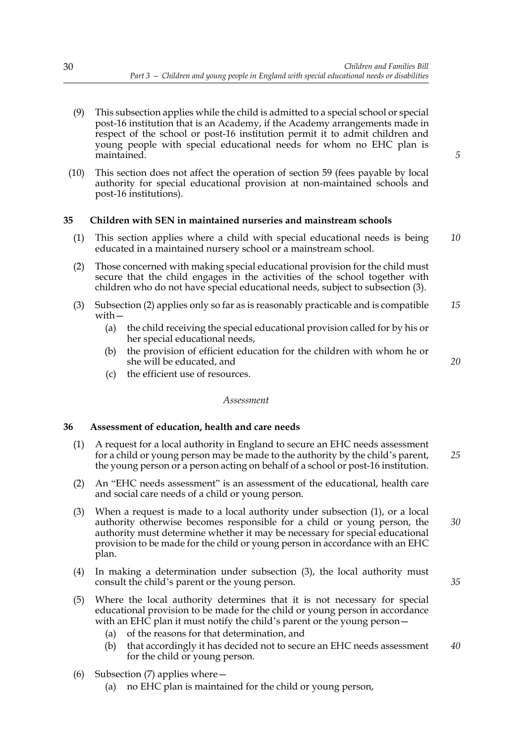(9) This subsection applies while the child is admitted to a special school or special post-16 institution that is an Academy, if the Academy arrangements made in respect of the school or post-16 institution permit it to admit children and young people with special educational needs for whom no EHC plan is maintained.

(10) This section does not affect the operation of section 59 (fees payable by local authority for special educational provision at non-maintained schools and post-16 institutions).

### 35 Children with SEN in maintained nurseries and mainstream schools

(1) This section applies where a child with special educational needs is being educated in a maintained nursery school or a mainstream school.

(2) Those concerned with making special educational provision for the child must secure that the child engages in the activities of the school together with children who do not have special educational needs, subject to subsection (3).

(3) Subsection (2) applies only so far as is reasonably practicable and is compatible with—

- (a) the child receiving the special educational provision called for by his or her special educational needs,
- (b) the provision of efficient education for the children with whom he or she will be educated, and
- (c) the efficient use of resources.

*Assessment*

### 36 Assessment of education, health and care needs

(1) A request for a local authority in England to secure an EHC needs assessment for a child or young person may be made to the authority by the child's parent, the young person or a person acting on behalf of a school or post-16 institution.

(2) An "EHC needs assessment" is an assessment of the educational, health care and social care needs of a child or young person.

(3) When a request is made to a local authority under subsection (1), or a local authority otherwise becomes responsible for a child or young person, the authority must determine whether it may be necessary for special educational provision to be made for the child or young person in accordance with an EHC plan.

(4) In making a determination under subsection (3), the local authority must consult the child's parent or the young person.

(5) Where the local authority determines that it is not necessary for special educational provision to be made for the child or young person in accordance with an EHC plan it must notify the child's parent or the young person—

- (a) of the reasons for that determination, and
- (b) that accordingly it has decided not to secure an EHC needs assessment for the child or young person.

(6) Subsection (7) applies where—

- (a) no EHC plan is maintained for the child or young person,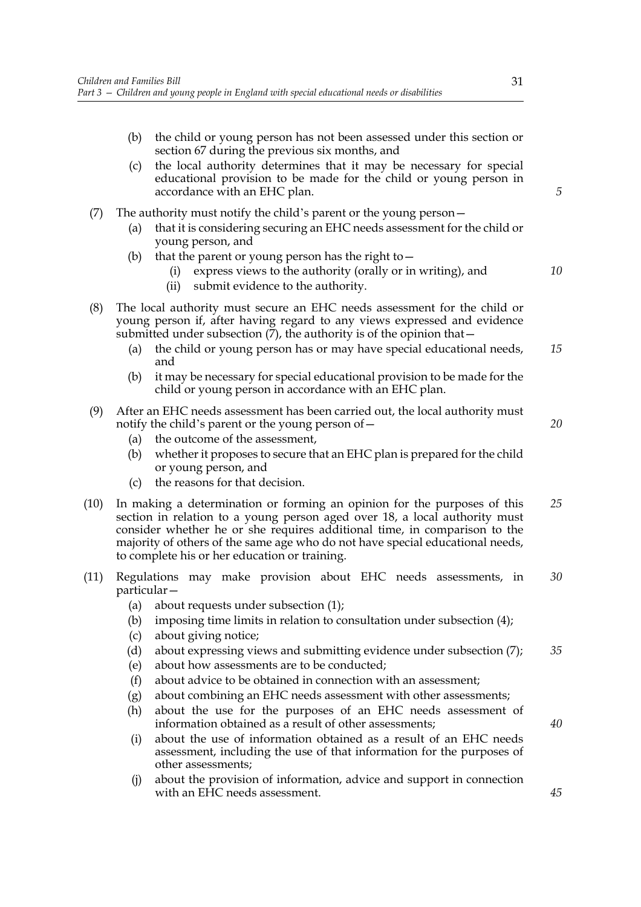(b) the child or young person has not been assessed under this section or section 67 during the previous six months, and

(c) the local authority determines that it may be necessary for special educational provision to be made for the child or young person in accordance with an EHC plan.

(7) The authority must notify the child's parent or the young person—

(a) that it is considering securing an EHC needs assessment for the child or young person, and

(b) that the parent or young person has the right to—

(i) express views to the authority (orally or in writing), and

(ii) submit evidence to the authority.

(8) The local authority must secure an EHC needs assessment for the child or young person if, after having regard to any views expressed and evidence submitted under subsection (7), the authority is of the opinion that—

(a) the child or young person has or may have special educational needs, and

(b) it may be necessary for special educational provision to be made for the child or young person in accordance with an EHC plan.

(9) After an EHC needs assessment has been carried out, the local authority must notify the child's parent or the young person of—

(a) the outcome of the assessment,

(b) whether it proposes to secure that an EHC plan is prepared for the child or young person, and

(c) the reasons for that decision.

(10) In making a determination or forming an opinion for the purposes of this section in relation to a young person aged over 18, a local authority must consider whether he or she requires additional time, in comparison to the majority of others of the same age who do not have special educational needs, to complete his or her education or training.

(11) Regulations may make provision about EHC needs assessments, in particular—

(a) about requests under subsection (1);

(b) imposing time limits in relation to consultation under subsection (4);

(c) about giving notice;

(d) about expressing views and submitting evidence under subsection (7);

(e) about how assessments are to be conducted;

(f) about advice to be obtained in connection with an assessment;

(g) about combining an EHC needs assessment with other assessments;

(h) about the use for the purposes of an EHC needs assessment of information obtained as a result of other assessments;

(i) about the use of information obtained as a result of an EHC needs assessment, including the use of that information for the purposes of other assessments;

(j) about the provision of information, advice and support in connection with an EHC needs assessment.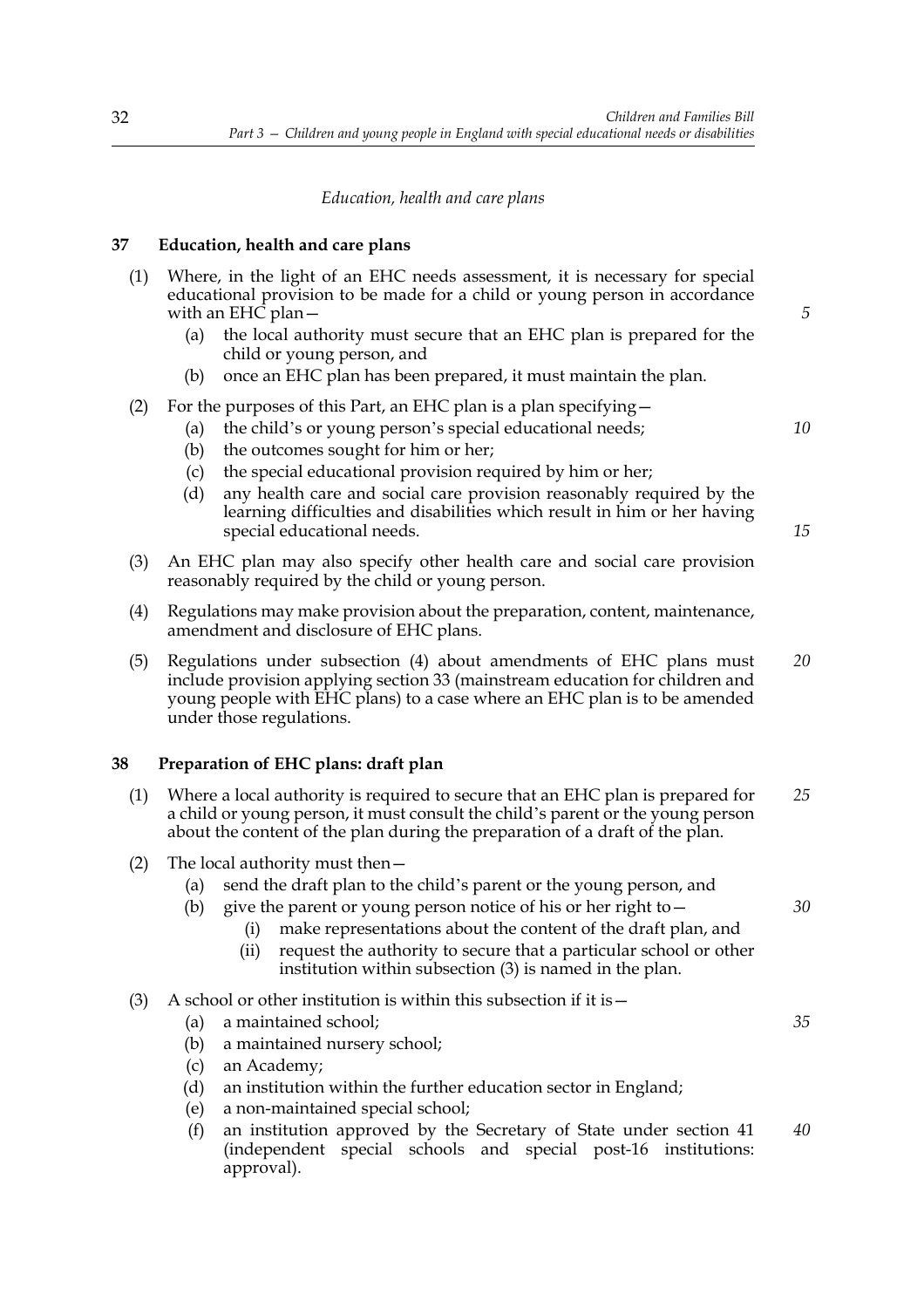*Education, health and care plans*

**37 Education, health and care plans**

(1) Where, in the light of an EHC needs assessment, it is necessary for special educational provision to be made for a child or young person in accordance with an EHC plan—

(a) the local authority must secure that an EHC plan is prepared for the child or young person, and

(b) once an EHC plan has been prepared, it must maintain the plan.

(2) For the purposes of this Part, an EHC plan is a plan specifying—

(a) the child's or young person's special educational needs;

(b) the outcomes sought for him or her;

(c) the special educational provision required by him or her;

(d) any health care and social care provision reasonably required by the learning difficulties and disabilities which result in him or her having special educational needs.

(3) An EHC plan may also specify other health care and social care provision reasonably required by the child or young person.

(4) Regulations may make provision about the preparation, content, maintenance, amendment and disclosure of EHC plans.

(5) Regulations under subsection (4) about amendments of EHC plans must include provision applying section 33 (mainstream education for children and young people with EHC plans) to a case where an EHC plan is to be amended under those regulations.

**38 Preparation of EHC plans: draft plan**

(1) Where a local authority is required to secure that an EHC plan is prepared for a child or young person, it must consult the child's parent or the young person about the content of the plan during the preparation of a draft of the plan.

(2) The local authority must then—

(a) send the draft plan to the child's parent or the young person, and

(b) give the parent or young person notice of his or her right to—

(i) make representations about the content of the draft plan, and

(ii) request the authority to secure that a particular school or other institution within subsection (3) is named in the plan.

(3) A school or other institution is within this subsection if it is—

(a) a maintained school;

(b) a maintained nursery school;

(c) an Academy;

(d) an institution within the further education sector in England;

(e) a non-maintained special school;

(f) an institution approved by the Secretary of State under section 41 (independent special schools and special post-16 institutions: approval).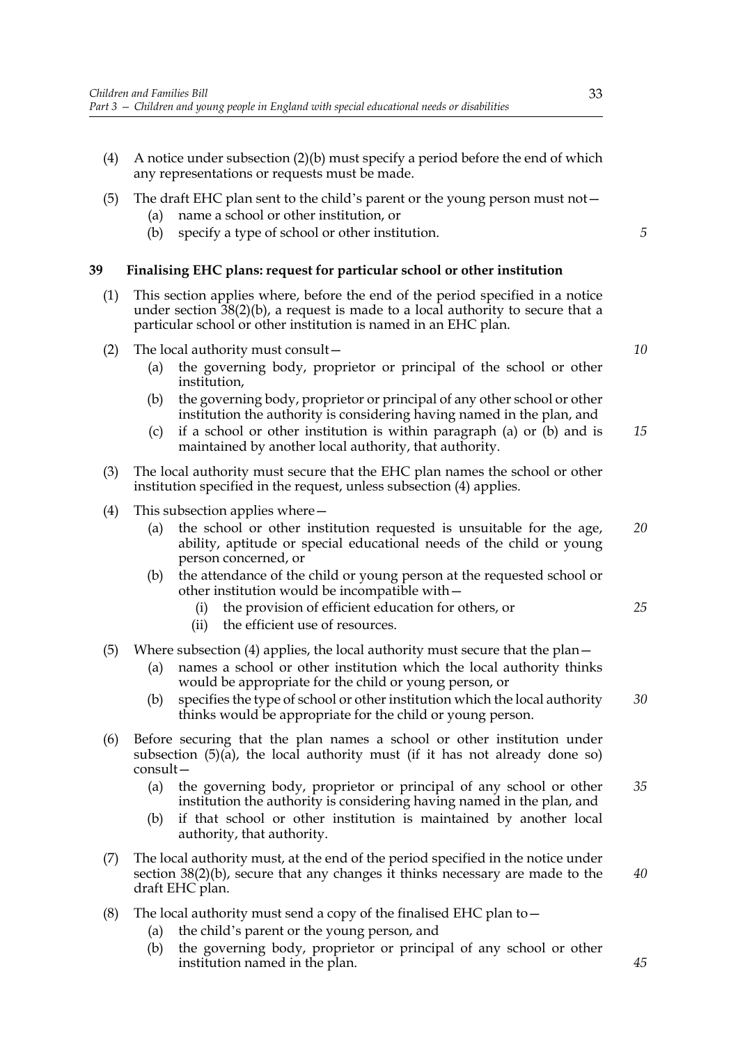(4) A notice under subsection (2)(b) must specify a period before the end of which any representations or requests must be made.

(5) The draft EHC plan sent to the child's parent or the young person must not—

  (a) name a school or other institution, or

  (b) specify a type of school or other institution.

## 39 Finalising EHC plans: request for particular school or other institution

(1) This section applies where, before the end of the period specified in a notice under section 38(2)(b), a request is made to a local authority to secure that a particular school or other institution is named in an EHC plan.

(2) The local authority must consult—

  (a) the governing body, proprietor or principal of the school or other institution,

  (b) the governing body, proprietor or principal of any other school or other institution the authority is considering having named in the plan, and

  (c) if a school or other institution is within paragraph (a) or (b) and is maintained by another local authority, that authority.

(3) The local authority must secure that the EHC plan names the school or other institution specified in the request, unless subsection (4) applies.

(4) This subsection applies where—

  (a) the school or other institution requested is unsuitable for the age, ability, aptitude or special educational needs of the child or young person concerned, or

  (b) the attendance of the child or young person at the requested school or other institution would be incompatible with—

    (i) the provision of efficient education for others, or

    (ii) the efficient use of resources.

(5) Where subsection (4) applies, the local authority must secure that the plan—

  (a) names a school or other institution which the local authority thinks would be appropriate for the child or young person, or

  (b) specifies the type of school or other institution which the local authority thinks would be appropriate for the child or young person.

(6) Before securing that the plan names a school or other institution under subsection (5)(a), the local authority must (if it has not already done so) consult—

  (a) the governing body, proprietor or principal of any school or other institution the authority is considering having named in the plan, and

  (b) if that school or other institution is maintained by another local authority, that authority.

(7) The local authority must, at the end of the period specified in the notice under section 38(2)(b), secure that any changes it thinks necessary are made to the draft EHC plan.

(8) The local authority must send a copy of the finalised EHC plan to—

  (a) the child's parent or the young person, and

  (b) the governing body, proprietor or principal of any school or other institution named in the plan.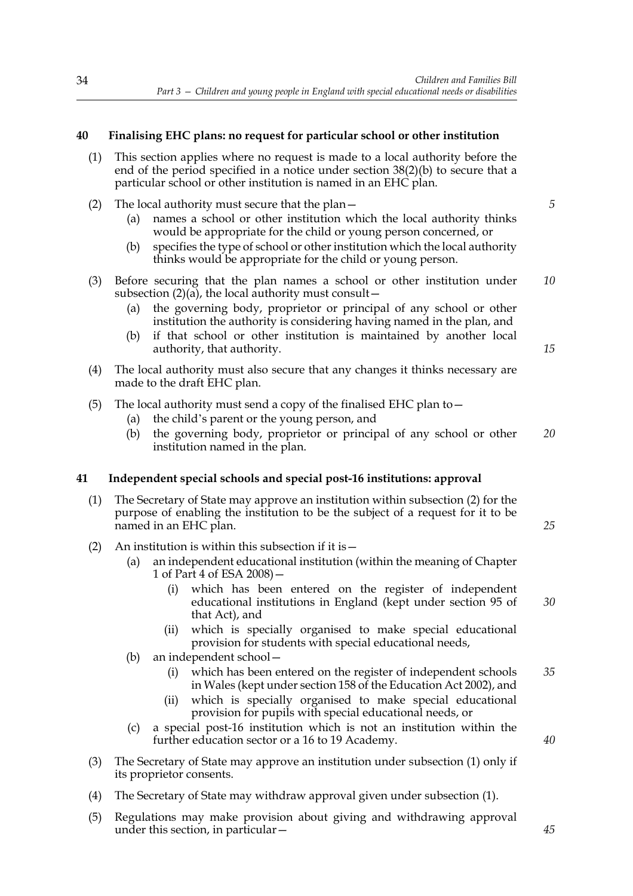## 40 Finalising EHC plans: no request for particular school or other institution

(1) This section applies where no request is made to a local authority before the end of the period specified in a notice under section 38(2)(b) to secure that a particular school or other institution is named in an EHC plan.

(2) The local authority must secure that the plan—

   (a) names a school or other institution which the local authority thinks would be appropriate for the child or young person concerned, or

   (b) specifies the type of school or other institution which the local authority thinks would be appropriate for the child or young person.

(3) Before securing that the plan names a school or other institution under subsection (2)(a), the local authority must consult—

   (a) the governing body, proprietor or principal of any school or other institution the authority is considering having named in the plan, and

   (b) if that school or other institution is maintained by another local authority, that authority.

(4) The local authority must also secure that any changes it thinks necessary are made to the draft EHC plan.

(5) The local authority must send a copy of the finalised EHC plan to—

   (a) the child's parent or the young person, and

   (b) the governing body, proprietor or principal of any school or other institution named in the plan.

## 41 Independent special schools and special post-16 institutions: approval

(1) The Secretary of State may approve an institution within subsection (2) for the purpose of enabling the institution to be the subject of a request for it to be named in an EHC plan.

(2) An institution is within this subsection if it is—

   (a) an independent educational institution (within the meaning of Chapter 1 of Part 4 of ESA 2008)—

      (i) which has been entered on the register of independent educational institutions in England (kept under section 95 of that Act), and

      (ii) which is specially organised to make special educational provision for students with special educational needs,

   (b) an independent school—

      (i) which has been entered on the register of independent schools in Wales (kept under section 158 of the Education Act 2002), and

      (ii) which is specially organised to make special educational provision for pupils with special educational needs, or

   (c) a special post-16 institution which is not an institution within the further education sector or a 16 to 19 Academy.

(3) The Secretary of State may approve an institution under subsection (1) only if its proprietor consents.

(4) The Secretary of State may withdraw approval given under subsection (1).

(5) Regulations may make provision about giving and withdrawing approval under this section, in particular—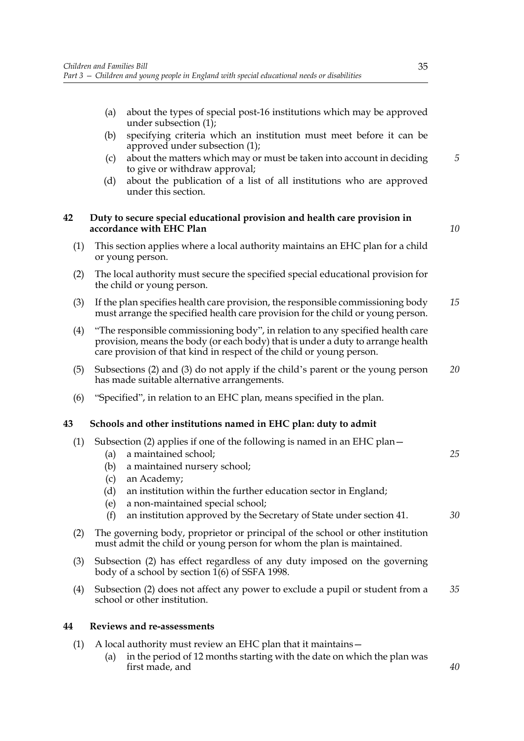(a) about the types of special post-16 institutions which may be approved under subsection (1);

(b) specifying criteria which an institution must meet before it can be approved under subsection (1);

(c) about the matters which may or must be taken into account in deciding to give or withdraw approval;

(d) about the publication of a list of all institutions who are approved under this section.

### 42 Duty to secure special educational provision and health care provision in accordance with EHC Plan

(1) This section applies where a local authority maintains an EHC plan for a child or young person.

(2) The local authority must secure the specified special educational provision for the child or young person.

(3) If the plan specifies health care provision, the responsible commissioning body must arrange the specified health care provision for the child or young person.

(4) "The responsible commissioning body", in relation to any specified health care provision, means the body (or each body) that is under a duty to arrange health care provision of that kind in respect of the child or young person.

(5) Subsections (2) and (3) do not apply if the child's parent or the young person has made suitable alternative arrangements.

(6) "Specified", in relation to an EHC plan, means specified in the plan.

### 43 Schools and other institutions named in EHC plan: duty to admit

(1) Subsection (2) applies if one of the following is named in an EHC plan—

(a) a maintained school;

(b) a maintained nursery school;

(c) an Academy;

(d) an institution within the further education sector in England;

(e) a non-maintained special school;

(f) an institution approved by the Secretary of State under section 41.

(2) The governing body, proprietor or principal of the school or other institution must admit the child or young person for whom the plan is maintained.

(3) Subsection (2) has effect regardless of any duty imposed on the governing body of a school by section 1(6) of SSFA 1998.

(4) Subsection (2) does not affect any power to exclude a pupil or student from a school or other institution.

### 44 Reviews and re-assessments

(1) A local authority must review an EHC plan that it maintains—

(a) in the period of 12 months starting with the date on which the plan was first made, and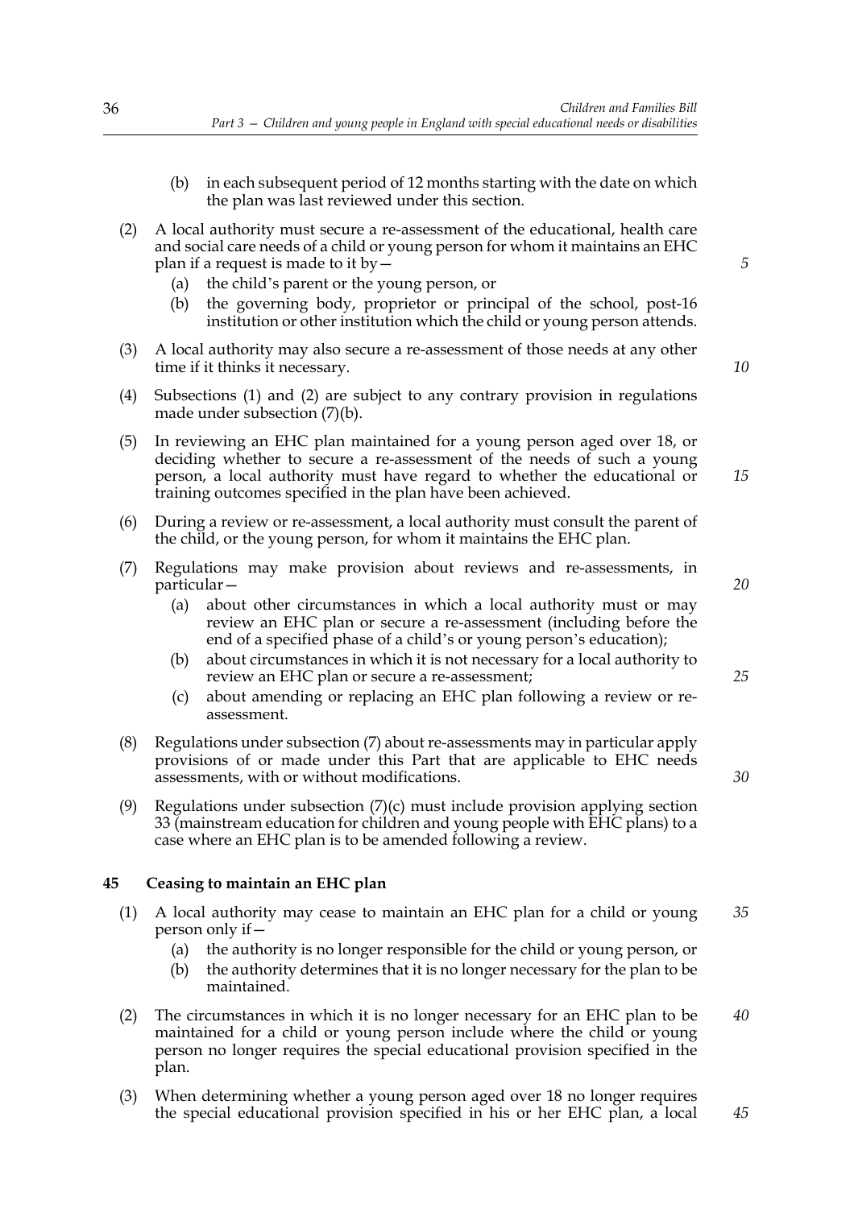(b) in each subsequent period of 12 months starting with the date on which the plan was last reviewed under this section.

(2) A local authority must secure a re-assessment of the educational, health care and social care needs of a child or young person for whom it maintains an EHC plan if a request is made to it by—

(a) the child's parent or the young person, or

(b) the governing body, proprietor or principal of the school, post-16 institution or other institution which the child or young person attends.

(3) A local authority may also secure a re-assessment of those needs at any other time if it thinks it necessary.

(4) Subsections (1) and (2) are subject to any contrary provision in regulations made under subsection (7)(b).

(5) In reviewing an EHC plan maintained for a young person aged over 18, or deciding whether to secure a re-assessment of the needs of such a young person, a local authority must have regard to whether the educational or training outcomes specified in the plan have been achieved.

(6) During a review or re-assessment, a local authority must consult the parent of the child, or the young person, for whom it maintains the EHC plan.

(7) Regulations may make provision about reviews and re-assessments, in particular—

(a) about other circumstances in which a local authority must or may review an EHC plan or secure a re-assessment (including before the end of a specified phase of a child's or young person's education);

(b) about circumstances in which it is not necessary for a local authority to review an EHC plan or secure a re-assessment;

(c) about amending or replacing an EHC plan following a review or re-assessment.

(8) Regulations under subsection (7) about re-assessments may in particular apply provisions of or made under this Part that are applicable to EHC needs assessments, with or without modifications.

(9) Regulations under subsection (7)(c) must include provision applying section 33 (mainstream education for children and young people with EHC plans) to a case where an EHC plan is to be amended following a review.

## 45 Ceasing to maintain an EHC plan

(1) A local authority may cease to maintain an EHC plan for a child or young person only if—

(a) the authority is no longer responsible for the child or young person, or

(b) the authority determines that it is no longer necessary for the plan to be maintained.

(2) The circumstances in which it is no longer necessary for an EHC plan to be maintained for a child or young person include where the child or young person no longer requires the special educational provision specified in the plan.

(3) When determining whether a young person aged over 18 no longer requires the special educational provision specified in his or her EHC plan, a local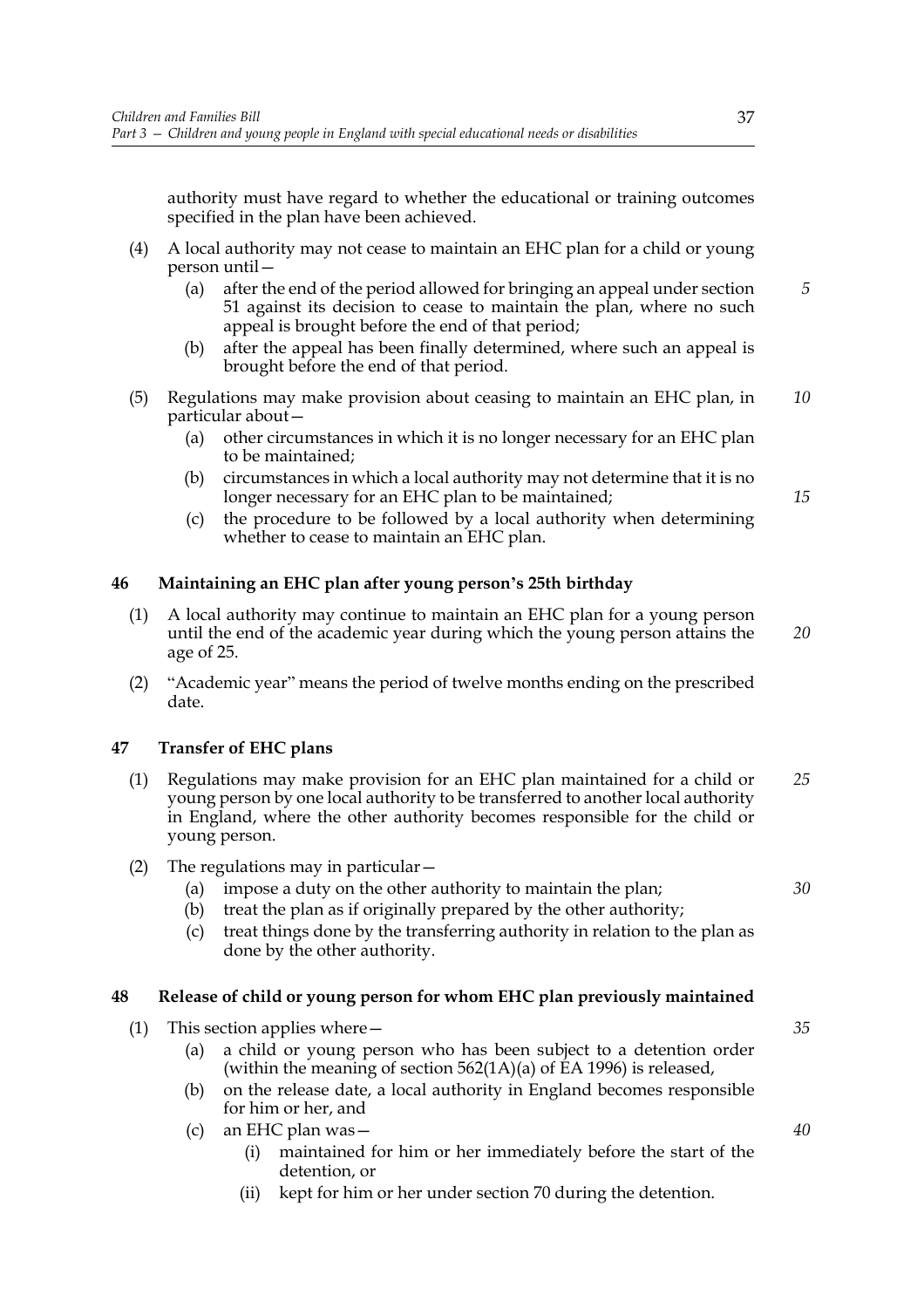authority must have regard to whether the educational or training outcomes specified in the plan have been achieved.

(4) A local authority may not cease to maintain an EHC plan for a child or young person until—

   (a) after the end of the period allowed for bringing an appeal under section 51 against its decision to cease to maintain the plan, where no such appeal is brought before the end of that period;

   (b) after the appeal has been finally determined, where such an appeal is brought before the end of that period.

(5) Regulations may make provision about ceasing to maintain an EHC plan, in particular about—

   (a) other circumstances in which it is no longer necessary for an EHC plan to be maintained;

   (b) circumstances in which a local authority may not determine that it is no longer necessary for an EHC plan to be maintained;

   (c) the procedure to be followed by a local authority when determining whether to cease to maintain an EHC plan.

### 46 Maintaining an EHC plan after young person's 25th birthday

(1) A local authority may continue to maintain an EHC plan for a young person until the end of the academic year during which the young person attains the age of 25.

(2) "Academic year" means the period of twelve months ending on the prescribed date.

### 47 Transfer of EHC plans

(1) Regulations may make provision for an EHC plan maintained for a child or young person by one local authority to be transferred to another local authority in England, where the other authority becomes responsible for the child or young person.

(2) The regulations may in particular—

   (a) impose a duty on the other authority to maintain the plan;

   (b) treat the plan as if originally prepared by the other authority;

   (c) treat things done by the transferring authority in relation to the plan as done by the other authority.

### 48 Release of child or young person for whom EHC plan previously maintained

(1) This section applies where—

   (a) a child or young person who has been subject to a detention order (within the meaning of section 562(1A)(a) of EA 1996) is released,

   (b) on the release date, a local authority in England becomes responsible for him or her, and

   (c) an EHC plan was—

      (i) maintained for him or her immediately before the start of the detention, or

      (ii) kept for him or her under section 70 during the detention.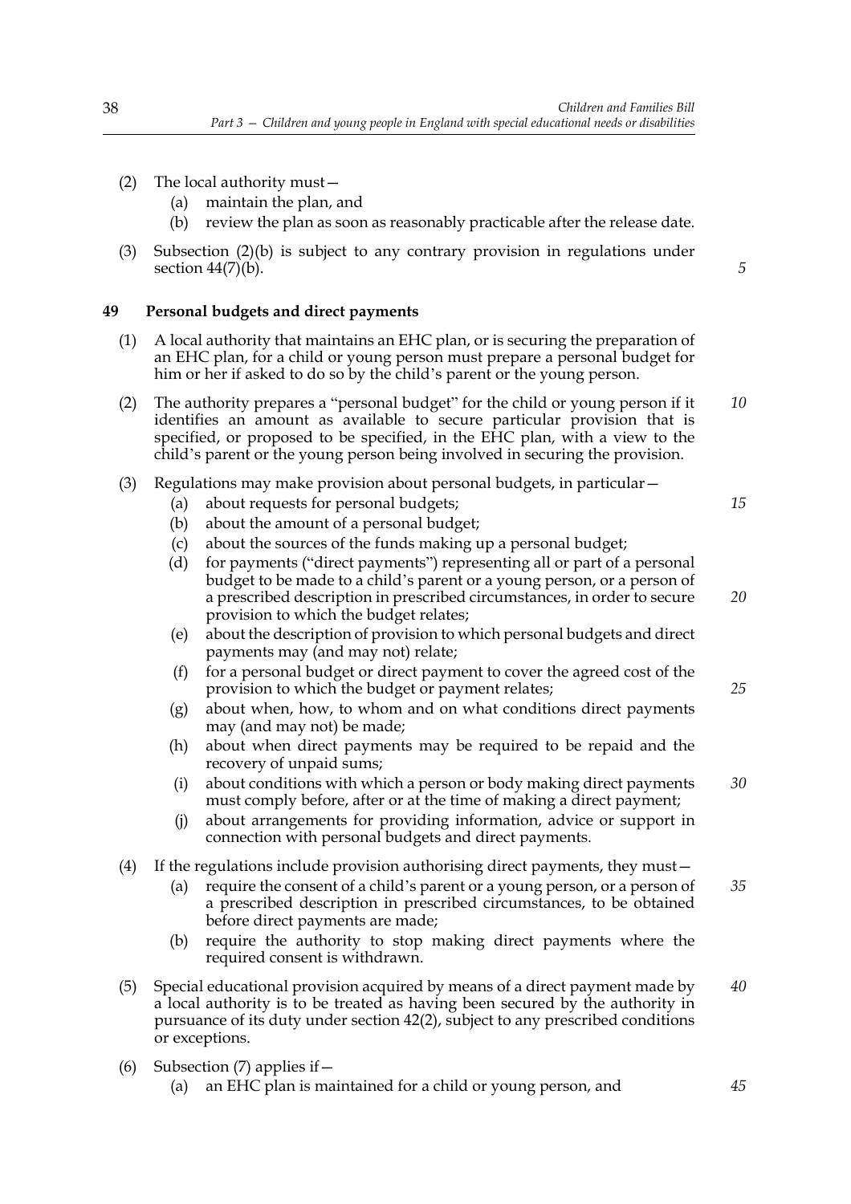(2) The local authority must—

   (a) maintain the plan, and

   (b) review the plan as soon as reasonably practicable after the release date.

(3) Subsection (2)(b) is subject to any contrary provision in regulations under section 44(7)(b).

**49 Personal budgets and direct payments**

(1) A local authority that maintains an EHC plan, or is securing the preparation of an EHC plan, for a child or young person must prepare a personal budget for him or her if asked to do so by the child's parent or the young person.

(2) The authority prepares a "personal budget" for the child or young person if it identifies an amount as available to secure particular provision that is specified, or proposed to be specified, in the EHC plan, with a view to the child's parent or the young person being involved in securing the provision.

(3) Regulations may make provision about personal budgets, in particular—

   (a) about requests for personal budgets;

   (b) about the amount of a personal budget;

   (c) about the sources of the funds making up a personal budget;

   (d) for payments ("direct payments") representing all or part of a personal budget to be made to a child's parent or a young person, or a person of a prescribed description in prescribed circumstances, in order to secure provision to which the budget relates;

   (e) about the description of provision to which personal budgets and direct payments may (and may not) relate;

   (f) for a personal budget or direct payment to cover the agreed cost of the provision to which the budget or payment relates;

   (g) about when, how, to whom and on what conditions direct payments may (and may not) be made;

   (h) about when direct payments may be required to be repaid and the recovery of unpaid sums;

   (i) about conditions with which a person or body making direct payments must comply before, after or at the time of making a direct payment;

   (j) about arrangements for providing information, advice or support in connection with personal budgets and direct payments.

(4) If the regulations include provision authorising direct payments, they must—

   (a) require the consent of a child's parent or a young person, or a person of a prescribed description in prescribed circumstances, to be obtained before direct payments are made;

   (b) require the authority to stop making direct payments where the required consent is withdrawn.

(5) Special educational provision acquired by means of a direct payment made by a local authority is to be treated as having been secured by the authority in pursuance of its duty under section 42(2), subject to any prescribed conditions or exceptions.

(6) Subsection (7) applies if—

   (a) an EHC plan is maintained for a child or young person, and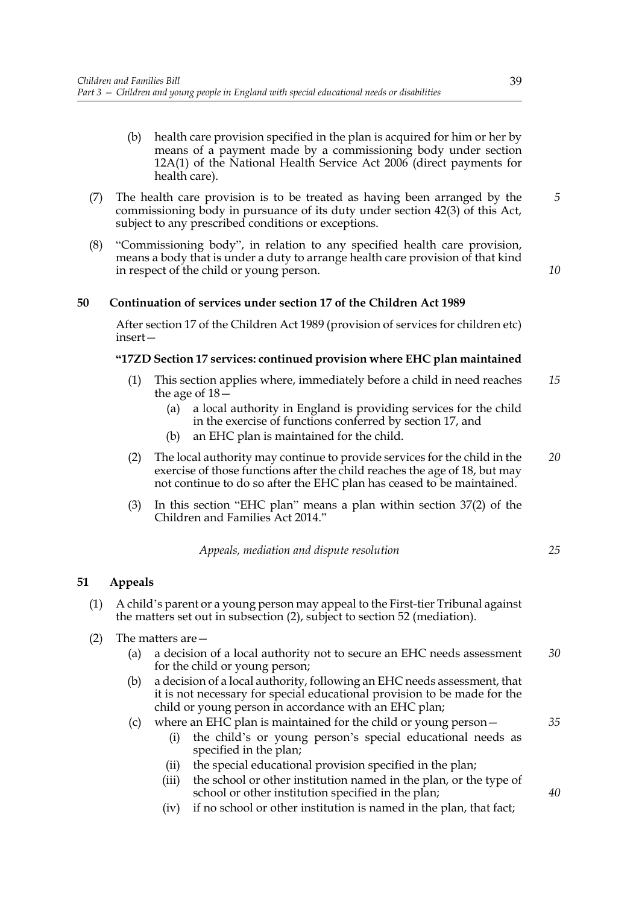(b) health care provision specified in the plan is acquired for him or her by means of a payment made by a commissioning body under section 12A(1) of the National Health Service Act 2006 (direct payments for health care).

(7) The health care provision is to be treated as having been arranged by the commissioning body in pursuance of its duty under section 42(3) of this Act, subject to any prescribed conditions or exceptions.

(8) "Commissioning body", in relation to any specified health care provision, means a body that is under a duty to arrange health care provision of that kind in respect of the child or young person.

## 50 Continuation of services under section 17 of the Children Act 1989

After section 17 of the Children Act 1989 (provision of services for children etc) insert—

### "17ZD Section 17 services: continued provision where EHC plan maintained

(1) This section applies where, immediately before a child in need reaches the age of 18—

(a) a local authority in England is providing services for the child in the exercise of functions conferred by section 17, and

(b) an EHC plan is maintained for the child.

(2) The local authority may continue to provide services for the child in the exercise of those functions after the child reaches the age of 18, but may not continue to do so after the EHC plan has ceased to be maintained.

(3) In this section "EHC plan" means a plan within section 37(2) of the Children and Families Act 2014."

*Appeals, mediation and dispute resolution*

## 51 Appeals

(1) A child's parent or a young person may appeal to the First-tier Tribunal against the matters set out in subsection (2), subject to section 52 (mediation).

(2) The matters are—

(a) a decision of a local authority not to secure an EHC needs assessment for the child or young person;

(b) a decision of a local authority, following an EHC needs assessment, that it is not necessary for special educational provision to be made for the child or young person in accordance with an EHC plan;

(c) where an EHC plan is maintained for the child or young person—

(i) the child's or young person's special educational needs as specified in the plan;

(ii) the special educational provision specified in the plan;

(iii) the school or other institution named in the plan, or the type of school or other institution specified in the plan;

(iv) if no school or other institution is named in the plan, that fact;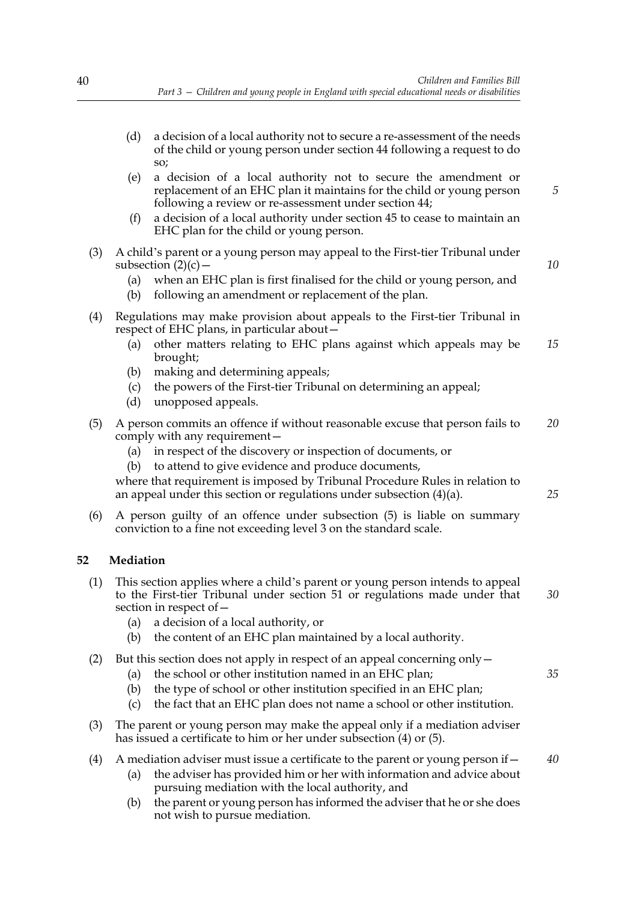(d) a decision of a local authority not to secure a re-assessment of the needs of the child or young person under section 44 following a request to do so;

(e) a decision of a local authority not to secure the amendment or replacement of an EHC plan it maintains for the child or young person following a review or re-assessment under section 44;

(f) a decision of a local authority under section 45 to cease to maintain an EHC plan for the child or young person.

(3) A child's parent or a young person may appeal to the First-tier Tribunal under subsection (2)(c)—

(a) when an EHC plan is first finalised for the child or young person, and

(b) following an amendment or replacement of the plan.

(4) Regulations may make provision about appeals to the First-tier Tribunal in respect of EHC plans, in particular about—

(a) other matters relating to EHC plans against which appeals may be brought;

(b) making and determining appeals;

(c) the powers of the First-tier Tribunal on determining an appeal;

(d) unopposed appeals.

(5) A person commits an offence if without reasonable excuse that person fails to comply with any requirement—

(a) in respect of the discovery or inspection of documents, or

(b) to attend to give evidence and produce documents,

where that requirement is imposed by Tribunal Procedure Rules in relation to an appeal under this section or regulations under subsection (4)(a).

(6) A person guilty of an offence under subsection (5) is liable on summary conviction to a fine not exceeding level 3 on the standard scale.

## 52 Mediation

(1) This section applies where a child's parent or young person intends to appeal to the First-tier Tribunal under section 51 or regulations made under that section in respect of—

(a) a decision of a local authority, or

(b) the content of an EHC plan maintained by a local authority.

(2) But this section does not apply in respect of an appeal concerning only—

(a) the school or other institution named in an EHC plan;

(b) the type of school or other institution specified in an EHC plan;

(c) the fact that an EHC plan does not name a school or other institution.

(3) The parent or young person may make the appeal only if a mediation adviser has issued a certificate to him or her under subsection (4) or (5).

(4) A mediation adviser must issue a certificate to the parent or young person if—

(a) the adviser has provided him or her with information and advice about pursuing mediation with the local authority, and

(b) the parent or young person has informed the adviser that he or she does not wish to pursue mediation.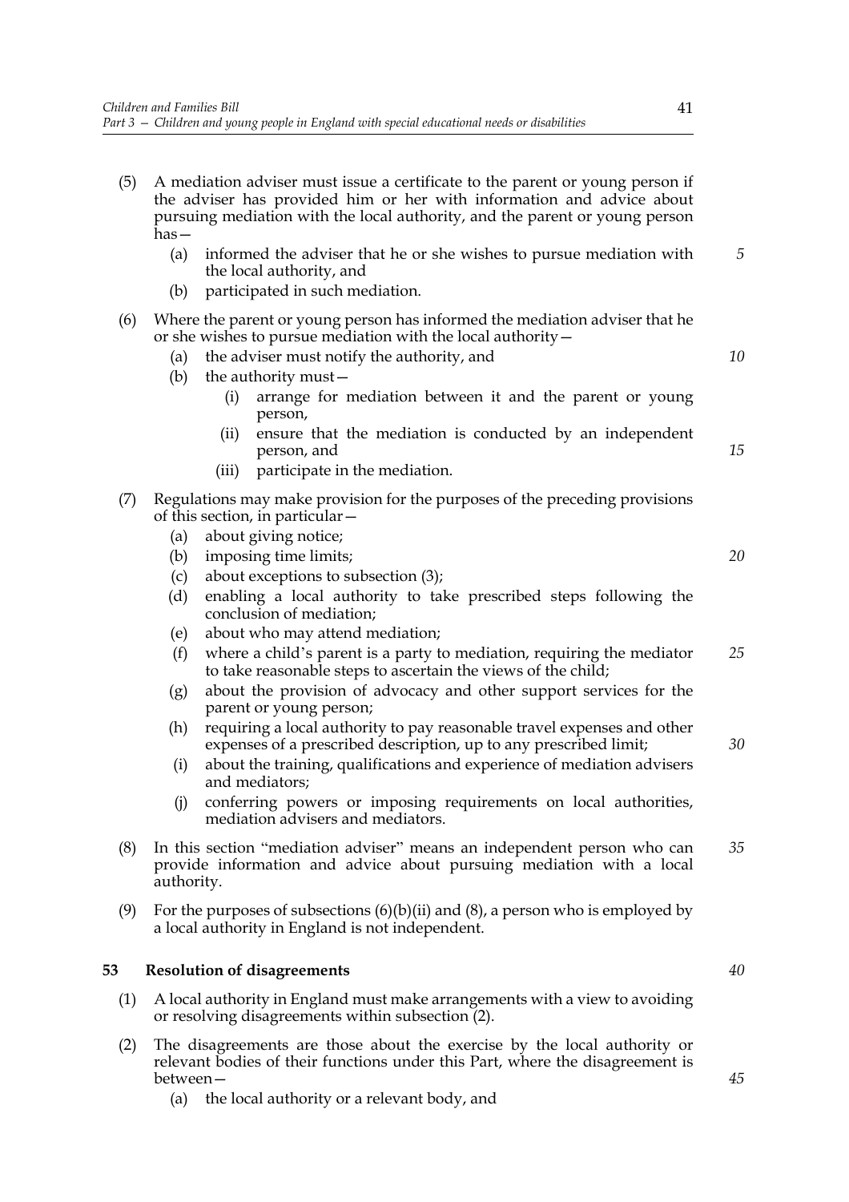(5) A mediation adviser must issue a certificate to the parent or young person if the adviser has provided him or her with information and advice about pursuing mediation with the local authority, and the parent or young person has—

(a) informed the adviser that he or she wishes to pursue mediation with the local authority, and

(b) participated in such mediation.

(6) Where the parent or young person has informed the mediation adviser that he or she wishes to pursue mediation with the local authority—

(a) the adviser must notify the authority, and

(b) the authority must—

(i) arrange for mediation between it and the parent or young person,

(ii) ensure that the mediation is conducted by an independent person, and

(iii) participate in the mediation.

(7) Regulations may make provision for the purposes of the preceding provisions of this section, in particular—

(a) about giving notice;

(b) imposing time limits;

(c) about exceptions to subsection (3);

(d) enabling a local authority to take prescribed steps following the conclusion of mediation;

(e) about who may attend mediation;

(f) where a child's parent is a party to mediation, requiring the mediator to take reasonable steps to ascertain the views of the child;

(g) about the provision of advocacy and other support services for the parent or young person;

(h) requiring a local authority to pay reasonable travel expenses and other expenses of a prescribed description, up to any prescribed limit;

(i) about the training, qualifications and experience of mediation advisers and mediators;

(j) conferring powers or imposing requirements on local authorities, mediation advisers and mediators.

(8) In this section "mediation adviser" means an independent person who can provide information and advice about pursuing mediation with a local authority.

(9) For the purposes of subsections (6)(b)(ii) and (8), a person who is employed by a local authority in England is not independent.

**53 Resolution of disagreements**

(1) A local authority in England must make arrangements with a view to avoiding or resolving disagreements within subsection (2).

(2) The disagreements are those about the exercise by the local authority or relevant bodies of their functions under this Part, where the disagreement is between—

(a) the local authority or a relevant body, and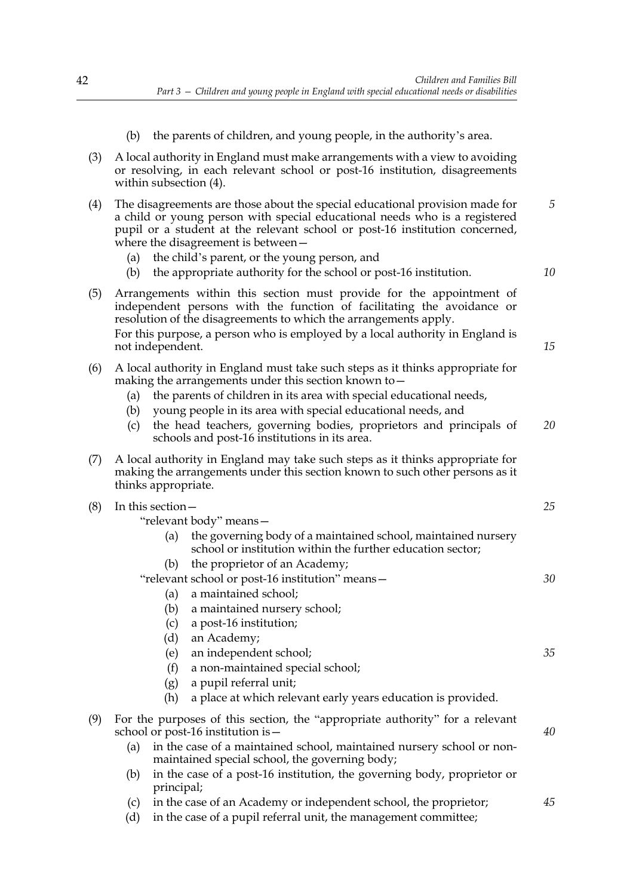(b) the parents of children, and young people, in the authority's area.

(3) A local authority in England must make arrangements with a view to avoiding or resolving, in each relevant school or post-16 institution, disagreements within subsection (4).

(4) The disagreements are those about the special educational provision made for a child or young person with special educational needs who is a registered pupil or a student at the relevant school or post-16 institution concerned, where the disagreement is between—

(a) the child's parent, or the young person, and

(b) the appropriate authority for the school or post-16 institution.

(5) Arrangements within this section must provide for the appointment of independent persons with the function of facilitating the avoidance or resolution of the disagreements to which the arrangements apply.
For this purpose, a person who is employed by a local authority in England is not independent.

(6) A local authority in England must take such steps as it thinks appropriate for making the arrangements under this section known to—

(a) the parents of children in its area with special educational needs,

(b) young people in its area with special educational needs, and

(c) the head teachers, governing bodies, proprietors and principals of schools and post-16 institutions in its area.

(7) A local authority in England may take such steps as it thinks appropriate for making the arrangements under this section known to such other persons as it thinks appropriate.

(8) In this section—

"relevant body" means—

(a) the governing body of a maintained school, maintained nursery school or institution within the further education sector;

(b) the proprietor of an Academy;

"relevant school or post-16 institution" means—

(a) a maintained school;

(b) a maintained nursery school;

(c) a post-16 institution;

(d) an Academy;

(e) an independent school;

(f) a non-maintained special school;

(g) a pupil referral unit;

(h) a place at which relevant early years education is provided.

(9) For the purposes of this section, the "appropriate authority" for a relevant school or post-16 institution is—

(a) in the case of a maintained school, maintained nursery school or non-maintained special school, the governing body;

(b) in the case of a post-16 institution, the governing body, proprietor or principal;

(c) in the case of an Academy or independent school, the proprietor;

(d) in the case of a pupil referral unit, the management committee;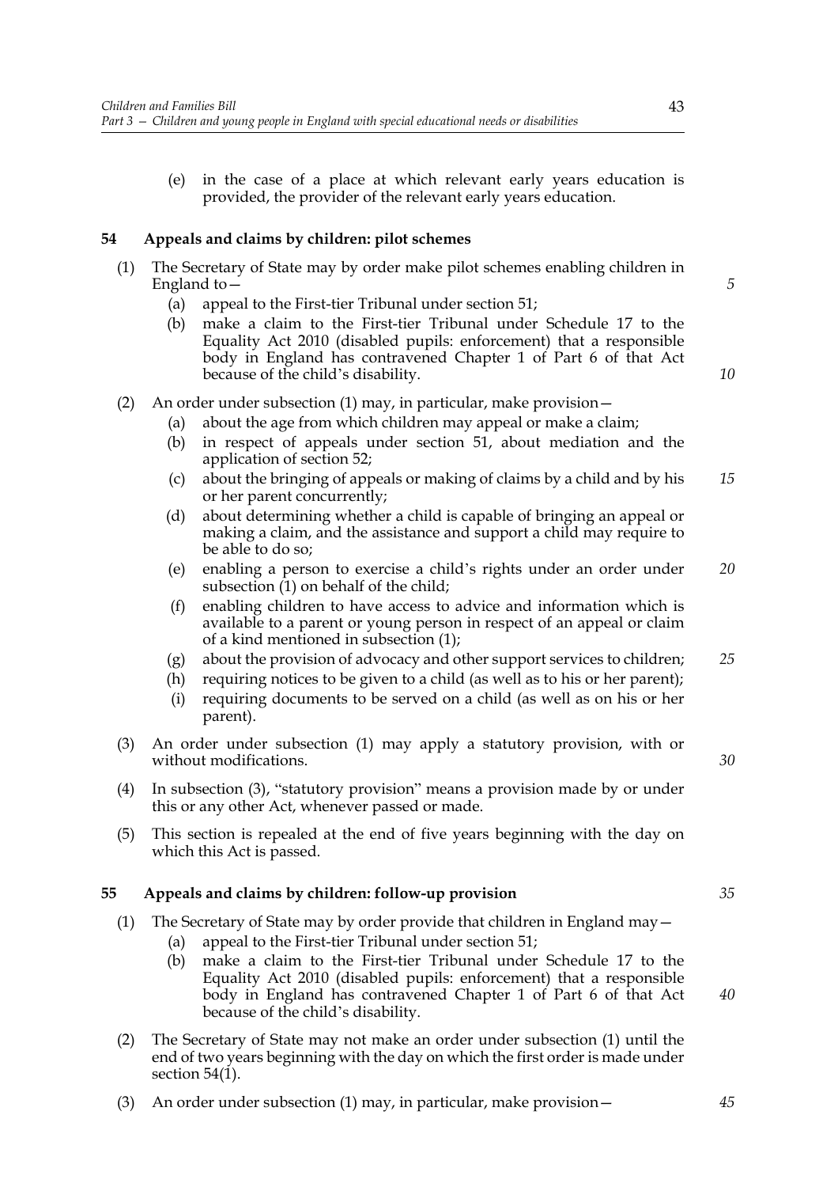(e) in the case of a place at which relevant early years education is provided, the provider of the relevant early years education.

### 54 Appeals and claims by children: pilot schemes

(1) The Secretary of State may by order make pilot schemes enabling children in England to—

(a) appeal to the First-tier Tribunal under section 51;

(b) make a claim to the First-tier Tribunal under Schedule 17 to the Equality Act 2010 (disabled pupils: enforcement) that a responsible body in England has contravened Chapter 1 of Part 6 of that Act because of the child's disability.

(2) An order under subsection (1) may, in particular, make provision—

(a) about the age from which children may appeal or make a claim;

(b) in respect of appeals under section 51, about mediation and the application of section 52;

(c) about the bringing of appeals or making of claims by a child and by his or her parent concurrently;

(d) about determining whether a child is capable of bringing an appeal or making a claim, and the assistance and support a child may require to be able to do so;

(e) enabling a person to exercise a child's rights under an order under subsection (1) on behalf of the child;

(f) enabling children to have access to advice and information which is available to a parent or young person in respect of an appeal or claim of a kind mentioned in subsection (1);

(g) about the provision of advocacy and other support services to children;

(h) requiring notices to be given to a child (as well as to his or her parent);

(i) requiring documents to be served on a child (as well as on his or her parent).

(3) An order under subsection (1) may apply a statutory provision, with or without modifications.

(4) In subsection (3), "statutory provision" means a provision made by or under this or any other Act, whenever passed or made.

(5) This section is repealed at the end of five years beginning with the day on which this Act is passed.

### 55 Appeals and claims by children: follow-up provision

(1) The Secretary of State may by order provide that children in England may—

(a) appeal to the First-tier Tribunal under section 51;

(b) make a claim to the First-tier Tribunal under Schedule 17 to the Equality Act 2010 (disabled pupils: enforcement) that a responsible body in England has contravened Chapter 1 of Part 6 of that Act because of the child's disability.

(2) The Secretary of State may not make an order under subsection (1) until the end of two years beginning with the day on which the first order is made under section 54(1).

(3) An order under subsection (1) may, in particular, make provision—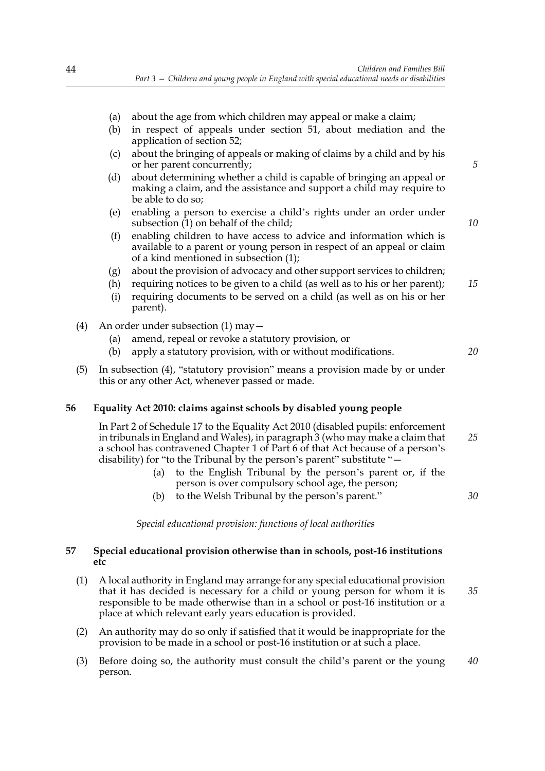(a) about the age from which children may appeal or make a claim;

(b) in respect of appeals under section 51, about mediation and the application of section 52;

(c) about the bringing of appeals or making of claims by a child and by his or her parent concurrently;

(d) about determining whether a child is capable of bringing an appeal or making a claim, and the assistance and support a child may require to be able to do so;

(e) enabling a person to exercise a child's rights under an order under subsection (1) on behalf of the child;

(f) enabling children to have access to advice and information which is available to a parent or young person in respect of an appeal or claim of a kind mentioned in subsection (1);

(g) about the provision of advocacy and other support services to children;

(h) requiring notices to be given to a child (as well as to his or her parent);

(i) requiring documents to be served on a child (as well as on his or her parent).

(4) An order under subsection (1) may—

(a) amend, repeal or revoke a statutory provision, or

(b) apply a statutory provision, with or without modifications.

(5) In subsection (4), "statutory provision" means a provision made by or under this or any other Act, whenever passed or made.

### 56 Equality Act 2010: claims against schools by disabled young people

In Part 2 of Schedule 17 to the Equality Act 2010 (disabled pupils: enforcement in tribunals in England and Wales), in paragraph 3 (who may make a claim that a school has contravened Chapter 1 of Part 6 of that Act because of a person's disability) for "to the Tribunal by the person's parent" substitute "—

(a) to the English Tribunal by the person's parent or, if the person is over compulsory school age, the person;

(b) to the Welsh Tribunal by the person's parent."

*Special educational provision: functions of local authorities*

### 57 Special educational provision otherwise than in schools, post-16 institutions etc

(1) A local authority in England may arrange for any special educational provision that it has decided is necessary for a child or young person for whom it is responsible to be made otherwise than in a school or post-16 institution or a place at which relevant early years education is provided.

(2) An authority may do so only if satisfied that it would be inappropriate for the provision to be made in a school or post-16 institution or at such a place.

(3) Before doing so, the authority must consult the child's parent or the young person.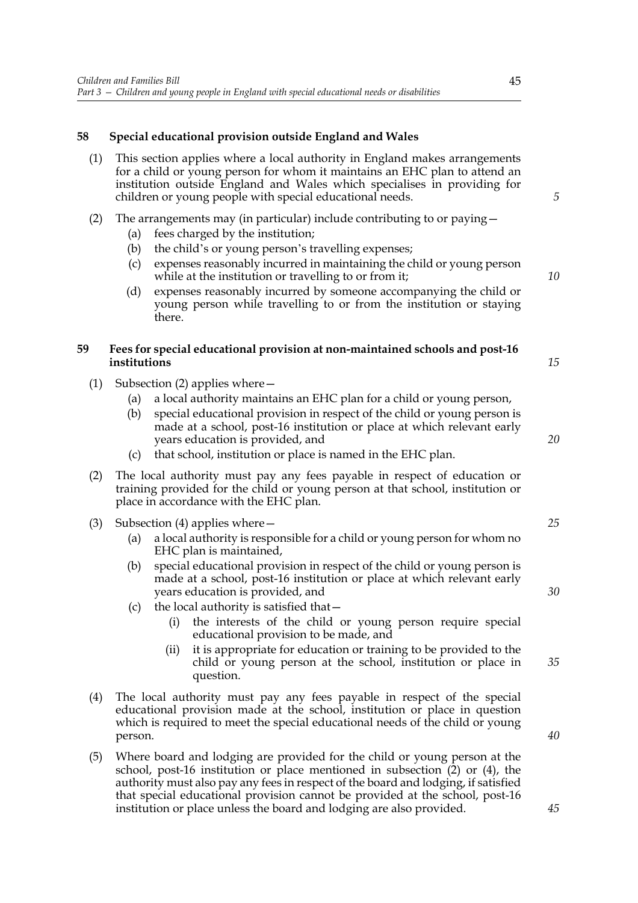**58 Special educational provision outside England and Wales**

(1) This section applies where a local authority in England makes arrangements for a child or young person for whom it maintains an EHC plan to attend an institution outside England and Wales which specialises in providing for children or young people with special educational needs.

(2) The arrangements may (in particular) include contributing to or paying—

(a) fees charged by the institution;

(b) the child's or young person's travelling expenses;

(c) expenses reasonably incurred in maintaining the child or young person while at the institution or travelling to or from it;

(d) expenses reasonably incurred by someone accompanying the child or young person while travelling to or from the institution or staying there.

**59 Fees for special educational provision at non-maintained schools and post-16 institutions**

(1) Subsection (2) applies where—

(a) a local authority maintains an EHC plan for a child or young person,

(b) special educational provision in respect of the child or young person is made at a school, post-16 institution or place at which relevant early years education is provided, and

(c) that school, institution or place is named in the EHC plan.

(2) The local authority must pay any fees payable in respect of education or training provided for the child or young person at that school, institution or place in accordance with the EHC plan.

(3) Subsection (4) applies where—

(a) a local authority is responsible for a child or young person for whom no EHC plan is maintained,

(b) special educational provision in respect of the child or young person is made at a school, post-16 institution or place at which relevant early years education is provided, and

(c) the local authority is satisfied that—

(i) the interests of the child or young person require special educational provision to be made, and

(ii) it is appropriate for education or training to be provided to the child or young person at the school, institution or place in question.

(4) The local authority must pay any fees payable in respect of the special educational provision made at the school, institution or place in question which is required to meet the special educational needs of the child or young person.

(5) Where board and lodging are provided for the child or young person at the school, post-16 institution or place mentioned in subsection (2) or (4), the authority must also pay any fees in respect of the board and lodging, if satisfied that special educational provision cannot be provided at the school, post-16 institution or place unless the board and lodging are also provided.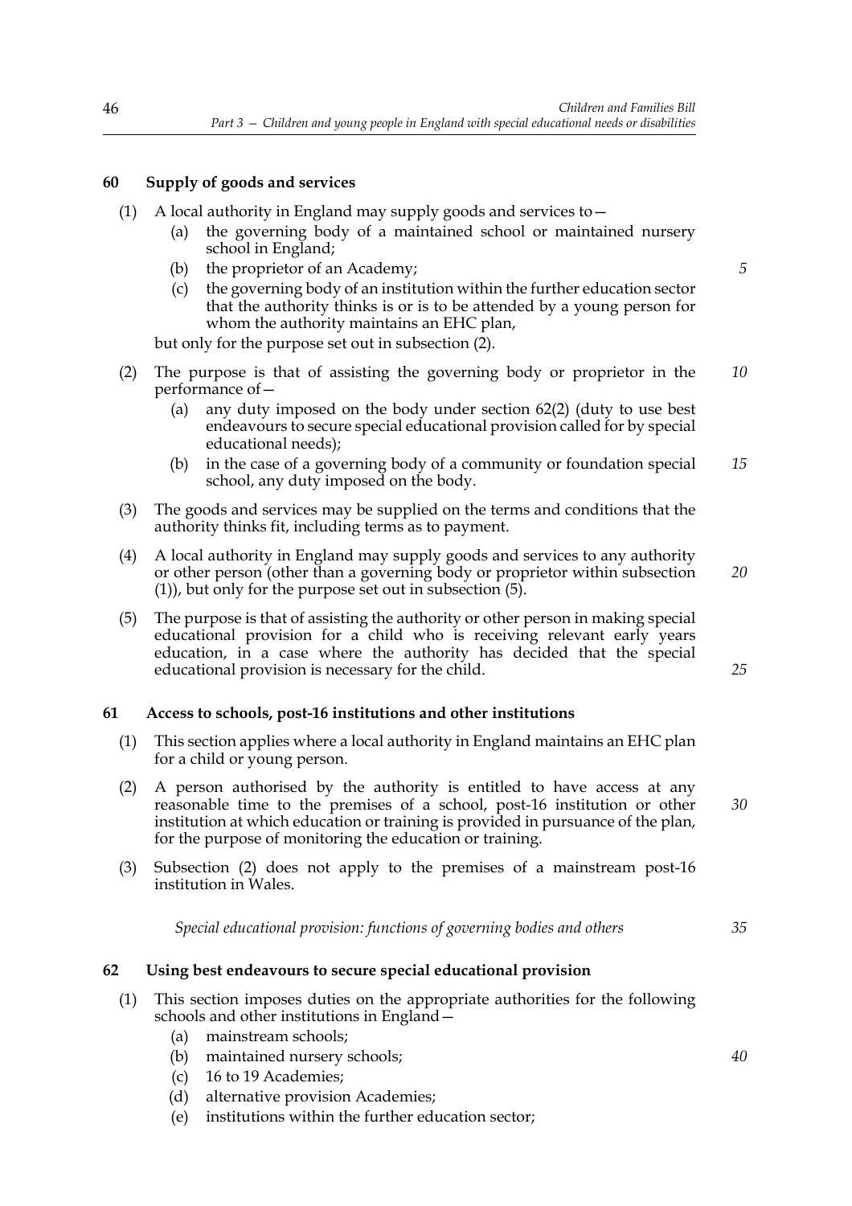### 60 Supply of goods and services

(1) A local authority in England may supply goods and services to—

- (a) the governing body of a maintained school or maintained nursery school in England;
- (b) the proprietor of an Academy;
- (c) the governing body of an institution within the further education sector that the authority thinks is or is to be attended by a young person for whom the authority maintains an EHC plan,

but only for the purpose set out in subsection (2).

(2) The purpose is that of assisting the governing body or proprietor in the performance of—

- (a) any duty imposed on the body under section 62(2) (duty to use best endeavours to secure special educational provision called for by special educational needs);
- (b) in the case of a governing body of a community or foundation special school, any duty imposed on the body.

(3) The goods and services may be supplied on the terms and conditions that the authority thinks fit, including terms as to payment.

(4) A local authority in England may supply goods and services to any authority or other person (other than a governing body or proprietor within subsection (1)), but only for the purpose set out in subsection (5).

(5) The purpose is that of assisting the authority or other person in making special educational provision for a child who is receiving relevant early years education, in a case where the authority has decided that the special educational provision is necessary for the child.

### 61 Access to schools, post-16 institutions and other institutions

(1) This section applies where a local authority in England maintains an EHC plan for a child or young person.

(2) A person authorised by the authority is entitled to have access at any reasonable time to the premises of a school, post-16 institution or other institution at which education or training is provided in pursuance of the plan, for the purpose of monitoring the education or training.

(3) Subsection (2) does not apply to the premises of a mainstream post-16 institution in Wales.

*Special educational provision: functions of governing bodies and others*

### 62 Using best endeavours to secure special educational provision

(1) This section imposes duties on the appropriate authorities for the following schools and other institutions in England—

- (a) mainstream schools;
- (b) maintained nursery schools;
- (c) 16 to 19 Academies;
- (d) alternative provision Academies;
- (e) institutions within the further education sector;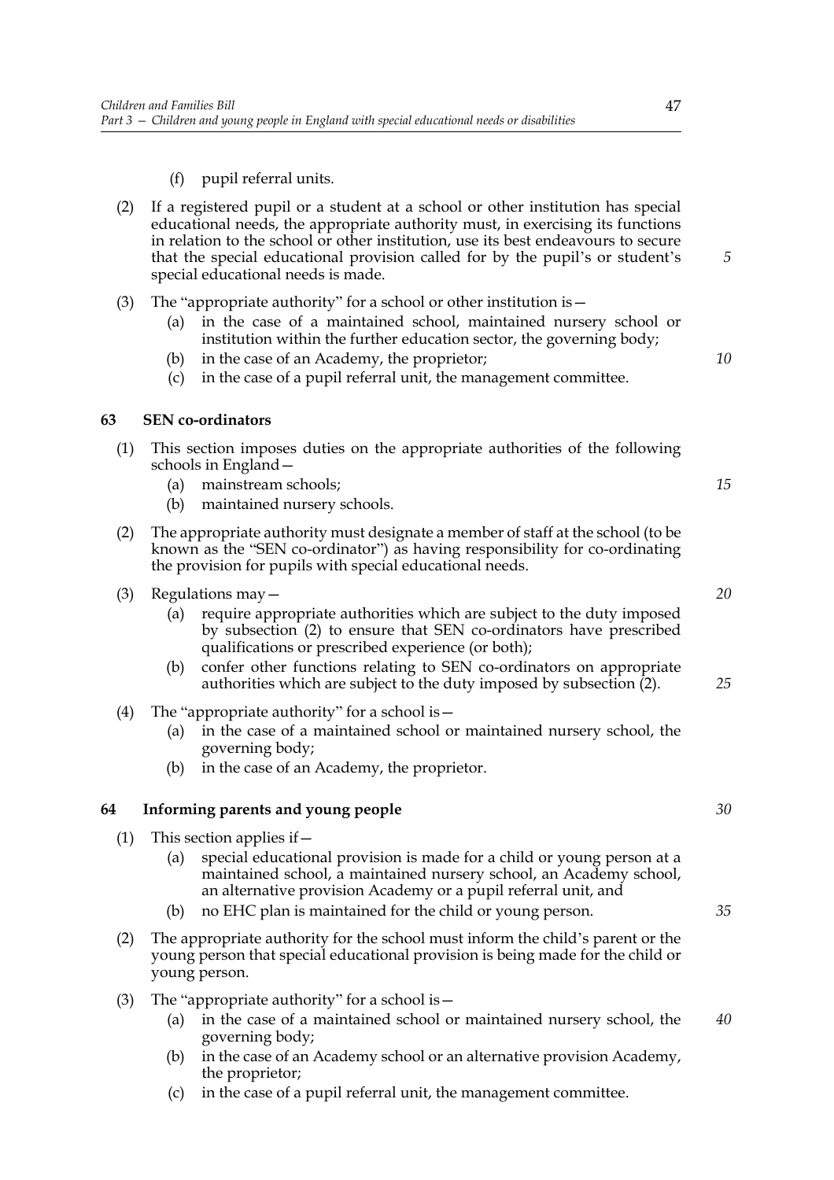(f) pupil referral units.

(2) If a registered pupil or a student at a school or other institution has special educational needs, the appropriate authority must, in exercising its functions in relation to the school or other institution, use its best endeavours to secure that the special educational provision called for by the pupil's or student's special educational needs is made.

(3) The "appropriate authority" for a school or other institution is—

  (a) in the case of a maintained school, maintained nursery school or institution within the further education sector, the governing body;

  (b) in the case of an Academy, the proprietor;

  (c) in the case of a pupil referral unit, the management committee.

## 63 SEN co-ordinators

(1) This section imposes duties on the appropriate authorities of the following schools in England—

  (a) mainstream schools;

  (b) maintained nursery schools.

(2) The appropriate authority must designate a member of staff at the school (to be known as the "SEN co-ordinator") as having responsibility for co-ordinating the provision for pupils with special educational needs.

(3) Regulations may—

  (a) require appropriate authorities which are subject to the duty imposed by subsection (2) to ensure that SEN co-ordinators have prescribed qualifications or prescribed experience (or both);

  (b) confer other functions relating to SEN co-ordinators on appropriate authorities which are subject to the duty imposed by subsection (2).

(4) The "appropriate authority" for a school is—

  (a) in the case of a maintained school or maintained nursery school, the governing body;

  (b) in the case of an Academy, the proprietor.

## 64 Informing parents and young people

(1) This section applies if—

  (a) special educational provision is made for a child or young person at a maintained school, a maintained nursery school, an Academy school, an alternative provision Academy or a pupil referral unit, and

  (b) no EHC plan is maintained for the child or young person.

(2) The appropriate authority for the school must inform the child's parent or the young person that special educational provision is being made for the child or young person.

(3) The "appropriate authority" for a school is—

  (a) in the case of a maintained school or maintained nursery school, the governing body;

  (b) in the case of an Academy school or an alternative provision Academy, the proprietor;

  (c) in the case of a pupil referral unit, the management committee.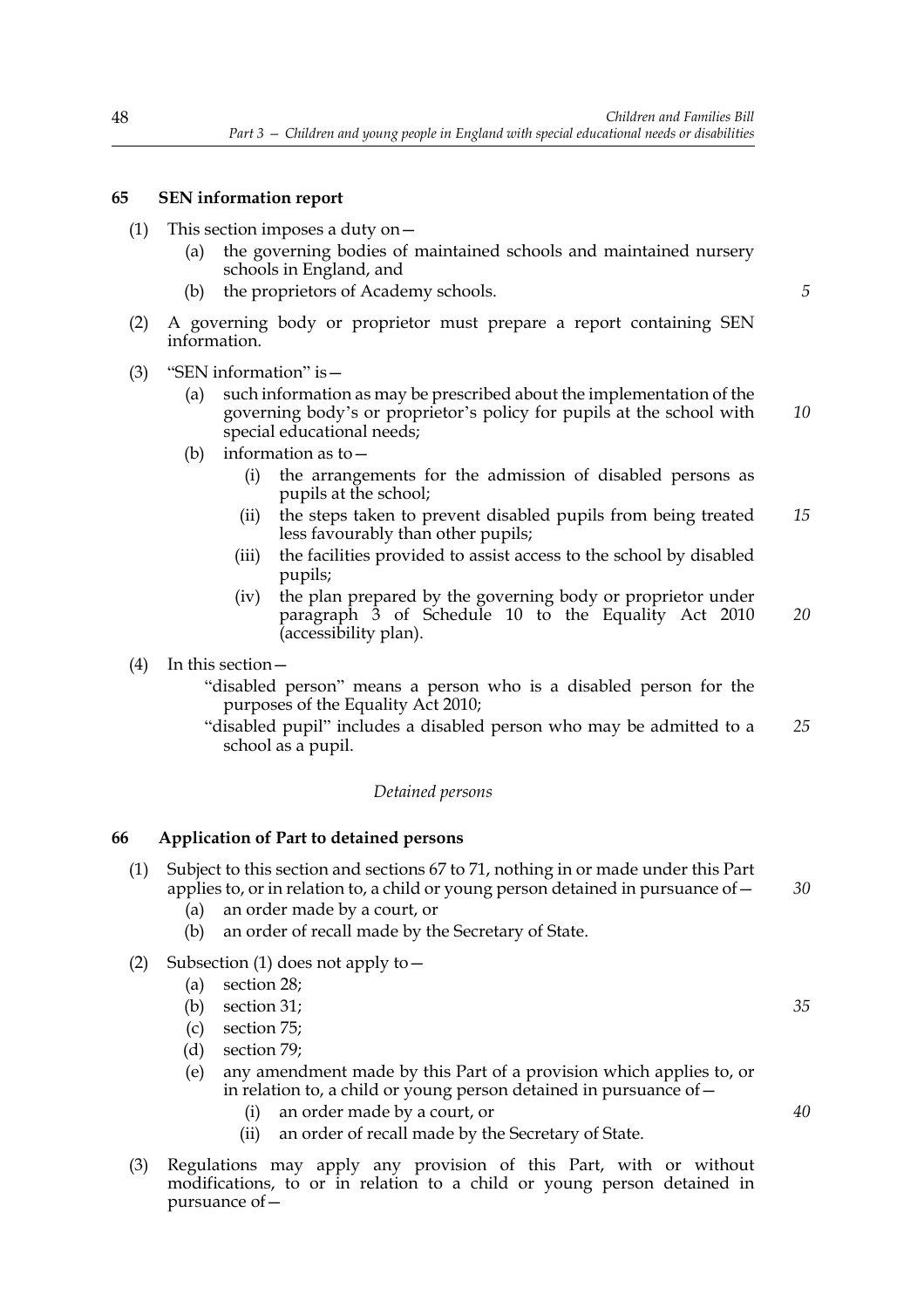### 65 SEN information report

(1) This section imposes a duty on—

  (a) the governing bodies of maintained schools and maintained nursery schools in England, and

  (b) the proprietors of Academy schools.

(2) A governing body or proprietor must prepare a report containing SEN information.

(3) "SEN information" is—

  (a) such information as may be prescribed about the implementation of the governing body's or proprietor's policy for pupils at the school with special educational needs;

  (b) information as to—

    (i) the arrangements for the admission of disabled persons as pupils at the school;

    (ii) the steps taken to prevent disabled pupils from being treated less favourably than other pupils;

    (iii) the facilities provided to assist access to the school by disabled pupils;

    (iv) the plan prepared by the governing body or proprietor under paragraph 3 of Schedule 10 to the Equality Act 2010 (accessibility plan).

(4) In this section—

"disabled person" means a person who is a disabled person for the purposes of the Equality Act 2010;

"disabled pupil" includes a disabled person who may be admitted to a school as a pupil.

*Detained persons*

### 66 Application of Part to detained persons

(1) Subject to this section and sections 67 to 71, nothing in or made under this Part applies to, or in relation to, a child or young person detained in pursuance of—

  (a) an order made by a court, or

  (b) an order of recall made by the Secretary of State.

(2) Subsection (1) does not apply to—

  (a) section 28;

  (b) section 31;

  (c) section 75;

  (d) section 79;

  (e) any amendment made by this Part of a provision which applies to, or in relation to, a child or young person detained in pursuance of—

    (i) an order made by a court, or

    (ii) an order of recall made by the Secretary of State.

(3) Regulations may apply any provision of this Part, with or without modifications, to or in relation to a child or young person detained in pursuance of—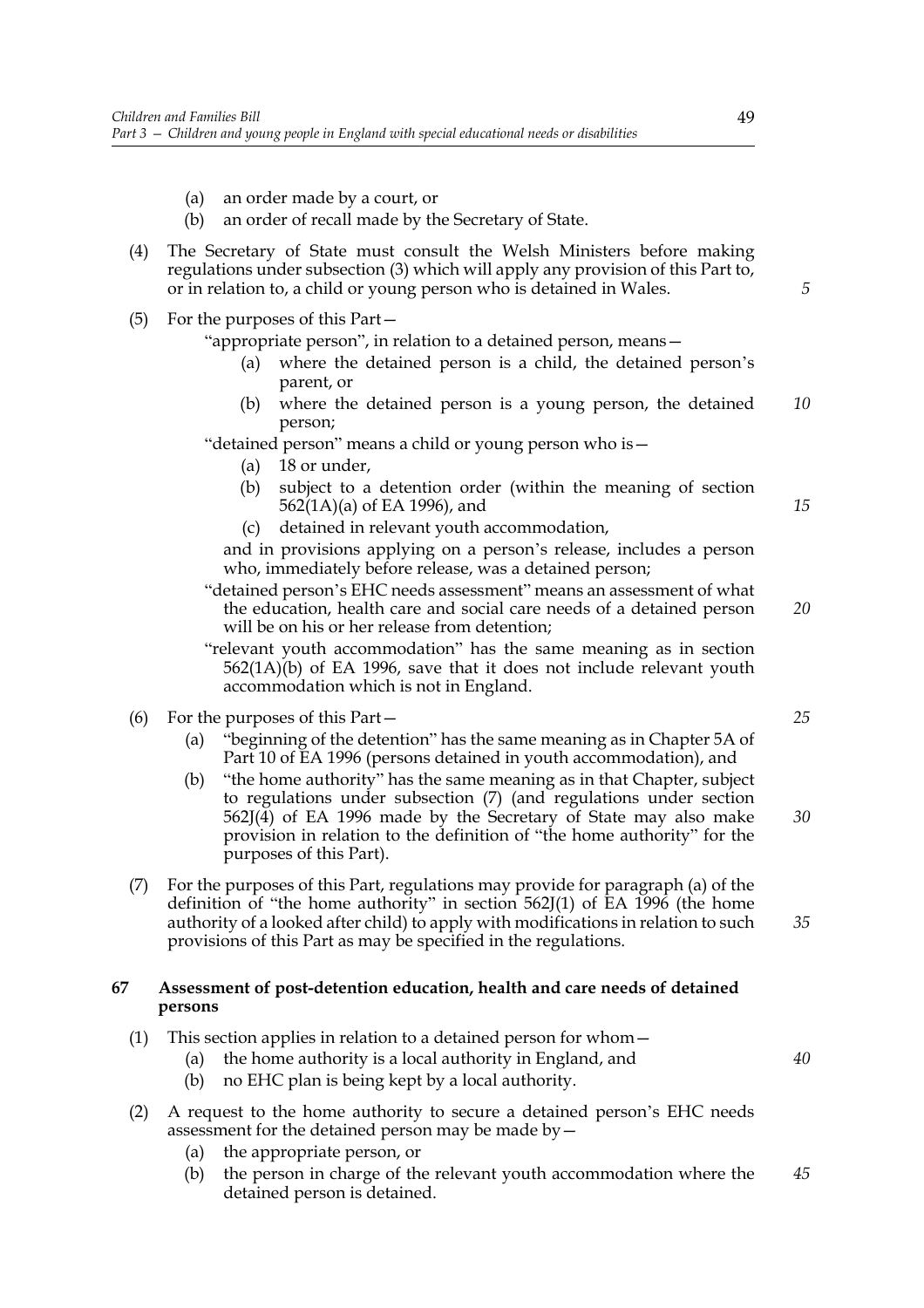(a) an order made by a court, or

(b) an order of recall made by the Secretary of State.

(4) The Secretary of State must consult the Welsh Ministers before making regulations under subsection (3) which will apply any provision of this Part to, or in relation to, a child or young person who is detained in Wales.

(5) For the purposes of this Part—

"appropriate person", in relation to a detained person, means—

(a) where the detained person is a child, the detained person's parent, or

(b) where the detained person is a young person, the detained person;

"detained person" means a child or young person who is—

(a) 18 or under,

(b) subject to a detention order (within the meaning of section 562(1A)(a) of EA 1996), and

(c) detained in relevant youth accommodation,

and in provisions applying on a person's release, includes a person who, immediately before release, was a detained person;

"detained person's EHC needs assessment" means an assessment of what the education, health care and social care needs of a detained person will be on his or her release from detention;

"relevant youth accommodation" has the same meaning as in section 562(1A)(b) of EA 1996, save that it does not include relevant youth accommodation which is not in England.

(6) For the purposes of this Part—

(a) "beginning of the detention" has the same meaning as in Chapter 5A of Part 10 of EA 1996 (persons detained in youth accommodation), and

(b) "the home authority" has the same meaning as in that Chapter, subject to regulations under subsection (7) (and regulations under section 562J(4) of EA 1996 made by the Secretary of State may also make provision in relation to the definition of "the home authority" for the purposes of this Part).

(7) For the purposes of this Part, regulations may provide for paragraph (a) of the definition of "the home authority" in section 562J(1) of EA 1996 (the home authority of a looked after child) to apply with modifications in relation to such provisions of this Part as may be specified in the regulations.

## 67 Assessment of post-detention education, health and care needs of detained persons

(1) This section applies in relation to a detained person for whom—

(a) the home authority is a local authority in England, and

(b) no EHC plan is being kept by a local authority.

(2) A request to the home authority to secure a detained person's EHC needs assessment for the detained person may be made by—

(a) the appropriate person, or

(b) the person in charge of the relevant youth accommodation where the detained person is detained.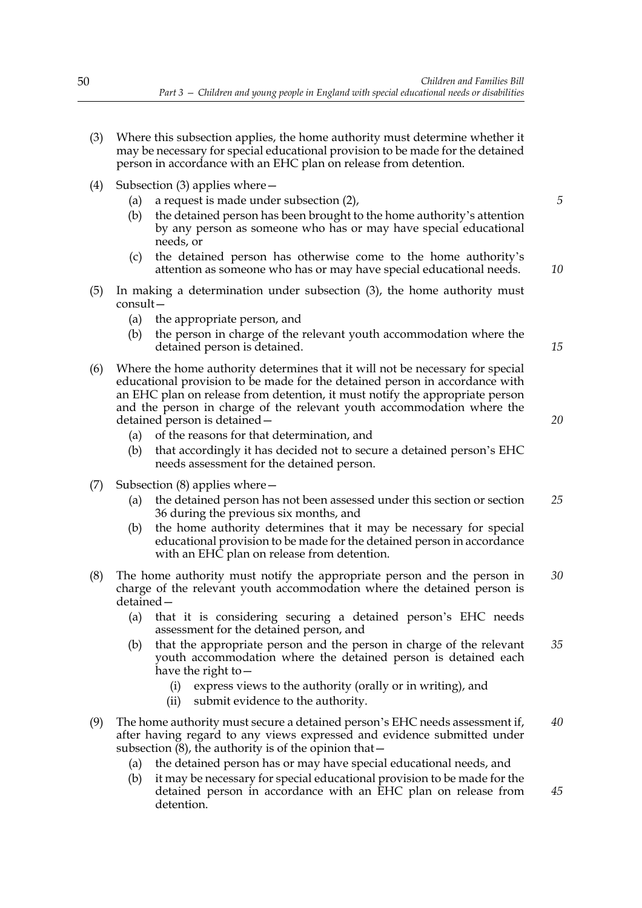(3) Where this subsection applies, the home authority must determine whether it may be necessary for special educational provision to be made for the detained person in accordance with an EHC plan on release from detention.

(4) Subsection (3) applies where—

  (a) a request is made under subsection (2),

  (b) the detained person has been brought to the home authority's attention by any person as someone who has or may have special educational needs, or

  (c) the detained person has otherwise come to the home authority's attention as someone who has or may have special educational needs.

(5) In making a determination under subsection (3), the home authority must consult—

  (a) the appropriate person, and

  (b) the person in charge of the relevant youth accommodation where the detained person is detained.

(6) Where the home authority determines that it will not be necessary for special educational provision to be made for the detained person in accordance with an EHC plan on release from detention, it must notify the appropriate person and the person in charge of the relevant youth accommodation where the detained person is detained—

  (a) of the reasons for that determination, and

  (b) that accordingly it has decided not to secure a detained person's EHC needs assessment for the detained person.

(7) Subsection (8) applies where—

  (a) the detained person has not been assessed under this section or section 36 during the previous six months, and

  (b) the home authority determines that it may be necessary for special educational provision to be made for the detained person in accordance with an EHC plan on release from detention.

(8) The home authority must notify the appropriate person and the person in charge of the relevant youth accommodation where the detained person is detained—

  (a) that it is considering securing a detained person's EHC needs assessment for the detained person, and

  (b) that the appropriate person and the person in charge of the relevant youth accommodation where the detained person is detained each have the right to—

    (i) express views to the authority (orally or in writing), and

    (ii) submit evidence to the authority.

(9) The home authority must secure a detained person's EHC needs assessment if, after having regard to any views expressed and evidence submitted under subsection (8), the authority is of the opinion that—

  (a) the detained person has or may have special educational needs, and

  (b) it may be necessary for special educational provision to be made for the detained person in accordance with an EHC plan on release from detention.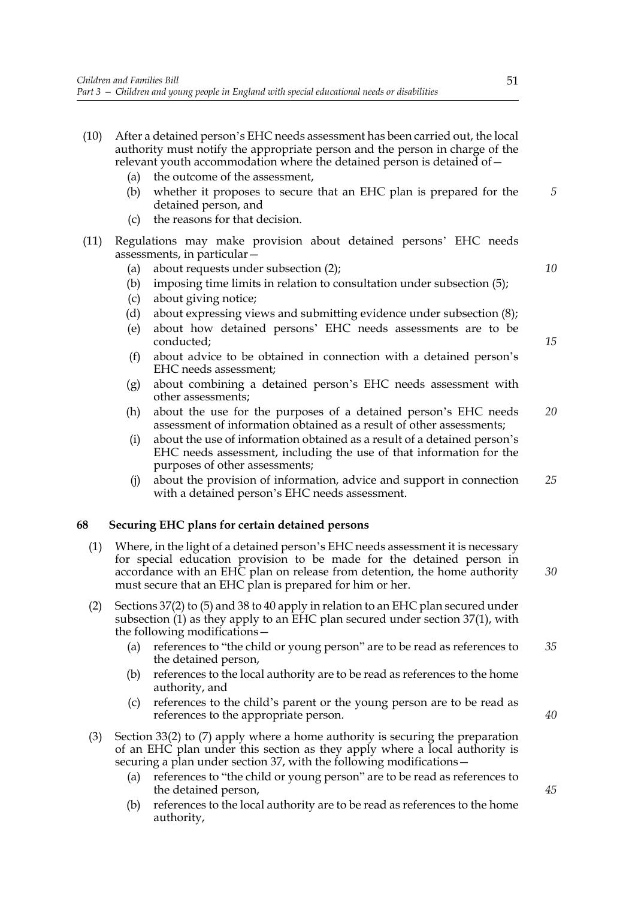(10) After a detained person's EHC needs assessment has been carried out, the local authority must notify the appropriate person and the person in charge of the relevant youth accommodation where the detained person is detained of—

  (a) the outcome of the assessment,

  (b) whether it proposes to secure that an EHC plan is prepared for the detained person, and

  (c) the reasons for that decision.

(11) Regulations may make provision about detained persons' EHC needs assessments, in particular—

  (a) about requests under subsection (2);

  (b) imposing time limits in relation to consultation under subsection (5);

  (c) about giving notice;

  (d) about expressing views and submitting evidence under subsection (8);

  (e) about how detained persons' EHC needs assessments are to be conducted;

  (f) about advice to be obtained in connection with a detained person's EHC needs assessment;

  (g) about combining a detained person's EHC needs assessment with other assessments;

  (h) about the use for the purposes of a detained person's EHC needs assessment of information obtained as a result of other assessments;

  (i) about the use of information obtained as a result of a detained person's EHC needs assessment, including the use of that information for the purposes of other assessments;

  (j) about the provision of information, advice and support in connection with a detained person's EHC needs assessment.

### 68 Securing EHC plans for certain detained persons

(1) Where, in the light of a detained person's EHC needs assessment it is necessary for special education provision to be made for the detained person in accordance with an EHC plan on release from detention, the home authority must secure that an EHC plan is prepared for him or her.

(2) Sections 37(2) to (5) and 38 to 40 apply in relation to an EHC plan secured under subsection (1) as they apply to an EHC plan secured under section 37(1), with the following modifications—

  (a) references to "the child or young person" are to be read as references to the detained person,

  (b) references to the local authority are to be read as references to the home authority, and

  (c) references to the child's parent or the young person are to be read as references to the appropriate person.

(3) Section 33(2) to (7) apply where a home authority is securing the preparation of an EHC plan under this section as they apply where a local authority is securing a plan under section 37, with the following modifications—

  (a) references to "the child or young person" are to be read as references to the detained person,

  (b) references to the local authority are to be read as references to the home authority,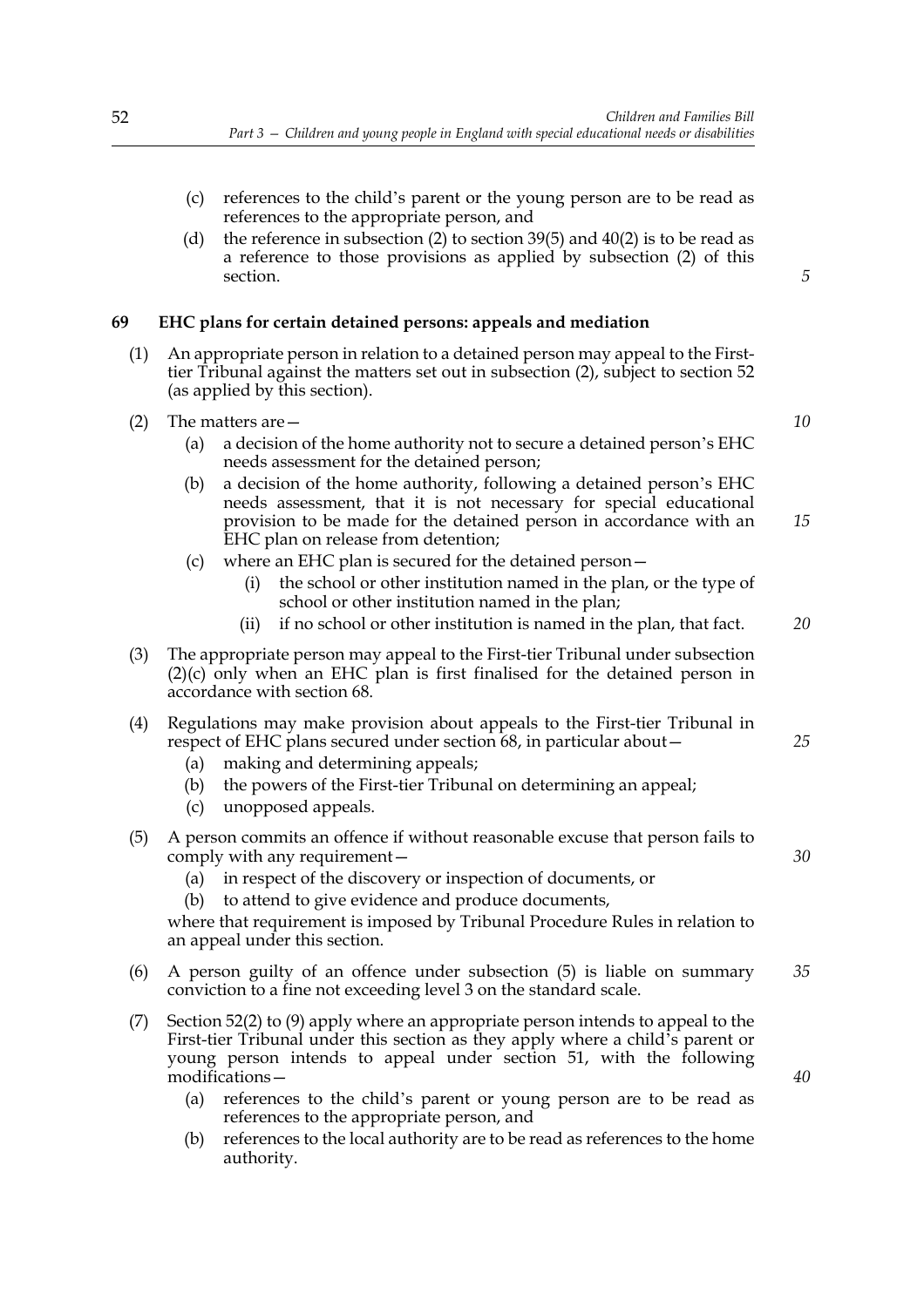(c) references to the child's parent or the young person are to be read as references to the appropriate person, and

(d) the reference in subsection (2) to section 39(5) and 40(2) is to be read as a reference to those provisions as applied by subsection (2) of this section.

## 69 EHC plans for certain detained persons: appeals and mediation

(1) An appropriate person in relation to a detained person may appeal to the First-tier Tribunal against the matters set out in subsection (2), subject to section 52 (as applied by this section).

(2) The matters are—

(a) a decision of the home authority not to secure a detained person's EHC needs assessment for the detained person;

(b) a decision of the home authority, following a detained person's EHC needs assessment, that it is not necessary for special educational provision to be made for the detained person in accordance with an EHC plan on release from detention;

(c) where an EHC plan is secured for the detained person—

(i) the school or other institution named in the plan, or the type of school or other institution named in the plan;

(ii) if no school or other institution is named in the plan, that fact.

(3) The appropriate person may appeal to the First-tier Tribunal under subsection (2)(c) only when an EHC plan is first finalised for the detained person in accordance with section 68.

(4) Regulations may make provision about appeals to the First-tier Tribunal in respect of EHC plans secured under section 68, in particular about—

(a) making and determining appeals;

(b) the powers of the First-tier Tribunal on determining an appeal;

(c) unopposed appeals.

(5) A person commits an offence if without reasonable excuse that person fails to comply with any requirement—

(a) in respect of the discovery or inspection of documents, or

(b) to attend to give evidence and produce documents,

where that requirement is imposed by Tribunal Procedure Rules in relation to an appeal under this section.

(6) A person guilty of an offence under subsection (5) is liable on summary conviction to a fine not exceeding level 3 on the standard scale.

(7) Section 52(2) to (9) apply where an appropriate person intends to appeal to the First-tier Tribunal under this section as they apply where a child's parent or young person intends to appeal under section 51, with the following modifications—

(a) references to the child's parent or young person are to be read as references to the appropriate person, and

(b) references to the local authority are to be read as references to the home authority.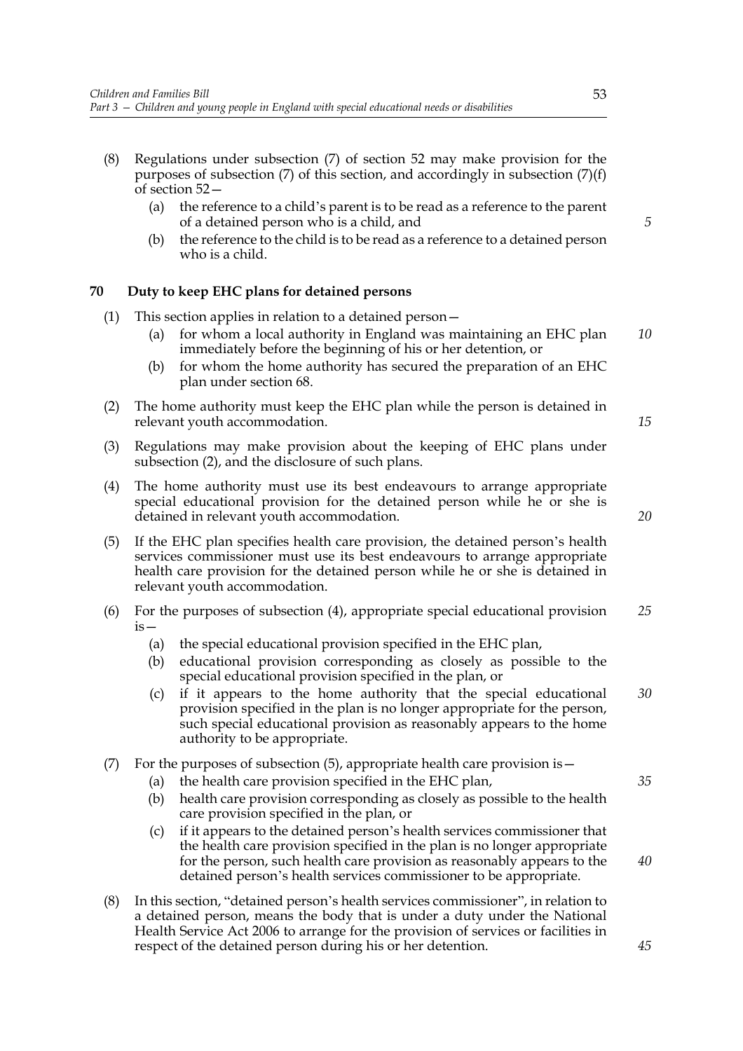(8) Regulations under subsection (7) of section 52 may make provision for the purposes of subsection (7) of this section, and accordingly in subsection (7)(f) of section 52—

   (a) the reference to a child's parent is to be read as a reference to the parent of a detained person who is a child, and

   (b) the reference to the child is to be read as a reference to a detained person who is a child.

### 70 Duty to keep EHC plans for detained persons

(1) This section applies in relation to a detained person—

   (a) for whom a local authority in England was maintaining an EHC plan immediately before the beginning of his or her detention, or

   (b) for whom the home authority has secured the preparation of an EHC plan under section 68.

(2) The home authority must keep the EHC plan while the person is detained in relevant youth accommodation.

(3) Regulations may make provision about the keeping of EHC plans under subsection (2), and the disclosure of such plans.

(4) The home authority must use its best endeavours to arrange appropriate special educational provision for the detained person while he or she is detained in relevant youth accommodation.

(5) If the EHC plan specifies health care provision, the detained person's health services commissioner must use its best endeavours to arrange appropriate health care provision for the detained person while he or she is detained in relevant youth accommodation.

(6) For the purposes of subsection (4), appropriate special educational provision is—

   (a) the special educational provision specified in the EHC plan,

   (b) educational provision corresponding as closely as possible to the special educational provision specified in the plan, or

   (c) if it appears to the home authority that the special educational provision specified in the plan is no longer appropriate for the person, such special educational provision as reasonably appears to the home authority to be appropriate.

(7) For the purposes of subsection (5), appropriate health care provision is—

   (a) the health care provision specified in the EHC plan,

   (b) health care provision corresponding as closely as possible to the health care provision specified in the plan, or

   (c) if it appears to the detained person's health services commissioner that the health care provision specified in the plan is no longer appropriate for the person, such health care provision as reasonably appears to the detained person's health services commissioner to be appropriate.

(8) In this section, "detained person's health services commissioner", in relation to a detained person, means the body that is under a duty under the National Health Service Act 2006 to arrange for the provision of services or facilities in respect of the detained person during his or her detention.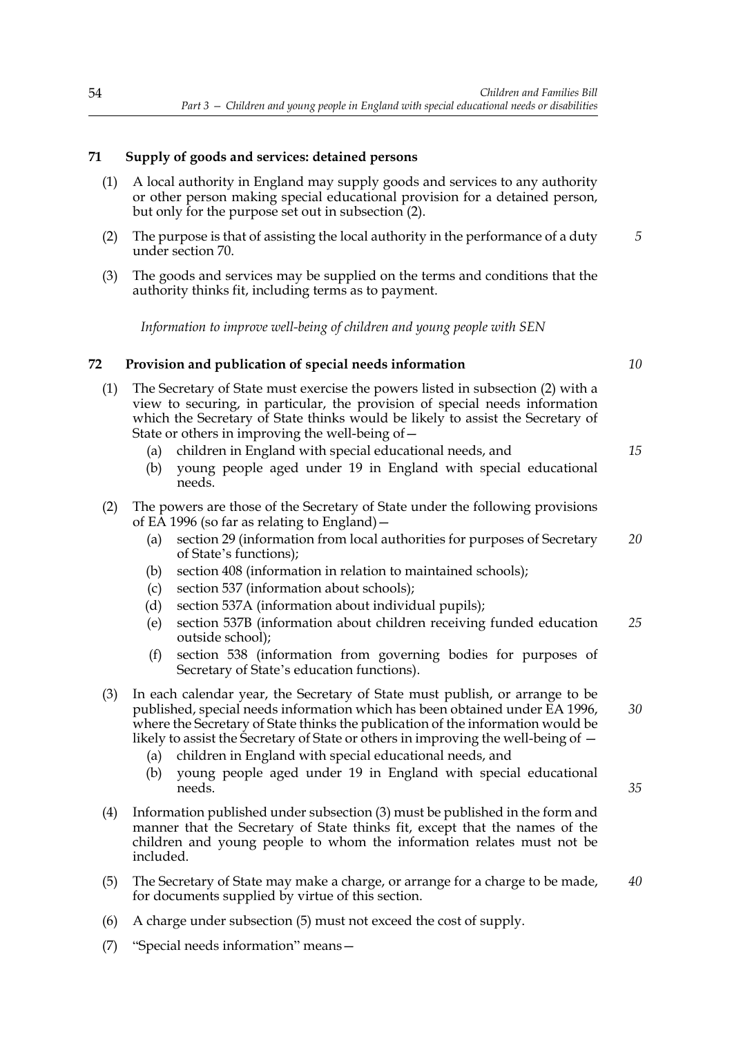**71 Supply of goods and services: detained persons**

(1) A local authority in England may supply goods and services to any authority or other person making special educational provision for a detained person, but only for the purpose set out in subsection (2).

(2) The purpose is that of assisting the local authority in the performance of a duty under section 70.

(3) The goods and services may be supplied on the terms and conditions that the authority thinks fit, including terms as to payment.

*Information to improve well-being of children and young people with SEN*

**72 Provision and publication of special needs information**

(1) The Secretary of State must exercise the powers listed in subsection (2) with a view to securing, in particular, the provision of special needs information which the Secretary of State thinks would be likely to assist the Secretary of State or others in improving the well-being of—

- (a) children in England with special educational needs, and
- (b) young people aged under 19 in England with special educational needs.

(2) The powers are those of the Secretary of State under the following provisions of EA 1996 (so far as relating to England)—

- (a) section 29 (information from local authorities for purposes of Secretary of State's functions);
- (b) section 408 (information in relation to maintained schools);
- (c) section 537 (information about schools);
- (d) section 537A (information about individual pupils);
- (e) section 537B (information about children receiving funded education outside school);
- (f) section 538 (information from governing bodies for purposes of Secretary of State's education functions).

(3) In each calendar year, the Secretary of State must publish, or arrange to be published, special needs information which has been obtained under EA 1996, where the Secretary of State thinks the publication of the information would be likely to assist the Secretary of State or others in improving the well-being of —

- (a) children in England with special educational needs, and
- (b) young people aged under 19 in England with special educational needs.

(4) Information published under subsection (3) must be published in the form and manner that the Secretary of State thinks fit, except that the names of the children and young people to whom the information relates must not be included.

(5) The Secretary of State may make a charge, or arrange for a charge to be made, for documents supplied by virtue of this section.

(6) A charge under subsection (5) must not exceed the cost of supply.

(7) "Special needs information" means—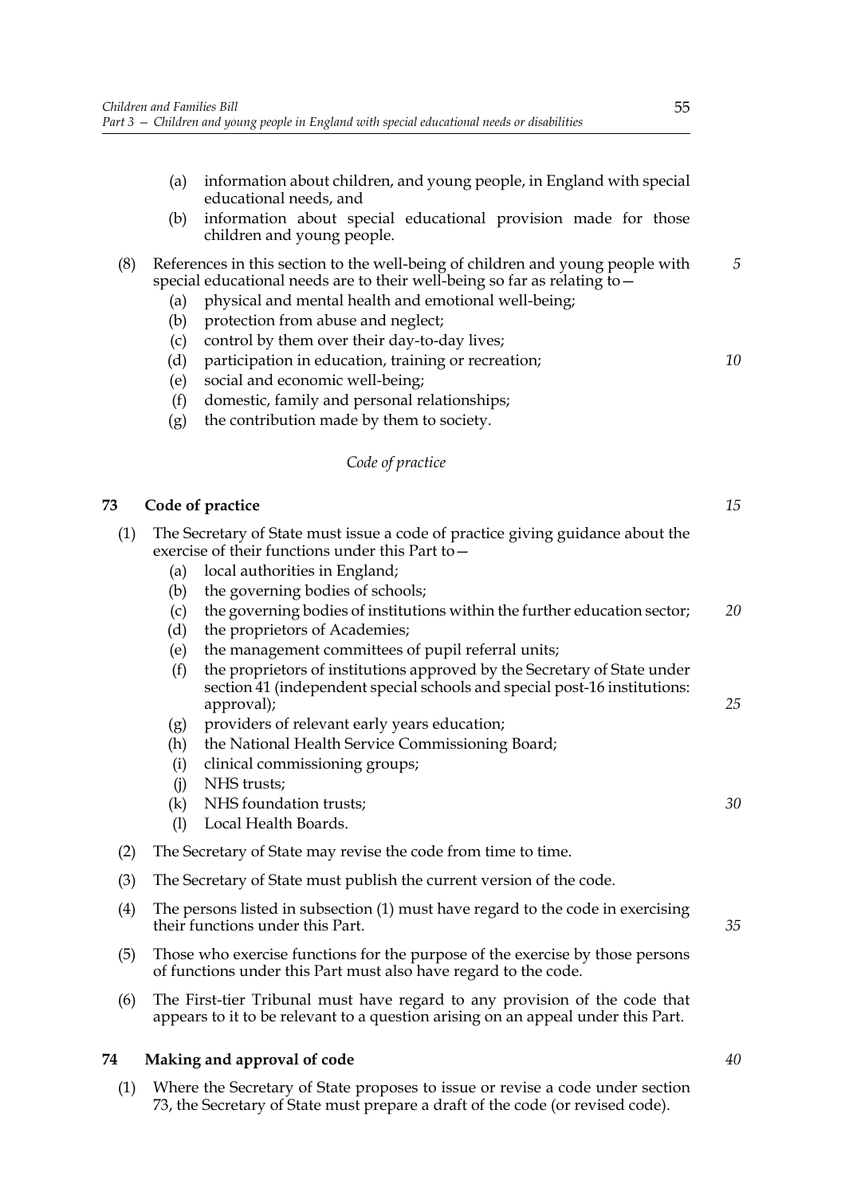(a) information about children, and young people, in England with special educational needs, and

(b) information about special educational provision made for those children and young people.

(8) References in this section to the well-being of children and young people with special educational needs are to their well-being so far as relating to—

(a) physical and mental health and emotional well-being;

(b) protection from abuse and neglect;

(c) control by them over their day-to-day lives;

(d) participation in education, training or recreation;

(e) social and economic well-being;

(f) domestic, family and personal relationships;

(g) the contribution made by them to society.

*Code of practice*

**73 Code of practice**

(1) The Secretary of State must issue a code of practice giving guidance about the exercise of their functions under this Part to—

(a) local authorities in England;

(b) the governing bodies of schools;

(c) the governing bodies of institutions within the further education sector;

(d) the proprietors of Academies;

(e) the management committees of pupil referral units;

(f) the proprietors of institutions approved by the Secretary of State under section 41 (independent special schools and special post-16 institutions: approval);

(g) providers of relevant early years education;

(h) the National Health Service Commissioning Board;

(i) clinical commissioning groups;

(j) NHS trusts;

(k) NHS foundation trusts;

(l) Local Health Boards.

(2) The Secretary of State may revise the code from time to time.

(3) The Secretary of State must publish the current version of the code.

(4) The persons listed in subsection (1) must have regard to the code in exercising their functions under this Part.

(5) Those who exercise functions for the purpose of the exercise by those persons of functions under this Part must also have regard to the code.

(6) The First-tier Tribunal must have regard to any provision of the code that appears to it to be relevant to a question arising on an appeal under this Part.

**74 Making and approval of code**

(1) Where the Secretary of State proposes to issue or revise a code under section 73, the Secretary of State must prepare a draft of the code (or revised code).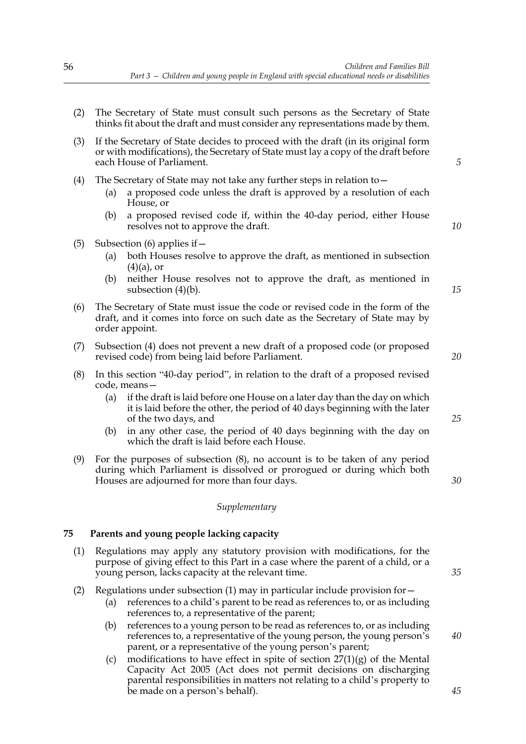(2) The Secretary of State must consult such persons as the Secretary of State thinks fit about the draft and must consider any representations made by them.

(3) If the Secretary of State decides to proceed with the draft (in its original form or with modifications), the Secretary of State must lay a copy of the draft before each House of Parliament.

(4) The Secretary of State may not take any further steps in relation to—

  (a) a proposed code unless the draft is approved by a resolution of each House, or

  (b) a proposed revised code if, within the 40-day period, either House resolves not to approve the draft.

(5) Subsection (6) applies if—

  (a) both Houses resolve to approve the draft, as mentioned in subsection (4)(a), or

  (b) neither House resolves not to approve the draft, as mentioned in subsection (4)(b).

(6) The Secretary of State must issue the code or revised code in the form of the draft, and it comes into force on such date as the Secretary of State may by order appoint.

(7) Subsection (4) does not prevent a new draft of a proposed code (or proposed revised code) from being laid before Parliament.

(8) In this section "40-day period", in relation to the draft of a proposed revised code, means—

  (a) if the draft is laid before one House on a later day than the day on which it is laid before the other, the period of 40 days beginning with the later of the two days, and

  (b) in any other case, the period of 40 days beginning with the day on which the draft is laid before each House.

(9) For the purposes of subsection (8), no account is to be taken of any period during which Parliament is dissolved or prorogued or during which both Houses are adjourned for more than four days.

*Supplementary*

## 75 Parents and young people lacking capacity

(1) Regulations may apply any statutory provision with modifications, for the purpose of giving effect to this Part in a case where the parent of a child, or a young person, lacks capacity at the relevant time.

(2) Regulations under subsection (1) may in particular include provision for—

  (a) references to a child's parent to be read as references to, or as including references to, a representative of the parent;

  (b) references to a young person to be read as references to, or as including references to, a representative of the young person, the young person's parent, or a representative of the young person's parent;

  (c) modifications to have effect in spite of section 27(1)(g) of the Mental Capacity Act 2005 (Act does not permit decisions on discharging parental responsibilities in matters not relating to a child's property to be made on a person's behalf).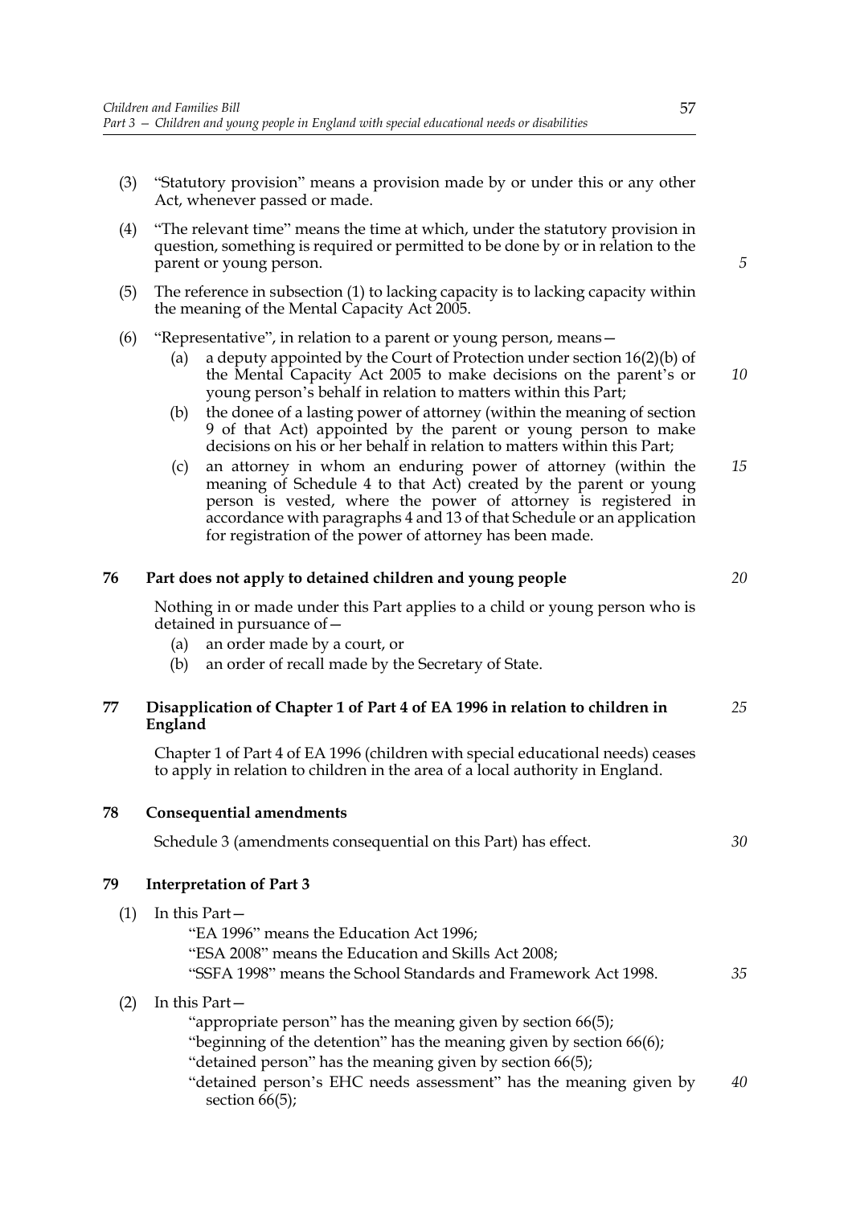(3) "Statutory provision" means a provision made by or under this or any other Act, whenever passed or made.

(4) "The relevant time" means the time at which, under the statutory provision in question, something is required or permitted to be done by or in relation to the parent or young person.

(5) The reference in subsection (1) to lacking capacity is to lacking capacity within the meaning of the Mental Capacity Act 2005.

(6) "Representative", in relation to a parent or young person, means—

- (a) a deputy appointed by the Court of Protection under section 16(2)(b) of the Mental Capacity Act 2005 to make decisions on the parent's or young person's behalf in relation to matters within this Part;
- (b) the donee of a lasting power of attorney (within the meaning of section 9 of that Act) appointed by the parent or young person to make decisions on his or her behalf in relation to matters within this Part;
- (c) an attorney in whom an enduring power of attorney (within the meaning of Schedule 4 to that Act) created by the parent or young person is vested, where the power of attorney is registered in accordance with paragraphs 4 and 13 of that Schedule or an application for registration of the power of attorney has been made.

### 76 Part does not apply to detained children and young people

Nothing in or made under this Part applies to a child or young person who is detained in pursuance of—

- (a) an order made by a court, or
- (b) an order of recall made by the Secretary of State.

### 77 Disapplication of Chapter 1 of Part 4 of EA 1996 in relation to children in England

Chapter 1 of Part 4 of EA 1996 (children with special educational needs) ceases to apply in relation to children in the area of a local authority in England.

### 78 Consequential amendments

Schedule 3 (amendments consequential on this Part) has effect.

### 79 Interpretation of Part 3

(1) In this Part—

"EA 1996" means the Education Act 1996;
"ESA 2008" means the Education and Skills Act 2008;
"SSFA 1998" means the School Standards and Framework Act 1998.

(2) In this Part—

"appropriate person" has the meaning given by section 66(5);
"beginning of the detention" has the meaning given by section 66(6);
"detained person" has the meaning given by section 66(5);
"detained person's EHC needs assessment" has the meaning given by section 66(5);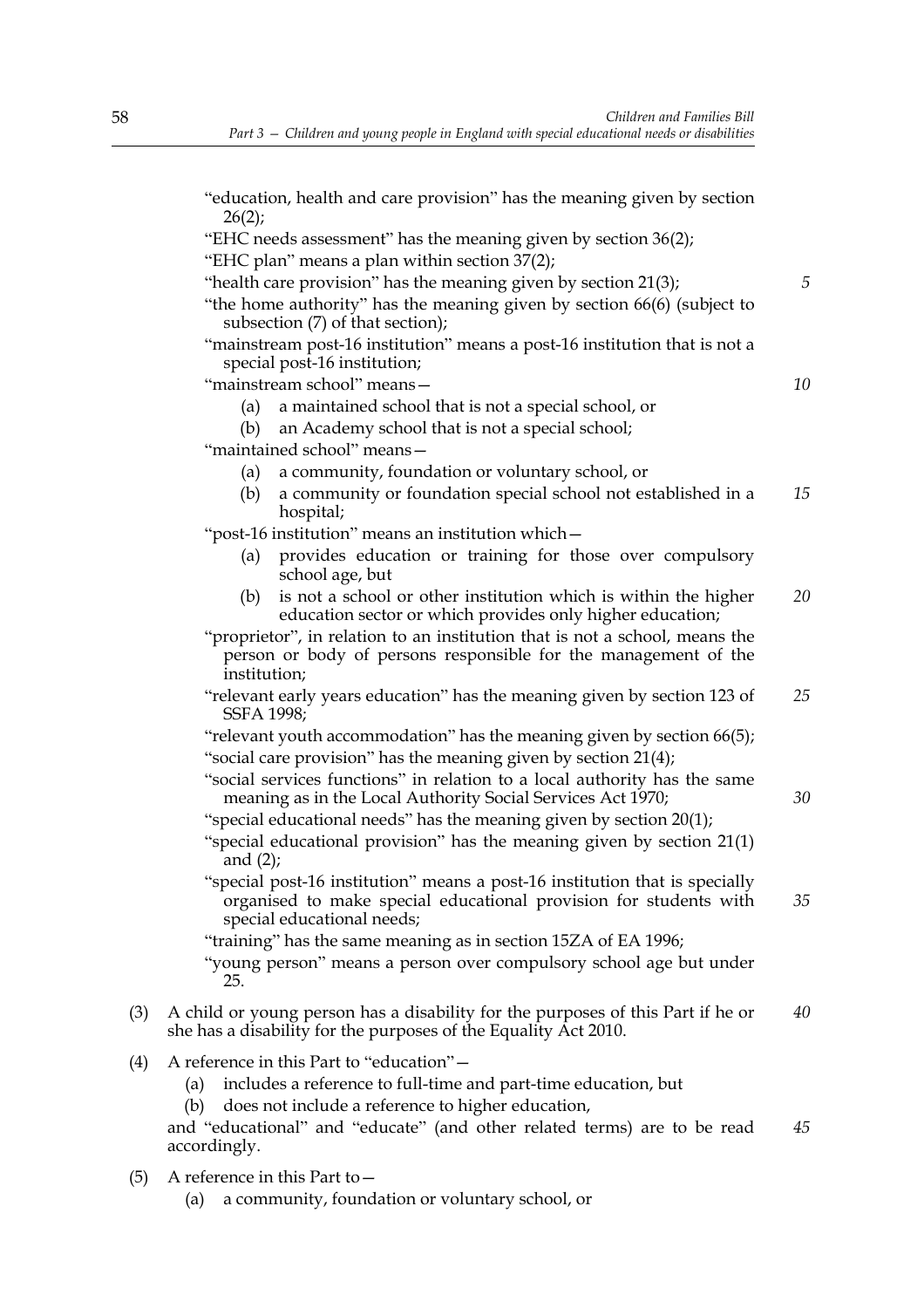"education, health and care provision" has the meaning given by section 26(2);

"EHC needs assessment" has the meaning given by section 36(2);

"EHC plan" means a plan within section 37(2);

"health care provision" has the meaning given by section 21(3);

"the home authority" has the meaning given by section 66(6) (subject to subsection (7) of that section);

"mainstream post-16 institution" means a post-16 institution that is not a special post-16 institution;

"mainstream school" means—

- (a) a maintained school that is not a special school, or
- (b) an Academy school that is not a special school;

"maintained school" means—

- (a) a community, foundation or voluntary school, or
- (b) a community or foundation special school not established in a hospital;

"post-16 institution" means an institution which—

- (a) provides education or training for those over compulsory school age, but
- (b) is not a school or other institution which is within the higher education sector or which provides only higher education;

"proprietor", in relation to an institution that is not a school, means the person or body of persons responsible for the management of the institution;

"relevant early years education" has the meaning given by section 123 of SSFA 1998;

"relevant youth accommodation" has the meaning given by section 66(5);

"social care provision" has the meaning given by section 21(4);

"social services functions" in relation to a local authority has the same meaning as in the Local Authority Social Services Act 1970;

"special educational needs" has the meaning given by section 20(1);

"special educational provision" has the meaning given by section 21(1) and (2);

"special post-16 institution" means a post-16 institution that is specially organised to make special educational provision for students with special educational needs;

"training" has the same meaning as in section 15ZA of EA 1996;

"young person" means a person over compulsory school age but under 25.

(3) A child or young person has a disability for the purposes of this Part if he or she has a disability for the purposes of the Equality Act 2010.

(4) A reference in this Part to "education"—

- (a) includes a reference to full-time and part-time education, but
- (b) does not include a reference to higher education,

and "educational" and "educate" (and other related terms) are to be read accordingly.

(5) A reference in this Part to—

- (a) a community, foundation or voluntary school, or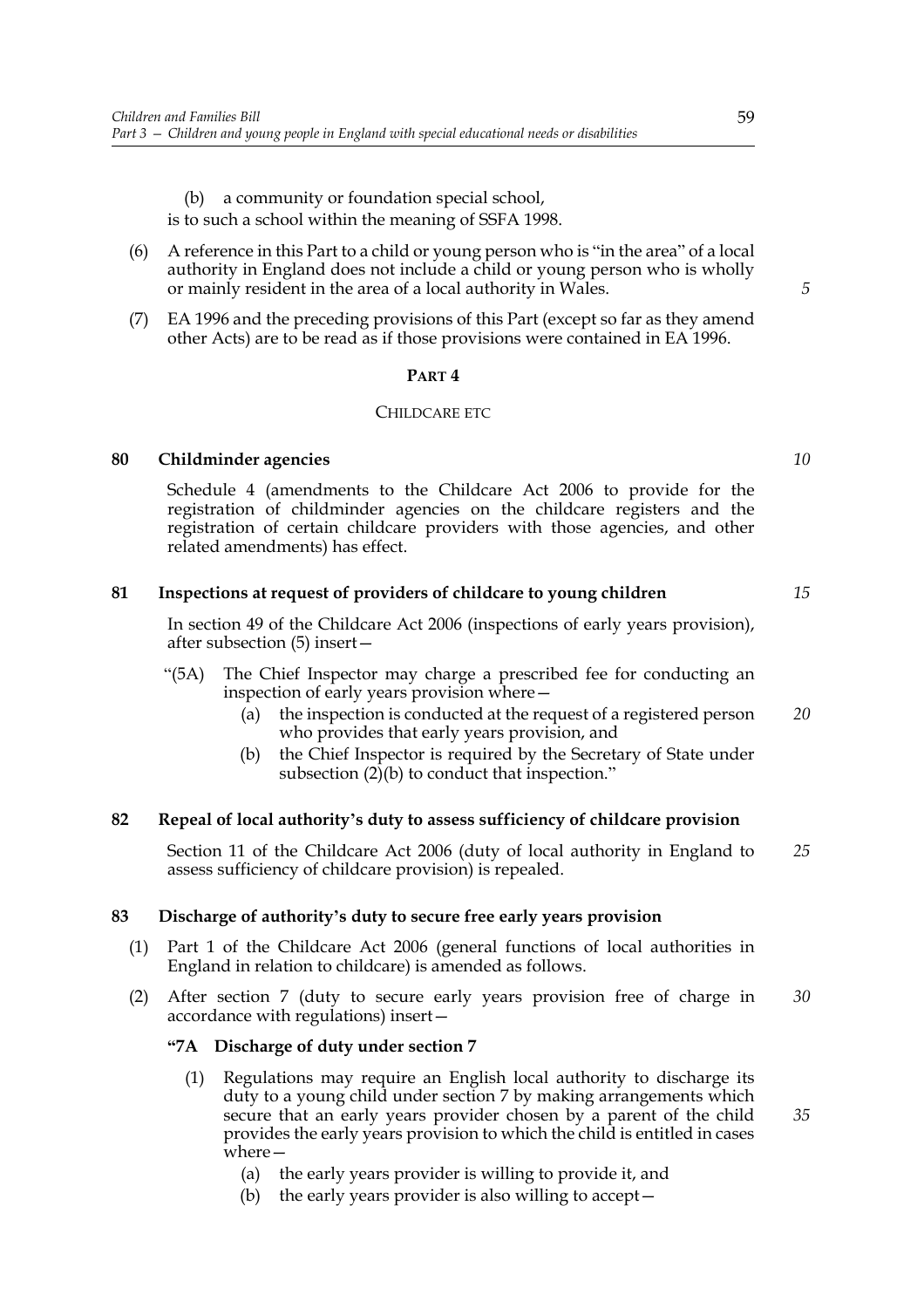(b) a community or foundation special school,

is to such a school within the meaning of SSFA 1998.

(6) A reference in this Part to a child or young person who is "in the area" of a local authority in England does not include a child or young person who is wholly or mainly resident in the area of a local authority in Wales.

(7) EA 1996 and the preceding provisions of this Part (except so far as they amend other Acts) are to be read as if those provisions were contained in EA 1996.

## PART 4

### CHILDCARE ETC

**80 Childminder agencies**

Schedule 4 (amendments to the Childcare Act 2006 to provide for the registration of childminder agencies on the childcare registers and the registration of certain childcare providers with those agencies, and other related amendments) has effect.

**81 Inspections at request of providers of childcare to young children**

In section 49 of the Childcare Act 2006 (inspections of early years provision), after subsection (5) insert—

"(5A) The Chief Inspector may charge a prescribed fee for conducting an inspection of early years provision where—

(a) the inspection is conducted at the request of a registered person who provides that early years provision, and

(b) the Chief Inspector is required by the Secretary of State under subsection (2)(b) to conduct that inspection."

**82 Repeal of local authority's duty to assess sufficiency of childcare provision**

Section 11 of the Childcare Act 2006 (duty of local authority in England to assess sufficiency of childcare provision) is repealed.

**83 Discharge of authority's duty to secure free early years provision**

(1) Part 1 of the Childcare Act 2006 (general functions of local authorities in England in relation to childcare) is amended as follows.

(2) After section 7 (duty to secure early years provision free of charge in accordance with regulations) insert—

**"7A Discharge of duty under section 7**

(1) Regulations may require an English local authority to discharge its duty to a young child under section 7 by making arrangements which secure that an early years provider chosen by a parent of the child provides the early years provision to which the child is entitled in cases where—

(a) the early years provider is willing to provide it, and

(b) the early years provider is also willing to accept—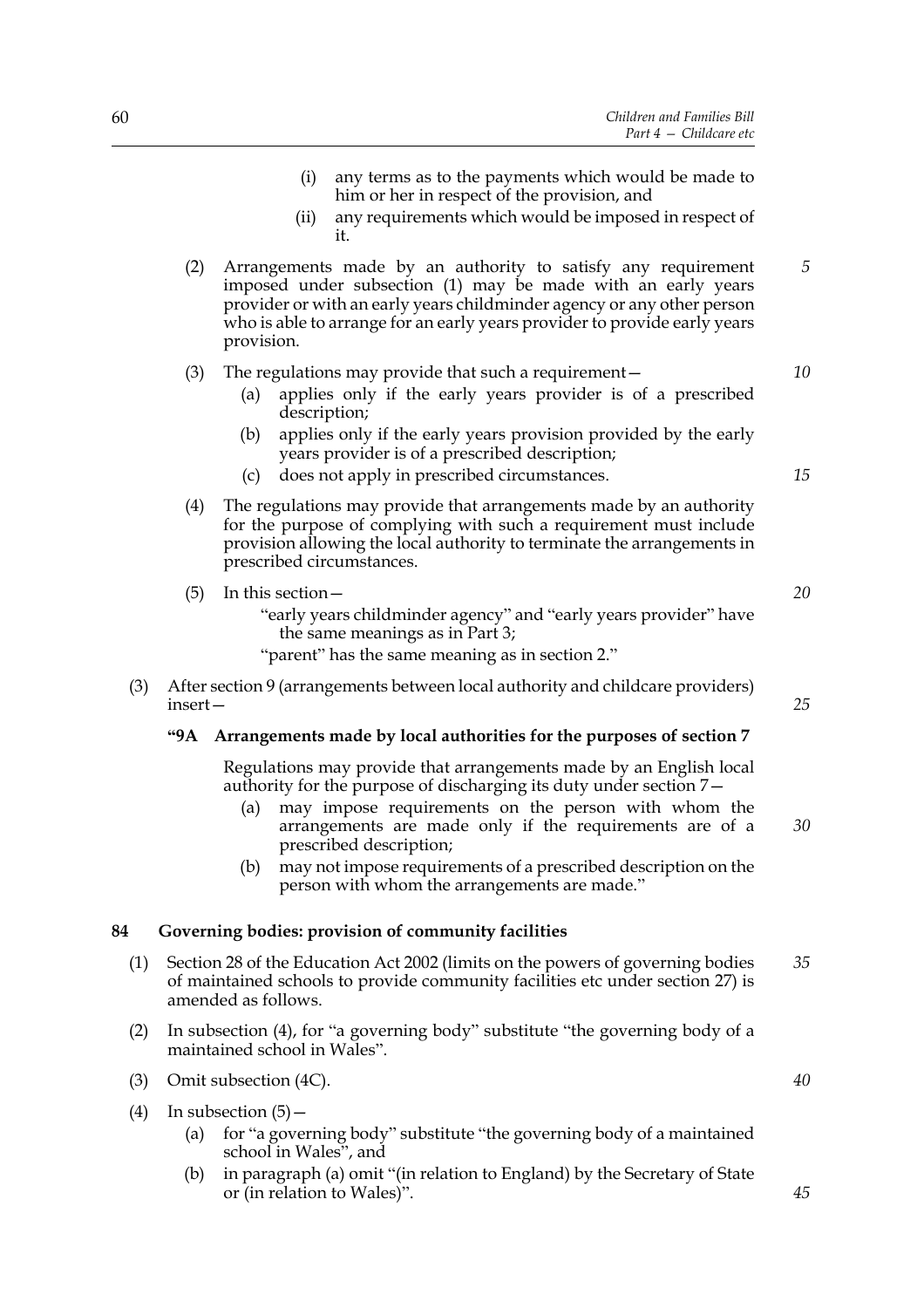(i) any terms as to the payments which would be made to him or her in respect of the provision, and

(ii) any requirements which would be imposed in respect of it.

(2) Arrangements made by an authority to satisfy any requirement imposed under subsection (1) may be made with an early years provider or with an early years childminder agency or any other person who is able to arrange for an early years provider to provide early years provision.

(3) The regulations may provide that such a requirement—

(a) applies only if the early years provider is of a prescribed description;

(b) applies only if the early years provision provided by the early years provider is of a prescribed description;

(c) does not apply in prescribed circumstances.

(4) The regulations may provide that arrangements made by an authority for the purpose of complying with such a requirement must include provision allowing the local authority to terminate the arrangements in prescribed circumstances.

(5) In this section—

"early years childminder agency" and "early years provider" have the same meanings as in Part 3;

"parent" has the same meaning as in section 2."

(3) After section 9 (arrangements between local authority and childcare providers) insert—

**"9A Arrangements made by local authorities for the purposes of section 7**

Regulations may provide that arrangements made by an English local authority for the purpose of discharging its duty under section 7—

(a) may impose requirements on the person with whom the arrangements are made only if the requirements are of a prescribed description;

(b) may not impose requirements of a prescribed description on the person with whom the arrangements are made."

**84 Governing bodies: provision of community facilities**

(1) Section 28 of the Education Act 2002 (limits on the powers of governing bodies of maintained schools to provide community facilities etc under section 27) is amended as follows.

(2) In subsection (4), for "a governing body" substitute "the governing body of a maintained school in Wales".

(3) Omit subsection (4C).

(4) In subsection (5)—

(a) for "a governing body" substitute "the governing body of a maintained school in Wales", and

(b) in paragraph (a) omit "(in relation to England) by the Secretary of State or (in relation to Wales)".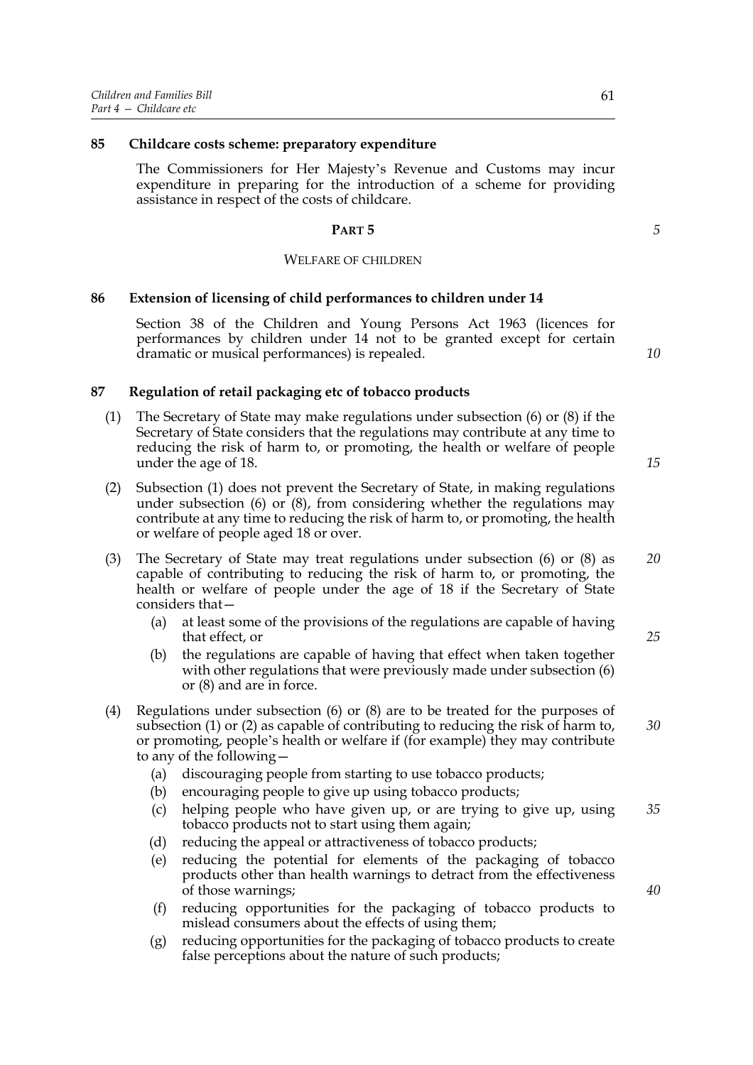### 85 Childcare costs scheme: preparatory expenditure

The Commissioners for Her Majesty's Revenue and Customs may incur expenditure in preparing for the introduction of a scheme for providing assistance in respect of the costs of childcare.

## PART 5

## WELFARE OF CHILDREN

### 86 Extension of licensing of child performances to children under 14

Section 38 of the Children and Young Persons Act 1963 (licences for performances by children under 14 not to be granted except for certain dramatic or musical performances) is repealed.

### 87 Regulation of retail packaging etc of tobacco products

(1) The Secretary of State may make regulations under subsection (6) or (8) if the Secretary of State considers that the regulations may contribute at any time to reducing the risk of harm to, or promoting, the health or welfare of people under the age of 18.

(2) Subsection (1) does not prevent the Secretary of State, in making regulations under subsection (6) or (8), from considering whether the regulations may contribute at any time to reducing the risk of harm to, or promoting, the health or welfare of people aged 18 or over.

(3) The Secretary of State may treat regulations under subsection (6) or (8) as capable of contributing to reducing the risk of harm to, or promoting, the health or welfare of people under the age of 18 if the Secretary of State considers that—

- (a) at least some of the provisions of the regulations are capable of having that effect, or
- (b) the regulations are capable of having that effect when taken together with other regulations that were previously made under subsection (6) or (8) and are in force.

(4) Regulations under subsection (6) or (8) are to be treated for the purposes of subsection (1) or (2) as capable of contributing to reducing the risk of harm to, or promoting, people's health or welfare if (for example) they may contribute to any of the following—

- (a) discouraging people from starting to use tobacco products;
- (b) encouraging people to give up using tobacco products;
- (c) helping people who have given up, or are trying to give up, using tobacco products not to start using them again;
- (d) reducing the appeal or attractiveness of tobacco products;
- (e) reducing the potential for elements of the packaging of tobacco products other than health warnings to detract from the effectiveness of those warnings;
- (f) reducing opportunities for the packaging of tobacco products to mislead consumers about the effects of using them;
- (g) reducing opportunities for the packaging of tobacco products to create false perceptions about the nature of such products;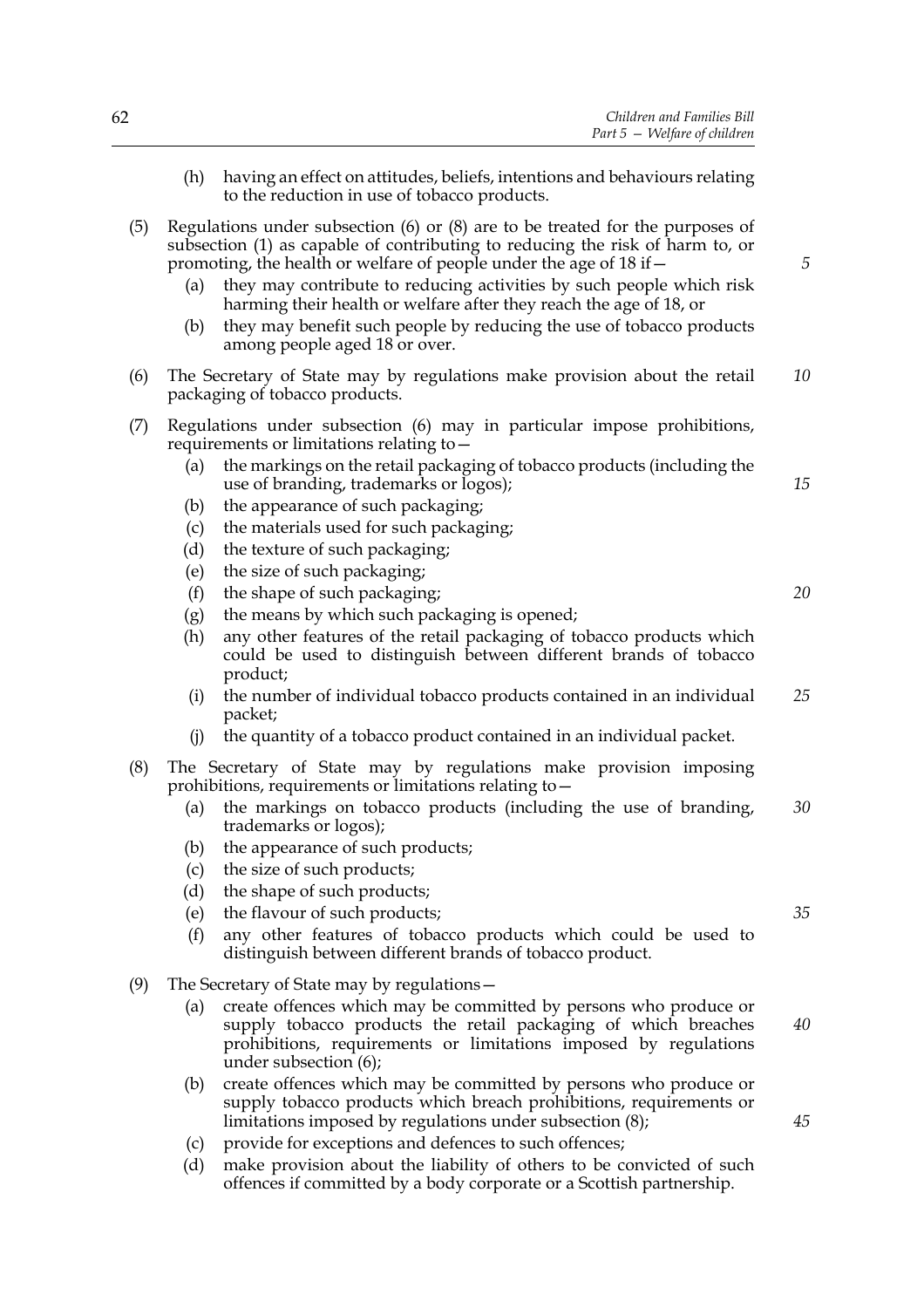(h) having an effect on attitudes, beliefs, intentions and behaviours relating to the reduction in use of tobacco products.

(5) Regulations under subsection (6) or (8) are to be treated for the purposes of subsection (1) as capable of contributing to reducing the risk of harm to, or promoting, the health or welfare of people under the age of 18 if—

   (a) they may contribute to reducing activities by such people which risk harming their health or welfare after they reach the age of 18, or

   (b) they may benefit such people by reducing the use of tobacco products among people aged 18 or over.

(6) The Secretary of State may by regulations make provision about the retail packaging of tobacco products.

(7) Regulations under subsection (6) may in particular impose prohibitions, requirements or limitations relating to—

   (a) the markings on the retail packaging of tobacco products (including the use of branding, trademarks or logos);

   (b) the appearance of such packaging;

   (c) the materials used for such packaging;

   (d) the texture of such packaging;

   (e) the size of such packaging;

   (f) the shape of such packaging;

   (g) the means by which such packaging is opened;

   (h) any other features of the retail packaging of tobacco products which could be used to distinguish between different brands of tobacco product;

   (i) the number of individual tobacco products contained in an individual packet;

   (j) the quantity of a tobacco product contained in an individual packet.

(8) The Secretary of State may by regulations make provision imposing prohibitions, requirements or limitations relating to—

   (a) the markings on tobacco products (including the use of branding, trademarks or logos);

   (b) the appearance of such products;

   (c) the size of such products;

   (d) the shape of such products;

   (e) the flavour of such products;

   (f) any other features of tobacco products which could be used to distinguish between different brands of tobacco product.

(9) The Secretary of State may by regulations—

   (a) create offences which may be committed by persons who produce or supply tobacco products the retail packaging of which breaches prohibitions, requirements or limitations imposed by regulations under subsection (6);

   (b) create offences which may be committed by persons who produce or supply tobacco products which breach prohibitions, requirements or limitations imposed by regulations under subsection (8);

   (c) provide for exceptions and defences to such offences;

   (d) make provision about the liability of others to be convicted of such offences if committed by a body corporate or a Scottish partnership.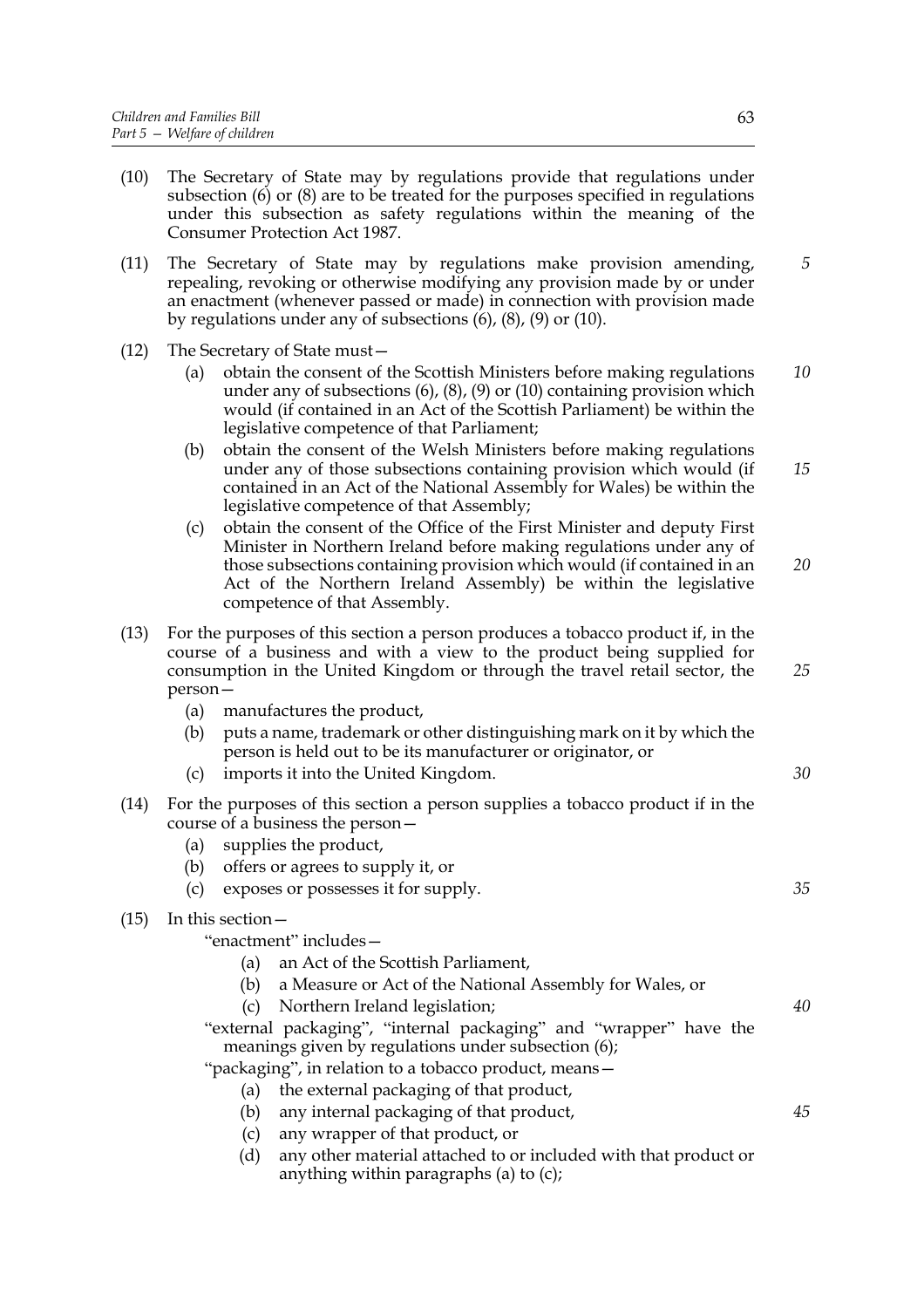(10) The Secretary of State may by regulations provide that regulations under subsection (6) or (8) are to be treated for the purposes specified in regulations under this subsection as safety regulations within the meaning of the Consumer Protection Act 1987.

(11) The Secretary of State may by regulations make provision amending, repealing, revoking or otherwise modifying any provision made by or under an enactment (whenever passed or made) in connection with provision made by regulations under any of subsections (6), (8), (9) or (10).

(12) The Secretary of State must—

  (a) obtain the consent of the Scottish Ministers before making regulations under any of subsections (6), (8), (9) or (10) containing provision which would (if contained in an Act of the Scottish Parliament) be within the legislative competence of that Parliament;

  (b) obtain the consent of the Welsh Ministers before making regulations under any of those subsections containing provision which would (if contained in an Act of the National Assembly for Wales) be within the legislative competence of that Assembly;

  (c) obtain the consent of the Office of the First Minister and deputy First Minister in Northern Ireland before making regulations under any of those subsections containing provision which would (if contained in an Act of the Northern Ireland Assembly) be within the legislative competence of that Assembly.

(13) For the purposes of this section a person produces a tobacco product if, in the course of a business and with a view to the product being supplied for consumption in the United Kingdom or through the travel retail sector, the person—

  (a) manufactures the product,

  (b) puts a name, trademark or other distinguishing mark on it by which the person is held out to be its manufacturer or originator, or

  (c) imports it into the United Kingdom.

(14) For the purposes of this section a person supplies a tobacco product if in the course of a business the person—

  (a) supplies the product,

  (b) offers or agrees to supply it, or

  (c) exposes or possesses it for supply.

(15) In this section—

"enactment" includes—

  (a) an Act of the Scottish Parliament,

  (b) a Measure or Act of the National Assembly for Wales, or

  (c) Northern Ireland legislation;

"external packaging", "internal packaging" and "wrapper" have the meanings given by regulations under subsection (6);

"packaging", in relation to a tobacco product, means—

  (a) the external packaging of that product,

  (b) any internal packaging of that product,

  (c) any wrapper of that product, or

  (d) any other material attached to or included with that product or anything within paragraphs (a) to (c);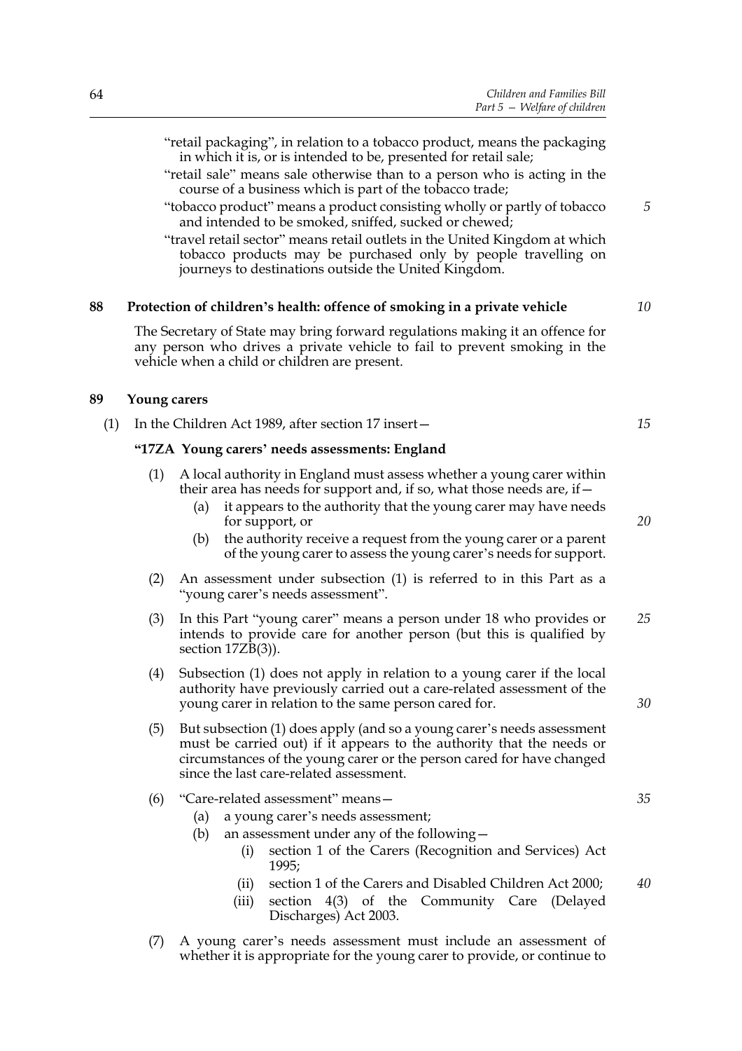"retail packaging", in relation to a tobacco product, means the packaging in which it is, or is intended to be, presented for retail sale;

"retail sale" means sale otherwise than to a person who is acting in the course of a business which is part of the tobacco trade;

"tobacco product" means a product consisting wholly or partly of tobacco and intended to be smoked, sniffed, sucked or chewed;

"travel retail sector" means retail outlets in the United Kingdom at which tobacco products may be purchased only by people travelling on journeys to destinations outside the United Kingdom.

### 88 Protection of children's health: offence of smoking in a private vehicle

The Secretary of State may bring forward regulations making it an offence for any person who drives a private vehicle to fail to prevent smoking in the vehicle when a child or children are present.

### 89 Young carers

(1) In the Children Act 1989, after section 17 insert—

**"17ZA Young carers' needs assessments: England**

(1) A local authority in England must assess whether a young carer within their area has needs for support and, if so, what those needs are, if—

(a) it appears to the authority that the young carer may have needs for support, or

(b) the authority receive a request from the young carer or a parent of the young carer to assess the young carer's needs for support.

(2) An assessment under subsection (1) is referred to in this Part as a "young carer's needs assessment".

(3) In this Part "young carer" means a person under 18 who provides or intends to provide care for another person (but this is qualified by section 17ZB(3)).

(4) Subsection (1) does not apply in relation to a young carer if the local authority have previously carried out a care-related assessment of the young carer in relation to the same person cared for.

(5) But subsection (1) does apply (and so a young carer's needs assessment must be carried out) if it appears to the authority that the needs or circumstances of the young carer or the person cared for have changed since the last care-related assessment.

(6) "Care-related assessment" means—

(a) a young carer's needs assessment;

(b) an assessment under any of the following—

(i) section 1 of the Carers (Recognition and Services) Act 1995;

(ii) section 1 of the Carers and Disabled Children Act 2000;

(iii) section 4(3) of the Community Care (Delayed Discharges) Act 2003.

(7) A young carer's needs assessment must include an assessment of whether it is appropriate for the young carer to provide, or continue to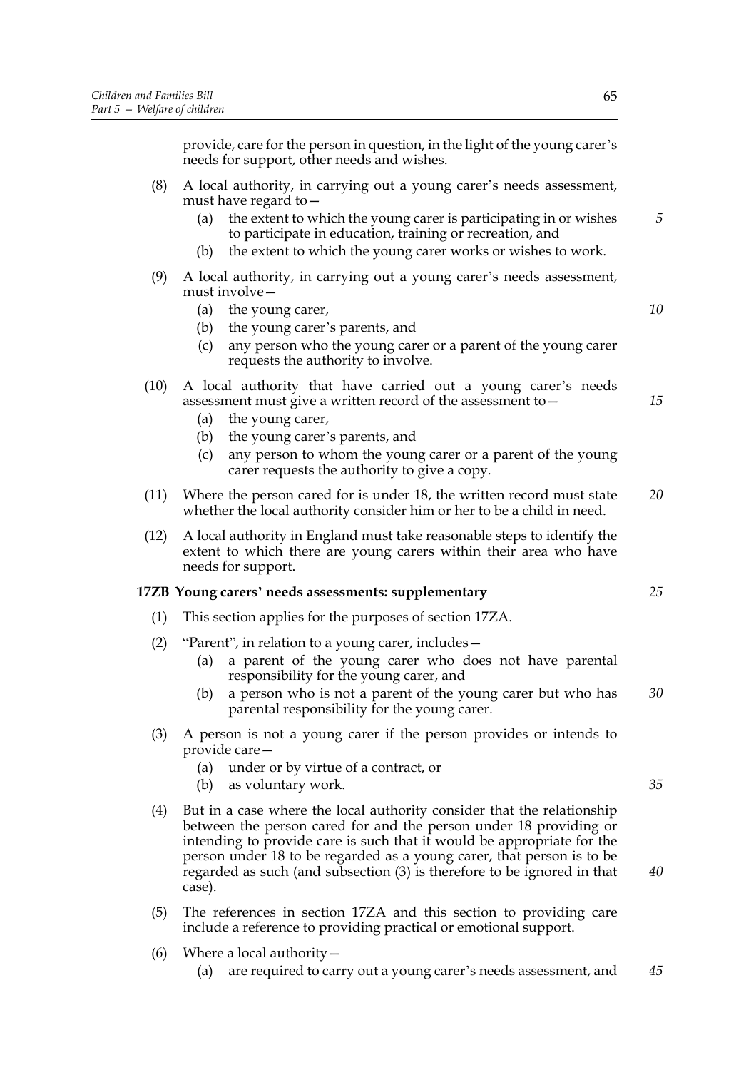provide, care for the person in question, in the light of the young carer's needs for support, other needs and wishes.

(8) A local authority, in carrying out a young carer's needs assessment, must have regard to—

(a) the extent to which the young carer is participating in or wishes to participate in education, training or recreation, and

(b) the extent to which the young carer works or wishes to work.

(9) A local authority, in carrying out a young carer's needs assessment, must involve—

(a) the young carer,

(b) the young carer's parents, and

(c) any person who the young carer or a parent of the young carer requests the authority to involve.

(10) A local authority that have carried out a young carer's needs assessment must give a written record of the assessment to—

(a) the young carer,

(b) the young carer's parents, and

(c) any person to whom the young carer or a parent of the young carer requests the authority to give a copy.

(11) Where the person cared for is under 18, the written record must state whether the local authority consider him or her to be a child in need.

(12) A local authority in England must take reasonable steps to identify the extent to which there are young carers within their area who have needs for support.

**17ZB Young carers' needs assessments: supplementary**

(1) This section applies for the purposes of section 17ZA.

(2) "Parent", in relation to a young carer, includes—

(a) a parent of the young carer who does not have parental responsibility for the young carer, and

(b) a person who is not a parent of the young carer but who has parental responsibility for the young carer.

(3) A person is not a young carer if the person provides or intends to provide care—

(a) under or by virtue of a contract, or

(b) as voluntary work.

(4) But in a case where the local authority consider that the relationship between the person cared for and the person under 18 providing or intending to provide care is such that it would be appropriate for the person under 18 to be regarded as a young carer, that person is to be regarded as such (and subsection (3) is therefore to be ignored in that case).

(5) The references in section 17ZA and this section to providing care include a reference to providing practical or emotional support.

(6) Where a local authority—

(a) are required to carry out a young carer's needs assessment, and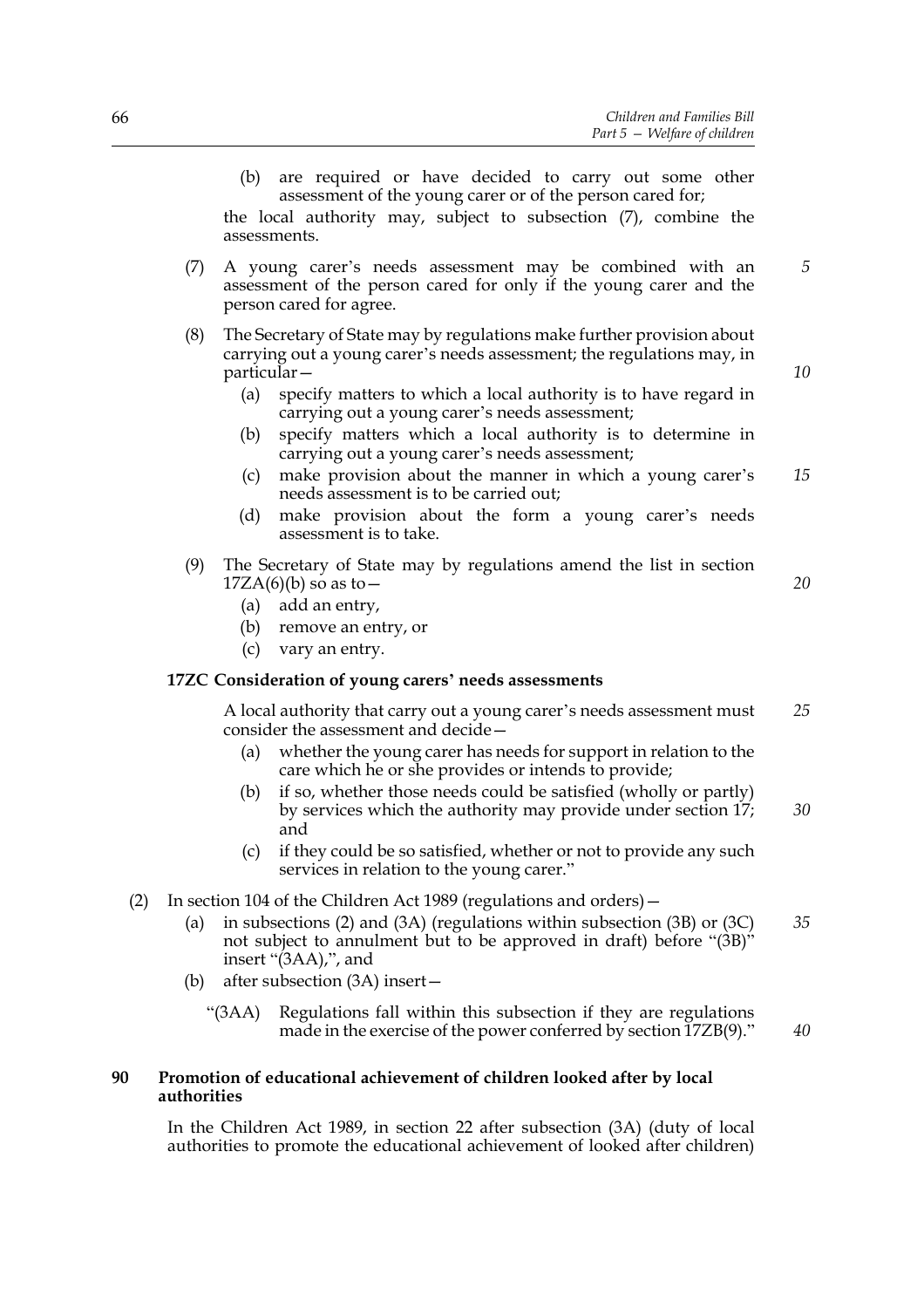(b) are required or have decided to carry out some other assessment of the young carer or of the person cared for;

the local authority may, subject to subsection (7), combine the assessments.

(7) A young carer's needs assessment may be combined with an assessment of the person cared for only if the young carer and the person cared for agree.

(8) The Secretary of State may by regulations make further provision about carrying out a young carer's needs assessment; the regulations may, in particular—

(a) specify matters to which a local authority is to have regard in carrying out a young carer's needs assessment;

(b) specify matters which a local authority is to determine in carrying out a young carer's needs assessment;

(c) make provision about the manner in which a young carer's needs assessment is to be carried out;

(d) make provision about the form a young carer's needs assessment is to take.

(9) The Secretary of State may by regulations amend the list in section 17ZA(6)(b) so as to—

(a) add an entry,

(b) remove an entry, or

(c) vary an entry.

**17ZC Consideration of young carers' needs assessments**

A local authority that carry out a young carer's needs assessment must consider the assessment and decide—

(a) whether the young carer has needs for support in relation to the care which he or she provides or intends to provide;

(b) if so, whether those needs could be satisfied (wholly or partly) by services which the authority may provide under section 17; and

(c) if they could be so satisfied, whether or not to provide any such services in relation to the young carer."

(2) In section 104 of the Children Act 1989 (regulations and orders)—

(a) in subsections (2) and (3A) (regulations within subsection (3B) or (3C) not subject to annulment but to be approved in draft) before "(3B)" insert "(3AA),", and

(b) after subsection (3A) insert—

"(3AA) Regulations fall within this subsection if they are regulations made in the exercise of the power conferred by section 17ZB(9)."

## 90 Promotion of educational achievement of children looked after by local authorities

In the Children Act 1989, in section 22 after subsection (3A) (duty of local authorities to promote the educational achievement of looked after children)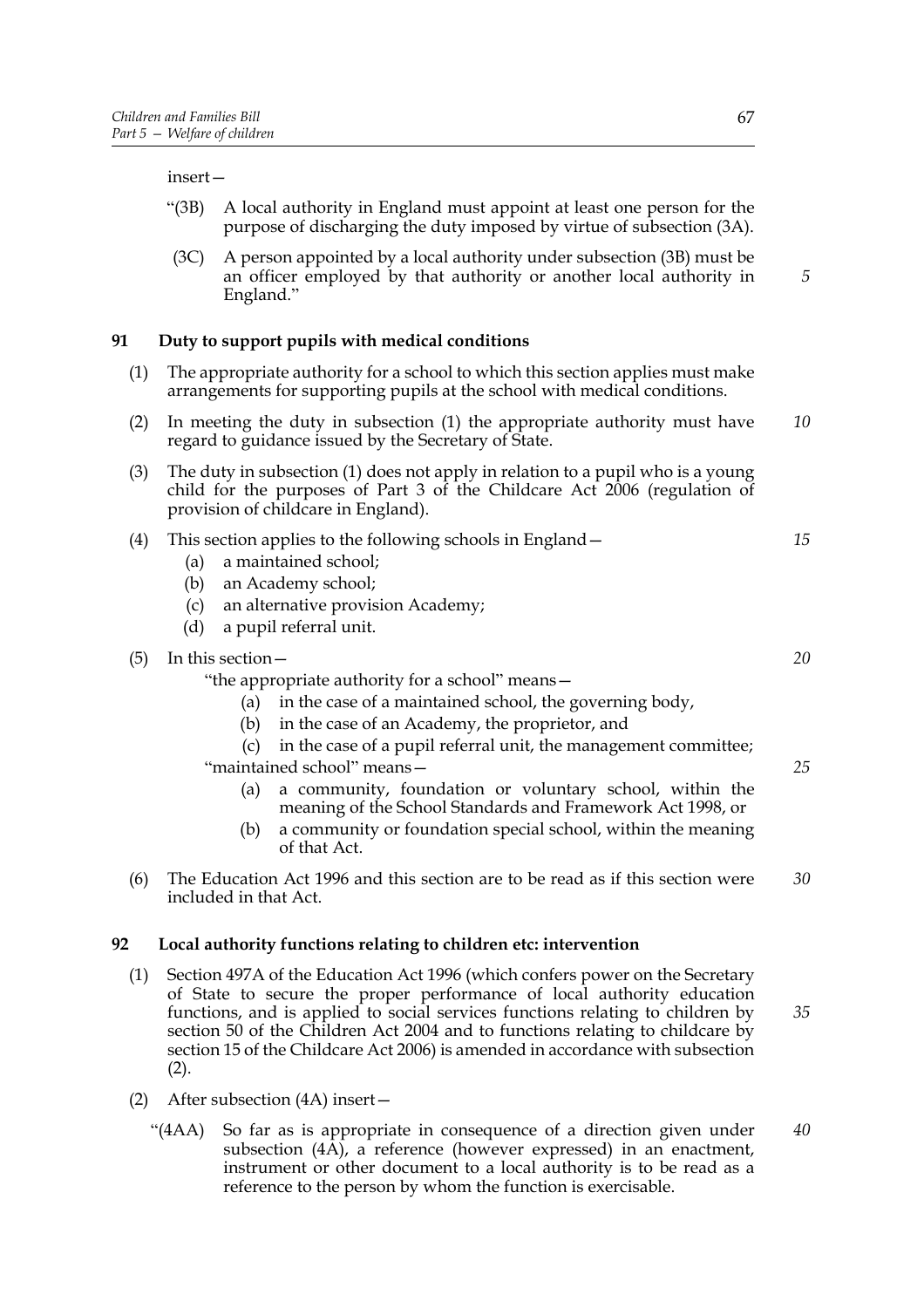insert—

“(3B) A local authority in England must appoint at least one person for the purpose of discharging the duty imposed by virtue of subsection (3A).

(3C) A person appointed by a local authority under subsection (3B) must be an officer employed by that authority or another local authority in England.”

## 91 Duty to support pupils with medical conditions

(1) The appropriate authority for a school to which this section applies must make arrangements for supporting pupils at the school with medical conditions.

(2) In meeting the duty in subsection (1) the appropriate authority must have regard to guidance issued by the Secretary of State.

(3) The duty in subsection (1) does not apply in relation to a pupil who is a young child for the purposes of Part 3 of the Childcare Act 2006 (regulation of provision of childcare in England).

(4) This section applies to the following schools in England—

- (a) a maintained school;
- (b) an Academy school;
- (c) an alternative provision Academy;
- (d) a pupil referral unit.

(5) In this section—

“the appropriate authority for a school” means—

- (a) in the case of a maintained school, the governing body,
- (b) in the case of an Academy, the proprietor, and
- (c) in the case of a pupil referral unit, the management committee;

“maintained school” means—

- (a) a community, foundation or voluntary school, within the meaning of the School Standards and Framework Act 1998, or
- (b) a community or foundation special school, within the meaning of that Act.

(6) The Education Act 1996 and this section are to be read as if this section were included in that Act.

## 92 Local authority functions relating to children etc: intervention

(1) Section 497A of the Education Act 1996 (which confers power on the Secretary of State to secure the proper performance of local authority education functions, and is applied to social services functions relating to children by section 50 of the Children Act 2004 and to functions relating to childcare by section 15 of the Childcare Act 2006) is amended in accordance with subsection (2).

(2) After subsection (4A) insert—

“(4AA) So far as is appropriate in consequence of a direction given under subsection (4A), a reference (however expressed) in an enactment, instrument or other document to a local authority is to be read as a reference to the person by whom the function is exercisable.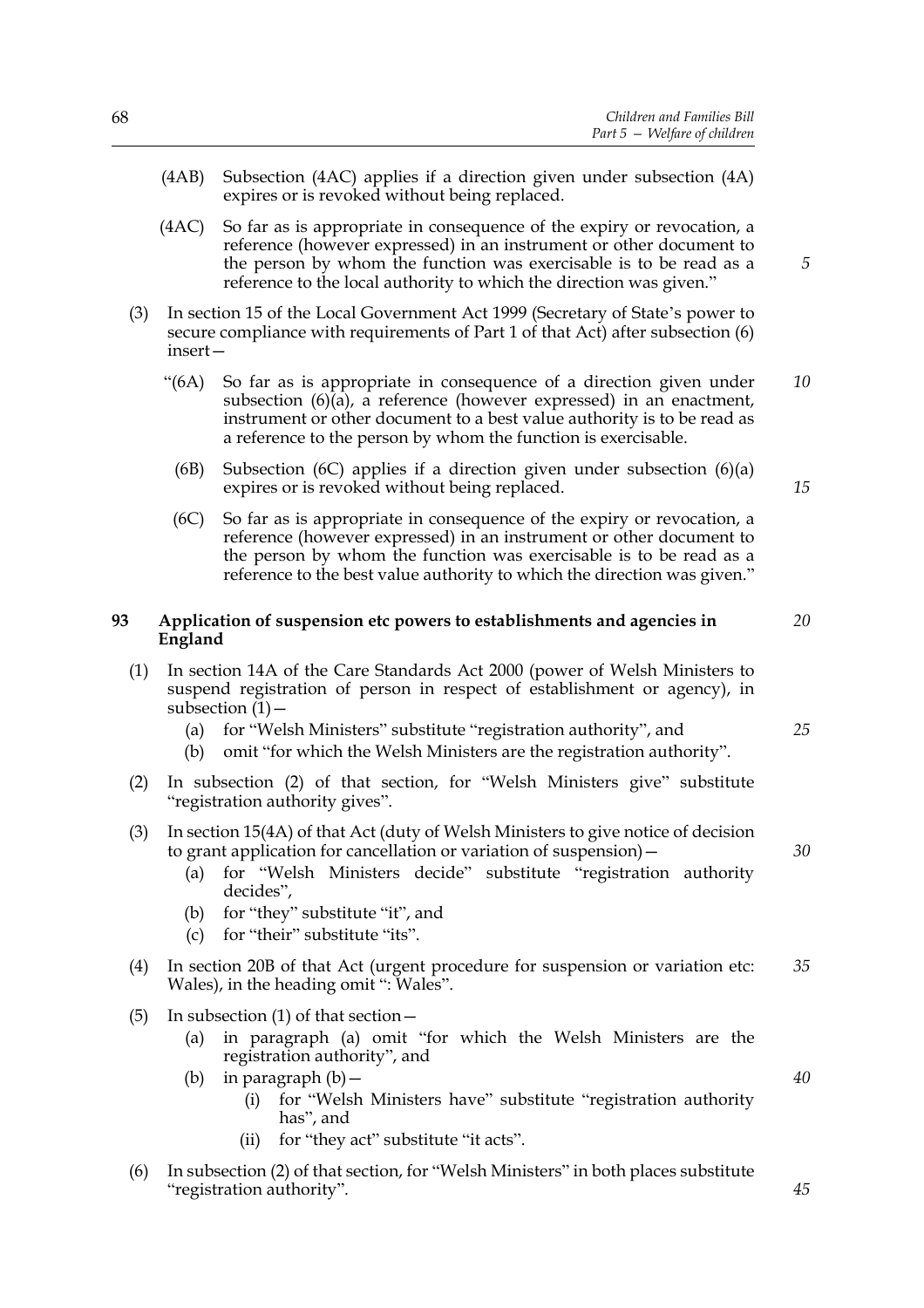(4AB) Subsection (4AC) applies if a direction given under subsection (4A) expires or is revoked without being replaced.

(4AC) So far as is appropriate in consequence of the expiry or revocation, a reference (however expressed) in an instrument or other document to the person by whom the function was exercisable is to be read as a reference to the local authority to which the direction was given."

(3) In section 15 of the Local Government Act 1999 (Secretary of State's power to secure compliance with requirements of Part 1 of that Act) after subsection (6) insert—

"(6A) So far as is appropriate in consequence of a direction given under subsection (6)(a), a reference (however expressed) in an enactment, instrument or other document to a best value authority is to be read as a reference to the person by whom the function is exercisable.

(6B) Subsection (6C) applies if a direction given under subsection (6)(a) expires or is revoked without being replaced.

(6C) So far as is appropriate in consequence of the expiry or revocation, a reference (however expressed) in an instrument or other document to the person by whom the function was exercisable is to be read as a reference to the best value authority to which the direction was given."

**93 Application of suspension etc powers to establishments and agencies in England**

(1) In section 14A of the Care Standards Act 2000 (power of Welsh Ministers to suspend registration of person in respect of establishment or agency), in subsection (1)—

(a) for "Welsh Ministers" substitute "registration authority", and

(b) omit "for which the Welsh Ministers are the registration authority".

(2) In subsection (2) of that section, for "Welsh Ministers give" substitute "registration authority gives".

(3) In section 15(4A) of that Act (duty of Welsh Ministers to give notice of decision to grant application for cancellation or variation of suspension)—

(a) for "Welsh Ministers decide" substitute "registration authority decides",

(b) for "they" substitute "it", and

(c) for "their" substitute "its".

(4) In section 20B of that Act (urgent procedure for suspension or variation etc: Wales), in the heading omit ": Wales".

(5) In subsection (1) of that section—

(a) in paragraph (a) omit "for which the Welsh Ministers are the registration authority", and

(b) in paragraph (b)—

(i) for "Welsh Ministers have" substitute "registration authority has", and

(ii) for "they act" substitute "it acts".

(6) In subsection (2) of that section, for "Welsh Ministers" in both places substitute "registration authority".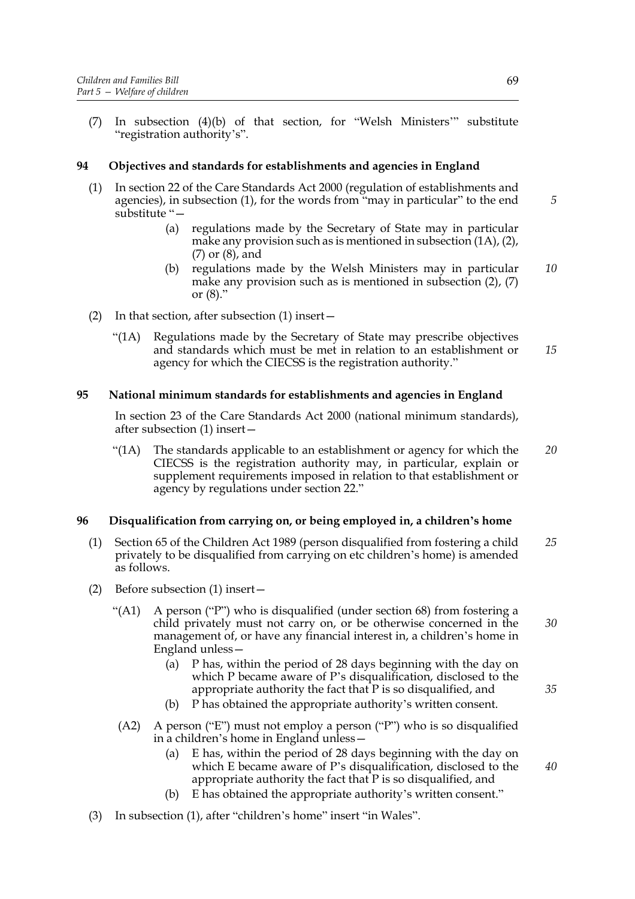(7) In subsection (4)(b) of that section, for "Welsh Ministers'" substitute "registration authority's".

### 94 Objectives and standards for establishments and agencies in England

(1) In section 22 of the Care Standards Act 2000 (regulation of establishments and agencies), in subsection (1), for the words from "may in particular" to the end substitute "—

(a) regulations made by the Secretary of State may in particular make any provision such as is mentioned in subsection (1A), (2), (7) or (8), and

(b) regulations made by the Welsh Ministers may in particular make any provision such as is mentioned in subsection (2), (7) or (8)."

(2) In that section, after subsection (1) insert—

"(1A) Regulations made by the Secretary of State may prescribe objectives and standards which must be met in relation to an establishment or agency for which the CIECSS is the registration authority."

### 95 National minimum standards for establishments and agencies in England

In section 23 of the Care Standards Act 2000 (national minimum standards), after subsection (1) insert—

"(1A) The standards applicable to an establishment or agency for which the CIECSS is the registration authority may, in particular, explain or supplement requirements imposed in relation to that establishment or agency by regulations under section 22."

### 96 Disqualification from carrying on, or being employed in, a children's home

(1) Section 65 of the Children Act 1989 (person disqualified from fostering a child privately to be disqualified from carrying on etc children's home) is amended as follows.

(2) Before subsection (1) insert—

"(A1) A person ("P") who is disqualified (under section 68) from fostering a child privately must not carry on, or be otherwise concerned in the management of, or have any financial interest in, a children's home in England unless—

(a) P has, within the period of 28 days beginning with the day on which P became aware of P's disqualification, disclosed to the appropriate authority the fact that P is so disqualified, and

(b) P has obtained the appropriate authority's written consent.

(A2) A person ("E") must not employ a person ("P") who is so disqualified in a children's home in England unless—

(a) E has, within the period of 28 days beginning with the day on which E became aware of P's disqualification, disclosed to the appropriate authority the fact that P is so disqualified, and

(b) E has obtained the appropriate authority's written consent."

(3) In subsection (1), after "children's home" insert "in Wales".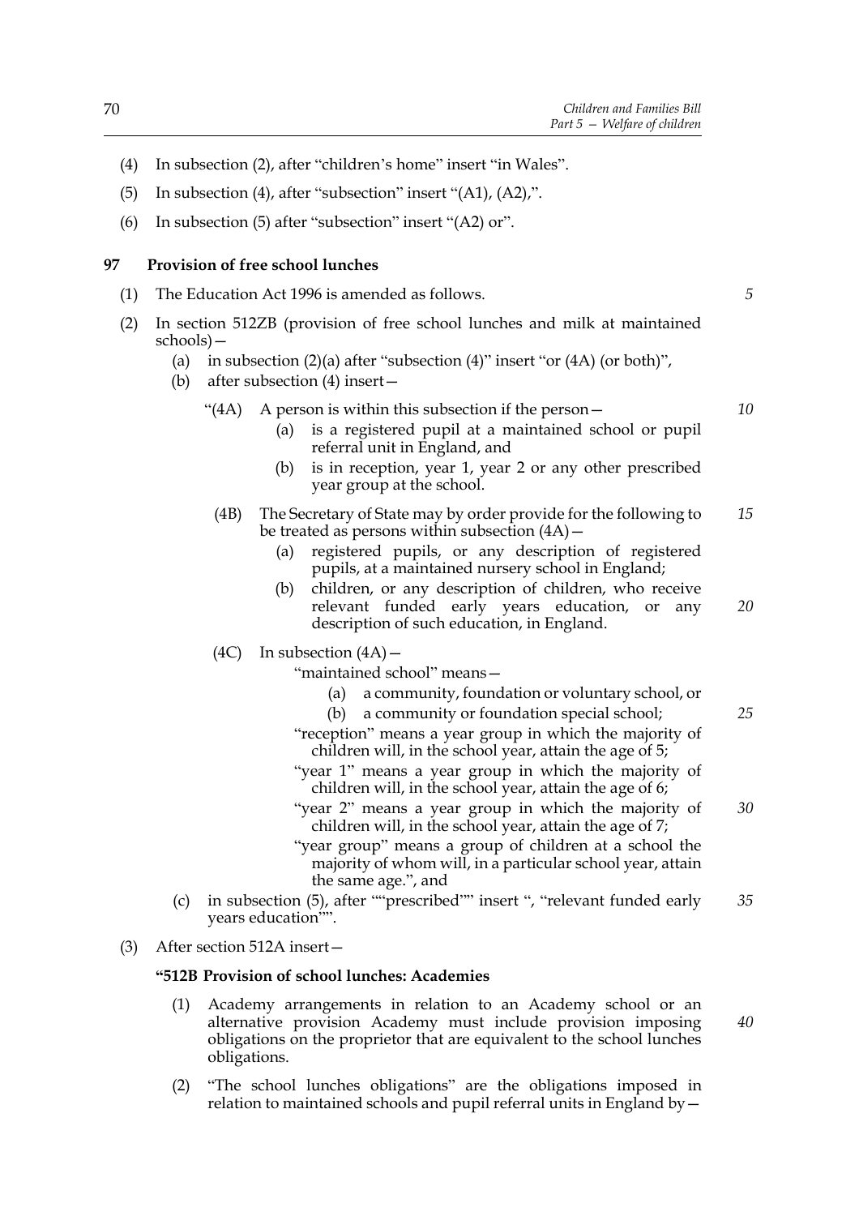(4) In subsection (2), after "children's home" insert "in Wales".

(5) In subsection (4), after "subsection" insert "(A1), (A2),".

(6) In subsection (5) after "subsection" insert "(A2) or".

## 97 Provision of free school lunches

(1) The Education Act 1996 is amended as follows.

(2) In section 512ZB (provision of free school lunches and milk at maintained schools)—

(a) in subsection (2)(a) after "subsection (4)" insert "or (4A) (or both)",

(b) after subsection (4) insert—

"(4A) A person is within this subsection if the person—

(a) is a registered pupil at a maintained school or pupil referral unit in England, and

(b) is in reception, year 1, year 2 or any other prescribed year group at the school.

(4B) The Secretary of State may by order provide for the following to be treated as persons within subsection (4A)—

(a) registered pupils, or any description of registered pupils, at a maintained nursery school in England;

(b) children, or any description of children, who receive relevant funded early years education, or any description of such education, in England.

(4C) In subsection (4A)—

"maintained school" means—

(a) a community, foundation or voluntary school, or

(b) a community or foundation special school;

"reception" means a year group in which the majority of children will, in the school year, attain the age of 5;

"year 1" means a year group in which the majority of children will, in the school year, attain the age of 6;

"year 2" means a year group in which the majority of children will, in the school year, attain the age of 7;

"year group" means a group of children at a school the majority of whom will, in a particular school year, attain the same age.", and

(c) in subsection (5), after ""prescribed"" insert ", "relevant funded early years education"".

(3) After section 512A insert—

**"512B Provision of school lunches: Academies**

(1) Academy arrangements in relation to an Academy school or an alternative provision Academy must include provision imposing obligations on the proprietor that are equivalent to the school lunches obligations.

(2) "The school lunches obligations" are the obligations imposed in relation to maintained schools and pupil referral units in England by—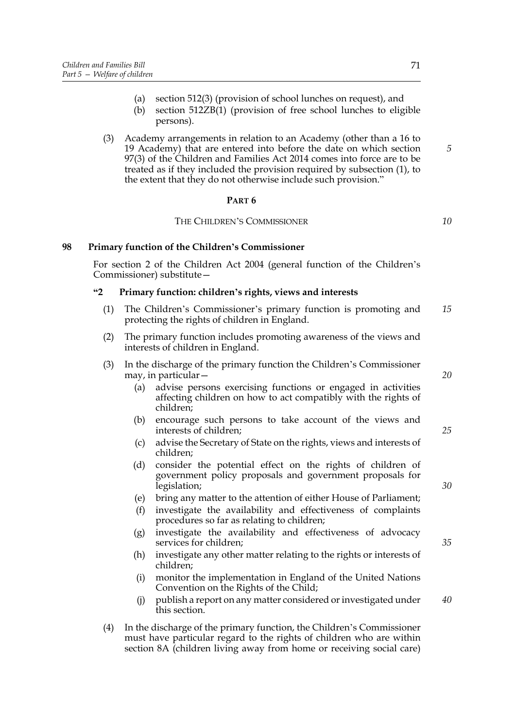(a) section 512(3) (provision of school lunches on request), and

(b) section 512ZB(1) (provision of free school lunches to eligible persons).

(3) Academy arrangements in relation to an Academy (other than a 16 to 19 Academy) that are entered into before the date on which section 97(3) of the Children and Families Act 2014 comes into force are to be treated as if they included the provision required by subsection (1), to the extent that they do not otherwise include such provision."

## PART 6

### THE CHILDREN'S COMMISSIONER

**98 Primary function of the Children's Commissioner**

For section 2 of the Children Act 2004 (general function of the Children's Commissioner) substitute—

**"2 Primary function: children's rights, views and interests**

(1) The Children's Commissioner's primary function is promoting and protecting the rights of children in England.

(2) The primary function includes promoting awareness of the views and interests of children in England.

(3) In the discharge of the primary function the Children's Commissioner may, in particular—

(a) advise persons exercising functions or engaged in activities affecting children on how to act compatibly with the rights of children;

(b) encourage such persons to take account of the views and interests of children;

(c) advise the Secretary of State on the rights, views and interests of children;

(d) consider the potential effect on the rights of children of government policy proposals and government proposals for legislation;

(e) bring any matter to the attention of either House of Parliament;

(f) investigate the availability and effectiveness of complaints procedures so far as relating to children;

(g) investigate the availability and effectiveness of advocacy services for children;

(h) investigate any other matter relating to the rights or interests of children;

(i) monitor the implementation in England of the United Nations Convention on the Rights of the Child;

(j) publish a report on any matter considered or investigated under this section.

(4) In the discharge of the primary function, the Children's Commissioner must have particular regard to the rights of children who are within section 8A (children living away from home or receiving social care)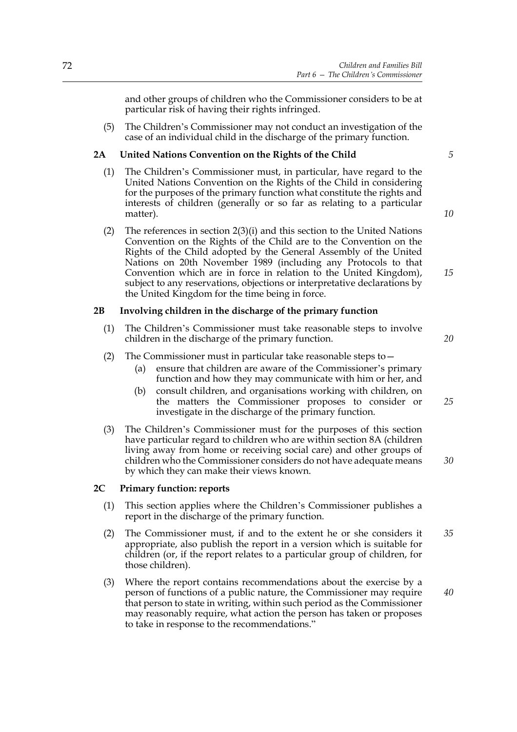and other groups of children who the Commissioner considers to be at particular risk of having their rights infringed.

(5) The Children's Commissioner may not conduct an investigation of the case of an individual child in the discharge of the primary function.

**2A United Nations Convention on the Rights of the Child**

(1) The Children's Commissioner must, in particular, have regard to the United Nations Convention on the Rights of the Child in considering for the purposes of the primary function what constitute the rights and interests of children (generally or so far as relating to a particular matter).

(2) The references in section 2(3)(i) and this section to the United Nations Convention on the Rights of the Child are to the Convention on the Rights of the Child adopted by the General Assembly of the United Nations on 20th November 1989 (including any Protocols to that Convention which are in force in relation to the United Kingdom), subject to any reservations, objections or interpretative declarations by the United Kingdom for the time being in force.

**2B Involving children in the discharge of the primary function**

(1) The Children's Commissioner must take reasonable steps to involve children in the discharge of the primary function.

(2) The Commissioner must in particular take reasonable steps to—

(a) ensure that children are aware of the Commissioner's primary function and how they may communicate with him or her, and

(b) consult children, and organisations working with children, on the matters the Commissioner proposes to consider or investigate in the discharge of the primary function.

(3) The Children's Commissioner must for the purposes of this section have particular regard to children who are within section 8A (children living away from home or receiving social care) and other groups of children who the Commissioner considers do not have adequate means by which they can make their views known.

**2C Primary function: reports**

(1) This section applies where the Children's Commissioner publishes a report in the discharge of the primary function.

(2) The Commissioner must, if and to the extent he or she considers it appropriate, also publish the report in a version which is suitable for children (or, if the report relates to a particular group of children, for those children).

(3) Where the report contains recommendations about the exercise by a person of functions of a public nature, the Commissioner may require that person to state in writing, within such period as the Commissioner may reasonably require, what action the person has taken or proposes to take in response to the recommendations."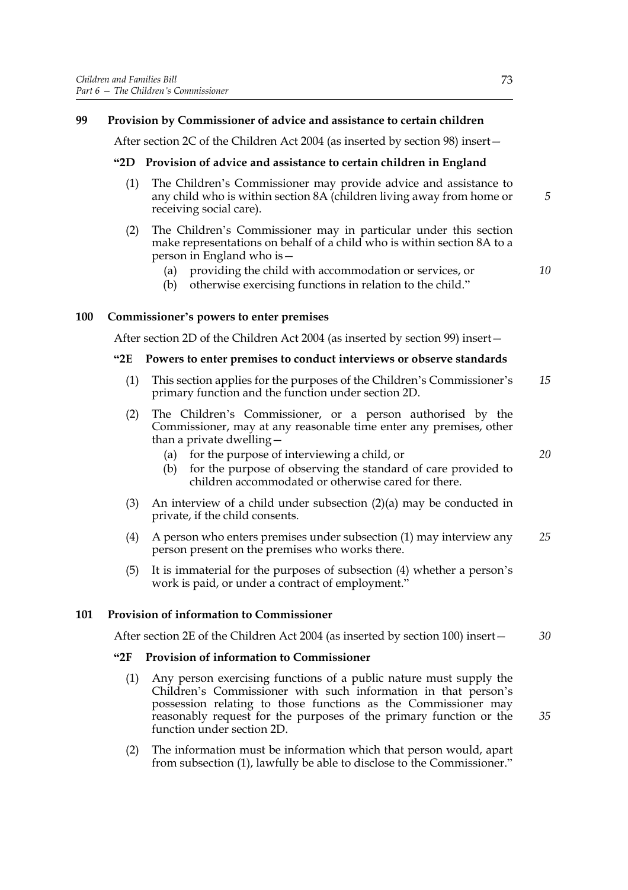## 99 Provision by Commissioner of advice and assistance to certain children

After section 2C of the Children Act 2004 (as inserted by section 98) insert—

### "2D Provision of advice and assistance to certain children in England

(1) The Children's Commissioner may provide advice and assistance to any child who is within section 8A (children living away from home or receiving social care).

(2) The Children's Commissioner may in particular under this section make representations on behalf of a child who is within section 8A to a person in England who is—

(a) providing the child with accommodation or services, or

(b) otherwise exercising functions in relation to the child."

## 100 Commissioner's powers to enter premises

After section 2D of the Children Act 2004 (as inserted by section 99) insert—

### "2E Powers to enter premises to conduct interviews or observe standards

(1) This section applies for the purposes of the Children's Commissioner's primary function and the function under section 2D.

(2) The Children's Commissioner, or a person authorised by the Commissioner, may at any reasonable time enter any premises, other than a private dwelling—

(a) for the purpose of interviewing a child, or

(b) for the purpose of observing the standard of care provided to children accommodated or otherwise cared for there.

(3) An interview of a child under subsection (2)(a) may be conducted in private, if the child consents.

(4) A person who enters premises under subsection (1) may interview any person present on the premises who works there.

(5) It is immaterial for the purposes of subsection (4) whether a person's work is paid, or under a contract of employment."

## 101 Provision of information to Commissioner

After section 2E of the Children Act 2004 (as inserted by section 100) insert—

### "2F Provision of information to Commissioner

(1) Any person exercising functions of a public nature must supply the Children's Commissioner with such information in that person's possession relating to those functions as the Commissioner may reasonably request for the purposes of the primary function or the function under section 2D.

(2) The information must be information which that person would, apart from subsection (1), lawfully be able to disclose to the Commissioner."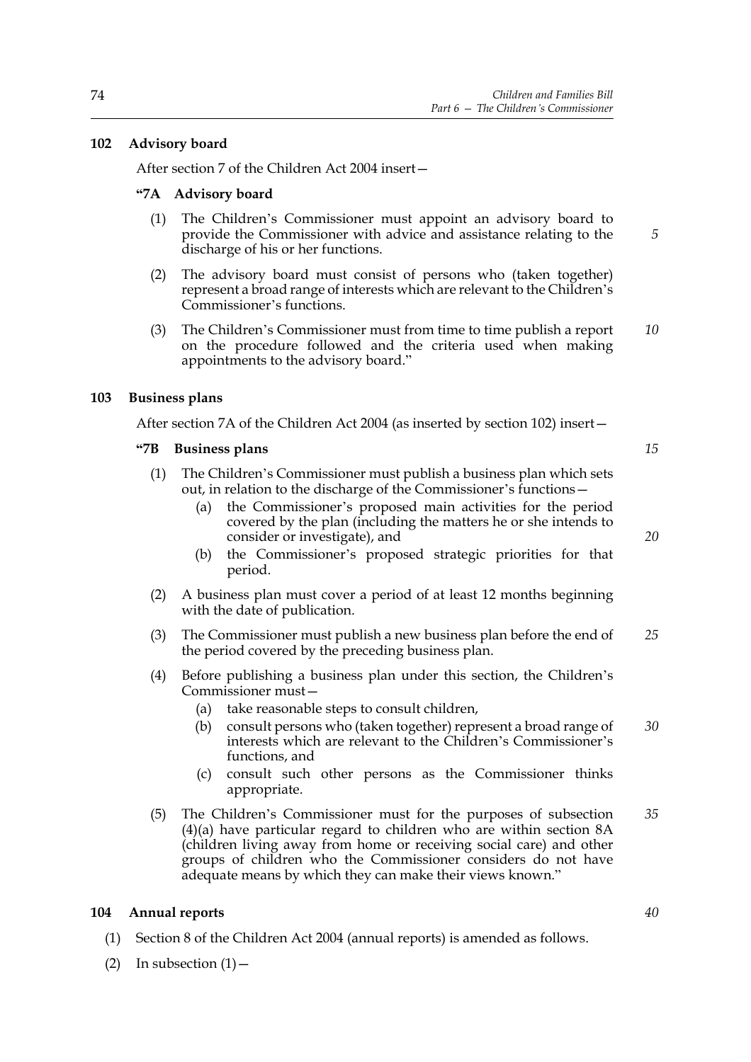## 102 Advisory board

After section 7 of the Children Act 2004 insert—

### "7A Advisory board

(1) The Children's Commissioner must appoint an advisory board to provide the Commissioner with advice and assistance relating to the discharge of his or her functions.

(2) The advisory board must consist of persons who (taken together) represent a broad range of interests which are relevant to the Children's Commissioner's functions.

(3) The Children's Commissioner must from time to time publish a report on the procedure followed and the criteria used when making appointments to the advisory board."

## 103 Business plans

After section 7A of the Children Act 2004 (as inserted by section 102) insert—

### "7B Business plans

(1) The Children's Commissioner must publish a business plan which sets out, in relation to the discharge of the Commissioner's functions—

- (a) the Commissioner's proposed main activities for the period covered by the plan (including the matters he or she intends to consider or investigate), and
- (b) the Commissioner's proposed strategic priorities for that period.

(2) A business plan must cover a period of at least 12 months beginning with the date of publication.

(3) The Commissioner must publish a new business plan before the end of the period covered by the preceding business plan.

(4) Before publishing a business plan under this section, the Children's Commissioner must—

- (a) take reasonable steps to consult children,
- (b) consult persons who (taken together) represent a broad range of interests which are relevant to the Children's Commissioner's functions, and
- (c) consult such other persons as the Commissioner thinks appropriate.

(5) The Children's Commissioner must for the purposes of subsection (4)(a) have particular regard to children who are within section 8A (children living away from home or receiving social care) and other groups of children who the Commissioner considers do not have adequate means by which they can make their views known."

## 104 Annual reports

(1) Section 8 of the Children Act 2004 (annual reports) is amended as follows.

(2) In subsection (1)—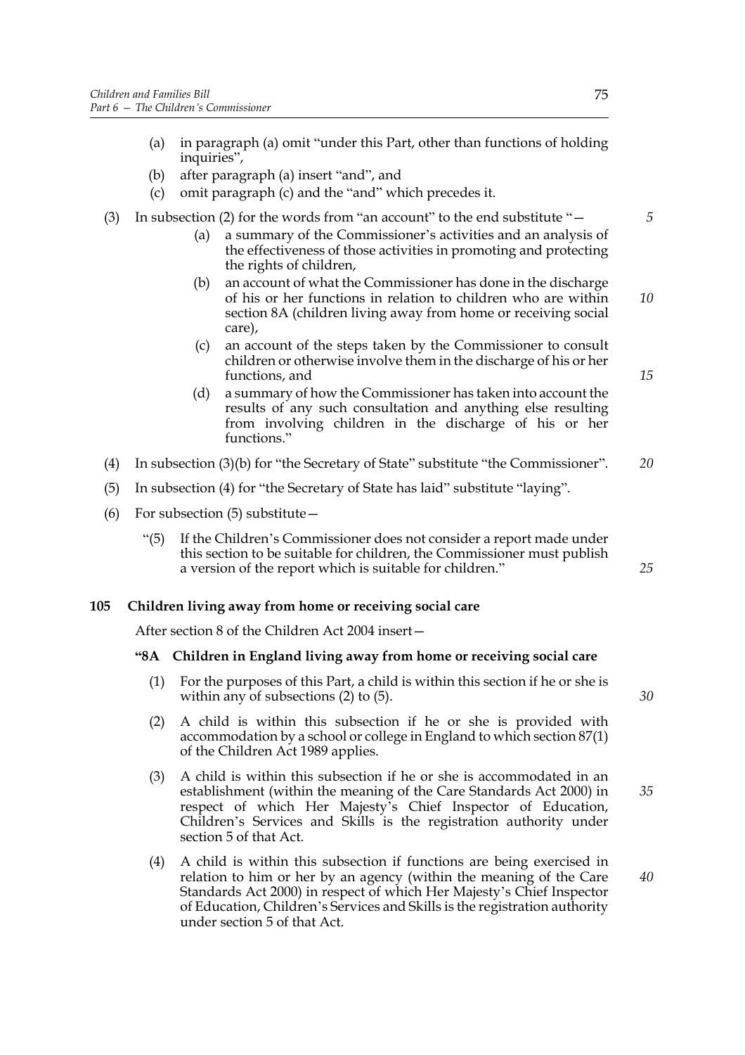(a) in paragraph (a) omit "under this Part, other than functions of holding inquiries",

(b) after paragraph (a) insert "and", and

(c) omit paragraph (c) and the "and" which precedes it.

(3) In subsection (2) for the words from "an account" to the end substitute "—

(a) a summary of the Commissioner's activities and an analysis of the effectiveness of those activities in promoting and protecting the rights of children,

(b) an account of what the Commissioner has done in the discharge of his or her functions in relation to children who are within section 8A (children living away from home or receiving social care),

(c) an account of the steps taken by the Commissioner to consult children or otherwise involve them in the discharge of his or her functions, and

(d) a summary of how the Commissioner has taken into account the results of any such consultation and anything else resulting from involving children in the discharge of his or her functions."

(4) In subsection (3)(b) for "the Secretary of State" substitute "the Commissioner".

(5) In subsection (4) for "the Secretary of State has laid" substitute "laying".

(6) For subsection (5) substitute—

"(5) If the Children's Commissioner does not consider a report made under this section to be suitable for children, the Commissioner must publish a version of the report which is suitable for children."

**105 Children living away from home or receiving social care**

After section 8 of the Children Act 2004 insert—

**"8A Children in England living away from home or receiving social care**

(1) For the purposes of this Part, a child is within this section if he or she is within any of subsections (2) to (5).

(2) A child is within this subsection if he or she is provided with accommodation by a school or college in England to which section 87(1) of the Children Act 1989 applies.

(3) A child is within this subsection if he or she is accommodated in an establishment (within the meaning of the Care Standards Act 2000) in respect of which Her Majesty's Chief Inspector of Education, Children's Services and Skills is the registration authority under section 5 of that Act.

(4) A child is within this subsection if functions are being exercised in relation to him or her by an agency (within the meaning of the Care Standards Act 2000) in respect of which Her Majesty's Chief Inspector of Education, Children's Services and Skills is the registration authority under section 5 of that Act.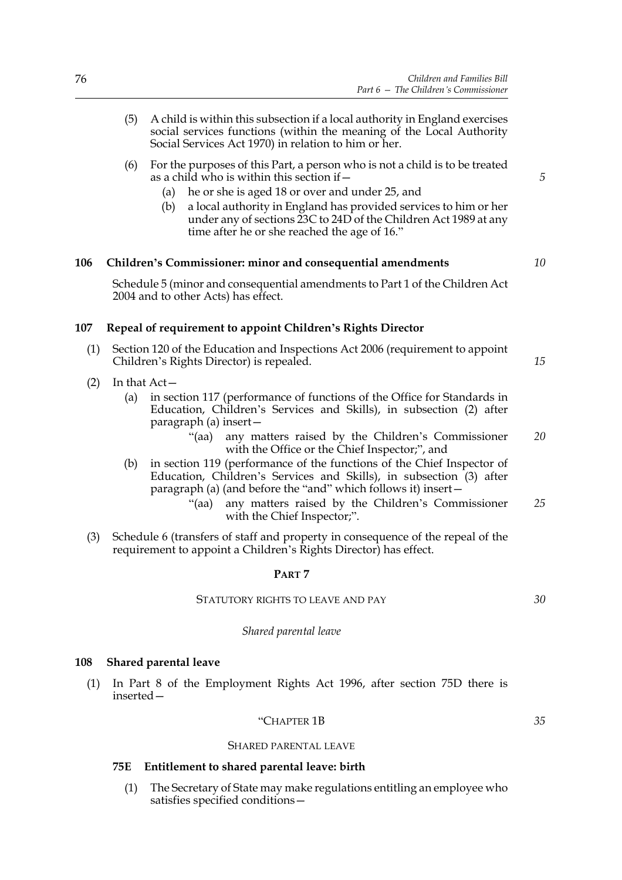(5) A child is within this subsection if a local authority in England exercises social services functions (within the meaning of the Local Authority Social Services Act 1970) in relation to him or her.

(6) For the purposes of this Part, a person who is not a child is to be treated as a child who is within this section if—

(a) he or she is aged 18 or over and under 25, and

(b) a local authority in England has provided services to him or her under any of sections 23C to 24D of the Children Act 1989 at any time after he or she reached the age of 16."

### 106 Children's Commissioner: minor and consequential amendments

Schedule 5 (minor and consequential amendments to Part 1 of the Children Act 2004 and to other Acts) has effect.

### 107 Repeal of requirement to appoint Children's Rights Director

(1) Section 120 of the Education and Inspections Act 2006 (requirement to appoint Children's Rights Director) is repealed.

(2) In that Act—

(a) in section 117 (performance of functions of the Office for Standards in Education, Children's Services and Skills), in subsection (2) after paragraph (a) insert—

"(aa) any matters raised by the Children's Commissioner with the Office or the Chief Inspector;", and

(b) in section 119 (performance of the functions of the Chief Inspector of Education, Children's Services and Skills), in subsection (3) after paragraph (a) (and before the "and" which follows it) insert—

"(aa) any matters raised by the Children's Commissioner with the Chief Inspector;".

(3) Schedule 6 (transfers of staff and property in consequence of the repeal of the requirement to appoint a Children's Rights Director) has effect.

## PART 7

## STATUTORY RIGHTS TO LEAVE AND PAY

*Shared parental leave*

### 108 Shared parental leave

(1) In Part 8 of the Employment Rights Act 1996, after section 75D there is inserted—

"CHAPTER 1B

SHARED PARENTAL LEAVE

#### 75E Entitlement to shared parental leave: birth

(1) The Secretary of State may make regulations entitling an employee who satisfies specified conditions—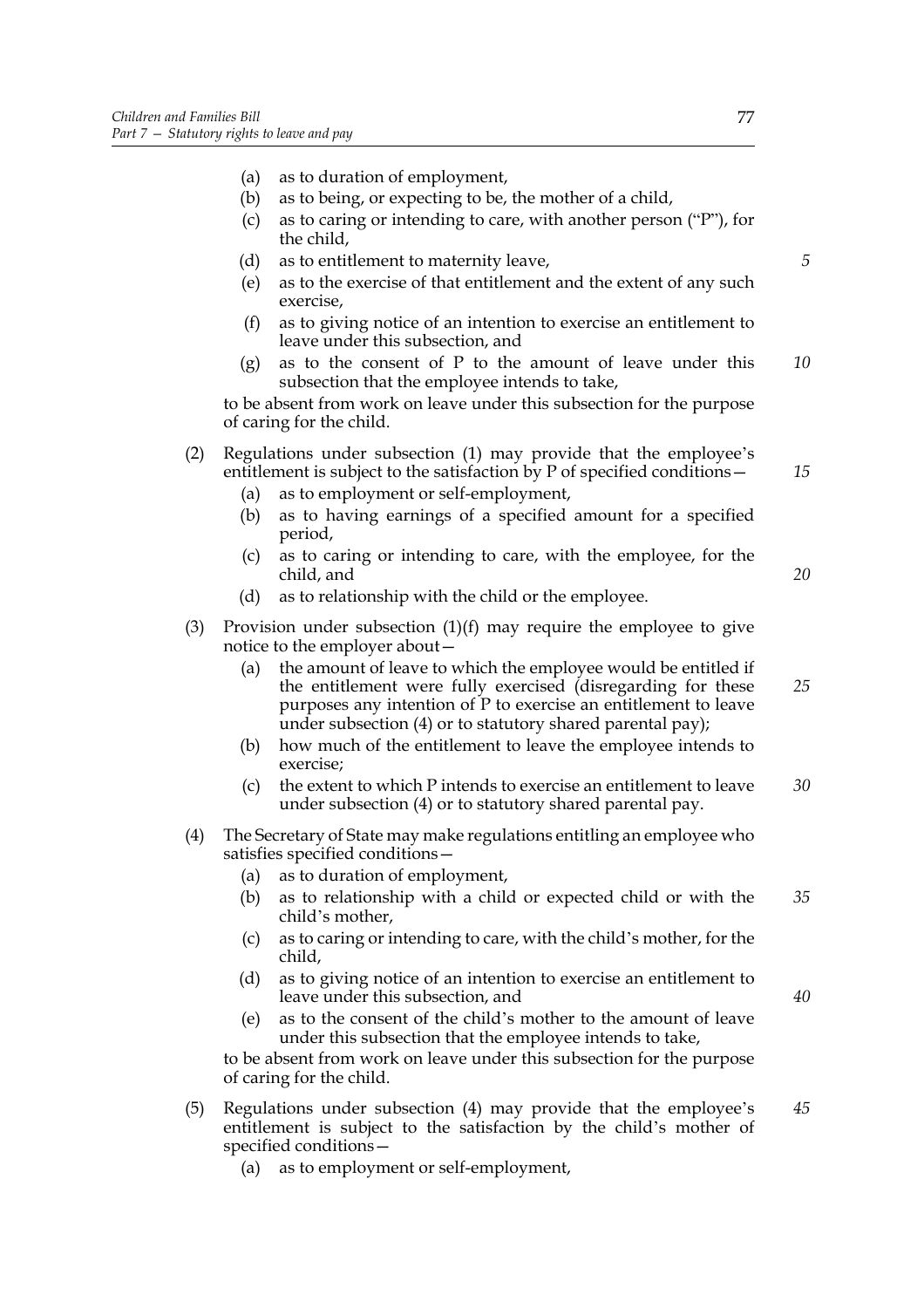(a) as to duration of employment,

(b) as to being, or expecting to be, the mother of a child,

(c) as to caring or intending to care, with another person ("P"), for the child,

(d) as to entitlement to maternity leave,

(e) as to the exercise of that entitlement and the extent of any such exercise,

(f) as to giving notice of an intention to exercise an entitlement to leave under this subsection, and

(g) as to the consent of P to the amount of leave under this subsection that the employee intends to take,

to be absent from work on leave under this subsection for the purpose of caring for the child.

(2) Regulations under subsection (1) may provide that the employee's entitlement is subject to the satisfaction by P of specified conditions—

(a) as to employment or self-employment,

(b) as to having earnings of a specified amount for a specified period,

(c) as to caring or intending to care, with the employee, for the child, and

(d) as to relationship with the child or the employee.

(3) Provision under subsection (1)(f) may require the employee to give notice to the employer about—

(a) the amount of leave to which the employee would be entitled if the entitlement were fully exercised (disregarding for these purposes any intention of P to exercise an entitlement to leave under subsection (4) or to statutory shared parental pay);

(b) how much of the entitlement to leave the employee intends to exercise;

(c) the extent to which P intends to exercise an entitlement to leave under subsection (4) or to statutory shared parental pay.

(4) The Secretary of State may make regulations entitling an employee who satisfies specified conditions—

(a) as to duration of employment,

(b) as to relationship with a child or expected child or with the child's mother,

(c) as to caring or intending to care, with the child's mother, for the child,

(d) as to giving notice of an intention to exercise an entitlement to leave under this subsection, and

(e) as to the consent of the child's mother to the amount of leave under this subsection that the employee intends to take,

to be absent from work on leave under this subsection for the purpose of caring for the child.

(5) Regulations under subsection (4) may provide that the employee's entitlement is subject to the satisfaction by the child's mother of specified conditions—

(a) as to employment or self-employment,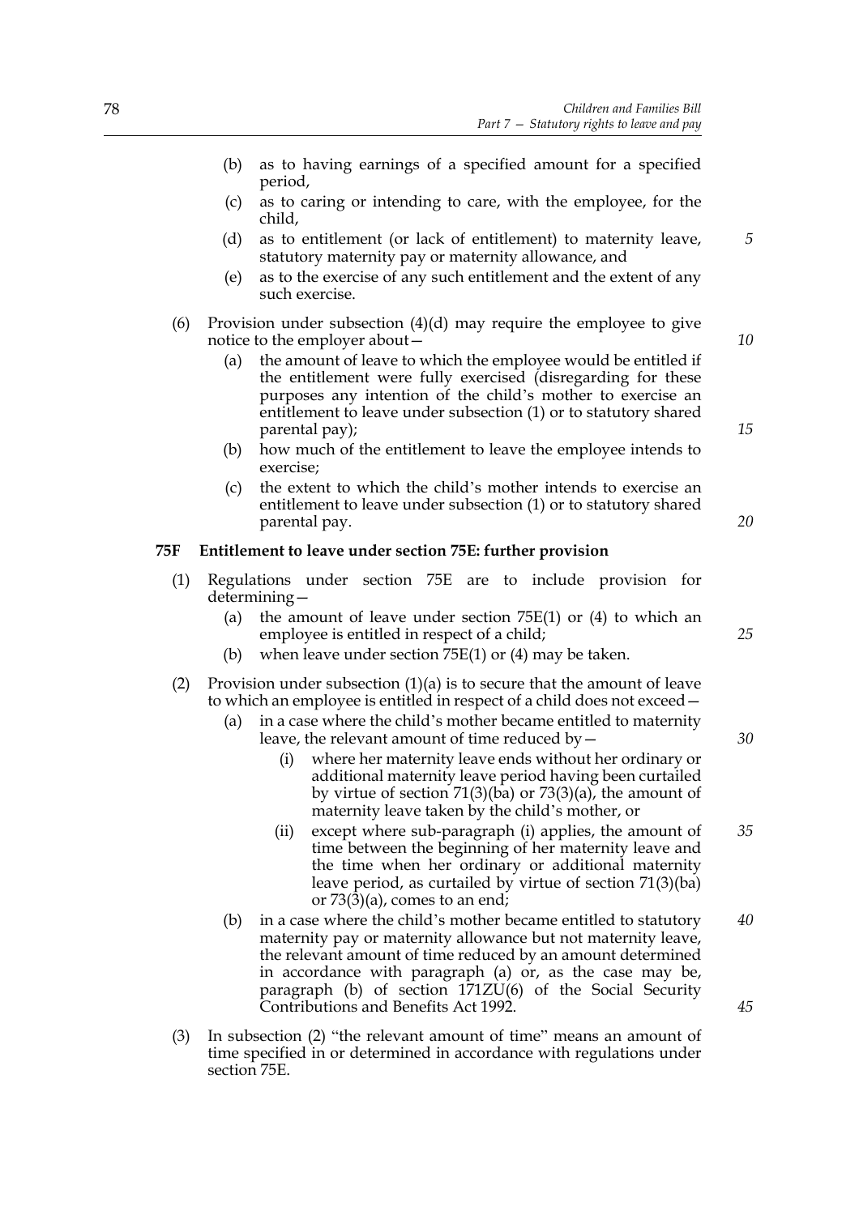(b) as to having earnings of a specified amount for a specified period,

(c) as to caring or intending to care, with the employee, for the child,

(d) as to entitlement (or lack of entitlement) to maternity leave, statutory maternity pay or maternity allowance, and

(e) as to the exercise of any such entitlement and the extent of any such exercise.

(6) Provision under subsection (4)(d) may require the employee to give notice to the employer about—

(a) the amount of leave to which the employee would be entitled if the entitlement were fully exercised (disregarding for these purposes any intention of the child's mother to exercise an entitlement to leave under subsection (1) or to statutory shared parental pay);

(b) how much of the entitlement to leave the employee intends to exercise;

(c) the extent to which the child's mother intends to exercise an entitlement to leave under subsection (1) or to statutory shared parental pay.

**75F Entitlement to leave under section 75E: further provision**

(1) Regulations under section 75E are to include provision for determining—

(a) the amount of leave under section 75E(1) or (4) to which an employee is entitled in respect of a child;

(b) when leave under section 75E(1) or (4) may be taken.

(2) Provision under subsection (1)(a) is to secure that the amount of leave to which an employee is entitled in respect of a child does not exceed—

(a) in a case where the child's mother became entitled to maternity leave, the relevant amount of time reduced by—

(i) where her maternity leave ends without her ordinary or additional maternity leave period having been curtailed by virtue of section 71(3)(ba) or 73(3)(a), the amount of maternity leave taken by the child's mother, or

(ii) except where sub-paragraph (i) applies, the amount of time between the beginning of her maternity leave and the time when her ordinary or additional maternity leave period, as curtailed by virtue of section 71(3)(ba) or 73(3)(a), comes to an end;

(b) in a case where the child's mother became entitled to statutory maternity pay or maternity allowance but not maternity leave, the relevant amount of time reduced by an amount determined in accordance with paragraph (a) or, as the case may be, paragraph (b) of section 171ZU(6) of the Social Security Contributions and Benefits Act 1992.

(3) In subsection (2) "the relevant amount of time" means an amount of time specified in or determined in accordance with regulations under section 75E.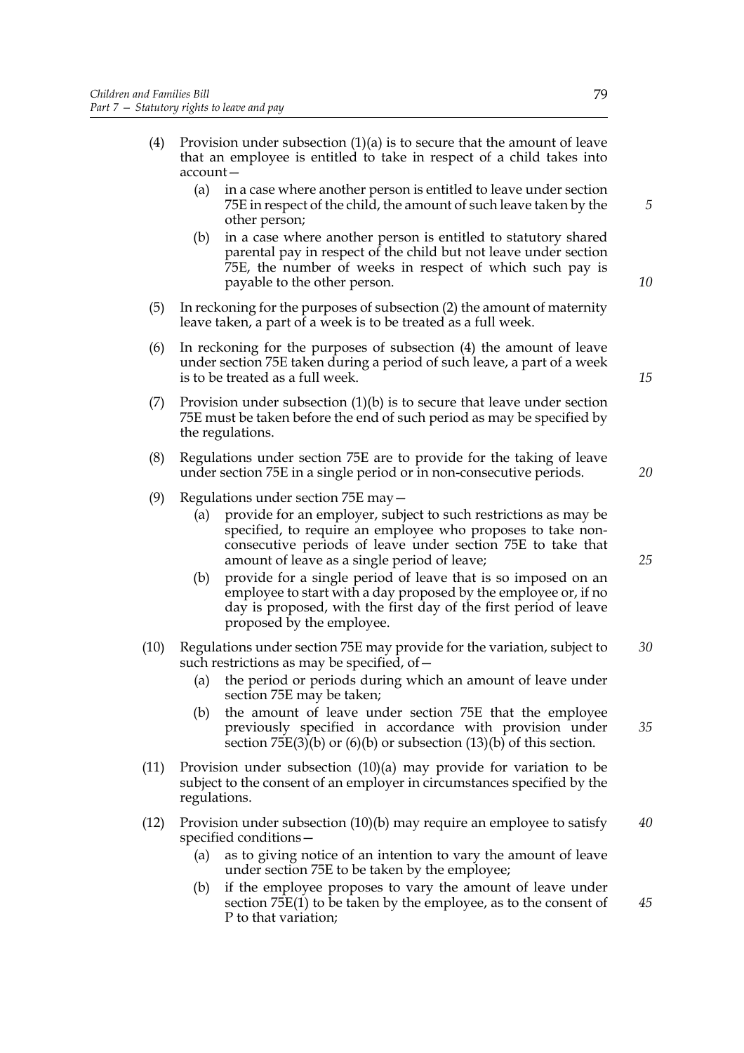(4) Provision under subsection (1)(a) is to secure that the amount of leave that an employee is entitled to take in respect of a child takes into account—

   (a) in a case where another person is entitled to leave under section 75E in respect of the child, the amount of such leave taken by the other person;

   (b) in a case where another person is entitled to statutory shared parental pay in respect of the child but not leave under section 75E, the number of weeks in respect of which such pay is payable to the other person.

(5) In reckoning for the purposes of subsection (2) the amount of maternity leave taken, a part of a week is to be treated as a full week.

(6) In reckoning for the purposes of subsection (4) the amount of leave under section 75E taken during a period of such leave, a part of a week is to be treated as a full week.

(7) Provision under subsection (1)(b) is to secure that leave under section 75E must be taken before the end of such period as may be specified by the regulations.

(8) Regulations under section 75E are to provide for the taking of leave under section 75E in a single period or in non-consecutive periods.

(9) Regulations under section 75E may—

   (a) provide for an employer, subject to such restrictions as may be specified, to require an employee who proposes to take non-consecutive periods of leave under section 75E to take that amount of leave as a single period of leave;

   (b) provide for a single period of leave that is so imposed on an employee to start with a day proposed by the employee or, if no day is proposed, with the first day of the first period of leave proposed by the employee.

(10) Regulations under section 75E may provide for the variation, subject to such restrictions as may be specified, of—

   (a) the period or periods during which an amount of leave under section 75E may be taken;

   (b) the amount of leave under section 75E that the employee previously specified in accordance with provision under section 75E(3)(b) or (6)(b) or subsection (13)(b) of this section.

(11) Provision under subsection (10)(a) may provide for variation to be subject to the consent of an employer in circumstances specified by the regulations.

(12) Provision under subsection (10)(b) may require an employee to satisfy specified conditions—

   (a) as to giving notice of an intention to vary the amount of leave under section 75E to be taken by the employee;

   (b) if the employee proposes to vary the amount of leave under section 75E(1) to be taken by the employee, as to the consent of P to that variation;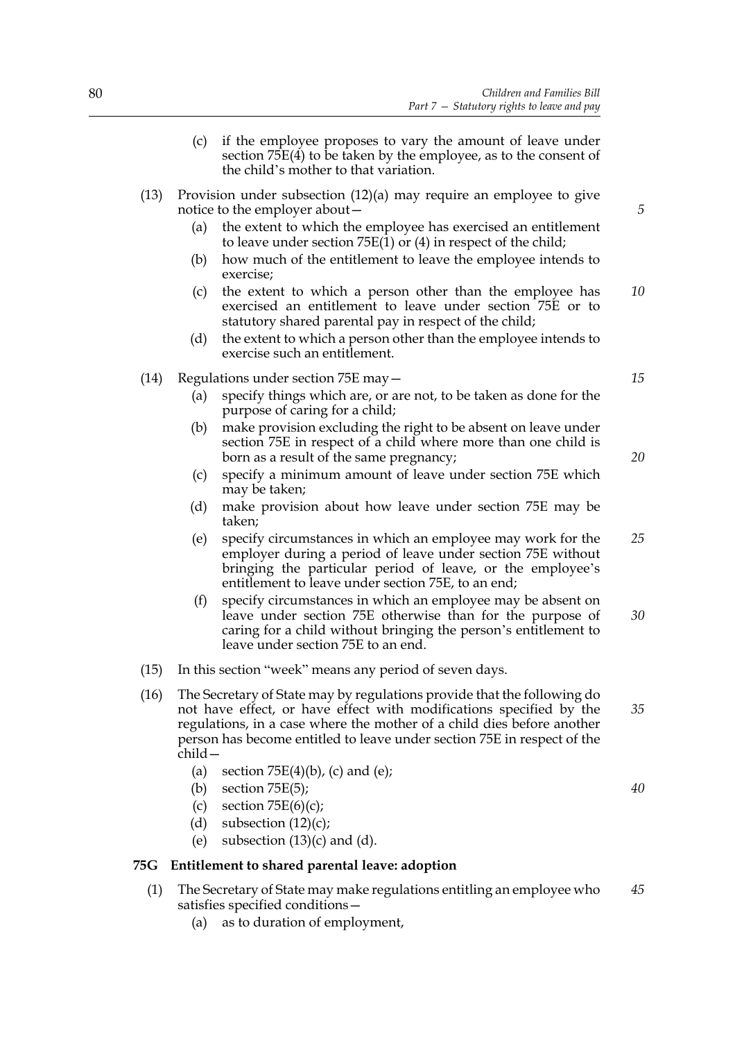(c) if the employee proposes to vary the amount of leave under section 75E(4) to be taken by the employee, as to the consent of the child's mother to that variation.

(13) Provision under subsection (12)(a) may require an employee to give notice to the employer about—

(a) the extent to which the employee has exercised an entitlement to leave under section 75E(1) or (4) in respect of the child;

(b) how much of the entitlement to leave the employee intends to exercise;

(c) the extent to which a person other than the employee has exercised an entitlement to leave under section 75E or to statutory shared parental pay in respect of the child;

(d) the extent to which a person other than the employee intends to exercise such an entitlement.

(14) Regulations under section 75E may—

(a) specify things which are, or are not, to be taken as done for the purpose of caring for a child;

(b) make provision excluding the right to be absent on leave under section 75E in respect of a child where more than one child is born as a result of the same pregnancy;

(c) specify a minimum amount of leave under section 75E which may be taken;

(d) make provision about how leave under section 75E may be taken;

(e) specify circumstances in which an employee may work for the employer during a period of leave under section 75E without bringing the particular period of leave, or the employee's entitlement to leave under section 75E, to an end;

(f) specify circumstances in which an employee may be absent on leave under section 75E otherwise than for the purpose of caring for a child without bringing the person's entitlement to leave under section 75E to an end.

(15) In this section "week" means any period of seven days.

(16) The Secretary of State may by regulations provide that the following do not have effect, or have effect with modifications specified by the regulations, in a case where the mother of a child dies before another person has become entitled to leave under section 75E in respect of the child—

(a) section 75E(4)(b), (c) and (e);

(b) section 75E(5);

(c) section 75E(6)(c);

(d) subsection (12)(c);

(e) subsection (13)(c) and (d).

**75G Entitlement to shared parental leave: adoption**

(1) The Secretary of State may make regulations entitling an employee who satisfies specified conditions—

(a) as to duration of employment,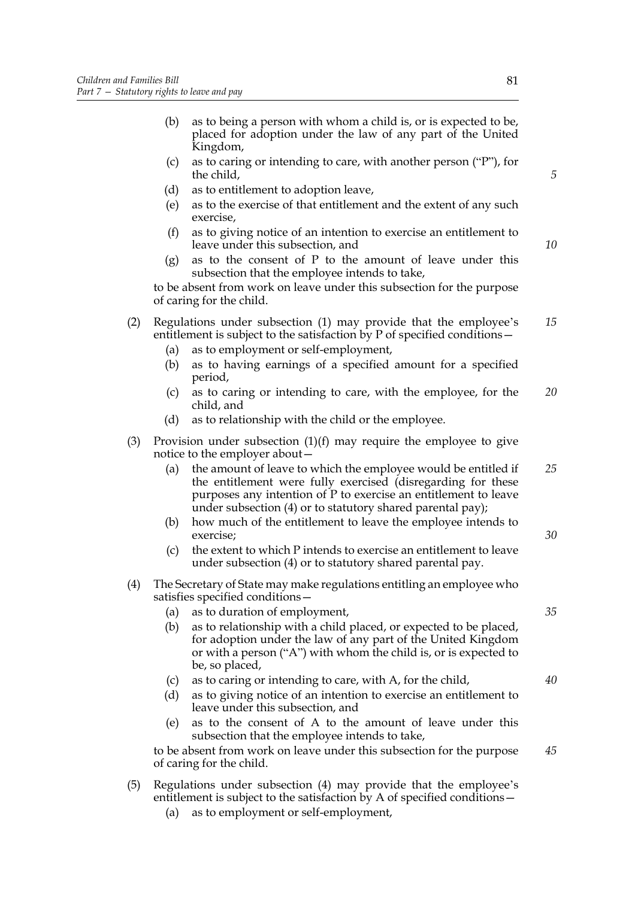- (b) as to being a person with whom a child is, or is expected to be, placed for adoption under the law of any part of the United Kingdom,
- (c) as to caring or intending to care, with another person ("P"), for the child,
- (d) as to entitlement to adoption leave,
- (e) as to the exercise of that entitlement and the extent of any such exercise,
- (f) as to giving notice of an intention to exercise an entitlement to leave under this subsection, and
- (g) as to the consent of P to the amount of leave under this subsection that the employee intends to take,

to be absent from work on leave under this subsection for the purpose of caring for the child.

(2) Regulations under subsection (1) may provide that the employee's entitlement is subject to the satisfaction by P of specified conditions—

- (a) as to employment or self-employment,
- (b) as to having earnings of a specified amount for a specified period,
- (c) as to caring or intending to care, with the employee, for the child, and
- (d) as to relationship with the child or the employee.

(3) Provision under subsection (1)(f) may require the employee to give notice to the employer about—

- (a) the amount of leave to which the employee would be entitled if the entitlement were fully exercised (disregarding for these purposes any intention of P to exercise an entitlement to leave under subsection (4) or to statutory shared parental pay);
- (b) how much of the entitlement to leave the employee intends to exercise;
- (c) the extent to which P intends to exercise an entitlement to leave under subsection (4) or to statutory shared parental pay.

(4) The Secretary of State may make regulations entitling an employee who satisfies specified conditions—

- (a) as to duration of employment,
- (b) as to relationship with a child placed, or expected to be placed, for adoption under the law of any part of the United Kingdom or with a person ("A") with whom the child is, or is expected to be, so placed,
- (c) as to caring or intending to care, with A, for the child,
- (d) as to giving notice of an intention to exercise an entitlement to leave under this subsection, and
- (e) as to the consent of A to the amount of leave under this subsection that the employee intends to take,

to be absent from work on leave under this subsection for the purpose of caring for the child.

(5) Regulations under subsection (4) may provide that the employee's entitlement is subject to the satisfaction by A of specified conditions—

- (a) as to employment or self-employment,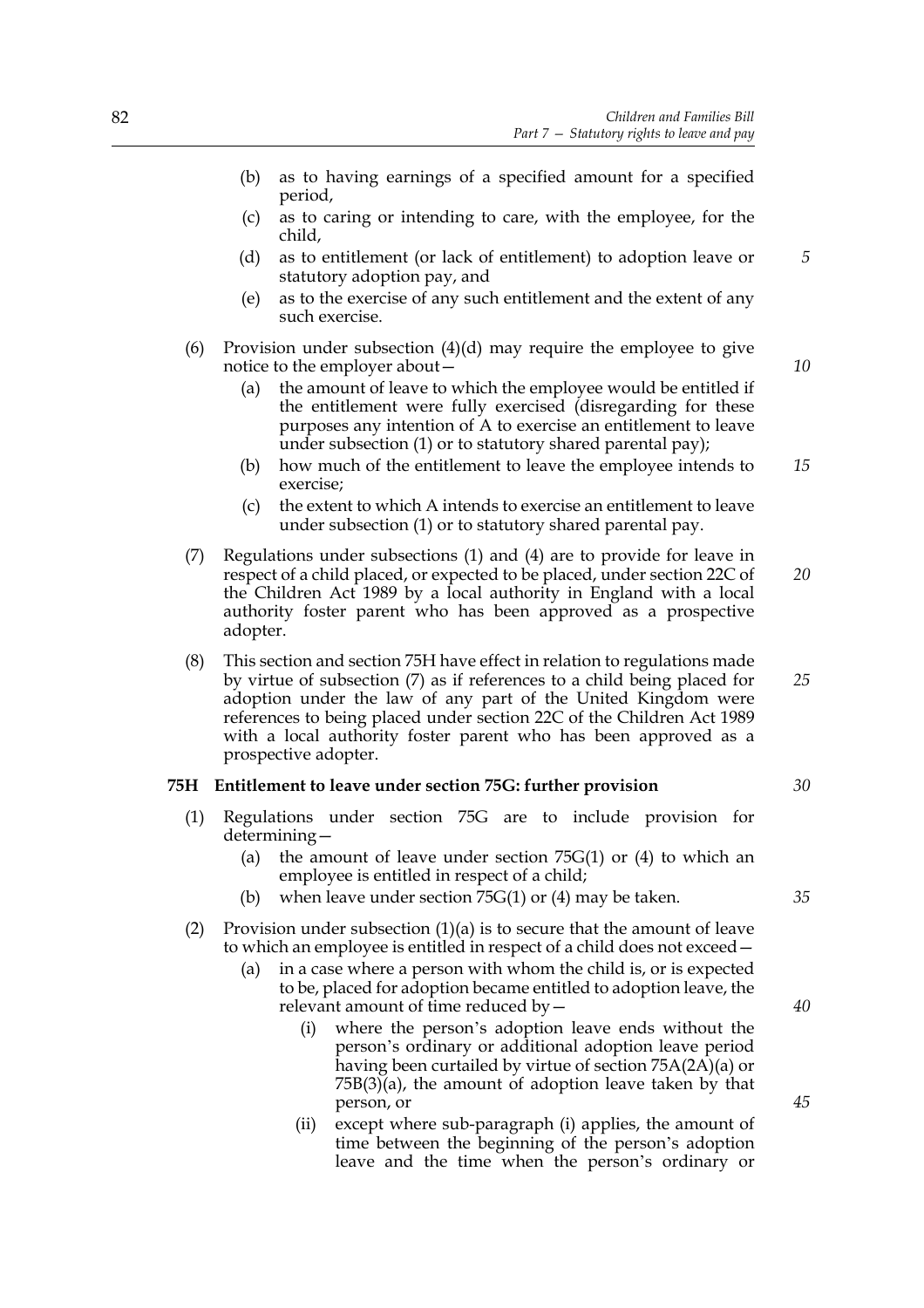(b) as to having earnings of a specified amount for a specified period,

(c) as to caring or intending to care, with the employee, for the child,

(d) as to entitlement (or lack of entitlement) to adoption leave or statutory adoption pay, and

(e) as to the exercise of any such entitlement and the extent of any such exercise.

(6) Provision under subsection (4)(d) may require the employee to give notice to the employer about—

(a) the amount of leave to which the employee would be entitled if the entitlement were fully exercised (disregarding for these purposes any intention of A to exercise an entitlement to leave under subsection (1) or to statutory shared parental pay);

(b) how much of the entitlement to leave the employee intends to exercise;

(c) the extent to which A intends to exercise an entitlement to leave under subsection (1) or to statutory shared parental pay.

(7) Regulations under subsections (1) and (4) are to provide for leave in respect of a child placed, or expected to be placed, under section 22C of the Children Act 1989 by a local authority in England with a local authority foster parent who has been approved as a prospective adopter.

(8) This section and section 75H have effect in relation to regulations made by virtue of subsection (7) as if references to a child being placed for adoption under the law of any part of the United Kingdom were references to being placed under section 22C of the Children Act 1989 with a local authority foster parent who has been approved as a prospective adopter.

**75H Entitlement to leave under section 75G: further provision**

(1) Regulations under section 75G are to include provision for determining—

(a) the amount of leave under section 75G(1) or (4) to which an employee is entitled in respect of a child;

(b) when leave under section 75G(1) or (4) may be taken.

(2) Provision under subsection (1)(a) is to secure that the amount of leave to which an employee is entitled in respect of a child does not exceed—

(a) in a case where a person with whom the child is, or is expected to be, placed for adoption became entitled to adoption leave, the relevant amount of time reduced by—

(i) where the person's adoption leave ends without the person's ordinary or additional adoption leave period having been curtailed by virtue of section 75A(2A)(a) or 75B(3)(a), the amount of adoption leave taken by that person, or

(ii) except where sub-paragraph (i) applies, the amount of time between the beginning of the person's adoption leave and the time when the person's ordinary or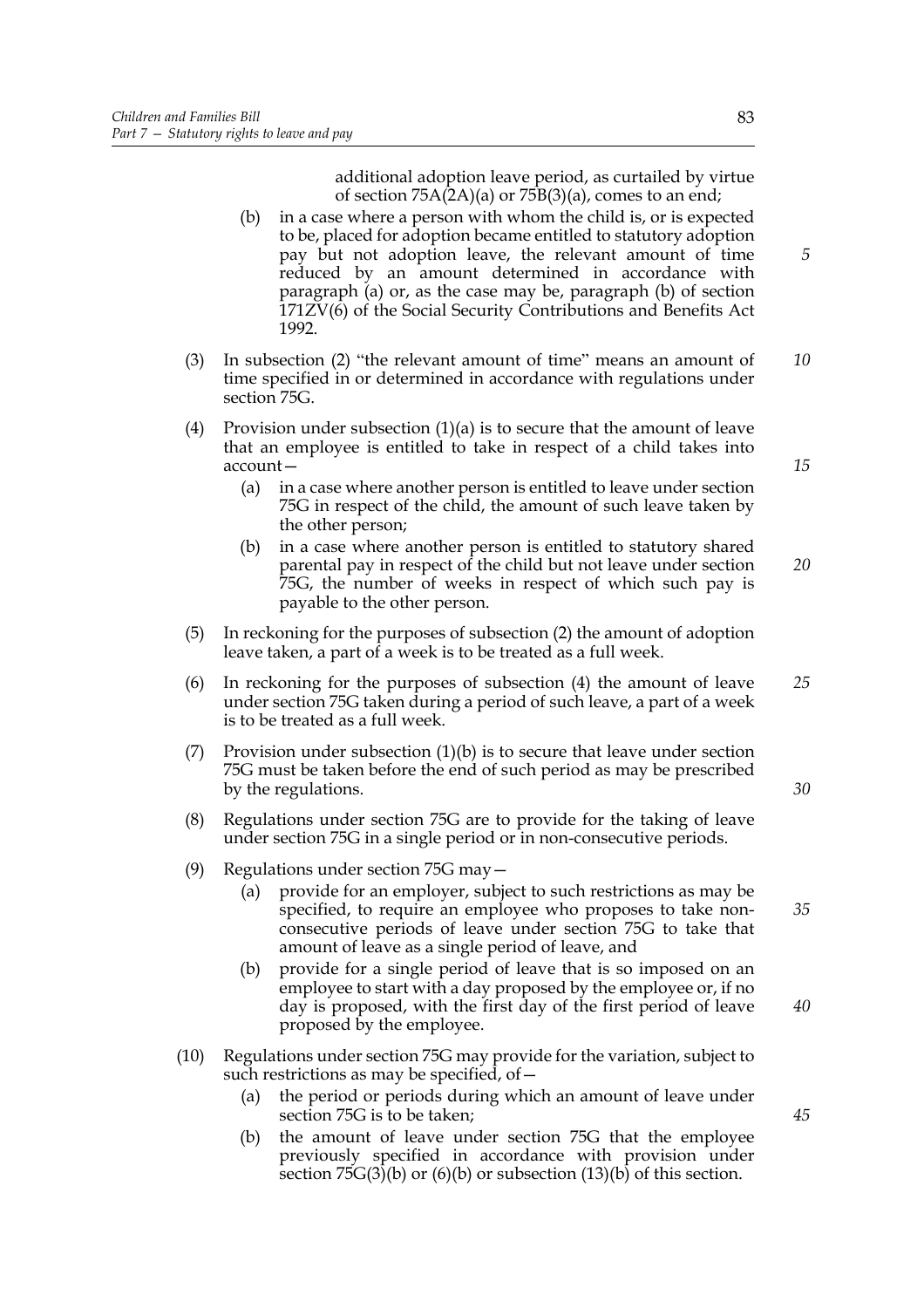additional adoption leave period, as curtailed by virtue of section 75A(2A)(a) or 75B(3)(a), comes to an end;

(b) in a case where a person with whom the child is, or is expected to be, placed for adoption became entitled to statutory adoption pay but not adoption leave, the relevant amount of time reduced by an amount determined in accordance with paragraph (a) or, as the case may be, paragraph (b) of section 171ZV(6) of the Social Security Contributions and Benefits Act 1992.

(3) In subsection (2) "the relevant amount of time" means an amount of time specified in or determined in accordance with regulations under section 75G.

(4) Provision under subsection (1)(a) is to secure that the amount of leave that an employee is entitled to take in respect of a child takes into account—

(a) in a case where another person is entitled to leave under section 75G in respect of the child, the amount of such leave taken by the other person;

(b) in a case where another person is entitled to statutory shared parental pay in respect of the child but not leave under section 75G, the number of weeks in respect of which such pay is payable to the other person.

(5) In reckoning for the purposes of subsection (2) the amount of adoption leave taken, a part of a week is to be treated as a full week.

(6) In reckoning for the purposes of subsection (4) the amount of leave under section 75G taken during a period of such leave, a part of a week is to be treated as a full week.

(7) Provision under subsection (1)(b) is to secure that leave under section 75G must be taken before the end of such period as may be prescribed by the regulations.

(8) Regulations under section 75G are to provide for the taking of leave under section 75G in a single period or in non-consecutive periods.

(9) Regulations under section 75G may—

(a) provide for an employer, subject to such restrictions as may be specified, to require an employee who proposes to take non-consecutive periods of leave under section 75G to take that amount of leave as a single period of leave, and

(b) provide for a single period of leave that is so imposed on an employee to start with a day proposed by the employee or, if no day is proposed, with the first day of the first period of leave proposed by the employee.

(10) Regulations under section 75G may provide for the variation, subject to such restrictions as may be specified, of—

(a) the period or periods during which an amount of leave under section 75G is to be taken;

(b) the amount of leave under section 75G that the employee previously specified in accordance with provision under section 75G(3)(b) or (6)(b) or subsection (13)(b) of this section.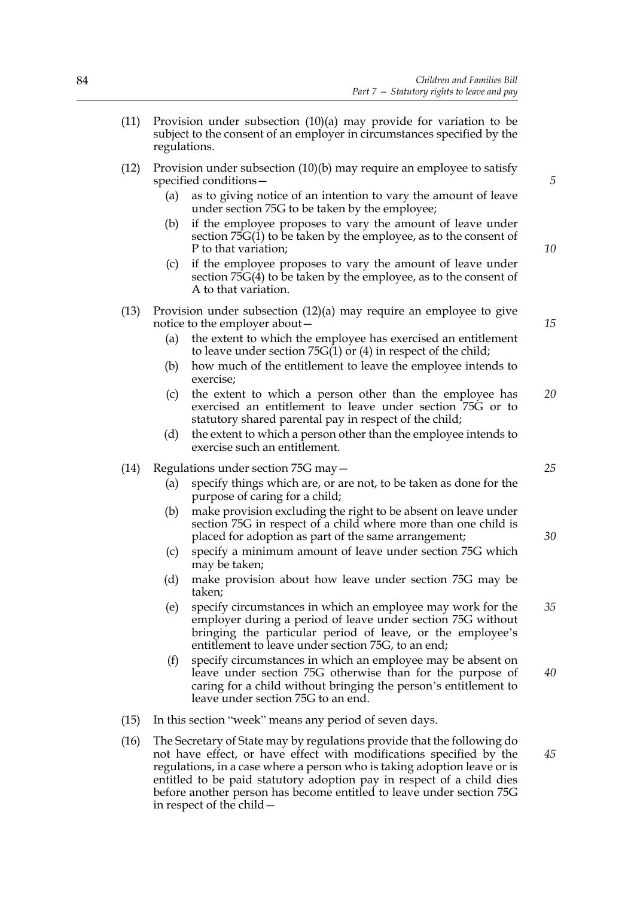(11) Provision under subsection (10)(a) may provide for variation to be subject to the consent of an employer in circumstances specified by the regulations.

(12) Provision under subsection (10)(b) may require an employee to satisfy specified conditions—

  (a) as to giving notice of an intention to vary the amount of leave under section 75G to be taken by the employee;

  (b) if the employee proposes to vary the amount of leave under section 75G(1) to be taken by the employee, as to the consent of P to that variation;

  (c) if the employee proposes to vary the amount of leave under section 75G(4) to be taken by the employee, as to the consent of A to that variation.

(13) Provision under subsection (12)(a) may require an employee to give notice to the employer about—

  (a) the extent to which the employee has exercised an entitlement to leave under section 75G(1) or (4) in respect of the child;

  (b) how much of the entitlement to leave the employee intends to exercise;

  (c) the extent to which a person other than the employee has exercised an entitlement to leave under section 75G or to statutory shared parental pay in respect of the child;

  (d) the extent to which a person other than the employee intends to exercise such an entitlement.

(14) Regulations under section 75G may—

  (a) specify things which are, or are not, to be taken as done for the purpose of caring for a child;

  (b) make provision excluding the right to be absent on leave under section 75G in respect of a child where more than one child is placed for adoption as part of the same arrangement;

  (c) specify a minimum amount of leave under section 75G which may be taken;

  (d) make provision about how leave under section 75G may be taken;

  (e) specify circumstances in which an employee may work for the employer during a period of leave under section 75G without bringing the particular period of leave, or the employee's entitlement to leave under section 75G, to an end;

  (f) specify circumstances in which an employee may be absent on leave under section 75G otherwise than for the purpose of caring for a child without bringing the person's entitlement to leave under section 75G to an end.

(15) In this section "week" means any period of seven days.

(16) The Secretary of State may by regulations provide that the following do not have effect, or have effect with modifications specified by the regulations, in a case where a person who is taking adoption leave or is entitled to be paid statutory adoption pay in respect of a child dies before another person has become entitled to leave under section 75G in respect of the child—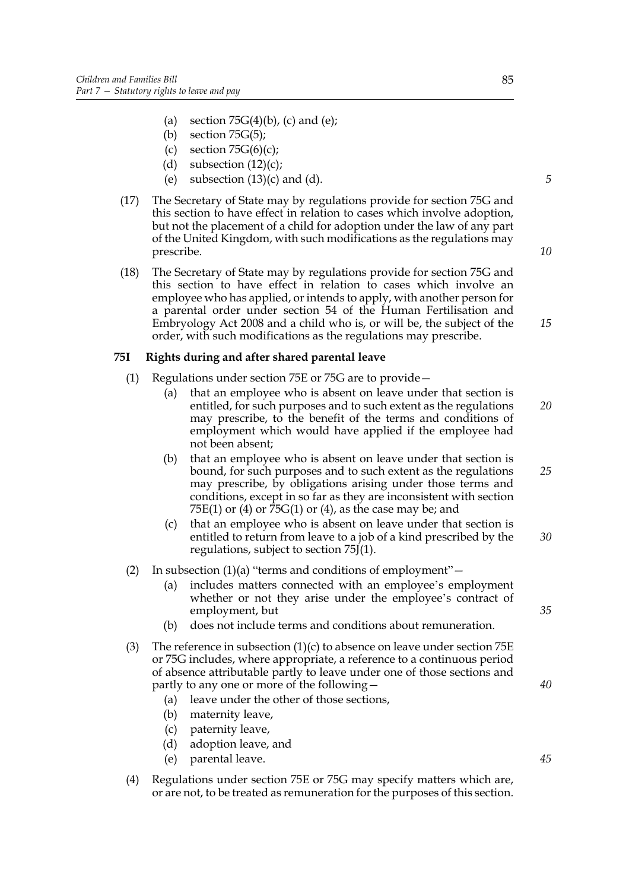(a) section 75G(4)(b), (c) and (e);

(b) section 75G(5);

(c) section 75G(6)(c);

(d) subsection (12)(c);

(e) subsection (13)(c) and (d).

(17) The Secretary of State may by regulations provide for section 75G and this section to have effect in relation to cases which involve adoption, but not the placement of a child for adoption under the law of any part of the United Kingdom, with such modifications as the regulations may prescribe.

(18) The Secretary of State may by regulations provide for section 75G and this section to have effect in relation to cases which involve an employee who has applied, or intends to apply, with another person for a parental order under section 54 of the Human Fertilisation and Embryology Act 2008 and a child who is, or will be, the subject of the order, with such modifications as the regulations may prescribe.

### 75I Rights during and after shared parental leave

(1) Regulations under section 75E or 75G are to provide—

(a) that an employee who is absent on leave under that section is entitled, for such purposes and to such extent as the regulations may prescribe, to the benefit of the terms and conditions of employment which would have applied if the employee had not been absent;

(b) that an employee who is absent on leave under that section is bound, for such purposes and to such extent as the regulations may prescribe, by obligations arising under those terms and conditions, except in so far as they are inconsistent with section 75E(1) or (4) or 75G(1) or (4), as the case may be; and

(c) that an employee who is absent on leave under that section is entitled to return from leave to a job of a kind prescribed by the regulations, subject to section 75J(1).

(2) In subsection (1)(a) "terms and conditions of employment"—

(a) includes matters connected with an employee's employment whether or not they arise under the employee's contract of employment, but

(b) does not include terms and conditions about remuneration.

(3) The reference in subsection (1)(c) to absence on leave under section 75E or 75G includes, where appropriate, a reference to a continuous period of absence attributable partly to leave under one of those sections and partly to any one or more of the following—

(a) leave under the other of those sections,

(b) maternity leave,

(c) paternity leave,

(d) adoption leave, and

(e) parental leave.

(4) Regulations under section 75E or 75G may specify matters which are, or are not, to be treated as remuneration for the purposes of this section.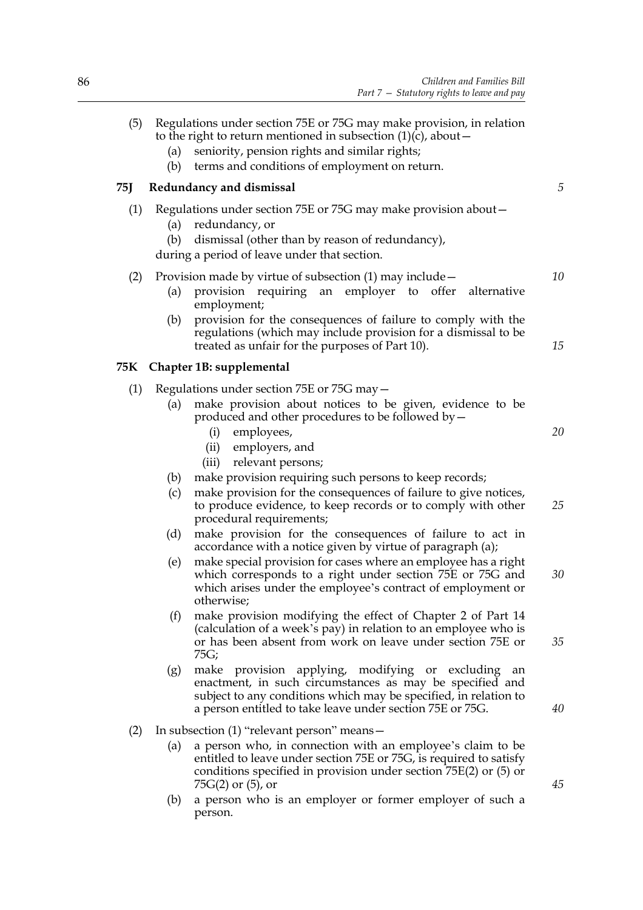(5) Regulations under section 75E or 75G may make provision, in relation to the right to return mentioned in subsection (1)(c), about—

  (a) seniority, pension rights and similar rights;

  (b) terms and conditions of employment on return.

**75J Redundancy and dismissal**

(1) Regulations under section 75E or 75G may make provision about—

  (a) redundancy, or

  (b) dismissal (other than by reason of redundancy),

during a period of leave under that section.

(2) Provision made by virtue of subsection (1) may include—

  (a) provision requiring an employer to offer alternative employment;

  (b) provision for the consequences of failure to comply with the regulations (which may include provision for a dismissal to be treated as unfair for the purposes of Part 10).

**75K Chapter 1B: supplemental**

(1) Regulations under section 75E or 75G may—

  (a) make provision about notices to be given, evidence to be produced and other procedures to be followed by—

    (i) employees,

    (ii) employers, and

    (iii) relevant persons;

  (b) make provision requiring such persons to keep records;

  (c) make provision for the consequences of failure to give notices, to produce evidence, to keep records or to comply with other procedural requirements;

  (d) make provision for the consequences of failure to act in accordance with a notice given by virtue of paragraph (a);

  (e) make special provision for cases where an employee has a right which corresponds to a right under section 75E or 75G and which arises under the employee's contract of employment or otherwise;

  (f) make provision modifying the effect of Chapter 2 of Part 14 (calculation of a week's pay) in relation to an employee who is or has been absent from work on leave under section 75E or 75G;

  (g) make provision applying, modifying or excluding an enactment, in such circumstances as may be specified and subject to any conditions which may be specified, in relation to a person entitled to take leave under section 75E or 75G.

(2) In subsection (1) "relevant person" means—

  (a) a person who, in connection with an employee's claim to be entitled to leave under section 75E or 75G, is required to satisfy conditions specified in provision under section 75E(2) or (5) or 75G(2) or (5), or

  (b) a person who is an employer or former employer of such a person.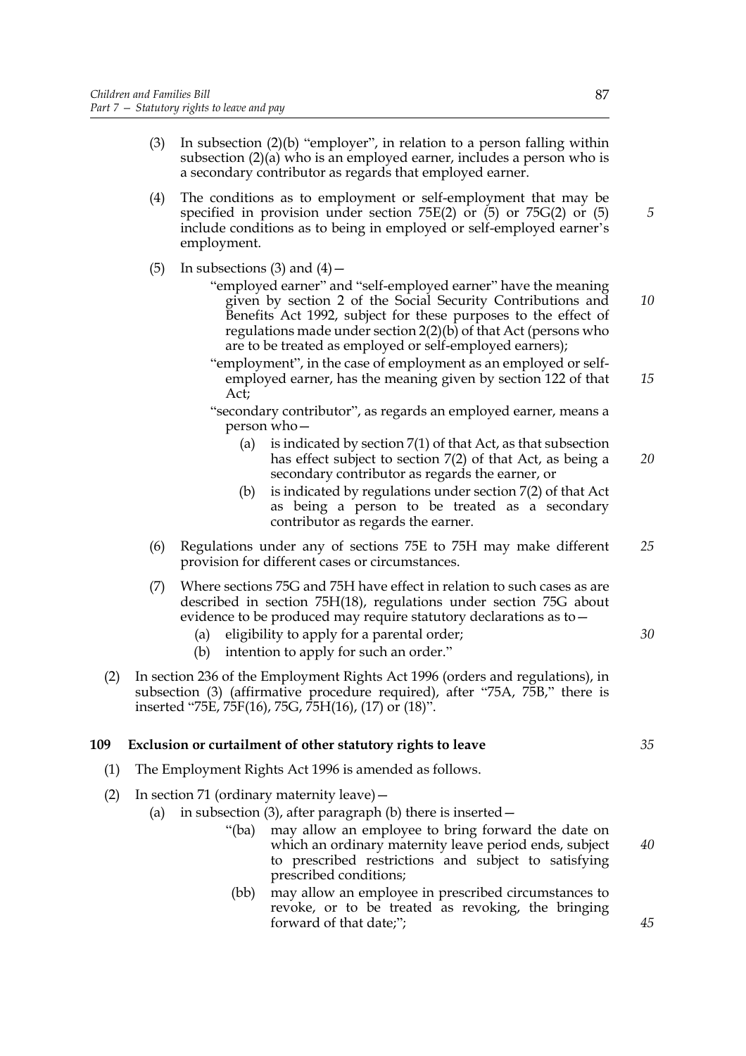(3) In subsection (2)(b) "employer", in relation to a person falling within subsection (2)(a) who is an employed earner, includes a person who is a secondary contributor as regards that employed earner.

(4) The conditions as to employment or self-employment that may be specified in provision under section 75E(2) or (5) or 75G(2) or (5) include conditions as to being in employed or self-employed earner's employment.

(5) In subsections (3) and (4)—

"employed earner" and "self-employed earner" have the meaning given by section 2 of the Social Security Contributions and Benefits Act 1992, subject for these purposes to the effect of regulations made under section 2(2)(b) of that Act (persons who are to be treated as employed or self-employed earners);

"employment", in the case of employment as an employed or self-employed earner, has the meaning given by section 122 of that Act;

"secondary contributor", as regards an employed earner, means a person who—

- (a) is indicated by section 7(1) of that Act, as that subsection has effect subject to section 7(2) of that Act, as being a secondary contributor as regards the earner, or
- (b) is indicated by regulations under section 7(2) of that Act as being a person to be treated as a secondary contributor as regards the earner.

(6) Regulations under any of sections 75E to 75H may make different provision for different cases or circumstances.

(7) Where sections 75G and 75H have effect in relation to such cases as are described in section 75H(18), regulations under section 75G about evidence to be produced may require statutory declarations as to—

- (a) eligibility to apply for a parental order;
- (b) intention to apply for such an order."

(2) In section 236 of the Employment Rights Act 1996 (orders and regulations), in subsection (3) (affirmative procedure required), after "75A, 75B," there is inserted "75E, 75F(16), 75G, 75H(16), (17) or (18)".

## 109 Exclusion or curtailment of other statutory rights to leave

(1) The Employment Rights Act 1996 is amended as follows.

(2) In section 71 (ordinary maternity leave)—

- (a) in subsection (3), after paragraph (b) there is inserted—
  - "(ba) may allow an employee to bring forward the date on which an ordinary maternity leave period ends, subject to prescribed restrictions and subject to satisfying prescribed conditions;
  - (bb) may allow an employee in prescribed circumstances to revoke, or to be treated as revoking, the bringing forward of that date;";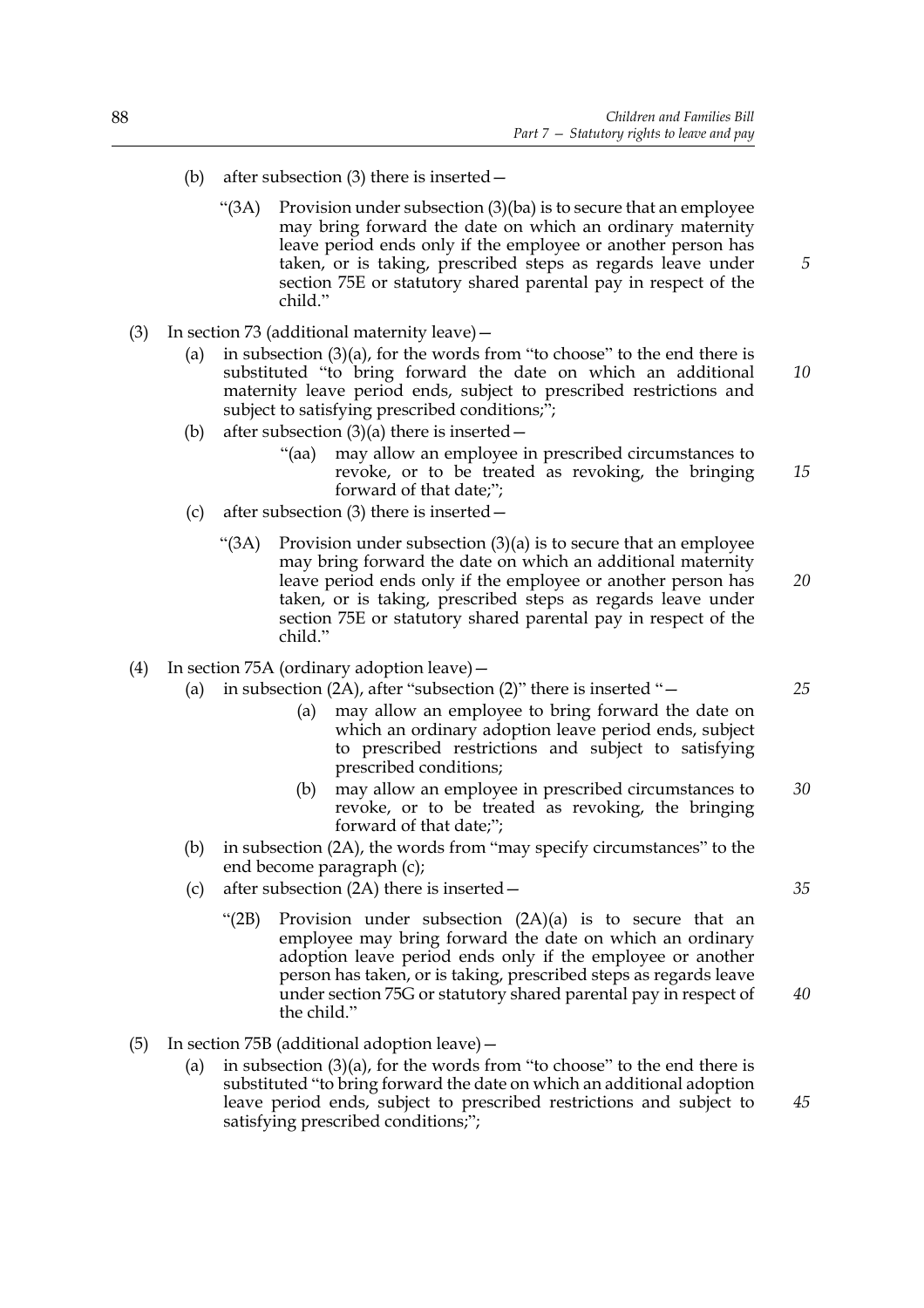(b) after subsection (3) there is inserted—

"(3A) Provision under subsection (3)(ba) is to secure that an employee may bring forward the date on which an ordinary maternity leave period ends only if the employee or another person has taken, or is taking, prescribed steps as regards leave under section 75E or statutory shared parental pay in respect of the child."

(3) In section 73 (additional maternity leave)—

(a) in subsection (3)(a), for the words from "to choose" to the end there is substituted "to bring forward the date on which an additional maternity leave period ends, subject to prescribed restrictions and subject to satisfying prescribed conditions;";

(b) after subsection (3)(a) there is inserted—

"(aa) may allow an employee in prescribed circumstances to revoke, or to be treated as revoking, the bringing forward of that date;";

(c) after subsection (3) there is inserted—

"(3A) Provision under subsection (3)(a) is to secure that an employee may bring forward the date on which an additional maternity leave period ends only if the employee or another person has taken, or is taking, prescribed steps as regards leave under section 75E or statutory shared parental pay in respect of the child."

(4) In section 75A (ordinary adoption leave)—

(a) in subsection (2A), after "subsection (2)" there is inserted "—

(a) may allow an employee to bring forward the date on which an ordinary adoption leave period ends, subject to prescribed restrictions and subject to satisfying prescribed conditions;

(b) may allow an employee in prescribed circumstances to revoke, or to be treated as revoking, the bringing forward of that date;";

(b) in subsection (2A), the words from "may specify circumstances" to the end become paragraph (c);

(c) after subsection (2A) there is inserted—

"(2B) Provision under subsection (2A)(a) is to secure that an employee may bring forward the date on which an ordinary adoption leave period ends only if the employee or another person has taken, or is taking, prescribed steps as regards leave under section 75G or statutory shared parental pay in respect of the child."

(5) In section 75B (additional adoption leave)—

(a) in subsection (3)(a), for the words from "to choose" to the end there is substituted "to bring forward the date on which an additional adoption leave period ends, subject to prescribed restrictions and subject to satisfying prescribed conditions;";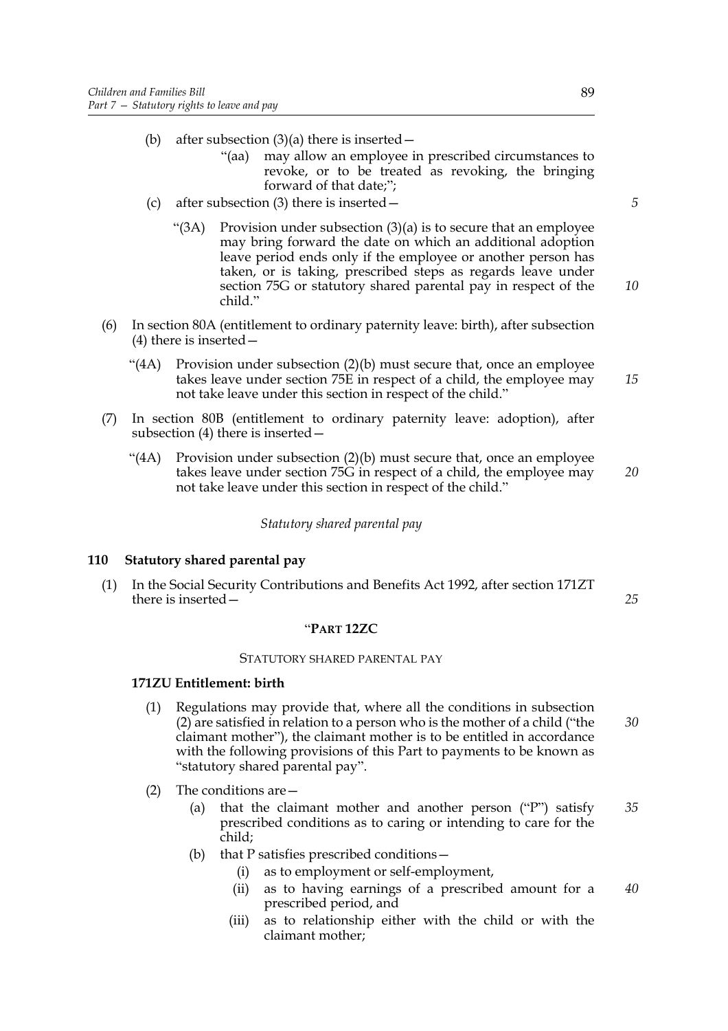(b) after subsection (3)(a) there is inserted—

"(aa) may allow an employee in prescribed circumstances to revoke, or to be treated as revoking, the bringing forward of that date;";

(c) after subsection (3) there is inserted—

"(3A) Provision under subsection (3)(a) is to secure that an employee may bring forward the date on which an additional adoption leave period ends only if the employee or another person has taken, or is taking, prescribed steps as regards leave under section 75G or statutory shared parental pay in respect of the child."

(6) In section 80A (entitlement to ordinary paternity leave: birth), after subsection (4) there is inserted—

"(4A) Provision under subsection (2)(b) must secure that, once an employee takes leave under section 75E in respect of a child, the employee may not take leave under this section in respect of the child."

(7) In section 80B (entitlement to ordinary paternity leave: adoption), after subsection (4) there is inserted—

"(4A) Provision under subsection (2)(b) must secure that, once an employee takes leave under section 75G in respect of a child, the employee may not take leave under this section in respect of the child."

*Statutory shared parental pay*

### 110 Statutory shared parental pay

(1) In the Social Security Contributions and Benefits Act 1992, after section 171ZT there is inserted—

"**PART 12ZC**

STATUTORY SHARED PARENTAL PAY

**171ZU Entitlement: birth**

(1) Regulations may provide that, where all the conditions in subsection (2) are satisfied in relation to a person who is the mother of a child ("the claimant mother"), the claimant mother is to be entitled in accordance with the following provisions of this Part to payments to be known as "statutory shared parental pay".

(2) The conditions are—

(a) that the claimant mother and another person ("P") satisfy prescribed conditions as to caring or intending to care for the child;

(b) that P satisfies prescribed conditions—

(i) as to employment or self-employment,

(ii) as to having earnings of a prescribed amount for a prescribed period, and

(iii) as to relationship either with the child or with the claimant mother;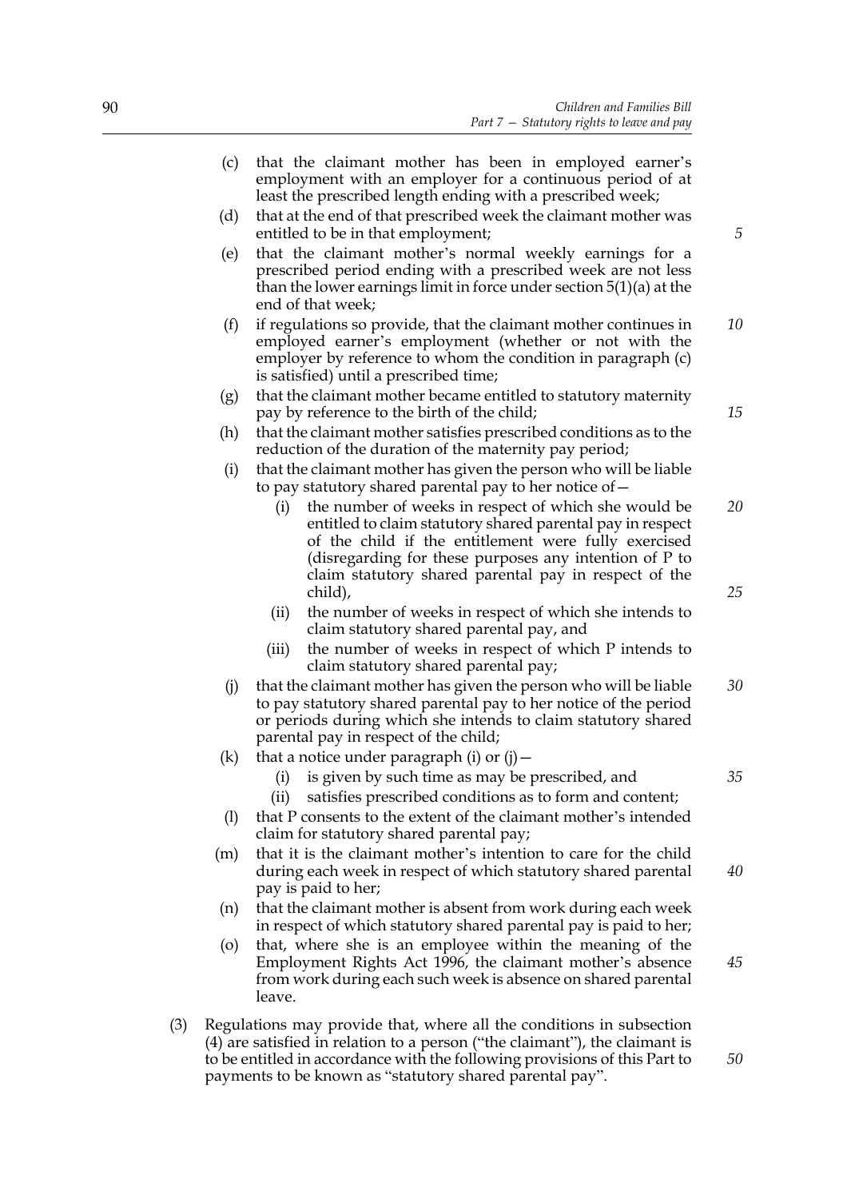(c) that the claimant mother has been in employed earner's employment with an employer for a continuous period of at least the prescribed length ending with a prescribed week;

(d) that at the end of that prescribed week the claimant mother was entitled to be in that employment;

(e) that the claimant mother's normal weekly earnings for a prescribed period ending with a prescribed week are not less than the lower earnings limit in force under section 5(1)(a) at the end of that week;

(f) if regulations so provide, that the claimant mother continues in employed earner's employment (whether or not with the employer by reference to whom the condition in paragraph (c) is satisfied) until a prescribed time;

(g) that the claimant mother became entitled to statutory maternity pay by reference to the birth of the child;

(h) that the claimant mother satisfies prescribed conditions as to the reduction of the duration of the maternity pay period;

(i) that the claimant mother has given the person who will be liable to pay statutory shared parental pay to her notice of—

   (i) the number of weeks in respect of which she would be entitled to claim statutory shared parental pay in respect of the child if the entitlement were fully exercised (disregarding for these purposes any intention of P to claim statutory shared parental pay in respect of the child),

   (ii) the number of weeks in respect of which she intends to claim statutory shared parental pay, and

   (iii) the number of weeks in respect of which P intends to claim statutory shared parental pay;

(j) that the claimant mother has given the person who will be liable to pay statutory shared parental pay to her notice of the period or periods during which she intends to claim statutory shared parental pay in respect of the child;

(k) that a notice under paragraph (i) or (j)—

   (i) is given by such time as may be prescribed, and

   (ii) satisfies prescribed conditions as to form and content;

(l) that P consents to the extent of the claimant mother's intended claim for statutory shared parental pay;

(m) that it is the claimant mother's intention to care for the child during each week in respect of which statutory shared parental pay is paid to her;

(n) that the claimant mother is absent from work during each week in respect of which statutory shared parental pay is paid to her;

(o) that, where she is an employee within the meaning of the Employment Rights Act 1996, the claimant mother's absence from work during each such week is absence on shared parental leave.

(3) Regulations may provide that, where all the conditions in subsection (4) are satisfied in relation to a person ("the claimant"), the claimant is to be entitled in accordance with the following provisions of this Part to payments to be known as "statutory shared parental pay".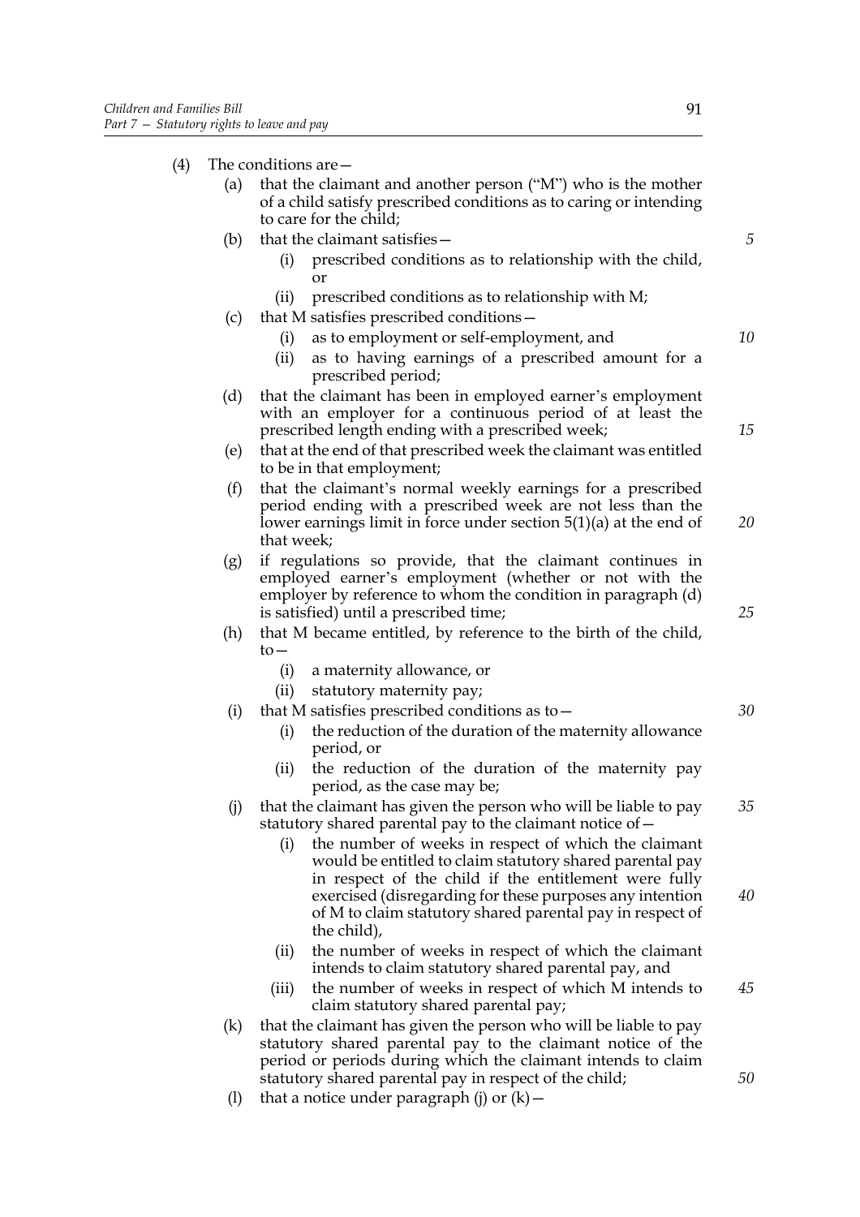(4) The conditions are—

(a) that the claimant and another person ("M") who is the mother of a child satisfy prescribed conditions as to caring or intending to care for the child;

(b) that the claimant satisfies—

  (i) prescribed conditions as to relationship with the child, or

  (ii) prescribed conditions as to relationship with M;

(c) that M satisfies prescribed conditions—

  (i) as to employment or self-employment, and

  (ii) as to having earnings of a prescribed amount for a prescribed period;

(d) that the claimant has been in employed earner's employment with an employer for a continuous period of at least the prescribed length ending with a prescribed week;

(e) that at the end of that prescribed week the claimant was entitled to be in that employment;

(f) that the claimant's normal weekly earnings for a prescribed period ending with a prescribed week are not less than the lower earnings limit in force under section 5(1)(a) at the end of that week;

(g) if regulations so provide, that the claimant continues in employed earner's employment (whether or not with the employer by reference to whom the condition in paragraph (d) is satisfied) until a prescribed time;

(h) that M became entitled, by reference to the birth of the child, to—

  (i) a maternity allowance, or

  (ii) statutory maternity pay;

(i) that M satisfies prescribed conditions as to—

  (i) the reduction of the duration of the maternity allowance period, or

  (ii) the reduction of the duration of the maternity pay period, as the case may be;

(j) that the claimant has given the person who will be liable to pay statutory shared parental pay to the claimant notice of—

  (i) the number of weeks in respect of which the claimant would be entitled to claim statutory shared parental pay in respect of the child if the entitlement were fully exercised (disregarding for these purposes any intention of M to claim statutory shared parental pay in respect of the child),

  (ii) the number of weeks in respect of which the claimant intends to claim statutory shared parental pay, and

  (iii) the number of weeks in respect of which M intends to claim statutory shared parental pay;

(k) that the claimant has given the person who will be liable to pay statutory shared parental pay to the claimant notice of the period or periods during which the claimant intends to claim statutory shared parental pay in respect of the child;

(l) that a notice under paragraph (j) or (k)—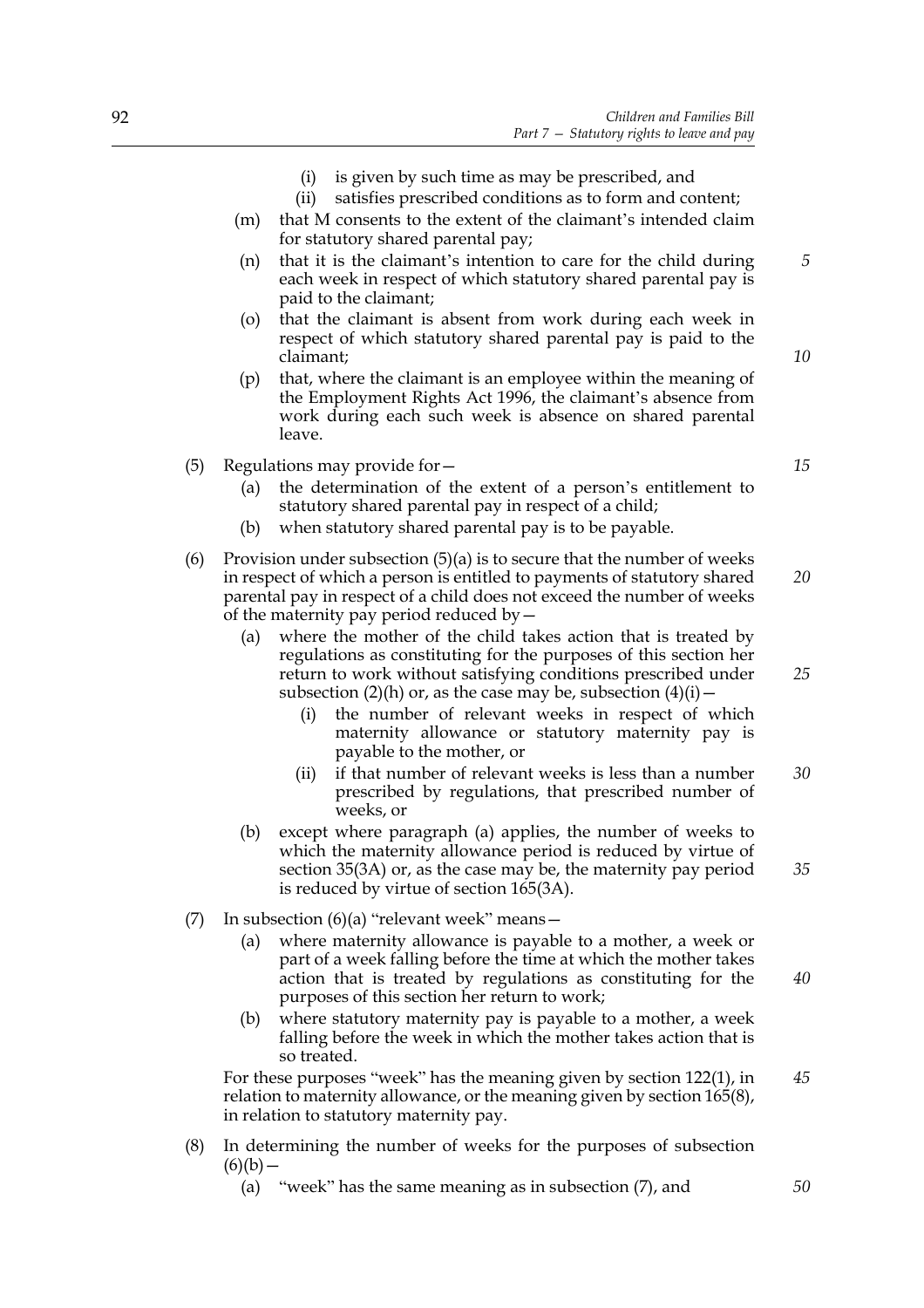(i) is given by such time as may be prescribed, and

(ii) satisfies prescribed conditions as to form and content;

(m) that M consents to the extent of the claimant's intended claim for statutory shared parental pay;

(n) that it is the claimant's intention to care for the child during each week in respect of which statutory shared parental pay is paid to the claimant;

(o) that the claimant is absent from work during each week in respect of which statutory shared parental pay is paid to the claimant;

(p) that, where the claimant is an employee within the meaning of the Employment Rights Act 1996, the claimant's absence from work during each such week is absence on shared parental leave.

(5) Regulations may provide for—

(a) the determination of the extent of a person's entitlement to statutory shared parental pay in respect of a child;

(b) when statutory shared parental pay is to be payable.

(6) Provision under subsection (5)(a) is to secure that the number of weeks in respect of which a person is entitled to payments of statutory shared parental pay in respect of a child does not exceed the number of weeks of the maternity pay period reduced by—

(a) where the mother of the child takes action that is treated by regulations as constituting for the purposes of this section her return to work without satisfying conditions prescribed under subsection (2)(h) or, as the case may be, subsection (4)(i)—

(i) the number of relevant weeks in respect of which maternity allowance or statutory maternity pay is payable to the mother, or

(ii) if that number of relevant weeks is less than a number prescribed by regulations, that prescribed number of weeks, or

(b) except where paragraph (a) applies, the number of weeks to which the maternity allowance period is reduced by virtue of section 35(3A) or, as the case may be, the maternity pay period is reduced by virtue of section 165(3A).

(7) In subsection (6)(a) "relevant week" means—

(a) where maternity allowance is payable to a mother, a week or part of a week falling before the time at which the mother takes action that is treated by regulations as constituting for the purposes of this section her return to work;

(b) where statutory maternity pay is payable to a mother, a week falling before the week in which the mother takes action that is so treated.

For these purposes "week" has the meaning given by section 122(1), in relation to maternity allowance, or the meaning given by section 165(8), in relation to statutory maternity pay.

(8) In determining the number of weeks for the purposes of subsection (6)(b)—

(a) "week" has the same meaning as in subsection (7), and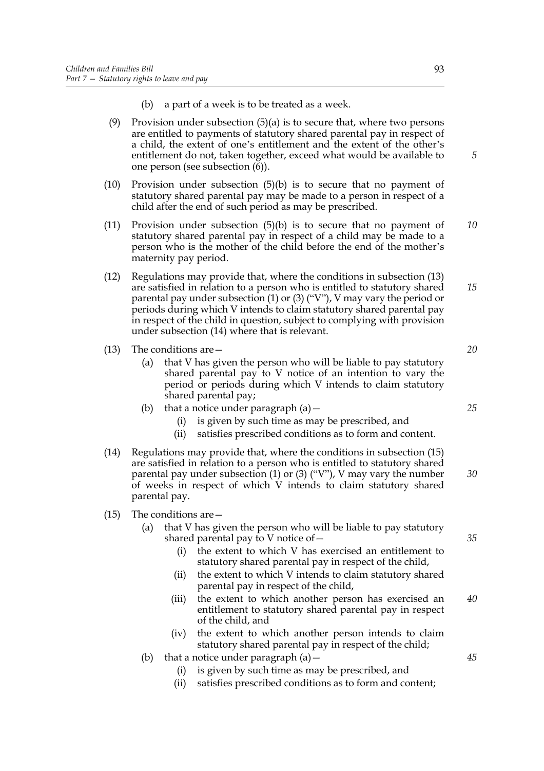(b) a part of a week is to be treated as a week.

(9) Provision under subsection (5)(a) is to secure that, where two persons are entitled to payments of statutory shared parental pay in respect of a child, the extent of one's entitlement and the extent of the other's entitlement do not, taken together, exceed what would be available to one person (see subsection (6)).

(10) Provision under subsection (5)(b) is to secure that no payment of statutory shared parental pay may be made to a person in respect of a child after the end of such period as may be prescribed.

(11) Provision under subsection (5)(b) is to secure that no payment of statutory shared parental pay in respect of a child may be made to a person who is the mother of the child before the end of the mother's maternity pay period.

(12) Regulations may provide that, where the conditions in subsection (13) are satisfied in relation to a person who is entitled to statutory shared parental pay under subsection (1) or (3) ("V"), V may vary the period or periods during which V intends to claim statutory shared parental pay in respect of the child in question, subject to complying with provision under subsection (14) where that is relevant.

(13) The conditions are—

(a) that V has given the person who will be liable to pay statutory shared parental pay to V notice of an intention to vary the period or periods during which V intends to claim statutory shared parental pay;

(b) that a notice under paragraph (a)—

(i) is given by such time as may be prescribed, and

(ii) satisfies prescribed conditions as to form and content.

(14) Regulations may provide that, where the conditions in subsection (15) are satisfied in relation to a person who is entitled to statutory shared parental pay under subsection (1) or (3) ("V"), V may vary the number of weeks in respect of which V intends to claim statutory shared parental pay.

(15) The conditions are—

(a) that V has given the person who will be liable to pay statutory shared parental pay to V notice of—

(i) the extent to which V has exercised an entitlement to statutory shared parental pay in respect of the child,

(ii) the extent to which V intends to claim statutory shared parental pay in respect of the child,

(iii) the extent to which another person has exercised an entitlement to statutory shared parental pay in respect of the child, and

(iv) the extent to which another person intends to claim statutory shared parental pay in respect of the child;

(b) that a notice under paragraph (a)—

(i) is given by such time as may be prescribed, and

(ii) satisfies prescribed conditions as to form and content;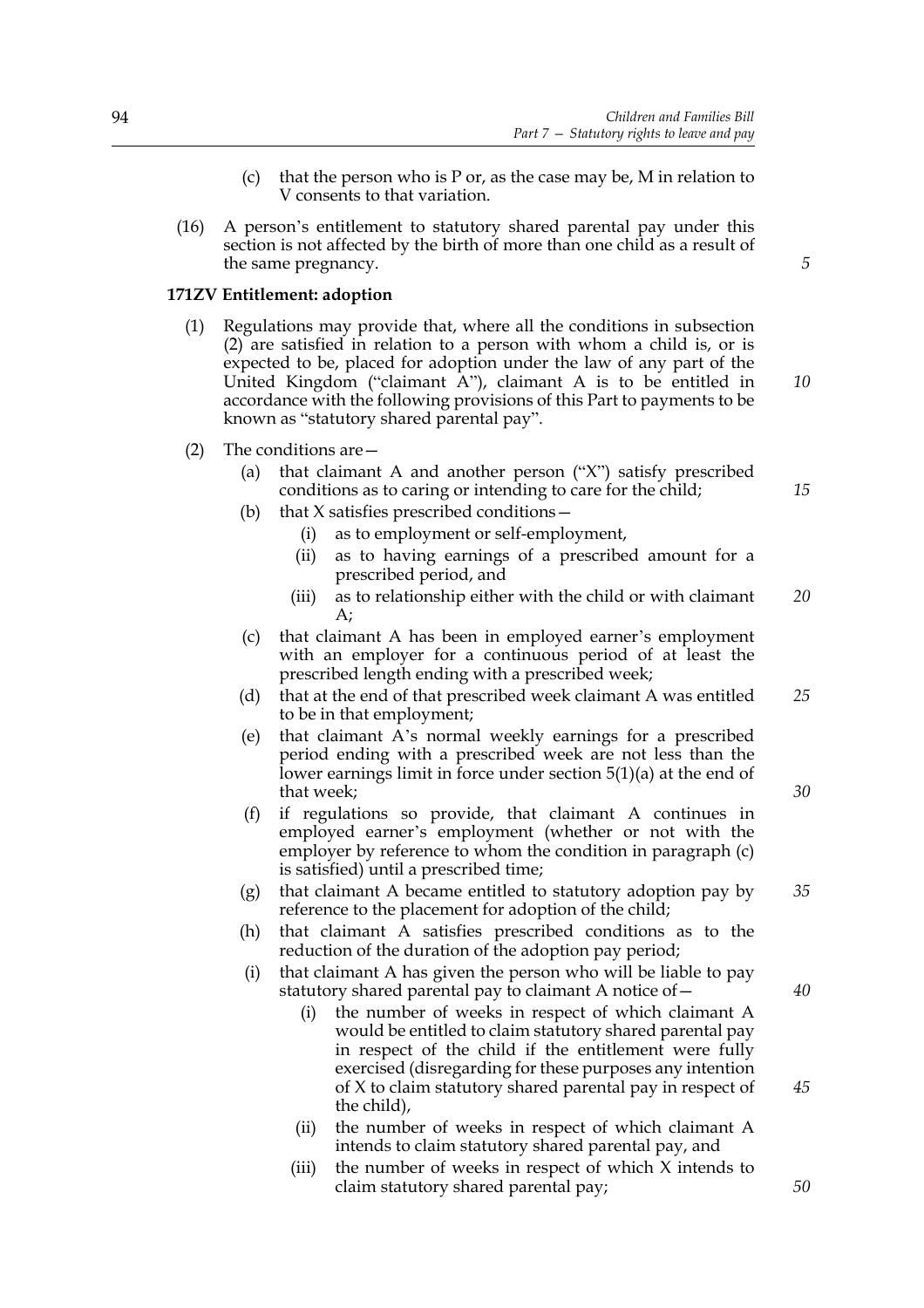(c) that the person who is P or, as the case may be, M in relation to V consents to that variation.

(16) A person's entitlement to statutory shared parental pay under this section is not affected by the birth of more than one child as a result of the same pregnancy.

**171ZV Entitlement: adoption**

(1) Regulations may provide that, where all the conditions in subsection (2) are satisfied in relation to a person with whom a child is, or is expected to be, placed for adoption under the law of any part of the United Kingdom ("claimant A"), claimant A is to be entitled in accordance with the following provisions of this Part to payments to be known as "statutory shared parental pay".

(2) The conditions are—

(a) that claimant A and another person ("X") satisfy prescribed conditions as to caring or intending to care for the child;

(b) that X satisfies prescribed conditions—

(i) as to employment or self-employment,

(ii) as to having earnings of a prescribed amount for a prescribed period, and

(iii) as to relationship either with the child or with claimant A;

(c) that claimant A has been in employed earner's employment with an employer for a continuous period of at least the prescribed length ending with a prescribed week;

(d) that at the end of that prescribed week claimant A was entitled to be in that employment;

(e) that claimant A's normal weekly earnings for a prescribed period ending with a prescribed week are not less than the lower earnings limit in force under section 5(1)(a) at the end of that week;

(f) if regulations so provide, that claimant A continues in employed earner's employment (whether or not with the employer by reference to whom the condition in paragraph (c) is satisfied) until a prescribed time;

(g) that claimant A became entitled to statutory adoption pay by reference to the placement for adoption of the child;

(h) that claimant A satisfies prescribed conditions as to the reduction of the duration of the adoption pay period;

(i) that claimant A has given the person who will be liable to pay statutory shared parental pay to claimant A notice of—

(i) the number of weeks in respect of which claimant A would be entitled to claim statutory shared parental pay in respect of the child if the entitlement were fully exercised (disregarding for these purposes any intention of X to claim statutory shared parental pay in respect of the child),

(ii) the number of weeks in respect of which claimant A intends to claim statutory shared parental pay, and

(iii) the number of weeks in respect of which X intends to claim statutory shared parental pay;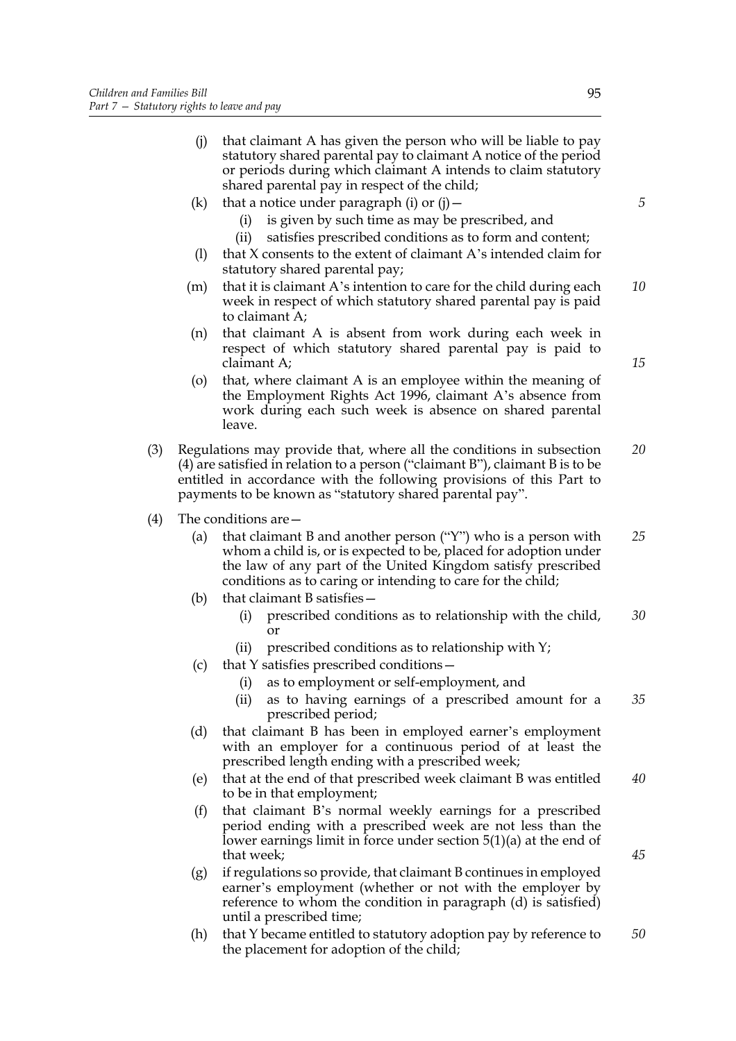(j) that claimant A has given the person who will be liable to pay statutory shared parental pay to claimant A notice of the period or periods during which claimant A intends to claim statutory shared parental pay in respect of the child;

(k) that a notice under paragraph (i) or (j)—

  (i) is given by such time as may be prescribed, and

  (ii) satisfies prescribed conditions as to form and content;

(l) that X consents to the extent of claimant A's intended claim for statutory shared parental pay;

(m) that it is claimant A's intention to care for the child during each week in respect of which statutory shared parental pay is paid to claimant A;

(n) that claimant A is absent from work during each week in respect of which statutory shared parental pay is paid to claimant A;

(o) that, where claimant A is an employee within the meaning of the Employment Rights Act 1996, claimant A's absence from work during each such week is absence on shared parental leave.

(3) Regulations may provide that, where all the conditions in subsection (4) are satisfied in relation to a person ("claimant B"), claimant B is to be entitled in accordance with the following provisions of this Part to payments to be known as "statutory shared parental pay".

(4) The conditions are—

(a) that claimant B and another person ("Y") who is a person with whom a child is, or is expected to be, placed for adoption under the law of any part of the United Kingdom satisfy prescribed conditions as to caring or intending to care for the child;

(b) that claimant B satisfies—

  (i) prescribed conditions as to relationship with the child, or

  (ii) prescribed conditions as to relationship with Y;

(c) that Y satisfies prescribed conditions—

  (i) as to employment or self-employment, and

  (ii) as to having earnings of a prescribed amount for a prescribed period;

(d) that claimant B has been in employed earner's employment with an employer for a continuous period of at least the prescribed length ending with a prescribed week;

(e) that at the end of that prescribed week claimant B was entitled to be in that employment;

(f) that claimant B's normal weekly earnings for a prescribed period ending with a prescribed week are not less than the lower earnings limit in force under section 5(1)(a) at the end of that week;

(g) if regulations so provide, that claimant B continues in employed earner's employment (whether or not with the employer by reference to whom the condition in paragraph (d) is satisfied) until a prescribed time;

(h) that Y became entitled to statutory adoption pay by reference to the placement for adoption of the child;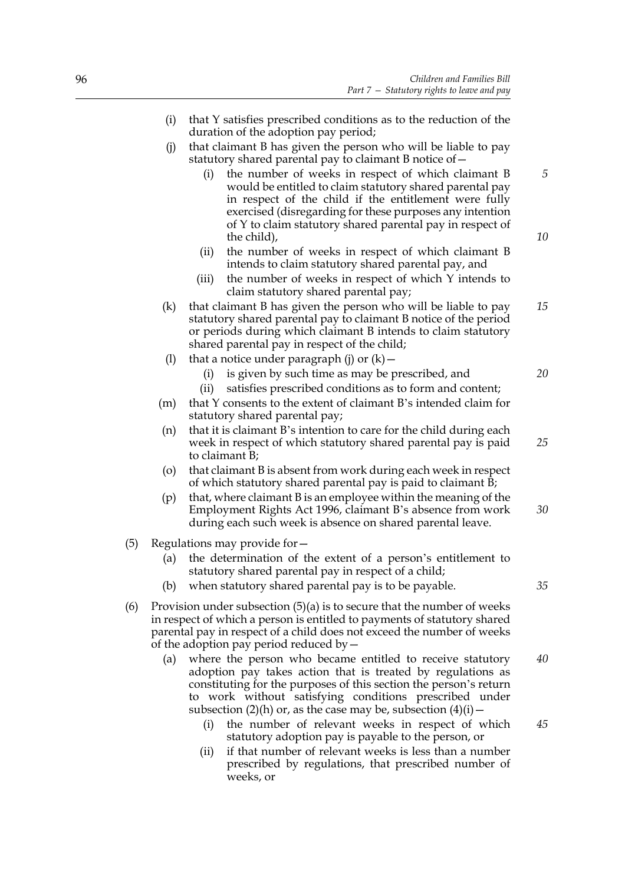(i) that Y satisfies prescribed conditions as to the reduction of the duration of the adoption pay period;

(j) that claimant B has given the person who will be liable to pay statutory shared parental pay to claimant B notice of—

  (i) the number of weeks in respect of which claimant B would be entitled to claim statutory shared parental pay in respect of the child if the entitlement were fully exercised (disregarding for these purposes any intention of Y to claim statutory shared parental pay in respect of the child),

  (ii) the number of weeks in respect of which claimant B intends to claim statutory shared parental pay, and

  (iii) the number of weeks in respect of which Y intends to claim statutory shared parental pay;

(k) that claimant B has given the person who will be liable to pay statutory shared parental pay to claimant B notice of the period or periods during which claimant B intends to claim statutory shared parental pay in respect of the child;

(l) that a notice under paragraph (j) or (k)—

  (i) is given by such time as may be prescribed, and

  (ii) satisfies prescribed conditions as to form and content;

(m) that Y consents to the extent of claimant B's intended claim for statutory shared parental pay;

(n) that it is claimant B's intention to care for the child during each week in respect of which statutory shared parental pay is paid to claimant B;

(o) that claimant B is absent from work during each week in respect of which statutory shared parental pay is paid to claimant B;

(p) that, where claimant B is an employee within the meaning of the Employment Rights Act 1996, claimant B's absence from work during each such week is absence on shared parental leave.

(5) Regulations may provide for—

  (a) the determination of the extent of a person's entitlement to statutory shared parental pay in respect of a child;

  (b) when statutory shared parental pay is to be payable.

(6) Provision under subsection (5)(a) is to secure that the number of weeks in respect of which a person is entitled to payments of statutory shared parental pay in respect of a child does not exceed the number of weeks of the adoption pay period reduced by—

  (a) where the person who became entitled to receive statutory adoption pay takes action that is treated by regulations as constituting for the purposes of this section the person's return to work without satisfying conditions prescribed under subsection (2)(h) or, as the case may be, subsection (4)(i)—

    (i) the number of relevant weeks in respect of which statutory adoption pay is payable to the person, or

    (ii) if that number of relevant weeks is less than a number prescribed by regulations, that prescribed number of weeks, or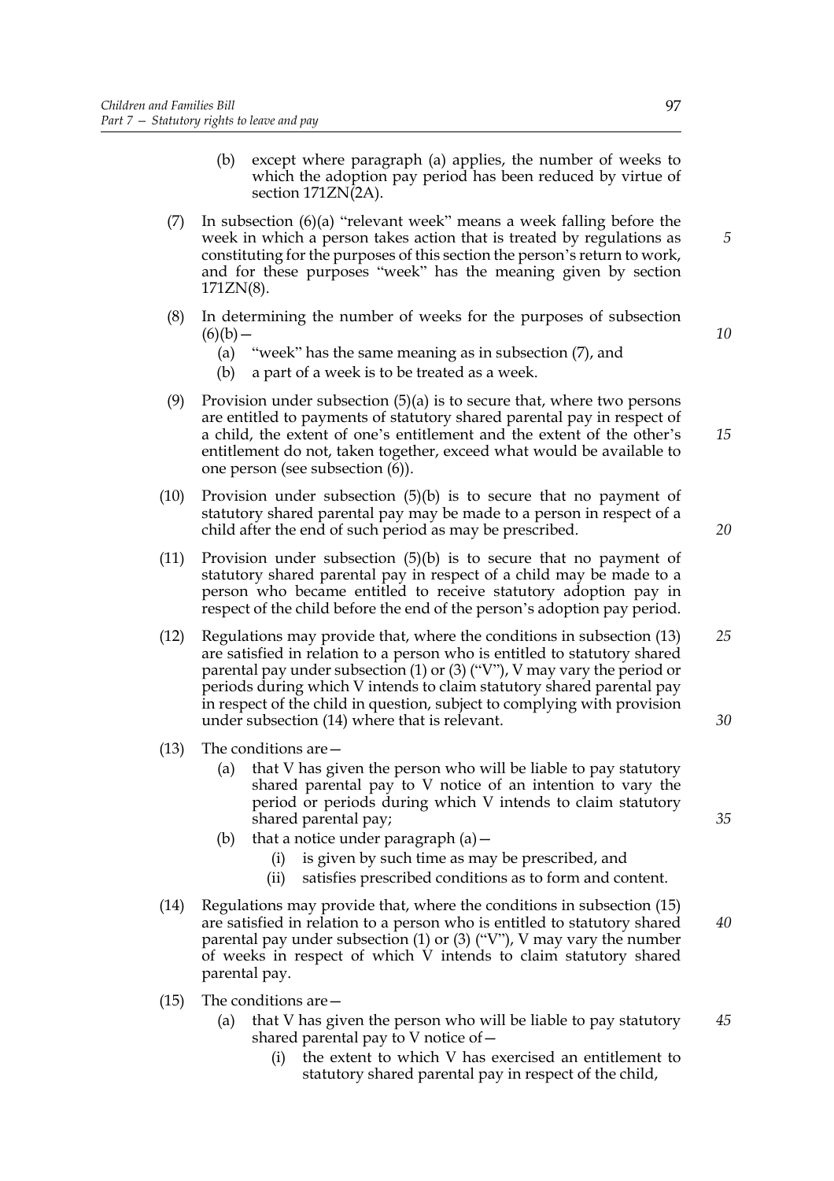(b) except where paragraph (a) applies, the number of weeks to which the adoption pay period has been reduced by virtue of section 171ZN(2A).

(7) In subsection (6)(a) "relevant week" means a week falling before the week in which a person takes action that is treated by regulations as constituting for the purposes of this section the person's return to work, and for these purposes "week" has the meaning given by section 171ZN(8).

(8) In determining the number of weeks for the purposes of subsection (6)(b)—

(a) "week" has the same meaning as in subsection (7), and

(b) a part of a week is to be treated as a week.

(9) Provision under subsection (5)(a) is to secure that, where two persons are entitled to payments of statutory shared parental pay in respect of a child, the extent of one's entitlement and the extent of the other's entitlement do not, taken together, exceed what would be available to one person (see subsection (6)).

(10) Provision under subsection (5)(b) is to secure that no payment of statutory shared parental pay may be made to a person in respect of a child after the end of such period as may be prescribed.

(11) Provision under subsection (5)(b) is to secure that no payment of statutory shared parental pay in respect of a child may be made to a person who became entitled to receive statutory adoption pay in respect of the child before the end of the person's adoption pay period.

(12) Regulations may provide that, where the conditions in subsection (13) are satisfied in relation to a person who is entitled to statutory shared parental pay under subsection (1) or (3) ("V"), V may vary the period or periods during which V intends to claim statutory shared parental pay in respect of the child in question, subject to complying with provision under subsection (14) where that is relevant.

(13) The conditions are—

(a) that V has given the person who will be liable to pay statutory shared parental pay to V notice of an intention to vary the period or periods during which V intends to claim statutory shared parental pay;

(b) that a notice under paragraph (a)—

(i) is given by such time as may be prescribed, and

(ii) satisfies prescribed conditions as to form and content.

(14) Regulations may provide that, where the conditions in subsection (15) are satisfied in relation to a person who is entitled to statutory shared parental pay under subsection (1) or (3) ("V"), V may vary the number of weeks in respect of which V intends to claim statutory shared parental pay.

(15) The conditions are—

(a) that V has given the person who will be liable to pay statutory shared parental pay to V notice of—

(i) the extent to which V has exercised an entitlement to statutory shared parental pay in respect of the child,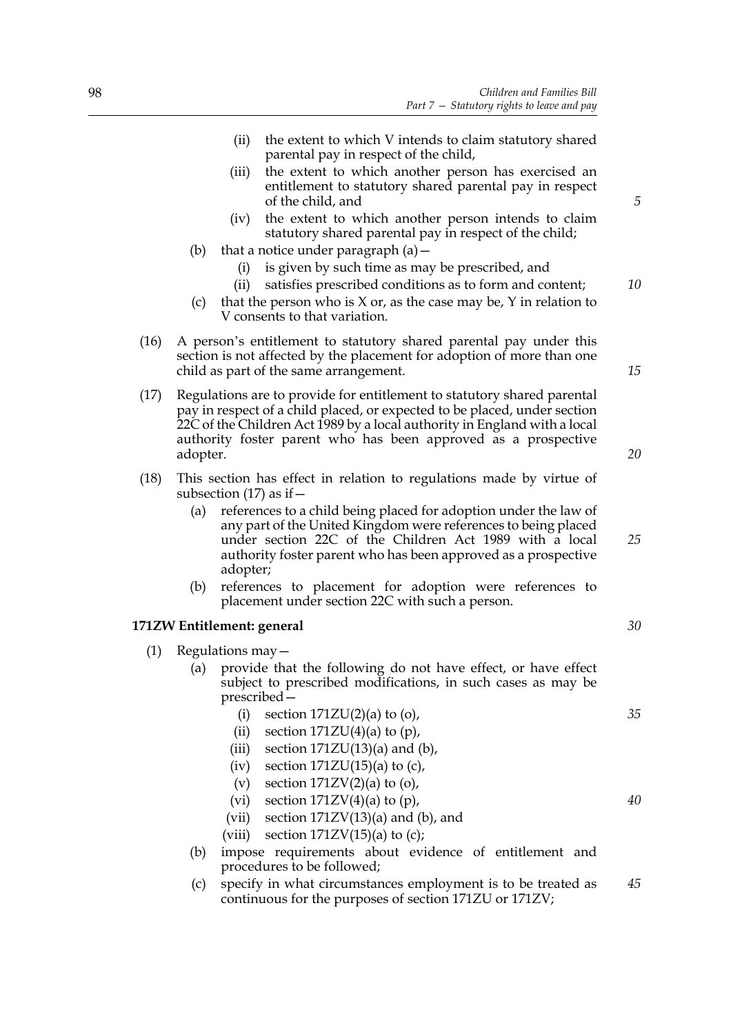(ii) the extent to which V intends to claim statutory shared parental pay in respect of the child,

(iii) the extent to which another person has exercised an entitlement to statutory shared parental pay in respect of the child, and

(iv) the extent to which another person intends to claim statutory shared parental pay in respect of the child;

(b) that a notice under paragraph (a)—

(i) is given by such time as may be prescribed, and

(ii) satisfies prescribed conditions as to form and content;

(c) that the person who is X or, as the case may be, Y in relation to V consents to that variation.

(16) A person's entitlement to statutory shared parental pay under this section is not affected by the placement for adoption of more than one child as part of the same arrangement.

(17) Regulations are to provide for entitlement to statutory shared parental pay in respect of a child placed, or expected to be placed, under section 22C of the Children Act 1989 by a local authority in England with a local authority foster parent who has been approved as a prospective adopter.

(18) This section has effect in relation to regulations made by virtue of subsection (17) as if—

(a) references to a child being placed for adoption under the law of any part of the United Kingdom were references to being placed under section 22C of the Children Act 1989 with a local authority foster parent who has been approved as a prospective adopter;

(b) references to placement for adoption were references to placement under section 22C with such a person.

**171ZW Entitlement: general**

(1) Regulations may—

(a) provide that the following do not have effect, or have effect subject to prescribed modifications, in such cases as may be prescribed—

(i) section 171ZU(2)(a) to (o),

(ii) section 171ZU(4)(a) to (p),

(iii) section 171ZU(13)(a) and (b),

(iv) section 171ZU(15)(a) to (c),

(v) section 171ZV(2)(a) to (o),

(vi) section 171ZV(4)(a) to (p),

(vii) section 171ZV(13)(a) and (b), and

(viii) section 171ZV(15)(a) to (c);

(b) impose requirements about evidence of entitlement and procedures to be followed;

(c) specify in what circumstances employment is to be treated as continuous for the purposes of section 171ZU or 171ZV;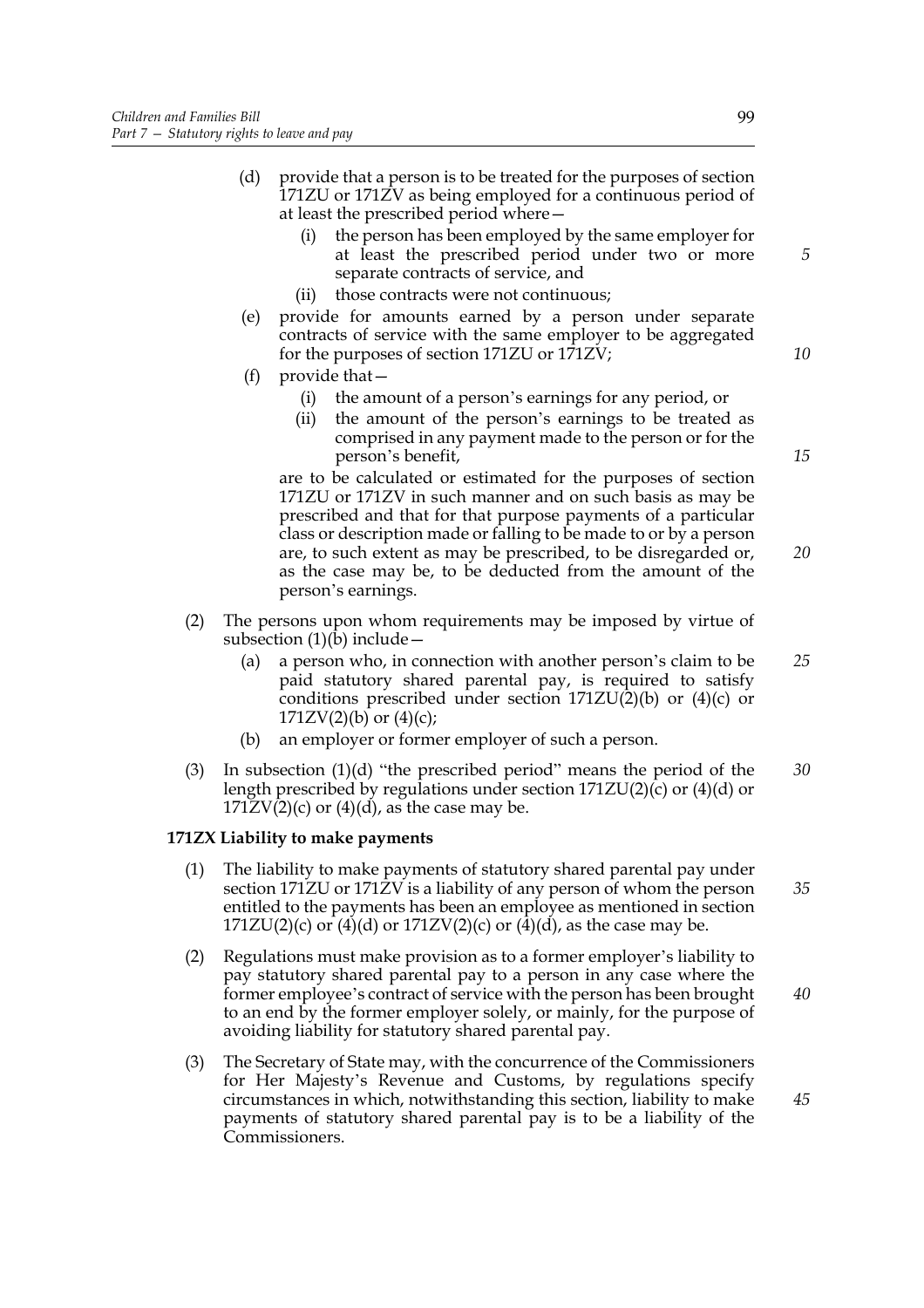(d) provide that a person is to be treated for the purposes of section 171ZU or 171ZV as being employed for a continuous period of at least the prescribed period where—

  (i) the person has been employed by the same employer for at least the prescribed period under two or more separate contracts of service, and

  (ii) those contracts were not continuous;

(e) provide for amounts earned by a person under separate contracts of service with the same employer to be aggregated for the purposes of section 171ZU or 171ZV;

(f) provide that—

  (i) the amount of a person's earnings for any period, or

  (ii) the amount of the person's earnings to be treated as comprised in any payment made to the person or for the person's benefit,

are to be calculated or estimated for the purposes of section 171ZU or 171ZV in such manner and on such basis as may be prescribed and that for that purpose payments of a particular class or description made or falling to be made to or by a person are, to such extent as may be prescribed, to be disregarded or, as the case may be, to be deducted from the amount of the person's earnings.

(2) The persons upon whom requirements may be imposed by virtue of subsection (1)(b) include—

  (a) a person who, in connection with another person's claim to be paid statutory shared parental pay, is required to satisfy conditions prescribed under section 171ZU(2)(b) or (4)(c) or 171ZV(2)(b) or (4)(c);

  (b) an employer or former employer of such a person.

(3) In subsection (1)(d) "the prescribed period" means the period of the length prescribed by regulations under section 171ZU(2)(c) or (4)(d) or 171ZV(2)(c) or (4)(d), as the case may be.

**171ZX Liability to make payments**

(1) The liability to make payments of statutory shared parental pay under section 171ZU or 171ZV is a liability of any person of whom the person entitled to the payments has been an employee as mentioned in section 171ZU(2)(c) or (4)(d) or 171ZV(2)(c) or (4)(d), as the case may be.

(2) Regulations must make provision as to a former employer's liability to pay statutory shared parental pay to a person in any case where the former employee's contract of service with the person has been brought to an end by the former employer solely, or mainly, for the purpose of avoiding liability for statutory shared parental pay.

(3) The Secretary of State may, with the concurrence of the Commissioners for Her Majesty's Revenue and Customs, by regulations specify circumstances in which, notwithstanding this section, liability to make payments of statutory shared parental pay is to be a liability of the Commissioners.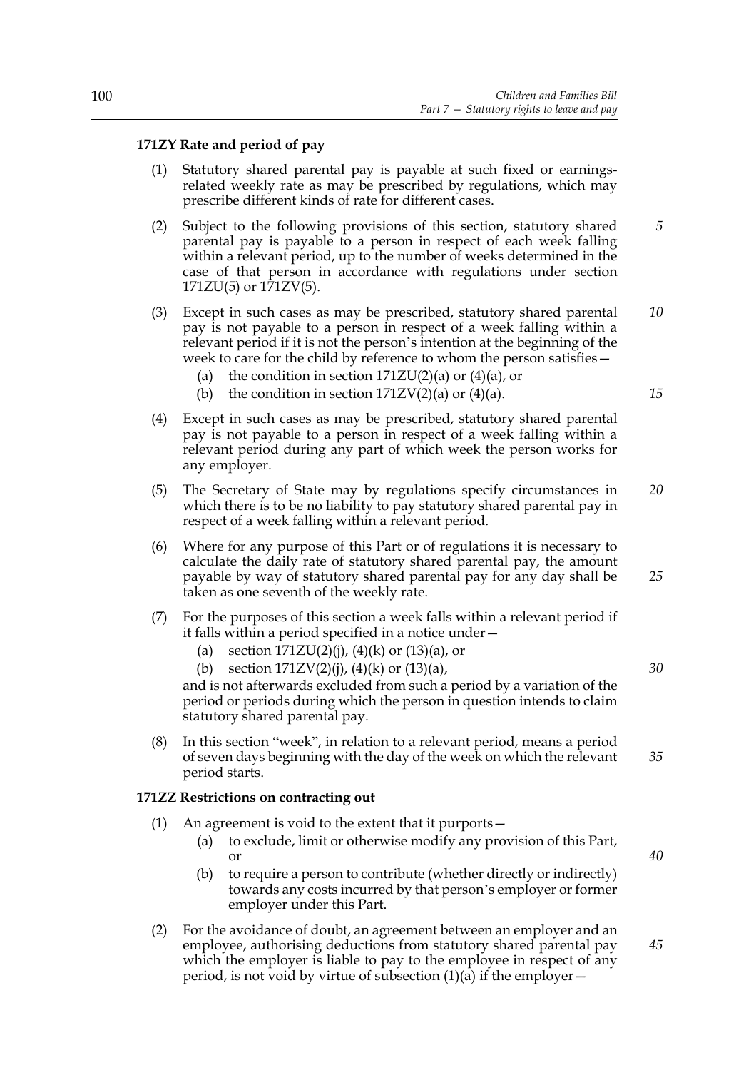**171ZY Rate and period of pay**

(1) Statutory shared parental pay is payable at such fixed or earnings-related weekly rate as may be prescribed by regulations, which may prescribe different kinds of rate for different cases.

(2) Subject to the following provisions of this section, statutory shared parental pay is payable to a person in respect of each week falling within a relevant period, up to the number of weeks determined in the case of that person in accordance with regulations under section 171ZU(5) or 171ZV(5).

(3) Except in such cases as may be prescribed, statutory shared parental pay is not payable to a person in respect of a week falling within a relevant period if it is not the person's intention at the beginning of the week to care for the child by reference to whom the person satisfies—

- (a) the condition in section 171ZU(2)(a) or (4)(a), or
- (b) the condition in section 171ZV(2)(a) or (4)(a).

(4) Except in such cases as may be prescribed, statutory shared parental pay is not payable to a person in respect of a week falling within a relevant period during any part of which week the person works for any employer.

(5) The Secretary of State may by regulations specify circumstances in which there is to be no liability to pay statutory shared parental pay in respect of a week falling within a relevant period.

(6) Where for any purpose of this Part or of regulations it is necessary to calculate the daily rate of statutory shared parental pay, the amount payable by way of statutory shared parental pay for any day shall be taken as one seventh of the weekly rate.

(7) For the purposes of this section a week falls within a relevant period if it falls within a period specified in a notice under—

- (a) section 171ZU(2)(j), (4)(k) or (13)(a), or
- (b) section 171ZV(2)(j), (4)(k) or (13)(a),

and is not afterwards excluded from such a period by a variation of the period or periods during which the person in question intends to claim statutory shared parental pay.

(8) In this section "week", in relation to a relevant period, means a period of seven days beginning with the day of the week on which the relevant period starts.

**171ZZ Restrictions on contracting out**

(1) An agreement is void to the extent that it purports—

- (a) to exclude, limit or otherwise modify any provision of this Part, or
- (b) to require a person to contribute (whether directly or indirectly) towards any costs incurred by that person's employer or former employer under this Part.

(2) For the avoidance of doubt, an agreement between an employer and an employee, authorising deductions from statutory shared parental pay which the employer is liable to pay to the employee in respect of any period, is not void by virtue of subsection (1)(a) if the employer—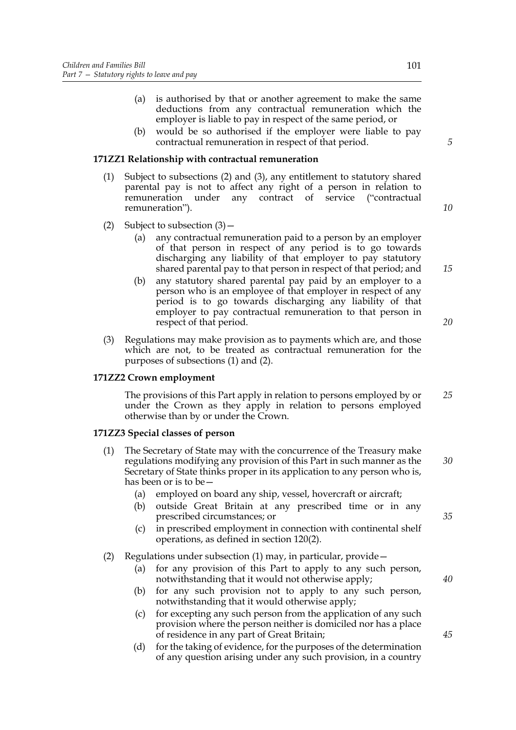- (a) is authorised by that or another agreement to make the same deductions from any contractual remuneration which the employer is liable to pay in respect of the same period, or
- (b) would be so authorised if the employer were liable to pay contractual remuneration in respect of that period.

**171ZZ1 Relationship with contractual remuneration**

(1) Subject to subsections (2) and (3), any entitlement to statutory shared parental pay is not to affect any right of a person in relation to remuneration under any contract of service ("contractual remuneration").

(2) Subject to subsection (3)—

- (a) any contractual remuneration paid to a person by an employer of that person in respect of any period is to go towards discharging any liability of that employer to pay statutory shared parental pay to that person in respect of that period; and
- (b) any statutory shared parental pay paid by an employer to a person who is an employee of that employer in respect of any period is to go towards discharging any liability of that employer to pay contractual remuneration to that person in respect of that period.

(3) Regulations may make provision as to payments which are, and those which are not, to be treated as contractual remuneration for the purposes of subsections (1) and (2).

**171ZZ2 Crown employment**

The provisions of this Part apply in relation to persons employed by or under the Crown as they apply in relation to persons employed otherwise than by or under the Crown.

**171ZZ3 Special classes of person**

(1) The Secretary of State may with the concurrence of the Treasury make regulations modifying any provision of this Part in such manner as the Secretary of State thinks proper in its application to any person who is, has been or is to be—

- (a) employed on board any ship, vessel, hovercraft or aircraft;
- (b) outside Great Britain at any prescribed time or in any prescribed circumstances; or
- (c) in prescribed employment in connection with continental shelf operations, as defined in section 120(2).

(2) Regulations under subsection (1) may, in particular, provide—

- (a) for any provision of this Part to apply to any such person, notwithstanding that it would not otherwise apply;
- (b) for any such provision not to apply to any such person, notwithstanding that it would otherwise apply;
- (c) for excepting any such person from the application of any such provision where the person neither is domiciled nor has a place of residence in any part of Great Britain;
- (d) for the taking of evidence, for the purposes of the determination of any question arising under any such provision, in a country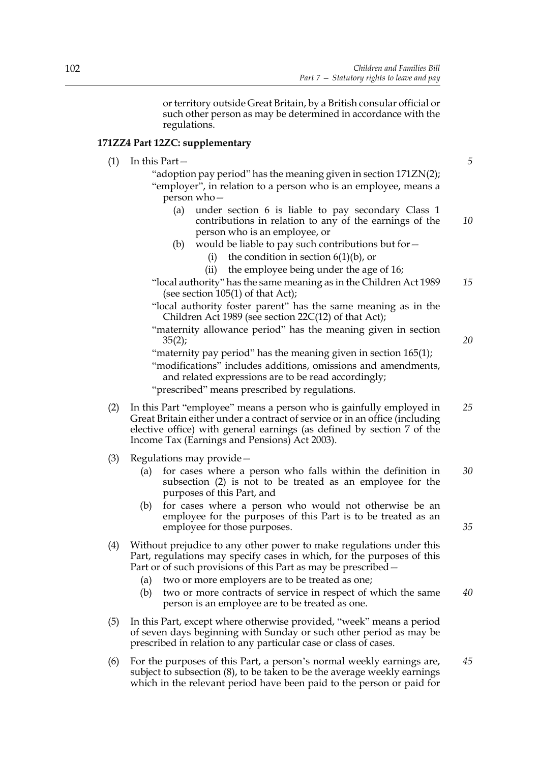or territory outside Great Britain, by a British consular official or such other person as may be determined in accordance with the regulations.

**171ZZ4 Part 12ZC: supplementary**

(1) In this Part—

"adoption pay period" has the meaning given in section 171ZN(2);

"employer", in relation to a person who is an employee, means a person who—

(a) under section 6 is liable to pay secondary Class 1 contributions in relation to any of the earnings of the person who is an employee, or

(b) would be liable to pay such contributions but for—

(i) the condition in section 6(1)(b), or

(ii) the employee being under the age of 16;

"local authority" has the same meaning as in the Children Act 1989 (see section 105(1) of that Act);

"local authority foster parent" has the same meaning as in the Children Act 1989 (see section 22C(12) of that Act);

"maternity allowance period" has the meaning given in section 35(2);

"maternity pay period" has the meaning given in section 165(1);

"modifications" includes additions, omissions and amendments, and related expressions are to be read accordingly;

"prescribed" means prescribed by regulations.

(2) In this Part "employee" means a person who is gainfully employed in Great Britain either under a contract of service or in an office (including elective office) with general earnings (as defined by section 7 of the Income Tax (Earnings and Pensions) Act 2003).

(3) Regulations may provide—

(a) for cases where a person who falls within the definition in subsection (2) is not to be treated as an employee for the purposes of this Part, and

(b) for cases where a person who would not otherwise be an employee for the purposes of this Part is to be treated as an employee for those purposes.

(4) Without prejudice to any other power to make regulations under this Part, regulations may specify cases in which, for the purposes of this Part or of such provisions of this Part as may be prescribed—

(a) two or more employers are to be treated as one;

(b) two or more contracts of service in respect of which the same person is an employee are to be treated as one.

(5) In this Part, except where otherwise provided, "week" means a period of seven days beginning with Sunday or such other period as may be prescribed in relation to any particular case or class of cases.

(6) For the purposes of this Part, a person's normal weekly earnings are, subject to subsection (8), to be taken to be the average weekly earnings which in the relevant period have been paid to the person or paid for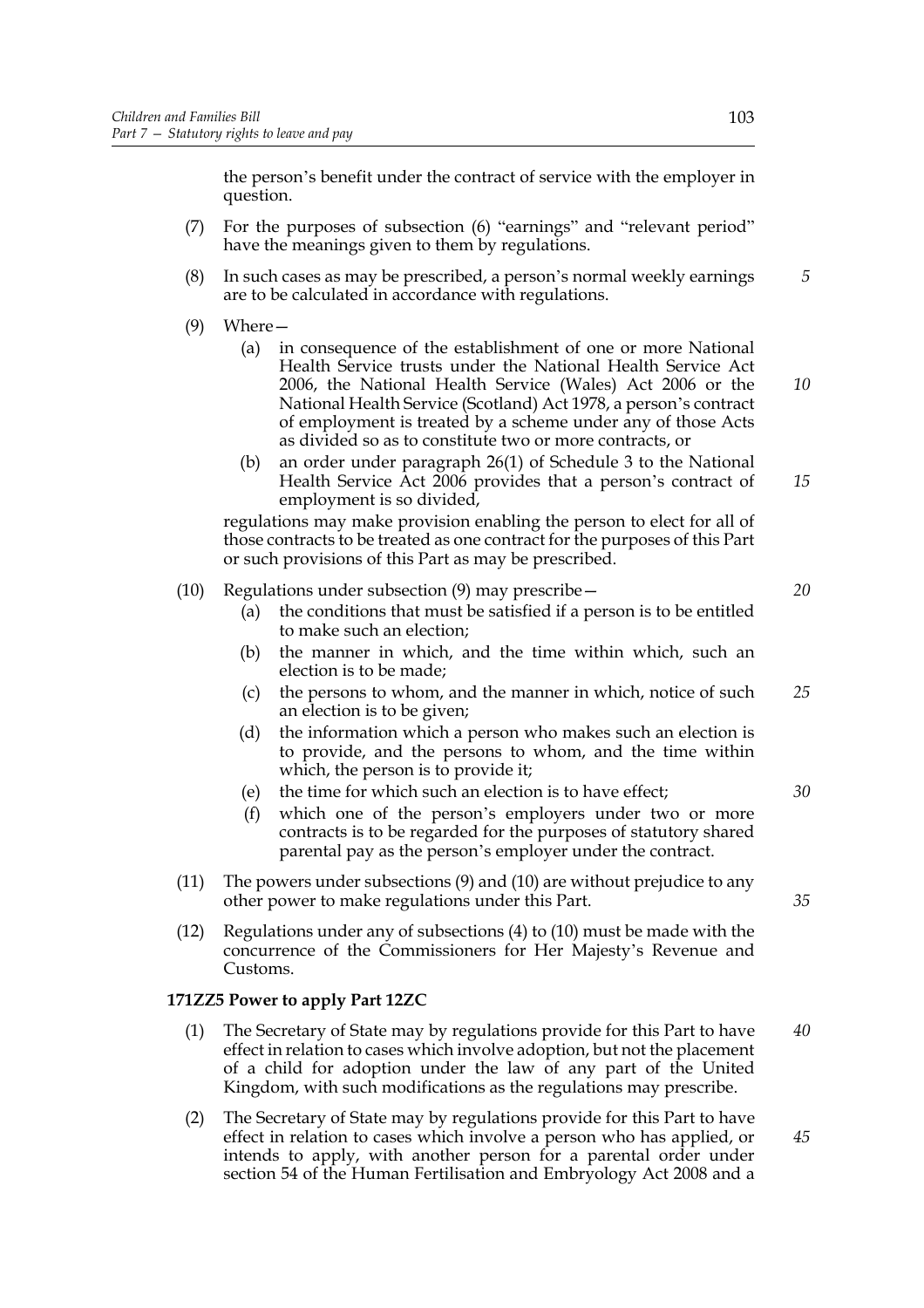the person's benefit under the contract of service with the employer in question.

(7) For the purposes of subsection (6) "earnings" and "relevant period" have the meanings given to them by regulations.

(8) In such cases as may be prescribed, a person's normal weekly earnings are to be calculated in accordance with regulations.

(9) Where—

(a) in consequence of the establishment of one or more National Health Service trusts under the National Health Service Act 2006, the National Health Service (Wales) Act 2006 or the National Health Service (Scotland) Act 1978, a person's contract of employment is treated by a scheme under any of those Acts as divided so as to constitute two or more contracts, or

(b) an order under paragraph 26(1) of Schedule 3 to the National Health Service Act 2006 provides that a person's contract of employment is so divided,

regulations may make provision enabling the person to elect for all of those contracts to be treated as one contract for the purposes of this Part or such provisions of this Part as may be prescribed.

(10) Regulations under subsection (9) may prescribe—

(a) the conditions that must be satisfied if a person is to be entitled to make such an election;

(b) the manner in which, and the time within which, such an election is to be made;

(c) the persons to whom, and the manner in which, notice of such an election is to be given;

(d) the information which a person who makes such an election is to provide, and the persons to whom, and the time within which, the person is to provide it;

(e) the time for which such an election is to have effect;

(f) which one of the person's employers under two or more contracts is to be regarded for the purposes of statutory shared parental pay as the person's employer under the contract.

(11) The powers under subsections (9) and (10) are without prejudice to any other power to make regulations under this Part.

(12) Regulations under any of subsections (4) to (10) must be made with the concurrence of the Commissioners for Her Majesty's Revenue and Customs.

**171ZZ5 Power to apply Part 12ZC**

(1) The Secretary of State may by regulations provide for this Part to have effect in relation to cases which involve adoption, but not the placement of a child for adoption under the law of any part of the United Kingdom, with such modifications as the regulations may prescribe.

(2) The Secretary of State may by regulations provide for this Part to have effect in relation to cases which involve a person who has applied, or intends to apply, with another person for a parental order under section 54 of the Human Fertilisation and Embryology Act 2008 and a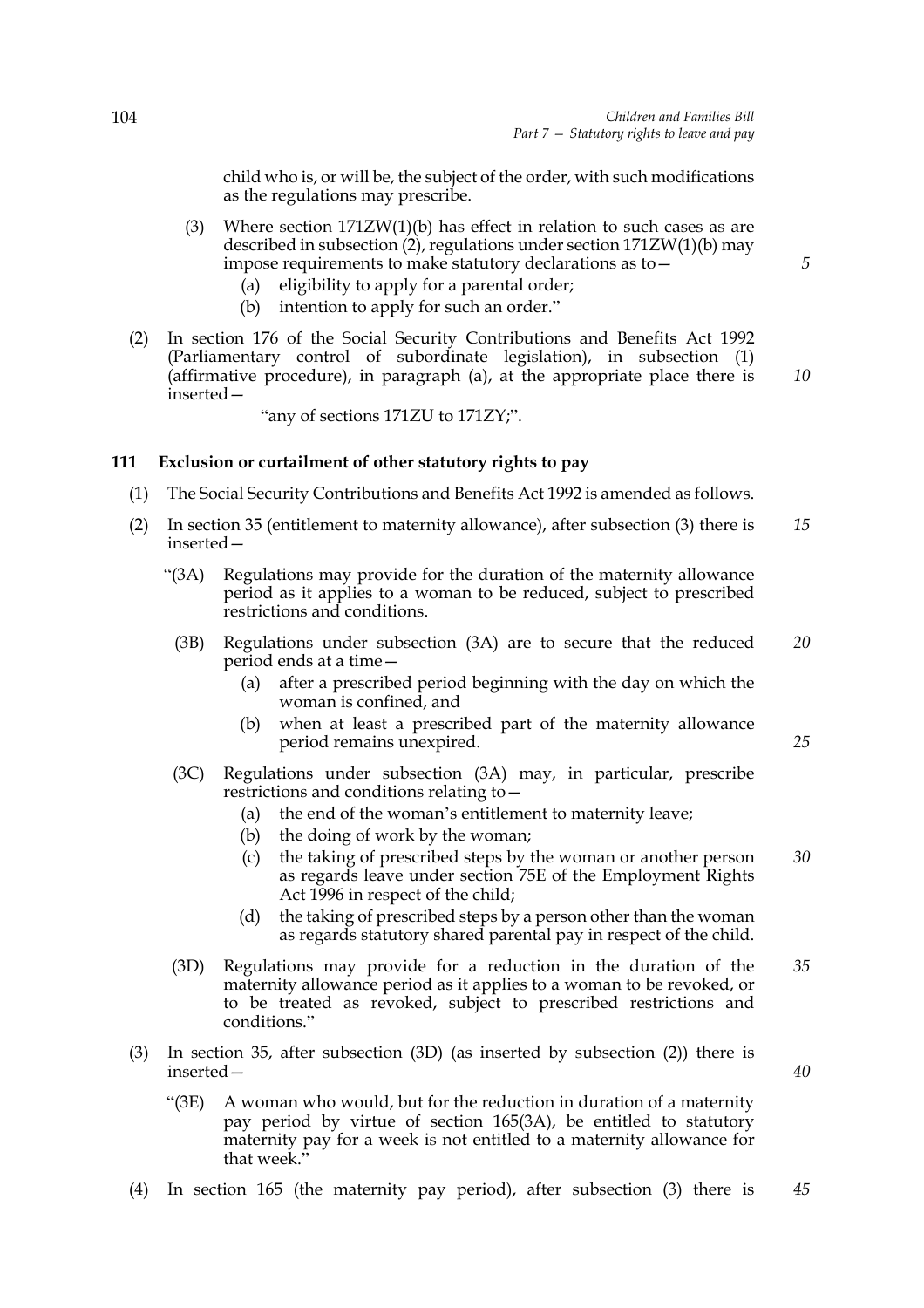child who is, or will be, the subject of the order, with such modifications as the regulations may prescribe.

(3) Where section 171ZW(1)(b) has effect in relation to such cases as are described in subsection (2), regulations under section 171ZW(1)(b) may impose requirements to make statutory declarations as to—

(a) eligibility to apply for a parental order;

(b) intention to apply for such an order."

(2) In section 176 of the Social Security Contributions and Benefits Act 1992 (Parliamentary control of subordinate legislation), in subsection (1) (affirmative procedure), in paragraph (a), at the appropriate place there is inserted—

"any of sections 171ZU to 171ZY;".

### 111 Exclusion or curtailment of other statutory rights to pay

(1) The Social Security Contributions and Benefits Act 1992 is amended as follows.

(2) In section 35 (entitlement to maternity allowance), after subsection (3) there is inserted—

"(3A) Regulations may provide for the duration of the maternity allowance period as it applies to a woman to be reduced, subject to prescribed restrictions and conditions.

(3B) Regulations under subsection (3A) are to secure that the reduced period ends at a time—

(a) after a prescribed period beginning with the day on which the woman is confined, and

(b) when at least a prescribed part of the maternity allowance period remains unexpired.

(3C) Regulations under subsection (3A) may, in particular, prescribe restrictions and conditions relating to—

(a) the end of the woman's entitlement to maternity leave;

(b) the doing of work by the woman;

(c) the taking of prescribed steps by the woman or another person as regards leave under section 75E of the Employment Rights Act 1996 in respect of the child;

(d) the taking of prescribed steps by a person other than the woman as regards statutory shared parental pay in respect of the child.

(3D) Regulations may provide for a reduction in the duration of the maternity allowance period as it applies to a woman to be revoked, or to be treated as revoked, subject to prescribed restrictions and conditions."

(3) In section 35, after subsection (3D) (as inserted by subsection (2)) there is inserted—

"(3E) A woman who would, but for the reduction in duration of a maternity pay period by virtue of section 165(3A), be entitled to statutory maternity pay for a week is not entitled to a maternity allowance for that week."

(4) In section 165 (the maternity pay period), after subsection (3) there is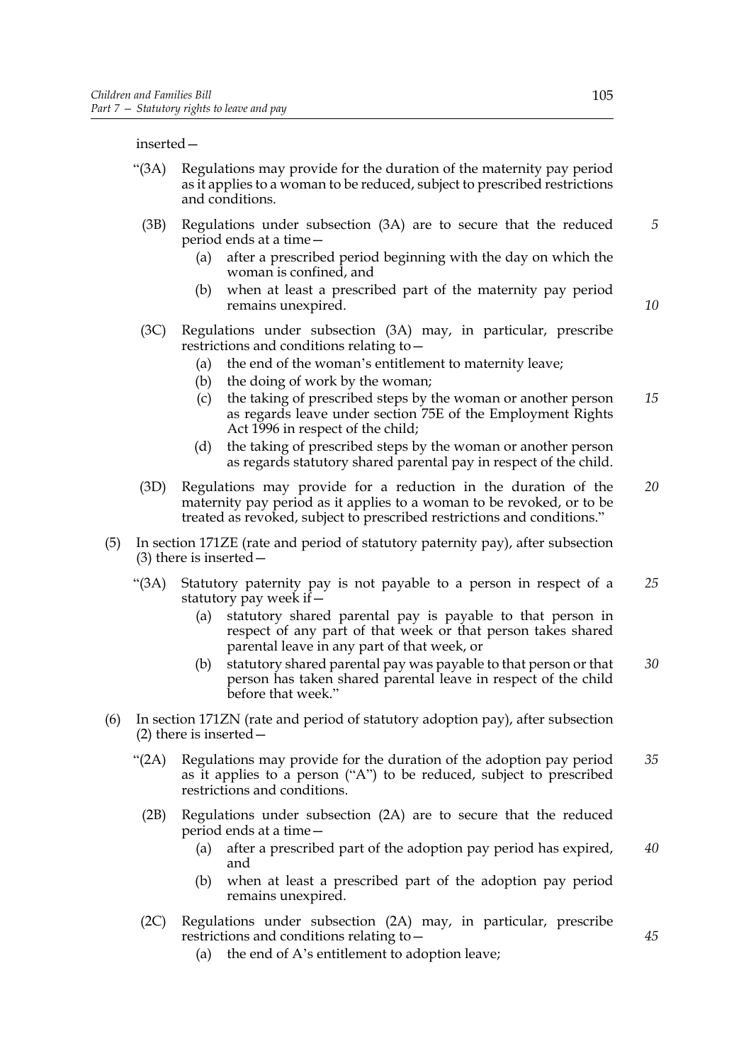inserted—

"(3A) Regulations may provide for the duration of the maternity pay period as it applies to a woman to be reduced, subject to prescribed restrictions and conditions.

(3B) Regulations under subsection (3A) are to secure that the reduced period ends at a time—

(a) after a prescribed period beginning with the day on which the woman is confined, and

(b) when at least a prescribed part of the maternity pay period remains unexpired.

(3C) Regulations under subsection (3A) may, in particular, prescribe restrictions and conditions relating to—

(a) the end of the woman's entitlement to maternity leave;

(b) the doing of work by the woman;

(c) the taking of prescribed steps by the woman or another person as regards leave under section 75E of the Employment Rights Act 1996 in respect of the child;

(d) the taking of prescribed steps by the woman or another person as regards statutory shared parental pay in respect of the child.

(3D) Regulations may provide for a reduction in the duration of the maternity pay period as it applies to a woman to be revoked, or to be treated as revoked, subject to prescribed restrictions and conditions."

(5) In section 171ZE (rate and period of statutory paternity pay), after subsection (3) there is inserted—

"(3A) Statutory paternity pay is not payable to a person in respect of a statutory pay week if—

(a) statutory shared parental pay is payable to that person in respect of any part of that week or that person takes shared parental leave in any part of that week, or

(b) statutory shared parental pay was payable to that person or that person has taken shared parental leave in respect of the child before that week."

(6) In section 171ZN (rate and period of statutory adoption pay), after subsection (2) there is inserted—

"(2A) Regulations may provide for the duration of the adoption pay period as it applies to a person ("A") to be reduced, subject to prescribed restrictions and conditions.

(2B) Regulations under subsection (2A) are to secure that the reduced period ends at a time—

(a) after a prescribed part of the adoption pay period has expired, and

(b) when at least a prescribed part of the adoption pay period remains unexpired.

(2C) Regulations under subsection (2A) may, in particular, prescribe restrictions and conditions relating to—

(a) the end of A's entitlement to adoption leave;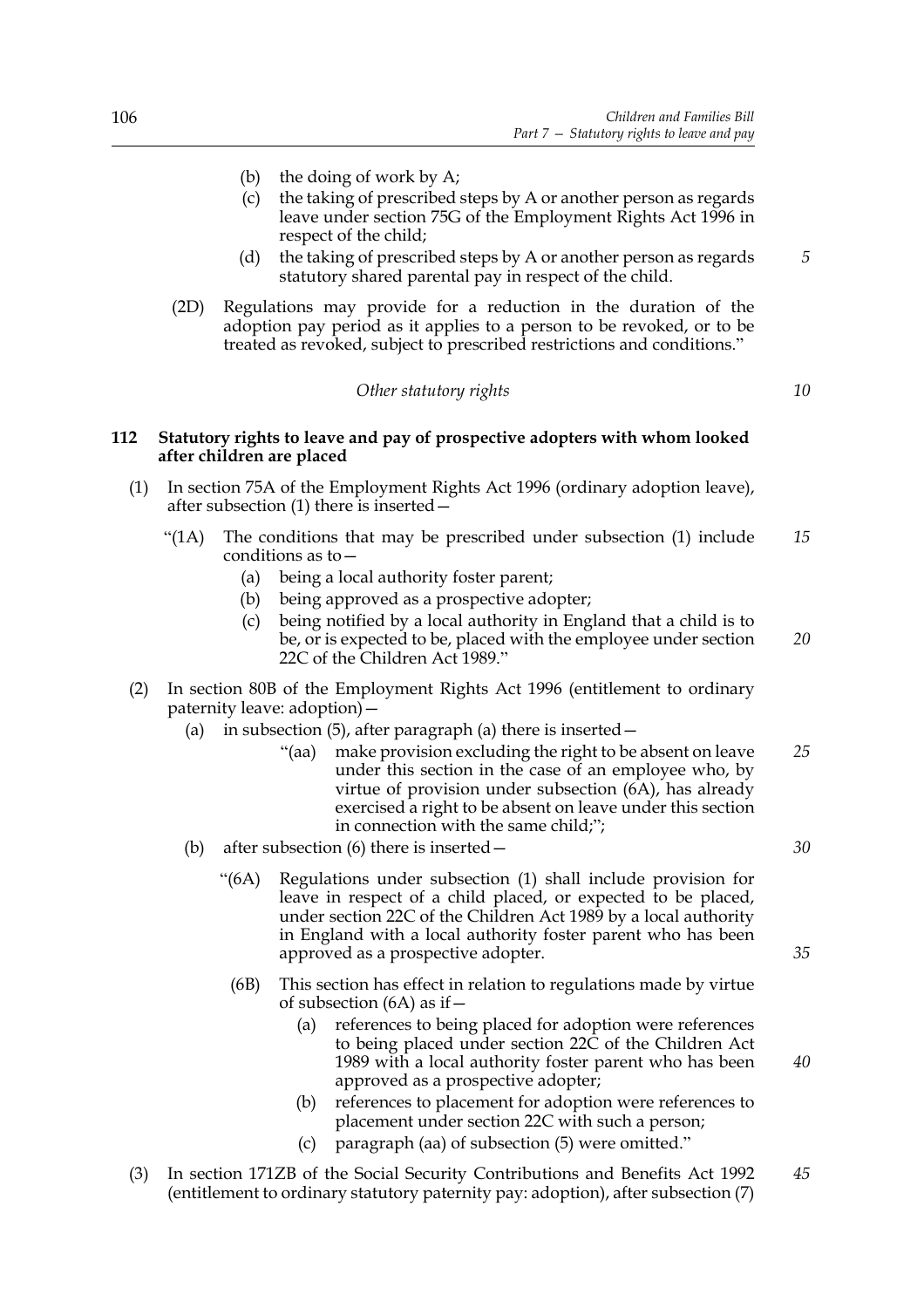(b) the doing of work by A;

(c) the taking of prescribed steps by A or another person as regards leave under section 75G of the Employment Rights Act 1996 in respect of the child;

(d) the taking of prescribed steps by A or another person as regards statutory shared parental pay in respect of the child.

(2D) Regulations may provide for a reduction in the duration of the adoption pay period as it applies to a person to be revoked, or to be treated as revoked, subject to prescribed restrictions and conditions."

*Other statutory rights*

**112 Statutory rights to leave and pay of prospective adopters with whom looked after children are placed**

(1) In section 75A of the Employment Rights Act 1996 (ordinary adoption leave), after subsection (1) there is inserted—

"(1A) The conditions that may be prescribed under subsection (1) include conditions as to—

(a) being a local authority foster parent;

(b) being approved as a prospective adopter;

(c) being notified by a local authority in England that a child is to be, or is expected to be, placed with the employee under section 22C of the Children Act 1989."

(2) In section 80B of the Employment Rights Act 1996 (entitlement to ordinary paternity leave: adoption)—

(a) in subsection (5), after paragraph (a) there is inserted—

"(aa) make provision excluding the right to be absent on leave under this section in the case of an employee who, by virtue of provision under subsection (6A), has already exercised a right to be absent on leave under this section in connection with the same child;";

(b) after subsection (6) there is inserted—

"(6A) Regulations under subsection (1) shall include provision for leave in respect of a child placed, or expected to be placed, under section 22C of the Children Act 1989 by a local authority in England with a local authority foster parent who has been approved as a prospective adopter.

(6B) This section has effect in relation to regulations made by virtue of subsection (6A) as if—

(a) references to being placed for adoption were references to being placed under section 22C of the Children Act 1989 with a local authority foster parent who has been approved as a prospective adopter;

(b) references to placement for adoption were references to placement under section 22C with such a person;

(c) paragraph (aa) of subsection (5) were omitted."

(3) In section 171ZB of the Social Security Contributions and Benefits Act 1992 (entitlement to ordinary statutory paternity pay: adoption), after subsection (7)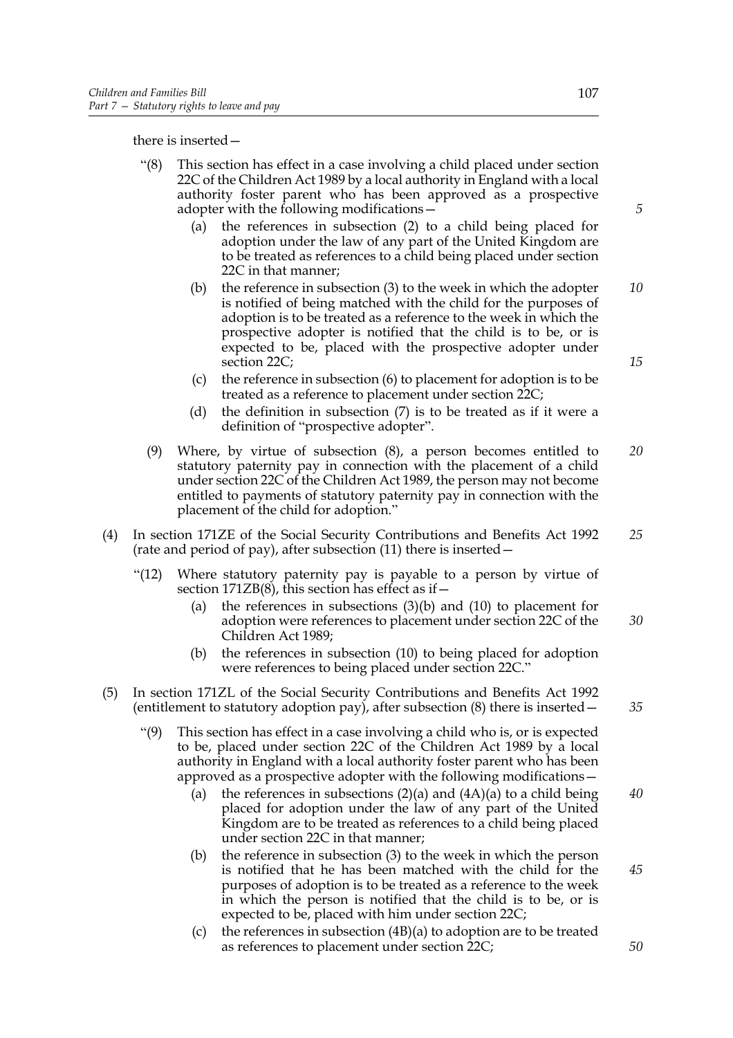there is inserted—

“(8) This section has effect in a case involving a child placed under section 22C of the Children Act 1989 by a local authority in England with a local authority foster parent who has been approved as a prospective adopter with the following modifications—

(a) the references in subsection (2) to a child being placed for adoption under the law of any part of the United Kingdom are to be treated as references to a child being placed under section 22C in that manner;

(b) the reference in subsection (3) to the week in which the adopter is notified of being matched with the child for the purposes of adoption is to be treated as a reference to the week in which the prospective adopter is notified that the child is to be, or is expected to be, placed with the prospective adopter under section 22C;

(c) the reference in subsection (6) to placement for adoption is to be treated as a reference to placement under section 22C;

(d) the definition in subsection (7) is to be treated as if it were a definition of “prospective adopter”.

(9) Where, by virtue of subsection (8), a person becomes entitled to statutory paternity pay in connection with the placement of a child under section 22C of the Children Act 1989, the person may not become entitled to payments of statutory paternity pay in connection with the placement of the child for adoption.”

(4) In section 171ZE of the Social Security Contributions and Benefits Act 1992 (rate and period of pay), after subsection (11) there is inserted—

“(12) Where statutory paternity pay is payable to a person by virtue of section 171ZB(8), this section has effect as if—

(a) the references in subsections (3)(b) and (10) to placement for adoption were references to placement under section 22C of the Children Act 1989;

(b) the references in subsection (10) to being placed for adoption were references to being placed under section 22C.”

(5) In section 171ZL of the Social Security Contributions and Benefits Act 1992 (entitlement to statutory adoption pay), after subsection (8) there is inserted—

“(9) This section has effect in a case involving a child who is, or is expected to be, placed under section 22C of the Children Act 1989 by a local authority in England with a local authority foster parent who has been approved as a prospective adopter with the following modifications—

(a) the references in subsections (2)(a) and (4A)(a) to a child being placed for adoption under the law of any part of the United Kingdom are to be treated as references to a child being placed under section 22C in that manner;

(b) the reference in subsection (3) to the week in which the person is notified that he has been matched with the child for the purposes of adoption is to be treated as a reference to the week in which the person is notified that the child is to be, or is expected to be, placed with him under section 22C;

(c) the references in subsection (4B)(a) to adoption are to be treated as references to placement under section 22C;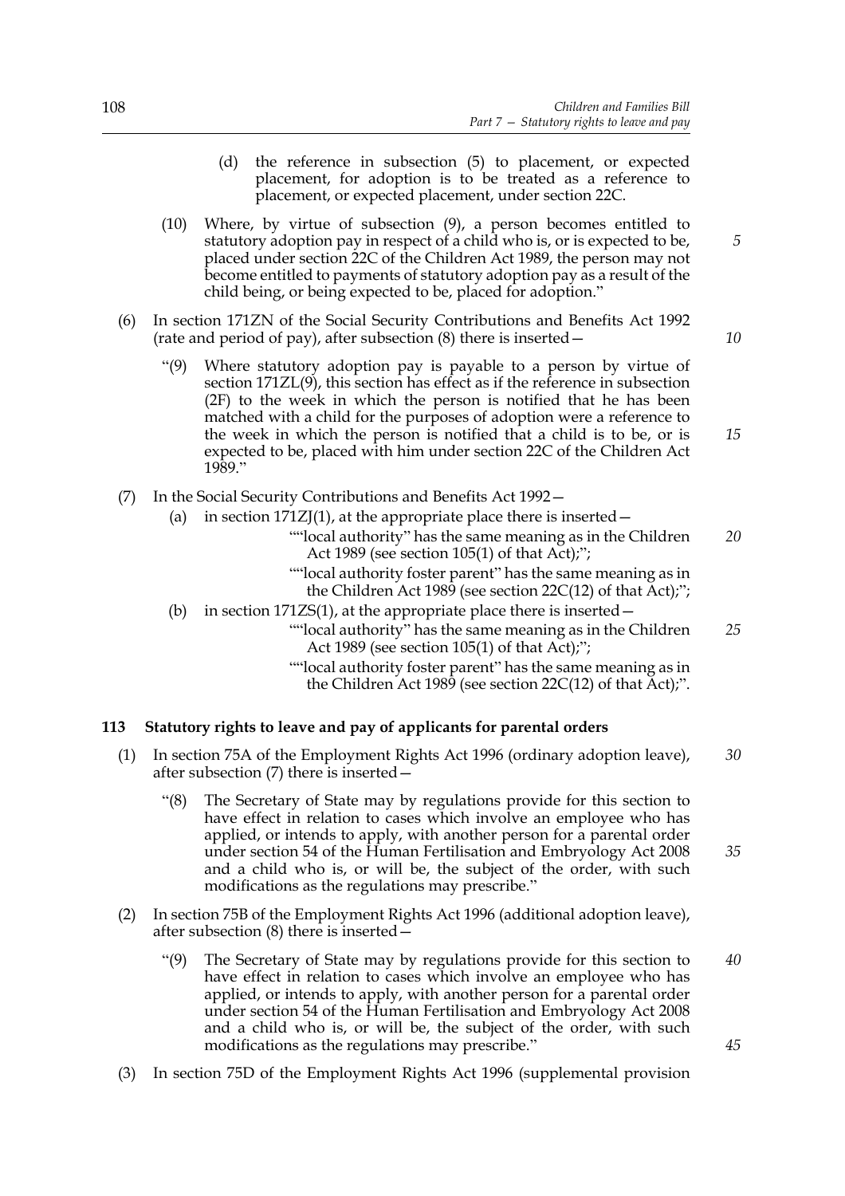(d) the reference in subsection (5) to placement, or expected placement, for adoption is to be treated as a reference to placement, or expected placement, under section 22C.

(10) Where, by virtue of subsection (9), a person becomes entitled to statutory adoption pay in respect of a child who is, or is expected to be, placed under section 22C of the Children Act 1989, the person may not become entitled to payments of statutory adoption pay as a result of the child being, or being expected to be, placed for adoption."

(6) In section 171ZN of the Social Security Contributions and Benefits Act 1992 (rate and period of pay), after subsection (8) there is inserted—

"(9) Where statutory adoption pay is payable to a person by virtue of section 171ZL(9), this section has effect as if the reference in subsection (2F) to the week in which the person is notified that he has been matched with a child for the purposes of adoption were a reference to the week in which the person is notified that a child is to be, or is expected to be, placed with him under section 22C of the Children Act 1989."

(7) In the Social Security Contributions and Benefits Act 1992—

(a) in section 171ZJ(1), at the appropriate place there is inserted—

""local authority" has the same meaning as in the Children Act 1989 (see section 105(1) of that Act);";

""local authority foster parent" has the same meaning as in the Children Act 1989 (see section 22C(12) of that Act);";

(b) in section 171ZS(1), at the appropriate place there is inserted—

""local authority" has the same meaning as in the Children Act 1989 (see section 105(1) of that Act);";

""local authority foster parent" has the same meaning as in the Children Act 1989 (see section 22C(12) of that Act);".

## 113 Statutory rights to leave and pay of applicants for parental orders

(1) In section 75A of the Employment Rights Act 1996 (ordinary adoption leave), after subsection (7) there is inserted—

"(8) The Secretary of State may by regulations provide for this section to have effect in relation to cases which involve an employee who has applied, or intends to apply, with another person for a parental order under section 54 of the Human Fertilisation and Embryology Act 2008 and a child who is, or will be, the subject of the order, with such modifications as the regulations may prescribe."

(2) In section 75B of the Employment Rights Act 1996 (additional adoption leave), after subsection (8) there is inserted—

"(9) The Secretary of State may by regulations provide for this section to have effect in relation to cases which involve an employee who has applied, or intends to apply, with another person for a parental order under section 54 of the Human Fertilisation and Embryology Act 2008 and a child who is, or will be, the subject of the order, with such modifications as the regulations may prescribe."

(3) In section 75D of the Employment Rights Act 1996 (supplemental provision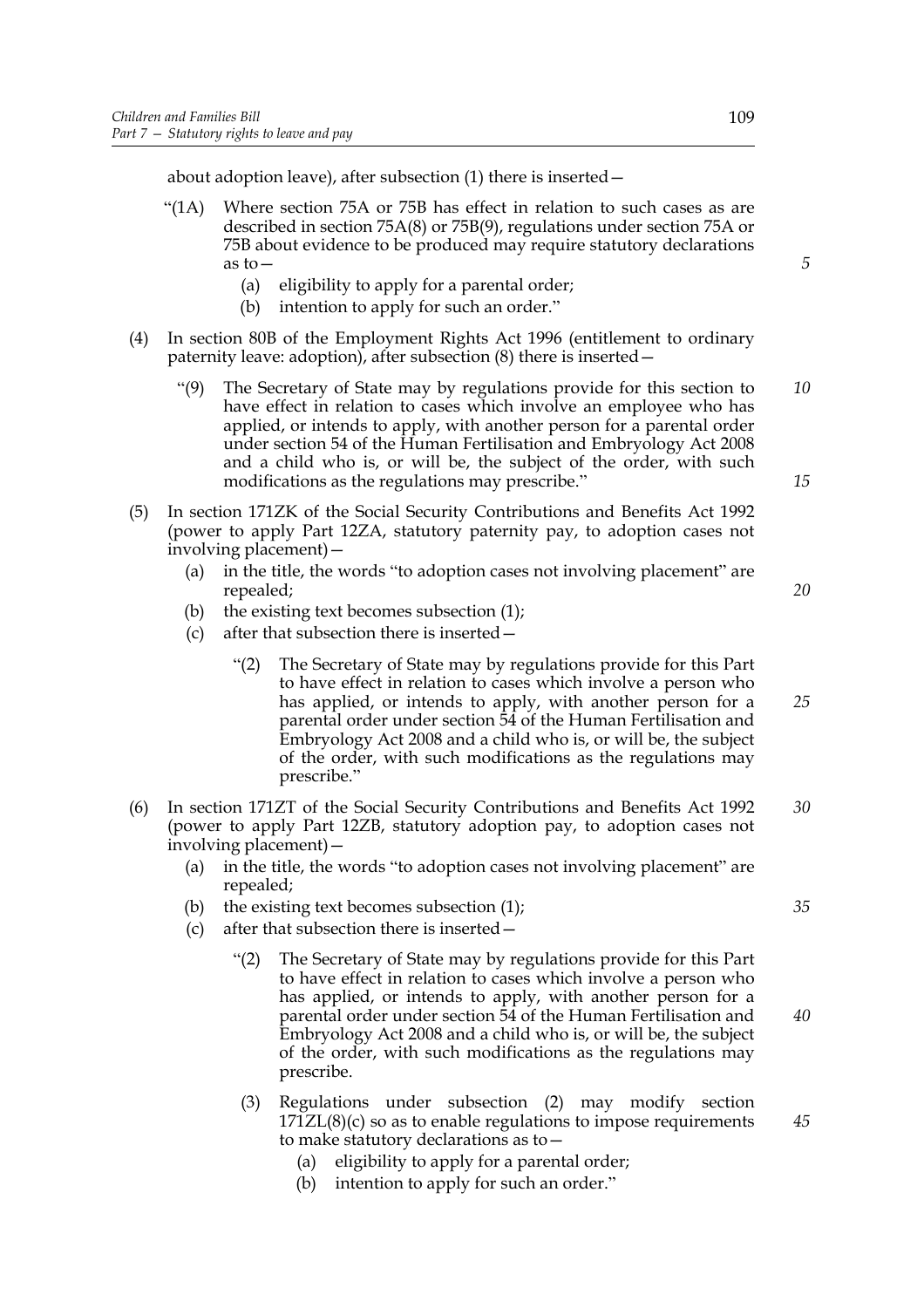about adoption leave), after subsection (1) there is inserted—

“(1A) Where section 75A or 75B has effect in relation to such cases as are described in section 75A(8) or 75B(9), regulations under section 75A or 75B about evidence to be produced may require statutory declarations as to—

  (a) eligibility to apply for a parental order;

  (b) intention to apply for such an order.”

(4) In section 80B of the Employment Rights Act 1996 (entitlement to ordinary paternity leave: adoption), after subsection (8) there is inserted—

  “(9) The Secretary of State may by regulations provide for this section to have effect in relation to cases which involve an employee who has applied, or intends to apply, with another person for a parental order under section 54 of the Human Fertilisation and Embryology Act 2008 and a child who is, or will be, the subject of the order, with such modifications as the regulations may prescribe.”

(5) In section 171ZK of the Social Security Contributions and Benefits Act 1992 (power to apply Part 12ZA, statutory paternity pay, to adoption cases not involving placement)—

  (a) in the title, the words “to adoption cases not involving placement” are repealed;

  (b) the existing text becomes subsection (1);

  (c) after that subsection there is inserted—

    “(2) The Secretary of State may by regulations provide for this Part to have effect in relation to cases which involve a person who has applied, or intends to apply, with another person for a parental order under section 54 of the Human Fertilisation and Embryology Act 2008 and a child who is, or will be, the subject of the order, with such modifications as the regulations may prescribe.”

(6) In section 171ZT of the Social Security Contributions and Benefits Act 1992 (power to apply Part 12ZB, statutory adoption pay, to adoption cases not involving placement)—

  (a) in the title, the words “to adoption cases not involving placement” are repealed;

  (b) the existing text becomes subsection (1);

  (c) after that subsection there is inserted—

    “(2) The Secretary of State may by regulations provide for this Part to have effect in relation to cases which involve a person who has applied, or intends to apply, with another person for a parental order under section 54 of the Human Fertilisation and Embryology Act 2008 and a child who is, or will be, the subject of the order, with such modifications as the regulations may prescribe.

    (3) Regulations under subsection (2) may modify section 171ZL(8)(c) so as to enable regulations to impose requirements to make statutory declarations as to—

      (a) eligibility to apply for a parental order;

      (b) intention to apply for such an order.”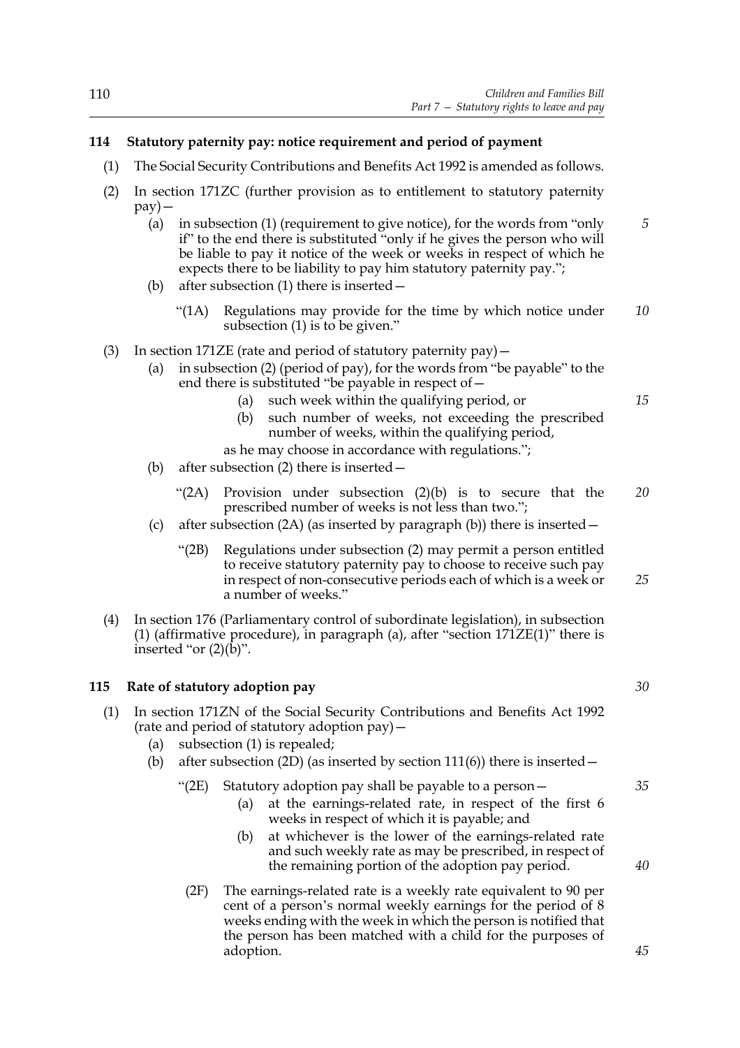**114 Statutory paternity pay: notice requirement and period of payment**

(1) The Social Security Contributions and Benefits Act 1992 is amended as follows.

(2) In section 171ZC (further provision as to entitlement to statutory paternity pay)—

(a) in subsection (1) (requirement to give notice), for the words from "only if" to the end there is substituted "only if he gives the person who will be liable to pay it notice of the week or weeks in respect of which he expects there to be liability to pay him statutory paternity pay.";

(b) after subsection (1) there is inserted—

"(1A) Regulations may provide for the time by which notice under subsection (1) is to be given."

(3) In section 171ZE (rate and period of statutory paternity pay)—

(a) in subsection (2) (period of pay), for the words from "be payable" to the end there is substituted "be payable in respect of—

(a) such week within the qualifying period, or

(b) such number of weeks, not exceeding the prescribed number of weeks, within the qualifying period,

as he may choose in accordance with regulations.";

(b) after subsection (2) there is inserted—

"(2A) Provision under subsection (2)(b) is to secure that the prescribed number of weeks is not less than two.";

(c) after subsection (2A) (as inserted by paragraph (b)) there is inserted—

"(2B) Regulations under subsection (2) may permit a person entitled to receive statutory paternity pay to choose to receive such pay in respect of non-consecutive periods each of which is a week or a number of weeks."

(4) In section 176 (Parliamentary control of subordinate legislation), in subsection (1) (affirmative procedure), in paragraph (a), after "section 171ZE(1)" there is inserted "or (2)(b)".

**115 Rate of statutory adoption pay**

(1) In section 171ZN of the Social Security Contributions and Benefits Act 1992 (rate and period of statutory adoption pay)—

(a) subsection (1) is repealed;

(b) after subsection (2D) (as inserted by section 111(6)) there is inserted—

"(2E) Statutory adoption pay shall be payable to a person—

(a) at the earnings-related rate, in respect of the first 6 weeks in respect of which it is payable; and

(b) at whichever is the lower of the earnings-related rate and such weekly rate as may be prescribed, in respect of the remaining portion of the adoption pay period.

(2F) The earnings-related rate is a weekly rate equivalent to 90 per cent of a person's normal weekly earnings for the period of 8 weeks ending with the week in which the person is notified that the person has been matched with a child for the purposes of adoption.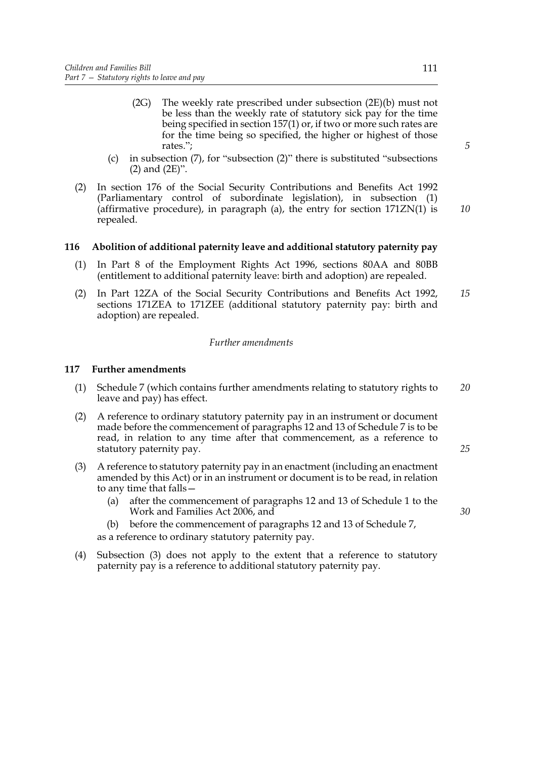(2G) The weekly rate prescribed under subsection (2E)(b) must not be less than the weekly rate of statutory sick pay for the time being specified in section 157(1) or, if two or more such rates are for the time being so specified, the higher or highest of those rates.";

(c) in subsection (7), for "subsection (2)" there is substituted "subsections (2) and (2E)".

(2) In section 176 of the Social Security Contributions and Benefits Act 1992 (Parliamentary control of subordinate legislation), in subsection (1) (affirmative procedure), in paragraph (a), the entry for section 171ZN(1) is repealed.

### 116 Abolition of additional paternity leave and additional statutory paternity pay

(1) In Part 8 of the Employment Rights Act 1996, sections 80AA and 80BB (entitlement to additional paternity leave: birth and adoption) are repealed.

(2) In Part 12ZA of the Social Security Contributions and Benefits Act 1992, sections 171ZEA to 171ZEE (additional statutory paternity pay: birth and adoption) are repealed.

*Further amendments*

### 117 Further amendments

(1) Schedule 7 (which contains further amendments relating to statutory rights to leave and pay) has effect.

(2) A reference to ordinary statutory paternity pay in an instrument or document made before the commencement of paragraphs 12 and 13 of Schedule 7 is to be read, in relation to any time after that commencement, as a reference to statutory paternity pay.

(3) A reference to statutory paternity pay in an enactment (including an enactment amended by this Act) or in an instrument or document is to be read, in relation to any time that falls—

(a) after the commencement of paragraphs 12 and 13 of Schedule 1 to the Work and Families Act 2006, and

(b) before the commencement of paragraphs 12 and 13 of Schedule 7,

as a reference to ordinary statutory paternity pay.

(4) Subsection (3) does not apply to the extent that a reference to statutory paternity pay is a reference to additional statutory paternity pay.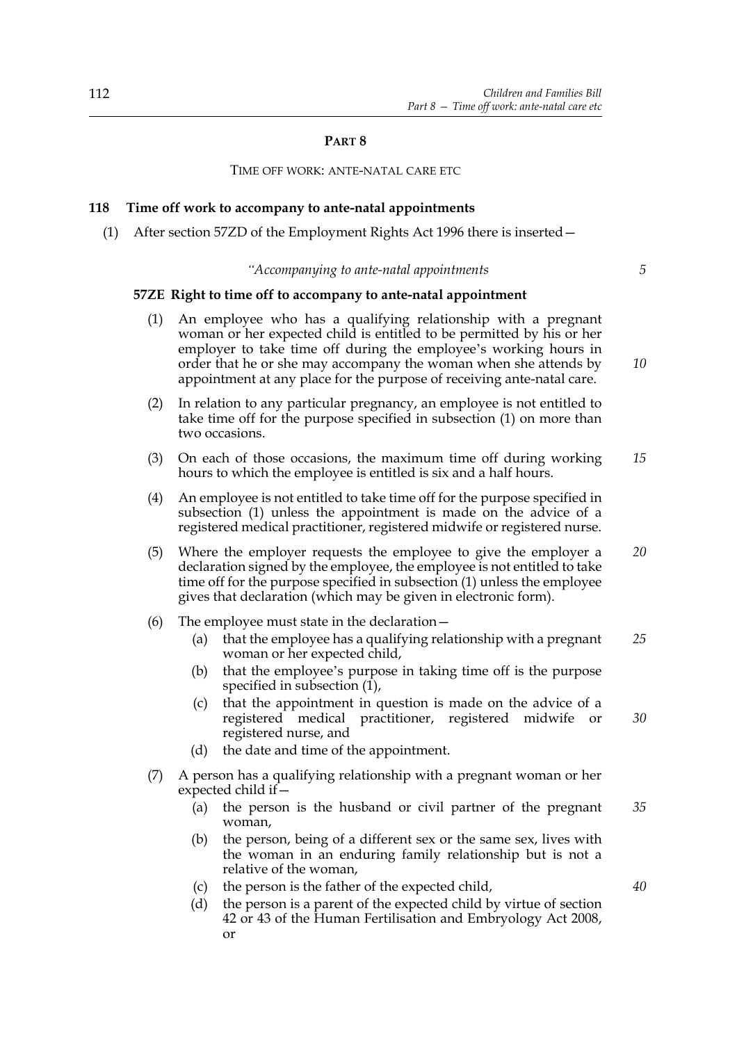## PART 8

### TIME OFF WORK: ANTE-NATAL CARE ETC

**118 Time off work to accompany to ante-natal appointments**

(1) After section 57ZD of the Employment Rights Act 1996 there is inserted—

*"Accompanying to ante-natal appointments*

**57ZE Right to time off to accompany to ante-natal appointment**

(1) An employee who has a qualifying relationship with a pregnant woman or her expected child is entitled to be permitted by his or her employer to take time off during the employee's working hours in order that he or she may accompany the woman when she attends by appointment at any place for the purpose of receiving ante-natal care.

(2) In relation to any particular pregnancy, an employee is not entitled to take time off for the purpose specified in subsection (1) on more than two occasions.

(3) On each of those occasions, the maximum time off during working hours to which the employee is entitled is six and a half hours.

(4) An employee is not entitled to take time off for the purpose specified in subsection (1) unless the appointment is made on the advice of a registered medical practitioner, registered midwife or registered nurse.

(5) Where the employer requests the employee to give the employer a declaration signed by the employee, the employee is not entitled to take time off for the purpose specified in subsection (1) unless the employee gives that declaration (which may be given in electronic form).

(6) The employee must state in the declaration—

- (a) that the employee has a qualifying relationship with a pregnant woman or her expected child,
- (b) that the employee's purpose in taking time off is the purpose specified in subsection (1),
- (c) that the appointment in question is made on the advice of a registered medical practitioner, registered midwife or registered nurse, and
- (d) the date and time of the appointment.

(7) A person has a qualifying relationship with a pregnant woman or her expected child if—

- (a) the person is the husband or civil partner of the pregnant woman,
- (b) the person, being of a different sex or the same sex, lives with the woman in an enduring family relationship but is not a relative of the woman,
- (c) the person is the father of the expected child,
- (d) the person is a parent of the expected child by virtue of section 42 or 43 of the Human Fertilisation and Embryology Act 2008, or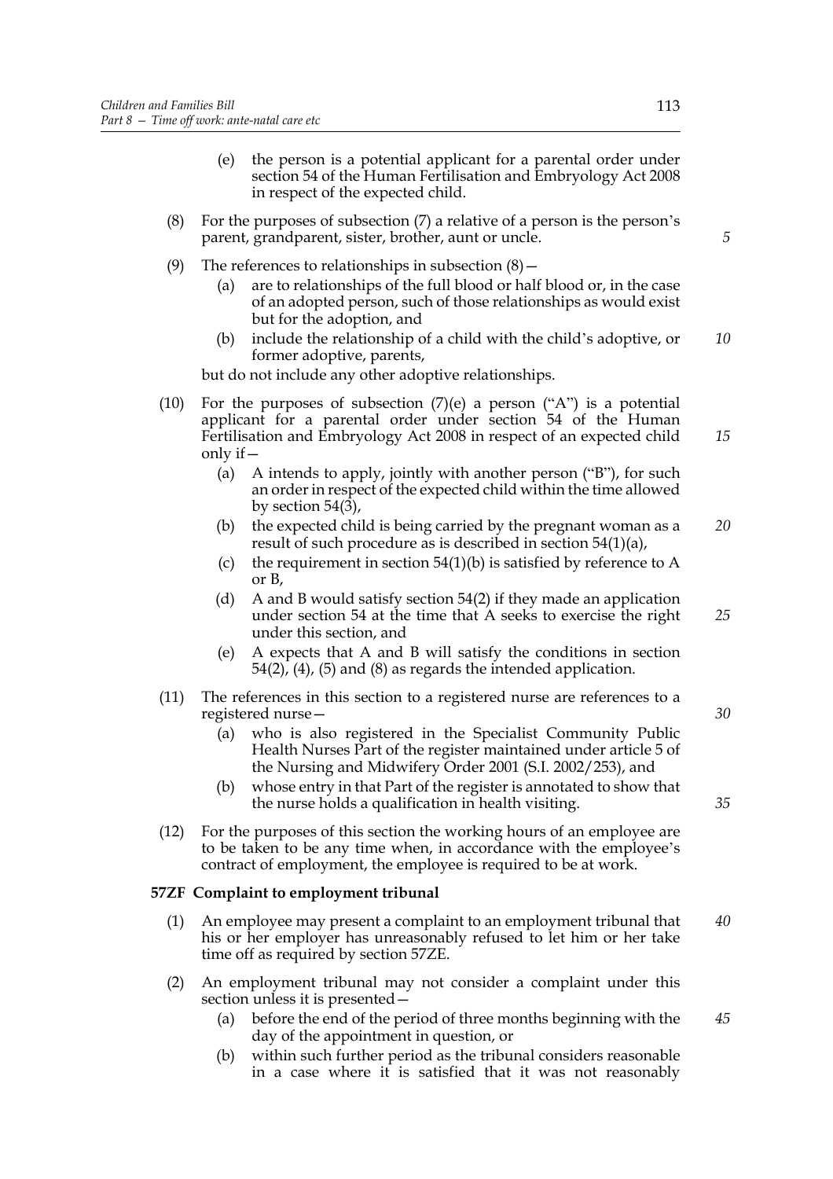(e) the person is a potential applicant for a parental order under section 54 of the Human Fertilisation and Embryology Act 2008 in respect of the expected child.

(8) For the purposes of subsection (7) a relative of a person is the person's parent, grandparent, sister, brother, aunt or uncle.

(9) The references to relationships in subsection (8)—

(a) are to relationships of the full blood or half blood or, in the case of an adopted person, such of those relationships as would exist but for the adoption, and

(b) include the relationship of a child with the child's adoptive, or former adoptive, parents,

but do not include any other adoptive relationships.

(10) For the purposes of subsection (7)(e) a person ("A") is a potential applicant for a parental order under section 54 of the Human Fertilisation and Embryology Act 2008 in respect of an expected child only if—

(a) A intends to apply, jointly with another person ("B"), for such an order in respect of the expected child within the time allowed by section 54(3),

(b) the expected child is being carried by the pregnant woman as a result of such procedure as is described in section 54(1)(a),

(c) the requirement in section 54(1)(b) is satisfied by reference to A or B,

(d) A and B would satisfy section 54(2) if they made an application under section 54 at the time that A seeks to exercise the right under this section, and

(e) A expects that A and B will satisfy the conditions in section 54(2), (4), (5) and (8) as regards the intended application.

(11) The references in this section to a registered nurse are references to a registered nurse—

(a) who is also registered in the Specialist Community Public Health Nurses Part of the register maintained under article 5 of the Nursing and Midwifery Order 2001 (S.I. 2002/253), and

(b) whose entry in that Part of the register is annotated to show that the nurse holds a qualification in health visiting.

(12) For the purposes of this section the working hours of an employee are to be taken to be any time when, in accordance with the employee's contract of employment, the employee is required to be at work.

**57ZF Complaint to employment tribunal**

(1) An employee may present a complaint to an employment tribunal that his or her employer has unreasonably refused to let him or her take time off as required by section 57ZE.

(2) An employment tribunal may not consider a complaint under this section unless it is presented—

(a) before the end of the period of three months beginning with the day of the appointment in question, or

(b) within such further period as the tribunal considers reasonable in a case where it is satisfied that it was not reasonably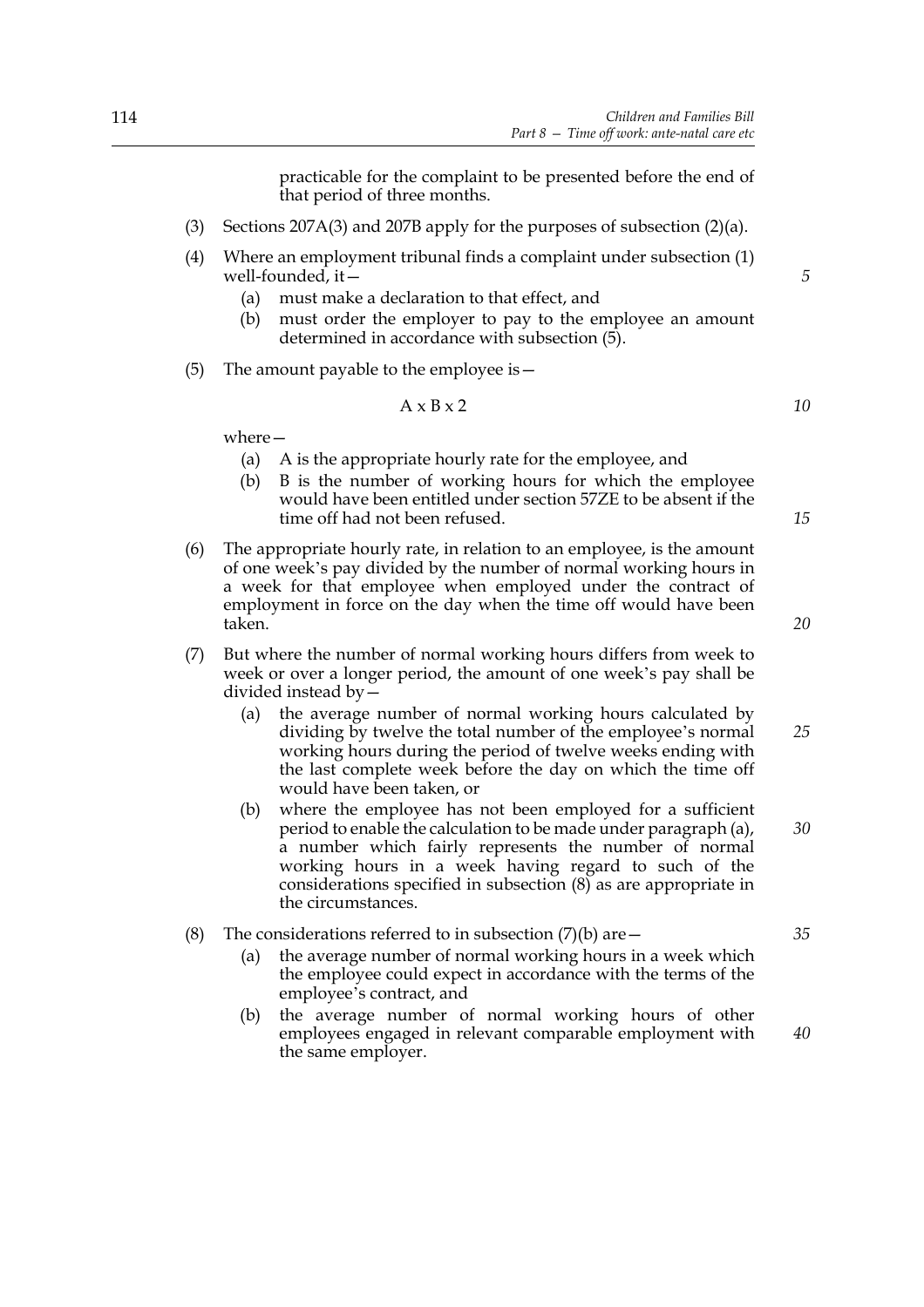practicable for the complaint to be presented before the end of that period of three months.

(3) Sections 207A(3) and 207B apply for the purposes of subsection (2)(a).

(4) Where an employment tribunal finds a complaint under subsection (1) well-founded, it—

 (a) must make a declaration to that effect, and

 (b) must order the employer to pay to the employee an amount determined in accordance with subsection (5).

(5) The amount payable to the employee is—

$$A \times B \times 2$$

where—

 (a) A is the appropriate hourly rate for the employee, and

 (b) B is the number of working hours for which the employee would have been entitled under section 57ZE to be absent if the time off had not been refused.

(6) The appropriate hourly rate, in relation to an employee, is the amount of one week's pay divided by the number of normal working hours in a week for that employee when employed under the contract of employment in force on the day when the time off would have been taken.

(7) But where the number of normal working hours differs from week to week or over a longer period, the amount of one week's pay shall be divided instead by—

 (a) the average number of normal working hours calculated by dividing by twelve the total number of the employee's normal working hours during the period of twelve weeks ending with the last complete week before the day on which the time off would have been taken, or

 (b) where the employee has not been employed for a sufficient period to enable the calculation to be made under paragraph (a), a number which fairly represents the number of normal working hours in a week having regard to such of the considerations specified in subsection (8) as are appropriate in the circumstances.

(8) The considerations referred to in subsection (7)(b) are—

 (a) the average number of normal working hours in a week which the employee could expect in accordance with the terms of the employee's contract, and

 (b) the average number of normal working hours of other employees engaged in relevant comparable employment with the same employer.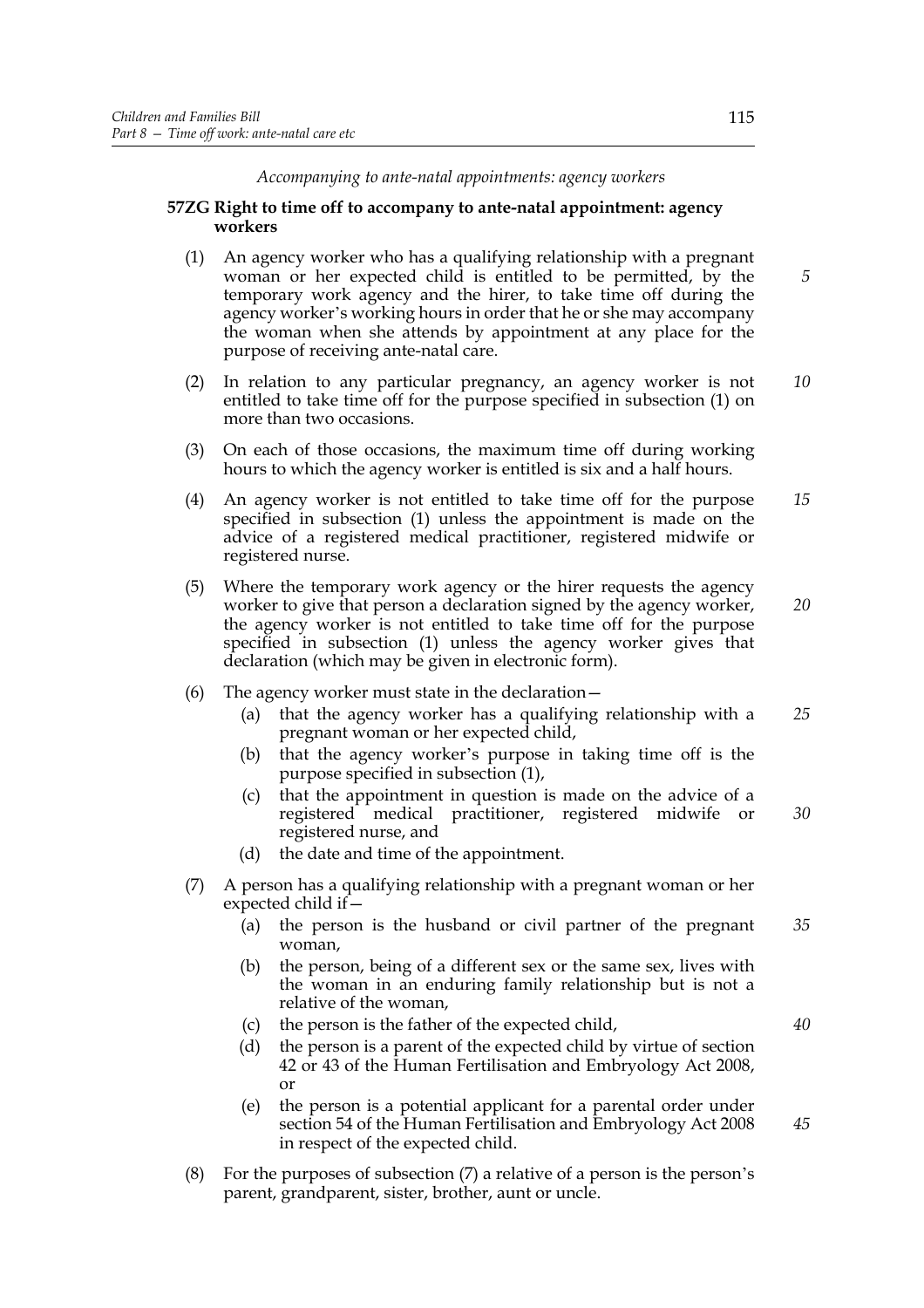*Accompanying to ante-natal appointments: agency workers*

**57ZG Right to time off to accompany to ante-natal appointment: agency workers**

(1) An agency worker who has a qualifying relationship with a pregnant woman or her expected child is entitled to be permitted, by the temporary work agency and the hirer, to take time off during the agency worker's working hours in order that he or she may accompany the woman when she attends by appointment at any place for the purpose of receiving ante-natal care.

(2) In relation to any particular pregnancy, an agency worker is not entitled to take time off for the purpose specified in subsection (1) on more than two occasions.

(3) On each of those occasions, the maximum time off during working hours to which the agency worker is entitled is six and a half hours.

(4) An agency worker is not entitled to take time off for the purpose specified in subsection (1) unless the appointment is made on the advice of a registered medical practitioner, registered midwife or registered nurse.

(5) Where the temporary work agency or the hirer requests the agency worker to give that person a declaration signed by the agency worker, the agency worker is not entitled to take time off for the purpose specified in subsection (1) unless the agency worker gives that declaration (which may be given in electronic form).

(6) The agency worker must state in the declaration—

   (a) that the agency worker has a qualifying relationship with a pregnant woman or her expected child,

   (b) that the agency worker's purpose in taking time off is the purpose specified in subsection (1),

   (c) that the appointment in question is made on the advice of a registered medical practitioner, registered midwife or registered nurse, and

   (d) the date and time of the appointment.

(7) A person has a qualifying relationship with a pregnant woman or her expected child if—

   (a) the person is the husband or civil partner of the pregnant woman,

   (b) the person, being of a different sex or the same sex, lives with the woman in an enduring family relationship but is not a relative of the woman,

   (c) the person is the father of the expected child,

   (d) the person is a parent of the expected child by virtue of section 42 or 43 of the Human Fertilisation and Embryology Act 2008, or

   (e) the person is a potential applicant for a parental order under section 54 of the Human Fertilisation and Embryology Act 2008 in respect of the expected child.

(8) For the purposes of subsection (7) a relative of a person is the person's parent, grandparent, sister, brother, aunt or uncle.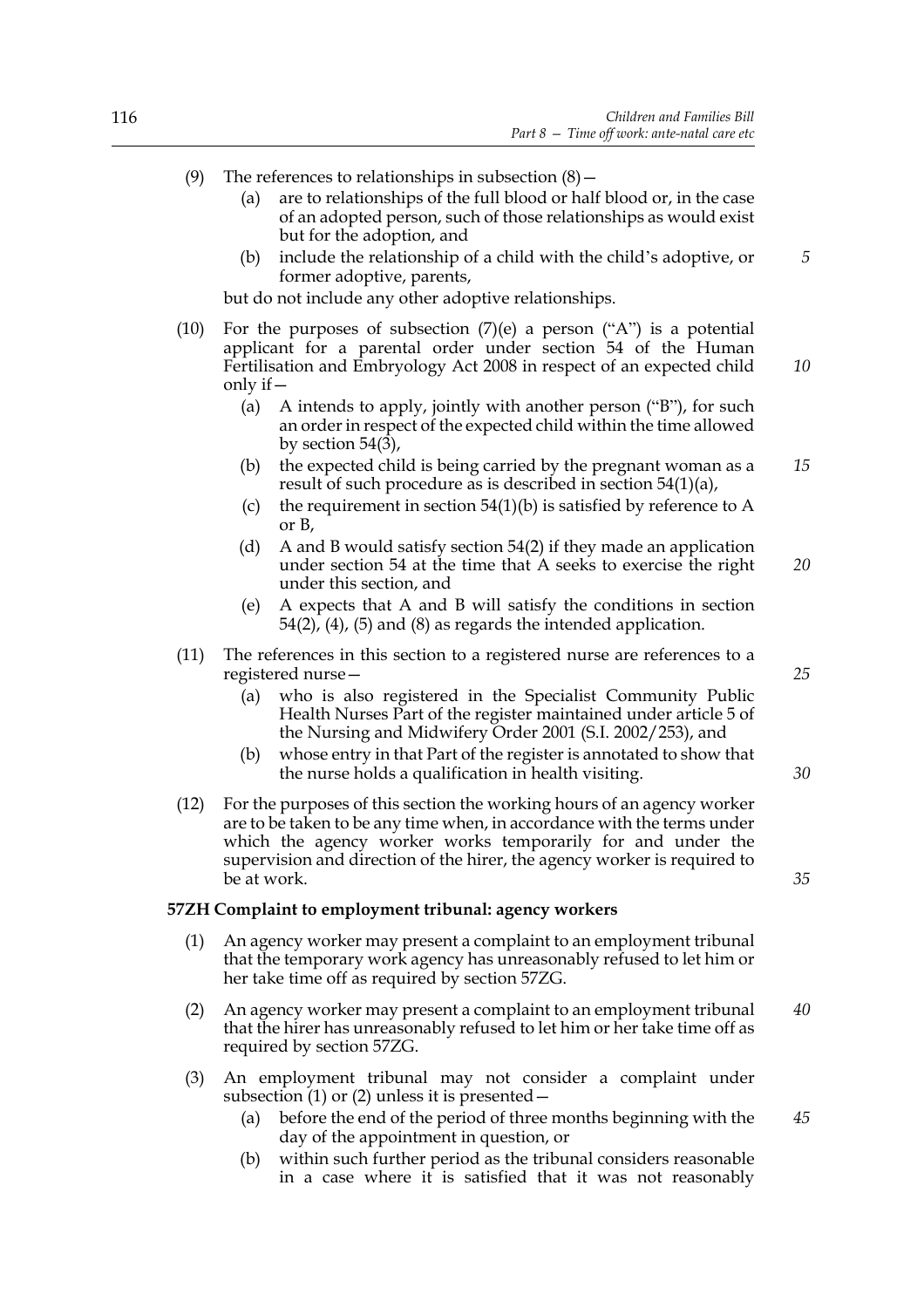(9) The references to relationships in subsection (8)—

   (a) are to relationships of the full blood or half blood or, in the case of an adopted person, such of those relationships as would exist but for the adoption, and

   (b) include the relationship of a child with the child's adoptive, or former adoptive, parents,

   but do not include any other adoptive relationships.

(10) For the purposes of subsection (7)(e) a person ("A") is a potential applicant for a parental order under section 54 of the Human Fertilisation and Embryology Act 2008 in respect of an expected child only if—

   (a) A intends to apply, jointly with another person ("B"), for such an order in respect of the expected child within the time allowed by section 54(3),

   (b) the expected child is being carried by the pregnant woman as a result of such procedure as is described in section 54(1)(a),

   (c) the requirement in section 54(1)(b) is satisfied by reference to A or B,

   (d) A and B would satisfy section 54(2) if they made an application under section 54 at the time that A seeks to exercise the right under this section, and

   (e) A expects that A and B will satisfy the conditions in section 54(2), (4), (5) and (8) as regards the intended application.

(11) The references in this section to a registered nurse are references to a registered nurse—

   (a) who is also registered in the Specialist Community Public Health Nurses Part of the register maintained under article 5 of the Nursing and Midwifery Order 2001 (S.I. 2002/253), and

   (b) whose entry in that Part of the register is annotated to show that the nurse holds a qualification in health visiting.

(12) For the purposes of this section the working hours of an agency worker are to be taken to be any time when, in accordance with the terms under which the agency worker works temporarily for and under the supervision and direction of the hirer, the agency worker is required to be at work.

**57ZH Complaint to employment tribunal: agency workers**

(1) An agency worker may present a complaint to an employment tribunal that the temporary work agency has unreasonably refused to let him or her take time off as required by section 57ZG.

(2) An agency worker may present a complaint to an employment tribunal that the hirer has unreasonably refused to let him or her take time off as required by section 57ZG.

(3) An employment tribunal may not consider a complaint under subsection (1) or (2) unless it is presented—

   (a) before the end of the period of three months beginning with the day of the appointment in question, or

   (b) within such further period as the tribunal considers reasonable in a case where it is satisfied that it was not reasonably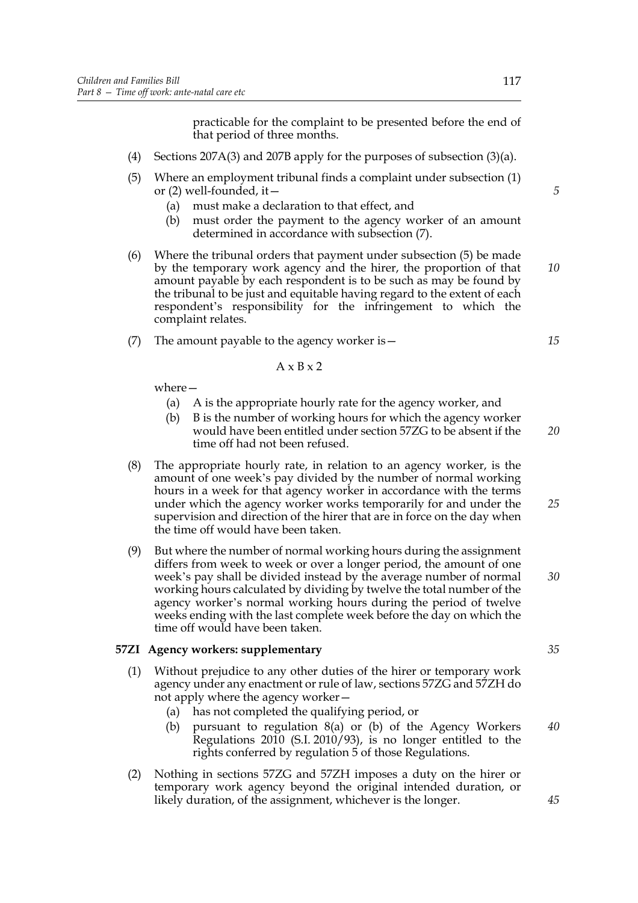practicable for the complaint to be presented before the end of that period of three months.

(4) Sections 207A(3) and 207B apply for the purposes of subsection (3)(a).

(5) Where an employment tribunal finds a complaint under subsection (1) or (2) well-founded, it—

- (a) must make a declaration to that effect, and
- (b) must order the payment to the agency worker of an amount determined in accordance with subsection (7).

(6) Where the tribunal orders that payment under subsection (5) be made by the temporary work agency and the hirer, the proportion of that amount payable by each respondent is to be such as may be found by the tribunal to be just and equitable having regard to the extent of each respondent's responsibility for the infringement to which the complaint relates.

(7) The amount payable to the agency worker is—

$$A \times B \times 2$$

where—

- (a) A is the appropriate hourly rate for the agency worker, and
- (b) B is the number of working hours for which the agency worker would have been entitled under section 57ZG to be absent if the time off had not been refused.

(8) The appropriate hourly rate, in relation to an agency worker, is the amount of one week's pay divided by the number of normal working hours in a week for that agency worker in accordance with the terms under which the agency worker works temporarily for and under the supervision and direction of the hirer that are in force on the day when the time off would have been taken.

(9) But where the number of normal working hours during the assignment differs from week to week or over a longer period, the amount of one week's pay shall be divided instead by the average number of normal working hours calculated by dividing by twelve the total number of the agency worker's normal working hours during the period of twelve weeks ending with the last complete week before the day on which the time off would have been taken.

**57ZI Agency workers: supplementary**

(1) Without prejudice to any other duties of the hirer or temporary work agency under any enactment or rule of law, sections 57ZG and 57ZH do not apply where the agency worker—

- (a) has not completed the qualifying period, or
- (b) pursuant to regulation 8(a) or (b) of the Agency Workers Regulations 2010 (S.I. 2010/93), is no longer entitled to the rights conferred by regulation 5 of those Regulations.

(2) Nothing in sections 57ZG and 57ZH imposes a duty on the hirer or temporary work agency beyond the original intended duration, or likely duration, of the assignment, whichever is the longer.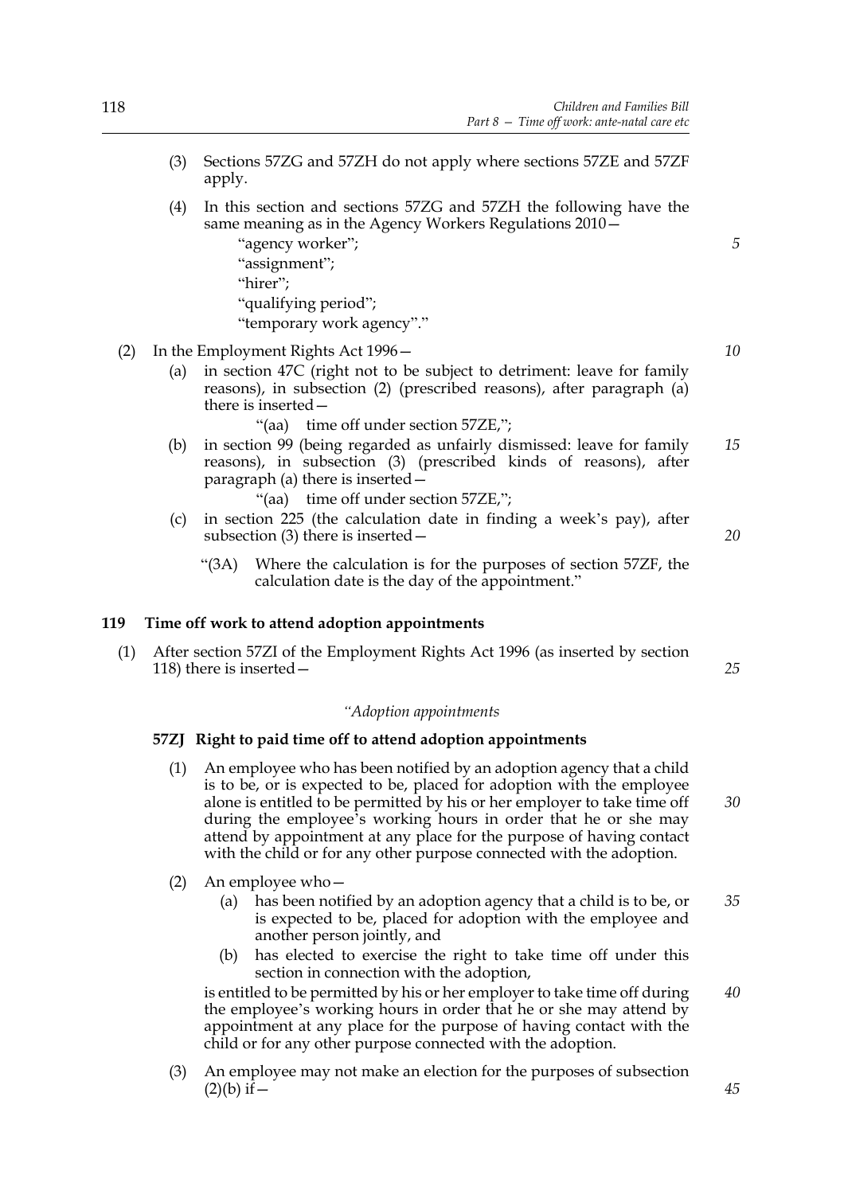(3) Sections 57ZG and 57ZH do not apply where sections 57ZE and 57ZF apply.

(4) In this section and sections 57ZG and 57ZH the following have the same meaning as in the Agency Workers Regulations 2010—

"agency worker";

"assignment";

"hirer";

"qualifying period";

"temporary work agency"."

(2) In the Employment Rights Act 1996—

(a) in section 47C (right not to be subject to detriment: leave for family reasons), in subsection (2) (prescribed reasons), after paragraph (a) there is inserted—

"(aa) time off under section 57ZE,";

(b) in section 99 (being regarded as unfairly dismissed: leave for family reasons), in subsection (3) (prescribed kinds of reasons), after paragraph (a) there is inserted—

"(aa) time off under section 57ZE,";

(c) in section 225 (the calculation date in finding a week's pay), after subsection (3) there is inserted—

"(3A) Where the calculation is for the purposes of section 57ZF, the calculation date is the day of the appointment."

### 119 Time off work to attend adoption appointments

(1) After section 57ZI of the Employment Rights Act 1996 (as inserted by section 118) there is inserted—

*"Adoption appointments*

**57ZJ Right to paid time off to attend adoption appointments**

(1) An employee who has been notified by an adoption agency that a child is to be, or is expected to be, placed for adoption with the employee alone is entitled to be permitted by his or her employer to take time off during the employee's working hours in order that he or she may attend by appointment at any place for the purpose of having contact with the child or for any other purpose connected with the adoption.

(2) An employee who—

(a) has been notified by an adoption agency that a child is to be, or is expected to be, placed for adoption with the employee and another person jointly, and

(b) has elected to exercise the right to take time off under this section in connection with the adoption,

is entitled to be permitted by his or her employer to take time off during the employee's working hours in order that he or she may attend by appointment at any place for the purpose of having contact with the child or for any other purpose connected with the adoption.

(3) An employee may not make an election for the purposes of subsection (2)(b) if—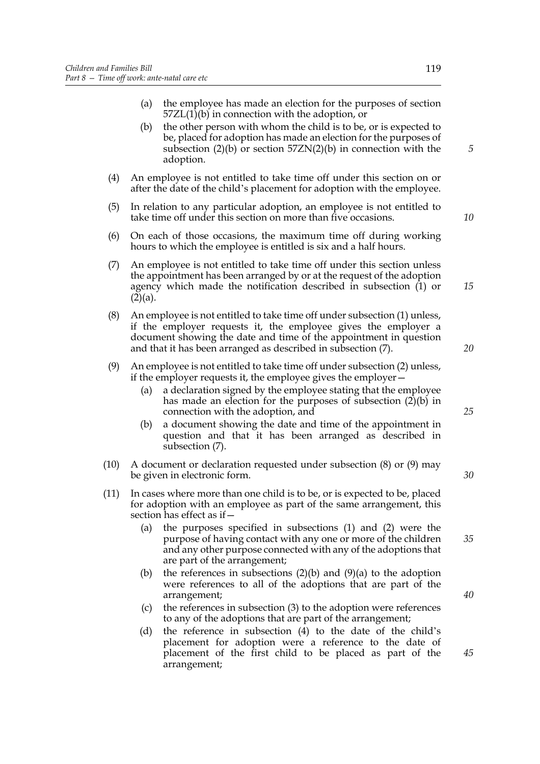(a) the employee has made an election for the purposes of section 57ZL(1)(b) in connection with the adoption, or

(b) the other person with whom the child is to be, or is expected to be, placed for adoption has made an election for the purposes of subsection (2)(b) or section 57ZN(2)(b) in connection with the adoption.

(4) An employee is not entitled to take time off under this section on or after the date of the child's placement for adoption with the employee.

(5) In relation to any particular adoption, an employee is not entitled to take time off under this section on more than five occasions.

(6) On each of those occasions, the maximum time off during working hours to which the employee is entitled is six and a half hours.

(7) An employee is not entitled to take time off under this section unless the appointment has been arranged by or at the request of the adoption agency which made the notification described in subsection (1) or (2)(a).

(8) An employee is not entitled to take time off under subsection (1) unless, if the employer requests it, the employee gives the employer a document showing the date and time of the appointment in question and that it has been arranged as described in subsection (7).

(9) An employee is not entitled to take time off under subsection (2) unless, if the employer requests it, the employee gives the employer—

(a) a declaration signed by the employee stating that the employee has made an election for the purposes of subsection (2)(b) in connection with the adoption, and

(b) a document showing the date and time of the appointment in question and that it has been arranged as described in subsection (7).

(10) A document or declaration requested under subsection (8) or (9) may be given in electronic form.

(11) In cases where more than one child is to be, or is expected to be, placed for adoption with an employee as part of the same arrangement, this section has effect as if—

(a) the purposes specified in subsections (1) and (2) were the purpose of having contact with any one or more of the children and any other purpose connected with any of the adoptions that are part of the arrangement;

(b) the references in subsections (2)(b) and (9)(a) to the adoption were references to all of the adoptions that are part of the arrangement;

(c) the references in subsection (3) to the adoption were references to any of the adoptions that are part of the arrangement;

(d) the reference in subsection (4) to the date of the child's placement for adoption were a reference to the date of placement of the first child to be placed as part of the arrangement;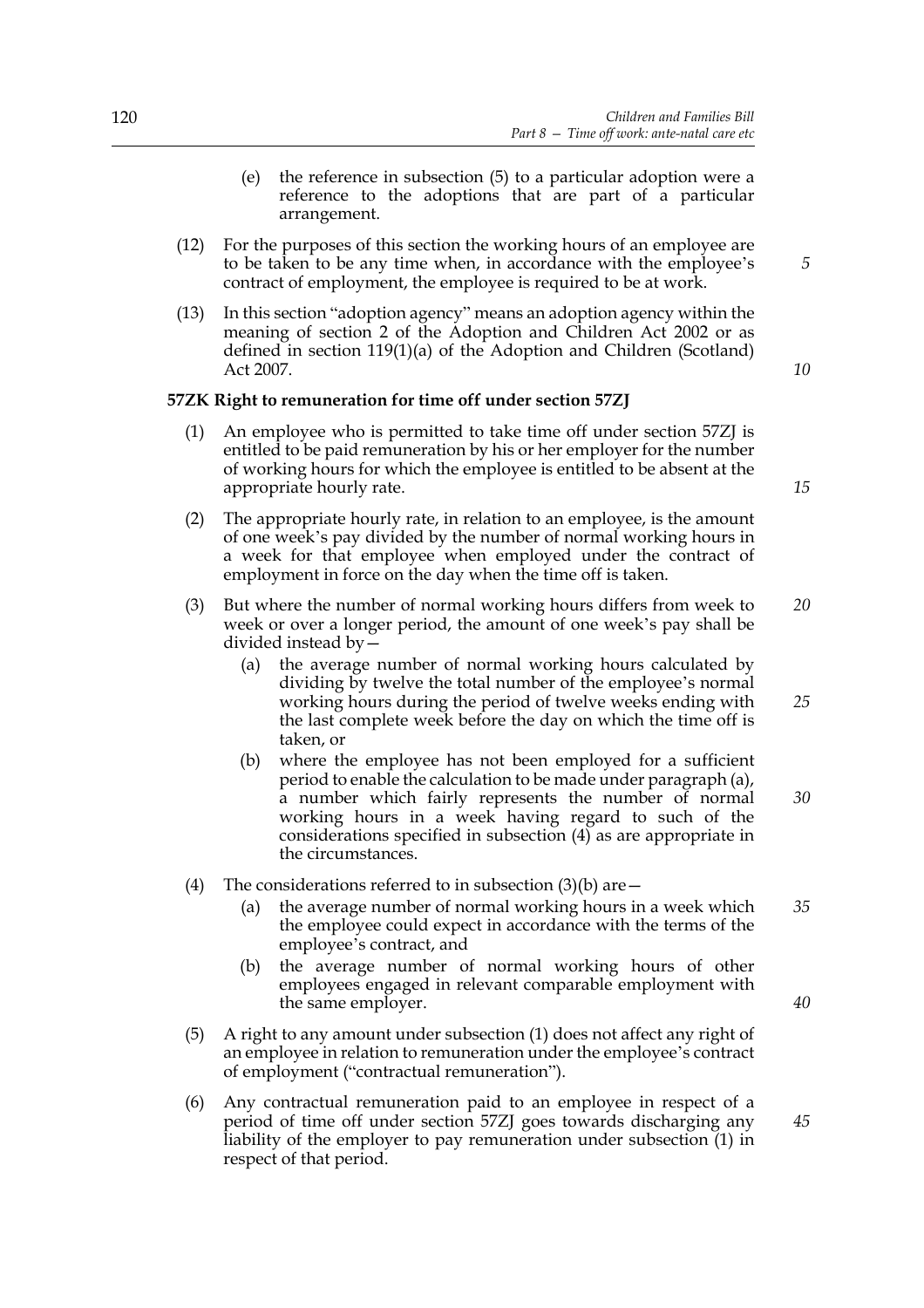(e) the reference in subsection (5) to a particular adoption were a reference to the adoptions that are part of a particular arrangement.

(12) For the purposes of this section the working hours of an employee are to be taken to be any time when, in accordance with the employee's contract of employment, the employee is required to be at work.

(13) In this section "adoption agency" means an adoption agency within the meaning of section 2 of the Adoption and Children Act 2002 or as defined in section 119(1)(a) of the Adoption and Children (Scotland) Act 2007.

**57ZK Right to remuneration for time off under section 57ZJ**

(1) An employee who is permitted to take time off under section 57ZJ is entitled to be paid remuneration by his or her employer for the number of working hours for which the employee is entitled to be absent at the appropriate hourly rate.

(2) The appropriate hourly rate, in relation to an employee, is the amount of one week's pay divided by the number of normal working hours in a week for that employee when employed under the contract of employment in force on the day when the time off is taken.

(3) But where the number of normal working hours differs from week to week or over a longer period, the amount of one week's pay shall be divided instead by—

(a) the average number of normal working hours calculated by dividing by twelve the total number of the employee's normal working hours during the period of twelve weeks ending with the last complete week before the day on which the time off is taken, or

(b) where the employee has not been employed for a sufficient period to enable the calculation to be made under paragraph (a), a number which fairly represents the number of normal working hours in a week having regard to such of the considerations specified in subsection (4) as are appropriate in the circumstances.

(4) The considerations referred to in subsection (3)(b) are—

(a) the average number of normal working hours in a week which the employee could expect in accordance with the terms of the employee's contract, and

(b) the average number of normal working hours of other employees engaged in relevant comparable employment with the same employer.

(5) A right to any amount under subsection (1) does not affect any right of an employee in relation to remuneration under the employee's contract of employment ("contractual remuneration").

(6) Any contractual remuneration paid to an employee in respect of a period of time off under section 57ZJ goes towards discharging any liability of the employer to pay remuneration under subsection (1) in respect of that period.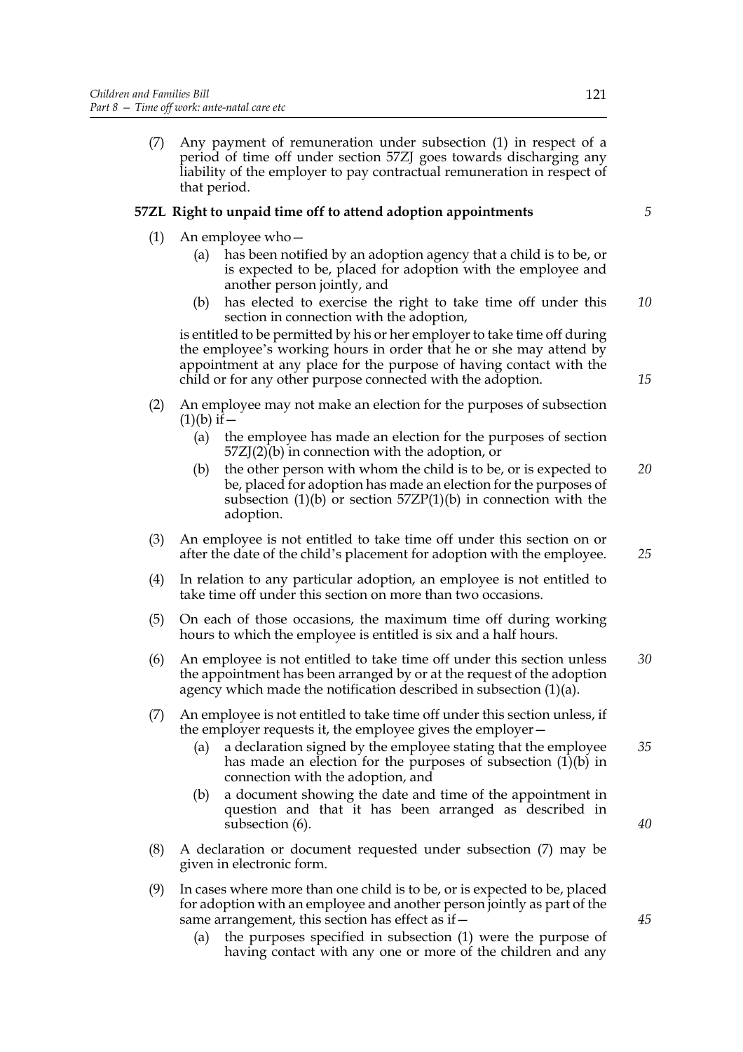(7) Any payment of remuneration under subsection (1) in respect of a period of time off under section 57ZJ goes towards discharging any liability of the employer to pay contractual remuneration in respect of that period.

**57ZL Right to unpaid time off to attend adoption appointments**

(1) An employee who—

(a) has been notified by an adoption agency that a child is to be, or is expected to be, placed for adoption with the employee and another person jointly, and

(b) has elected to exercise the right to take time off under this section in connection with the adoption,

is entitled to be permitted by his or her employer to take time off during the employee's working hours in order that he or she may attend by appointment at any place for the purpose of having contact with the child or for any other purpose connected with the adoption.

(2) An employee may not make an election for the purposes of subsection (1)(b) if—

(a) the employee has made an election for the purposes of section 57ZJ(2)(b) in connection with the adoption, or

(b) the other person with whom the child is to be, or is expected to be, placed for adoption has made an election for the purposes of subsection (1)(b) or section 57ZP(1)(b) in connection with the adoption.

(3) An employee is not entitled to take time off under this section on or after the date of the child's placement for adoption with the employee.

(4) In relation to any particular adoption, an employee is not entitled to take time off under this section on more than two occasions.

(5) On each of those occasions, the maximum time off during working hours to which the employee is entitled is six and a half hours.

(6) An employee is not entitled to take time off under this section unless the appointment has been arranged by or at the request of the adoption agency which made the notification described in subsection (1)(a).

(7) An employee is not entitled to take time off under this section unless, if the employer requests it, the employee gives the employer—

(a) a declaration signed by the employee stating that the employee has made an election for the purposes of subsection (1)(b) in connection with the adoption, and

(b) a document showing the date and time of the appointment in question and that it has been arranged as described in subsection (6).

(8) A declaration or document requested under subsection (7) may be given in electronic form.

(9) In cases where more than one child is to be, or is expected to be, placed for adoption with an employee and another person jointly as part of the same arrangement, this section has effect as if—

(a) the purposes specified in subsection (1) were the purpose of having contact with any one or more of the children and any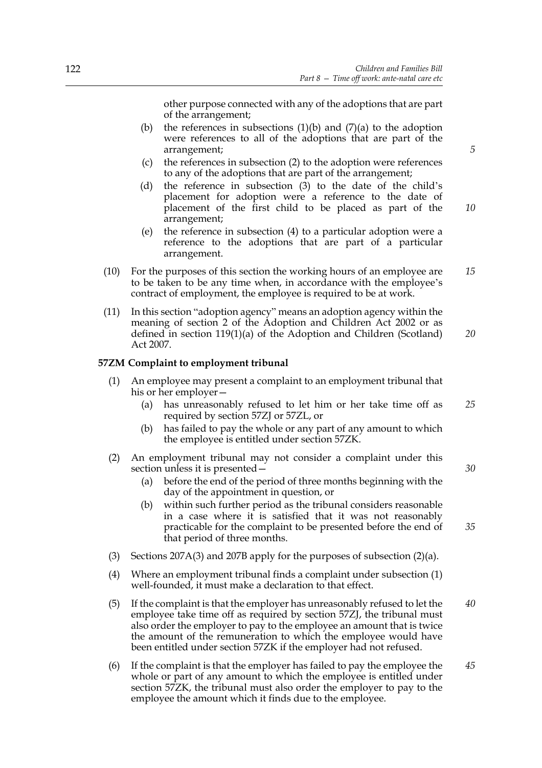other purpose connected with any of the adoptions that are part of the arrangement;

(b) the references in subsections (1)(b) and (7)(a) to the adoption were references to all of the adoptions that are part of the arrangement;

(c) the references in subsection (2) to the adoption were references to any of the adoptions that are part of the arrangement;

(d) the reference in subsection (3) to the date of the child's placement for adoption were a reference to the date of placement of the first child to be placed as part of the arrangement;

(e) the reference in subsection (4) to a particular adoption were a reference to the adoptions that are part of a particular arrangement.

(10) For the purposes of this section the working hours of an employee are to be taken to be any time when, in accordance with the employee's contract of employment, the employee is required to be at work.

(11) In this section "adoption agency" means an adoption agency within the meaning of section 2 of the Adoption and Children Act 2002 or as defined in section 119(1)(a) of the Adoption and Children (Scotland) Act 2007.

**57ZM Complaint to employment tribunal**

(1) An employee may present a complaint to an employment tribunal that his or her employer—

(a) has unreasonably refused to let him or her take time off as required by section 57ZJ or 57ZL, or

(b) has failed to pay the whole or any part of any amount to which the employee is entitled under section 57ZK.

(2) An employment tribunal may not consider a complaint under this section unless it is presented—

(a) before the end of the period of three months beginning with the day of the appointment in question, or

(b) within such further period as the tribunal considers reasonable in a case where it is satisfied that it was not reasonably practicable for the complaint to be presented before the end of that period of three months.

(3) Sections 207A(3) and 207B apply for the purposes of subsection (2)(a).

(4) Where an employment tribunal finds a complaint under subsection (1) well-founded, it must make a declaration to that effect.

(5) If the complaint is that the employer has unreasonably refused to let the employee take time off as required by section 57ZJ, the tribunal must also order the employer to pay to the employee an amount that is twice the amount of the remuneration to which the employee would have been entitled under section 57ZK if the employer had not refused.

(6) If the complaint is that the employer has failed to pay the employee the whole or part of any amount to which the employee is entitled under section 57ZK, the tribunal must also order the employer to pay to the employee the amount which it finds due to the employee.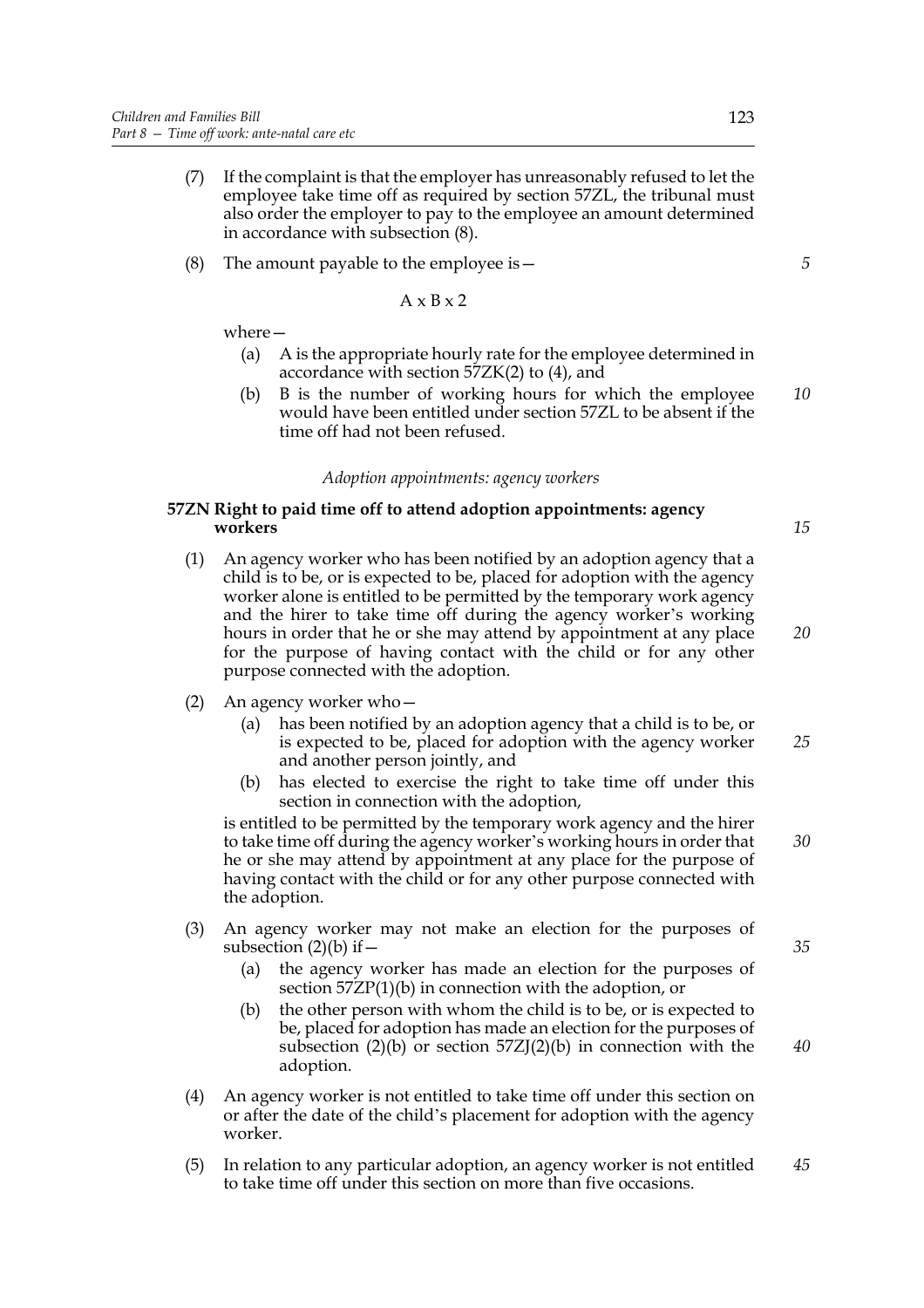(7) If the complaint is that the employer has unreasonably refused to let the employee take time off as required by section 57ZL, the tribunal must also order the employer to pay to the employee an amount determined in accordance with subsection (8).

(8) The amount payable to the employee is—

$$A \times B \times 2$$

where—

(a) A is the appropriate hourly rate for the employee determined in accordance with section 57ZK(2) to (4), and

(b) B is the number of working hours for which the employee would have been entitled under section 57ZL to be absent if the time off had not been refused.

*Adoption appointments: agency workers*

**57ZN Right to paid time off to attend adoption appointments: agency workers**

(1) An agency worker who has been notified by an adoption agency that a child is to be, or is expected to be, placed for adoption with the agency worker alone is entitled to be permitted by the temporary work agency and the hirer to take time off during the agency worker's working hours in order that he or she may attend by appointment at any place for the purpose of having contact with the child or for any other purpose connected with the adoption.

(2) An agency worker who—

(a) has been notified by an adoption agency that a child is to be, or is expected to be, placed for adoption with the agency worker and another person jointly, and

(b) has elected to exercise the right to take time off under this section in connection with the adoption,

is entitled to be permitted by the temporary work agency and the hirer to take time off during the agency worker's working hours in order that he or she may attend by appointment at any place for the purpose of having contact with the child or for any other purpose connected with the adoption.

(3) An agency worker may not make an election for the purposes of subsection (2)(b) if—

(a) the agency worker has made an election for the purposes of section 57ZP(1)(b) in connection with the adoption, or

(b) the other person with whom the child is to be, or is expected to be, placed for adoption has made an election for the purposes of subsection (2)(b) or section 57ZJ(2)(b) in connection with the adoption.

(4) An agency worker is not entitled to take time off under this section on or after the date of the child's placement for adoption with the agency worker.

(5) In relation to any particular adoption, an agency worker is not entitled to take time off under this section on more than five occasions.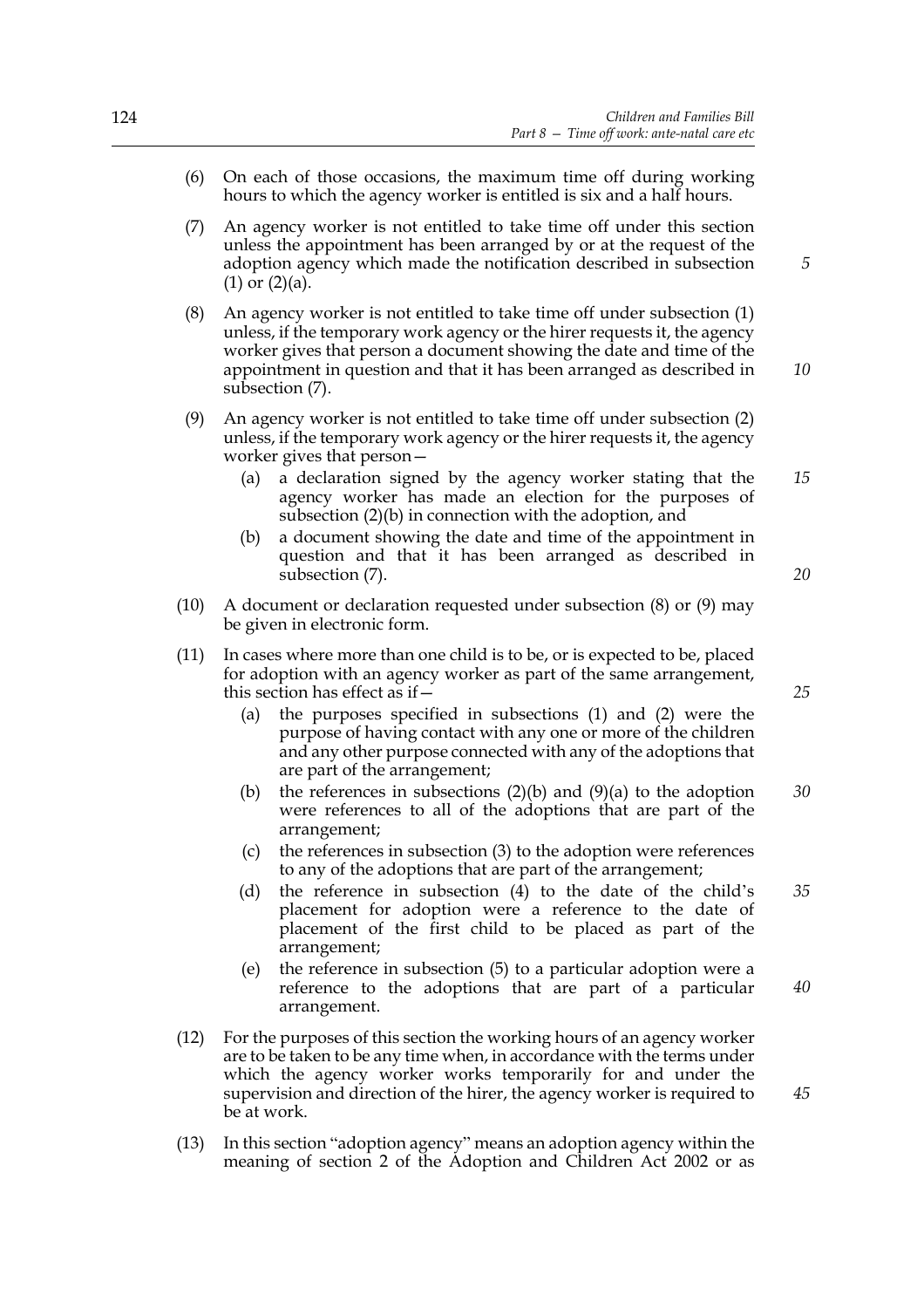(6) On each of those occasions, the maximum time off during working hours to which the agency worker is entitled is six and a half hours.

(7) An agency worker is not entitled to take time off under this section unless the appointment has been arranged by or at the request of the adoption agency which made the notification described in subsection (1) or (2)(a).

(8) An agency worker is not entitled to take time off under subsection (1) unless, if the temporary work agency or the hirer requests it, the agency worker gives that person a document showing the date and time of the appointment in question and that it has been arranged as described in subsection (7).

(9) An agency worker is not entitled to take time off under subsection (2) unless, if the temporary work agency or the hirer requests it, the agency worker gives that person—

(a) a declaration signed by the agency worker stating that the agency worker has made an election for the purposes of subsection (2)(b) in connection with the adoption, and

(b) a document showing the date and time of the appointment in question and that it has been arranged as described in subsection (7).

(10) A document or declaration requested under subsection (8) or (9) may be given in electronic form.

(11) In cases where more than one child is to be, or is expected to be, placed for adoption with an agency worker as part of the same arrangement, this section has effect as if—

(a) the purposes specified in subsections (1) and (2) were the purpose of having contact with any one or more of the children and any other purpose connected with any of the adoptions that are part of the arrangement;

(b) the references in subsections (2)(b) and (9)(a) to the adoption were references to all of the adoptions that are part of the arrangement;

(c) the references in subsection (3) to the adoption were references to any of the adoptions that are part of the arrangement;

(d) the reference in subsection (4) to the date of the child's placement for adoption were a reference to the date of placement of the first child to be placed as part of the arrangement;

(e) the reference in subsection (5) to a particular adoption were a reference to the adoptions that are part of a particular arrangement.

(12) For the purposes of this section the working hours of an agency worker are to be taken to be any time when, in accordance with the terms under which the agency worker works temporarily for and under the supervision and direction of the hirer, the agency worker is required to be at work.

(13) In this section "adoption agency" means an adoption agency within the meaning of section 2 of the Adoption and Children Act 2002 or as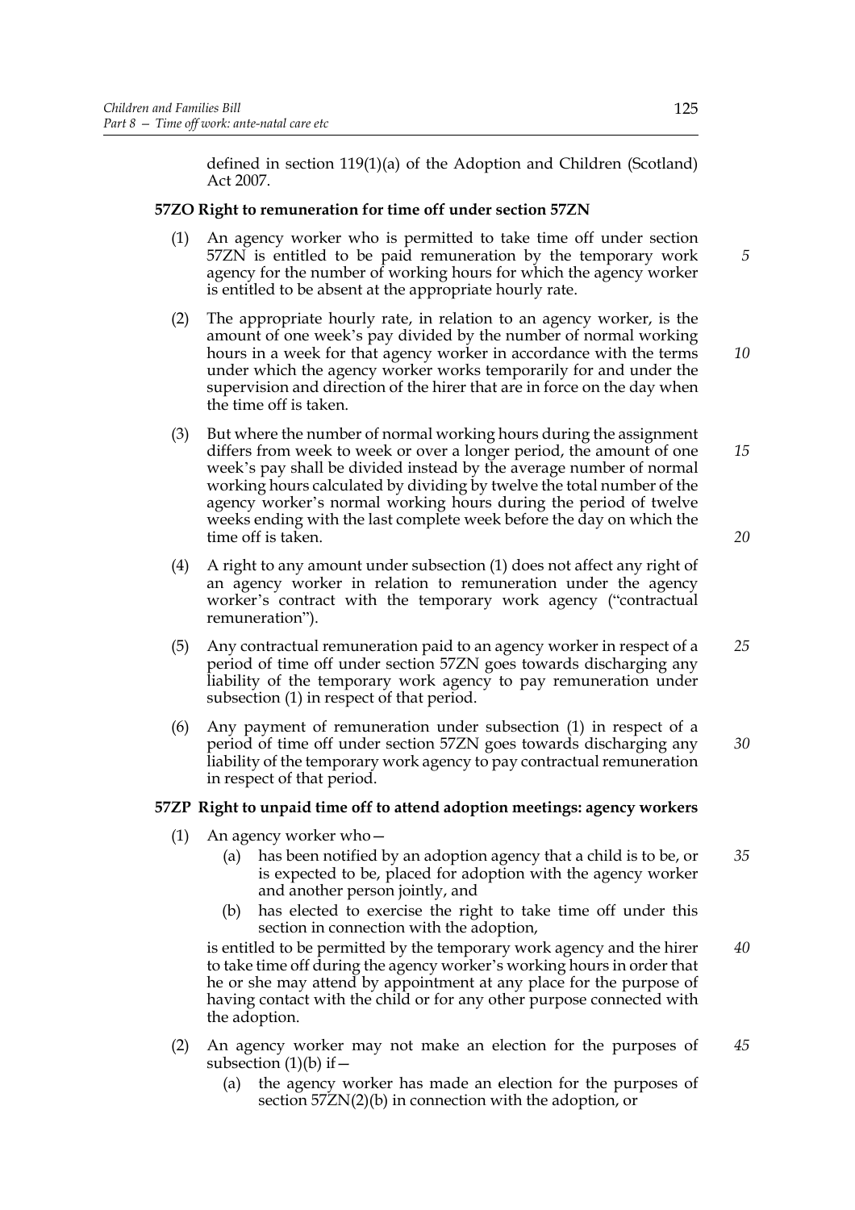defined in section 119(1)(a) of the Adoption and Children (Scotland) Act 2007.

**57ZO Right to remuneration for time off under section 57ZN**

(1) An agency worker who is permitted to take time off under section 57ZN is entitled to be paid remuneration by the temporary work agency for the number of working hours for which the agency worker is entitled to be absent at the appropriate hourly rate.

(2) The appropriate hourly rate, in relation to an agency worker, is the amount of one week's pay divided by the number of normal working hours in a week for that agency worker in accordance with the terms under which the agency worker works temporarily for and under the supervision and direction of the hirer that are in force on the day when the time off is taken.

(3) But where the number of normal working hours during the assignment differs from week to week or over a longer period, the amount of one week's pay shall be divided instead by the average number of normal working hours calculated by dividing by twelve the total number of the agency worker's normal working hours during the period of twelve weeks ending with the last complete week before the day on which the time off is taken.

(4) A right to any amount under subsection (1) does not affect any right of an agency worker in relation to remuneration under the agency worker's contract with the temporary work agency ("contractual remuneration").

(5) Any contractual remuneration paid to an agency worker in respect of a period of time off under section 57ZN goes towards discharging any liability of the temporary work agency to pay remuneration under subsection (1) in respect of that period.

(6) Any payment of remuneration under subsection (1) in respect of a period of time off under section 57ZN goes towards discharging any liability of the temporary work agency to pay contractual remuneration in respect of that period.

**57ZP Right to unpaid time off to attend adoption meetings: agency workers**

(1) An agency worker who—

(a) has been notified by an adoption agency that a child is to be, or is expected to be, placed for adoption with the agency worker and another person jointly, and

(b) has elected to exercise the right to take time off under this section in connection with the adoption,

is entitled to be permitted by the temporary work agency and the hirer to take time off during the agency worker's working hours in order that he or she may attend by appointment at any place for the purpose of having contact with the child or for any other purpose connected with the adoption.

(2) An agency worker may not make an election for the purposes of subsection (1)(b) if—

(a) the agency worker has made an election for the purposes of section 57ZN(2)(b) in connection with the adoption, or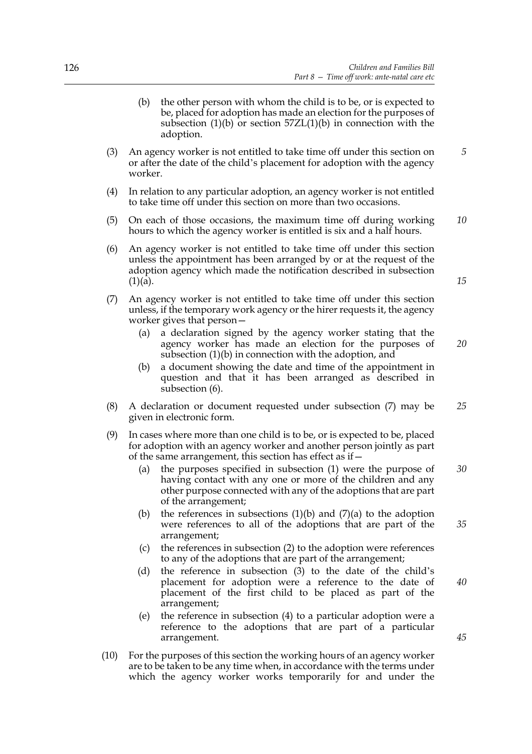(b) the other person with whom the child is to be, or is expected to be, placed for adoption has made an election for the purposes of subsection (1)(b) or section 57ZL(1)(b) in connection with the adoption.

(3) An agency worker is not entitled to take time off under this section on or after the date of the child's placement for adoption with the agency worker.

(4) In relation to any particular adoption, an agency worker is not entitled to take time off under this section on more than two occasions.

(5) On each of those occasions, the maximum time off during working hours to which the agency worker is entitled is six and a half hours.

(6) An agency worker is not entitled to take time off under this section unless the appointment has been arranged by or at the request of the adoption agency which made the notification described in subsection (1)(a).

(7) An agency worker is not entitled to take time off under this section unless, if the temporary work agency or the hirer requests it, the agency worker gives that person—

(a) a declaration signed by the agency worker stating that the agency worker has made an election for the purposes of subsection (1)(b) in connection with the adoption, and

(b) a document showing the date and time of the appointment in question and that it has been arranged as described in subsection (6).

(8) A declaration or document requested under subsection (7) may be given in electronic form.

(9) In cases where more than one child is to be, or is expected to be, placed for adoption with an agency worker and another person jointly as part of the same arrangement, this section has effect as if—

(a) the purposes specified in subsection (1) were the purpose of having contact with any one or more of the children and any other purpose connected with any of the adoptions that are part of the arrangement;

(b) the references in subsections (1)(b) and (7)(a) to the adoption were references to all of the adoptions that are part of the arrangement;

(c) the references in subsection (2) to the adoption were references to any of the adoptions that are part of the arrangement;

(d) the reference in subsection (3) to the date of the child's placement for adoption were a reference to the date of placement of the first child to be placed as part of the arrangement;

(e) the reference in subsection (4) to a particular adoption were a reference to the adoptions that are part of a particular arrangement.

(10) For the purposes of this section the working hours of an agency worker are to be taken to be any time when, in accordance with the terms under which the agency worker works temporarily for and under the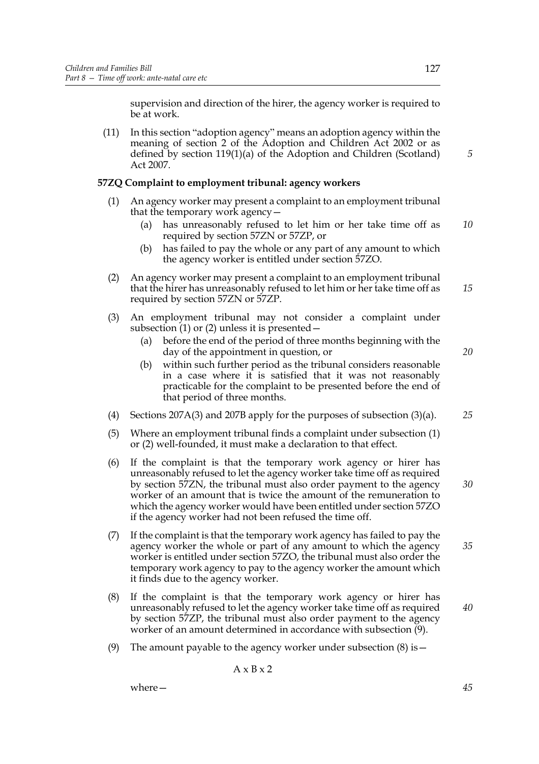supervision and direction of the hirer, the agency worker is required to be at work.

(11) In this section "adoption agency" means an adoption agency within the meaning of section 2 of the Adoption and Children Act 2002 or as defined by section 119(1)(a) of the Adoption and Children (Scotland) Act 2007.

**57ZQ Complaint to employment tribunal: agency workers**

(1) An agency worker may present a complaint to an employment tribunal that the temporary work agency—

(a) has unreasonably refused to let him or her take time off as required by section 57ZN or 57ZP, or

(b) has failed to pay the whole or any part of any amount to which the agency worker is entitled under section 57ZO.

(2) An agency worker may present a complaint to an employment tribunal that the hirer has unreasonably refused to let him or her take time off as required by section 57ZN or 57ZP.

(3) An employment tribunal may not consider a complaint under subsection (1) or (2) unless it is presented—

(a) before the end of the period of three months beginning with the day of the appointment in question, or

(b) within such further period as the tribunal considers reasonable in a case where it is satisfied that it was not reasonably practicable for the complaint to be presented before the end of that period of three months.

(4) Sections 207A(3) and 207B apply for the purposes of subsection (3)(a).

(5) Where an employment tribunal finds a complaint under subsection (1) or (2) well-founded, it must make a declaration to that effect.

(6) If the complaint is that the temporary work agency or hirer has unreasonably refused to let the agency worker take time off as required by section 57ZN, the tribunal must also order payment to the agency worker of an amount that is twice the amount of the remuneration to which the agency worker would have been entitled under section 57ZO if the agency worker had not been refused the time off.

(7) If the complaint is that the temporary work agency has failed to pay the agency worker the whole or part of any amount to which the agency worker is entitled under section 57ZO, the tribunal must also order the temporary work agency to pay to the agency worker the amount which it finds due to the agency worker.

(8) If the complaint is that the temporary work agency or hirer has unreasonably refused to let the agency worker take time off as required by section 57ZP, the tribunal must also order payment to the agency worker of an amount determined in accordance with subsection (9).

(9) The amount payable to the agency worker under subsection (8) is—

$$A \times B \times 2$$

where—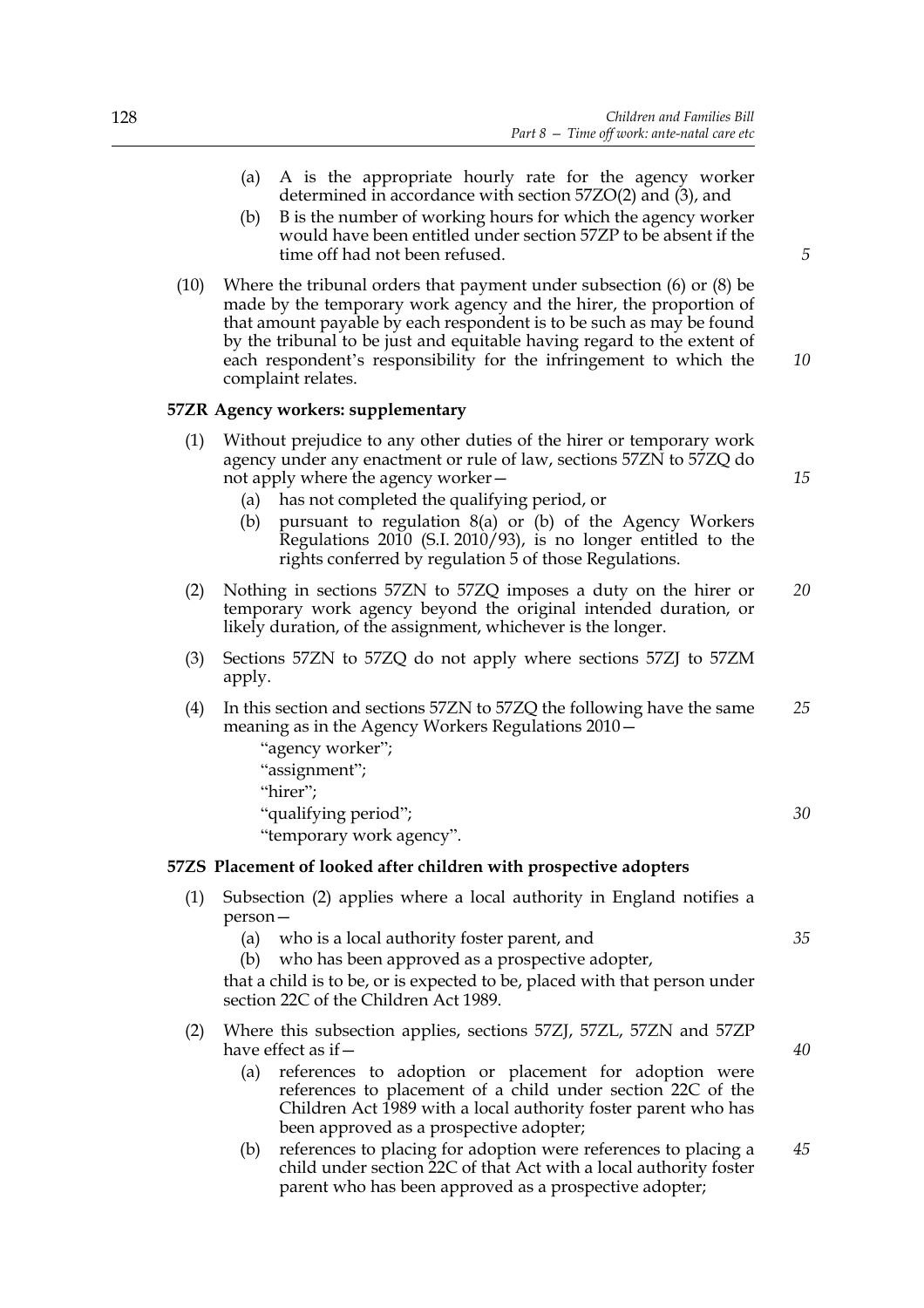(a) A is the appropriate hourly rate for the agency worker determined in accordance with section 57ZO(2) and (3), and

(b) B is the number of working hours for which the agency worker would have been entitled under section 57ZP to be absent if the time off had not been refused.

(10) Where the tribunal orders that payment under subsection (6) or (8) be made by the temporary work agency and the hirer, the proportion of that amount payable by each respondent is to be such as may be found by the tribunal to be just and equitable having regard to the extent of each respondent's responsibility for the infringement to which the complaint relates.

**57ZR Agency workers: supplementary**

(1) Without prejudice to any other duties of the hirer or temporary work agency under any enactment or rule of law, sections 57ZN to 57ZQ do not apply where the agency worker—

(a) has not completed the qualifying period, or

(b) pursuant to regulation 8(a) or (b) of the Agency Workers Regulations 2010 (S.I. 2010/93), is no longer entitled to the rights conferred by regulation 5 of those Regulations.

(2) Nothing in sections 57ZN to 57ZQ imposes a duty on the hirer or temporary work agency beyond the original intended duration, or likely duration, of the assignment, whichever is the longer.

(3) Sections 57ZN to 57ZQ do not apply where sections 57ZJ to 57ZM apply.

(4) In this section and sections 57ZN to 57ZQ the following have the same meaning as in the Agency Workers Regulations 2010—

"agency worker";

"assignment";

"hirer";

"qualifying period";

"temporary work agency".

**57ZS Placement of looked after children with prospective adopters**

(1) Subsection (2) applies where a local authority in England notifies a person—

(a) who is a local authority foster parent, and

(b) who has been approved as a prospective adopter,

that a child is to be, or is expected to be, placed with that person under section 22C of the Children Act 1989.

(2) Where this subsection applies, sections 57ZJ, 57ZL, 57ZN and 57ZP have effect as if—

(a) references to adoption or placement for adoption were references to placement of a child under section 22C of the Children Act 1989 with a local authority foster parent who has been approved as a prospective adopter;

(b) references to placing for adoption were references to placing a child under section 22C of that Act with a local authority foster parent who has been approved as a prospective adopter;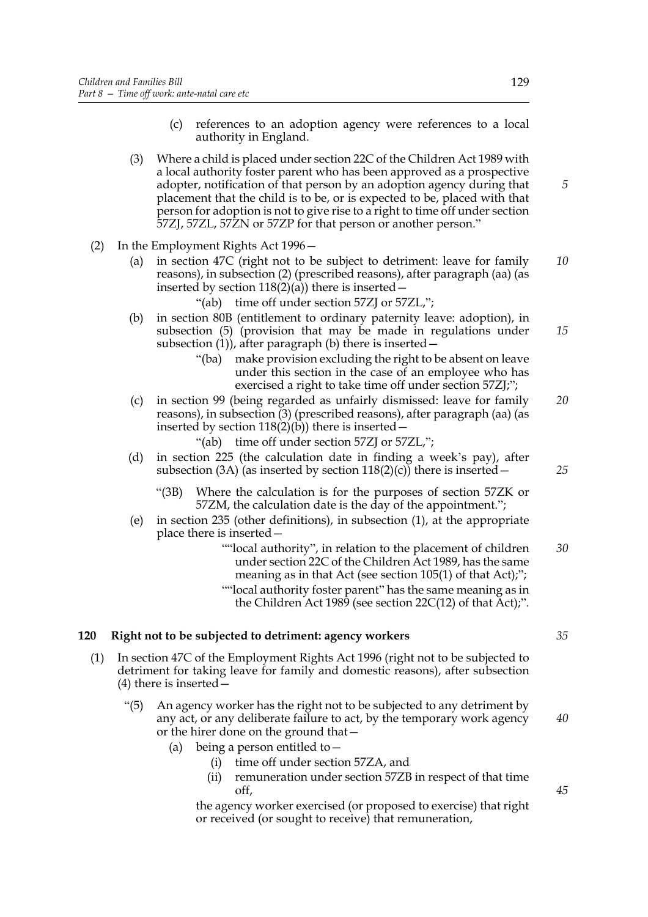(c) references to an adoption agency were references to a local authority in England.

(3) Where a child is placed under section 22C of the Children Act 1989 with a local authority foster parent who has been approved as a prospective adopter, notification of that person by an adoption agency during that placement that the child is to be, or is expected to be, placed with that person for adoption is not to give rise to a right to time off under section 57ZJ, 57ZL, 57ZN or 57ZP for that person or another person."

(2) In the Employment Rights Act 1996—

(a) in section 47C (right not to be subject to detriment: leave for family reasons), in subsection (2) (prescribed reasons), after paragraph (aa) (as inserted by section 118(2)(a)) there is inserted—

"(ab) time off under section 57ZJ or 57ZL,";

(b) in section 80B (entitlement to ordinary paternity leave: adoption), in subsection (5) (provision that may be made in regulations under subsection (1)), after paragraph (b) there is inserted—

"(ba) make provision excluding the right to be absent on leave under this section in the case of an employee who has exercised a right to take time off under section 57ZJ;";

(c) in section 99 (being regarded as unfairly dismissed: leave for family reasons), in subsection (3) (prescribed reasons), after paragraph (aa) (as inserted by section 118(2)(b)) there is inserted—

"(ab) time off under section 57ZJ or 57ZL,";

(d) in section 225 (the calculation date in finding a week's pay), after subsection (3A) (as inserted by section 118(2)(c)) there is inserted—

"(3B) Where the calculation is for the purposes of section 57ZK or 57ZM, the calculation date is the day of the appointment.";

(e) in section 235 (other definitions), in subsection (1), at the appropriate place there is inserted—

""local authority", in relation to the placement of children under section 22C of the Children Act 1989, has the same meaning as in that Act (see section 105(1) of that Act);";

""local authority foster parent" has the same meaning as in the Children Act 1989 (see section 22C(12) of that Act);".

**120 Right not to be subjected to detriment: agency workers**

(1) In section 47C of the Employment Rights Act 1996 (right not to be subjected to detriment for taking leave for family and domestic reasons), after subsection (4) there is inserted—

"(5) An agency worker has the right not to be subjected to any detriment by any act, or any deliberate failure to act, by the temporary work agency or the hirer done on the ground that—

(a) being a person entitled to—

(i) time off under section 57ZA, and

(ii) remuneration under section 57ZB in respect of that time off,

the agency worker exercised (or proposed to exercise) that right or received (or sought to receive) that remuneration,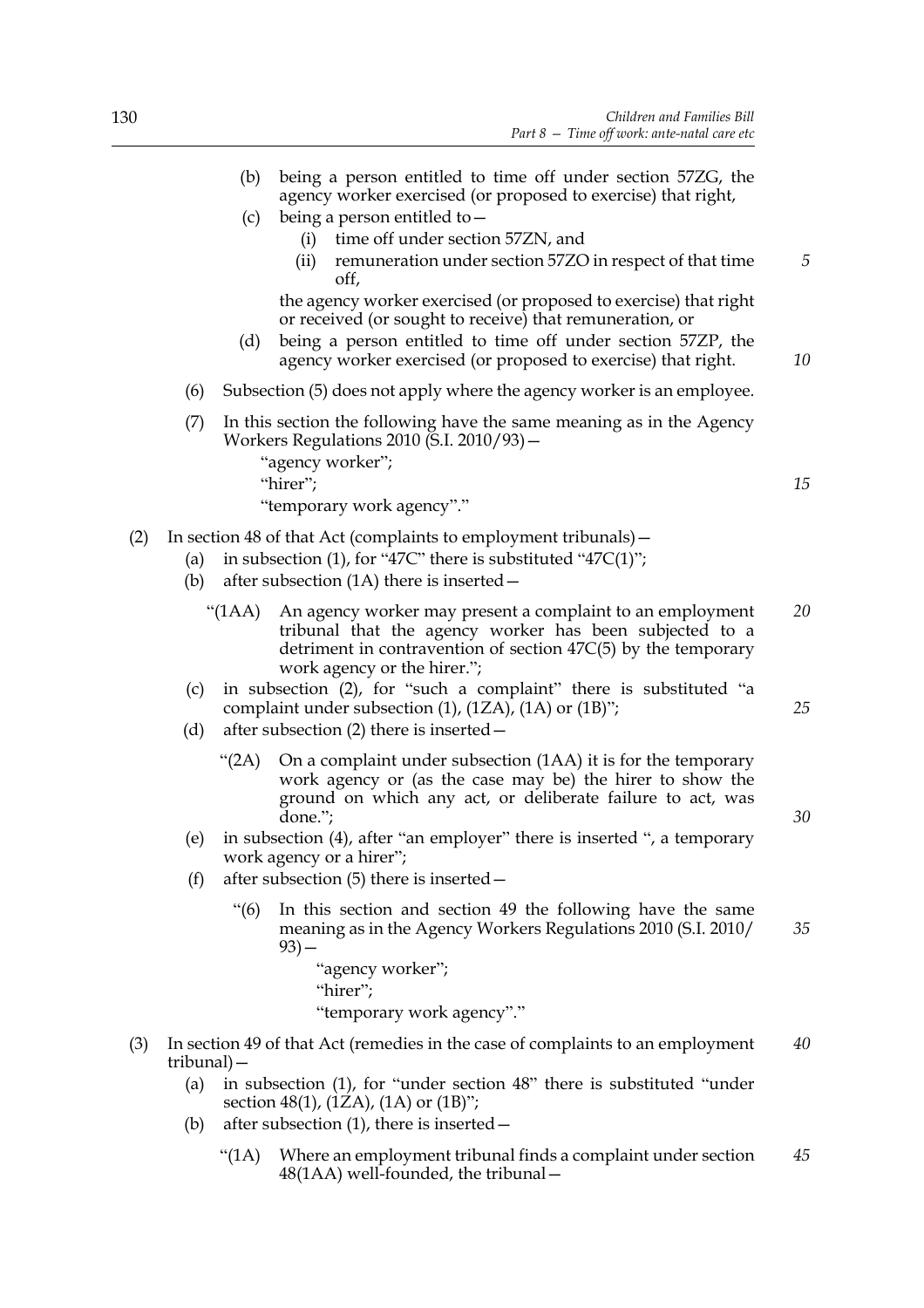(b) being a person entitled to time off under section 57ZG, the agency worker exercised (or proposed to exercise) that right,

(c) being a person entitled to—

(i) time off under section 57ZN, and

(ii) remuneration under section 57ZO in respect of that time off,

the agency worker exercised (or proposed to exercise) that right or received (or sought to receive) that remuneration, or

(d) being a person entitled to time off under section 57ZP, the agency worker exercised (or proposed to exercise) that right.

(6) Subsection (5) does not apply where the agency worker is an employee.

(7) In this section the following have the same meaning as in the Agency Workers Regulations 2010 (S.I. 2010/93)—

"agency worker";

"hirer";

"temporary work agency"."

(2) In section 48 of that Act (complaints to employment tribunals)—

(a) in subsection (1), for "47C" there is substituted "47C(1)";

(b) after subsection (1A) there is inserted—

"(1AA) An agency worker may present a complaint to an employment tribunal that the agency worker has been subjected to a detriment in contravention of section 47C(5) by the temporary work agency or the hirer.";

(c) in subsection (2), for "such a complaint" there is substituted "a complaint under subsection (1), (1ZA), (1A) or (1B)";

(d) after subsection (2) there is inserted—

"(2A) On a complaint under subsection (1AA) it is for the temporary work agency or (as the case may be) the hirer to show the ground on which any act, or deliberate failure to act, was done.";

(e) in subsection (4), after "an employer" there is inserted ", a temporary work agency or a hirer";

(f) after subsection (5) there is inserted—

"(6) In this section and section 49 the following have the same meaning as in the Agency Workers Regulations 2010 (S.I. 2010/93)—

"agency worker";

"hirer";

"temporary work agency"."

(3) In section 49 of that Act (remedies in the case of complaints to an employment tribunal)—

(a) in subsection (1), for "under section 48" there is substituted "under section 48(1), (1ZA), (1A) or (1B)";

(b) after subsection (1), there is inserted—

"(1A) Where an employment tribunal finds a complaint under section 48(1AA) well-founded, the tribunal—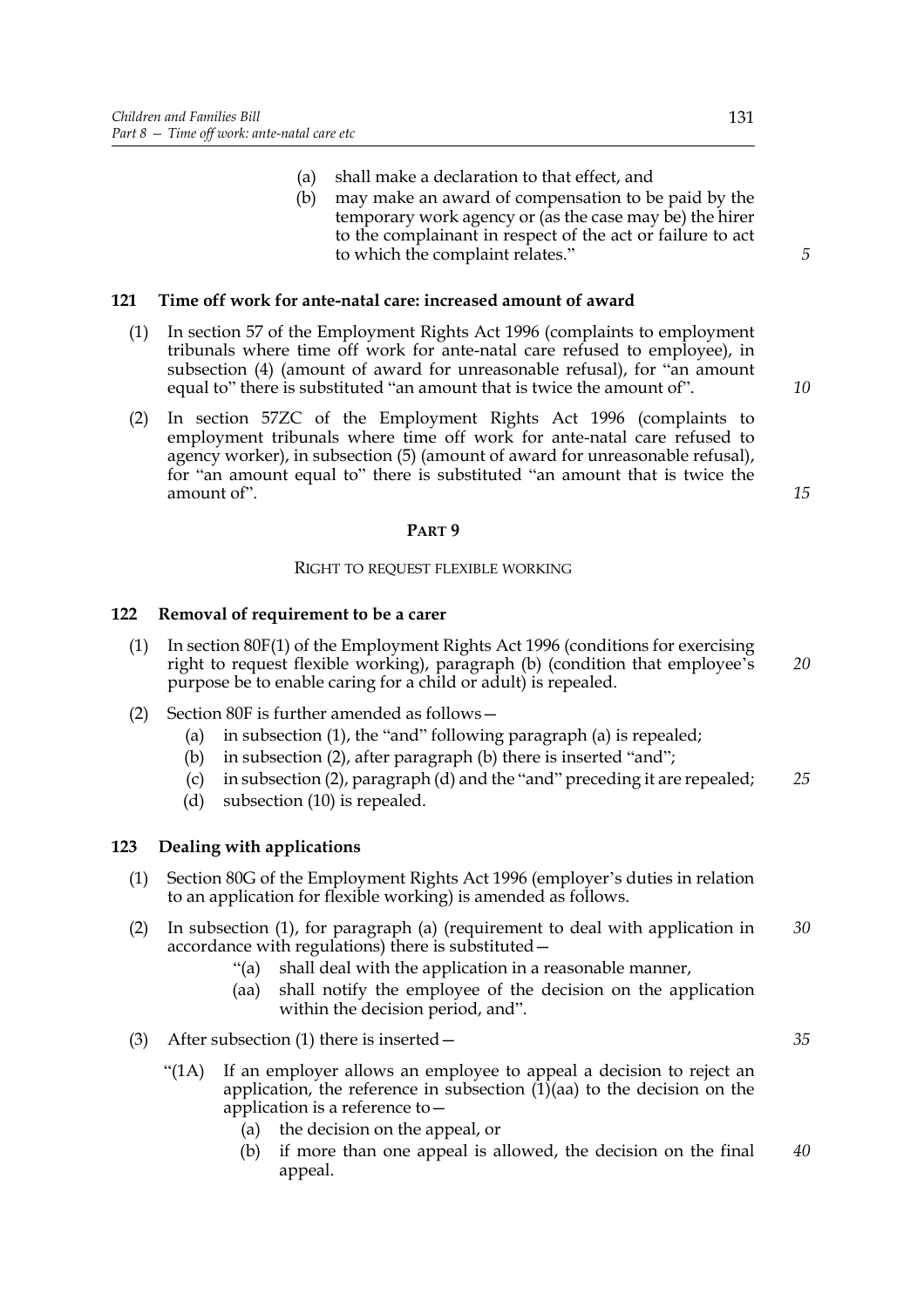(a) shall make a declaration to that effect, and

(b) may make an award of compensation to be paid by the temporary work agency or (as the case may be) the hirer to the complainant in respect of the act or failure to act to which the complaint relates."

### 121 Time off work for ante-natal care: increased amount of award

(1) In section 57 of the Employment Rights Act 1996 (complaints to employment tribunals where time off work for ante-natal care refused to employee), in subsection (4) (amount of award for unreasonable refusal), for "an amount equal to" there is substituted "an amount that is twice the amount of".

(2) In section 57ZC of the Employment Rights Act 1996 (complaints to employment tribunals where time off work for ante-natal care refused to agency worker), in subsection (5) (amount of award for unreasonable refusal), for "an amount equal to" there is substituted "an amount that is twice the amount of".

## PART 9

## RIGHT TO REQUEST FLEXIBLE WORKING

### 122 Removal of requirement to be a carer

(1) In section 80F(1) of the Employment Rights Act 1996 (conditions for exercising right to request flexible working), paragraph (b) (condition that employee's purpose be to enable caring for a child or adult) is repealed.

(2) Section 80F is further amended as follows—

(a) in subsection (1), the "and" following paragraph (a) is repealed;

(b) in subsection (2), after paragraph (b) there is inserted "and";

(c) in subsection (2), paragraph (d) and the "and" preceding it are repealed;

(d) subsection (10) is repealed.

### 123 Dealing with applications

(1) Section 80G of the Employment Rights Act 1996 (employer's duties in relation to an application for flexible working) is amended as follows.

(2) In subsection (1), for paragraph (a) (requirement to deal with application in accordance with regulations) there is substituted—

"(a) shall deal with the application in a reasonable manner,

(aa) shall notify the employee of the decision on the application within the decision period, and".

(3) After subsection (1) there is inserted—

"(1A) If an employer allows an employee to appeal a decision to reject an application, the reference in subsection (1)(aa) to the decision on the application is a reference to—

(a) the decision on the appeal, or

(b) if more than one appeal is allowed, the decision on the final appeal.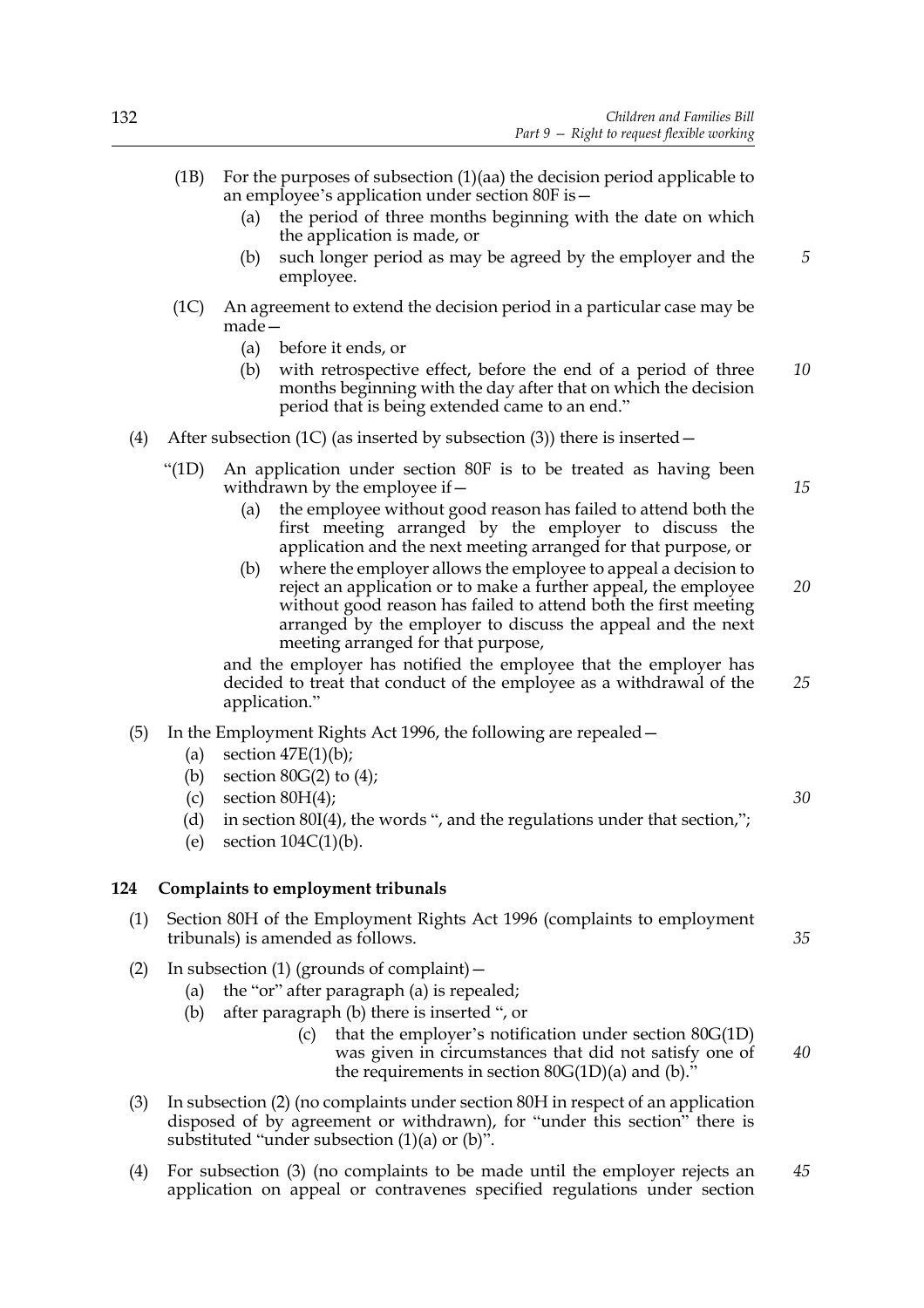(1B) For the purposes of subsection (1)(aa) the decision period applicable to an employee's application under section 80F is—

(a) the period of three months beginning with the date on which the application is made, or

(b) such longer period as may be agreed by the employer and the employee.

(1C) An agreement to extend the decision period in a particular case may be made—

(a) before it ends, or

(b) with retrospective effect, before the end of a period of three months beginning with the day after that on which the decision period that is being extended came to an end."

(4) After subsection (1C) (as inserted by subsection (3)) there is inserted—

"(1D) An application under section 80F is to be treated as having been withdrawn by the employee if—

(a) the employee without good reason has failed to attend both the first meeting arranged by the employer to discuss the application and the next meeting arranged for that purpose, or

(b) where the employer allows the employee to appeal a decision to reject an application or to make a further appeal, the employee without good reason has failed to attend both the first meeting arranged by the employer to discuss the appeal and the next meeting arranged for that purpose,

and the employer has notified the employee that the employer has decided to treat that conduct of the employee as a withdrawal of the application."

(5) In the Employment Rights Act 1996, the following are repealed—

(a) section 47E(1)(b);

(b) section 80G(2) to (4);

(c) section 80H(4);

(d) in section 80I(4), the words ", and the regulations under that section,";

(e) section 104C(1)(b).

**124 Complaints to employment tribunals**

(1) Section 80H of the Employment Rights Act 1996 (complaints to employment tribunals) is amended as follows.

(2) In subsection (1) (grounds of complaint)—

(a) the "or" after paragraph (a) is repealed;

(b) after paragraph (b) there is inserted ", or

(c) that the employer's notification under section 80G(1D) was given in circumstances that did not satisfy one of the requirements in section 80G(1D)(a) and (b)."

(3) In subsection (2) (no complaints under section 80H in respect of an application disposed of by agreement or withdrawn), for "under this section" there is substituted "under subsection (1)(a) or (b)".

(4) For subsection (3) (no complaints to be made until the employer rejects an application on appeal or contravenes specified regulations under section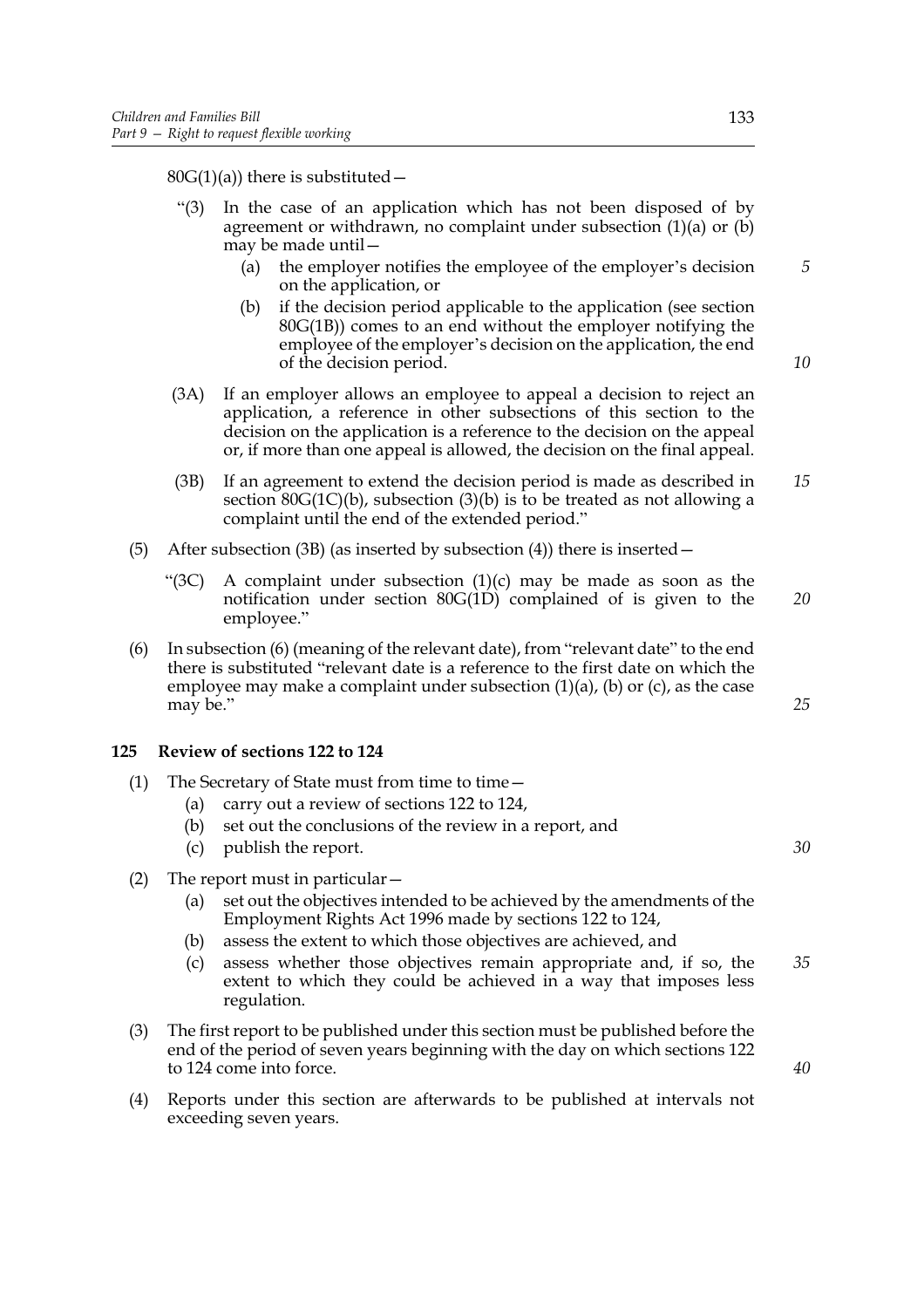80G(1)(a)) there is substituted—

"(3) In the case of an application which has not been disposed of by agreement or withdrawn, no complaint under subsection (1)(a) or (b) may be made until—

(a) the employer notifies the employee of the employer's decision on the application, or

(b) if the decision period applicable to the application (see section 80G(1B)) comes to an end without the employer notifying the employee of the employer's decision on the application, the end of the decision period.

(3A) If an employer allows an employee to appeal a decision to reject an application, a reference in other subsections of this section to the decision on the application is a reference to the decision on the appeal or, if more than one appeal is allowed, the decision on the final appeal.

(3B) If an agreement to extend the decision period is made as described in section 80G(1C)(b), subsection (3)(b) is to be treated as not allowing a complaint until the end of the extended period."

(5) After subsection (3B) (as inserted by subsection (4)) there is inserted—

"(3C) A complaint under subsection (1)(c) may be made as soon as the notification under section 80G(1D) complained of is given to the employee."

(6) In subsection (6) (meaning of the relevant date), from "relevant date" to the end there is substituted "relevant date is a reference to the first date on which the employee may make a complaint under subsection (1)(a), (b) or (c), as the case may be."

## 125 Review of sections 122 to 124

(1) The Secretary of State must from time to time—

(a) carry out a review of sections 122 to 124,

(b) set out the conclusions of the review in a report, and

(c) publish the report.

(2) The report must in particular—

(a) set out the objectives intended to be achieved by the amendments of the Employment Rights Act 1996 made by sections 122 to 124,

(b) assess the extent to which those objectives are achieved, and

(c) assess whether those objectives remain appropriate and, if so, the extent to which they could be achieved in a way that imposes less regulation.

(3) The first report to be published under this section must be published before the end of the period of seven years beginning with the day on which sections 122 to 124 come into force.

(4) Reports under this section are afterwards to be published at intervals not exceeding seven years.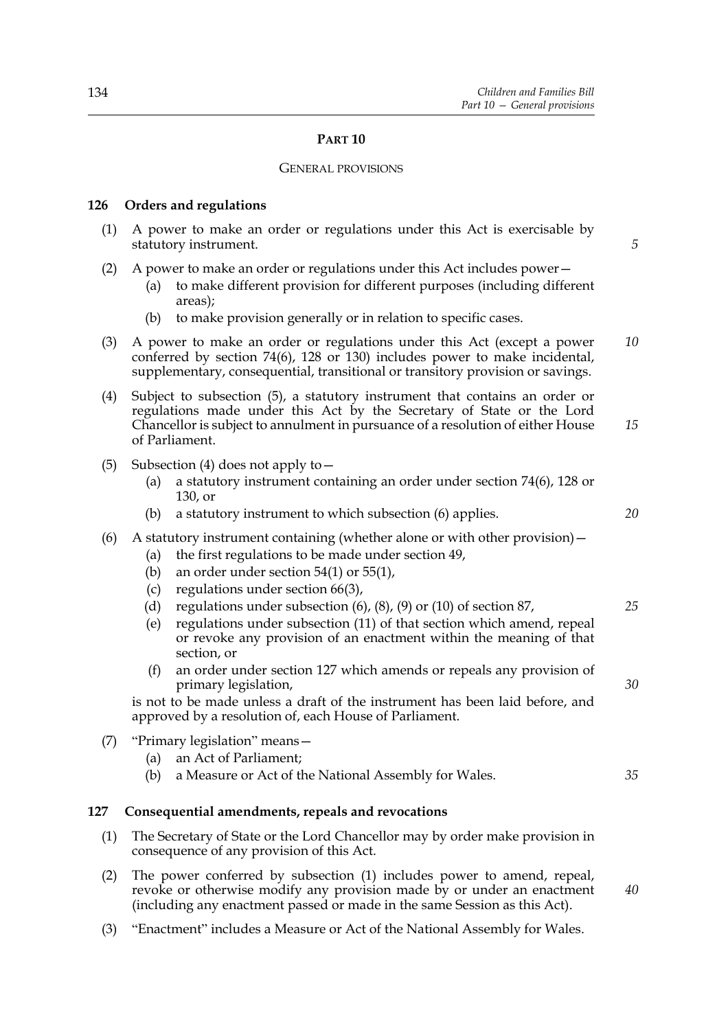## PART 10

### GENERAL PROVISIONS

**126 Orders and regulations**

(1) A power to make an order or regulations under this Act is exercisable by statutory instrument.

(2) A power to make an order or regulations under this Act includes power—

  (a) to make different provision for different purposes (including different areas);

  (b) to make provision generally or in relation to specific cases.

(3) A power to make an order or regulations under this Act (except a power conferred by section 74(6), 128 or 130) includes power to make incidental, supplementary, consequential, transitional or transitory provision or savings.

(4) Subject to subsection (5), a statutory instrument that contains an order or regulations made under this Act by the Secretary of State or the Lord Chancellor is subject to annulment in pursuance of a resolution of either House of Parliament.

(5) Subsection (4) does not apply to—

  (a) a statutory instrument containing an order under section 74(6), 128 or 130, or

  (b) a statutory instrument to which subsection (6) applies.

(6) A statutory instrument containing (whether alone or with other provision)—

  (a) the first regulations to be made under section 49,

  (b) an order under section 54(1) or 55(1),

  (c) regulations under section 66(3),

  (d) regulations under subsection (6), (8), (9) or (10) of section 87,

  (e) regulations under subsection (11) of that section which amend, repeal or revoke any provision of an enactment within the meaning of that section, or

  (f) an order under section 127 which amends or repeals any provision of primary legislation,

is not to be made unless a draft of the instrument has been laid before, and approved by a resolution of, each House of Parliament.

(7) "Primary legislation" means—

  (a) an Act of Parliament;

  (b) a Measure or Act of the National Assembly for Wales.

**127 Consequential amendments, repeals and revocations**

(1) The Secretary of State or the Lord Chancellor may by order make provision in consequence of any provision of this Act.

(2) The power conferred by subsection (1) includes power to amend, repeal, revoke or otherwise modify any provision made by or under an enactment (including any enactment passed or made in the same Session as this Act).

(3) "Enactment" includes a Measure or Act of the National Assembly for Wales.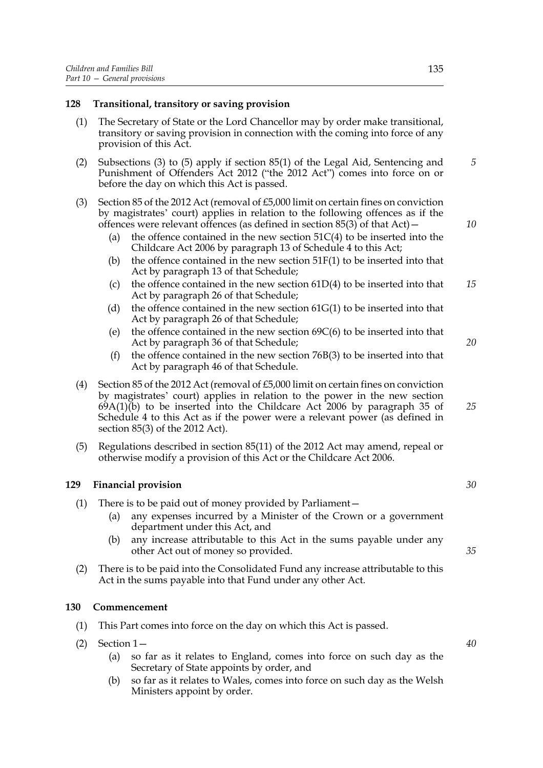## 128 Transitional, transitory or saving provision

(1) The Secretary of State or the Lord Chancellor may by order make transitional, transitory or saving provision in connection with the coming into force of any provision of this Act.

(2) Subsections (3) to (5) apply if section 85(1) of the Legal Aid, Sentencing and Punishment of Offenders Act 2012 ("the 2012 Act") comes into force on or before the day on which this Act is passed.

(3) Section 85 of the 2012 Act (removal of £5,000 limit on certain fines on conviction by magistrates' court) applies in relation to the following offences as if the offences were relevant offences (as defined in section 85(3) of that Act)—

- (a) the offence contained in the new section 51C(4) to be inserted into the Childcare Act 2006 by paragraph 13 of Schedule 4 to this Act;
- (b) the offence contained in the new section 51F(1) to be inserted into that Act by paragraph 13 of that Schedule;
- (c) the offence contained in the new section 61D(4) to be inserted into that Act by paragraph 26 of that Schedule;
- (d) the offence contained in the new section 61G(1) to be inserted into that Act by paragraph 26 of that Schedule;
- (e) the offence contained in the new section 69C(6) to be inserted into that Act by paragraph 36 of that Schedule;
- (f) the offence contained in the new section 76B(3) to be inserted into that Act by paragraph 46 of that Schedule.

(4) Section 85 of the 2012 Act (removal of £5,000 limit on certain fines on conviction by magistrates' court) applies in relation to the power in the new section 69A(1)(b) to be inserted into the Childcare Act 2006 by paragraph 35 of Schedule 4 to this Act as if the power were a relevant power (as defined in section 85(3) of the 2012 Act).

(5) Regulations described in section 85(11) of the 2012 Act may amend, repeal or otherwise modify a provision of this Act or the Childcare Act 2006.

## 129 Financial provision

(1) There is to be paid out of money provided by Parliament—

- (a) any expenses incurred by a Minister of the Crown or a government department under this Act, and
- (b) any increase attributable to this Act in the sums payable under any other Act out of money so provided.

(2) There is to be paid into the Consolidated Fund any increase attributable to this Act in the sums payable into that Fund under any other Act.

## 130 Commencement

(1) This Part comes into force on the day on which this Act is passed.

(2) Section 1—

- (a) so far as it relates to England, comes into force on such day as the Secretary of State appoints by order, and
- (b) so far as it relates to Wales, comes into force on such day as the Welsh Ministers appoint by order.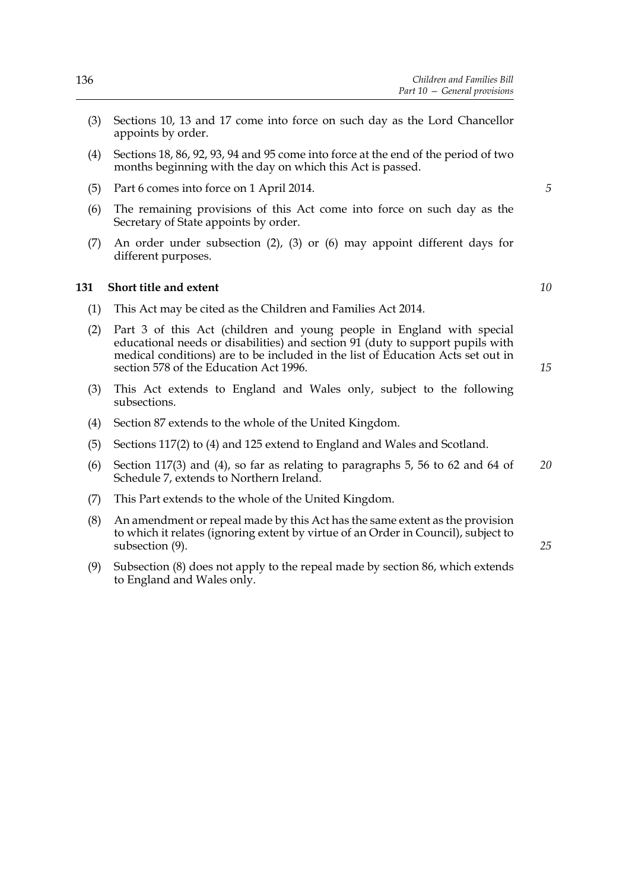(3) Sections 10, 13 and 17 come into force on such day as the Lord Chancellor appoints by order.

(4) Sections 18, 86, 92, 93, 94 and 95 come into force at the end of the period of two months beginning with the day on which this Act is passed.

(5) Part 6 comes into force on 1 April 2014.

(6) The remaining provisions of this Act come into force on such day as the Secretary of State appoints by order.

(7) An order under subsection (2), (3) or (6) may appoint different days for different purposes.

### 131 Short title and extent

(1) This Act may be cited as the Children and Families Act 2014.

(2) Part 3 of this Act (children and young people in England with special educational needs or disabilities) and section 91 (duty to support pupils with medical conditions) are to be included in the list of Education Acts set out in section 578 of the Education Act 1996.

(3) This Act extends to England and Wales only, subject to the following subsections.

(4) Section 87 extends to the whole of the United Kingdom.

(5) Sections 117(2) to (4) and 125 extend to England and Wales and Scotland.

(6) Section 117(3) and (4), so far as relating to paragraphs 5, 56 to 62 and 64 of Schedule 7, extends to Northern Ireland.

(7) This Part extends to the whole of the United Kingdom.

(8) An amendment or repeal made by this Act has the same extent as the provision to which it relates (ignoring extent by virtue of an Order in Council), subject to subsection (9).

(9) Subsection (8) does not apply to the repeal made by section 86, which extends to England and Wales only.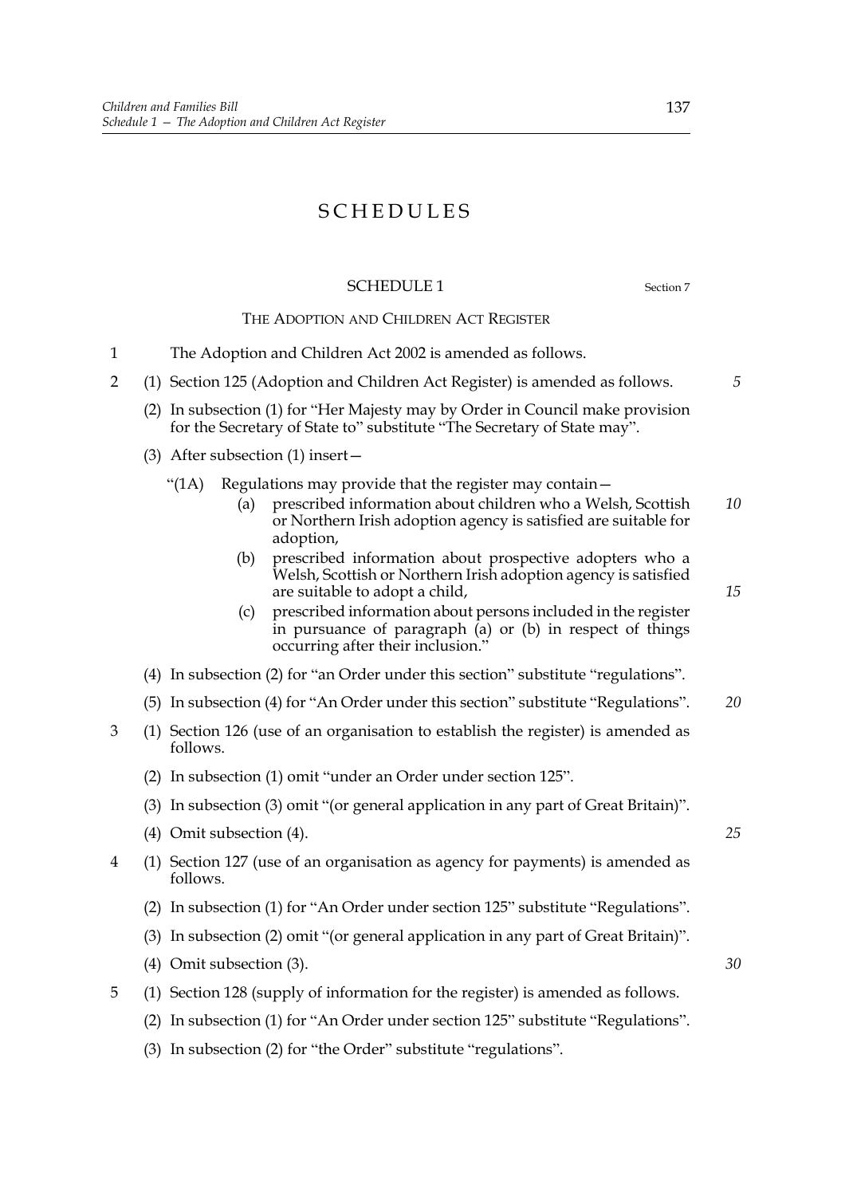# SCHEDULES

## SCHEDULE 1

Section 7

### THE ADOPTION AND CHILDREN ACT REGISTER

1 The Adoption and Children Act 2002 is amended as follows.

2 (1) Section 125 (Adoption and Children Act Register) is amended as follows.

(2) In subsection (1) for "Her Majesty may by Order in Council make provision for the Secretary of State to" substitute "The Secretary of State may".

(3) After subsection (1) insert—

"(1A) Regulations may provide that the register may contain—

(a) prescribed information about children who a Welsh, Scottish or Northern Irish adoption agency is satisfied are suitable for adoption,

(b) prescribed information about prospective adopters who a Welsh, Scottish or Northern Irish adoption agency is satisfied are suitable to adopt a child,

(c) prescribed information about persons included in the register in pursuance of paragraph (a) or (b) in respect of things occurring after their inclusion."

(4) In subsection (2) for "an Order under this section" substitute "regulations".

(5) In subsection (4) for "An Order under this section" substitute "Regulations".

3 (1) Section 126 (use of an organisation to establish the register) is amended as follows.

(2) In subsection (1) omit "under an Order under section 125".

(3) In subsection (3) omit "(or general application in any part of Great Britain)".

(4) Omit subsection (4).

4 (1) Section 127 (use of an organisation as agency for payments) is amended as follows.

(2) In subsection (1) for "An Order under section 125" substitute "Regulations".

(3) In subsection (2) omit "(or general application in any part of Great Britain)".

(4) Omit subsection (3).

5 (1) Section 128 (supply of information for the register) is amended as follows.

(2) In subsection (1) for "An Order under section 125" substitute "Regulations".

(3) In subsection (2) for "the Order" substitute "regulations".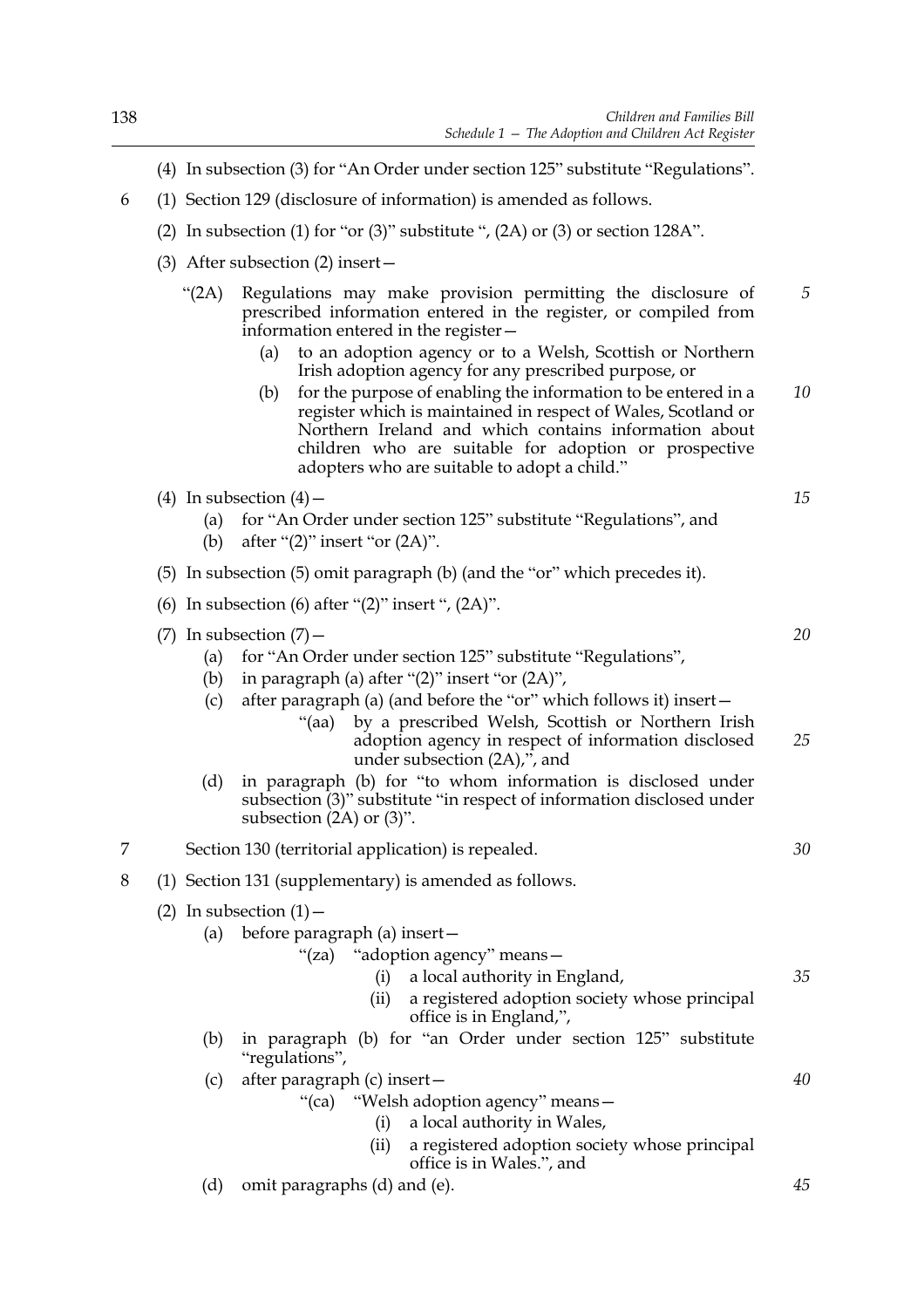(4) In subsection (3) for "An Order under section 125" substitute "Regulations".

6 (1) Section 129 (disclosure of information) is amended as follows.

(2) In subsection (1) for "or (3)" substitute ", (2A) or (3) or section 128A".

(3) After subsection (2) insert—

"(2A) Regulations may make provision permitting the disclosure of prescribed information entered in the register, or compiled from information entered in the register—

(a) to an adoption agency or to a Welsh, Scottish or Northern Irish adoption agency for any prescribed purpose, or

(b) for the purpose of enabling the information to be entered in a register which is maintained in respect of Wales, Scotland or Northern Ireland and which contains information about children who are suitable for adoption or prospective adopters who are suitable to adopt a child."

(4) In subsection (4)—

(a) for "An Order under section 125" substitute "Regulations", and

(b) after "(2)" insert "or (2A)".

(5) In subsection (5) omit paragraph (b) (and the "or" which precedes it).

(6) In subsection (6) after "(2)" insert ", (2A)".

(7) In subsection (7)—

(a) for "An Order under section 125" substitute "Regulations",

(b) in paragraph (a) after "(2)" insert "or (2A)",

(c) after paragraph (a) (and before the "or" which follows it) insert—

"(aa) by a prescribed Welsh, Scottish or Northern Irish adoption agency in respect of information disclosed under subsection (2A),", and

(d) in paragraph (b) for "to whom information is disclosed under subsection (3)" substitute "in respect of information disclosed under subsection (2A) or (3)".

7 Section 130 (territorial application) is repealed.

8 (1) Section 131 (supplementary) is amended as follows.

(2) In subsection (1)—

(a) before paragraph (a) insert—

"(za) "adoption agency" means—

(i) a local authority in England,

(ii) a registered adoption society whose principal office is in England,",

(b) in paragraph (b) for "an Order under section 125" substitute "regulations",

(c) after paragraph (c) insert—

"(ca) "Welsh adoption agency" means—

(i) a local authority in Wales,

(ii) a registered adoption society whose principal office is in Wales.", and

(d) omit paragraphs (d) and (e).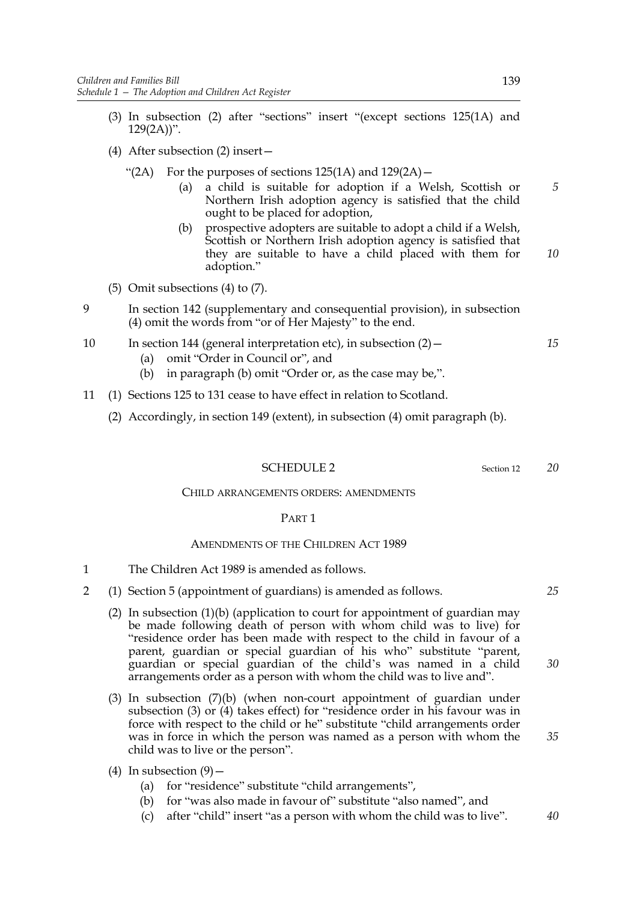(3) In subsection (2) after "sections" insert "(except sections 125(1A) and 129(2A))".

(4) After subsection (2) insert—

"(2A) For the purposes of sections 125(1A) and 129(2A)—

(a) a child is suitable for adoption if a Welsh, Scottish or Northern Irish adoption agency is satisfied that the child ought to be placed for adoption,

(b) prospective adopters are suitable to adopt a child if a Welsh, Scottish or Northern Irish adoption agency is satisfied that they are suitable to have a child placed with them for adoption."

(5) Omit subsections (4) to (7).

9 In section 142 (supplementary and consequential provision), in subsection (4) omit the words from "or of Her Majesty" to the end.

10 In section 144 (general interpretation etc), in subsection (2)—

(a) omit "Order in Council or", and

(b) in paragraph (b) omit "Order or, as the case may be,".

11 (1) Sections 125 to 131 cease to have effect in relation to Scotland.

(2) Accordingly, in section 149 (extent), in subsection (4) omit paragraph (b).

## SCHEDULE 2

Section 12

### CHILD ARRANGEMENTS ORDERS: AMENDMENTS

#### PART 1

#### AMENDMENTS OF THE CHILDREN ACT 1989

1 The Children Act 1989 is amended as follows.

2 (1) Section 5 (appointment of guardians) is amended as follows.

(2) In subsection (1)(b) (application to court for appointment of guardian may be made following death of person with whom child was to live) for "residence order has been made with respect to the child in favour of a parent, guardian or special guardian of his who" substitute "parent, guardian or special guardian of the child's was named in a child arrangements order as a person with whom the child was to live and".

(3) In subsection (7)(b) (when non-court appointment of guardian under subsection (3) or (4) takes effect) for "residence order in his favour was in force with respect to the child or he" substitute "child arrangements order was in force in which the person was named as a person with whom the child was to live or the person".

(4) In subsection (9)—

(a) for "residence" substitute "child arrangements",

(b) for "was also made in favour of" substitute "also named", and

(c) after "child" insert "as a person with whom the child was to live".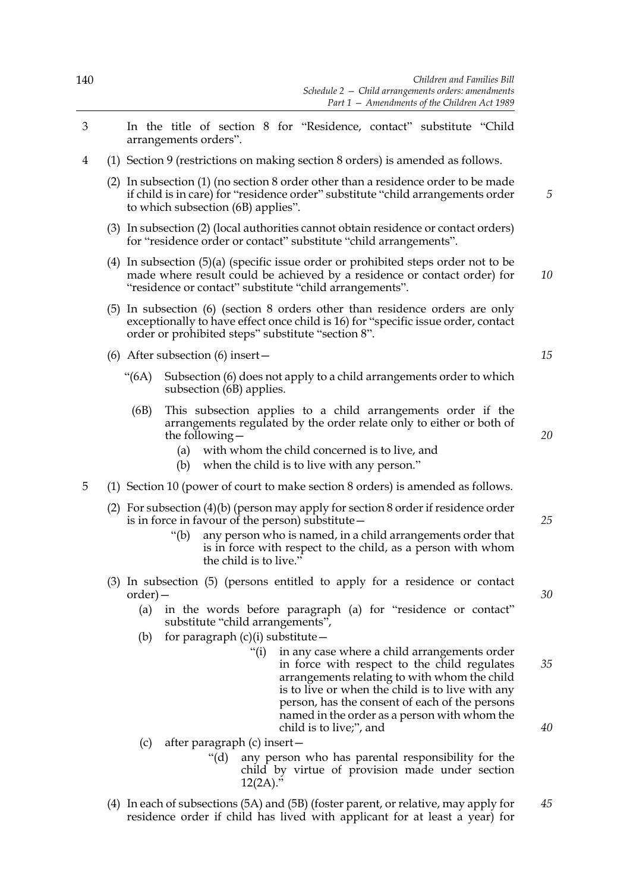3 In the title of section 8 for "Residence, contact" substitute "Child arrangements orders".

4 (1) Section 9 (restrictions on making section 8 orders) is amended as follows.

(2) In subsection (1) (no section 8 order other than a residence order to be made if child is in care) for "residence order" substitute "child arrangements order to which subsection (6B) applies".

(3) In subsection (2) (local authorities cannot obtain residence or contact orders) for "residence order or contact" substitute "child arrangements".

(4) In subsection (5)(a) (specific issue order or prohibited steps order not to be made where result could be achieved by a residence or contact order) for "residence or contact" substitute "child arrangements".

(5) In subsection (6) (section 8 orders other than residence orders are only exceptionally to have effect once child is 16) for "specific issue order, contact order or prohibited steps" substitute "section 8".

(6) After subsection (6) insert—

"(6A) Subsection (6) does not apply to a child arrangements order to which subsection (6B) applies.

(6B) This subsection applies to a child arrangements order if the arrangements regulated by the order relate only to either or both of the following—

(a) with whom the child concerned is to live, and

(b) when the child is to live with any person."

5 (1) Section 10 (power of court to make section 8 orders) is amended as follows.

(2) For subsection (4)(b) (person may apply for section 8 order if residence order is in force in favour of the person) substitute—

"(b) any person who is named, in a child arrangements order that is in force with respect to the child, as a person with whom the child is to live."

(3) In subsection (5) (persons entitled to apply for a residence or contact order)—

(a) in the words before paragraph (a) for "residence or contact" substitute "child arrangements",

(b) for paragraph (c)(i) substitute—

"(i) in any case where a child arrangements order in force with respect to the child regulates arrangements relating to with whom the child is to live or when the child is to live with any person, has the consent of each of the persons named in the order as a person with whom the child is to live;", and

(c) after paragraph (c) insert—

"(d) any person who has parental responsibility for the child by virtue of provision made under section 12(2A)."

(4) In each of subsections (5A) and (5B) (foster parent, or relative, may apply for residence order if child has lived with applicant for at least a year) for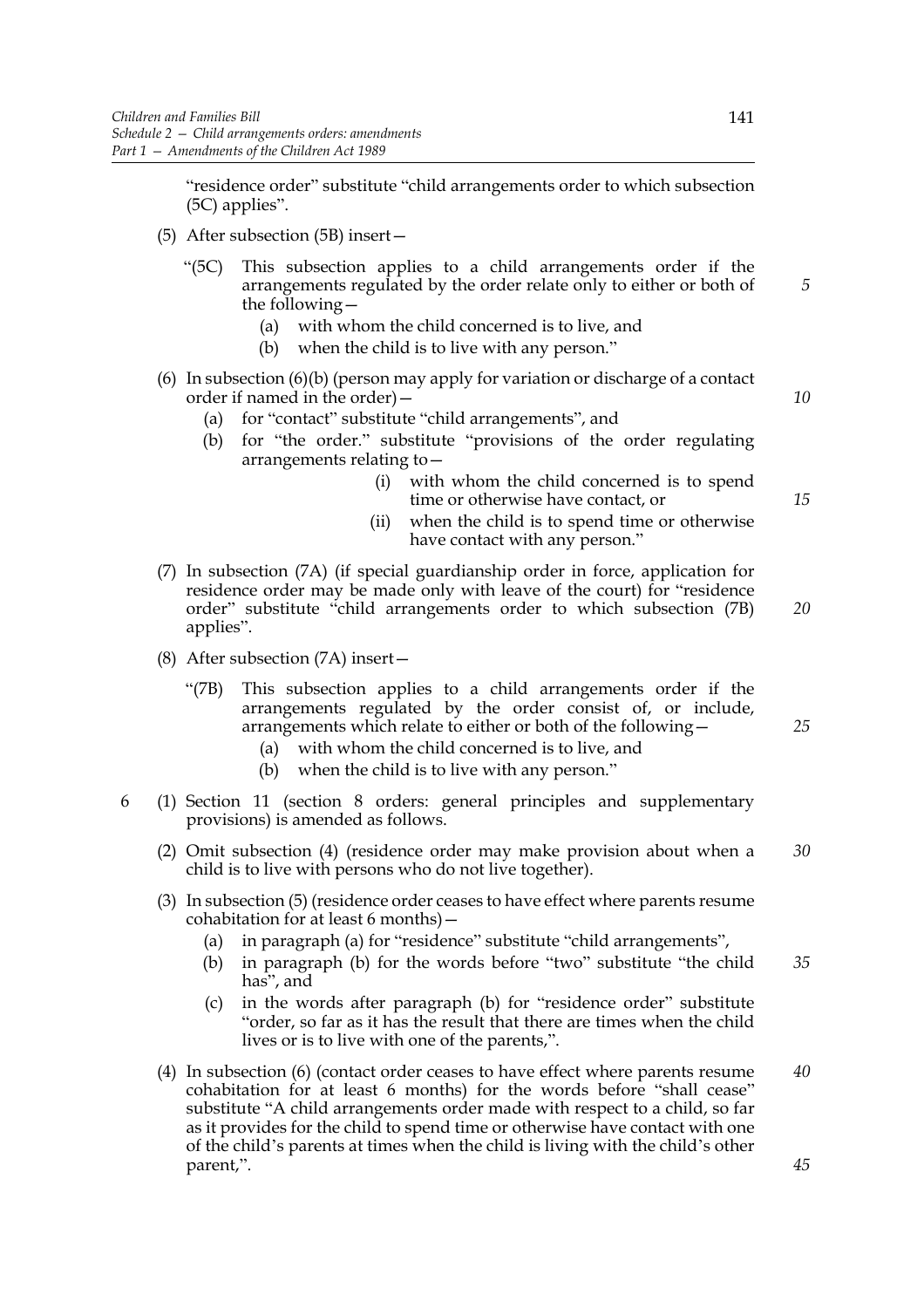"residence order" substitute "child arrangements order to which subsection (5C) applies".

(5) After subsection (5B) insert—

"(5C) This subsection applies to a child arrangements order if the arrangements regulated by the order relate only to either or both of the following—

(a) with whom the child concerned is to live, and

(b) when the child is to live with any person."

(6) In subsection (6)(b) (person may apply for variation or discharge of a contact order if named in the order)—

(a) for "contact" substitute "child arrangements", and

(b) for "the order." substitute "provisions of the order regulating arrangements relating to—

(i) with whom the child concerned is to spend time or otherwise have contact, or

(ii) when the child is to spend time or otherwise have contact with any person."

(7) In subsection (7A) (if special guardianship order in force, application for residence order may be made only with leave of the court) for "residence order" substitute "child arrangements order to which subsection (7B) applies".

(8) After subsection (7A) insert—

"(7B) This subsection applies to a child arrangements order if the arrangements regulated by the order consist of, or include, arrangements which relate to either or both of the following—

(a) with whom the child concerned is to live, and

(b) when the child is to live with any person."

6 (1) Section 11 (section 8 orders: general principles and supplementary provisions) is amended as follows.

(2) Omit subsection (4) (residence order may make provision about when a child is to live with persons who do not live together).

(3) In subsection (5) (residence order ceases to have effect where parents resume cohabitation for at least 6 months)—

(a) in paragraph (a) for "residence" substitute "child arrangements",

(b) in paragraph (b) for the words before "two" substitute "the child has", and

(c) in the words after paragraph (b) for "residence order" substitute "order, so far as it has the result that there are times when the child lives or is to live with one of the parents,".

(4) In subsection (6) (contact order ceases to have effect where parents resume cohabitation for at least 6 months) for the words before "shall cease" substitute "A child arrangements order made with respect to a child, so far as it provides for the child to spend time or otherwise have contact with one of the child's parents at times when the child is living with the child's other parent,".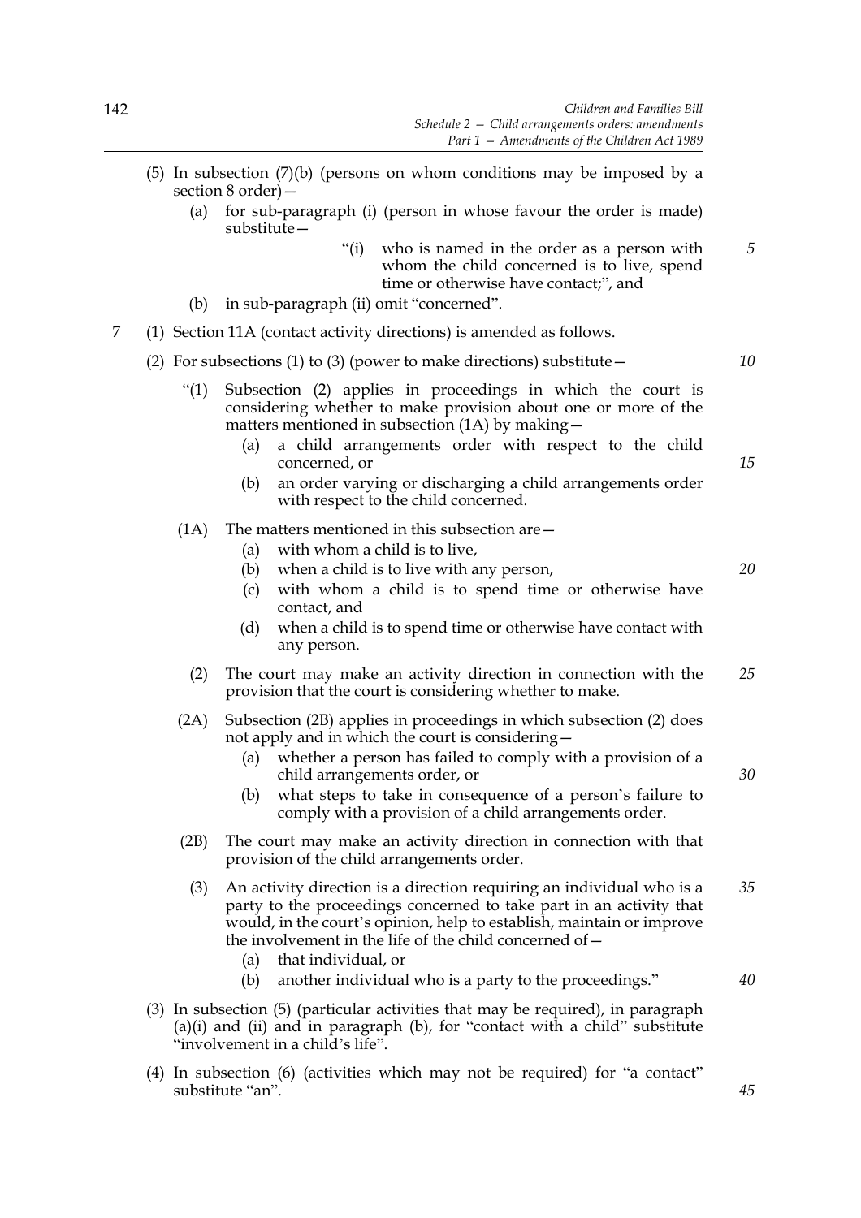(5) In subsection (7)(b) (persons on whom conditions may be imposed by a section 8 order)—

(a) for sub-paragraph (i) (person in whose favour the order is made) substitute—

"(i) who is named in the order as a person with whom the child concerned is to live, spend time or otherwise have contact;", and

(b) in sub-paragraph (ii) omit "concerned".

7 (1) Section 11A (contact activity directions) is amended as follows.

(2) For subsections (1) to (3) (power to make directions) substitute—

"(1) Subsection (2) applies in proceedings in which the court is considering whether to make provision about one or more of the matters mentioned in subsection (1A) by making—

(a) a child arrangements order with respect to the child concerned, or

(b) an order varying or discharging a child arrangements order with respect to the child concerned.

(1A) The matters mentioned in this subsection are—

(a) with whom a child is to live,

(b) when a child is to live with any person,

(c) with whom a child is to spend time or otherwise have contact, and

(d) when a child is to spend time or otherwise have contact with any person.

(2) The court may make an activity direction in connection with the provision that the court is considering whether to make.

(2A) Subsection (2B) applies in proceedings in which subsection (2) does not apply and in which the court is considering—

(a) whether a person has failed to comply with a provision of a child arrangements order, or

(b) what steps to take in consequence of a person's failure to comply with a provision of a child arrangements order.

(2B) The court may make an activity direction in connection with that provision of the child arrangements order.

(3) An activity direction is a direction requiring an individual who is a party to the proceedings concerned to take part in an activity that would, in the court's opinion, help to establish, maintain or improve the involvement in the life of the child concerned of—

(a) that individual, or

(b) another individual who is a party to the proceedings."

(3) In subsection (5) (particular activities that may be required), in paragraph (a)(i) and (ii) and in paragraph (b), for "contact with a child" substitute "involvement in a child's life".

(4) In subsection (6) (activities which may not be required) for "a contact" substitute "an".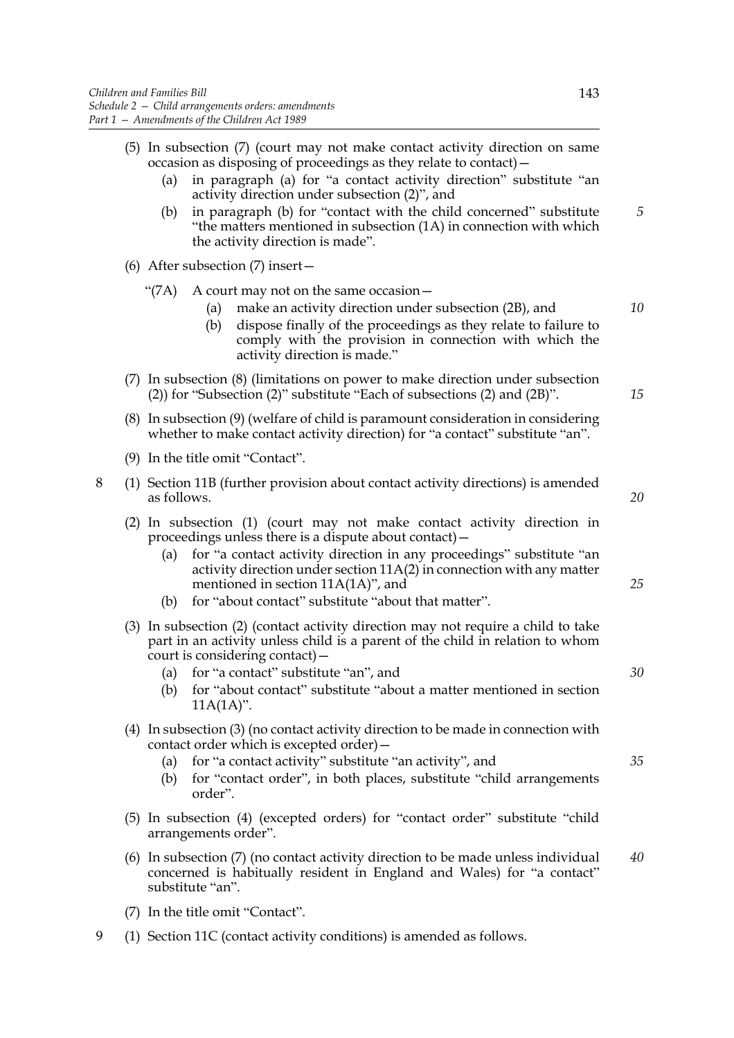(5) In subsection (7) (court may not make contact activity direction on same occasion as disposing of proceedings as they relate to contact)—

  (a) in paragraph (a) for "a contact activity direction" substitute "an activity direction under subsection (2)", and

  (b) in paragraph (b) for "contact with the child concerned" substitute "the matters mentioned in subsection (1A) in connection with which the activity direction is made".

(6) After subsection (7) insert—

"(7A) A court may not on the same occasion—

  (a) make an activity direction under subsection (2B), and

  (b) dispose finally of the proceedings as they relate to failure to comply with the provision in connection with which the activity direction is made."

(7) In subsection (8) (limitations on power to make direction under subsection (2)) for "Subsection (2)" substitute "Each of subsections (2) and (2B)".

(8) In subsection (9) (welfare of child is paramount consideration in considering whether to make contact activity direction) for "a contact" substitute "an".

(9) In the title omit "Contact".

8 (1) Section 11B (further provision about contact activity directions) is amended as follows.

(2) In subsection (1) (court may not make contact activity direction in proceedings unless there is a dispute about contact)—

  (a) for "a contact activity direction in any proceedings" substitute "an activity direction under section 11A(2) in connection with any matter mentioned in section 11A(1A)", and

  (b) for "about contact" substitute "about that matter".

(3) In subsection (2) (contact activity direction may not require a child to take part in an activity unless child is a parent of the child in relation to whom court is considering contact)—

  (a) for "a contact" substitute "an", and

  (b) for "about contact" substitute "about a matter mentioned in section 11A(1A)".

(4) In subsection (3) (no contact activity direction to be made in connection with contact order which is excepted order)—

  (a) for "a contact activity" substitute "an activity", and

  (b) for "contact order", in both places, substitute "child arrangements order".

(5) In subsection (4) (excepted orders) for "contact order" substitute "child arrangements order".

(6) In subsection (7) (no contact activity direction to be made unless individual concerned is habitually resident in England and Wales) for "a contact" substitute "an".

(7) In the title omit "Contact".

9 (1) Section 11C (contact activity conditions) is amended as follows.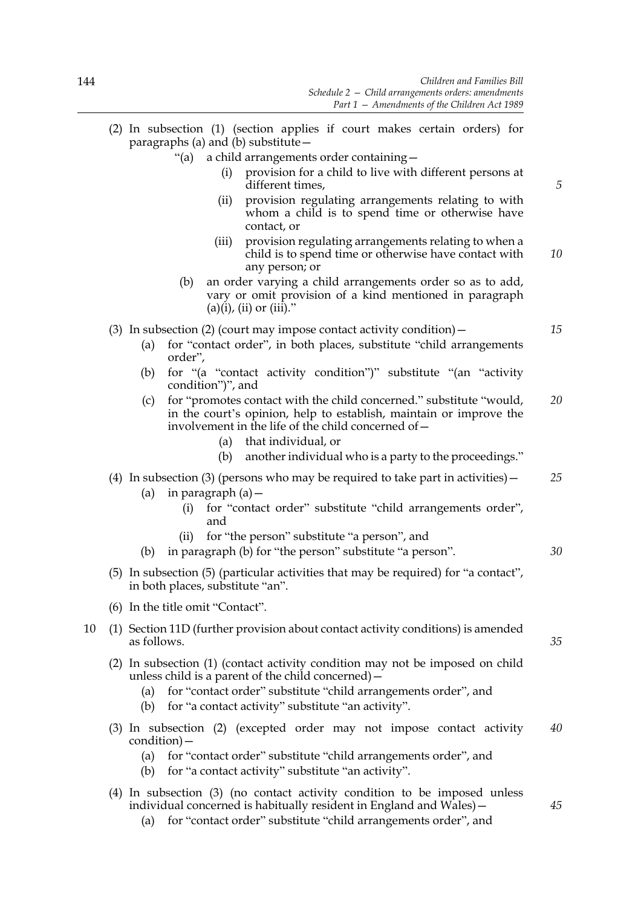(2) In subsection (1) (section applies if court makes certain orders) for paragraphs (a) and (b) substitute—

"(a) a child arrangements order containing—

(i) provision for a child to live with different persons at different times,

(ii) provision regulating arrangements relating to with whom a child is to spend time or otherwise have contact, or

(iii) provision regulating arrangements relating to when a child is to spend time or otherwise have contact with any person; or

(b) an order varying a child arrangements order so as to add, vary or omit provision of a kind mentioned in paragraph (a)(i), (ii) or (iii)."

(3) In subsection (2) (court may impose contact activity condition)—

(a) for "contact order", in both places, substitute "child arrangements order",

(b) for "(a "contact activity condition")" substitute "(an "activity condition")", and

(c) for "promotes contact with the child concerned." substitute "would, in the court's opinion, help to establish, maintain or improve the involvement in the life of the child concerned of—

(a) that individual, or

(b) another individual who is a party to the proceedings."

(4) In subsection (3) (persons who may be required to take part in activities)—

(a) in paragraph (a)—

(i) for "contact order" substitute "child arrangements order", and

(ii) for "the person" substitute "a person", and

(b) in paragraph (b) for "the person" substitute "a person".

(5) In subsection (5) (particular activities that may be required) for "a contact", in both places, substitute "an".

(6) In the title omit "Contact".

10 (1) Section 11D (further provision about contact activity conditions) is amended as follows.

(2) In subsection (1) (contact activity condition may not be imposed on child unless child is a parent of the child concerned)—

(a) for "contact order" substitute "child arrangements order", and

(b) for "a contact activity" substitute "an activity".

(3) In subsection (2) (excepted order may not impose contact activity condition)—

(a) for "contact order" substitute "child arrangements order", and

(b) for "a contact activity" substitute "an activity".

(4) In subsection (3) (no contact activity condition to be imposed unless individual concerned is habitually resident in England and Wales)—

(a) for "contact order" substitute "child arrangements order", and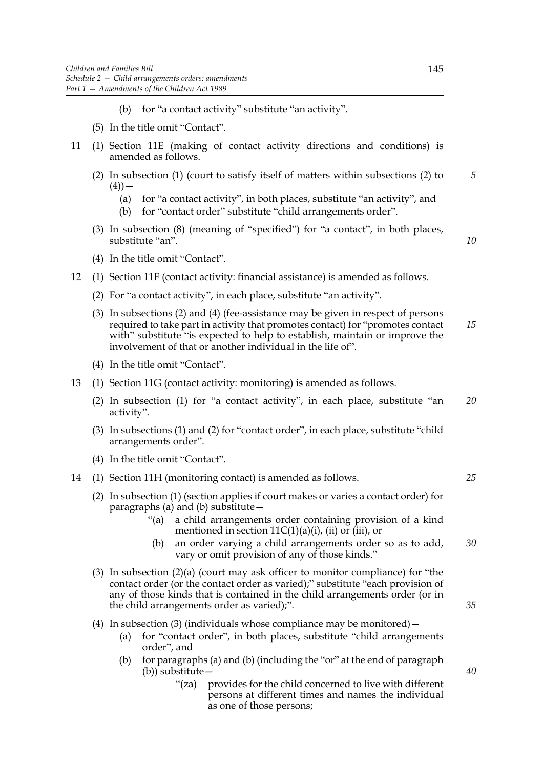(b) for "a contact activity" substitute "an activity".

(5) In the title omit "Contact".

11 (1) Section 11E (making of contact activity directions and conditions) is amended as follows.

(2) In subsection (1) (court to satisfy itself of matters within subsections (2) to (4))—

(a) for "a contact activity", in both places, substitute "an activity", and

(b) for "contact order" substitute "child arrangements order".

(3) In subsection (8) (meaning of "specified") for "a contact", in both places, substitute "an".

(4) In the title omit "Contact".

12 (1) Section 11F (contact activity: financial assistance) is amended as follows.

(2) For "a contact activity", in each place, substitute "an activity".

(3) In subsections (2) and (4) (fee-assistance may be given in respect of persons required to take part in activity that promotes contact) for "promotes contact with" substitute "is expected to help to establish, maintain or improve the involvement of that or another individual in the life of".

(4) In the title omit "Contact".

13 (1) Section 11G (contact activity: monitoring) is amended as follows.

(2) In subsection (1) for "a contact activity", in each place, substitute "an activity".

(3) In subsections (1) and (2) for "contact order", in each place, substitute "child arrangements order".

(4) In the title omit "Contact".

14 (1) Section 11H (monitoring contact) is amended as follows.

(2) In subsection (1) (section applies if court makes or varies a contact order) for paragraphs (a) and (b) substitute—

"(a) a child arrangements order containing provision of a kind mentioned in section 11C(1)(a)(i), (ii) or (iii), or

(b) an order varying a child arrangements order so as to add, vary or omit provision of any of those kinds."

(3) In subsection (2)(a) (court may ask officer to monitor compliance) for "the contact order (or the contact order as varied);" substitute "each provision of any of those kinds that is contained in the child arrangements order (or in the child arrangements order as varied);".

(4) In subsection (3) (individuals whose compliance may be monitored)—

(a) for "contact order", in both places, substitute "child arrangements order", and

(b) for paragraphs (a) and (b) (including the "or" at the end of paragraph (b)) substitute—

"(za) provides for the child concerned to live with different persons at different times and names the individual as one of those persons;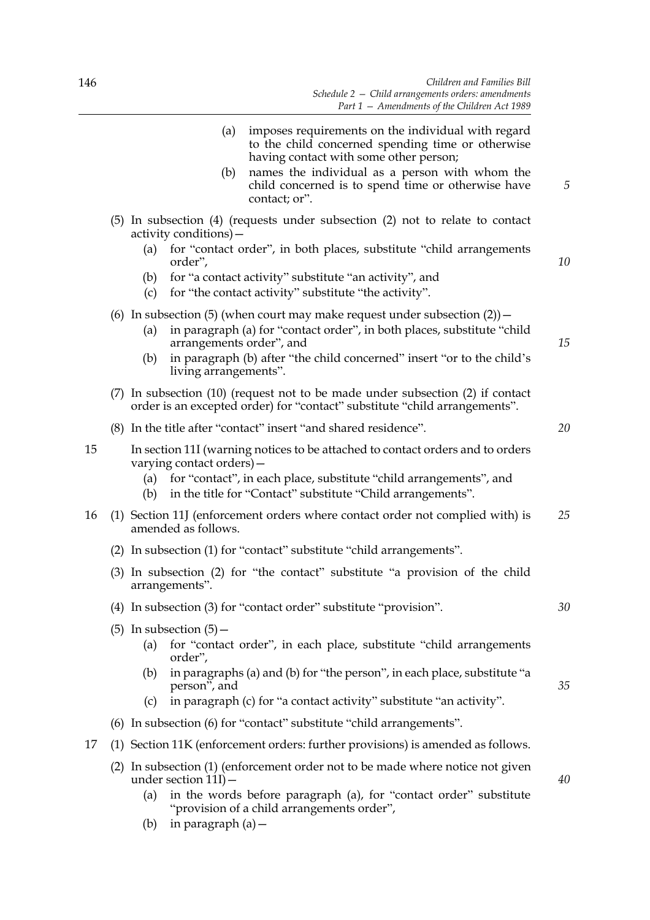(a) imposes requirements on the individual with regard to the child concerned spending time or otherwise having contact with some other person;

(b) names the individual as a person with whom the child concerned is to spend time or otherwise have contact; or".

(5) In subsection (4) (requests under subsection (2) not to relate to contact activity conditions)—

(a) for "contact order", in both places, substitute "child arrangements order",

(b) for "a contact activity" substitute "an activity", and

(c) for "the contact activity" substitute "the activity".

(6) In subsection (5) (when court may make request under subsection (2))—

(a) in paragraph (a) for "contact order", in both places, substitute "child arrangements order", and

(b) in paragraph (b) after "the child concerned" insert "or to the child's living arrangements".

(7) In subsection (10) (request not to be made under subsection (2) if contact order is an excepted order) for "contact" substitute "child arrangements".

(8) In the title after "contact" insert "and shared residence".

15 In section 11I (warning notices to be attached to contact orders and to orders varying contact orders)—

(a) for "contact", in each place, substitute "child arrangements", and

(b) in the title for "Contact" substitute "Child arrangements".

16 (1) Section 11J (enforcement orders where contact order not complied with) is amended as follows.

(2) In subsection (1) for "contact" substitute "child arrangements".

(3) In subsection (2) for "the contact" substitute "a provision of the child arrangements".

(4) In subsection (3) for "contact order" substitute "provision".

(5) In subsection (5)—

(a) for "contact order", in each place, substitute "child arrangements order",

(b) in paragraphs (a) and (b) for "the person", in each place, substitute "a person", and

(c) in paragraph (c) for "a contact activity" substitute "an activity".

(6) In subsection (6) for "contact" substitute "child arrangements".

17 (1) Section 11K (enforcement orders: further provisions) is amended as follows.

(2) In subsection (1) (enforcement order not to be made where notice not given under section 11I)—

(a) in the words before paragraph (a), for "contact order" substitute "provision of a child arrangements order",

(b) in paragraph (a)—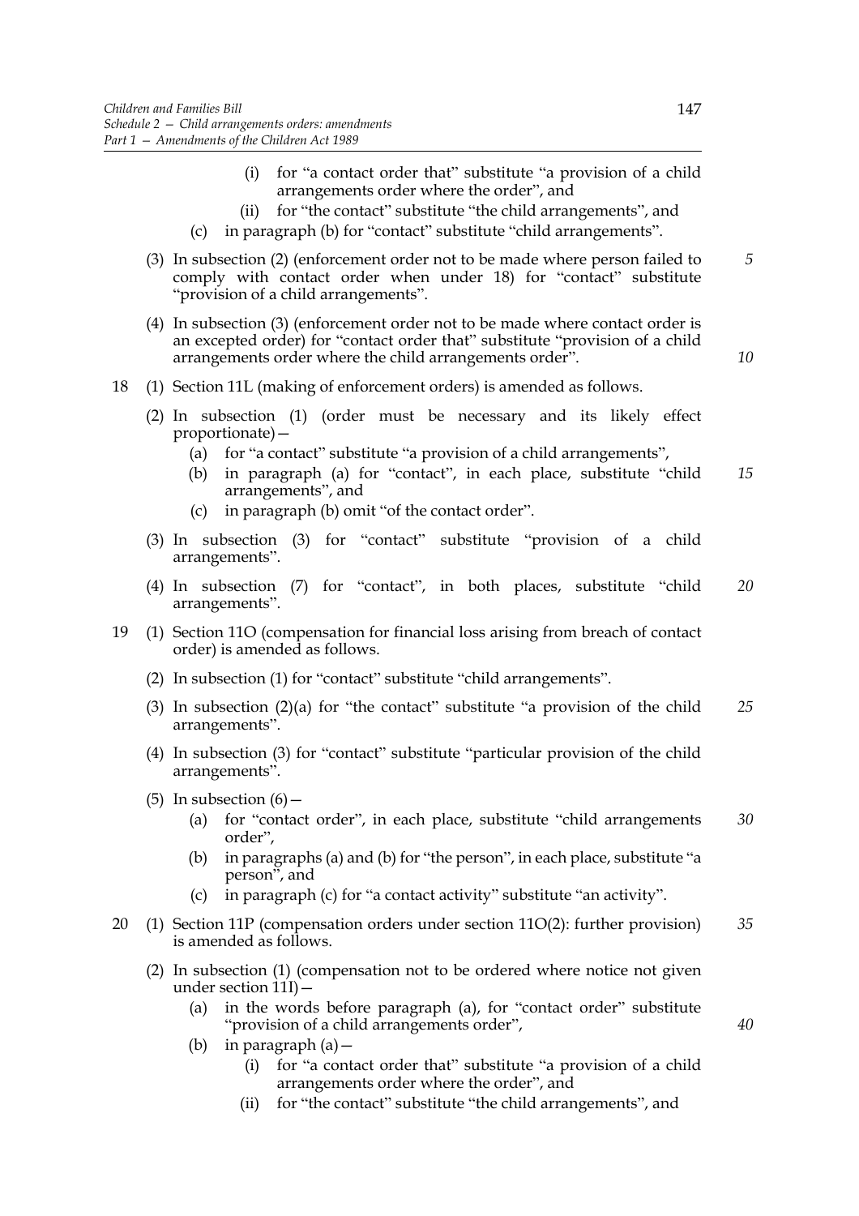(i) for "a contact order that" substitute "a provision of a child arrangements order where the order", and

(ii) for "the contact" substitute "the child arrangements", and

(c) in paragraph (b) for "contact" substitute "child arrangements".

(3) In subsection (2) (enforcement order not to be made where person failed to comply with contact order when under 18) for "contact" substitute "provision of a child arrangements".

(4) In subsection (3) (enforcement order not to be made where contact order is an excepted order) for "contact order that" substitute "provision of a child arrangements order where the child arrangements order".

18 (1) Section 11L (making of enforcement orders) is amended as follows.

(2) In subsection (1) (order must be necessary and its likely effect proportionate)—

(a) for "a contact" substitute "a provision of a child arrangements",

(b) in paragraph (a) for "contact", in each place, substitute "child arrangements", and

(c) in paragraph (b) omit "of the contact order".

(3) In subsection (3) for "contact" substitute "provision of a child arrangements".

(4) In subsection (7) for "contact", in both places, substitute "child arrangements".

19 (1) Section 11O (compensation for financial loss arising from breach of contact order) is amended as follows.

(2) In subsection (1) for "contact" substitute "child arrangements".

(3) In subsection (2)(a) for "the contact" substitute "a provision of the child arrangements".

(4) In subsection (3) for "contact" substitute "particular provision of the child arrangements".

(5) In subsection (6)—

(a) for "contact order", in each place, substitute "child arrangements order",

(b) in paragraphs (a) and (b) for "the person", in each place, substitute "a person", and

(c) in paragraph (c) for "a contact activity" substitute "an activity".

20 (1) Section 11P (compensation orders under section 11O(2): further provision) is amended as follows.

(2) In subsection (1) (compensation not to be ordered where notice not given under section 11I)—

(a) in the words before paragraph (a), for "contact order" substitute "provision of a child arrangements order",

(b) in paragraph (a)—

(i) for "a contact order that" substitute "a provision of a child arrangements order where the order", and

(ii) for "the contact" substitute "the child arrangements", and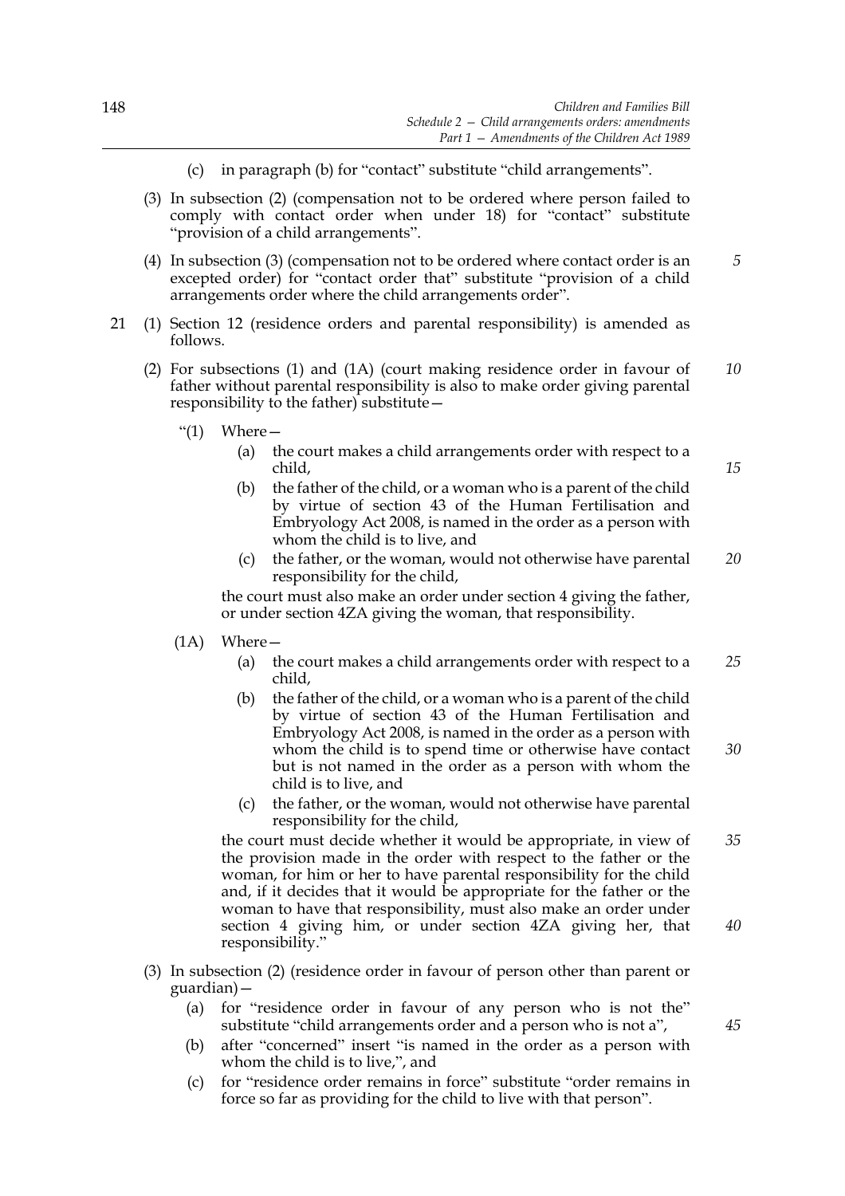(c) in paragraph (b) for "contact" substitute "child arrangements".

(3) In subsection (2) (compensation not to be ordered where person failed to comply with contact order when under 18) for "contact" substitute "provision of a child arrangements".

(4) In subsection (3) (compensation not to be ordered where contact order is an excepted order) for "contact order that" substitute "provision of a child arrangements order where the child arrangements order".

21 (1) Section 12 (residence orders and parental responsibility) is amended as follows.

(2) For subsections (1) and (1A) (court making residence order in favour of father without parental responsibility is also to make order giving parental responsibility to the father) substitute—

"(1) Where—

(a) the court makes a child arrangements order with respect to a child,

(b) the father of the child, or a woman who is a parent of the child by virtue of section 43 of the Human Fertilisation and Embryology Act 2008, is named in the order as a person with whom the child is to live, and

(c) the father, or the woman, would not otherwise have parental responsibility for the child,

the court must also make an order under section 4 giving the father, or under section 4ZA giving the woman, that responsibility.

(1A) Where—

(a) the court makes a child arrangements order with respect to a child,

(b) the father of the child, or a woman who is a parent of the child by virtue of section 43 of the Human Fertilisation and Embryology Act 2008, is named in the order as a person with whom the child is to spend time or otherwise have contact but is not named in the order as a person with whom the child is to live, and

(c) the father, or the woman, would not otherwise have parental responsibility for the child,

the court must decide whether it would be appropriate, in view of the provision made in the order with respect to the father or the woman, for him or her to have parental responsibility for the child and, if it decides that it would be appropriate for the father or the woman to have that responsibility, must also make an order under section 4 giving him, or under section 4ZA giving her, that responsibility."

(3) In subsection (2) (residence order in favour of person other than parent or guardian)—

(a) for "residence order in favour of any person who is not the" substitute "child arrangements order and a person who is not a",

(b) after "concerned" insert "is named in the order as a person with whom the child is to live,", and

(c) for "residence order remains in force" substitute "order remains in force so far as providing for the child to live with that person".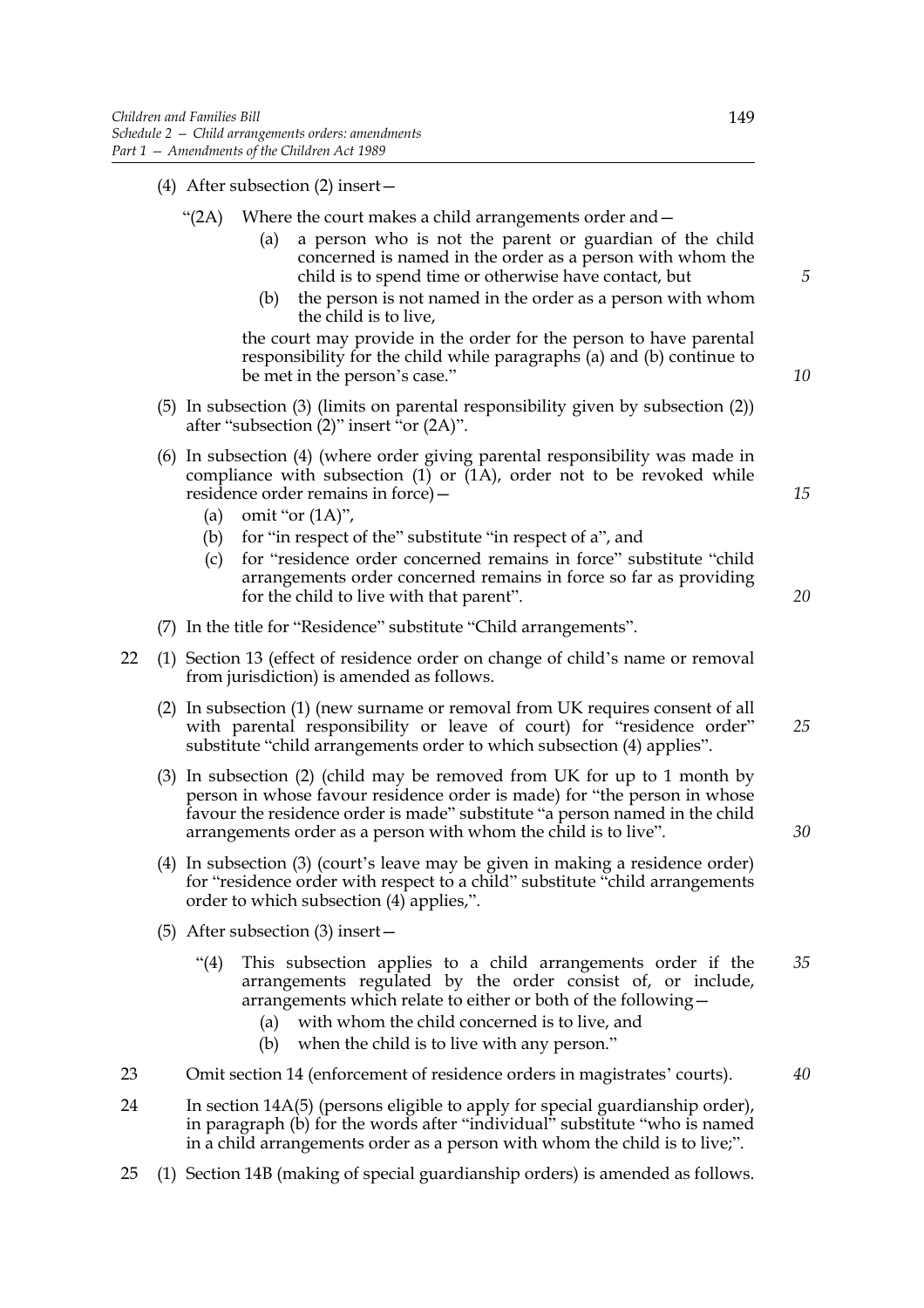(4) After subsection (2) insert—

"(2A) Where the court makes a child arrangements order and—

(a) a person who is not the parent or guardian of the child concerned is named in the order as a person with whom the child is to spend time or otherwise have contact, but

(b) the person is not named in the order as a person with whom the child is to live,

the court may provide in the order for the person to have parental responsibility for the child while paragraphs (a) and (b) continue to be met in the person's case."

(5) In subsection (3) (limits on parental responsibility given by subsection (2)) after "subsection (2)" insert "or (2A)".

(6) In subsection (4) (where order giving parental responsibility was made in compliance with subsection (1) or (1A), order not to be revoked while residence order remains in force)—

(a) omit "or (1A)",

(b) for "in respect of the" substitute "in respect of a", and

(c) for "residence order concerned remains in force" substitute "child arrangements order concerned remains in force so far as providing for the child to live with that parent".

(7) In the title for "Residence" substitute "Child arrangements".

22 (1) Section 13 (effect of residence order on change of child's name or removal from jurisdiction) is amended as follows.

(2) In subsection (1) (new surname or removal from UK requires consent of all with parental responsibility or leave of court) for "residence order" substitute "child arrangements order to which subsection (4) applies".

(3) In subsection (2) (child may be removed from UK for up to 1 month by person in whose favour residence order is made) for "the person in whose favour the residence order is made" substitute "a person named in the child arrangements order as a person with whom the child is to live".

(4) In subsection (3) (court's leave may be given in making a residence order) for "residence order with respect to a child" substitute "child arrangements order to which subsection (4) applies,".

(5) After subsection (3) insert—

"(4) This subsection applies to a child arrangements order if the arrangements regulated by the order consist of, or include, arrangements which relate to either or both of the following—

(a) with whom the child concerned is to live, and

(b) when the child is to live with any person."

23 Omit section 14 (enforcement of residence orders in magistrates' courts).

24 In section 14A(5) (persons eligible to apply for special guardianship order), in paragraph (b) for the words after "individual" substitute "who is named in a child arrangements order as a person with whom the child is to live;".

25 (1) Section 14B (making of special guardianship orders) is amended as follows.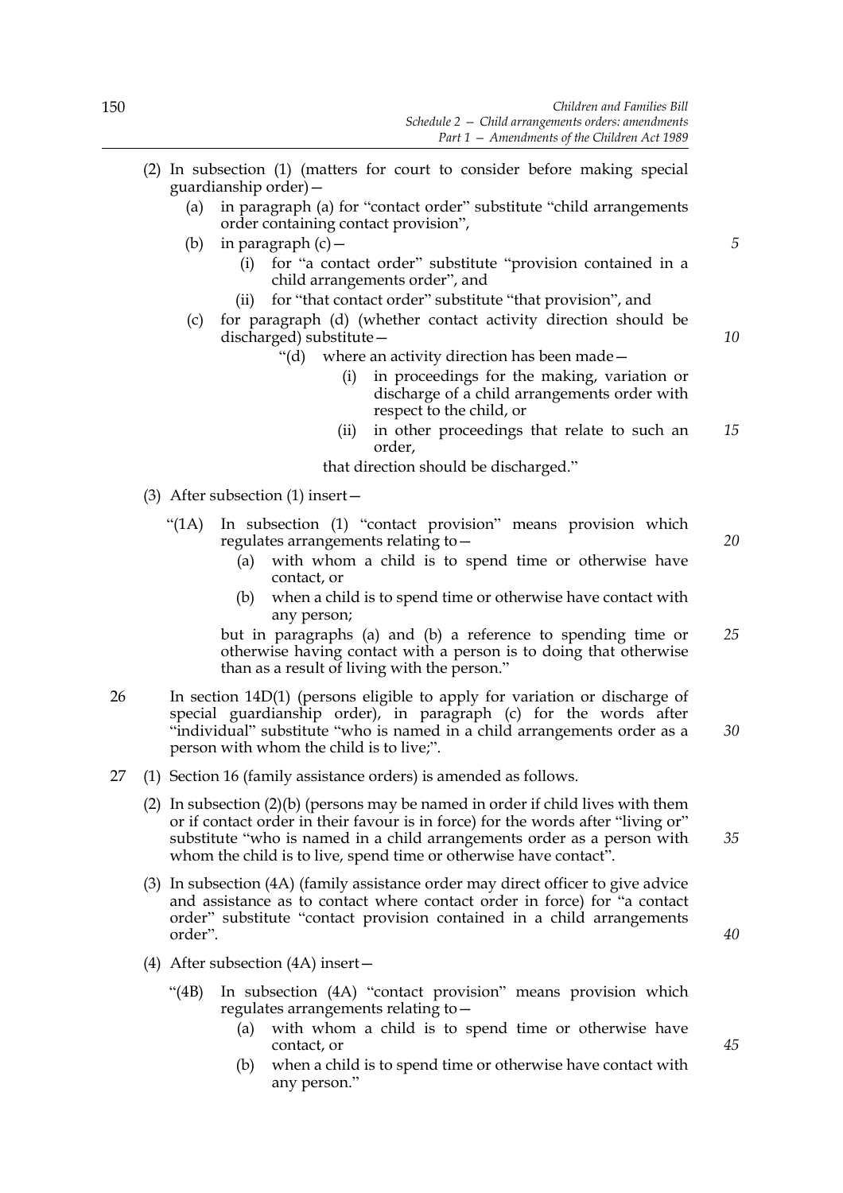(2) In subsection (1) (matters for court to consider before making special guardianship order)—

(a) in paragraph (a) for "contact order" substitute "child arrangements order containing contact provision",

(b) in paragraph (c)—

(i) for "a contact order" substitute "provision contained in a child arrangements order", and

(ii) for "that contact order" substitute "that provision", and

(c) for paragraph (d) (whether contact activity direction should be discharged) substitute—

"(d) where an activity direction has been made—

(i) in proceedings for the making, variation or discharge of a child arrangements order with respect to the child, or

(ii) in other proceedings that relate to such an order,

that direction should be discharged."

(3) After subsection (1) insert—

"(1A) In subsection (1) "contact provision" means provision which regulates arrangements relating to—

(a) with whom a child is to spend time or otherwise have contact, or

(b) when a child is to spend time or otherwise have contact with any person;

but in paragraphs (a) and (b) a reference to spending time or otherwise having contact with a person is to doing that otherwise than as a result of living with the person."

26 In section 14D(1) (persons eligible to apply for variation or discharge of special guardianship order), in paragraph (c) for the words after "individual" substitute "who is named in a child arrangements order as a person with whom the child is to live;".

27 (1) Section 16 (family assistance orders) is amended as follows.

(2) In subsection (2)(b) (persons may be named in order if child lives with them or if contact order in their favour is in force) for the words after "living or" substitute "who is named in a child arrangements order as a person with whom the child is to live, spend time or otherwise have contact".

(3) In subsection (4A) (family assistance order may direct officer to give advice and assistance as to contact where contact order in force) for "a contact order" substitute "contact provision contained in a child arrangements order".

(4) After subsection (4A) insert—

"(4B) In subsection (4A) "contact provision" means provision which regulates arrangements relating to—

(a) with whom a child is to spend time or otherwise have contact, or

(b) when a child is to spend time or otherwise have contact with any person."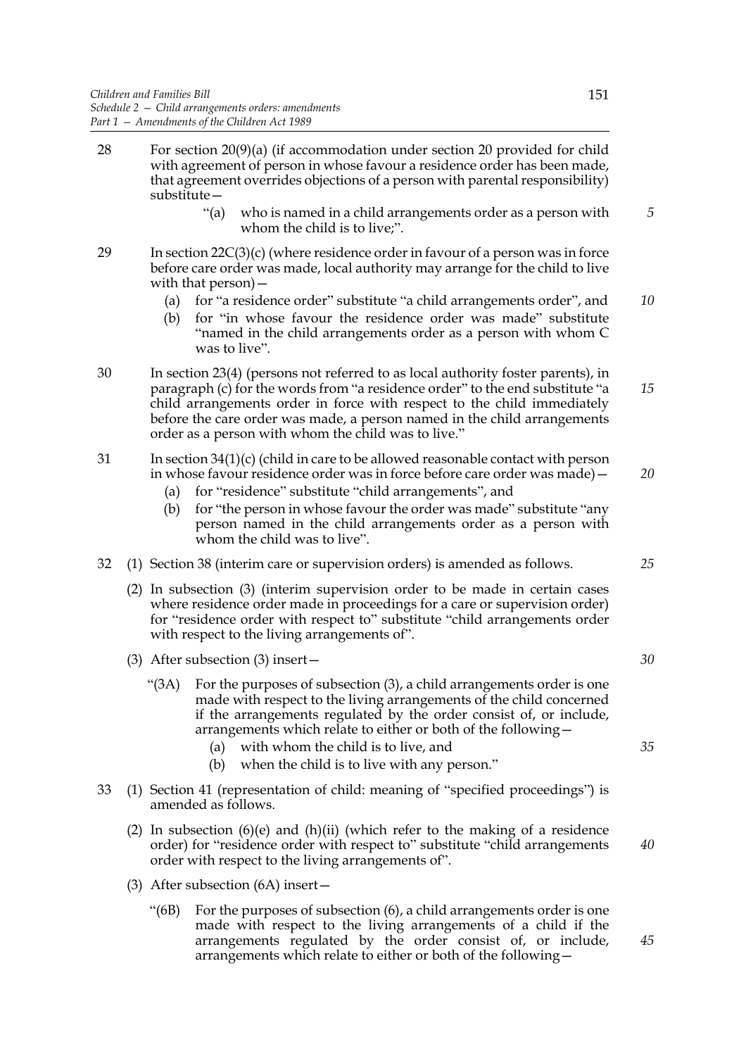28 For section 20(9)(a) (if accommodation under section 20 provided for child with agreement of person in whose favour a residence order has been made, that agreement overrides objections of a person with parental responsibility) substitute—

> "(a) who is named in a child arrangements order as a person with whom the child is to live;".

29 In section 22C(3)(c) (where residence order in favour of a person was in force before care order was made, local authority may arrange for the child to live with that person)—

- (a) for "a residence order" substitute "a child arrangements order", and
- (b) for "in whose favour the residence order was made" substitute "named in the child arrangements order as a person with whom C was to live".

30 In section 23(4) (persons not referred to as local authority foster parents), in paragraph (c) for the words from "a residence order" to the end substitute "a child arrangements order in force with respect to the child immediately before the care order was made, a person named in the child arrangements order as a person with whom the child was to live."

31 In section 34(1)(c) (child in care to be allowed reasonable contact with person in whose favour residence order was in force before care order was made)—

- (a) for "residence" substitute "child arrangements", and
- (b) for "the person in whose favour the order was made" substitute "any person named in the child arrangements order as a person with whom the child was to live".

32 (1) Section 38 (interim care or supervision orders) is amended as follows.

(2) In subsection (3) (interim supervision order to be made in certain cases where residence order made in proceedings for a care or supervision order) for "residence order with respect to" substitute "child arrangements order with respect to the living arrangements of".

(3) After subsection (3) insert—

> "(3A) For the purposes of subsection (3), a child arrangements order is one made with respect to the living arrangements of the child concerned if the arrangements regulated by the order consist of, or include, arrangements which relate to either or both of the following—
>
> (a) with whom the child is to live, and
>
> (b) when the child is to live with any person."

33 (1) Section 41 (representation of child: meaning of "specified proceedings") is amended as follows.

(2) In subsection (6)(e) and (h)(ii) (which refer to the making of a residence order) for "residence order with respect to" substitute "child arrangements order with respect to the living arrangements of".

(3) After subsection (6A) insert—

> "(6B) For the purposes of subsection (6), a child arrangements order is one made with respect to the living arrangements of a child if the arrangements regulated by the order consist of, or include, arrangements which relate to either or both of the following—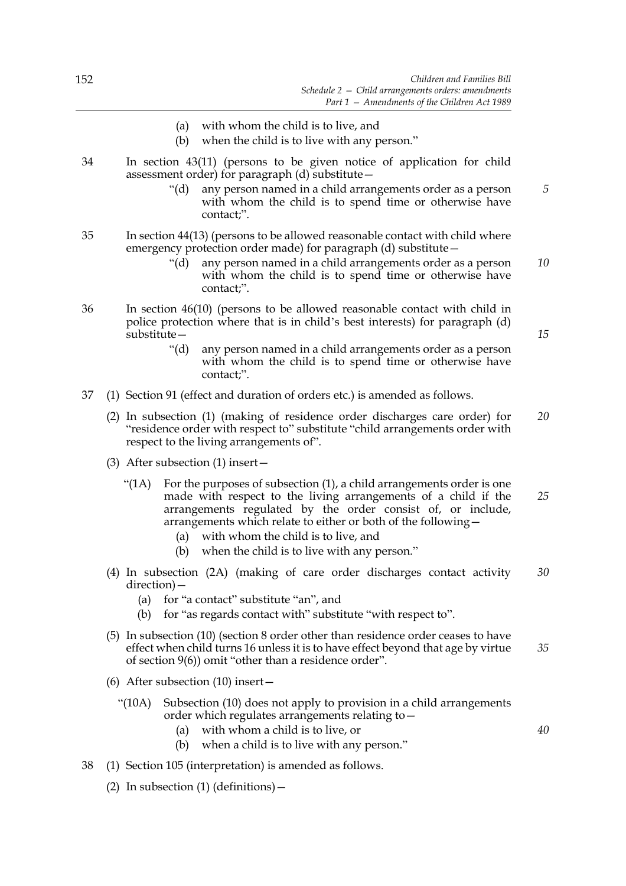(a) with whom the child is to live, and

(b) when the child is to live with any person."

34 In section 43(11) (persons to be given notice of application for child assessment order) for paragraph (d) substitute—

"(d) any person named in a child arrangements order as a person with whom the child is to spend time or otherwise have contact;".

35 In section 44(13) (persons to be allowed reasonable contact with child where emergency protection order made) for paragraph (d) substitute—

"(d) any person named in a child arrangements order as a person with whom the child is to spend time or otherwise have contact;".

36 In section 46(10) (persons to be allowed reasonable contact with child in police protection where that is in child's best interests) for paragraph (d) substitute—

"(d) any person named in a child arrangements order as a person with whom the child is to spend time or otherwise have contact;".

37 (1) Section 91 (effect and duration of orders etc.) is amended as follows.

(2) In subsection (1) (making of residence order discharges care order) for "residence order with respect to" substitute "child arrangements order with respect to the living arrangements of".

(3) After subsection (1) insert—

"(1A) For the purposes of subsection (1), a child arrangements order is one made with respect to the living arrangements of a child if the arrangements regulated by the order consist of, or include, arrangements which relate to either or both of the following—

(a) with whom the child is to live, and

(b) when the child is to live with any person."

(4) In subsection (2A) (making of care order discharges contact activity direction)—

(a) for "a contact" substitute "an", and

(b) for "as regards contact with" substitute "with respect to".

(5) In subsection (10) (section 8 order other than residence order ceases to have effect when child turns 16 unless it is to have effect beyond that age by virtue of section 9(6)) omit "other than a residence order".

(6) After subsection (10) insert—

"(10A) Subsection (10) does not apply to provision in a child arrangements order which regulates arrangements relating to—

(a) with whom a child is to live, or

(b) when a child is to live with any person."

38 (1) Section 105 (interpretation) is amended as follows.

(2) In subsection (1) (definitions)—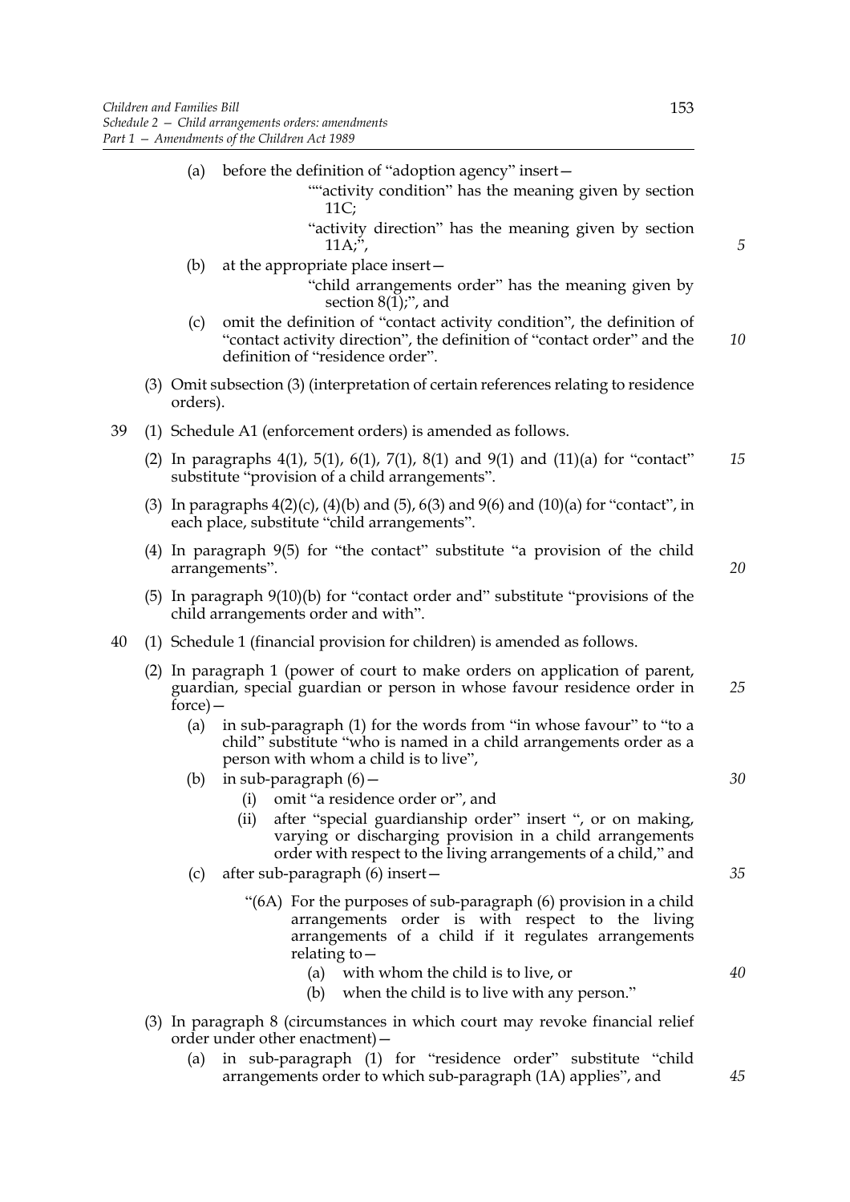(a) before the definition of "adoption agency" insert—

""activity condition" has the meaning given by section 11C;

"activity direction" has the meaning given by section 11A;",

(b) at the appropriate place insert—

"child arrangements order" has the meaning given by section 8(1);", and

(c) omit the definition of "contact activity condition", the definition of "contact activity direction", the definition of "contact order" and the definition of "residence order".

(3) Omit subsection (3) (interpretation of certain references relating to residence orders).

39 (1) Schedule A1 (enforcement orders) is amended as follows.

(2) In paragraphs 4(1), 5(1), 6(1), 7(1), 8(1) and 9(1) and (11)(a) for "contact" substitute "provision of a child arrangements".

(3) In paragraphs 4(2)(c), (4)(b) and (5), 6(3) and 9(6) and (10)(a) for "contact", in each place, substitute "child arrangements".

(4) In paragraph 9(5) for "the contact" substitute "a provision of the child arrangements".

(5) In paragraph 9(10)(b) for "contact order and" substitute "provisions of the child arrangements order and with".

40 (1) Schedule 1 (financial provision for children) is amended as follows.

(2) In paragraph 1 (power of court to make orders on application of parent, guardian, special guardian or person in whose favour residence order in force)—

(a) in sub-paragraph (1) for the words from "in whose favour" to "to a child" substitute "who is named in a child arrangements order as a person with whom a child is to live",

(b) in sub-paragraph (6)—

(i) omit "a residence order or", and

(ii) after "special guardianship order" insert ", or on making, varying or discharging provision in a child arrangements order with respect to the living arrangements of a child," and

(c) after sub-paragraph (6) insert—

"(6A) For the purposes of sub-paragraph (6) provision in a child arrangements order is with respect to the living arrangements of a child if it regulates arrangements relating to—

(a) with whom the child is to live, or

(b) when the child is to live with any person."

(3) In paragraph 8 (circumstances in which court may revoke financial relief order under other enactment)—

(a) in sub-paragraph (1) for "residence order" substitute "child arrangements order to which sub-paragraph (1A) applies", and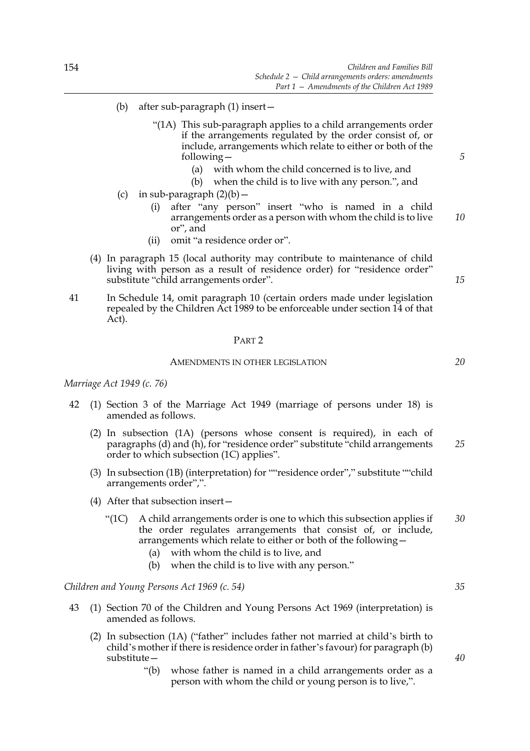(b) after sub-paragraph (1) insert—

"(1A) This sub-paragraph applies to a child arrangements order if the arrangements regulated by the order consist of, or include, arrangements which relate to either or both of the following—

(a) with whom the child concerned is to live, and

(b) when the child is to live with any person.", and

(c) in sub-paragraph (2)(b)—

(i) after "any person" insert "who is named in a child arrangements order as a person with whom the child is to live or", and

(ii) omit "a residence order or".

(4) In paragraph 15 (local authority may contribute to maintenance of child living with person as a result of residence order) for "residence order" substitute "child arrangements order".

41 In Schedule 14, omit paragraph 10 (certain orders made under legislation repealed by the Children Act 1989 to be enforceable under section 14 of that Act).

## PART 2

### AMENDMENTS IN OTHER LEGISLATION

*Marriage Act 1949 (c. 76)*

42 (1) Section 3 of the Marriage Act 1949 (marriage of persons under 18) is amended as follows.

(2) In subsection (1A) (persons whose consent is required), in each of paragraphs (d) and (h), for "residence order" substitute "child arrangements order to which subsection (1C) applies".

(3) In subsection (1B) (interpretation) for ""residence order"," substitute ""child arrangements order",".

(4) After that subsection insert—

"(1C) A child arrangements order is one to which this subsection applies if the order regulates arrangements that consist of, or include, arrangements which relate to either or both of the following—

(a) with whom the child is to live, and

(b) when the child is to live with any person."

*Children and Young Persons Act 1969 (c. 54)*

43 (1) Section 70 of the Children and Young Persons Act 1969 (interpretation) is amended as follows.

(2) In subsection (1A) ("father" includes father not married at child's birth to child's mother if there is residence order in father's favour) for paragraph (b) substitute—

"(b) whose father is named in a child arrangements order as a person with whom the child or young person is to live,".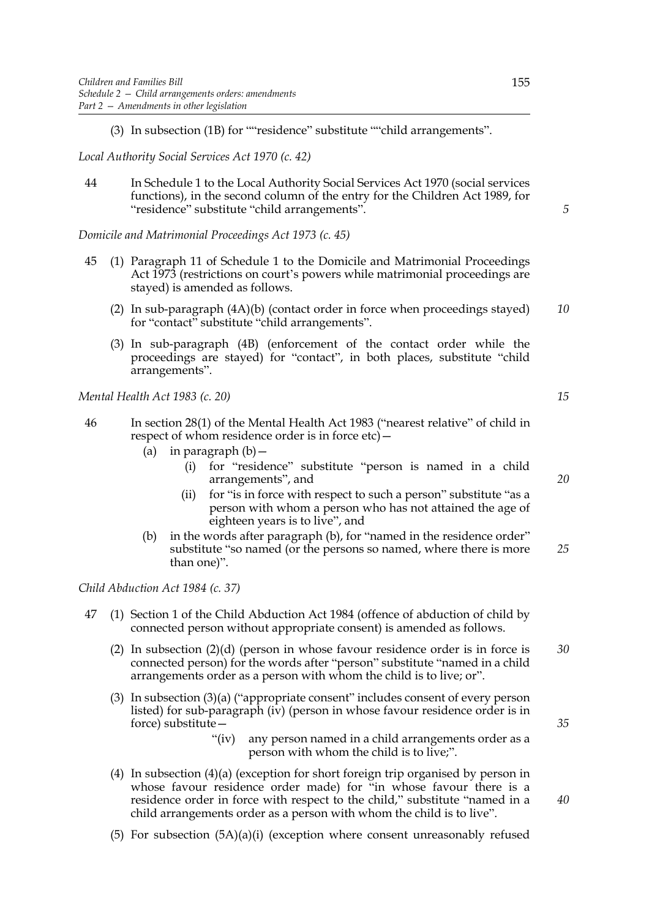(3) In subsection (1B) for "“residence” substitute "“child arrangements”.

*Local Authority Social Services Act 1970 (c. 42)*

44 In Schedule 1 to the Local Authority Social Services Act 1970 (social services functions), in the second column of the entry for the Children Act 1989, for “residence” substitute “child arrangements”.

*Domicile and Matrimonial Proceedings Act 1973 (c. 45)*

45 (1) Paragraph 11 of Schedule 1 to the Domicile and Matrimonial Proceedings Act 1973 (restrictions on court’s powers while matrimonial proceedings are stayed) is amended as follows.

(2) In sub-paragraph (4A)(b) (contact order in force when proceedings stayed) for “contact” substitute “child arrangements”.

(3) In sub-paragraph (4B) (enforcement of the contact order while the proceedings are stayed) for “contact”, in both places, substitute “child arrangements”.

*Mental Health Act 1983 (c. 20)*

46 In section 28(1) of the Mental Health Act 1983 (“nearest relative” of child in respect of whom residence order is in force etc)—

(a) in paragraph (b)—

(i) for “residence” substitute “person is named in a child arrangements”, and

(ii) for “is in force with respect to such a person” substitute “as a person with whom a person who has not attained the age of eighteen years is to live”, and

(b) in the words after paragraph (b), for “named in the residence order” substitute “so named (or the persons so named, where there is more than one)”.

*Child Abduction Act 1984 (c. 37)*

47 (1) Section 1 of the Child Abduction Act 1984 (offence of abduction of child by connected person without appropriate consent) is amended as follows.

(2) In subsection (2)(d) (person in whose favour residence order is in force is connected person) for the words after “person” substitute “named in a child arrangements order as a person with whom the child is to live; or”.

(3) In subsection (3)(a) (“appropriate consent” includes consent of every person listed) for sub-paragraph (iv) (person in whose favour residence order is in force) substitute—

“(iv) any person named in a child arrangements order as a person with whom the child is to live;”.

(4) In subsection (4)(a) (exception for short foreign trip organised by person in whose favour residence order made) for “in whose favour there is a residence order in force with respect to the child,” substitute “named in a child arrangements order as a person with whom the child is to live”.

(5) For subsection (5A)(a)(i) (exception where consent unreasonably refused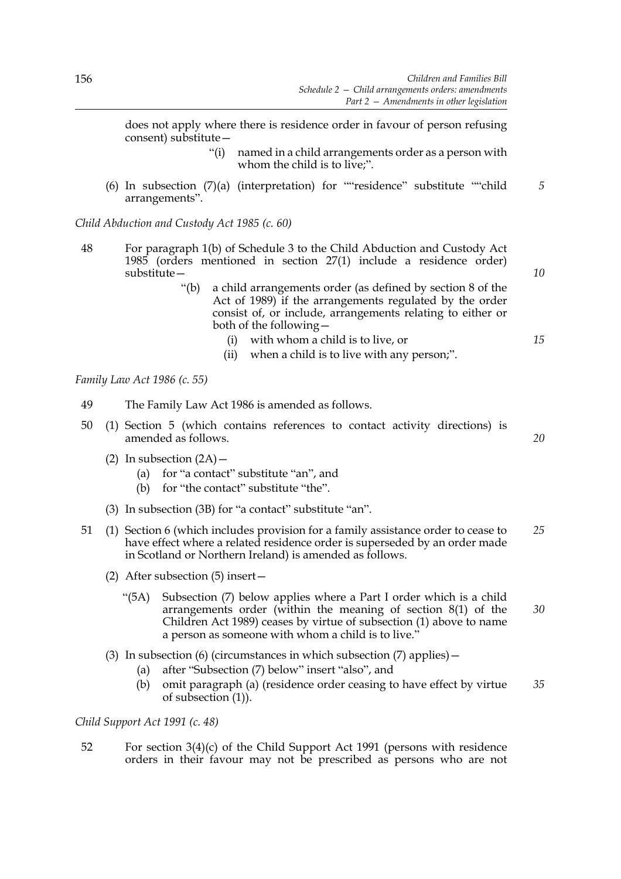does not apply where there is residence order in favour of person refusing consent) substitute—

"(i) named in a child arrangements order as a person with whom the child is to live;".

(6) In subsection (7)(a) (interpretation) for ""residence" substitute ""child arrangements".

*Child Abduction and Custody Act 1985 (c. 60)*

48 For paragraph 1(b) of Schedule 3 to the Child Abduction and Custody Act 1985 (orders mentioned in section 27(1) include a residence order) substitute—

"(b) a child arrangements order (as defined by section 8 of the Act of 1989) if the arrangements regulated by the order consist of, or include, arrangements relating to either or both of the following—

(i) with whom a child is to live, or

(ii) when a child is to live with any person;".

*Family Law Act 1986 (c. 55)*

49 The Family Law Act 1986 is amended as follows.

50 (1) Section 5 (which contains references to contact activity directions) is amended as follows.

(2) In subsection (2A)—

(a) for "a contact" substitute "an", and

(b) for "the contact" substitute "the".

(3) In subsection (3B) for "a contact" substitute "an".

51 (1) Section 6 (which includes provision for a family assistance order to cease to have effect where a related residence order is superseded by an order made in Scotland or Northern Ireland) is amended as follows.

(2) After subsection (5) insert—

"(5A) Subsection (7) below applies where a Part I order which is a child arrangements order (within the meaning of section 8(1) of the Children Act 1989) ceases by virtue of subsection (1) above to name a person as someone with whom a child is to live."

(3) In subsection (6) (circumstances in which subsection (7) applies)—

(a) after "Subsection (7) below" insert "also", and

(b) omit paragraph (a) (residence order ceasing to have effect by virtue of subsection (1)).

*Child Support Act 1991 (c. 48)*

52 For section 3(4)(c) of the Child Support Act 1991 (persons with residence orders in their favour may not be prescribed as persons who are not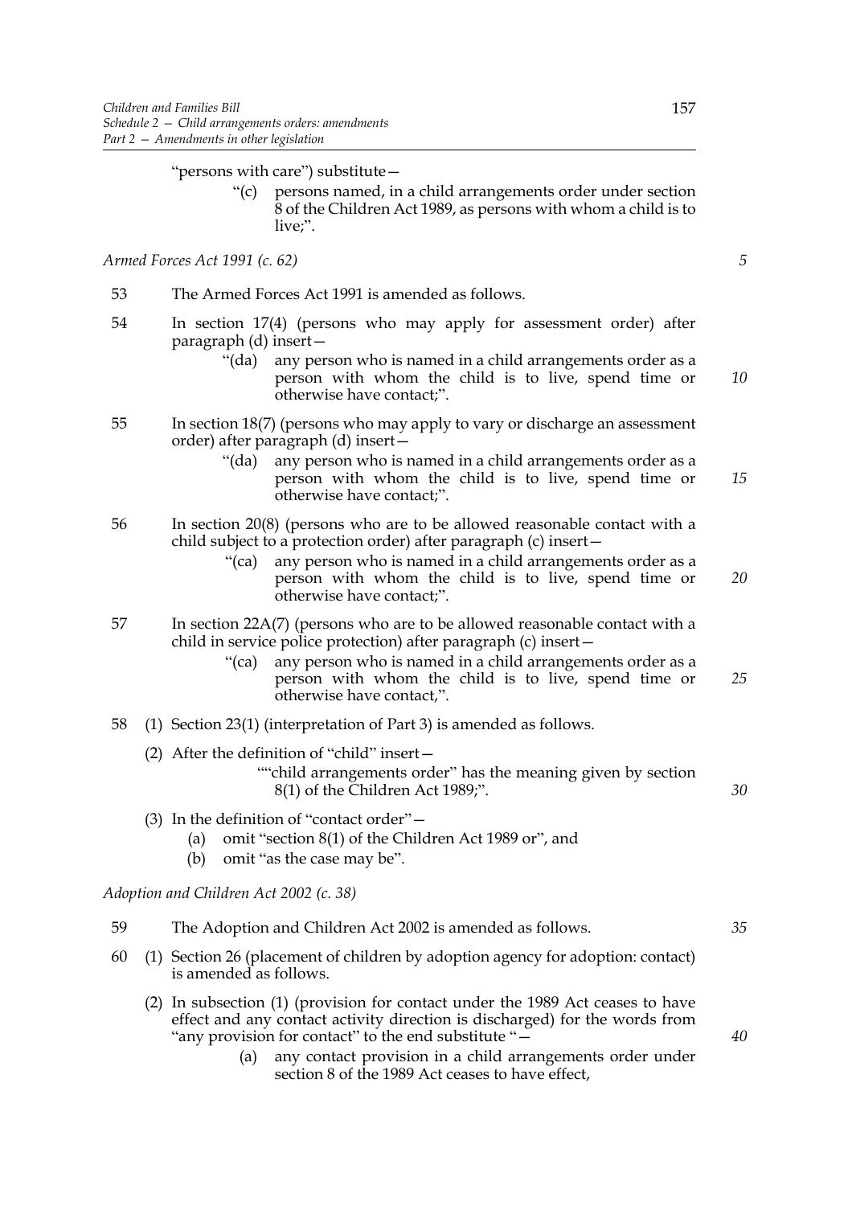"persons with care") substitute—

> "(c) persons named, in a child arrangements order under section 8 of the Children Act 1989, as persons with whom a child is to live;".

*Armed Forces Act 1991 (c. 62)*

53 The Armed Forces Act 1991 is amended as follows.

54 In section 17(4) (persons who may apply for assessment order) after paragraph (d) insert—

> "(da) any person who is named in a child arrangements order as a person with whom the child is to live, spend time or otherwise have contact;".

55 In section 18(7) (persons who may apply to vary or discharge an assessment order) after paragraph (d) insert—

> "(da) any person who is named in a child arrangements order as a person with whom the child is to live, spend time or otherwise have contact;".

56 In section 20(8) (persons who are to be allowed reasonable contact with a child subject to a protection order) after paragraph (c) insert—

> "(ca) any person who is named in a child arrangements order as a person with whom the child is to live, spend time or otherwise have contact;".

57 In section 22A(7) (persons who are to be allowed reasonable contact with a child in service police protection) after paragraph (c) insert—

> "(ca) any person who is named in a child arrangements order as a person with whom the child is to live, spend time or otherwise have contact,".

58 (1) Section 23(1) (interpretation of Part 3) is amended as follows.

(2) After the definition of "child" insert—

> ""child arrangements order" has the meaning given by section 8(1) of the Children Act 1989;".

(3) In the definition of "contact order"—

(a) omit "section 8(1) of the Children Act 1989 or", and

(b) omit "as the case may be".

*Adoption and Children Act 2002 (c. 38)*

59 The Adoption and Children Act 2002 is amended as follows.

60 (1) Section 26 (placement of children by adoption agency for adoption: contact) is amended as follows.

(2) In subsection (1) (provision for contact under the 1989 Act ceases to have effect and any contact activity direction is discharged) for the words from "any provision for contact" to the end substitute "—

> (a) any contact provision in a child arrangements order under section 8 of the 1989 Act ceases to have effect,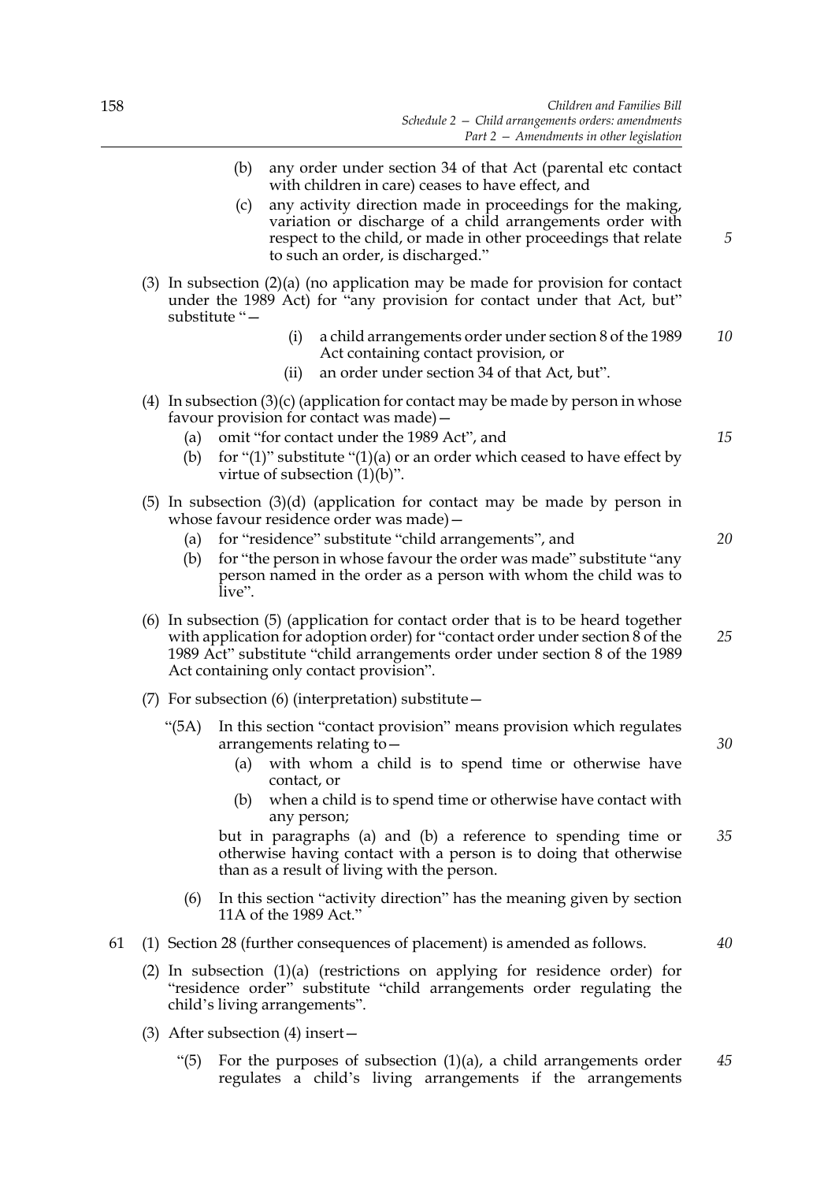(b) any order under section 34 of that Act (parental etc contact with children in care) ceases to have effect, and

(c) any activity direction made in proceedings for the making, variation or discharge of a child arrangements order with respect to the child, or made in other proceedings that relate to such an order, is discharged."

(3) In subsection (2)(a) (no application may be made for provision for contact under the 1989 Act) for "any provision for contact under that Act, but" substitute "—

(i) a child arrangements order under section 8 of the 1989 Act containing contact provision, or

(ii) an order under section 34 of that Act, but".

(4) In subsection (3)(c) (application for contact may be made by person in whose favour provision for contact was made)—

(a) omit "for contact under the 1989 Act", and

(b) for "(1)" substitute "(1)(a) or an order which ceased to have effect by virtue of subsection (1)(b)".

(5) In subsection (3)(d) (application for contact may be made by person in whose favour residence order was made)—

(a) for "residence" substitute "child arrangements", and

(b) for "the person in whose favour the order was made" substitute "any person named in the order as a person with whom the child was to live".

(6) In subsection (5) (application for contact order that is to be heard together with application for adoption order) for "contact order under section 8 of the 1989 Act" substitute "child arrangements order under section 8 of the 1989 Act containing only contact provision".

(7) For subsection (6) (interpretation) substitute—

"(5A) In this section "contact provision" means provision which regulates arrangements relating to—

(a) with whom a child is to spend time or otherwise have contact, or

(b) when a child is to spend time or otherwise have contact with any person;

but in paragraphs (a) and (b) a reference to spending time or otherwise having contact with a person is to doing that otherwise than as a result of living with the person.

(6) In this section "activity direction" has the meaning given by section 11A of the 1989 Act."

61 (1) Section 28 (further consequences of placement) is amended as follows.

(2) In subsection (1)(a) (restrictions on applying for residence order) for "residence order" substitute "child arrangements order regulating the child's living arrangements".

(3) After subsection (4) insert—

"(5) For the purposes of subsection (1)(a), a child arrangements order regulates a child's living arrangements if the arrangements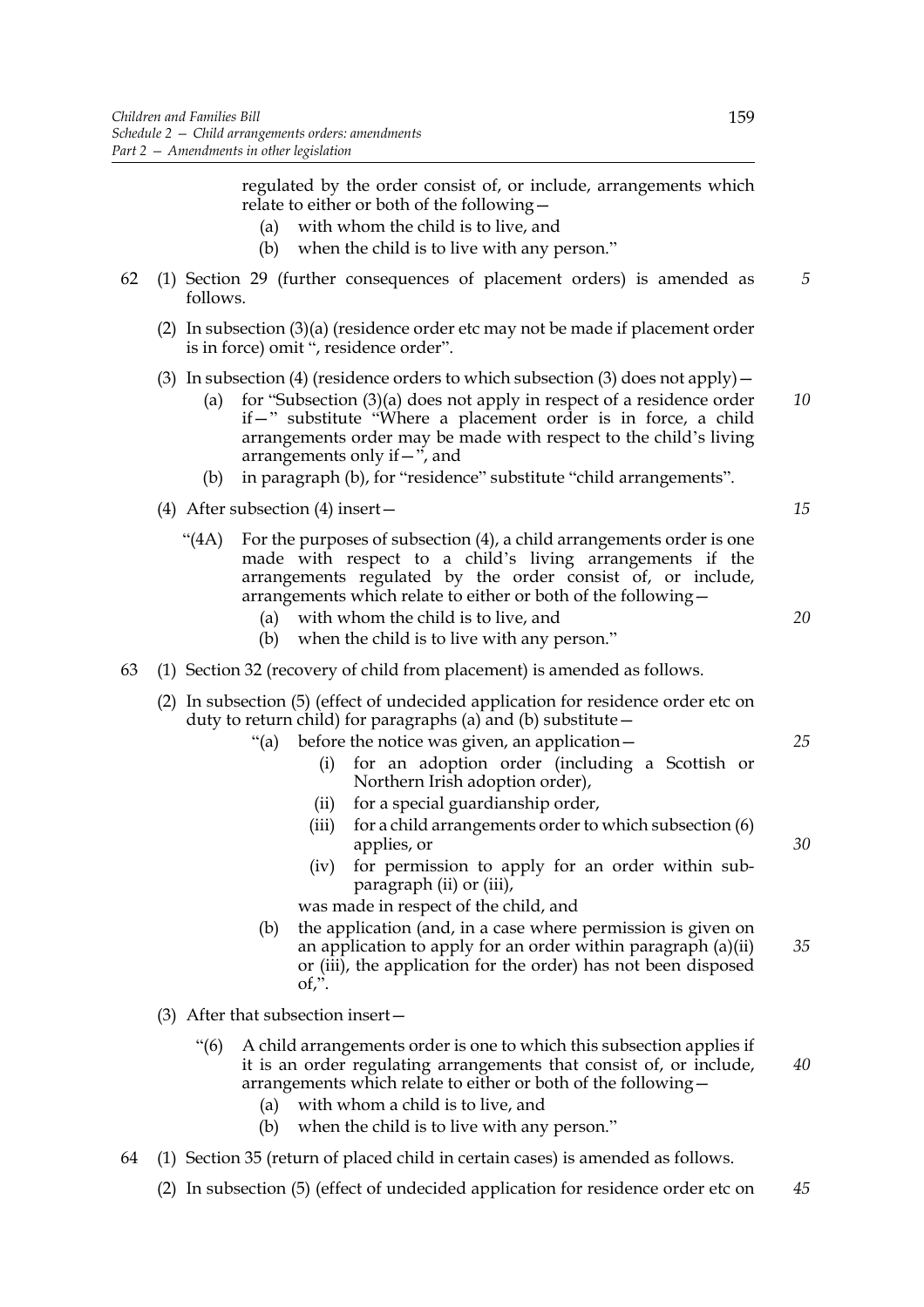regulated by the order consist of, or include, arrangements which relate to either or both of the following—

(a) with whom the child is to live, and

(b) when the child is to live with any person."

62 (1) Section 29 (further consequences of placement orders) is amended as follows.

(2) In subsection (3)(a) (residence order etc may not be made if placement order is in force) omit ", residence order".

(3) In subsection (4) (residence orders to which subsection (3) does not apply)—

(a) for "Subsection (3)(a) does not apply in respect of a residence order if—" substitute "Where a placement order is in force, a child arrangements order may be made with respect to the child's living arrangements only if—", and

(b) in paragraph (b), for "residence" substitute "child arrangements".

(4) After subsection (4) insert—

"(4A) For the purposes of subsection (4), a child arrangements order is one made with respect to a child's living arrangements if the arrangements regulated by the order consist of, or include, arrangements which relate to either or both of the following—

(a) with whom the child is to live, and

(b) when the child is to live with any person."

63 (1) Section 32 (recovery of child from placement) is amended as follows.

(2) In subsection (5) (effect of undecided application for residence order etc on duty to return child) for paragraphs (a) and (b) substitute—

"(a) before the notice was given, an application—

(i) for an adoption order (including a Scottish or Northern Irish adoption order),

(ii) for a special guardianship order,

(iii) for a child arrangements order to which subsection (6) applies, or

(iv) for permission to apply for an order within sub-paragraph (ii) or (iii),

was made in respect of the child, and

(b) the application (and, in a case where permission is given on an application to apply for an order within paragraph (a)(ii) or (iii), the application for the order) has not been disposed of,".

(3) After that subsection insert—

"(6) A child arrangements order is one to which this subsection applies if it is an order regulating arrangements that consist of, or include, arrangements which relate to either or both of the following—

(a) with whom a child is to live, and

(b) when the child is to live with any person."

64 (1) Section 35 (return of placed child in certain cases) is amended as follows.

(2) In subsection (5) (effect of undecided application for residence order etc on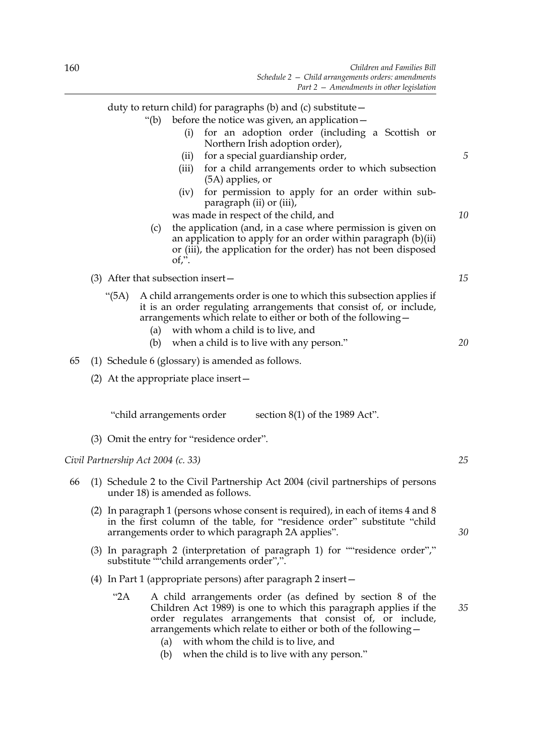duty to return child) for paragraphs (b) and (c) substitute—

> "(b) before the notice was given, an application—
>
> (i) for an adoption order (including a Scottish or Northern Irish adoption order),
>
> (ii) for a special guardianship order,
>
> (iii) for a child arrangements order to which subsection (5A) applies, or
>
> (iv) for permission to apply for an order within sub-paragraph (ii) or (iii),
>
> was made in respect of the child, and
>
> (c) the application (and, in a case where permission is given on an application to apply for an order within paragraph (b)(ii) or (iii), the application for the order) has not been disposed of,".

(3) After that subsection insert—

> "(5A) A child arrangements order is one to which this subsection applies if it is an order regulating arrangements that consist of, or include, arrangements which relate to either or both of the following—
>
> (a) with whom a child is to live, and
>
> (b) when a child is to live with any person."

65 (1) Schedule 6 (glossary) is amended as follows.

(2) At the appropriate place insert—

> "child arrangements order    section 8(1) of the 1989 Act".

(3) Omit the entry for "residence order".

*Civil Partnership Act 2004 (c. 33)*

66 (1) Schedule 2 to the Civil Partnership Act 2004 (civil partnerships of persons under 18) is amended as follows.

(2) In paragraph 1 (persons whose consent is required), in each of items 4 and 8 in the first column of the table, for "residence order" substitute "child arrangements order to which paragraph 2A applies".

(3) In paragraph 2 (interpretation of paragraph 1) for ""residence order"," substitute ""child arrangements order",".

(4) In Part 1 (appropriate persons) after paragraph 2 insert—

> "2A A child arrangements order (as defined by section 8 of the Children Act 1989) is one to which this paragraph applies if the order regulates arrangements that consist of, or include, arrangements which relate to either or both of the following—
>
> (a) with whom the child is to live, and
>
> (b) when the child is to live with any person."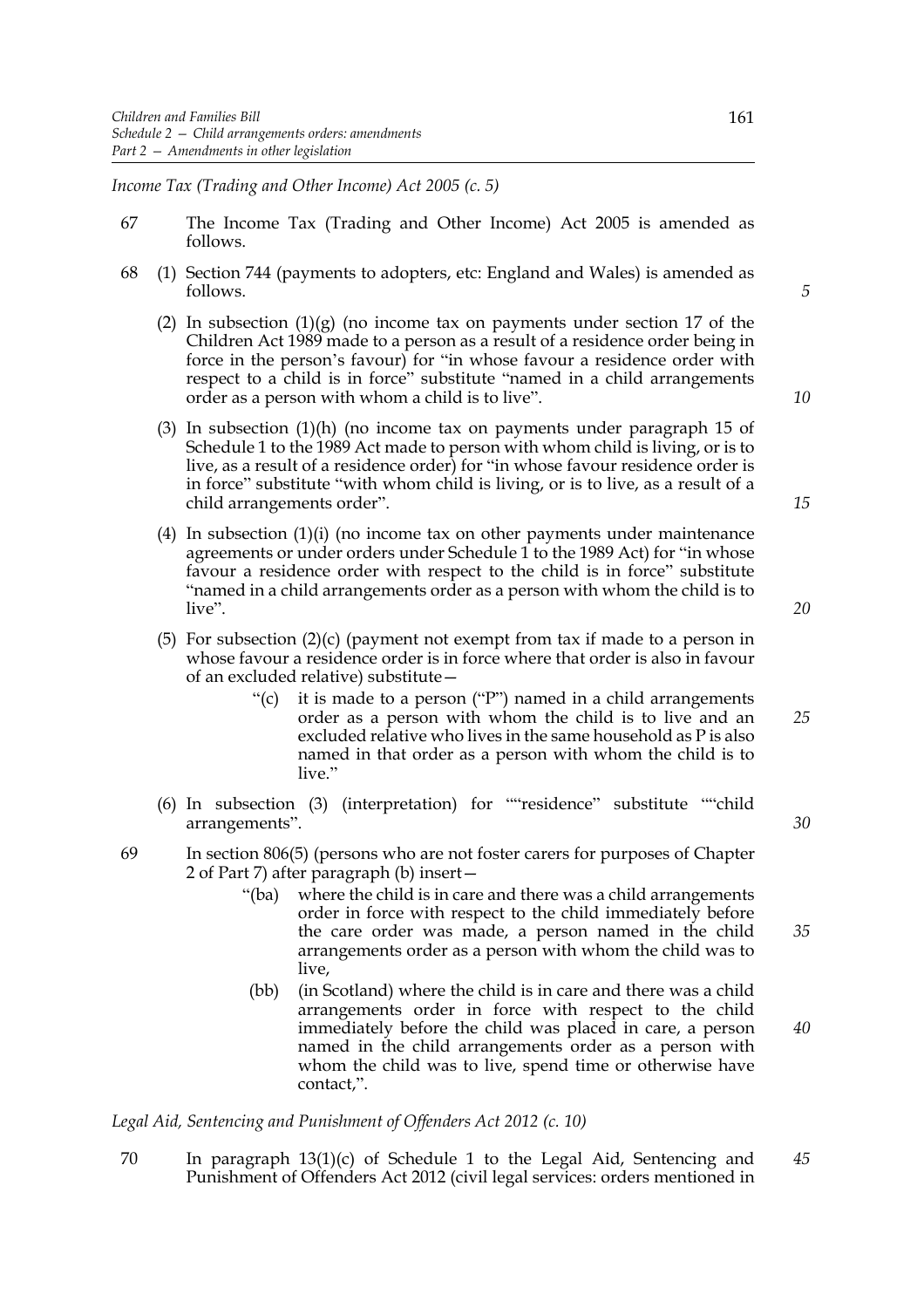*Income Tax (Trading and Other Income) Act 2005 (c. 5)*

67 The Income Tax (Trading and Other Income) Act 2005 is amended as follows.

68 (1) Section 744 (payments to adopters, etc: England and Wales) is amended as follows.

(2) In subsection (1)(g) (no income tax on payments under section 17 of the Children Act 1989 made to a person as a result of a residence order being in force in the person's favour) for "in whose favour a residence order with respect to a child is in force" substitute "named in a child arrangements order as a person with whom a child is to live".

(3) In subsection (1)(h) (no income tax on payments under paragraph 15 of Schedule 1 to the 1989 Act made to person with whom child is living, or is to live, as a result of a residence order) for "in whose favour residence order is in force" substitute "with whom child is living, or is to live, as a result of a child arrangements order".

(4) In subsection (1)(i) (no income tax on other payments under maintenance agreements or under orders under Schedule 1 to the 1989 Act) for "in whose favour a residence order with respect to the child is in force" substitute "named in a child arrangements order as a person with whom the child is to live".

(5) For subsection (2)(c) (payment not exempt from tax if made to a person in whose favour a residence order is in force where that order is also in favour of an excluded relative) substitute—

> "(c) it is made to a person ("P") named in a child arrangements order as a person with whom the child is to live and an excluded relative who lives in the same household as P is also named in that order as a person with whom the child is to live."

(6) In subsection (3) (interpretation) for ""residence" substitute ""child arrangements".

69 In section 806(5) (persons who are not foster carers for purposes of Chapter 2 of Part 7) after paragraph (b) insert—

> "(ba) where the child is in care and there was a child arrangements order in force with respect to the child immediately before the care order was made, a person named in the child arrangements order as a person with whom the child was to live,
>
> (bb) (in Scotland) where the child is in care and there was a child arrangements order in force with respect to the child immediately before the child was placed in care, a person named in the child arrangements order as a person with whom the child was to live, spend time or otherwise have contact,".

*Legal Aid, Sentencing and Punishment of Offenders Act 2012 (c. 10)*

70 In paragraph 13(1)(c) of Schedule 1 to the Legal Aid, Sentencing and Punishment of Offenders Act 2012 (civil legal services: orders mentioned in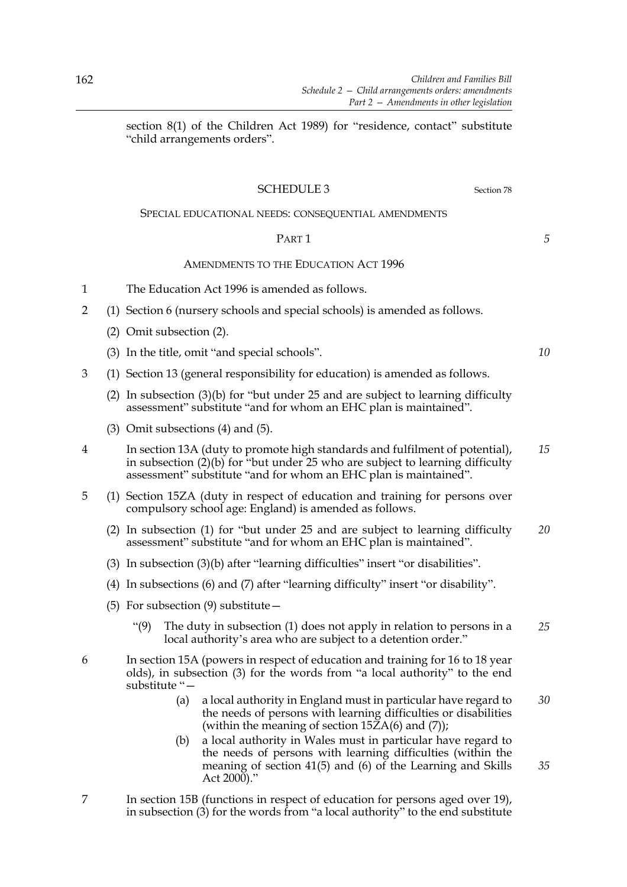section 8(1) of the Children Act 1989) for "residence, contact" substitute "child arrangements orders".

## SCHEDULE 3

Section 78

SPECIAL EDUCATIONAL NEEDS: CONSEQUENTIAL AMENDMENTS

### PART 1

AMENDMENTS TO THE EDUCATION ACT 1996

1 The Education Act 1996 is amended as follows.

2 (1) Section 6 (nursery schools and special schools) is amended as follows.

(2) Omit subsection (2).

(3) In the title, omit "and special schools".

3 (1) Section 13 (general responsibility for education) is amended as follows.

(2) In subsection (3)(b) for "but under 25 and are subject to learning difficulty assessment" substitute "and for whom an EHC plan is maintained".

(3) Omit subsections (4) and (5).

4 In section 13A (duty to promote high standards and fulfilment of potential), in subsection (2)(b) for "but under 25 who are subject to learning difficulty assessment" substitute "and for whom an EHC plan is maintained".

5 (1) Section 15ZA (duty in respect of education and training for persons over compulsory school age: England) is amended as follows.

(2) In subsection (1) for "but under 25 and are subject to learning difficulty assessment" substitute "and for whom an EHC plan is maintained".

(3) In subsection (3)(b) after "learning difficulties" insert "or disabilities".

(4) In subsections (6) and (7) after "learning difficulty" insert "or disability".

(5) For subsection (9) substitute—

"(9) The duty in subsection (1) does not apply in relation to persons in a local authority's area who are subject to a detention order."

6 In section 15A (powers in respect of education and training for 16 to 18 year olds), in subsection (3) for the words from "a local authority" to the end substitute "—

(a) a local authority in England must in particular have regard to the needs of persons with learning difficulties or disabilities (within the meaning of section 15ZA(6) and (7));

(b) a local authority in Wales must in particular have regard to the needs of persons with learning difficulties (within the meaning of section 41(5) and (6) of the Learning and Skills Act 2000)."

7 In section 15B (functions in respect of education for persons aged over 19), in subsection (3) for the words from "a local authority" to the end substitute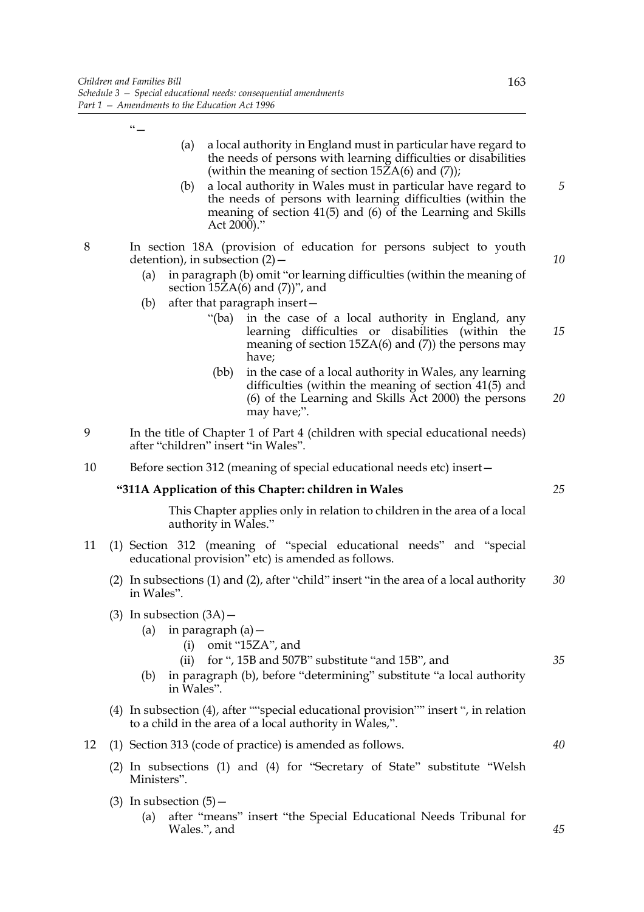"—

(a) a local authority in England must in particular have regard to the needs of persons with learning difficulties or disabilities (within the meaning of section 15ZA(6) and (7));

(b) a local authority in Wales must in particular have regard to the needs of persons with learning difficulties (within the meaning of section 41(5) and (6) of the Learning and Skills Act 2000)."

8 In section 18A (provision of education for persons subject to youth detention), in subsection (2)—

(a) in paragraph (b) omit "or learning difficulties (within the meaning of section 15ZA(6) and (7))", and

(b) after that paragraph insert—

"(ba) in the case of a local authority in England, any learning difficulties or disabilities (within the meaning of section 15ZA(6) and (7)) the persons may have;

(bb) in the case of a local authority in Wales, any learning difficulties (within the meaning of section 41(5) and (6) of the Learning and Skills Act 2000) the persons may have;".

9 In the title of Chapter 1 of Part 4 (children with special educational needs) after "children" insert "in Wales".

10 Before section 312 (meaning of special educational needs etc) insert—

**"311A Application of this Chapter: children in Wales**

This Chapter applies only in relation to children in the area of a local authority in Wales."

11 (1) Section 312 (meaning of "special educational needs" and "special educational provision" etc) is amended as follows.

(2) In subsections (1) and (2), after "child" insert "in the area of a local authority in Wales".

(3) In subsection (3A)—

(a) in paragraph (a)—

(i) omit "15ZA", and

(ii) for ", 15B and 507B" substitute "and 15B", and

(b) in paragraph (b), before "determining" substitute "a local authority in Wales".

(4) In subsection (4), after ""special educational provision"" insert ", in relation to a child in the area of a local authority in Wales,".

12 (1) Section 313 (code of practice) is amended as follows.

(2) In subsections (1) and (4) for "Secretary of State" substitute "Welsh Ministers".

(3) In subsection (5)—

(a) after "means" insert "the Special Educational Needs Tribunal for Wales.", and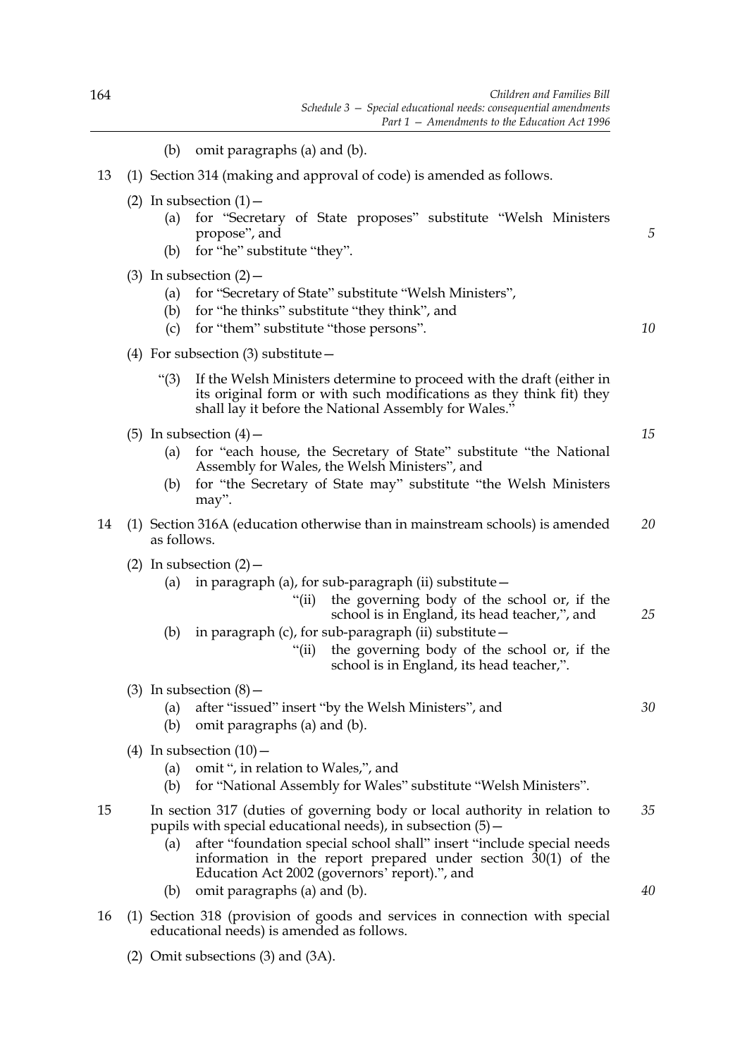(b) omit paragraphs (a) and (b).

13 (1) Section 314 (making and approval of code) is amended as follows.

(2) In subsection (1)—

(a) for "Secretary of State proposes" substitute "Welsh Ministers propose", and

(b) for "he" substitute "they".

(3) In subsection (2)—

(a) for "Secretary of State" substitute "Welsh Ministers",

(b) for "he thinks" substitute "they think", and

(c) for "them" substitute "those persons".

(4) For subsection (3) substitute—

"(3) If the Welsh Ministers determine to proceed with the draft (either in its original form or with such modifications as they think fit) they shall lay it before the National Assembly for Wales."

(5) In subsection (4)—

(a) for "each house, the Secretary of State" substitute "the National Assembly for Wales, the Welsh Ministers", and

(b) for "the Secretary of State may" substitute "the Welsh Ministers may".

14 (1) Section 316A (education otherwise than in mainstream schools) is amended as follows.

(2) In subsection (2)—

(a) in paragraph (a), for sub-paragraph (ii) substitute—

"(ii) the governing body of the school or, if the school is in England, its head teacher,", and

(b) in paragraph (c), for sub-paragraph (ii) substitute—

"(ii) the governing body of the school or, if the school is in England, its head teacher,".

(3) In subsection (8)—

(a) after "issued" insert "by the Welsh Ministers", and

(b) omit paragraphs (a) and (b).

(4) In subsection (10)—

(a) omit ", in relation to Wales,", and

(b) for "National Assembly for Wales" substitute "Welsh Ministers".

15 In section 317 (duties of governing body or local authority in relation to pupils with special educational needs), in subsection (5)—

(a) after "foundation special school shall" insert "include special needs information in the report prepared under section 30(1) of the Education Act 2002 (governors' report).", and

(b) omit paragraphs (a) and (b).

16 (1) Section 318 (provision of goods and services in connection with special educational needs) is amended as follows.

(2) Omit subsections (3) and (3A).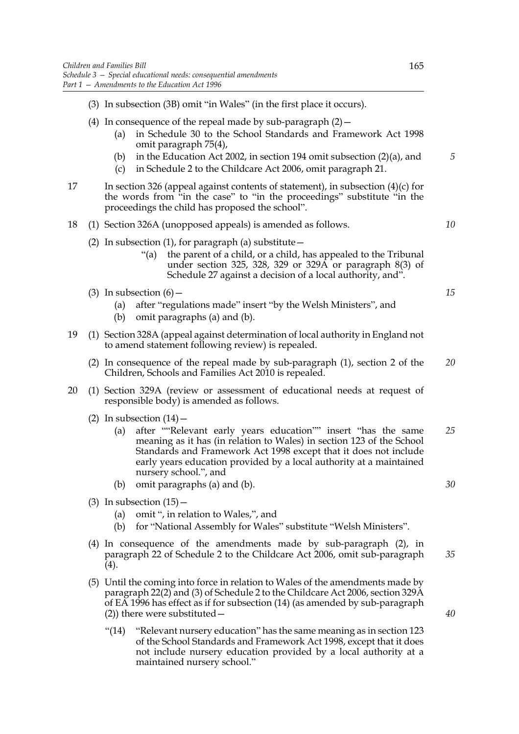(3) In subsection (3B) omit "in Wales" (in the first place it occurs).

(4) In consequence of the repeal made by sub-paragraph (2)—

(a) in Schedule 30 to the School Standards and Framework Act 1998 omit paragraph 75(4),

(b) in the Education Act 2002, in section 194 omit subsection (2)(a), and

(c) in Schedule 2 to the Childcare Act 2006, omit paragraph 21.

17 In section 326 (appeal against contents of statement), in subsection (4)(c) for the words from "in the case" to "in the proceedings" substitute "in the proceedings the child has proposed the school".

18 (1) Section 326A (unopposed appeals) is amended as follows.

(2) In subsection (1), for paragraph (a) substitute—

"(a) the parent of a child, or a child, has appealed to the Tribunal under section 325, 328, 329 or 329A or paragraph 8(3) of Schedule 27 against a decision of a local authority, and".

(3) In subsection (6)—

(a) after "regulations made" insert "by the Welsh Ministers", and

(b) omit paragraphs (a) and (b).

19 (1) Section 328A (appeal against determination of local authority in England not to amend statement following review) is repealed.

(2) In consequence of the repeal made by sub-paragraph (1), section 2 of the Children, Schools and Families Act 2010 is repealed.

20 (1) Section 329A (review or assessment of educational needs at request of responsible body) is amended as follows.

(2) In subsection (14)—

(a) after ""Relevant early years education"" insert "has the same meaning as it has (in relation to Wales) in section 123 of the School Standards and Framework Act 1998 except that it does not include early years education provided by a local authority at a maintained nursery school.", and

(b) omit paragraphs (a) and (b).

(3) In subsection (15)—

(a) omit ", in relation to Wales,", and

(b) for "National Assembly for Wales" substitute "Welsh Ministers".

(4) In consequence of the amendments made by sub-paragraph (2), in paragraph 22 of Schedule 2 to the Childcare Act 2006, omit sub-paragraph (4).

(5) Until the coming into force in relation to Wales of the amendments made by paragraph 22(2) and (3) of Schedule 2 to the Childcare Act 2006, section 329A of EA 1996 has effect as if for subsection (14) (as amended by sub-paragraph (2)) there were substituted—

"(14) "Relevant nursery education" has the same meaning as in section 123 of the School Standards and Framework Act 1998, except that it does not include nursery education provided by a local authority at a maintained nursery school."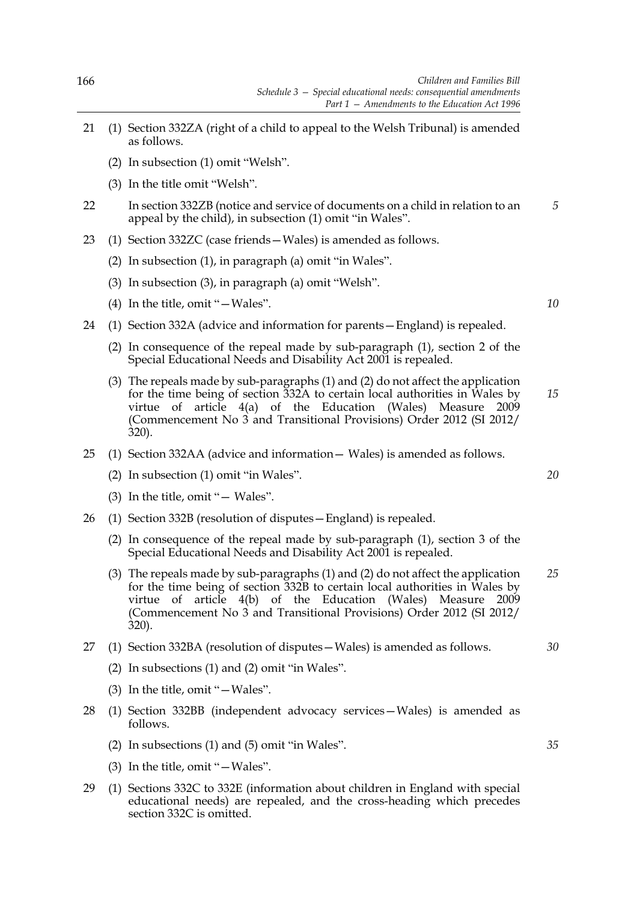21 (1) Section 332ZA (right of a child to appeal to the Welsh Tribunal) is amended as follows.

(2) In subsection (1) omit "Welsh".

(3) In the title omit "Welsh".

22 In section 332ZB (notice and service of documents on a child in relation to an appeal by the child), in subsection (1) omit "in Wales".

23 (1) Section 332ZC (case friends—Wales) is amended as follows.

(2) In subsection (1), in paragraph (a) omit "in Wales".

(3) In subsection (3), in paragraph (a) omit "Welsh".

(4) In the title, omit "—Wales".

24 (1) Section 332A (advice and information for parents—England) is repealed.

(2) In consequence of the repeal made by sub-paragraph (1), section 2 of the Special Educational Needs and Disability Act 2001 is repealed.

(3) The repeals made by sub-paragraphs (1) and (2) do not affect the application for the time being of section 332A to certain local authorities in Wales by virtue of article 4(a) of the Education (Wales) Measure 2009 (Commencement No 3 and Transitional Provisions) Order 2012 (SI 2012/320).

25 (1) Section 332AA (advice and information— Wales) is amended as follows.

(2) In subsection (1) omit "in Wales".

(3) In the title, omit "— Wales".

26 (1) Section 332B (resolution of disputes—England) is repealed.

(2) In consequence of the repeal made by sub-paragraph (1), section 3 of the Special Educational Needs and Disability Act 2001 is repealed.

(3) The repeals made by sub-paragraphs (1) and (2) do not affect the application for the time being of section 332B to certain local authorities in Wales by virtue of article 4(b) of the Education (Wales) Measure 2009 (Commencement No 3 and Transitional Provisions) Order 2012 (SI 2012/320).

27 (1) Section 332BA (resolution of disputes—Wales) is amended as follows.

(2) In subsections (1) and (2) omit "in Wales".

(3) In the title, omit "—Wales".

28 (1) Section 332BB (independent advocacy services—Wales) is amended as follows.

(2) In subsections (1) and (5) omit "in Wales".

(3) In the title, omit "—Wales".

29 (1) Sections 332C to 332E (information about children in England with special educational needs) are repealed, and the cross-heading which precedes section 332C is omitted.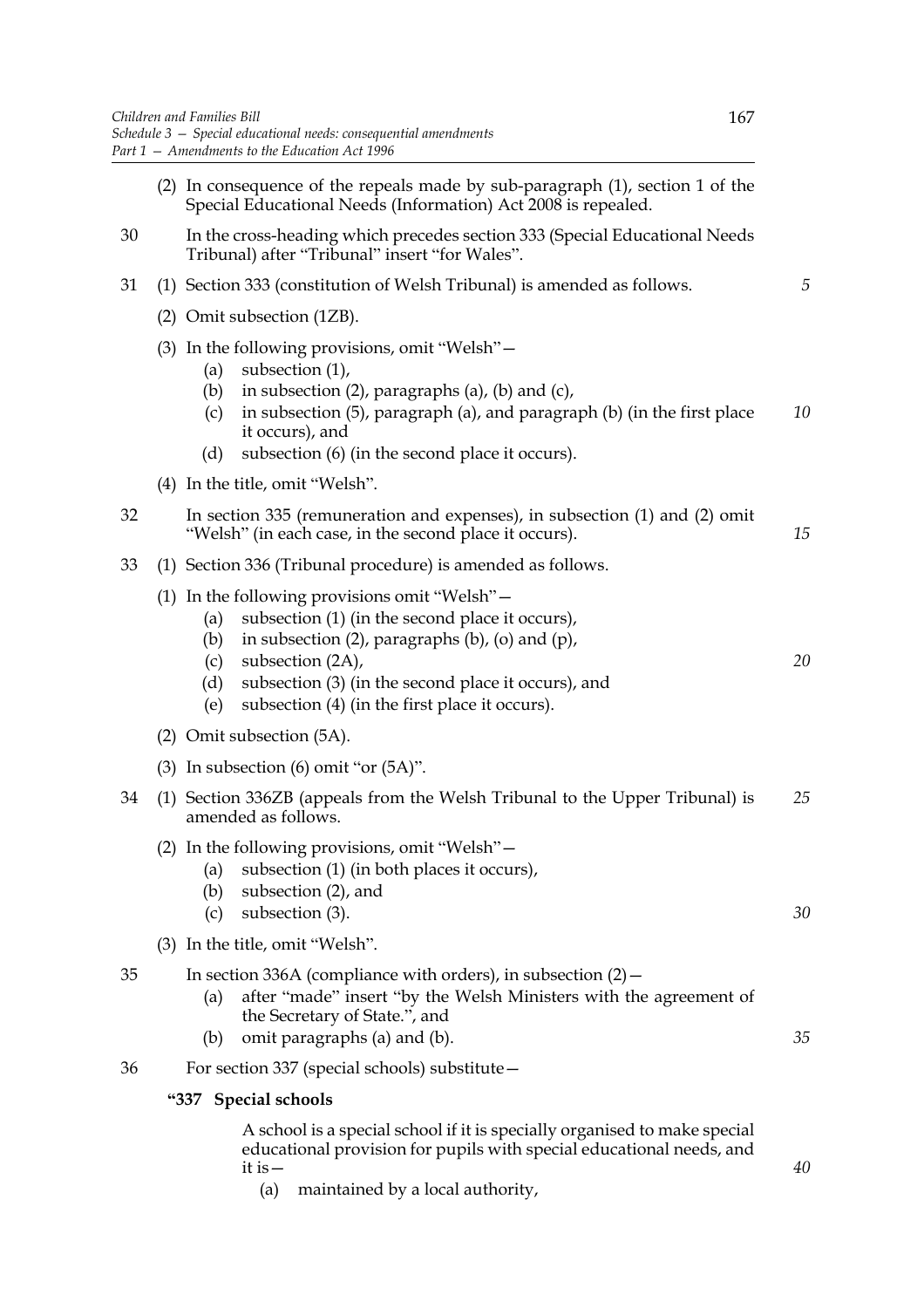(2) In consequence of the repeals made by sub-paragraph (1), section 1 of the Special Educational Needs (Information) Act 2008 is repealed.

30 In the cross-heading which precedes section 333 (Special Educational Needs Tribunal) after "Tribunal" insert "for Wales".

31 (1) Section 333 (constitution of Welsh Tribunal) is amended as follows.

(2) Omit subsection (1ZB).

(3) In the following provisions, omit "Welsh"—

- (a) subsection (1),
- (b) in subsection (2), paragraphs (a), (b) and (c),
- (c) in subsection (5), paragraph (a), and paragraph (b) (in the first place it occurs), and
- (d) subsection (6) (in the second place it occurs).

(4) In the title, omit "Welsh".

32 In section 335 (remuneration and expenses), in subsection (1) and (2) omit "Welsh" (in each case, in the second place it occurs).

33 (1) Section 336 (Tribunal procedure) is amended as follows.

(1) In the following provisions omit "Welsh"—

- (a) subsection (1) (in the second place it occurs),
- (b) in subsection (2), paragraphs (b), (o) and (p),
- (c) subsection (2A),
- (d) subsection (3) (in the second place it occurs), and
- (e) subsection (4) (in the first place it occurs).

(2) Omit subsection (5A).

(3) In subsection (6) omit "or (5A)".

34 (1) Section 336ZB (appeals from the Welsh Tribunal to the Upper Tribunal) is amended as follows.

(2) In the following provisions, omit "Welsh"—

- (a) subsection (1) (in both places it occurs),
- (b) subsection (2), and
- (c) subsection (3).

(3) In the title, omit "Welsh".

35 In section 336A (compliance with orders), in subsection (2)—

- (a) after "made" insert "by the Welsh Ministers with the agreement of the Secretary of State.", and
- (b) omit paragraphs (a) and (b).

36 For section 337 (special schools) substitute—

**"337 Special schools**

A school is a special school if it is specially organised to make special educational provision for pupils with special educational needs, and it is—

- (a) maintained by a local authority,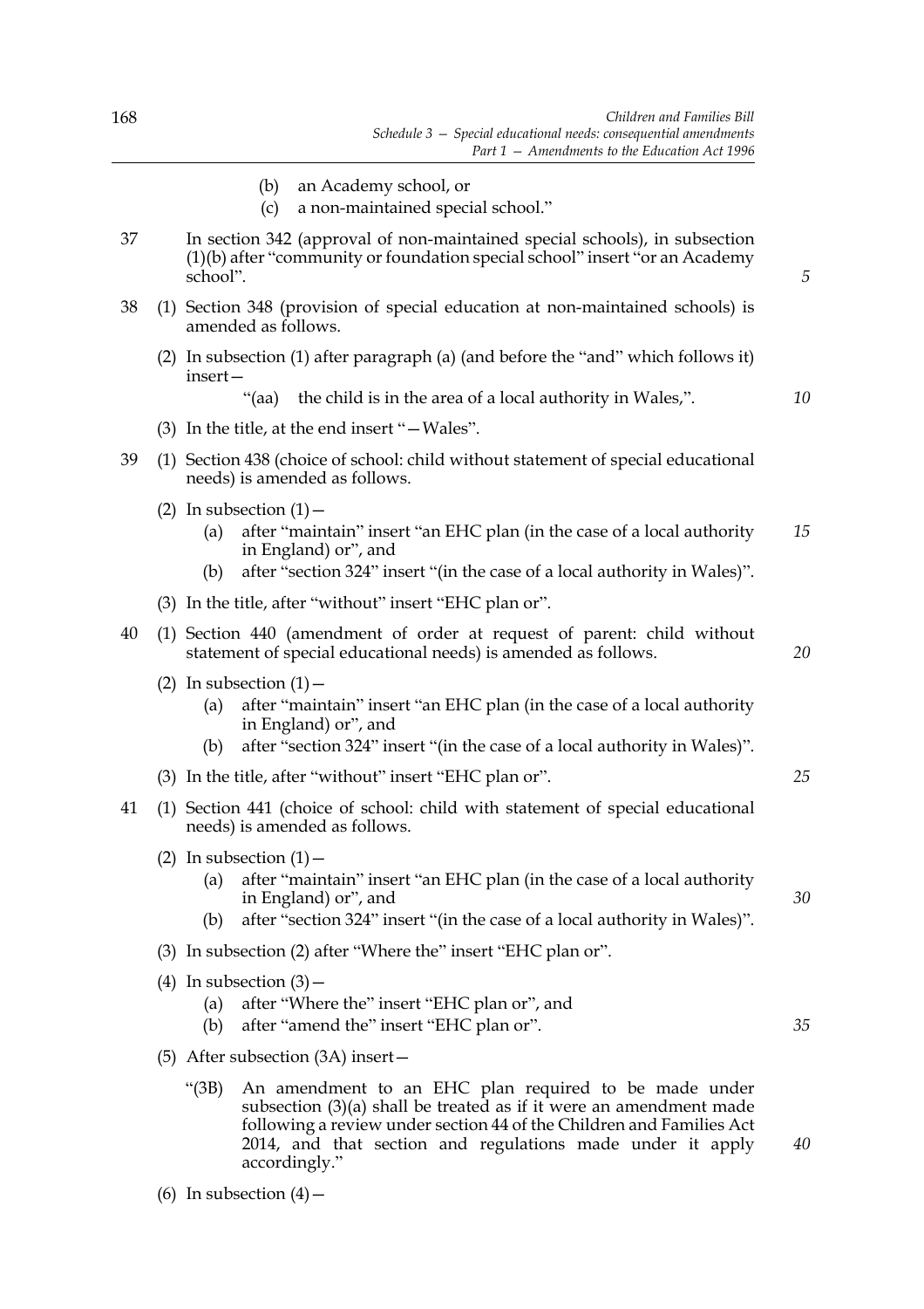(b) an Academy school, or

(c) a non-maintained special school."

37 In section 342 (approval of non-maintained special schools), in subsection (1)(b) after "community or foundation special school" insert "or an Academy school".

38 (1) Section 348 (provision of special education at non-maintained schools) is amended as follows.

(2) In subsection (1) after paragraph (a) (and before the "and" which follows it) insert—

"(aa) the child is in the area of a local authority in Wales,".

(3) In the title, at the end insert "—Wales".

39 (1) Section 438 (choice of school: child without statement of special educational needs) is amended as follows.

(2) In subsection (1)—

(a) after "maintain" insert "an EHC plan (in the case of a local authority in England) or", and

(b) after "section 324" insert "(in the case of a local authority in Wales)".

(3) In the title, after "without" insert "EHC plan or".

40 (1) Section 440 (amendment of order at request of parent: child without statement of special educational needs) is amended as follows.

(2) In subsection (1)—

(a) after "maintain" insert "an EHC plan (in the case of a local authority in England) or", and

(b) after "section 324" insert "(in the case of a local authority in Wales)".

(3) In the title, after "without" insert "EHC plan or".

41 (1) Section 441 (choice of school: child with statement of special educational needs) is amended as follows.

(2) In subsection (1)—

(a) after "maintain" insert "an EHC plan (in the case of a local authority in England) or", and

(b) after "section 324" insert "(in the case of a local authority in Wales)".

(3) In subsection (2) after "Where the" insert "EHC plan or".

(4) In subsection (3)—

(a) after "Where the" insert "EHC plan or", and

(b) after "amend the" insert "EHC plan or".

(5) After subsection (3A) insert—

"(3B) An amendment to an EHC plan required to be made under subsection (3)(a) shall be treated as if it were an amendment made following a review under section 44 of the Children and Families Act 2014, and that section and regulations made under it apply accordingly."

(6) In subsection (4)—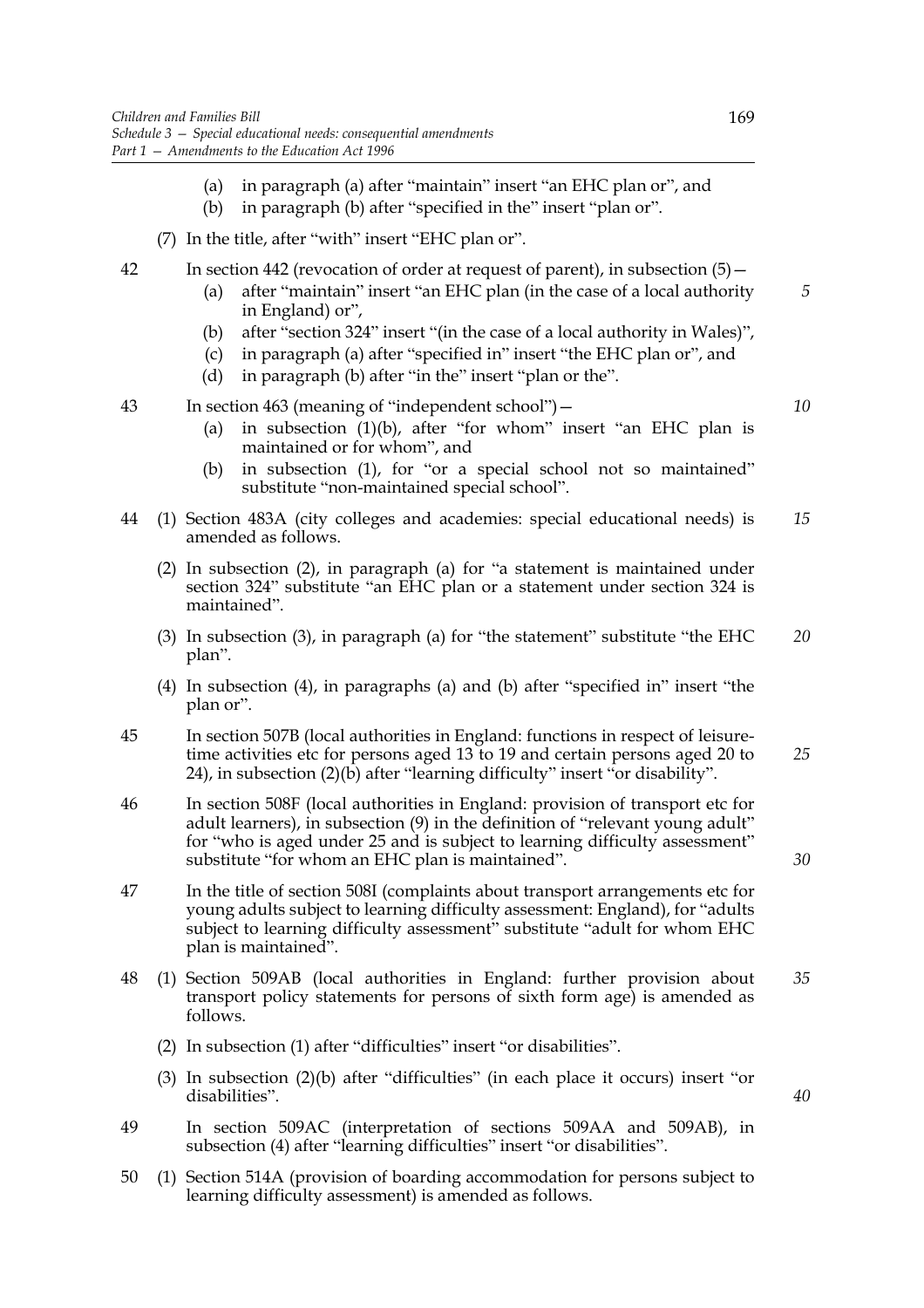(a) in paragraph (a) after "maintain" insert "an EHC plan or", and

(b) in paragraph (b) after "specified in the" insert "plan or".

(7) In the title, after "with" insert "EHC plan or".

42 In section 442 (revocation of order at request of parent), in subsection (5)—

(a) after "maintain" insert "an EHC plan (in the case of a local authority in England) or",

(b) after "section 324" insert "(in the case of a local authority in Wales)",

(c) in paragraph (a) after "specified in" insert "the EHC plan or", and

(d) in paragraph (b) after "in the" insert "plan or the".

43 In section 463 (meaning of "independent school")—

(a) in subsection (1)(b), after "for whom" insert "an EHC plan is maintained or for whom", and

(b) in subsection (1), for "or a special school not so maintained" substitute "non-maintained special school".

44 (1) Section 483A (city colleges and academies: special educational needs) is amended as follows.

(2) In subsection (2), in paragraph (a) for "a statement is maintained under section 324" substitute "an EHC plan or a statement under section 324 is maintained".

(3) In subsection (3), in paragraph (a) for "the statement" substitute "the EHC plan".

(4) In subsection (4), in paragraphs (a) and (b) after "specified in" insert "the plan or".

45 In section 507B (local authorities in England: functions in respect of leisure-time activities etc for persons aged 13 to 19 and certain persons aged 20 to 24), in subsection (2)(b) after "learning difficulty" insert "or disability".

46 In section 508F (local authorities in England: provision of transport etc for adult learners), in subsection (9) in the definition of "relevant young adult" for "who is aged under 25 and is subject to learning difficulty assessment" substitute "for whom an EHC plan is maintained".

47 In the title of section 508I (complaints about transport arrangements etc for young adults subject to learning difficulty assessment: England), for "adults subject to learning difficulty assessment" substitute "adult for whom EHC plan is maintained".

48 (1) Section 509AB (local authorities in England: further provision about transport policy statements for persons of sixth form age) is amended as follows.

(2) In subsection (1) after "difficulties" insert "or disabilities".

(3) In subsection (2)(b) after "difficulties" (in each place it occurs) insert "or disabilities".

49 In section 509AC (interpretation of sections 509AA and 509AB), in subsection (4) after "learning difficulties" insert "or disabilities".

50 (1) Section 514A (provision of boarding accommodation for persons subject to learning difficulty assessment) is amended as follows.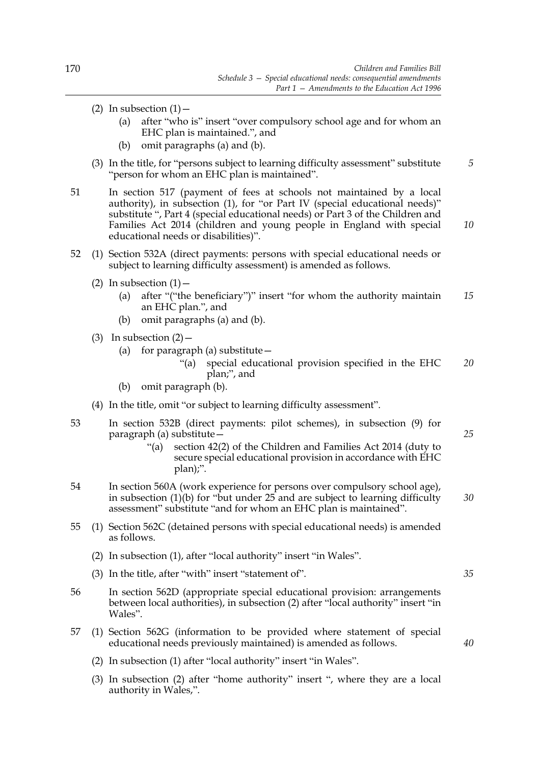(2) In subsection (1)—

(a) after "who is" insert "over compulsory school age and for whom an EHC plan is maintained.", and

(b) omit paragraphs (a) and (b).

(3) In the title, for "persons subject to learning difficulty assessment" substitute "person for whom an EHC plan is maintained".

51 In section 517 (payment of fees at schools not maintained by a local authority), in subsection (1), for "or Part IV (special educational needs)" substitute ", Part 4 (special educational needs) or Part 3 of the Children and Families Act 2014 (children and young people in England with special educational needs or disabilities)".

52 (1) Section 532A (direct payments: persons with special educational needs or subject to learning difficulty assessment) is amended as follows.

(2) In subsection (1)—

(a) after "("the beneficiary")" insert "for whom the authority maintain an EHC plan.", and

(b) omit paragraphs (a) and (b).

(3) In subsection (2)—

(a) for paragraph (a) substitute—

"(a) special educational provision specified in the EHC plan;", and

(b) omit paragraph (b).

(4) In the title, omit "or subject to learning difficulty assessment".

53 In section 532B (direct payments: pilot schemes), in subsection (9) for paragraph (a) substitute—

"(a) section 42(2) of the Children and Families Act 2014 (duty to secure special educational provision in accordance with EHC plan);".

54 In section 560A (work experience for persons over compulsory school age), in subsection (1)(b) for "but under 25 and are subject to learning difficulty assessment" substitute "and for whom an EHC plan is maintained".

55 (1) Section 562C (detained persons with special educational needs) is amended as follows.

(2) In subsection (1), after "local authority" insert "in Wales".

(3) In the title, after "with" insert "statement of".

56 In section 562D (appropriate special educational provision: arrangements between local authorities), in subsection (2) after "local authority" insert "in Wales".

57 (1) Section 562G (information to be provided where statement of special educational needs previously maintained) is amended as follows.

(2) In subsection (1) after "local authority" insert "in Wales".

(3) In subsection (2) after "home authority" insert ", where they are a local authority in Wales,".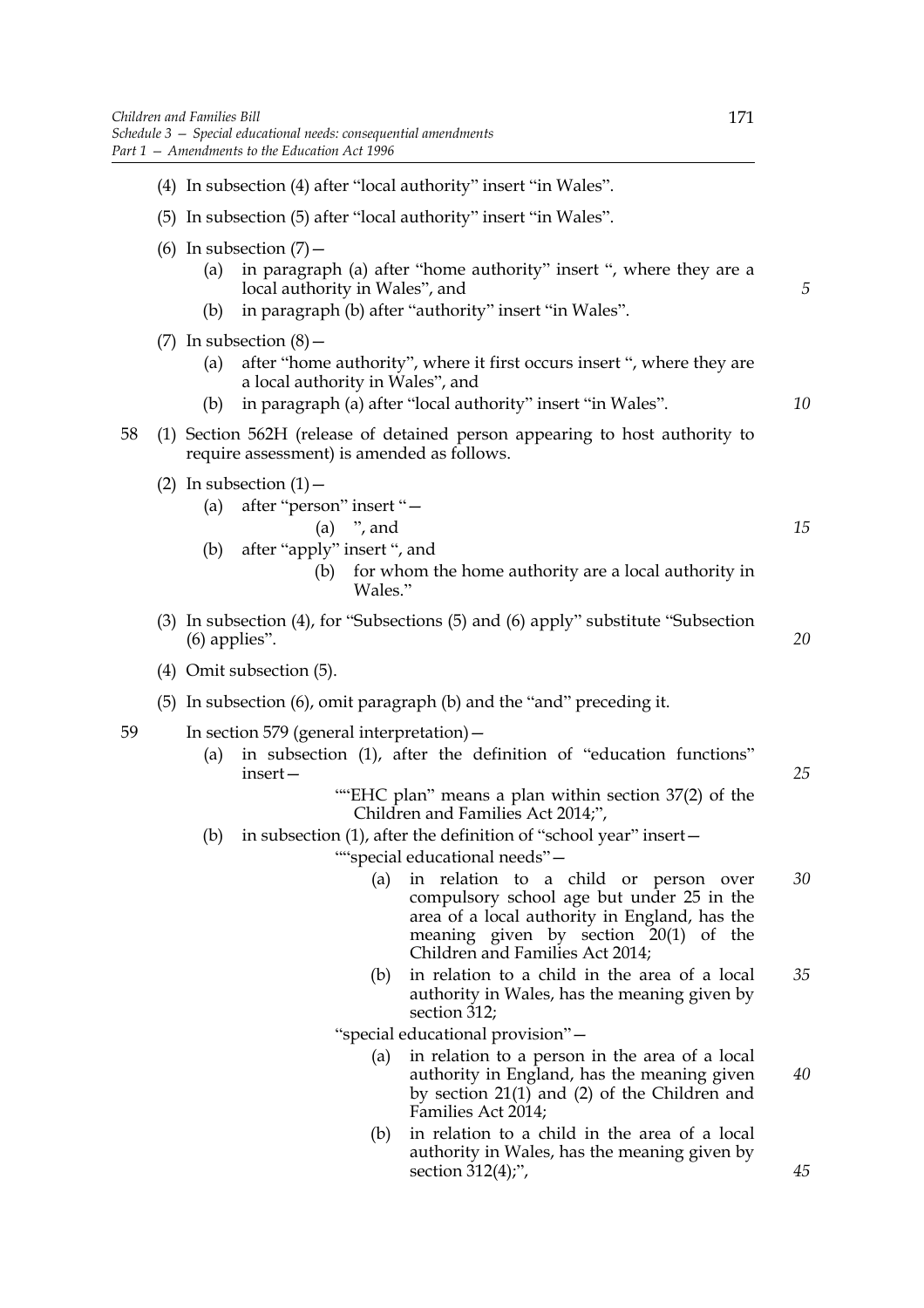(4) In subsection (4) after "local authority" insert "in Wales".

(5) In subsection (5) after "local authority" insert "in Wales".

(6) In subsection (7)—

(a) in paragraph (a) after "home authority" insert ", where they are a local authority in Wales", and

(b) in paragraph (b) after "authority" insert "in Wales".

(7) In subsection (8)—

(a) after "home authority", where it first occurs insert ", where they are a local authority in Wales", and

(b) in paragraph (a) after "local authority" insert "in Wales".

58 (1) Section 562H (release of detained person appearing to host authority to require assessment) is amended as follows.

(2) In subsection (1)—

(a) after "person" insert "—

(a) ", and

(b) after "apply" insert ", and

(b) for whom the home authority are a local authority in Wales."

(3) In subsection (4), for "Subsections (5) and (6) apply" substitute "Subsection (6) applies".

(4) Omit subsection (5).

(5) In subsection (6), omit paragraph (b) and the "and" preceding it.

59 In section 579 (general interpretation)—

(a) in subsection (1), after the definition of "education functions" insert—

""EHC plan" means a plan within section 37(2) of the Children and Families Act 2014;",

(b) in subsection (1), after the definition of "school year" insert—

""special educational needs"—

(a) in relation to a child or person over compulsory school age but under 25 in the area of a local authority in England, has the meaning given by section 20(1) of the Children and Families Act 2014;

(b) in relation to a child in the area of a local authority in Wales, has the meaning given by section 312;

"special educational provision"—

(a) in relation to a person in the area of a local authority in England, has the meaning given by section 21(1) and (2) of the Children and Families Act 2014;

(b) in relation to a child in the area of a local authority in Wales, has the meaning given by section 312(4);",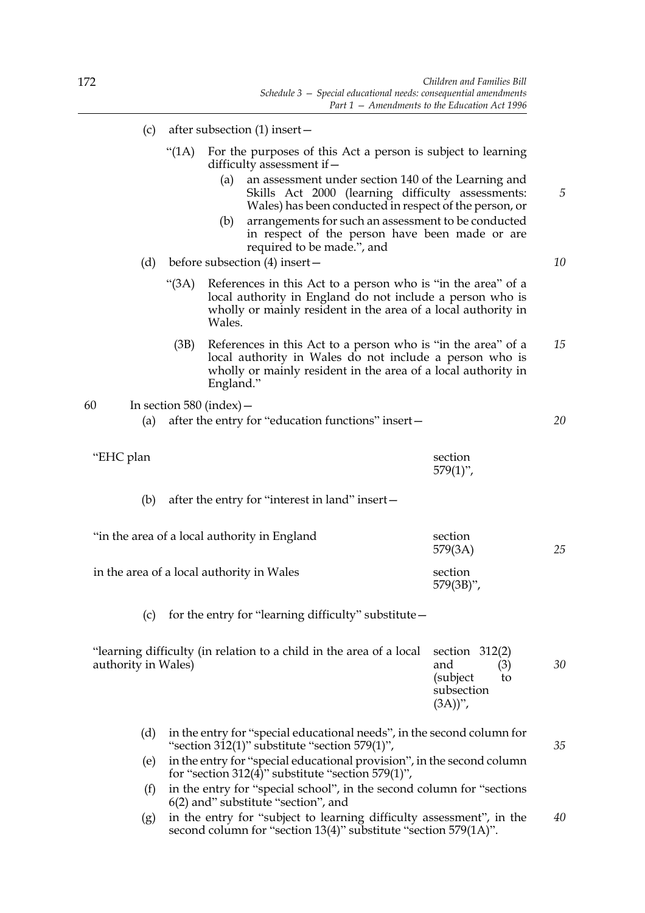(c) after subsection (1) insert—

"(1A) For the purposes of this Act a person is subject to learning difficulty assessment if—

(a) an assessment under section 140 of the Learning and Skills Act 2000 (learning difficulty assessments: Wales) has been conducted in respect of the person, or

(b) arrangements for such an assessment to be conducted in respect of the person have been made or are required to be made.", and

(d) before subsection (4) insert—

"(3A) References in this Act to a person who is "in the area" of a local authority in England do not include a person who is wholly or mainly resident in the area of a local authority in Wales.

(3B) References in this Act to a person who is "in the area" of a local authority in Wales do not include a person who is wholly or mainly resident in the area of a local authority in England."

60 In section 580 (index)—

(a) after the entry for "education functions" insert—

| | |
|---|---|
| "EHC plan | section 579(1)", |

(b) after the entry for "interest in land" insert—

| | |
|---|---|
| "in the area of a local authority in England | section 579(3A) |
| in the area of a local authority in Wales | section 579(3B)", |

(c) for the entry for "learning difficulty" substitute—

| | |
|---|---|
| "learning difficulty (in relation to a child in the area of a local authority in Wales) | section 312(2) and (3) (subject to subsection (3A))", |

(d) in the entry for "special educational needs", in the second column for "section 312(1)" substitute "section 579(1)",

(e) in the entry for "special educational provision", in the second column for "section 312(4)" substitute "section 579(1)",

(f) in the entry for "special school", in the second column for "sections 6(2) and" substitute "section", and

(g) in the entry for "subject to learning difficulty assessment", in the second column for "section 13(4)" substitute "section 579(1A)".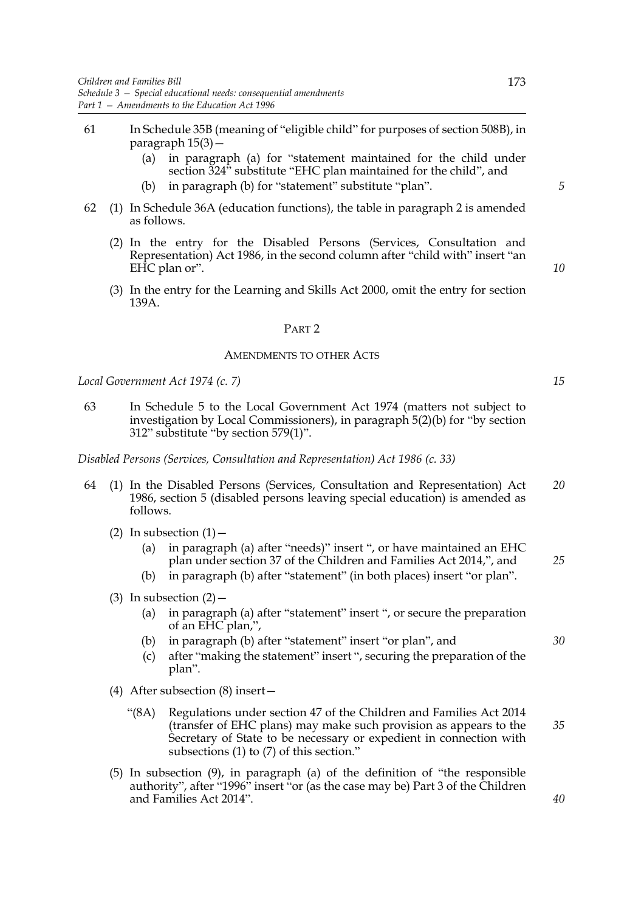61 In Schedule 35B (meaning of "eligible child" for purposes of section 508B), in paragraph 15(3)—

(a) in paragraph (a) for "statement maintained for the child under section 324" substitute "EHC plan maintained for the child", and

(b) in paragraph (b) for "statement" substitute "plan".

62 (1) In Schedule 36A (education functions), the table in paragraph 2 is amended as follows.

(2) In the entry for the Disabled Persons (Services, Consultation and Representation) Act 1986, in the second column after "child with" insert "an EHC plan or".

(3) In the entry for the Learning and Skills Act 2000, omit the entry for section 139A.

## PART 2

### AMENDMENTS TO OTHER ACTS

*Local Government Act 1974 (c. 7)*

63 In Schedule 5 to the Local Government Act 1974 (matters not subject to investigation by Local Commissioners), in paragraph 5(2)(b) for "by section 312" substitute "by section 579(1)".

*Disabled Persons (Services, Consultation and Representation) Act 1986 (c. 33)*

64 (1) In the Disabled Persons (Services, Consultation and Representation) Act 1986, section 5 (disabled persons leaving special education) is amended as follows.

(2) In subsection (1)—

(a) in paragraph (a) after "needs)" insert ", or have maintained an EHC plan under section 37 of the Children and Families Act 2014,", and

(b) in paragraph (b) after "statement" (in both places) insert "or plan".

(3) In subsection (2)—

(a) in paragraph (a) after "statement" insert ", or secure the preparation of an EHC plan,",

(b) in paragraph (b) after "statement" insert "or plan", and

(c) after "making the statement" insert ", securing the preparation of the plan".

(4) After subsection (8) insert—

"(8A) Regulations under section 47 of the Children and Families Act 2014 (transfer of EHC plans) may make such provision as appears to the Secretary of State to be necessary or expedient in connection with subsections (1) to (7) of this section."

(5) In subsection (9), in paragraph (a) of the definition of "the responsible authority", after "1996" insert "or (as the case may be) Part 3 of the Children and Families Act 2014".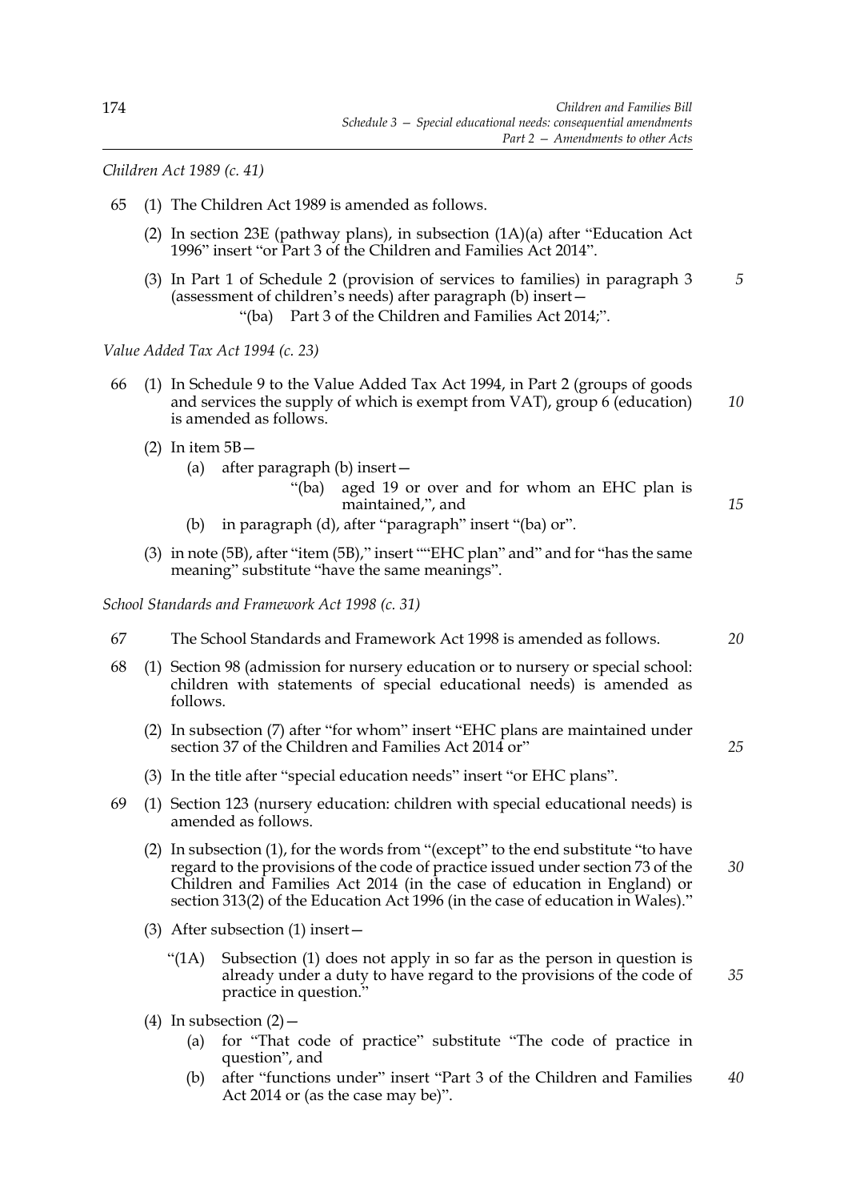*Children Act 1989 (c. 41)*

65 (1) The Children Act 1989 is amended as follows.

(2) In section 23E (pathway plans), in subsection (1A)(a) after "Education Act 1996" insert "or Part 3 of the Children and Families Act 2014".

(3) In Part 1 of Schedule 2 (provision of services to families) in paragraph 3 (assessment of children's needs) after paragraph (b) insert—

"(ba) Part 3 of the Children and Families Act 2014;".

*Value Added Tax Act 1994 (c. 23)*

66 (1) In Schedule 9 to the Value Added Tax Act 1994, in Part 2 (groups of goods and services the supply of which is exempt from VAT), group 6 (education) is amended as follows.

(2) In item 5B—

(a) after paragraph (b) insert—

"(ba) aged 19 or over and for whom an EHC plan is maintained,", and

(b) in paragraph (d), after "paragraph" insert "(ba) or".

(3) in note (5B), after "item (5B)," insert ""EHC plan" and" and for "has the same meaning" substitute "have the same meanings".

*School Standards and Framework Act 1998 (c. 31)*

67 The School Standards and Framework Act 1998 is amended as follows.

68 (1) Section 98 (admission for nursery education or to nursery or special school: children with statements of special educational needs) is amended as follows.

(2) In subsection (7) after "for whom" insert "EHC plans are maintained under section 37 of the Children and Families Act 2014 or"

(3) In the title after "special education needs" insert "or EHC plans".

69 (1) Section 123 (nursery education: children with special educational needs) is amended as follows.

(2) In subsection (1), for the words from "(except" to the end substitute "to have regard to the provisions of the code of practice issued under section 73 of the Children and Families Act 2014 (in the case of education in England) or section 313(2) of the Education Act 1996 (in the case of education in Wales)."

(3) After subsection (1) insert—

"(1A) Subsection (1) does not apply in so far as the person in question is already under a duty to have regard to the provisions of the code of practice in question."

(4) In subsection (2)—

(a) for "That code of practice" substitute "The code of practice in question", and

(b) after "functions under" insert "Part 3 of the Children and Families Act 2014 or (as the case may be)".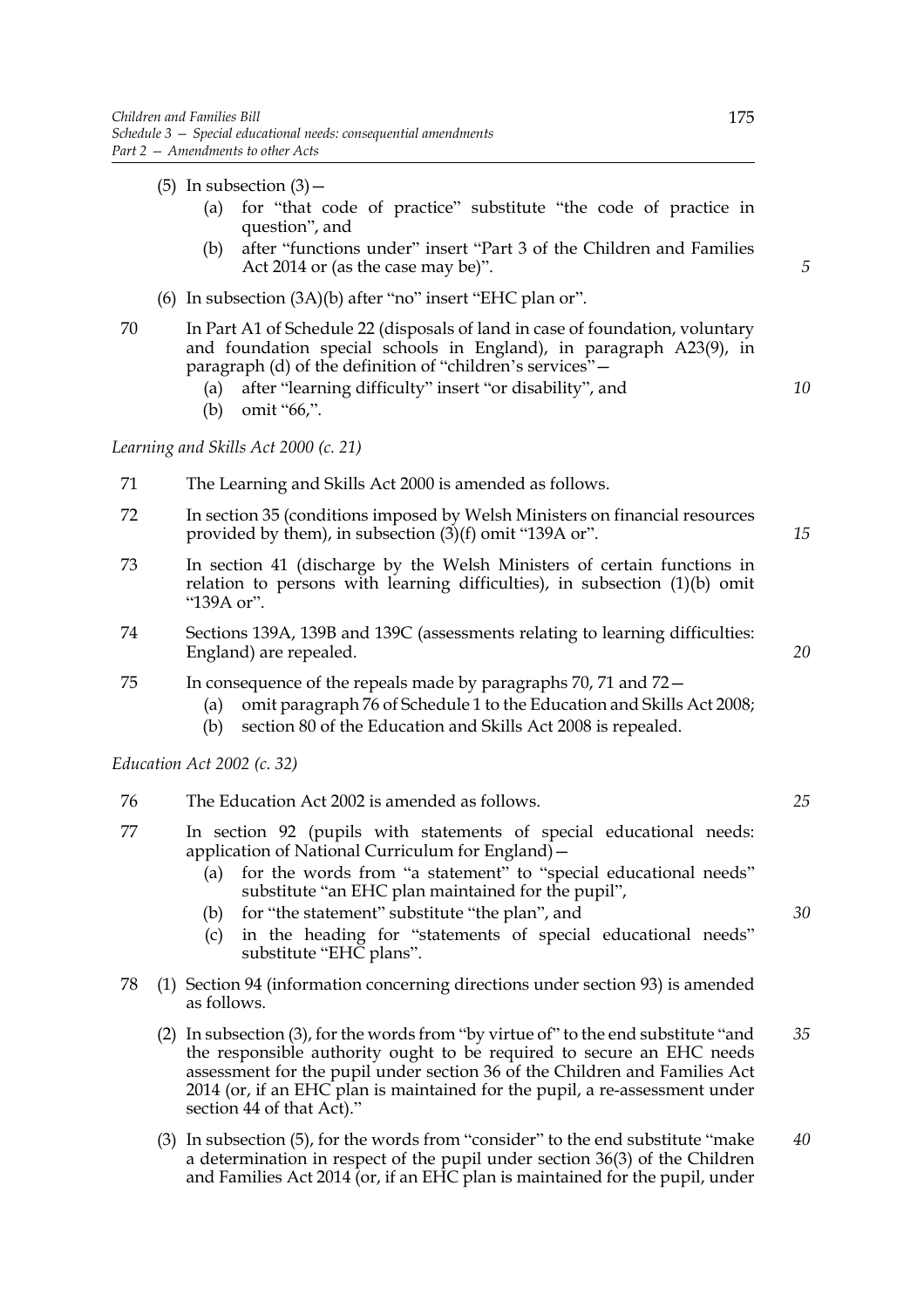(5) In subsection (3)—

(a) for "that code of practice" substitute "the code of practice in question", and

(b) after "functions under" insert "Part 3 of the Children and Families Act 2014 or (as the case may be)".

(6) In subsection (3A)(b) after "no" insert "EHC plan or".

70 In Part A1 of Schedule 22 (disposals of land in case of foundation, voluntary and foundation special schools in England), in paragraph A23(9), in paragraph (d) of the definition of "children's services"—

(a) after "learning difficulty" insert "or disability", and

(b) omit "66,".

*Learning and Skills Act 2000 (c. 21)*

71 The Learning and Skills Act 2000 is amended as follows.

72 In section 35 (conditions imposed by Welsh Ministers on financial resources provided by them), in subsection (3)(f) omit "139A or".

73 In section 41 (discharge by the Welsh Ministers of certain functions in relation to persons with learning difficulties), in subsection (1)(b) omit "139A or".

74 Sections 139A, 139B and 139C (assessments relating to learning difficulties: England) are repealed.

75 In consequence of the repeals made by paragraphs 70, 71 and 72—

(a) omit paragraph 76 of Schedule 1 to the Education and Skills Act 2008;

(b) section 80 of the Education and Skills Act 2008 is repealed.

*Education Act 2002 (c. 32)*

76 The Education Act 2002 is amended as follows.

77 In section 92 (pupils with statements of special educational needs: application of National Curriculum for England)—

(a) for the words from "a statement" to "special educational needs" substitute "an EHC plan maintained for the pupil",

(b) for "the statement" substitute "the plan", and

(c) in the heading for "statements of special educational needs" substitute "EHC plans".

78 (1) Section 94 (information concerning directions under section 93) is amended as follows.

(2) In subsection (3), for the words from "by virtue of" to the end substitute "and the responsible authority ought to be required to secure an EHC needs assessment for the pupil under section 36 of the Children and Families Act 2014 (or, if an EHC plan is maintained for the pupil, a re-assessment under section 44 of that Act)."

(3) In subsection (5), for the words from "consider" to the end substitute "make a determination in respect of the pupil under section 36(3) of the Children and Families Act 2014 (or, if an EHC plan is maintained for the pupil, under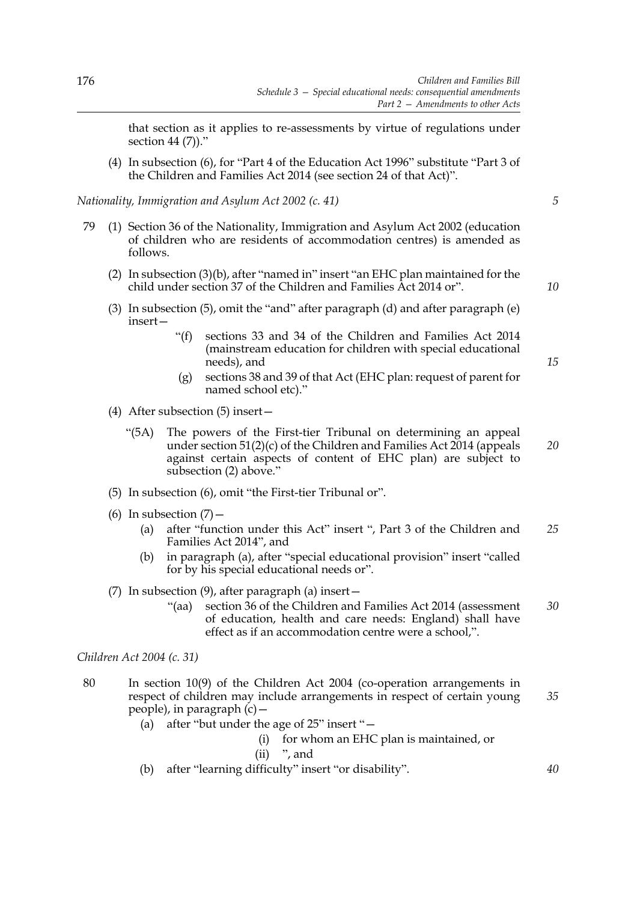that section as it applies to re-assessments by virtue of regulations under section 44 (7))."

(4) In subsection (6), for "Part 4 of the Education Act 1996" substitute "Part 3 of the Children and Families Act 2014 (see section 24 of that Act)".

*Nationality, Immigration and Asylum Act 2002 (c. 41)*

79 (1) Section 36 of the Nationality, Immigration and Asylum Act 2002 (education of children who are residents of accommodation centres) is amended as follows.

(2) In subsection (3)(b), after "named in" insert "an EHC plan maintained for the child under section 37 of the Children and Families Act 2014 or".

(3) In subsection (5), omit the "and" after paragraph (d) and after paragraph (e) insert—

"(f) sections 33 and 34 of the Children and Families Act 2014 (mainstream education for children with special educational needs), and

(g) sections 38 and 39 of that Act (EHC plan: request of parent for named school etc)."

(4) After subsection (5) insert—

"(5A) The powers of the First-tier Tribunal on determining an appeal under section 51(2)(c) of the Children and Families Act 2014 (appeals against certain aspects of content of EHC plan) are subject to subsection (2) above."

(5) In subsection (6), omit "the First-tier Tribunal or".

(6) In subsection (7)—

(a) after "function under this Act" insert ", Part 3 of the Children and Families Act 2014", and

(b) in paragraph (a), after "special educational provision" insert "called for by his special educational needs or".

(7) In subsection (9), after paragraph (a) insert—

"(aa) section 36 of the Children and Families Act 2014 (assessment of education, health and care needs: England) shall have effect as if an accommodation centre were a school,".

*Children Act 2004 (c. 31)*

80 In section 10(9) of the Children Act 2004 (co-operation arrangements in respect of children may include arrangements in respect of certain young people), in paragraph (c)—

(a) after "but under the age of 25" insert "—

(i) for whom an EHC plan is maintained, or

(ii) ", and

(b) after "learning difficulty" insert "or disability".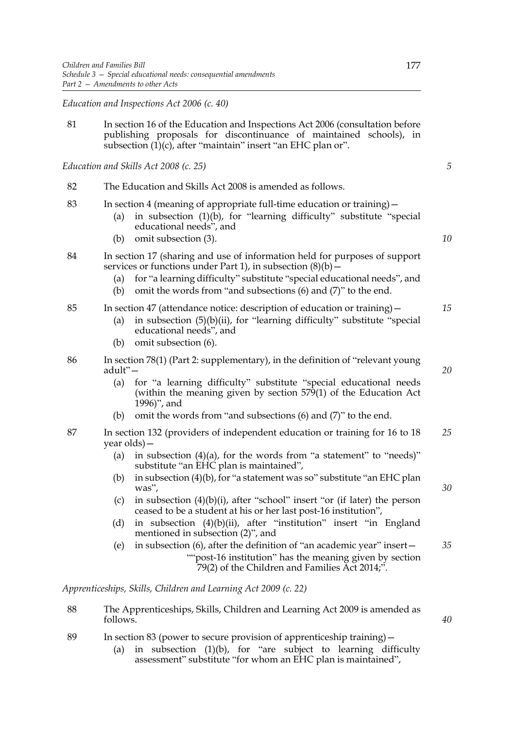*Education and Inspections Act 2006 (c. 40)*

81 In section 16 of the Education and Inspections Act 2006 (consultation before publishing proposals for discontinuance of maintained schools), in subsection (1)(c), after "maintain" insert "an EHC plan or".

*Education and Skills Act 2008 (c. 25)*

82 The Education and Skills Act 2008 is amended as follows.

83 In section 4 (meaning of appropriate full-time education or training)—
   (a) in subsection (1)(b), for "learning difficulty" substitute "special educational needs", and
   (b) omit subsection (3).

84 In section 17 (sharing and use of information held for purposes of support services or functions under Part 1), in subsection (8)(b)—
   (a) for "a learning difficulty" substitute "special educational needs", and
   (b) omit the words from "and subsections (6) and (7)" to the end.

85 In section 47 (attendance notice: description of education or training)—
   (a) in subsection (5)(b)(ii), for "learning difficulty" substitute "special educational needs", and
   (b) omit subsection (6).

86 In section 78(1) (Part 2: supplementary), in the definition of "relevant young adult"—
   (a) for "a learning difficulty" substitute "special educational needs (within the meaning given by section 579(1) of the Education Act 1996)", and
   (b) omit the words from "and subsections (6) and (7)" to the end.

87 In section 132 (providers of independent education or training for 16 to 18 year olds)—
   (a) in subsection (4)(a), for the words from "a statement" to "needs)" substitute "an EHC plan is maintained",
   (b) in subsection (4)(b), for "a statement was so" substitute "an EHC plan was",
   (c) in subsection (4)(b)(i), after "school" insert "or (if later) the person ceased to be a student at his or her last post-16 institution",
   (d) in subsection (4)(b)(ii), after "institution" insert "in England mentioned in subsection (2)", and
   (e) in subsection (6), after the definition of "an academic year" insert—
   ""post-16 institution" has the meaning given by section 79(2) of the Children and Families Act 2014;".

*Apprenticeships, Skills, Children and Learning Act 2009 (c. 22)*

88 The Apprenticeships, Skills, Children and Learning Act 2009 is amended as follows.

89 In section 83 (power to secure provision of apprenticeship training)—
   (a) in subsection (1)(b), for "are subject to learning difficulty assessment" substitute "for whom an EHC plan is maintained",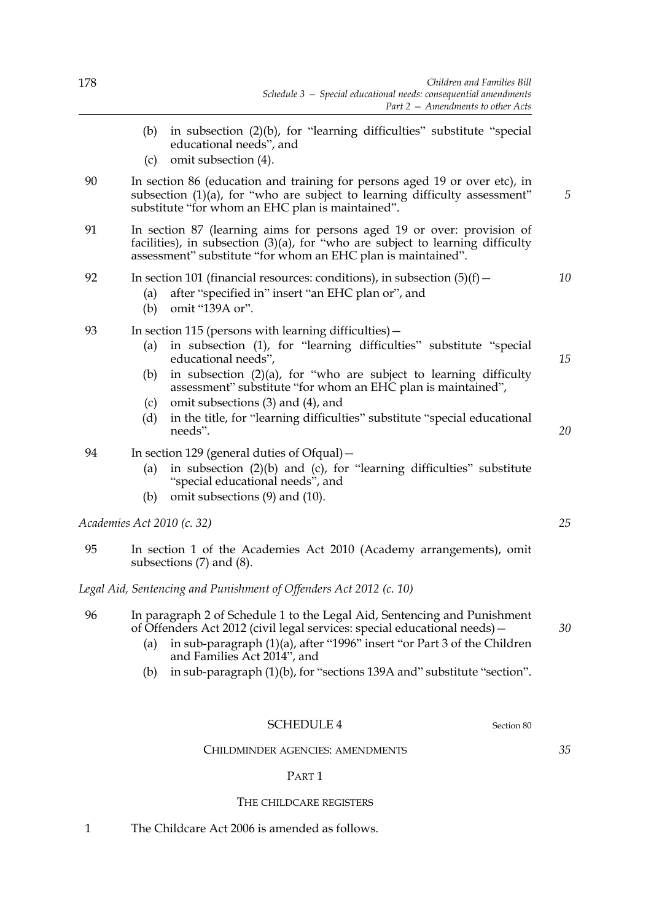(b) in subsection (2)(b), for "learning difficulties" substitute "special educational needs", and

(c) omit subsection (4).

90 In section 86 (education and training for persons aged 19 or over etc), in subsection (1)(a), for "who are subject to learning difficulty assessment" substitute "for whom an EHC plan is maintained".

91 In section 87 (learning aims for persons aged 19 or over: provision of facilities), in subsection (3)(a), for "who are subject to learning difficulty assessment" substitute "for whom an EHC plan is maintained".

92 In section 101 (financial resources: conditions), in subsection (5)(f)—

(a) after "specified in" insert "an EHC plan or", and

(b) omit "139A or".

93 In section 115 (persons with learning difficulties)—

(a) in subsection (1), for "learning difficulties" substitute "special educational needs",

(b) in subsection (2)(a), for "who are subject to learning difficulty assessment" substitute "for whom an EHC plan is maintained",

(c) omit subsections (3) and (4), and

(d) in the title, for "learning difficulties" substitute "special educational needs".

94 In section 129 (general duties of Ofqual)—

(a) in subsection (2)(b) and (c), for "learning difficulties" substitute "special educational needs", and

(b) omit subsections (9) and (10).

*Academies Act 2010 (c. 32)*

95 In section 1 of the Academies Act 2010 (Academy arrangements), omit subsections (7) and (8).

*Legal Aid, Sentencing and Punishment of Offenders Act 2012 (c. 10)*

96 In paragraph 2 of Schedule 1 to the Legal Aid, Sentencing and Punishment of Offenders Act 2012 (civil legal services: special educational needs)—

(a) in sub-paragraph (1)(a), after "1996" insert "or Part 3 of the Children and Families Act 2014", and

(b) in sub-paragraph (1)(b), for "sections 139A and" substitute "section".

## SCHEDULE 4

Section 80

### CHILDMINDER AGENCIES: AMENDMENTS

#### PART 1

#### THE CHILDCARE REGISTERS

1 The Childcare Act 2006 is amended as follows.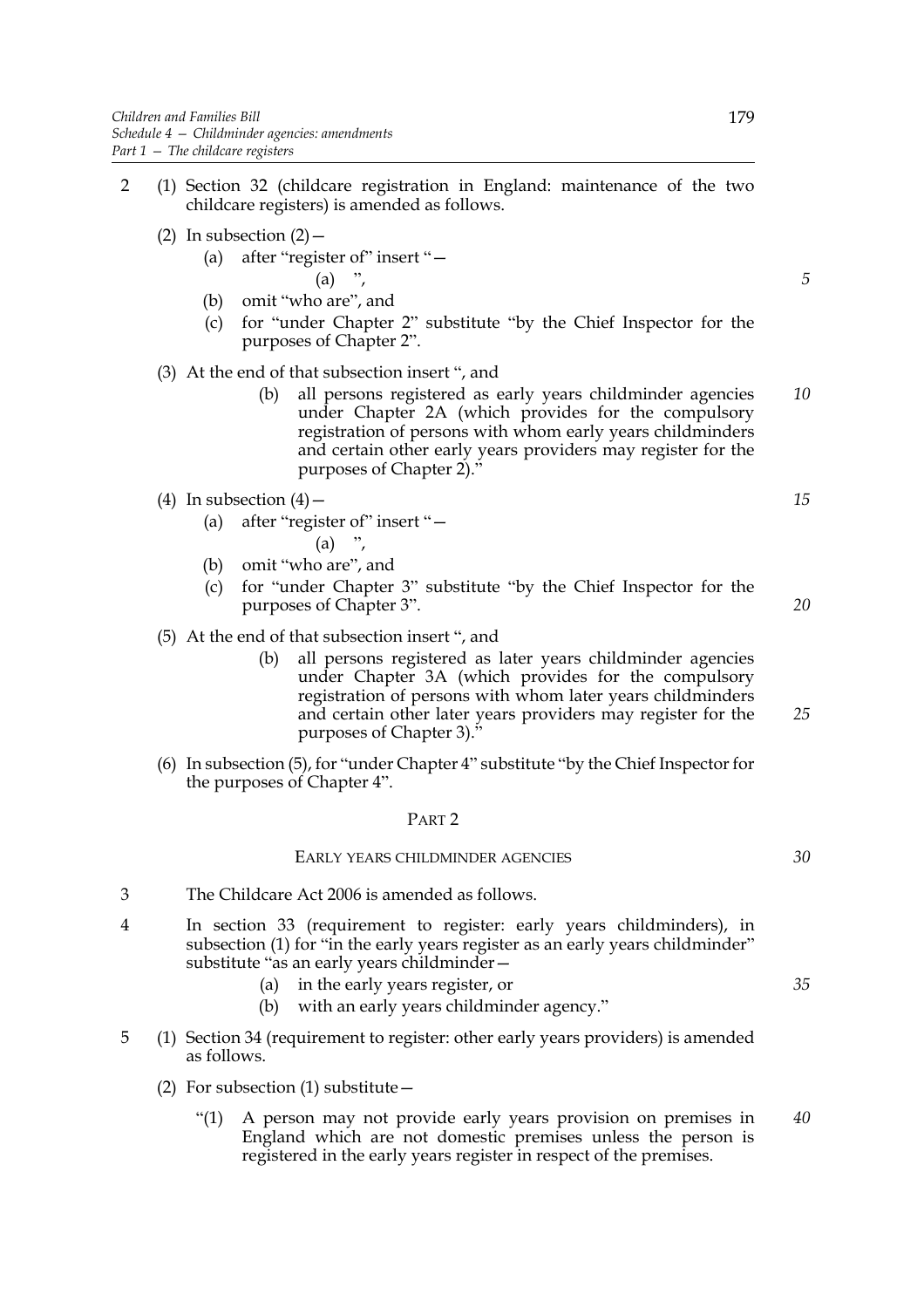2 (1) Section 32 (childcare registration in England: maintenance of the two childcare registers) is amended as follows.

(2) In subsection (2)—

(a) after "register of" insert "—

(a) ",

(b) omit "who are", and

(c) for "under Chapter 2" substitute "by the Chief Inspector for the purposes of Chapter 2".

(3) At the end of that subsection insert ", and

(b) all persons registered as early years childminder agencies under Chapter 2A (which provides for the compulsory registration of persons with whom early years childminders and certain other early years providers may register for the purposes of Chapter 2)."

(4) In subsection (4)—

(a) after "register of" insert "—

(a) ",

(b) omit "who are", and

(c) for "under Chapter 3" substitute "by the Chief Inspector for the purposes of Chapter 3".

(5) At the end of that subsection insert ", and

(b) all persons registered as later years childminder agencies under Chapter 3A (which provides for the compulsory registration of persons with whom later years childminders and certain other later years providers may register for the purposes of Chapter 3)."

(6) In subsection (5), for "under Chapter 4" substitute "by the Chief Inspector for the purposes of Chapter 4".

## PART 2

### EARLY YEARS CHILDMINDER AGENCIES

3 The Childcare Act 2006 is amended as follows.

4 In section 33 (requirement to register: early years childminders), in subsection (1) for "in the early years register as an early years childminder" substitute "as an early years childminder—

(a) in the early years register, or

(b) with an early years childminder agency."

5 (1) Section 34 (requirement to register: other early years providers) is amended as follows.

(2) For subsection (1) substitute—

"(1) A person may not provide early years provision on premises in England which are not domestic premises unless the person is registered in the early years register in respect of the premises.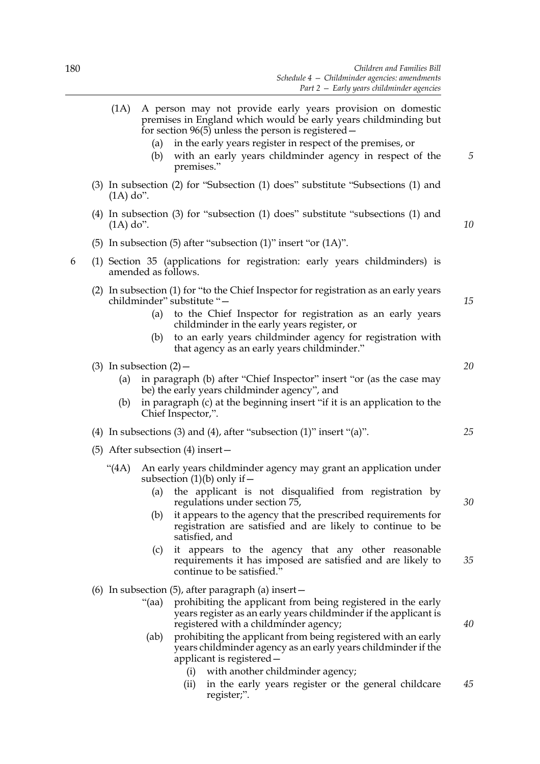(1A) A person may not provide early years provision on domestic premises in England which would be early years childminding but for section 96(5) unless the person is registered—

(a) in the early years register in respect of the premises, or

(b) with an early years childminder agency in respect of the premises."

(3) In subsection (2) for "Subsection (1) does" substitute "Subsections (1) and (1A) do".

(4) In subsection (3) for "subsection (1) does" substitute "subsections (1) and (1A) do".

(5) In subsection (5) after "subsection (1)" insert "or (1A)".

6 (1) Section 35 (applications for registration: early years childminders) is amended as follows.

(2) In subsection (1) for "to the Chief Inspector for registration as an early years childminder" substitute "—

(a) to the Chief Inspector for registration as an early years childminder in the early years register, or

(b) to an early years childminder agency for registration with that agency as an early years childminder."

(3) In subsection (2)—

(a) in paragraph (b) after "Chief Inspector" insert "or (as the case may be) the early years childminder agency", and

(b) in paragraph (c) at the beginning insert "if it is an application to the Chief Inspector,".

(4) In subsections (3) and (4), after "subsection (1)" insert "(a)".

(5) After subsection (4) insert—

"(4A) An early years childminder agency may grant an application under subsection (1)(b) only if—

(a) the applicant is not disqualified from registration by regulations under section 75,

(b) it appears to the agency that the prescribed requirements for registration are satisfied and are likely to continue to be satisfied, and

(c) it appears to the agency that any other reasonable requirements it has imposed are satisfied and are likely to continue to be satisfied."

(6) In subsection (5), after paragraph (a) insert—

"(aa) prohibiting the applicant from being registered in the early years register as an early years childminder if the applicant is registered with a childminder agency;

(ab) prohibiting the applicant from being registered with an early years childminder agency as an early years childminder if the applicant is registered—

(i) with another childminder agency;

(ii) in the early years register or the general childcare register;".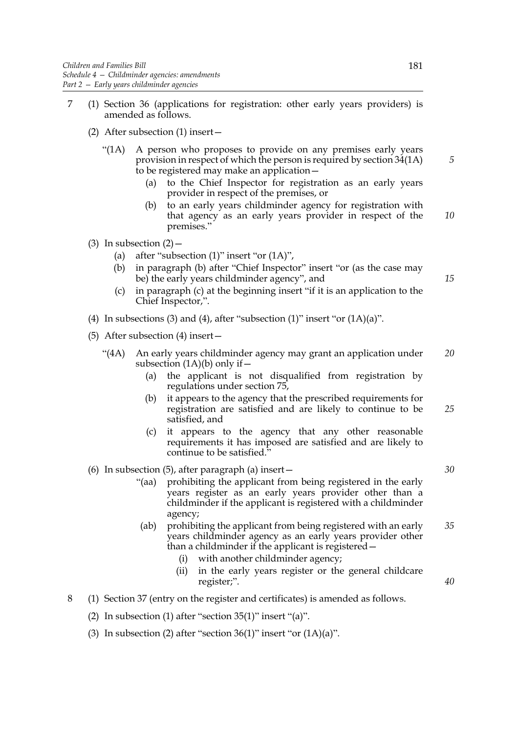7 (1) Section 36 (applications for registration: other early years providers) is amended as follows.

(2) After subsection (1) insert—

"(1A) A person who proposes to provide on any premises early years provision in respect of which the person is required by section 34(1A) to be registered may make an application—

(a) to the Chief Inspector for registration as an early years provider in respect of the premises, or

(b) to an early years childminder agency for registration with that agency as an early years provider in respect of the premises."

(3) In subsection (2)—

(a) after "subsection (1)" insert "or (1A)",

(b) in paragraph (b) after "Chief Inspector" insert "or (as the case may be) the early years childminder agency", and

(c) in paragraph (c) at the beginning insert "if it is an application to the Chief Inspector,".

(4) In subsections (3) and (4), after "subsection (1)" insert "or (1A)(a)".

(5) After subsection (4) insert—

"(4A) An early years childminder agency may grant an application under subsection (1A)(b) only if—

(a) the applicant is not disqualified from registration by regulations under section 75,

(b) it appears to the agency that the prescribed requirements for registration are satisfied and are likely to continue to be satisfied, and

(c) it appears to the agency that any other reasonable requirements it has imposed are satisfied and are likely to continue to be satisfied."

(6) In subsection (5), after paragraph (a) insert—

"(aa) prohibiting the applicant from being registered in the early years register as an early years provider other than a childminder if the applicant is registered with a childminder agency;

(ab) prohibiting the applicant from being registered with an early years childminder agency as an early years provider other than a childminder if the applicant is registered—

(i) with another childminder agency;

(ii) in the early years register or the general childcare register;".

8 (1) Section 37 (entry on the register and certificates) is amended as follows.

(2) In subsection (1) after "section 35(1)" insert "(a)".

(3) In subsection (2) after "section 36(1)" insert "or (1A)(a)".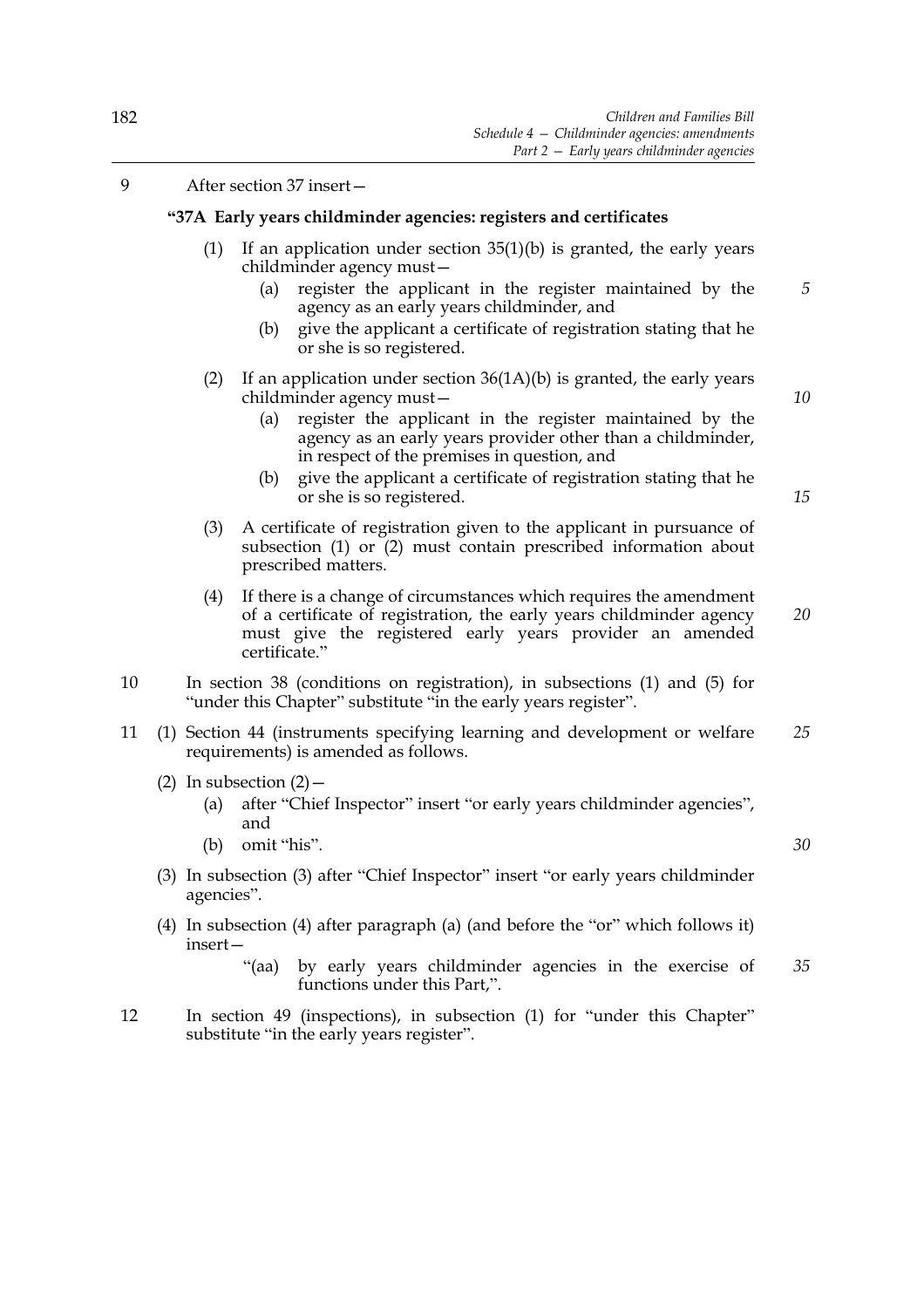9 After section 37 insert—

**"37A Early years childminder agencies: registers and certificates**

(1) If an application under section 35(1)(b) is granted, the early years childminder agency must—

(a) register the applicant in the register maintained by the agency as an early years childminder, and

(b) give the applicant a certificate of registration stating that he or she is so registered.

(2) If an application under section 36(1A)(b) is granted, the early years childminder agency must—

(a) register the applicant in the register maintained by the agency as an early years provider other than a childminder, in respect of the premises in question, and

(b) give the applicant a certificate of registration stating that he or she is so registered.

(3) A certificate of registration given to the applicant in pursuance of subsection (1) or (2) must contain prescribed information about prescribed matters.

(4) If there is a change of circumstances which requires the amendment of a certificate of registration, the early years childminder agency must give the registered early years provider an amended certificate."

10 In section 38 (conditions on registration), in subsections (1) and (5) for "under this Chapter" substitute "in the early years register".

11 (1) Section 44 (instruments specifying learning and development or welfare requirements) is amended as follows.

(2) In subsection (2)—

(a) after "Chief Inspector" insert "or early years childminder agencies", and

(b) omit "his".

(3) In subsection (3) after "Chief Inspector" insert "or early years childminder agencies".

(4) In subsection (4) after paragraph (a) (and before the "or" which follows it) insert—

"(aa) by early years childminder agencies in the exercise of functions under this Part,".

12 In section 49 (inspections), in subsection (1) for "under this Chapter" substitute "in the early years register".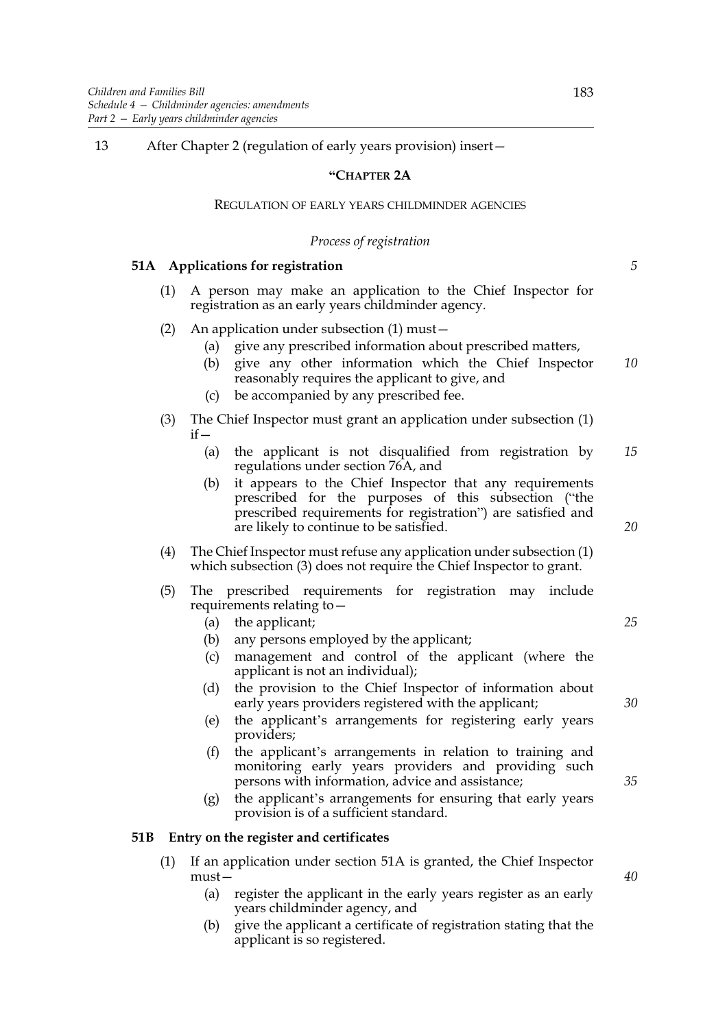13 After Chapter 2 (regulation of early years provision) insert—

## "CHAPTER 2A

### REGULATION OF EARLY YEARS CHILDMINDER AGENCIES

*Process of registration*

#### 51A Applications for registration

(1) A person may make an application to the Chief Inspector for registration as an early years childminder agency.

(2) An application under subsection (1) must—

(a) give any prescribed information about prescribed matters,

(b) give any other information which the Chief Inspector reasonably requires the applicant to give, and

(c) be accompanied by any prescribed fee.

(3) The Chief Inspector must grant an application under subsection (1) if—

(a) the applicant is not disqualified from registration by regulations under section 76A, and

(b) it appears to the Chief Inspector that any requirements prescribed for the purposes of this subsection ("the prescribed requirements for registration") are satisfied and are likely to continue to be satisfied.

(4) The Chief Inspector must refuse any application under subsection (1) which subsection (3) does not require the Chief Inspector to grant.

(5) The prescribed requirements for registration may include requirements relating to—

(a) the applicant;

(b) any persons employed by the applicant;

(c) management and control of the applicant (where the applicant is not an individual);

(d) the provision to the Chief Inspector of information about early years providers registered with the applicant;

(e) the applicant's arrangements for registering early years providers;

(f) the applicant's arrangements in relation to training and monitoring early years providers and providing such persons with information, advice and assistance;

(g) the applicant's arrangements for ensuring that early years provision is of a sufficient standard.

#### 51B Entry on the register and certificates

(1) If an application under section 51A is granted, the Chief Inspector must—

(a) register the applicant in the early years register as an early years childminder agency, and

(b) give the applicant a certificate of registration stating that the applicant is so registered.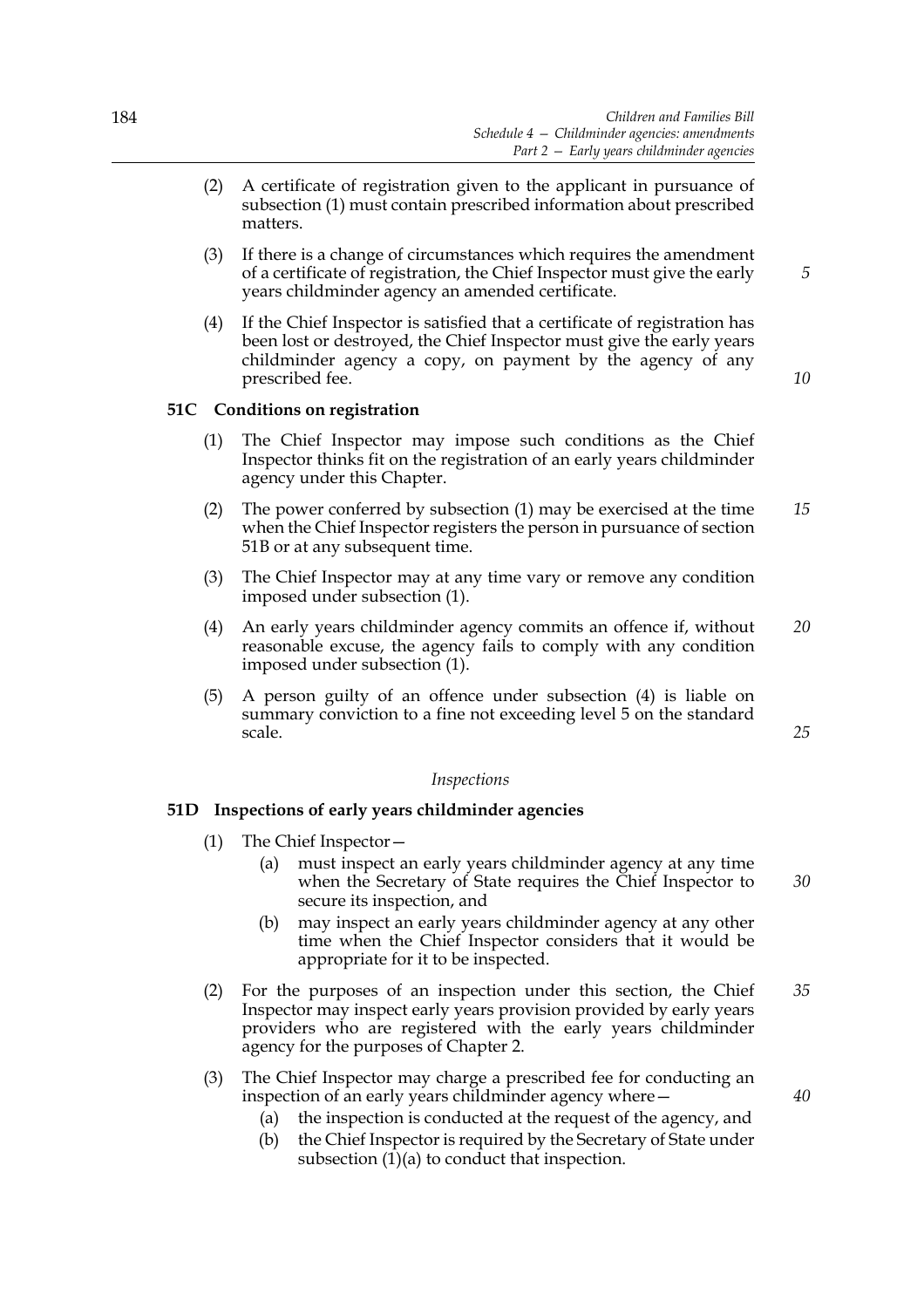(2) A certificate of registration given to the applicant in pursuance of subsection (1) must contain prescribed information about prescribed matters.

(3) If there is a change of circumstances which requires the amendment of a certificate of registration, the Chief Inspector must give the early years childminder agency an amended certificate.

(4) If the Chief Inspector is satisfied that a certificate of registration has been lost or destroyed, the Chief Inspector must give the early years childminder agency a copy, on payment by the agency of any prescribed fee.

### 51C Conditions on registration

(1) The Chief Inspector may impose such conditions as the Chief Inspector thinks fit on the registration of an early years childminder agency under this Chapter.

(2) The power conferred by subsection (1) may be exercised at the time when the Chief Inspector registers the person in pursuance of section 51B or at any subsequent time.

(3) The Chief Inspector may at any time vary or remove any condition imposed under subsection (1).

(4) An early years childminder agency commits an offence if, without reasonable excuse, the agency fails to comply with any condition imposed under subsection (1).

(5) A person guilty of an offence under subsection (4) is liable on summary conviction to a fine not exceeding level 5 on the standard scale.

*Inspections*

### 51D Inspections of early years childminder agencies

(1) The Chief Inspector—

- (a) must inspect an early years childminder agency at any time when the Secretary of State requires the Chief Inspector to secure its inspection, and
- (b) may inspect an early years childminder agency at any other time when the Chief Inspector considers that it would be appropriate for it to be inspected.

(2) For the purposes of an inspection under this section, the Chief Inspector may inspect early years provision provided by early years providers who are registered with the early years childminder agency for the purposes of Chapter 2.

(3) The Chief Inspector may charge a prescribed fee for conducting an inspection of an early years childminder agency where—

- (a) the inspection is conducted at the request of the agency, and
- (b) the Chief Inspector is required by the Secretary of State under subsection (1)(a) to conduct that inspection.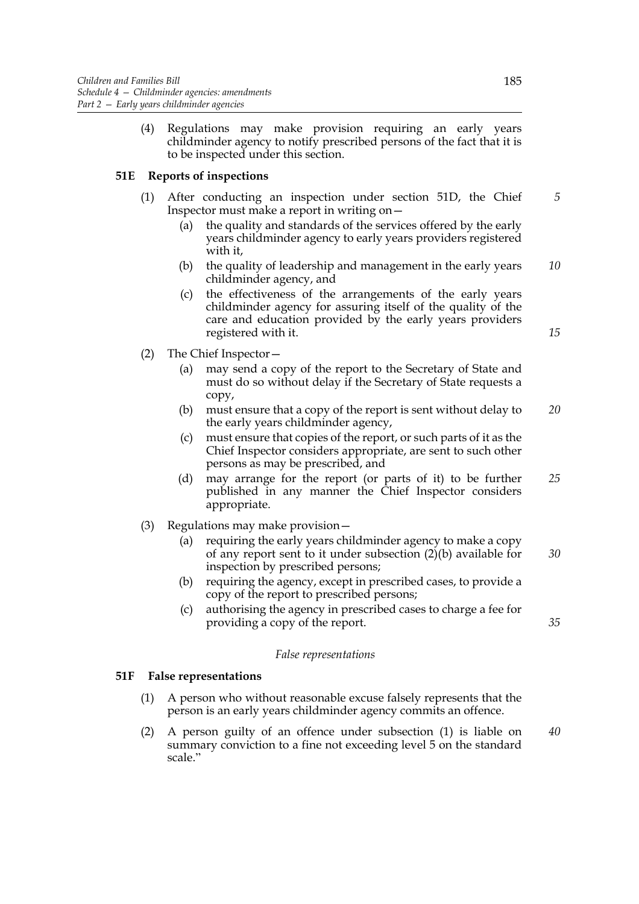(4) Regulations may make provision requiring an early years childminder agency to notify prescribed persons of the fact that it is to be inspected under this section.

**51E Reports of inspections**

(1) After conducting an inspection under section 51D, the Chief Inspector must make a report in writing on—

(a) the quality and standards of the services offered by the early years childminder agency to early years providers registered with it,

(b) the quality of leadership and management in the early years childminder agency, and

(c) the effectiveness of the arrangements of the early years childminder agency for assuring itself of the quality of the care and education provided by the early years providers registered with it.

(2) The Chief Inspector—

(a) may send a copy of the report to the Secretary of State and must do so without delay if the Secretary of State requests a copy,

(b) must ensure that a copy of the report is sent without delay to the early years childminder agency,

(c) must ensure that copies of the report, or such parts of it as the Chief Inspector considers appropriate, are sent to such other persons as may be prescribed, and

(d) may arrange for the report (or parts of it) to be further published in any manner the Chief Inspector considers appropriate.

(3) Regulations may make provision—

(a) requiring the early years childminder agency to make a copy of any report sent to it under subsection (2)(b) available for inspection by prescribed persons;

(b) requiring the agency, except in prescribed cases, to provide a copy of the report to prescribed persons;

(c) authorising the agency in prescribed cases to charge a fee for providing a copy of the report.

*False representations*

**51F False representations**

(1) A person who without reasonable excuse falsely represents that the person is an early years childminder agency commits an offence.

(2) A person guilty of an offence under subsection (1) is liable on summary conviction to a fine not exceeding level 5 on the standard scale."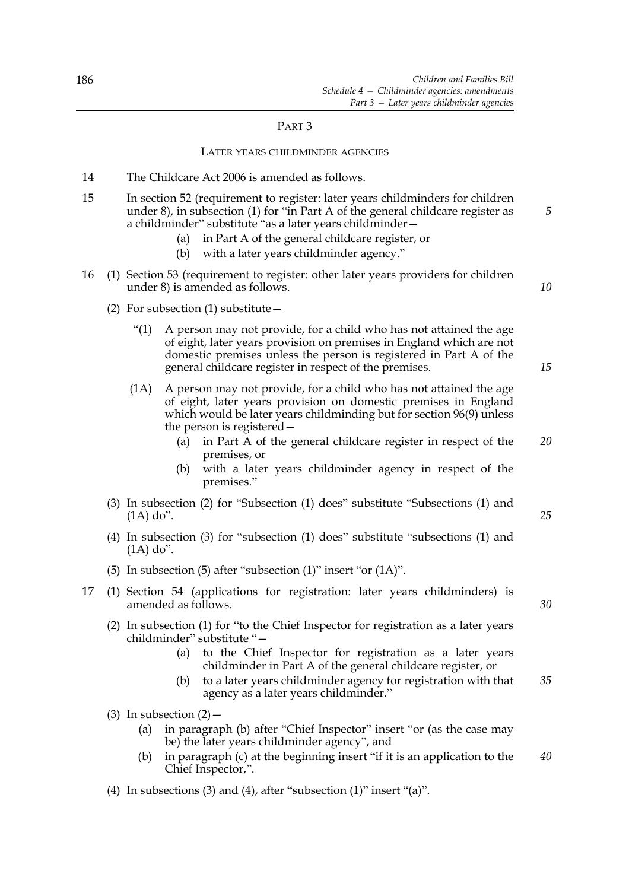## Part 3

### Later years childminder agencies

14 The Childcare Act 2006 is amended as follows.

15 In section 52 (requirement to register: later years childminders for children under 8), in subsection (1) for "in Part A of the general childcare register as a childminder" substitute "as a later years childminder—

(a) in Part A of the general childcare register, or

(b) with a later years childminder agency."

16 (1) Section 53 (requirement to register: other later years providers for children under 8) is amended as follows.

(2) For subsection (1) substitute—

"(1) A person may not provide, for a child who has not attained the age of eight, later years provision on premises in England which are not domestic premises unless the person is registered in Part A of the general childcare register in respect of the premises.

(1A) A person may not provide, for a child who has not attained the age of eight, later years provision on domestic premises in England which would be later years childminding but for section 96(9) unless the person is registered—

(a) in Part A of the general childcare register in respect of the premises, or

(b) with a later years childminder agency in respect of the premises."

(3) In subsection (2) for "Subsection (1) does" substitute "Subsections (1) and (1A) do".

(4) In subsection (3) for "subsection (1) does" substitute "subsections (1) and (1A) do".

(5) In subsection (5) after "subsection (1)" insert "or (1A)".

17 (1) Section 54 (applications for registration: later years childminders) is amended as follows.

(2) In subsection (1) for "to the Chief Inspector for registration as a later years childminder" substitute "—

(a) to the Chief Inspector for registration as a later years childminder in Part A of the general childcare register, or

(b) to a later years childminder agency for registration with that agency as a later years childminder."

(3) In subsection (2)—

(a) in paragraph (b) after "Chief Inspector" insert "or (as the case may be) the later years childminder agency", and

(b) in paragraph (c) at the beginning insert "if it is an application to the Chief Inspector,".

(4) In subsections (3) and (4), after "subsection (1)" insert "(a)".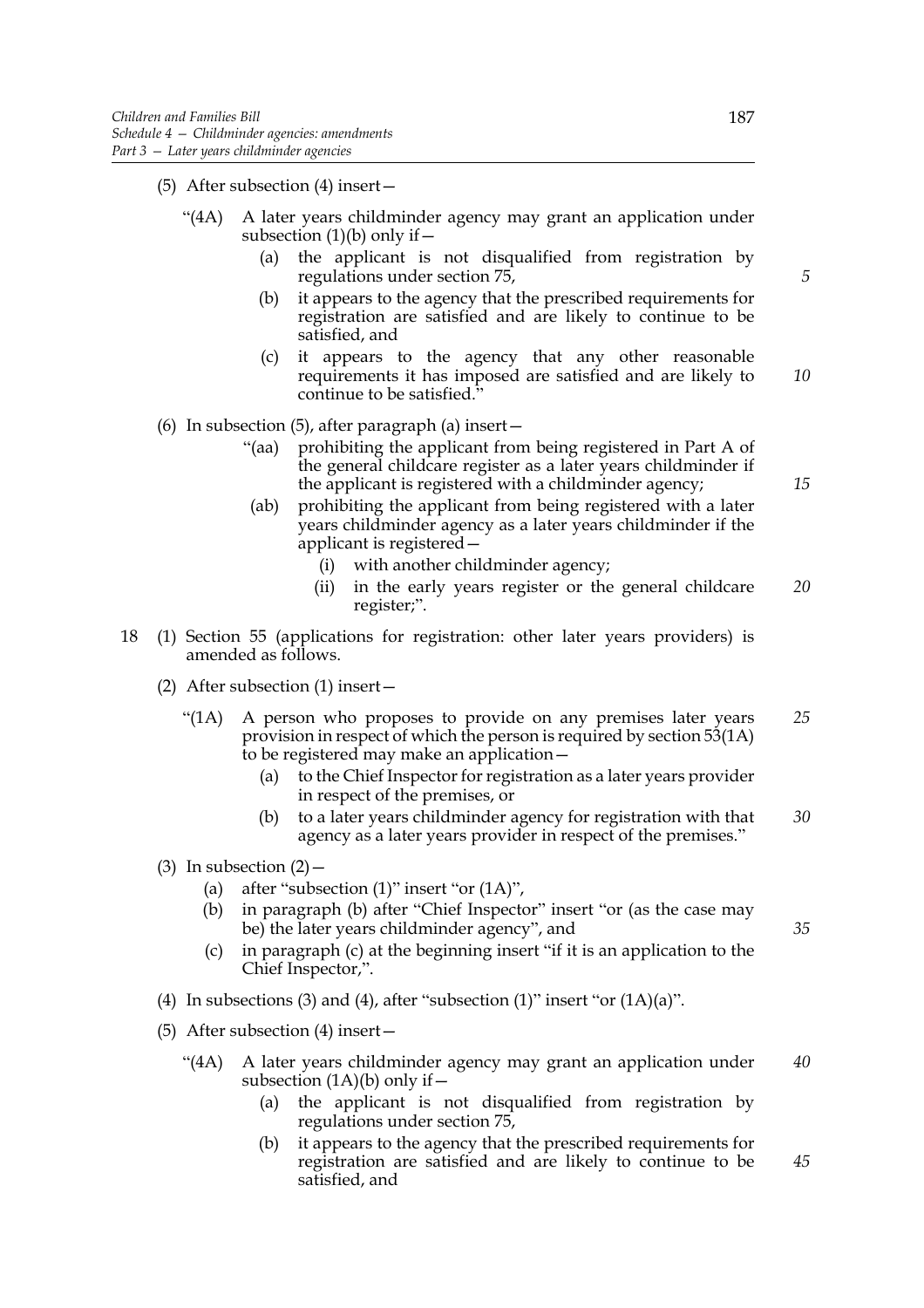(5) After subsection (4) insert—

"(4A) A later years childminder agency may grant an application under subsection (1)(b) only if—

(a) the applicant is not disqualified from registration by regulations under section 75,

(b) it appears to the agency that the prescribed requirements for registration are satisfied and are likely to continue to be satisfied, and

(c) it appears to the agency that any other reasonable requirements it has imposed are satisfied and are likely to continue to be satisfied."

(6) In subsection (5), after paragraph (a) insert—

"(aa) prohibiting the applicant from being registered in Part A of the general childcare register as a later years childminder if the applicant is registered with a childminder agency;

(ab) prohibiting the applicant from being registered with a later years childminder agency as a later years childminder if the applicant is registered—

(i) with another childminder agency;

(ii) in the early years register or the general childcare register;".

18 (1) Section 55 (applications for registration: other later years providers) is amended as follows.

(2) After subsection (1) insert—

"(1A) A person who proposes to provide on any premises later years provision in respect of which the person is required by section 53(1A) to be registered may make an application—

(a) to the Chief Inspector for registration as a later years provider in respect of the premises, or

(b) to a later years childminder agency for registration with that agency as a later years provider in respect of the premises."

(3) In subsection (2)—

(a) after "subsection (1)" insert "or (1A)",

(b) in paragraph (b) after "Chief Inspector" insert "or (as the case may be) the later years childminder agency", and

(c) in paragraph (c) at the beginning insert "if it is an application to the Chief Inspector,".

(4) In subsections (3) and (4), after "subsection (1)" insert "or (1A)(a)".

(5) After subsection (4) insert—

"(4A) A later years childminder agency may grant an application under subsection (1A)(b) only if—

(a) the applicant is not disqualified from registration by regulations under section 75,

(b) it appears to the agency that the prescribed requirements for registration are satisfied and are likely to continue to be satisfied, and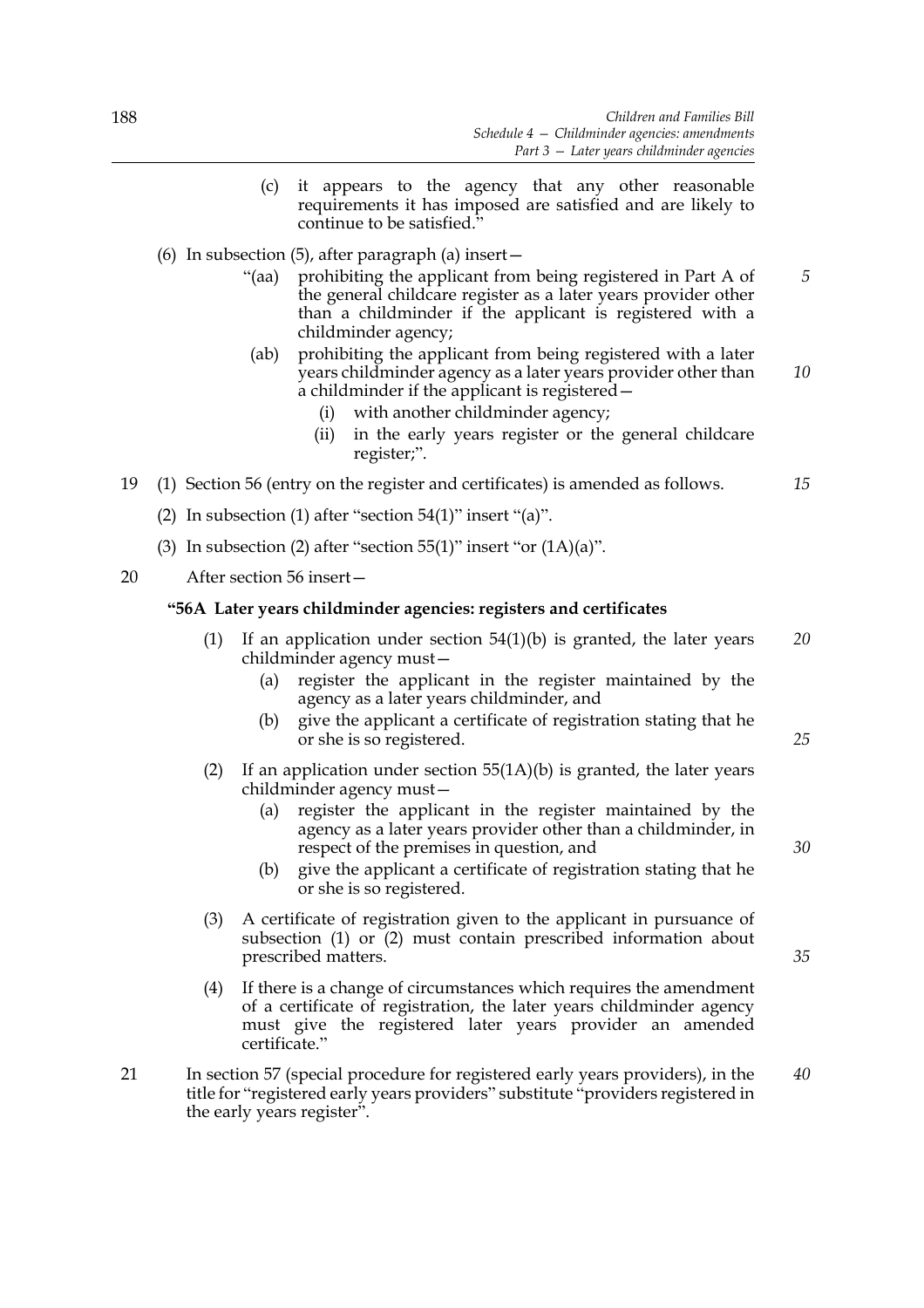(c) it appears to the agency that any other reasonable requirements it has imposed are satisfied and are likely to continue to be satisfied."

(6) In subsection (5), after paragraph (a) insert—

"(aa) prohibiting the applicant from being registered in Part A of the general childcare register as a later years provider other than a childminder if the applicant is registered with a childminder agency;

(ab) prohibiting the applicant from being registered with a later years childminder agency as a later years provider other than a childminder if the applicant is registered—

(i) with another childminder agency;

(ii) in the early years register or the general childcare register;".

19 (1) Section 56 (entry on the register and certificates) is amended as follows.

(2) In subsection (1) after "section 54(1)" insert "(a)".

(3) In subsection (2) after "section 55(1)" insert "or (1A)(a)".

20 After section 56 insert—

**"56A Later years childminder agencies: registers and certificates**

(1) If an application under section 54(1)(b) is granted, the later years childminder agency must—

(a) register the applicant in the register maintained by the agency as a later years childminder, and

(b) give the applicant a certificate of registration stating that he or she is so registered.

(2) If an application under section 55(1A)(b) is granted, the later years childminder agency must—

(a) register the applicant in the register maintained by the agency as a later years provider other than a childminder, in respect of the premises in question, and

(b) give the applicant a certificate of registration stating that he or she is so registered.

(3) A certificate of registration given to the applicant in pursuance of subsection (1) or (2) must contain prescribed information about prescribed matters.

(4) If there is a change of circumstances which requires the amendment of a certificate of registration, the later years childminder agency must give the registered later years provider an amended certificate."

21 In section 57 (special procedure for registered early years providers), in the title for "registered early years providers" substitute "providers registered in the early years register".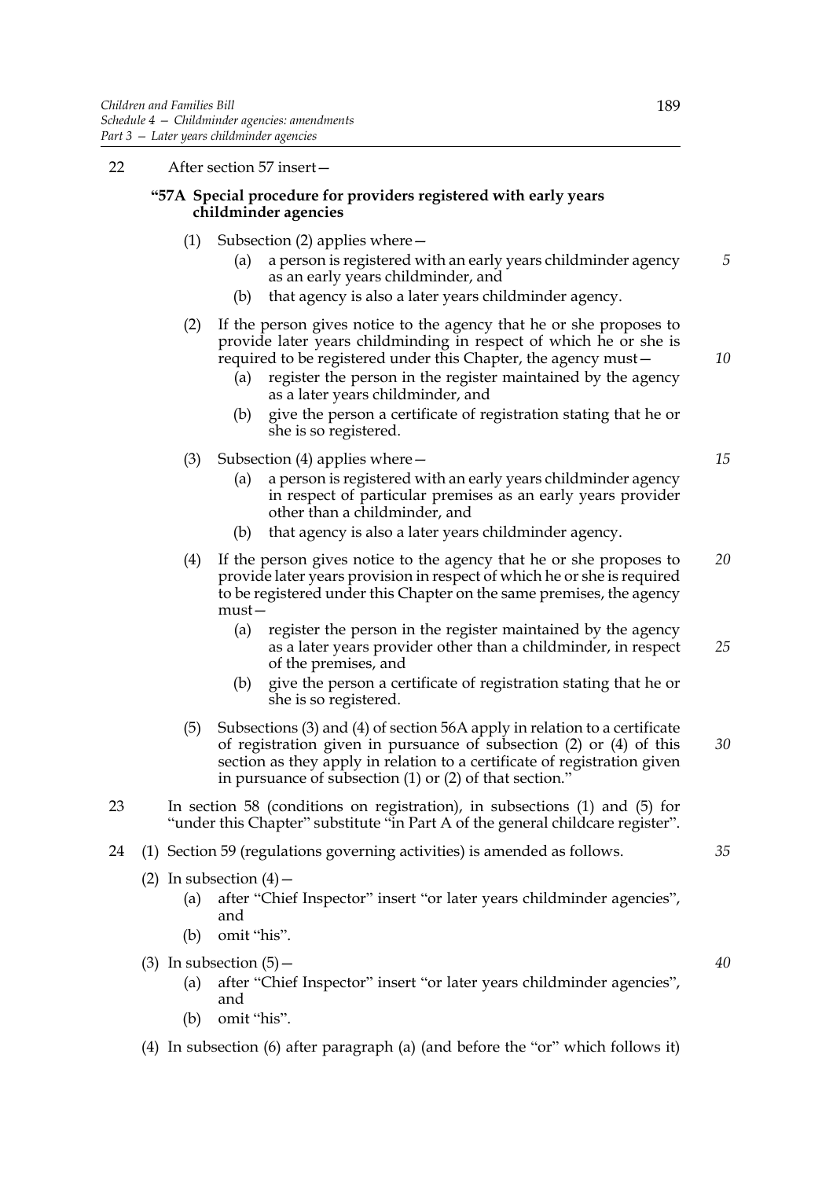22 After section 57 insert—

**"57A Special procedure for providers registered with early years childminder agencies**

(1) Subsection (2) applies where—

(a) a person is registered with an early years childminder agency as an early years childminder, and

(b) that agency is also a later years childminder agency.

(2) If the person gives notice to the agency that he or she proposes to provide later years childminding in respect of which he or she is required to be registered under this Chapter, the agency must—

(a) register the person in the register maintained by the agency as a later years childminder, and

(b) give the person a certificate of registration stating that he or she is so registered.

(3) Subsection (4) applies where—

(a) a person is registered with an early years childminder agency in respect of particular premises as an early years provider other than a childminder, and

(b) that agency is also a later years childminder agency.

(4) If the person gives notice to the agency that he or she proposes to provide later years provision in respect of which he or she is required to be registered under this Chapter on the same premises, the agency must—

(a) register the person in the register maintained by the agency as a later years provider other than a childminder, in respect of the premises, and

(b) give the person a certificate of registration stating that he or she is so registered.

(5) Subsections (3) and (4) of section 56A apply in relation to a certificate of registration given in pursuance of subsection (2) or (4) of this section as they apply in relation to a certificate of registration given in pursuance of subsection (1) or (2) of that section."

23 In section 58 (conditions on registration), in subsections (1) and (5) for "under this Chapter" substitute "in Part A of the general childcare register".

24 (1) Section 59 (regulations governing activities) is amended as follows.

(2) In subsection (4)—

(a) after "Chief Inspector" insert "or later years childminder agencies", and

(b) omit "his".

(3) In subsection (5)—

(a) after "Chief Inspector" insert "or later years childminder agencies", and

(b) omit "his".

(4) In subsection (6) after paragraph (a) (and before the "or" which follows it)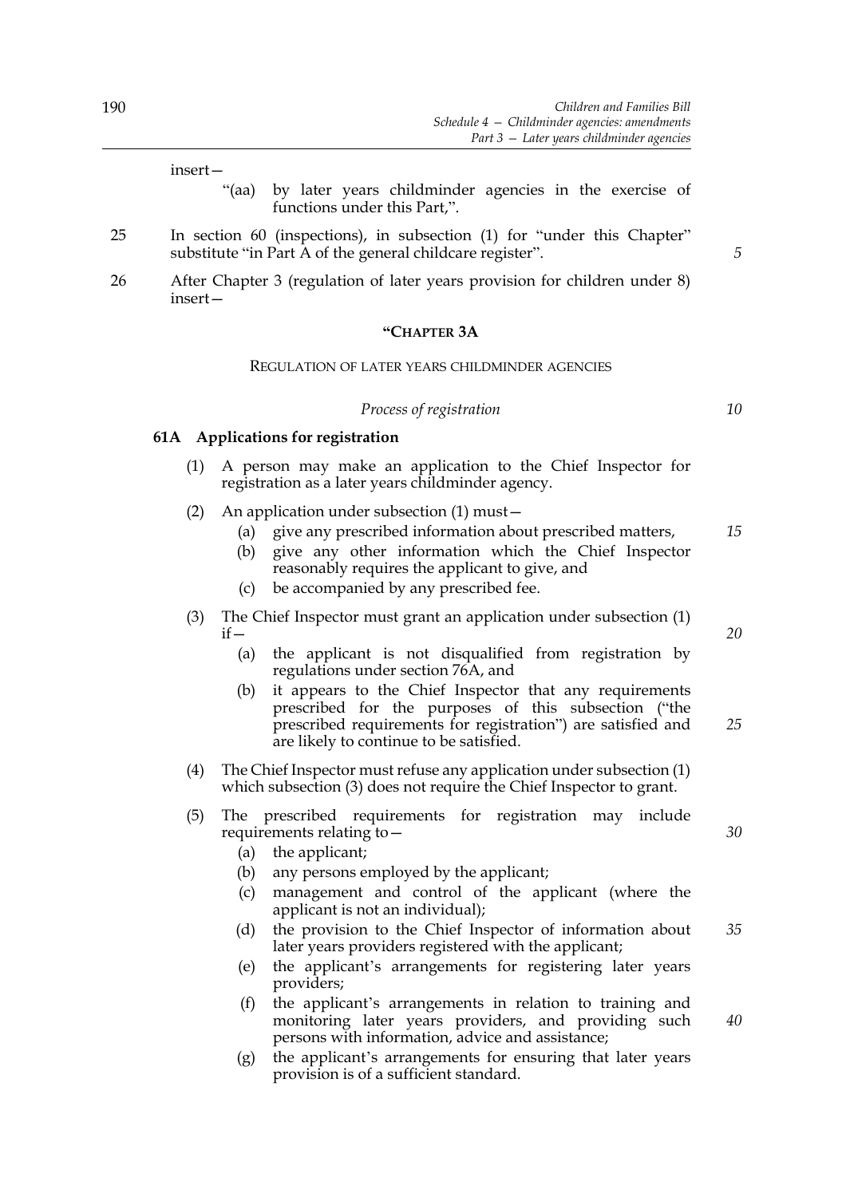insert—

"(aa) by later years childminder agencies in the exercise of functions under this Part,".

25 In section 60 (inspections), in subsection (1) for "under this Chapter" substitute "in Part A of the general childcare register".

26 After Chapter 3 (regulation of later years provision for children under 8) insert—

## "CHAPTER 3A

### REGULATION OF LATER YEARS CHILDMINDER AGENCIES

*Process of registration*

**61A Applications for registration**

(1) A person may make an application to the Chief Inspector for registration as a later years childminder agency.

(2) An application under subsection (1) must—

(a) give any prescribed information about prescribed matters,

(b) give any other information which the Chief Inspector reasonably requires the applicant to give, and

(c) be accompanied by any prescribed fee.

(3) The Chief Inspector must grant an application under subsection (1) if—

(a) the applicant is not disqualified from registration by regulations under section 76A, and

(b) it appears to the Chief Inspector that any requirements prescribed for the purposes of this subsection ("the prescribed requirements for registration") are satisfied and are likely to continue to be satisfied.

(4) The Chief Inspector must refuse any application under subsection (1) which subsection (3) does not require the Chief Inspector to grant.

(5) The prescribed requirements for registration may include requirements relating to—

(a) the applicant;

(b) any persons employed by the applicant;

(c) management and control of the applicant (where the applicant is not an individual);

(d) the provision to the Chief Inspector of information about later years providers registered with the applicant;

(e) the applicant's arrangements for registering later years providers;

(f) the applicant's arrangements in relation to training and monitoring later years providers, and providing such persons with information, advice and assistance;

(g) the applicant's arrangements for ensuring that later years provision is of a sufficient standard.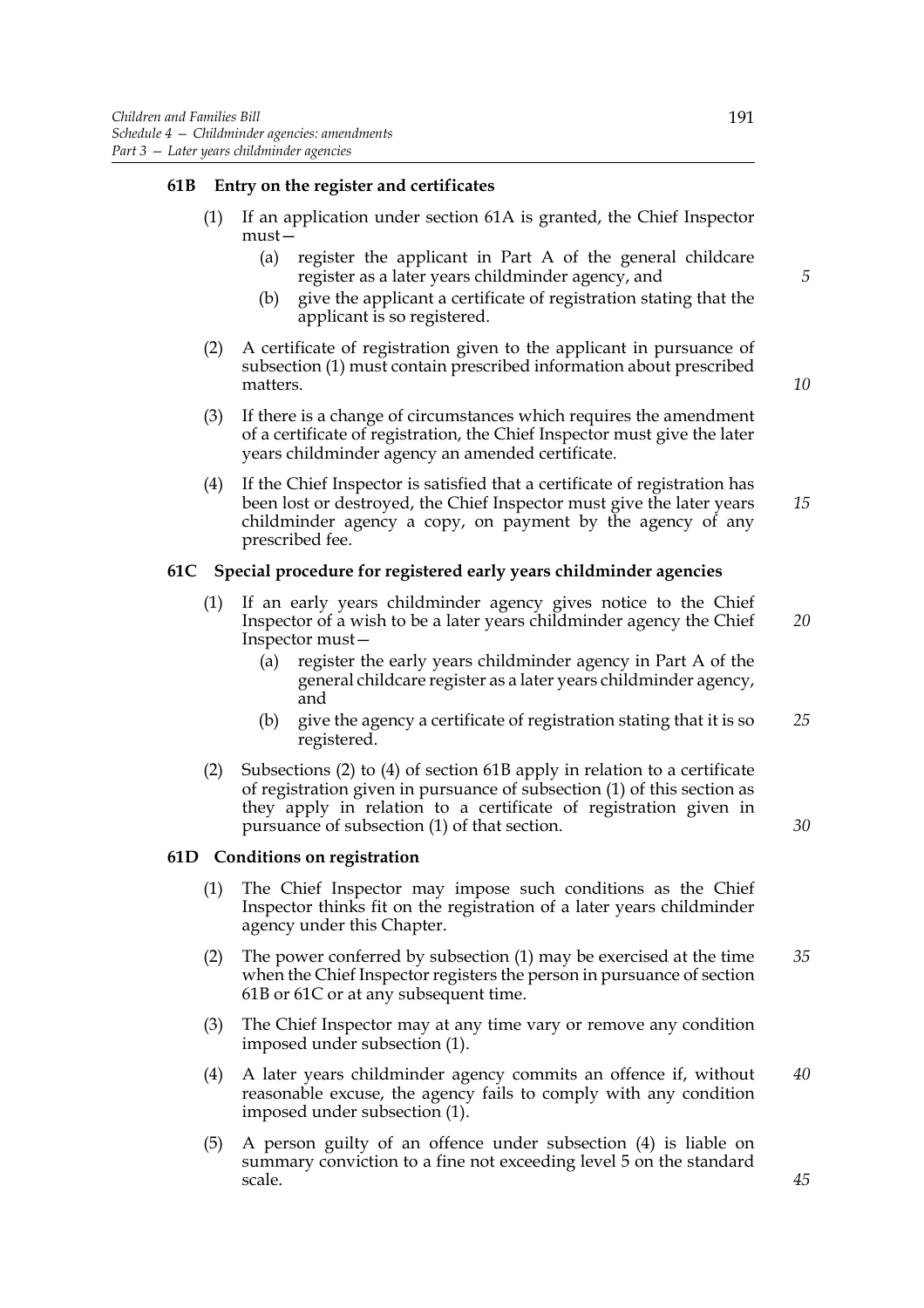**61B Entry on the register and certificates**

(1) If an application under section 61A is granted, the Chief Inspector must—

(a) register the applicant in Part A of the general childcare register as a later years childminder agency, and

(b) give the applicant a certificate of registration stating that the applicant is so registered.

(2) A certificate of registration given to the applicant in pursuance of subsection (1) must contain prescribed information about prescribed matters.

(3) If there is a change of circumstances which requires the amendment of a certificate of registration, the Chief Inspector must give the later years childminder agency an amended certificate.

(4) If the Chief Inspector is satisfied that a certificate of registration has been lost or destroyed, the Chief Inspector must give the later years childminder agency a copy, on payment by the agency of any prescribed fee.

**61C Special procedure for registered early years childminder agencies**

(1) If an early years childminder agency gives notice to the Chief Inspector of a wish to be a later years childminder agency the Chief Inspector must—

(a) register the early years childminder agency in Part A of the general childcare register as a later years childminder agency, and

(b) give the agency a certificate of registration stating that it is so registered.

(2) Subsections (2) to (4) of section 61B apply in relation to a certificate of registration given in pursuance of subsection (1) of this section as they apply in relation to a certificate of registration given in pursuance of subsection (1) of that section.

**61D Conditions on registration**

(1) The Chief Inspector may impose such conditions as the Chief Inspector thinks fit on the registration of a later years childminder agency under this Chapter.

(2) The power conferred by subsection (1) may be exercised at the time when the Chief Inspector registers the person in pursuance of section 61B or 61C or at any subsequent time.

(3) The Chief Inspector may at any time vary or remove any condition imposed under subsection (1).

(4) A later years childminder agency commits an offence if, without reasonable excuse, the agency fails to comply with any condition imposed under subsection (1).

(5) A person guilty of an offence under subsection (4) is liable on summary conviction to a fine not exceeding level 5 on the standard scale.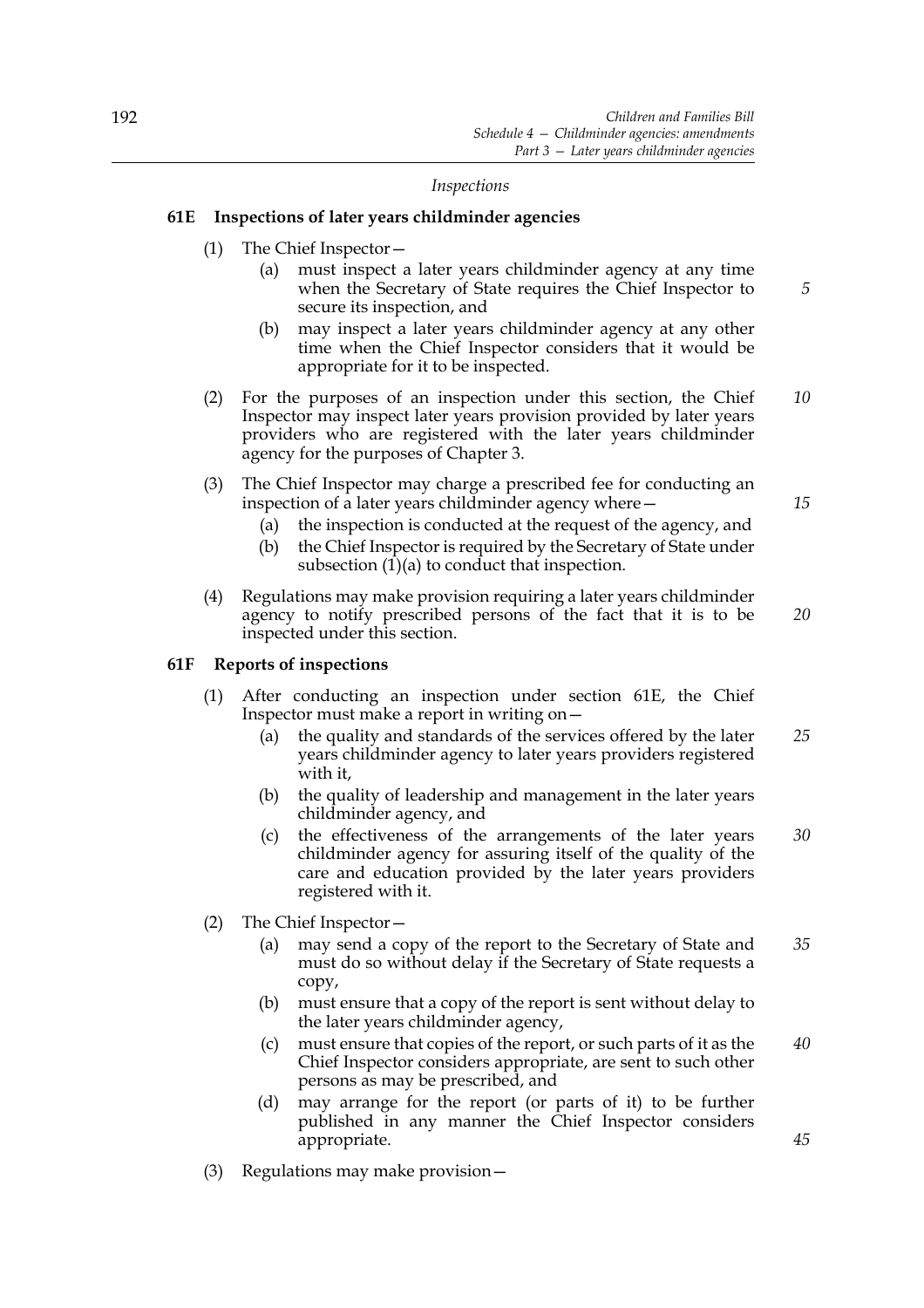*Inspections*

**61E Inspections of later years childminder agencies**

(1) The Chief Inspector—

(a) must inspect a later years childminder agency at any time when the Secretary of State requires the Chief Inspector to secure its inspection, and

(b) may inspect a later years childminder agency at any other time when the Chief Inspector considers that it would be appropriate for it to be inspected.

(2) For the purposes of an inspection under this section, the Chief Inspector may inspect later years provision provided by later years providers who are registered with the later years childminder agency for the purposes of Chapter 3.

(3) The Chief Inspector may charge a prescribed fee for conducting an inspection of a later years childminder agency where—

(a) the inspection is conducted at the request of the agency, and

(b) the Chief Inspector is required by the Secretary of State under subsection (1)(a) to conduct that inspection.

(4) Regulations may make provision requiring a later years childminder agency to notify prescribed persons of the fact that it is to be inspected under this section.

**61F Reports of inspections**

(1) After conducting an inspection under section 61E, the Chief Inspector must make a report in writing on—

(a) the quality and standards of the services offered by the later years childminder agency to later years providers registered with it,

(b) the quality of leadership and management in the later years childminder agency, and

(c) the effectiveness of the arrangements of the later years childminder agency for assuring itself of the quality of the care and education provided by the later years providers registered with it.

(2) The Chief Inspector—

(a) may send a copy of the report to the Secretary of State and must do so without delay if the Secretary of State requests a copy,

(b) must ensure that a copy of the report is sent without delay to the later years childminder agency,

(c) must ensure that copies of the report, or such parts of it as the Chief Inspector considers appropriate, are sent to such other persons as may be prescribed, and

(d) may arrange for the report (or parts of it) to be further published in any manner the Chief Inspector considers appropriate.

(3) Regulations may make provision—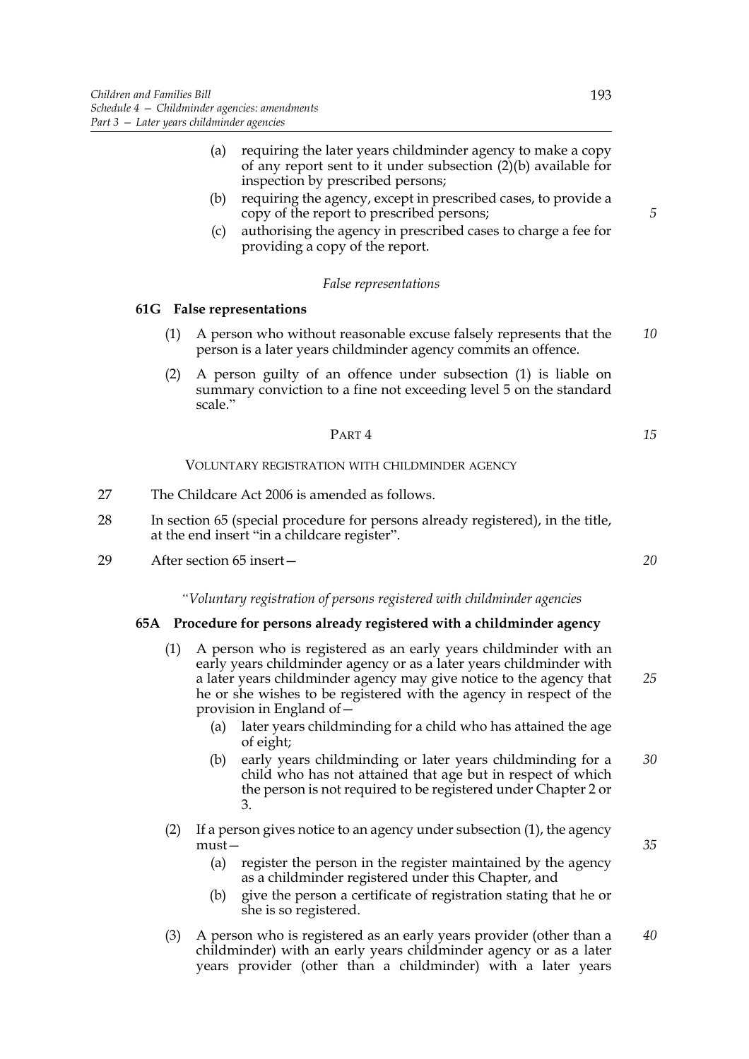(a) requiring the later years childminder agency to make a copy of any report sent to it under subsection (2)(b) available for inspection by prescribed persons;

(b) requiring the agency, except in prescribed cases, to provide a copy of the report to prescribed persons;

(c) authorising the agency in prescribed cases to charge a fee for providing a copy of the report.

*False representations*

**61G False representations**

(1) A person who without reasonable excuse falsely represents that the person is a later years childminder agency commits an offence.

(2) A person guilty of an offence under subsection (1) is liable on summary conviction to a fine not exceeding level 5 on the standard scale."

PART 4

VOLUNTARY REGISTRATION WITH CHILDMINDER AGENCY

27 The Childcare Act 2006 is amended as follows.

28 In section 65 (special procedure for persons already registered), in the title, at the end insert "in a childcare register".

29 After section 65 insert—

*"Voluntary registration of persons registered with childminder agencies*

**65A Procedure for persons already registered with a childminder agency**

(1) A person who is registered as an early years childminder with an early years childminder agency or as a later years childminder with a later years childminder agency may give notice to the agency that he or she wishes to be registered with the agency in respect of the provision in England of—

(a) later years childminding for a child who has attained the age of eight;

(b) early years childminding or later years childminding for a child who has not attained that age but in respect of which the person is not required to be registered under Chapter 2 or 3.

(2) If a person gives notice to an agency under subsection (1), the agency must—

(a) register the person in the register maintained by the agency as a childminder registered under this Chapter, and

(b) give the person a certificate of registration stating that he or she is so registered.

(3) A person who is registered as an early years provider (other than a childminder) with an early years childminder agency or as a later years provider (other than a childminder) with a later years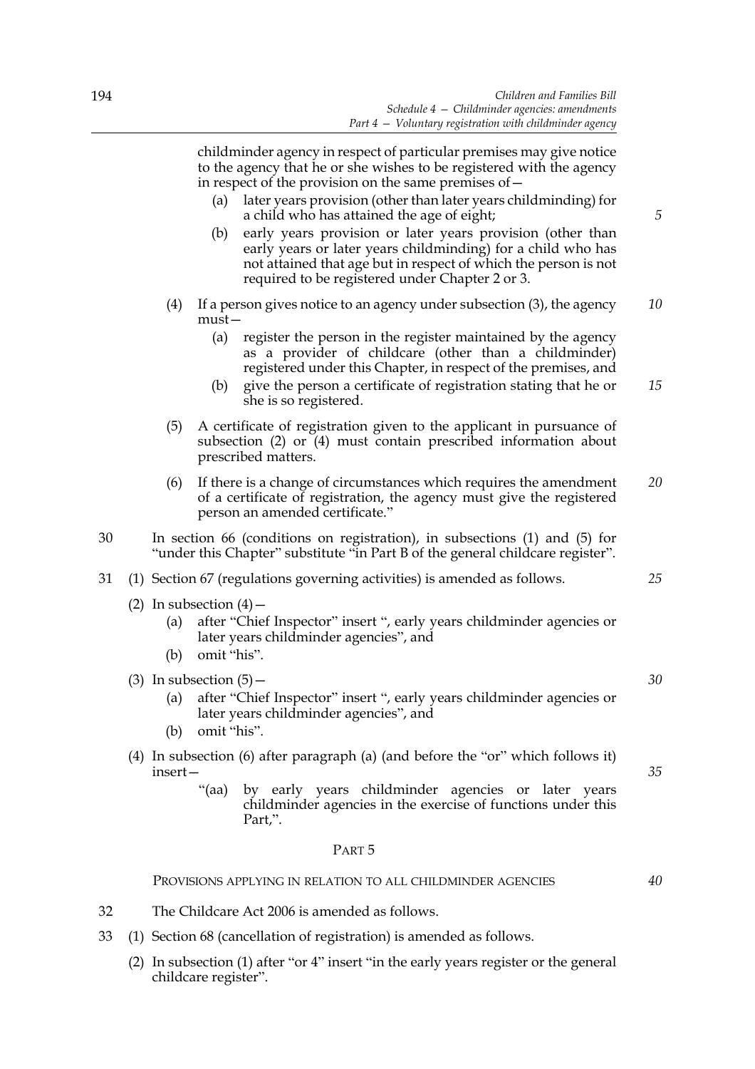childminder agency in respect of particular premises may give notice to the agency that he or she wishes to be registered with the agency in respect of the provision on the same premises of—

(a) later years provision (other than later years childminding) for a child who has attained the age of eight;

(b) early years provision or later years provision (other than early years or later years childminding) for a child who has not attained that age but in respect of which the person is not required to be registered under Chapter 2 or 3.

(4) If a person gives notice to an agency under subsection (3), the agency must—

(a) register the person in the register maintained by the agency as a provider of childcare (other than a childminder) registered under this Chapter, in respect of the premises, and

(b) give the person a certificate of registration stating that he or she is so registered.

(5) A certificate of registration given to the applicant in pursuance of subsection (2) or (4) must contain prescribed information about prescribed matters.

(6) If there is a change of circumstances which requires the amendment of a certificate of registration, the agency must give the registered person an amended certificate."

30 In section 66 (conditions on registration), in subsections (1) and (5) for "under this Chapter" substitute "in Part B of the general childcare register".

31 (1) Section 67 (regulations governing activities) is amended as follows.

(2) In subsection (4)—

(a) after "Chief Inspector" insert ", early years childminder agencies or later years childminder agencies", and

(b) omit "his".

(3) In subsection (5)—

(a) after "Chief Inspector" insert ", early years childminder agencies or later years childminder agencies", and

(b) omit "his".

(4) In subsection (6) after paragraph (a) (and before the "or" which follows it) insert—

"(aa) by early years childminder agencies or later years childminder agencies in the exercise of functions under this Part,".

## Part 5

### Provisions applying in relation to all childminder agencies

32 The Childcare Act 2006 is amended as follows.

33 (1) Section 68 (cancellation of registration) is amended as follows.

(2) In subsection (1) after "or 4" insert "in the early years register or the general childcare register".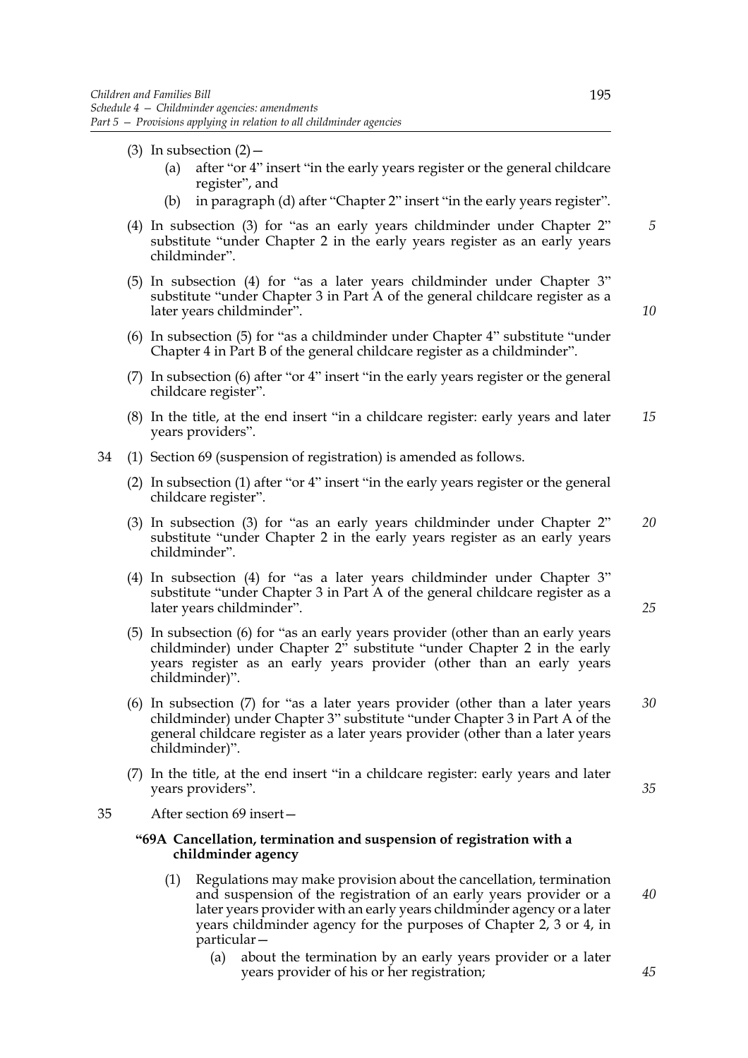(3) In subsection (2)—

(a) after "or 4" insert "in the early years register or the general childcare register", and

(b) in paragraph (d) after "Chapter 2" insert "in the early years register".

(4) In subsection (3) for "as an early years childminder under Chapter 2" substitute "under Chapter 2 in the early years register as an early years childminder".

(5) In subsection (4) for "as a later years childminder under Chapter 3" substitute "under Chapter 3 in Part A of the general childcare register as a later years childminder".

(6) In subsection (5) for "as a childminder under Chapter 4" substitute "under Chapter 4 in Part B of the general childcare register as a childminder".

(7) In subsection (6) after "or 4" insert "in the early years register or the general childcare register".

(8) In the title, at the end insert "in a childcare register: early years and later years providers".

34 (1) Section 69 (suspension of registration) is amended as follows.

(2) In subsection (1) after "or 4" insert "in the early years register or the general childcare register".

(3) In subsection (3) for "as an early years childminder under Chapter 2" substitute "under Chapter 2 in the early years register as an early years childminder".

(4) In subsection (4) for "as a later years childminder under Chapter 3" substitute "under Chapter 3 in Part A of the general childcare register as a later years childminder".

(5) In subsection (6) for "as an early years provider (other than an early years childminder) under Chapter 2" substitute "under Chapter 2 in the early years register as an early years provider (other than an early years childminder)".

(6) In subsection (7) for "as a later years provider (other than a later years childminder) under Chapter 3" substitute "under Chapter 3 in Part A of the general childcare register as a later years provider (other than a later years childminder)".

(7) In the title, at the end insert "in a childcare register: early years and later years providers".

35 After section 69 insert—

**"69A Cancellation, termination and suspension of registration with a childminder agency**

(1) Regulations may make provision about the cancellation, termination and suspension of the registration of an early years provider or a later years provider with an early years childminder agency or a later years childminder agency for the purposes of Chapter 2, 3 or 4, in particular—

(a) about the termination by an early years provider or a later years provider of his or her registration;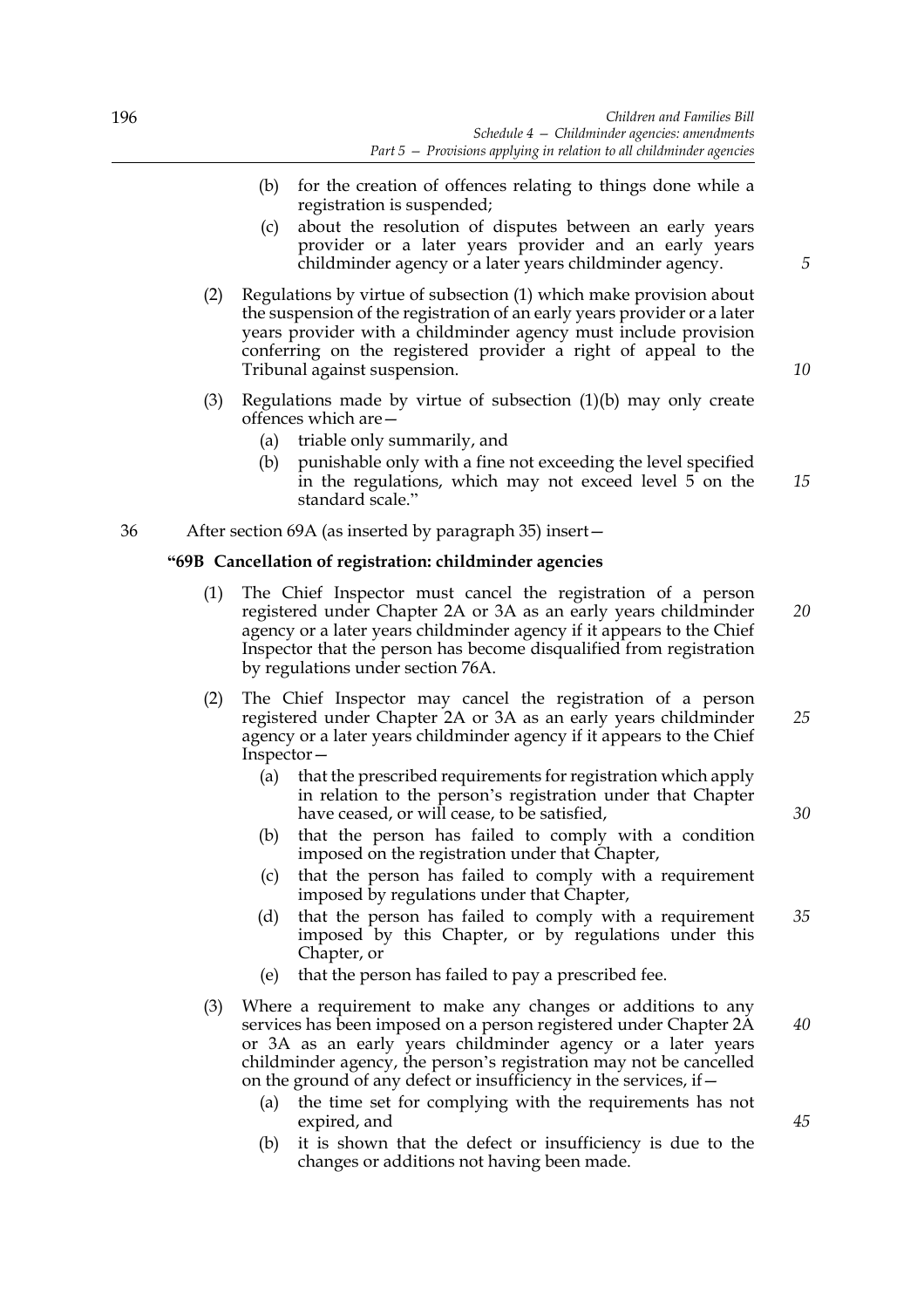(b) for the creation of offences relating to things done while a registration is suspended;

(c) about the resolution of disputes between an early years provider or a later years provider and an early years childminder agency or a later years childminder agency.

(2) Regulations by virtue of subsection (1) which make provision about the suspension of the registration of an early years provider or a later years provider with a childminder agency must include provision conferring on the registered provider a right of appeal to the Tribunal against suspension.

(3) Regulations made by virtue of subsection (1)(b) may only create offences which are—

(a) triable only summarily, and

(b) punishable only with a fine not exceeding the level specified in the regulations, which may not exceed level 5 on the standard scale."

36 After section 69A (as inserted by paragraph 35) insert—

**"69B Cancellation of registration: childminder agencies**

(1) The Chief Inspector must cancel the registration of a person registered under Chapter 2A or 3A as an early years childminder agency or a later years childminder agency if it appears to the Chief Inspector that the person has become disqualified from registration by regulations under section 76A.

(2) The Chief Inspector may cancel the registration of a person registered under Chapter 2A or 3A as an early years childminder agency or a later years childminder agency if it appears to the Chief Inspector—

(a) that the prescribed requirements for registration which apply in relation to the person's registration under that Chapter have ceased, or will cease, to be satisfied,

(b) that the person has failed to comply with a condition imposed on the registration under that Chapter,

(c) that the person has failed to comply with a requirement imposed by regulations under that Chapter,

(d) that the person has failed to comply with a requirement imposed by this Chapter, or by regulations under this Chapter, or

(e) that the person has failed to pay a prescribed fee.

(3) Where a requirement to make any changes or additions to any services has been imposed on a person registered under Chapter 2A or 3A as an early years childminder agency or a later years childminder agency, the person's registration may not be cancelled on the ground of any defect or insufficiency in the services, if—

(a) the time set for complying with the requirements has not expired, and

(b) it is shown that the defect or insufficiency is due to the changes or additions not having been made.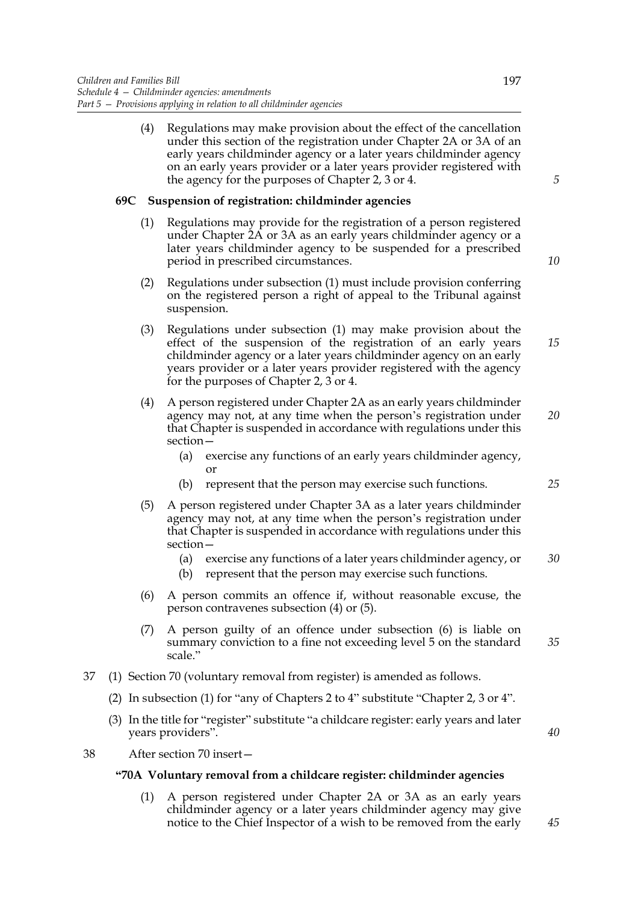(4) Regulations may make provision about the effect of the cancellation under this section of the registration under Chapter 2A or 3A of an early years childminder agency or a later years childminder agency on an early years provider or a later years provider registered with the agency for the purposes of Chapter 2, 3 or 4.

**69C Suspension of registration: childminder agencies**

(1) Regulations may provide for the registration of a person registered under Chapter 2A or 3A as an early years childminder agency or a later years childminder agency to be suspended for a prescribed period in prescribed circumstances.

(2) Regulations under subsection (1) must include provision conferring on the registered person a right of appeal to the Tribunal against suspension.

(3) Regulations under subsection (1) may make provision about the effect of the suspension of the registration of an early years childminder agency or a later years childminder agency on an early years provider or a later years provider registered with the agency for the purposes of Chapter 2, 3 or 4.

(4) A person registered under Chapter 2A as an early years childminder agency may not, at any time when the person's registration under that Chapter is suspended in accordance with regulations under this section—

(a) exercise any functions of an early years childminder agency, or

(b) represent that the person may exercise such functions.

(5) A person registered under Chapter 3A as a later years childminder agency may not, at any time when the person's registration under that Chapter is suspended in accordance with regulations under this section—

(a) exercise any functions of a later years childminder agency, or

(b) represent that the person may exercise such functions.

(6) A person commits an offence if, without reasonable excuse, the person contravenes subsection (4) or (5).

(7) A person guilty of an offence under subsection (6) is liable on summary conviction to a fine not exceeding level 5 on the standard scale."

37 (1) Section 70 (voluntary removal from register) is amended as follows.

(2) In subsection (1) for "any of Chapters 2 to 4" substitute "Chapter 2, 3 or 4".

(3) In the title for "register" substitute "a childcare register: early years and later years providers".

38 After section 70 insert—

**"70A Voluntary removal from a childcare register: childminder agencies**

(1) A person registered under Chapter 2A or 3A as an early years childminder agency or a later years childminder agency may give notice to the Chief Inspector of a wish to be removed from the early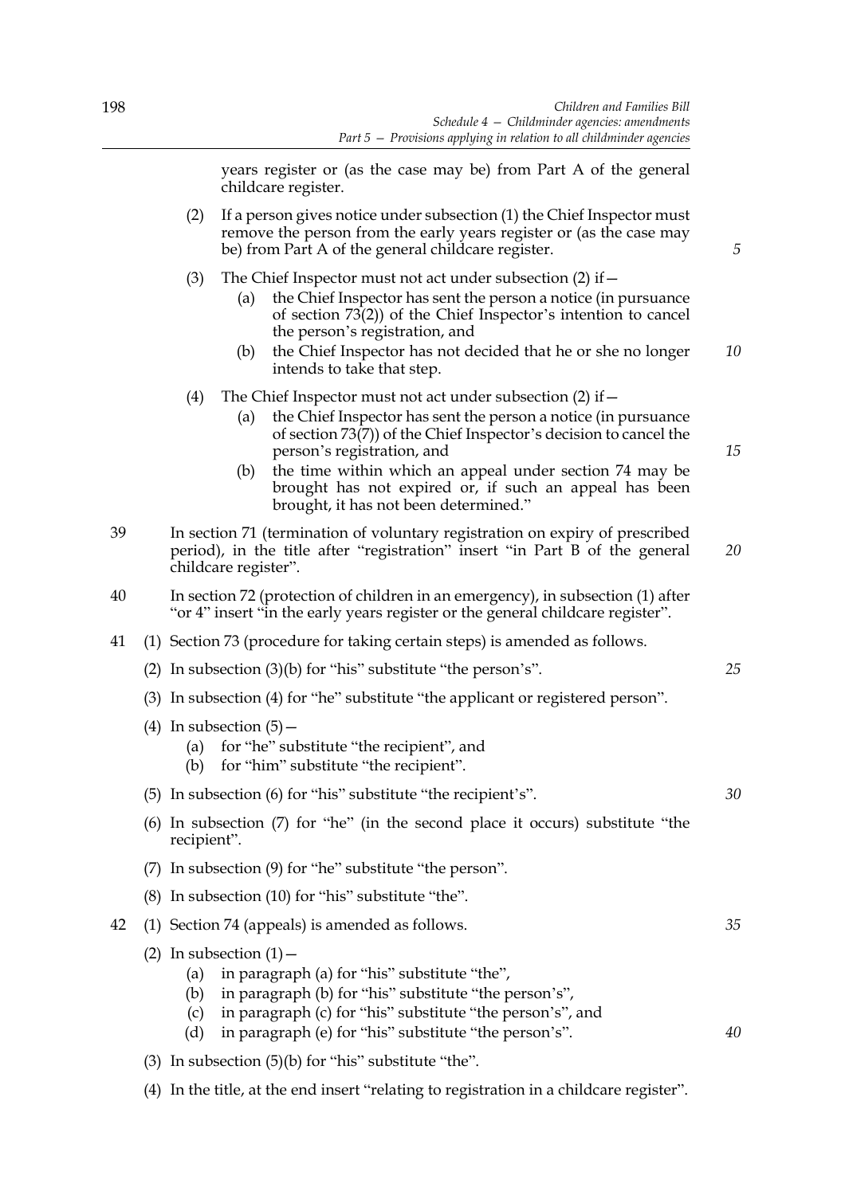years register or (as the case may be) from Part A of the general childcare register.

(2) If a person gives notice under subsection (1) the Chief Inspector must remove the person from the early years register or (as the case may be) from Part A of the general childcare register.

(3) The Chief Inspector must not act under subsection (2) if—

(a) the Chief Inspector has sent the person a notice (in pursuance of section 73(2)) of the Chief Inspector's intention to cancel the person's registration, and

(b) the Chief Inspector has not decided that he or she no longer intends to take that step.

(4) The Chief Inspector must not act under subsection (2) if—

(a) the Chief Inspector has sent the person a notice (in pursuance of section 73(7)) of the Chief Inspector's decision to cancel the person's registration, and

(b) the time within which an appeal under section 74 may be brought has not expired or, if such an appeal has been brought, it has not been determined."

39 In section 71 (termination of voluntary registration on expiry of prescribed period), in the title after "registration" insert "in Part B of the general childcare register".

40 In section 72 (protection of children in an emergency), in subsection (1) after "or 4" insert "in the early years register or the general childcare register".

41 (1) Section 73 (procedure for taking certain steps) is amended as follows.

(2) In subsection (3)(b) for "his" substitute "the person's".

(3) In subsection (4) for "he" substitute "the applicant or registered person".

(4) In subsection (5)—

(a) for "he" substitute "the recipient", and

(b) for "him" substitute "the recipient".

(5) In subsection (6) for "his" substitute "the recipient's".

(6) In subsection (7) for "he" (in the second place it occurs) substitute "the recipient".

(7) In subsection (9) for "he" substitute "the person".

(8) In subsection (10) for "his" substitute "the".

42 (1) Section 74 (appeals) is amended as follows.

(2) In subsection (1)—

(a) in paragraph (a) for "his" substitute "the",

(b) in paragraph (b) for "his" substitute "the person's",

(c) in paragraph (c) for "his" substitute "the person's", and

(d) in paragraph (e) for "his" substitute "the person's".

(3) In subsection (5)(b) for "his" substitute "the".

(4) In the title, at the end insert "relating to registration in a childcare register".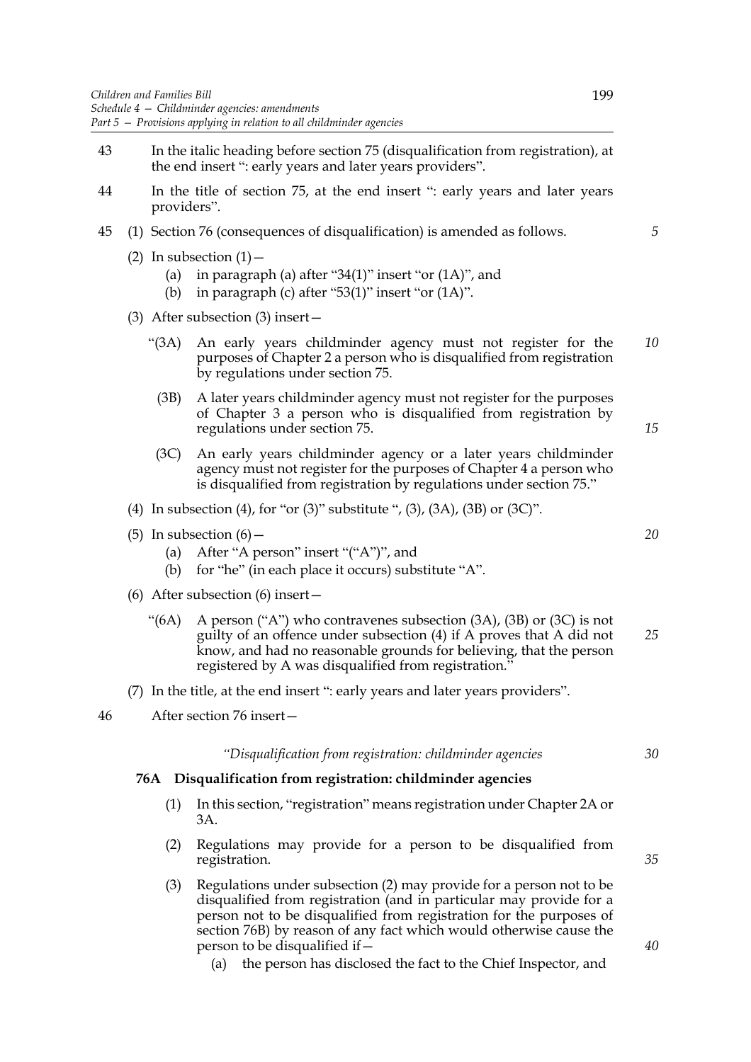43 In the italic heading before section 75 (disqualification from registration), at the end insert ": early years and later years providers".

44 In the title of section 75, at the end insert ": early years and later years providers".

45 (1) Section 76 (consequences of disqualification) is amended as follows.

(2) In subsection (1)—

(a) in paragraph (a) after "34(1)" insert "or (1A)", and

(b) in paragraph (c) after "53(1)" insert "or (1A)".

(3) After subsection (3) insert—

"(3A) An early years childminder agency must not register for the purposes of Chapter 2 a person who is disqualified from registration by regulations under section 75.

(3B) A later years childminder agency must not register for the purposes of Chapter 3 a person who is disqualified from registration by regulations under section 75.

(3C) An early years childminder agency or a later years childminder agency must not register for the purposes of Chapter 4 a person who is disqualified from registration by regulations under section 75."

(4) In subsection (4), for "or (3)" substitute ", (3), (3A), (3B) or (3C)".

(5) In subsection (6)—

(a) After "A person" insert "("A")", and

(b) for "he" (in each place it occurs) substitute "A".

(6) After subsection (6) insert—

"(6A) A person ("A") who contravenes subsection (3A), (3B) or (3C) is not guilty of an offence under subsection (4) if A proves that A did not know, and had no reasonable grounds for believing, that the person registered by A was disqualified from registration."

(7) In the title, at the end insert ": early years and later years providers".

46 After section 76 insert—

*"Disqualification from registration: childminder agencies*

**76A Disqualification from registration: childminder agencies**

(1) In this section, "registration" means registration under Chapter 2A or 3A.

(2) Regulations may provide for a person to be disqualified from registration.

(3) Regulations under subsection (2) may provide for a person not to be disqualified from registration (and in particular may provide for a person not to be disqualified from registration for the purposes of section 76B) by reason of any fact which would otherwise cause the person to be disqualified if—

(a) the person has disclosed the fact to the Chief Inspector, and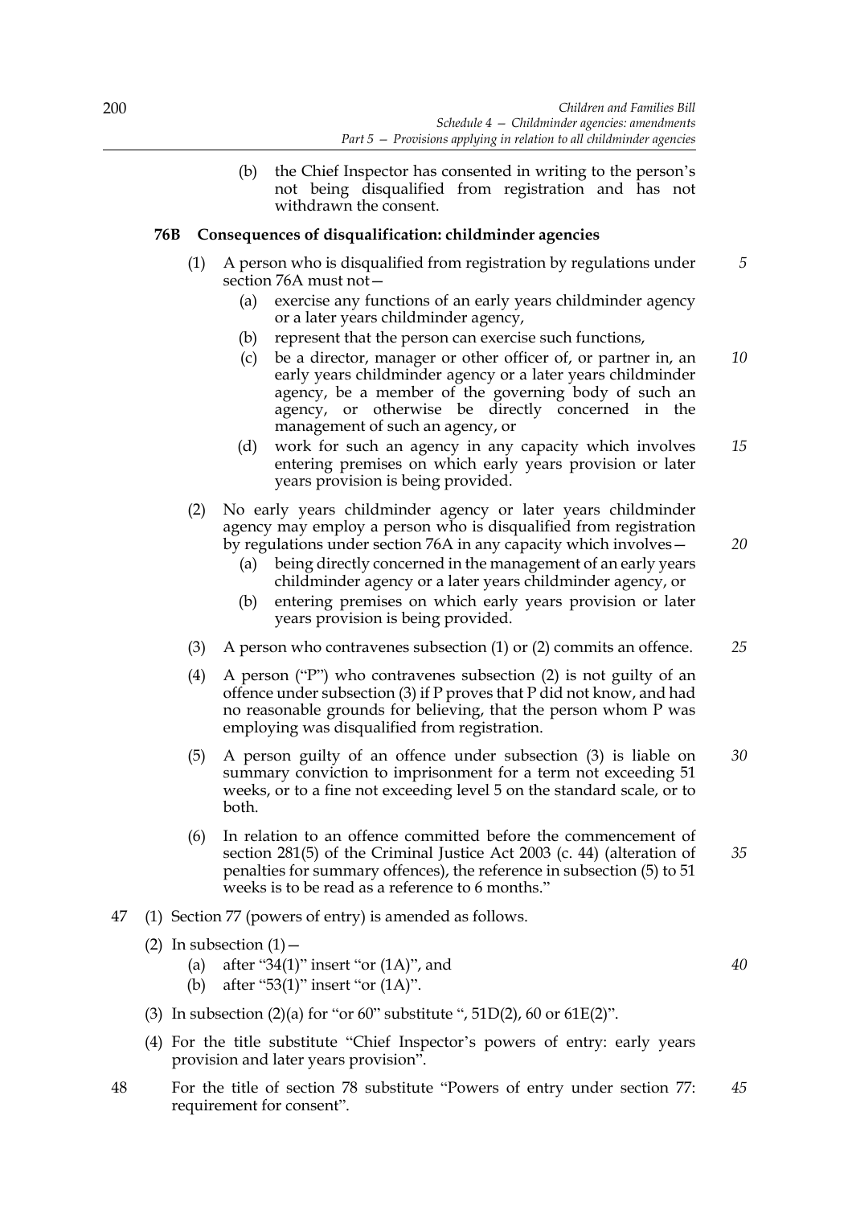(b) the Chief Inspector has consented in writing to the person's not being disqualified from registration and has not withdrawn the consent.

**76B Consequences of disqualification: childminder agencies**

(1) A person who is disqualified from registration by regulations under section 76A must not—

(a) exercise any functions of an early years childminder agency or a later years childminder agency,

(b) represent that the person can exercise such functions,

(c) be a director, manager or other officer of, or partner in, an early years childminder agency or a later years childminder agency, be a member of the governing body of such an agency, or otherwise be directly concerned in the management of such an agency, or

(d) work for such an agency in any capacity which involves entering premises on which early years provision or later years provision is being provided.

(2) No early years childminder agency or later years childminder agency may employ a person who is disqualified from registration by regulations under section 76A in any capacity which involves—

(a) being directly concerned in the management of an early years childminder agency or a later years childminder agency, or

(b) entering premises on which early years provision or later years provision is being provided.

(3) A person who contravenes subsection (1) or (2) commits an offence.

(4) A person ("P") who contravenes subsection (2) is not guilty of an offence under subsection (3) if P proves that P did not know, and had no reasonable grounds for believing, that the person whom P was employing was disqualified from registration.

(5) A person guilty of an offence under subsection (3) is liable on summary conviction to imprisonment for a term not exceeding 51 weeks, or to a fine not exceeding level 5 on the standard scale, or to both.

(6) In relation to an offence committed before the commencement of section 281(5) of the Criminal Justice Act 2003 (c. 44) (alteration of penalties for summary offences), the reference in subsection (5) to 51 weeks is to be read as a reference to 6 months."

47 (1) Section 77 (powers of entry) is amended as follows.

(2) In subsection (1)—

(a) after "34(1)" insert "or (1A)", and

(b) after "53(1)" insert "or (1A)".

(3) In subsection (2)(a) for "or 60" substitute ", 51D(2), 60 or 61E(2)".

(4) For the title substitute "Chief Inspector's powers of entry: early years provision and later years provision".

48 For the title of section 78 substitute "Powers of entry under section 77: requirement for consent".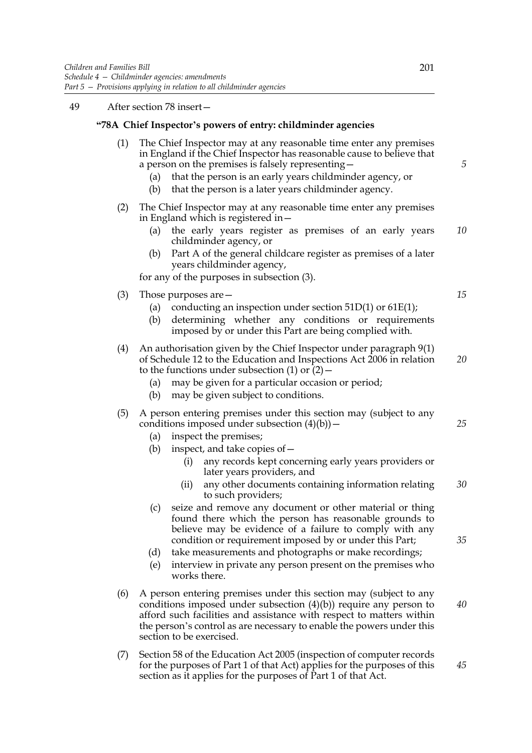49 After section 78 insert—

**"78A Chief Inspector's powers of entry: childminder agencies**

(1) The Chief Inspector may at any reasonable time enter any premises in England if the Chief Inspector has reasonable cause to believe that a person on the premises is falsely representing—

(a) that the person is an early years childminder agency, or

(b) that the person is a later years childminder agency.

(2) The Chief Inspector may at any reasonable time enter any premises in England which is registered in—

(a) the early years register as premises of an early years childminder agency, or

(b) Part A of the general childcare register as premises of a later years childminder agency,

for any of the purposes in subsection (3).

(3) Those purposes are—

(a) conducting an inspection under section 51D(1) or 61E(1);

(b) determining whether any conditions or requirements imposed by or under this Part are being complied with.

(4) An authorisation given by the Chief Inspector under paragraph 9(1) of Schedule 12 to the Education and Inspections Act 2006 in relation to the functions under subsection (1) or (2)—

(a) may be given for a particular occasion or period;

(b) may be given subject to conditions.

(5) A person entering premises under this section may (subject to any conditions imposed under subsection (4)(b))—

(a) inspect the premises;

(b) inspect, and take copies of—

(i) any records kept concerning early years providers or later years providers, and

(ii) any other documents containing information relating to such providers;

(c) seize and remove any document or other material or thing found there which the person has reasonable grounds to believe may be evidence of a failure to comply with any condition or requirement imposed by or under this Part;

(d) take measurements and photographs or make recordings;

(e) interview in private any person present on the premises who works there.

(6) A person entering premises under this section may (subject to any conditions imposed under subsection (4)(b)) require any person to afford such facilities and assistance with respect to matters within the person's control as are necessary to enable the powers under this section to be exercised.

(7) Section 58 of the Education Act 2005 (inspection of computer records for the purposes of Part 1 of that Act) applies for the purposes of this section as it applies for the purposes of Part 1 of that Act.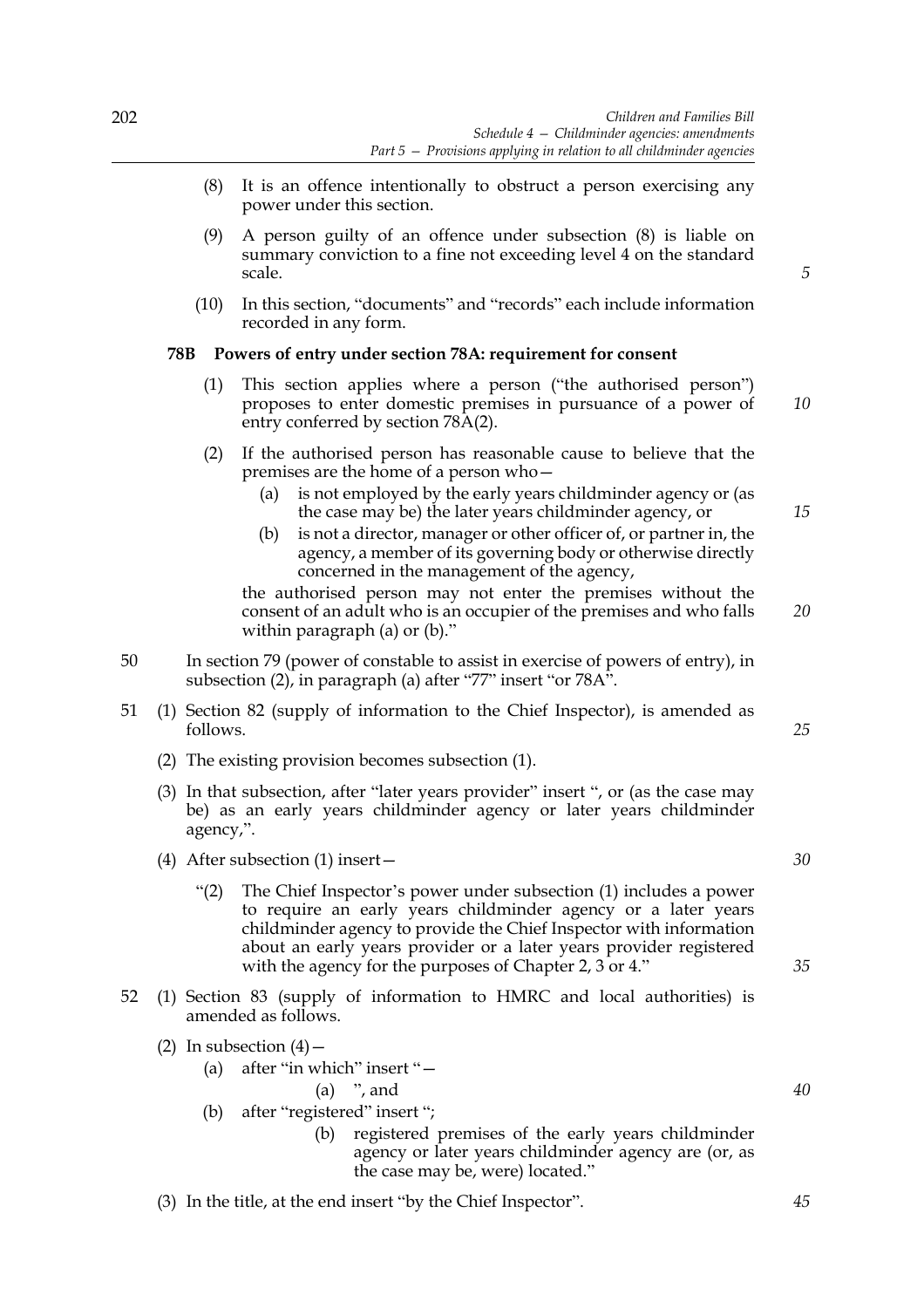(8) It is an offence intentionally to obstruct a person exercising any power under this section.

(9) A person guilty of an offence under subsection (8) is liable on summary conviction to a fine not exceeding level 4 on the standard scale.

(10) In this section, "documents" and "records" each include information recorded in any form.

**78B Powers of entry under section 78A: requirement for consent**

(1) This section applies where a person ("the authorised person") proposes to enter domestic premises in pursuance of a power of entry conferred by section 78A(2).

(2) If the authorised person has reasonable cause to believe that the premises are the home of a person who—

(a) is not employed by the early years childminder agency or (as the case may be) the later years childminder agency, or

(b) is not a director, manager or other officer of, or partner in, the agency, a member of its governing body or otherwise directly concerned in the management of the agency,

the authorised person may not enter the premises without the consent of an adult who is an occupier of the premises and who falls within paragraph (a) or (b)."

50 In section 79 (power of constable to assist in exercise of powers of entry), in subsection (2), in paragraph (a) after "77" insert "or 78A".

51 (1) Section 82 (supply of information to the Chief Inspector), is amended as follows.

(2) The existing provision becomes subsection (1).

(3) In that subsection, after "later years provider" insert ", or (as the case may be) as an early years childminder agency or later years childminder agency,".

(4) After subsection (1) insert—

"(2) The Chief Inspector's power under subsection (1) includes a power to require an early years childminder agency or a later years childminder agency to provide the Chief Inspector with information about an early years provider or a later years provider registered with the agency for the purposes of Chapter 2, 3 or 4."

52 (1) Section 83 (supply of information to HMRC and local authorities) is amended as follows.

(2) In subsection (4)—

(a) after "in which" insert "—

(a) ", and

(b) after "registered" insert ";

(b) registered premises of the early years childminder agency or later years childminder agency are (or, as the case may be, were) located."

(3) In the title, at the end insert "by the Chief Inspector".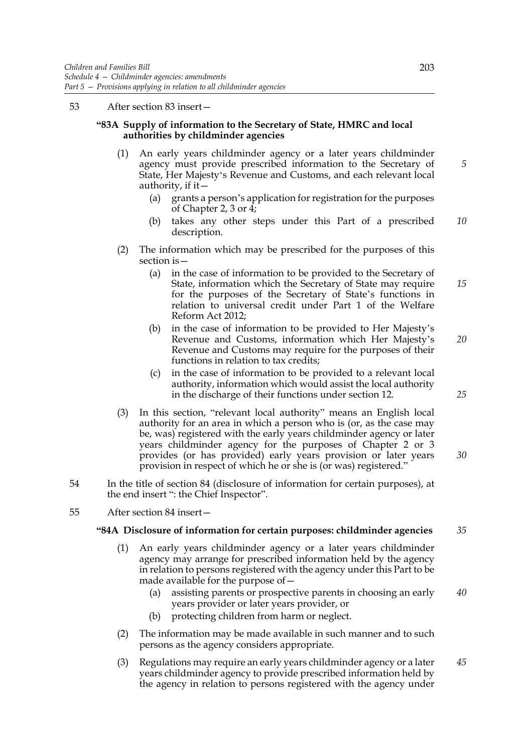53 After section 83 insert—

**"83A Supply of information to the Secretary of State, HMRC and local authorities by childminder agencies**

(1) An early years childminder agency or a later years childminder agency must provide prescribed information to the Secretary of State, Her Majesty's Revenue and Customs, and each relevant local authority, if it—

(a) grants a person's application for registration for the purposes of Chapter 2, 3 or 4;

(b) takes any other steps under this Part of a prescribed description.

(2) The information which may be prescribed for the purposes of this section is—

(a) in the case of information to be provided to the Secretary of State, information which the Secretary of State may require for the purposes of the Secretary of State's functions in relation to universal credit under Part 1 of the Welfare Reform Act 2012;

(b) in the case of information to be provided to Her Majesty's Revenue and Customs, information which Her Majesty's Revenue and Customs may require for the purposes of their functions in relation to tax credits;

(c) in the case of information to be provided to a relevant local authority, information which would assist the local authority in the discharge of their functions under section 12.

(3) In this section, "relevant local authority" means an English local authority for an area in which a person who is (or, as the case may be, was) registered with the early years childminder agency or later years childminder agency for the purposes of Chapter 2 or 3 provides (or has provided) early years provision or later years provision in respect of which he or she is (or was) registered."

54 In the title of section 84 (disclosure of information for certain purposes), at the end insert ": the Chief Inspector".

55 After section 84 insert—

**"84A Disclosure of information for certain purposes: childminder agencies**

(1) An early years childminder agency or a later years childminder agency may arrange for prescribed information held by the agency in relation to persons registered with the agency under this Part to be made available for the purpose of—

(a) assisting parents or prospective parents in choosing an early years provider or later years provider, or

(b) protecting children from harm or neglect.

(2) The information may be made available in such manner and to such persons as the agency considers appropriate.

(3) Regulations may require an early years childminder agency or a later years childminder agency to provide prescribed information held by the agency in relation to persons registered with the agency under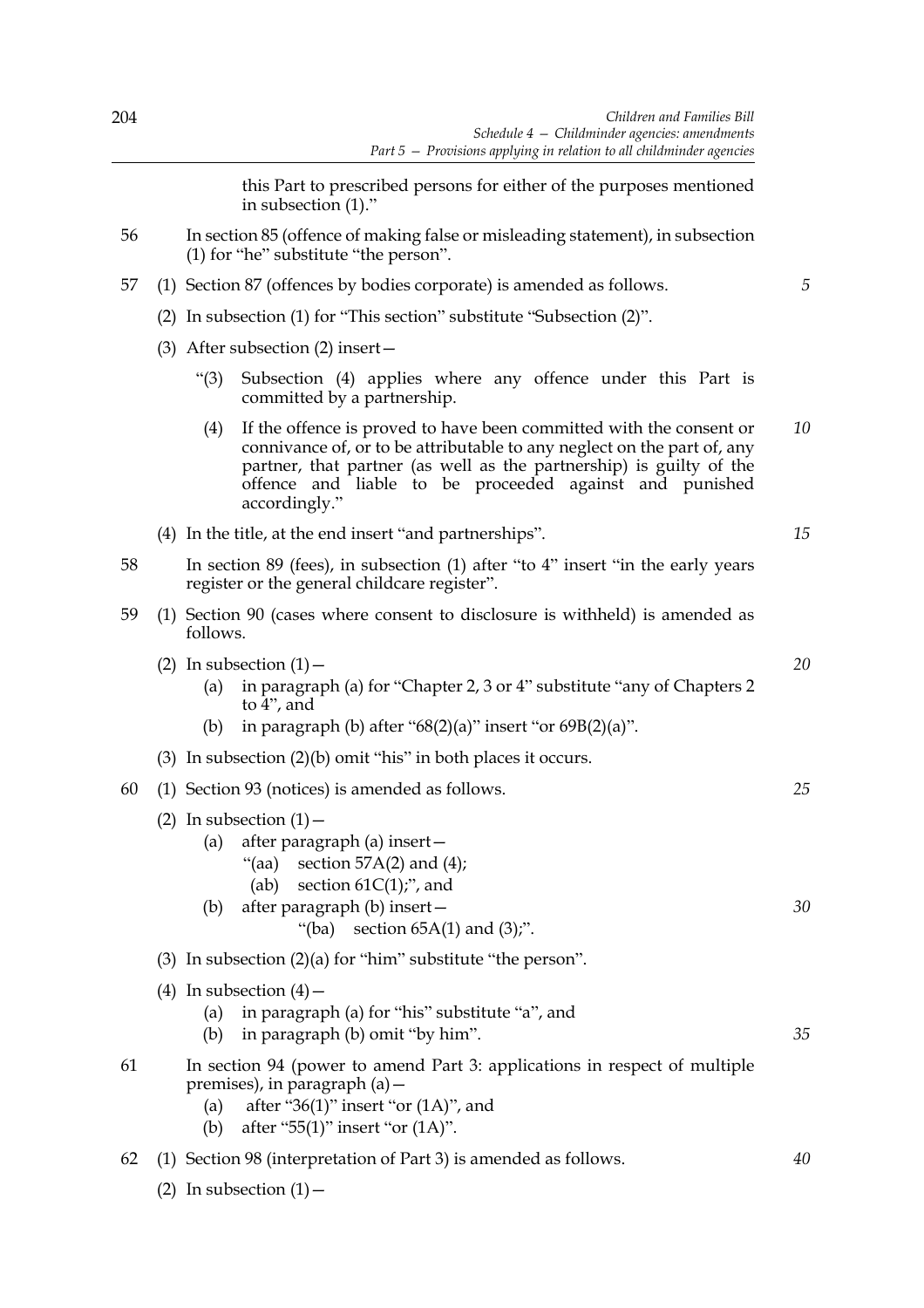this Part to prescribed persons for either of the purposes mentioned in subsection (1)."

56 In section 85 (offence of making false or misleading statement), in subsection (1) for "he" substitute "the person".

57 (1) Section 87 (offences by bodies corporate) is amended as follows.

(2) In subsection (1) for "This section" substitute "Subsection (2)".

(3) After subsection (2) insert—

"(3) Subsection (4) applies where any offence under this Part is committed by a partnership.

(4) If the offence is proved to have been committed with the consent or connivance of, or to be attributable to any neglect on the part of, any partner, that partner (as well as the partnership) is guilty of the offence and liable to be proceeded against and punished accordingly."

(4) In the title, at the end insert "and partnerships".

58 In section 89 (fees), in subsection (1) after "to 4" insert "in the early years register or the general childcare register".

59 (1) Section 90 (cases where consent to disclosure is withheld) is amended as follows.

(2) In subsection (1)—

(a) in paragraph (a) for "Chapter 2, 3 or 4" substitute "any of Chapters 2 to 4", and

(b) in paragraph (b) after "68(2)(a)" insert "or 69B(2)(a)".

(3) In subsection (2)(b) omit "his" in both places it occurs.

60 (1) Section 93 (notices) is amended as follows.

(2) In subsection (1)—

(a) after paragraph (a) insert—

"(aa) section 57A(2) and (4);

(ab) section 61C(1);", and

(b) after paragraph (b) insert—

"(ba) section 65A(1) and (3);".

(3) In subsection (2)(a) for "him" substitute "the person".

(4) In subsection (4)—

(a) in paragraph (a) for "his" substitute "a", and

(b) in paragraph (b) omit "by him".

61 In section 94 (power to amend Part 3: applications in respect of multiple premises), in paragraph (a)—

(a) after "36(1)" insert "or (1A)", and

(b) after "55(1)" insert "or (1A)".

62 (1) Section 98 (interpretation of Part 3) is amended as follows.

(2) In subsection (1)—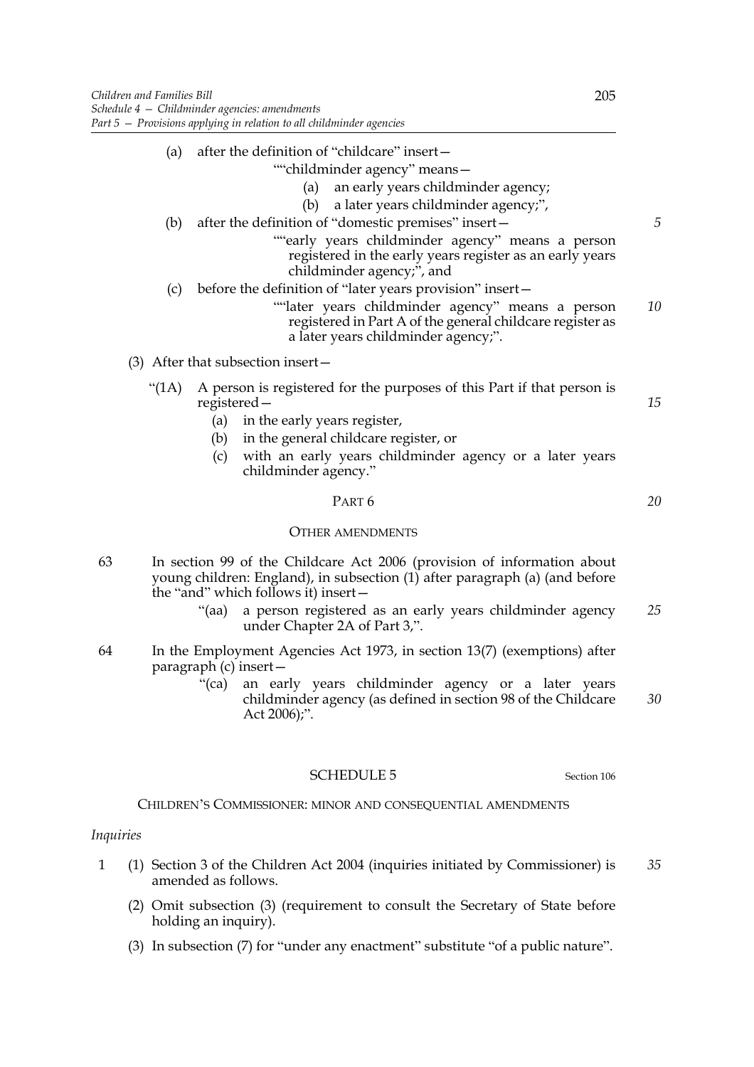(a) after the definition of "childcare" insert—

""childminder agency" means—

(a) an early years childminder agency;

(b) a later years childminder agency;",

(b) after the definition of "domestic premises" insert—

""early years childminder agency" means a person registered in the early years register as an early years childminder agency;", and

(c) before the definition of "later years provision" insert—

""later years childminder agency" means a person registered in Part A of the general childcare register as a later years childminder agency;".

(3) After that subsection insert—

"(1A) A person is registered for the purposes of this Part if that person is registered—

(a) in the early years register,

(b) in the general childcare register, or

(c) with an early years childminder agency or a later years childminder agency."

PART 6

OTHER AMENDMENTS

63 In section 99 of the Childcare Act 2006 (provision of information about young children: England), in subsection (1) after paragraph (a) (and before the "and" which follows it) insert—

"(aa) a person registered as an early years childminder agency under Chapter 2A of Part 3,".

64 In the Employment Agencies Act 1973, in section 13(7) (exemptions) after paragraph (c) insert—

"(ca) an early years childminder agency or a later years childminder agency (as defined in section 98 of the Childcare Act 2006);".

## SCHEDULE 5

Section 106

CHILDREN'S COMMISSIONER: MINOR AND CONSEQUENTIAL AMENDMENTS

*Inquiries*

1 (1) Section 3 of the Children Act 2004 (inquiries initiated by Commissioner) is amended as follows.

(2) Omit subsection (3) (requirement to consult the Secretary of State before holding an inquiry).

(3) In subsection (7) for "under any enactment" substitute "of a public nature".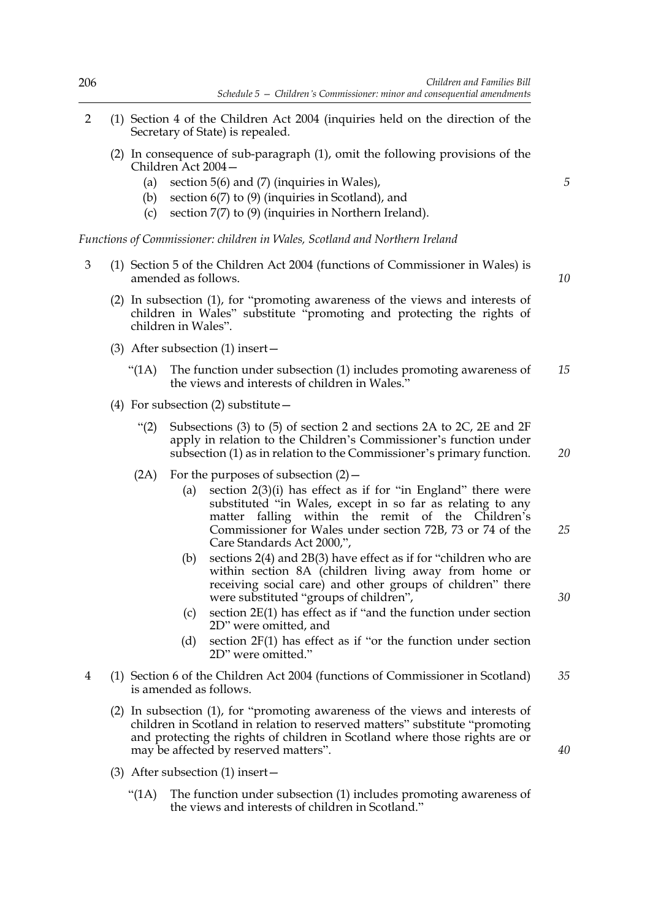2 (1) Section 4 of the Children Act 2004 (inquiries held on the direction of the Secretary of State) is repealed.

(2) In consequence of sub-paragraph (1), omit the following provisions of the Children Act 2004—

(a) section 5(6) and (7) (inquiries in Wales),

(b) section 6(7) to (9) (inquiries in Scotland), and

(c) section 7(7) to (9) (inquiries in Northern Ireland).

*Functions of Commissioner: children in Wales, Scotland and Northern Ireland*

3 (1) Section 5 of the Children Act 2004 (functions of Commissioner in Wales) is amended as follows.

(2) In subsection (1), for "promoting awareness of the views and interests of children in Wales" substitute "promoting and protecting the rights of children in Wales".

(3) After subsection (1) insert—

"(1A) The function under subsection (1) includes promoting awareness of the views and interests of children in Wales."

(4) For subsection (2) substitute—

"(2) Subsections (3) to (5) of section 2 and sections 2A to 2C, 2E and 2F apply in relation to the Children's Commissioner's function under subsection (1) as in relation to the Commissioner's primary function.

(2A) For the purposes of subsection (2)—

(a) section 2(3)(i) has effect as if for "in England" there were substituted "in Wales, except in so far as relating to any matter falling within the remit of the Children's Commissioner for Wales under section 72B, 73 or 74 of the Care Standards Act 2000,",

(b) sections 2(4) and 2B(3) have effect as if for "children who are within section 8A (children living away from home or receiving social care) and other groups of children" there were substituted "groups of children",

(c) section 2E(1) has effect as if "and the function under section 2D" were omitted, and

(d) section 2F(1) has effect as if "or the function under section 2D" were omitted."

4 (1) Section 6 of the Children Act 2004 (functions of Commissioner in Scotland) is amended as follows.

(2) In subsection (1), for "promoting awareness of the views and interests of children in Scotland in relation to reserved matters" substitute "promoting and protecting the rights of children in Scotland where those rights are or may be affected by reserved matters".

(3) After subsection (1) insert—

"(1A) The function under subsection (1) includes promoting awareness of the views and interests of children in Scotland."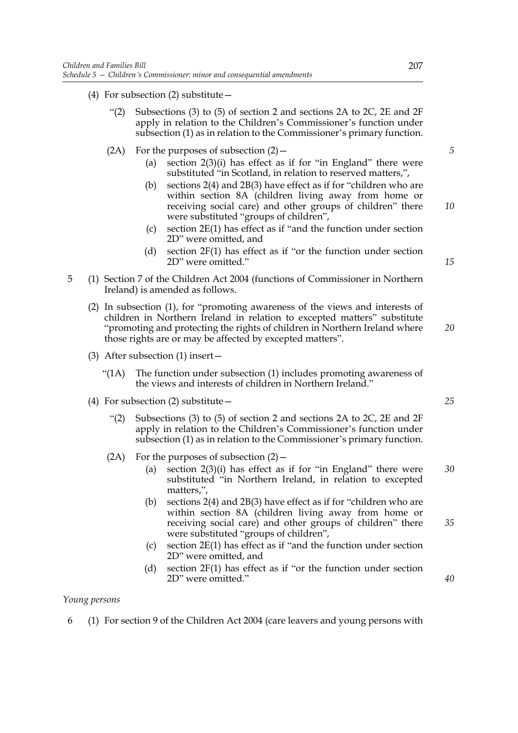(4) For subsection (2) substitute—

"(2) Subsections (3) to (5) of section 2 and sections 2A to 2C, 2E and 2F apply in relation to the Children's Commissioner's function under subsection (1) as in relation to the Commissioner's primary function.

(2A) For the purposes of subsection (2)—

(a) section 2(3)(i) has effect as if for "in England" there were substituted "in Scotland, in relation to reserved matters,",

(b) sections 2(4) and 2B(3) have effect as if for "children who are within section 8A (children living away from home or receiving social care) and other groups of children" there were substituted "groups of children",

(c) section 2E(1) has effect as if "and the function under section 2D" were omitted, and

(d) section 2F(1) has effect as if "or the function under section 2D" were omitted."

5 (1) Section 7 of the Children Act 2004 (functions of Commissioner in Northern Ireland) is amended as follows.

(2) In subsection (1), for "promoting awareness of the views and interests of children in Northern Ireland in relation to excepted matters" substitute "promoting and protecting the rights of children in Northern Ireland where those rights are or may be affected by excepted matters".

(3) After subsection (1) insert—

"(1A) The function under subsection (1) includes promoting awareness of the views and interests of children in Northern Ireland."

(4) For subsection (2) substitute—

"(2) Subsections (3) to (5) of section 2 and sections 2A to 2C, 2E and 2F apply in relation to the Children's Commissioner's function under subsection (1) as in relation to the Commissioner's primary function.

(2A) For the purposes of subsection (2)—

(a) section 2(3)(i) has effect as if for "in England" there were substituted "in Northern Ireland, in relation to excepted matters,",

(b) sections 2(4) and 2B(3) have effect as if for "children who are within section 8A (children living away from home or receiving social care) and other groups of children" there were substituted "groups of children",

(c) section 2E(1) has effect as if "and the function under section 2D" were omitted, and

(d) section 2F(1) has effect as if "or the function under section 2D" were omitted."

*Young persons*

6 (1) For section 9 of the Children Act 2004 (care leavers and young persons with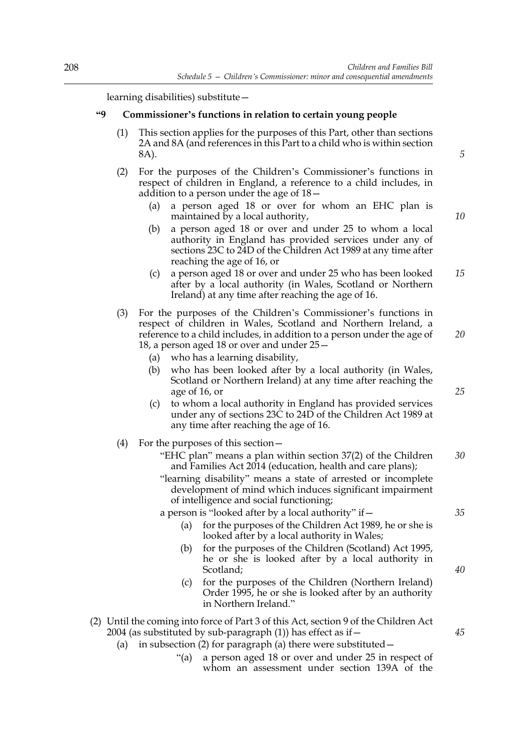learning disabilities) substitute—

**"9 Commissioner's functions in relation to certain young people**

(1) This section applies for the purposes of this Part, other than sections 2A and 8A (and references in this Part to a child who is within section 8A).

(2) For the purposes of the Children's Commissioner's functions in respect of children in England, a reference to a child includes, in addition to a person under the age of 18—

(a) a person aged 18 or over for whom an EHC plan is maintained by a local authority,

(b) a person aged 18 or over and under 25 to whom a local authority in England has provided services under any of sections 23C to 24D of the Children Act 1989 at any time after reaching the age of 16, or

(c) a person aged 18 or over and under 25 who has been looked after by a local authority (in Wales, Scotland or Northern Ireland) at any time after reaching the age of 16.

(3) For the purposes of the Children's Commissioner's functions in respect of children in Wales, Scotland and Northern Ireland, a reference to a child includes, in addition to a person under the age of 18, a person aged 18 or over and under 25—

(a) who has a learning disability,

(b) who has been looked after by a local authority (in Wales, Scotland or Northern Ireland) at any time after reaching the age of 16, or

(c) to whom a local authority in England has provided services under any of sections 23C to 24D of the Children Act 1989 at any time after reaching the age of 16.

(4) For the purposes of this section—

"EHC plan" means a plan within section 37(2) of the Children and Families Act 2014 (education, health and care plans);

"learning disability" means a state of arrested or incomplete development of mind which induces significant impairment of intelligence and social functioning;

a person is "looked after by a local authority" if—

(a) for the purposes of the Children Act 1989, he or she is looked after by a local authority in Wales;

(b) for the purposes of the Children (Scotland) Act 1995, he or she is looked after by a local authority in Scotland;

(c) for the purposes of the Children (Northern Ireland) Order 1995, he or she is looked after by an authority in Northern Ireland."

(2) Until the coming into force of Part 3 of this Act, section 9 of the Children Act 2004 (as substituted by sub-paragraph (1)) has effect as if—

(a) in subsection (2) for paragraph (a) there were substituted—

"(a) a person aged 18 or over and under 25 in respect of whom an assessment under section 139A of the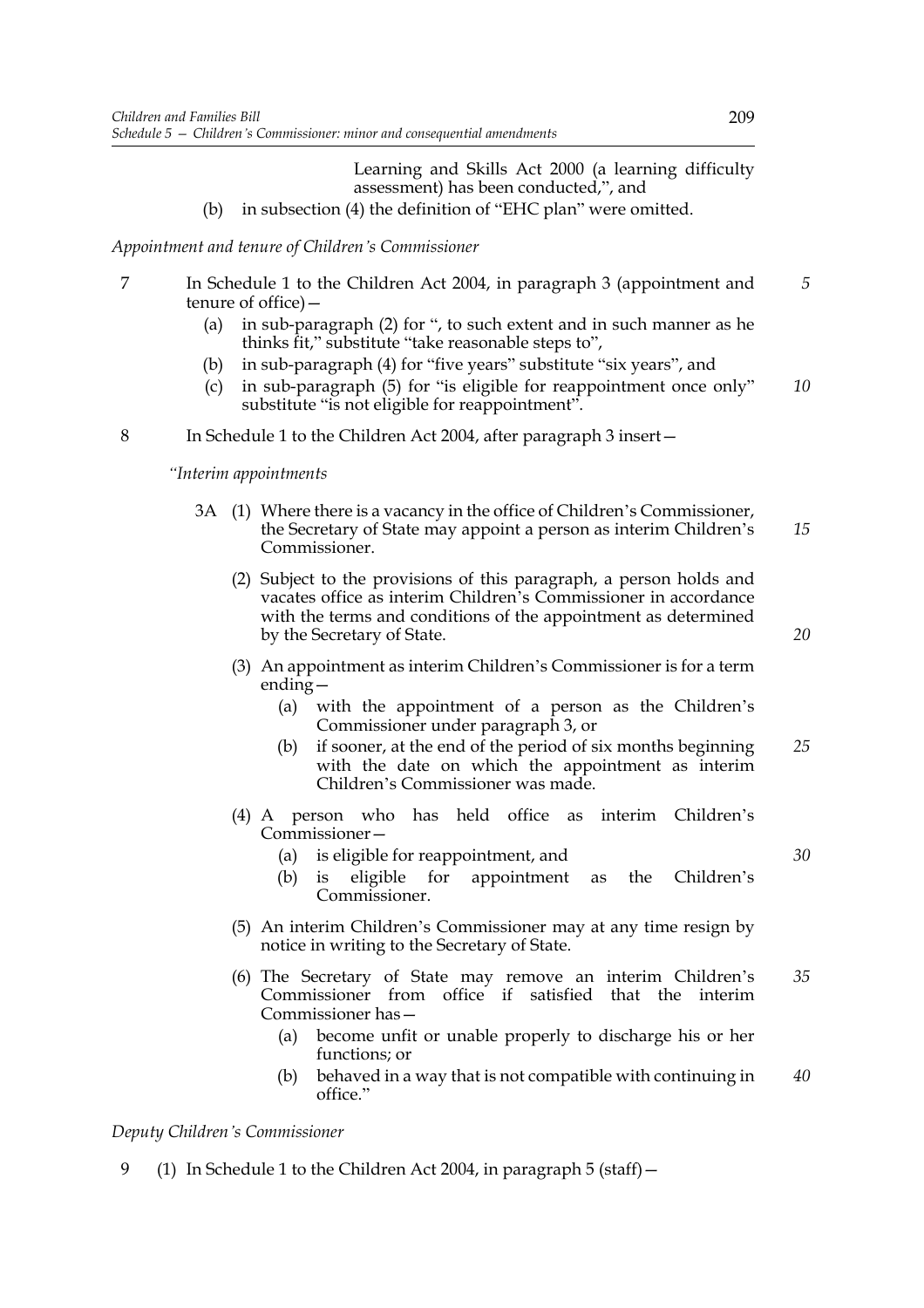Learning and Skills Act 2000 (a learning difficulty assessment) has been conducted,", and

(b) in subsection (4) the definition of "EHC plan" were omitted.

*Appointment and tenure of Children's Commissioner*

7 In Schedule 1 to the Children Act 2004, in paragraph 3 (appointment and tenure of office)—

(a) in sub-paragraph (2) for ", to such extent and in such manner as he thinks fit," substitute "take reasonable steps to",

(b) in sub-paragraph (4) for "five years" substitute "six years", and

(c) in sub-paragraph (5) for "is eligible for reappointment once only" substitute "is not eligible for reappointment".

8 In Schedule 1 to the Children Act 2004, after paragraph 3 insert—

*"Interim appointments*

3A (1) Where there is a vacancy in the office of Children's Commissioner, the Secretary of State may appoint a person as interim Children's Commissioner.

(2) Subject to the provisions of this paragraph, a person holds and vacates office as interim Children's Commissioner in accordance with the terms and conditions of the appointment as determined by the Secretary of State.

(3) An appointment as interim Children's Commissioner is for a term ending—

(a) with the appointment of a person as the Children's Commissioner under paragraph 3, or

(b) if sooner, at the end of the period of six months beginning with the date on which the appointment as interim Children's Commissioner was made.

(4) A person who has held office as interim Children's Commissioner—

(a) is eligible for reappointment, and

(b) is eligible for appointment as the Children's Commissioner.

(5) An interim Children's Commissioner may at any time resign by notice in writing to the Secretary of State.

(6) The Secretary of State may remove an interim Children's Commissioner from office if satisfied that the interim Commissioner has—

(a) become unfit or unable properly to discharge his or her functions; or

(b) behaved in a way that is not compatible with continuing in office."

*Deputy Children's Commissioner*

9 (1) In Schedule 1 to the Children Act 2004, in paragraph 5 (staff)—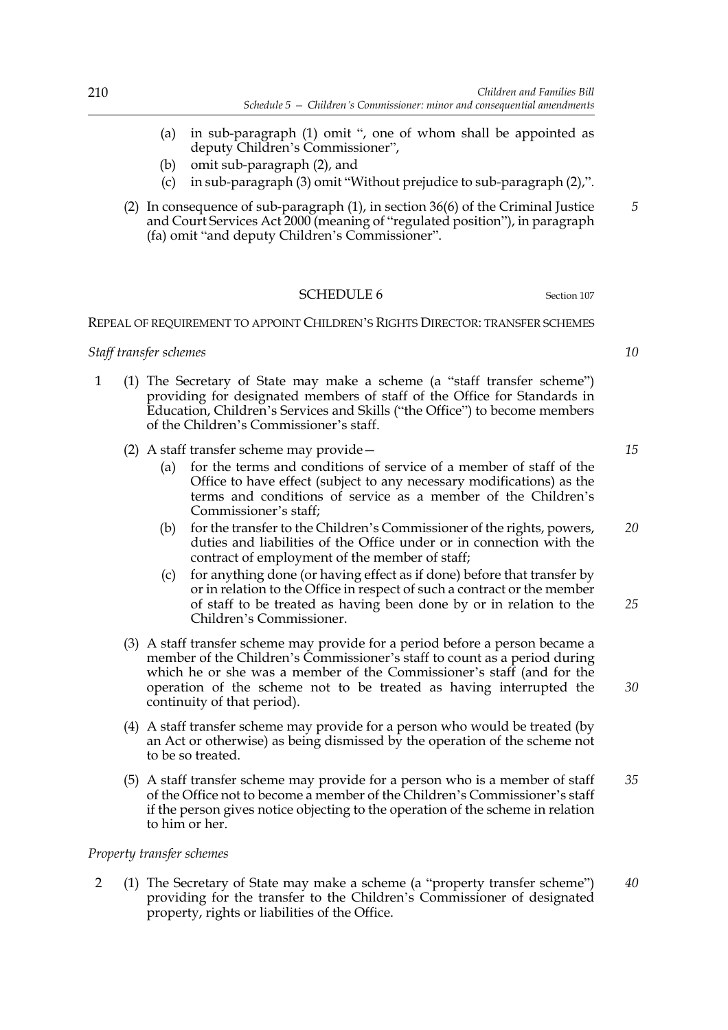(a) in sub-paragraph (1) omit ", one of whom shall be appointed as deputy Children's Commissioner",

(b) omit sub-paragraph (2), and

(c) in sub-paragraph (3) omit "Without prejudice to sub-paragraph (2),".

(2) In consequence of sub-paragraph (1), in section 36(6) of the Criminal Justice and Court Services Act 2000 (meaning of "regulated position"), in paragraph (fa) omit "and deputy Children's Commissioner".

## SCHEDULE 6

Section 107

### REPEAL OF REQUIREMENT TO APPOINT CHILDREN'S RIGHTS DIRECTOR: TRANSFER SCHEMES

*Staff transfer schemes*

1 (1) The Secretary of State may make a scheme (a "staff transfer scheme") providing for designated members of staff of the Office for Standards in Education, Children's Services and Skills ("the Office") to become members of the Children's Commissioner's staff.

(2) A staff transfer scheme may provide—

(a) for the terms and conditions of service of a member of staff of the Office to have effect (subject to any necessary modifications) as the terms and conditions of service as a member of the Children's Commissioner's staff;

(b) for the transfer to the Children's Commissioner of the rights, powers, duties and liabilities of the Office under or in connection with the contract of employment of the member of staff;

(c) for anything done (or having effect as if done) before that transfer by or in relation to the Office in respect of such a contract or the member of staff to be treated as having been done by or in relation to the Children's Commissioner.

(3) A staff transfer scheme may provide for a period before a person became a member of the Children's Commissioner's staff to count as a period during which he or she was a member of the Commissioner's staff (and for the operation of the scheme not to be treated as having interrupted the continuity of that period).

(4) A staff transfer scheme may provide for a person who would be treated (by an Act or otherwise) as being dismissed by the operation of the scheme not to be so treated.

(5) A staff transfer scheme may provide for a person who is a member of staff of the Office not to become a member of the Children's Commissioner's staff if the person gives notice objecting to the operation of the scheme in relation to him or her.

*Property transfer schemes*

2 (1) The Secretary of State may make a scheme (a "property transfer scheme") providing for the transfer to the Children's Commissioner of designated property, rights or liabilities of the Office.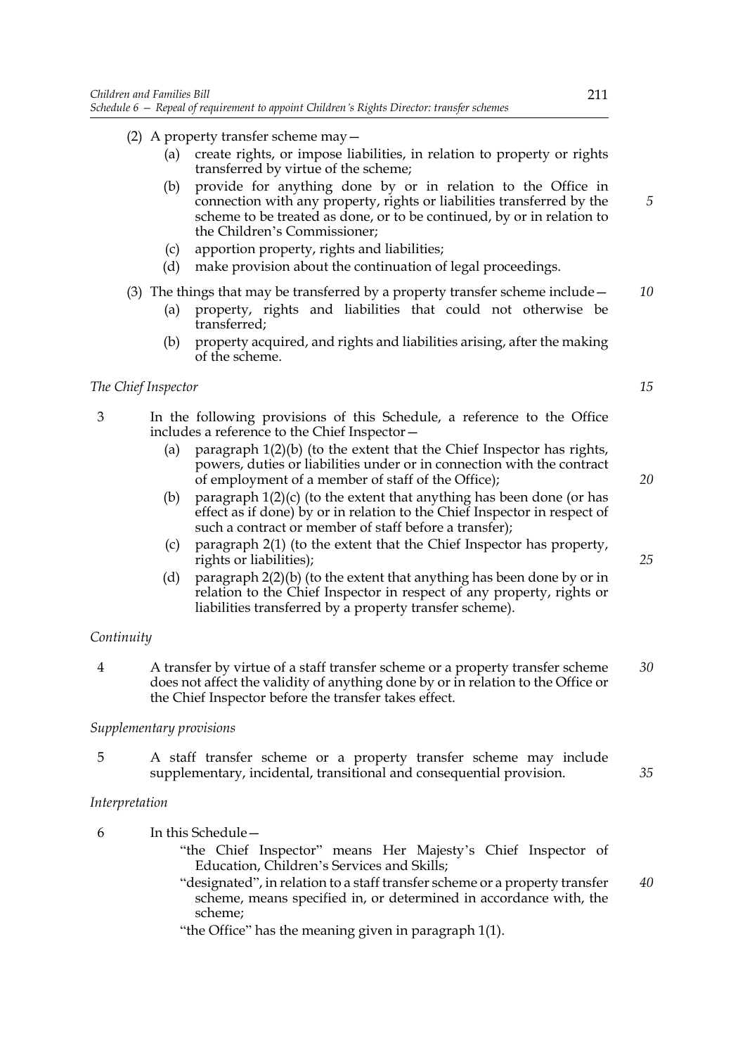(2) A property transfer scheme may—

- (a) create rights, or impose liabilities, in relation to property or rights transferred by virtue of the scheme;
- (b) provide for anything done by or in relation to the Office in connection with any property, rights or liabilities transferred by the scheme to be treated as done, or to be continued, by or in relation to the Children's Commissioner;
- (c) apportion property, rights and liabilities;
- (d) make provision about the continuation of legal proceedings.

(3) The things that may be transferred by a property transfer scheme include—

- (a) property, rights and liabilities that could not otherwise be transferred;
- (b) property acquired, and rights and liabilities arising, after the making of the scheme.

*The Chief Inspector*

3 In the following provisions of this Schedule, a reference to the Office includes a reference to the Chief Inspector—

- (a) paragraph 1(2)(b) (to the extent that the Chief Inspector has rights, powers, duties or liabilities under or in connection with the contract of employment of a member of staff of the Office);
- (b) paragraph 1(2)(c) (to the extent that anything has been done (or has effect as if done) by or in relation to the Chief Inspector in respect of such a contract or member of staff before a transfer);
- (c) paragraph 2(1) (to the extent that the Chief Inspector has property, rights or liabilities);
- (d) paragraph 2(2)(b) (to the extent that anything has been done by or in relation to the Chief Inspector in respect of any property, rights or liabilities transferred by a property transfer scheme).

*Continuity*

4 A transfer by virtue of a staff transfer scheme or a property transfer scheme does not affect the validity of anything done by or in relation to the Office or the Chief Inspector before the transfer takes effect.

*Supplementary provisions*

5 A staff transfer scheme or a property transfer scheme may include supplementary, incidental, transitional and consequential provision.

*Interpretation*

6 In this Schedule—

"the Chief Inspector" means Her Majesty's Chief Inspector of Education, Children's Services and Skills;

"designated", in relation to a staff transfer scheme or a property transfer scheme, means specified in, or determined in accordance with, the scheme;

"the Office" has the meaning given in paragraph 1(1).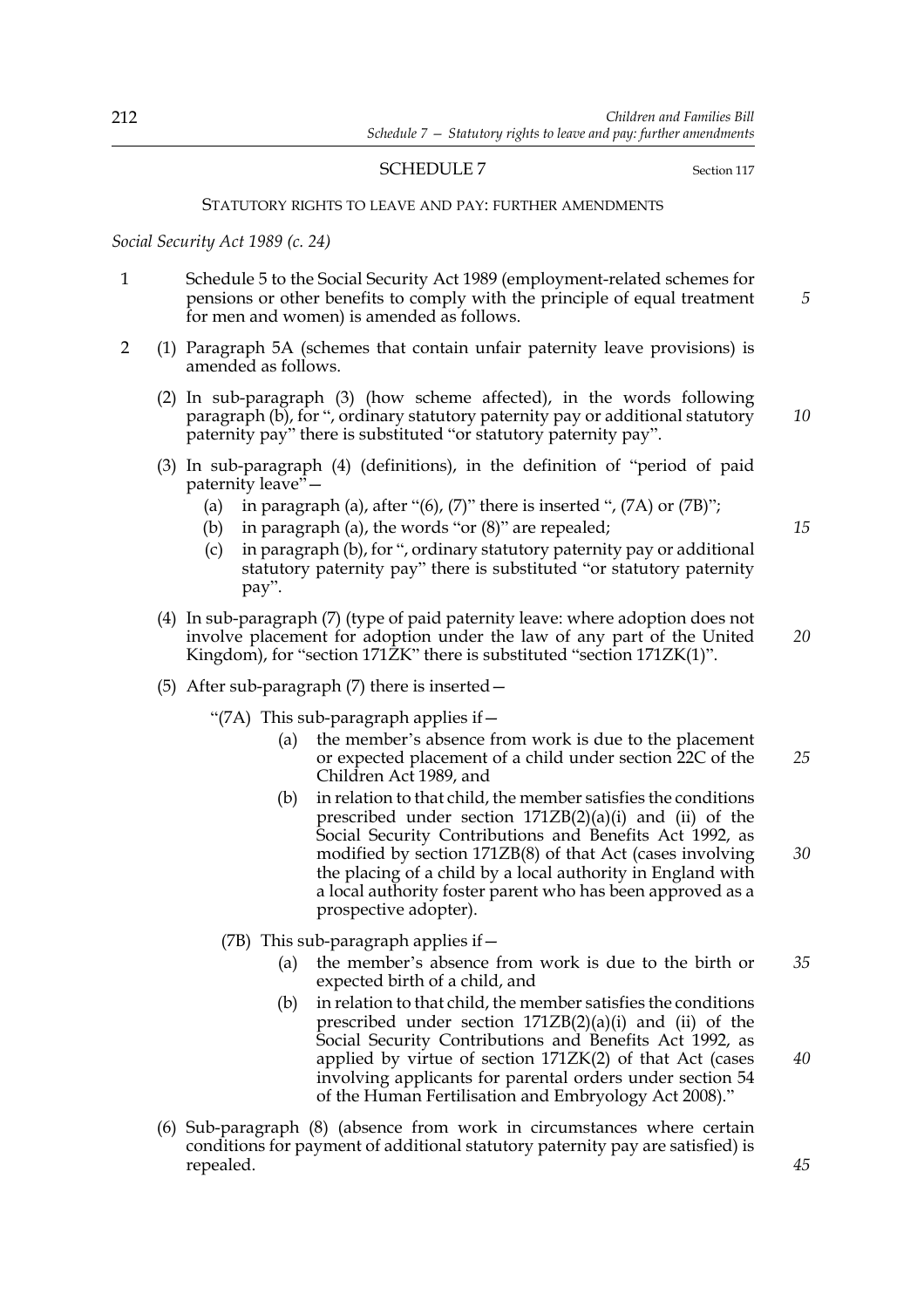## SCHEDULE 7

Section 117

STATUTORY RIGHTS TO LEAVE AND PAY: FURTHER AMENDMENTS

*Social Security Act 1989 (c. 24)*

1 Schedule 5 to the Social Security Act 1989 (employment-related schemes for pensions or other benefits to comply with the principle of equal treatment for men and women) is amended as follows.

2 (1) Paragraph 5A (schemes that contain unfair paternity leave provisions) is amended as follows.

(2) In sub-paragraph (3) (how scheme affected), in the words following paragraph (b), for ", ordinary statutory paternity pay or additional statutory paternity pay" there is substituted "or statutory paternity pay".

(3) In sub-paragraph (4) (definitions), in the definition of "period of paid paternity leave"—

(a) in paragraph (a), after "(6), (7)" there is inserted ", (7A) or (7B)";

(b) in paragraph (a), the words "or (8)" are repealed;

(c) in paragraph (b), for ", ordinary statutory paternity pay or additional statutory paternity pay" there is substituted "or statutory paternity pay".

(4) In sub-paragraph (7) (type of paid paternity leave: where adoption does not involve placement for adoption under the law of any part of the United Kingdom), for "section 171ZK" there is substituted "section 171ZK(1)".

(5) After sub-paragraph (7) there is inserted—

"(7A) This sub-paragraph applies if—

(a) the member's absence from work is due to the placement or expected placement of a child under section 22C of the Children Act 1989, and

(b) in relation to that child, the member satisfies the conditions prescribed under section 171ZB(2)(a)(i) and (ii) of the Social Security Contributions and Benefits Act 1992, as modified by section 171ZB(8) of that Act (cases involving the placing of a child by a local authority in England with a local authority foster parent who has been approved as a prospective adopter).

(7B) This sub-paragraph applies if—

(a) the member's absence from work is due to the birth or expected birth of a child, and

(b) in relation to that child, the member satisfies the conditions prescribed under section 171ZB(2)(a)(i) and (ii) of the Social Security Contributions and Benefits Act 1992, as applied by virtue of section 171ZK(2) of that Act (cases involving applicants for parental orders under section 54 of the Human Fertilisation and Embryology Act 2008)."

(6) Sub-paragraph (8) (absence from work in circumstances where certain conditions for payment of additional statutory paternity pay are satisfied) is repealed.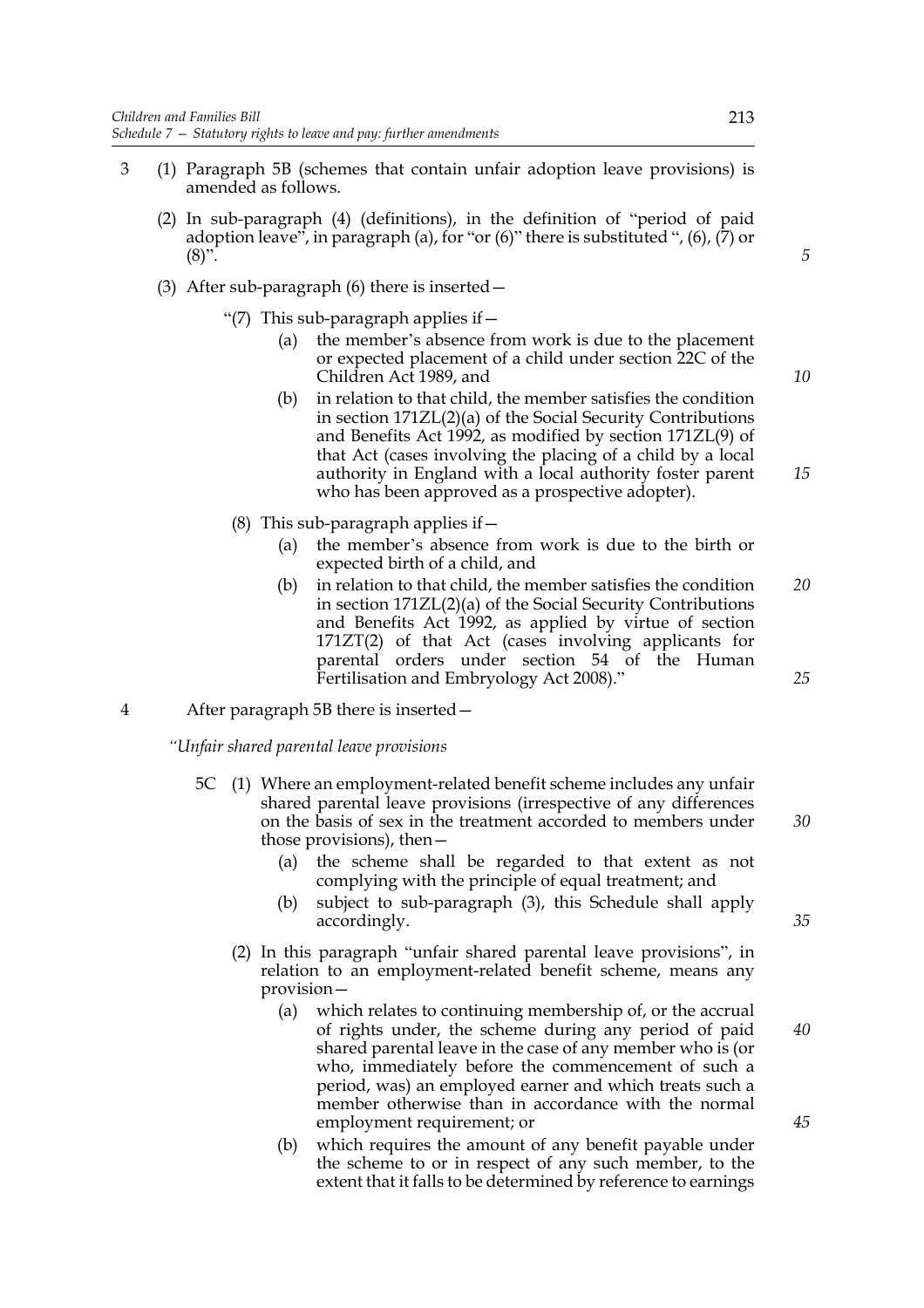3 (1) Paragraph 5B (schemes that contain unfair adoption leave provisions) is amended as follows.

(2) In sub-paragraph (4) (definitions), in the definition of "period of paid adoption leave", in paragraph (a), for "or (6)" there is substituted ", (6), (7) or (8)".

(3) After sub-paragraph (6) there is inserted—

"(7) This sub-paragraph applies if—

(a) the member's absence from work is due to the placement or expected placement of a child under section 22C of the Children Act 1989, and

(b) in relation to that child, the member satisfies the condition in section 171ZL(2)(a) of the Social Security Contributions and Benefits Act 1992, as modified by section 171ZL(9) of that Act (cases involving the placing of a child by a local authority in England with a local authority foster parent who has been approved as a prospective adopter).

(8) This sub-paragraph applies if—

(a) the member's absence from work is due to the birth or expected birth of a child, and

(b) in relation to that child, the member satisfies the condition in section 171ZL(2)(a) of the Social Security Contributions and Benefits Act 1992, as applied by virtue of section 171ZT(2) of that Act (cases involving applicants for parental orders under section 54 of the Human Fertilisation and Embryology Act 2008)."

4 After paragraph 5B there is inserted—

*"Unfair shared parental leave provisions*

5C (1) Where an employment-related benefit scheme includes any unfair shared parental leave provisions (irrespective of any differences on the basis of sex in the treatment accorded to members under those provisions), then—

(a) the scheme shall be regarded to that extent as not complying with the principle of equal treatment; and

(b) subject to sub-paragraph (3), this Schedule shall apply accordingly.

(2) In this paragraph "unfair shared parental leave provisions", in relation to an employment-related benefit scheme, means any provision—

(a) which relates to continuing membership of, or the accrual of rights under, the scheme during any period of paid shared parental leave in the case of any member who is (or who, immediately before the commencement of such a period, was) an employed earner and which treats such a member otherwise than in accordance with the normal employment requirement; or

(b) which requires the amount of any benefit payable under the scheme to or in respect of any such member, to the extent that it falls to be determined by reference to earnings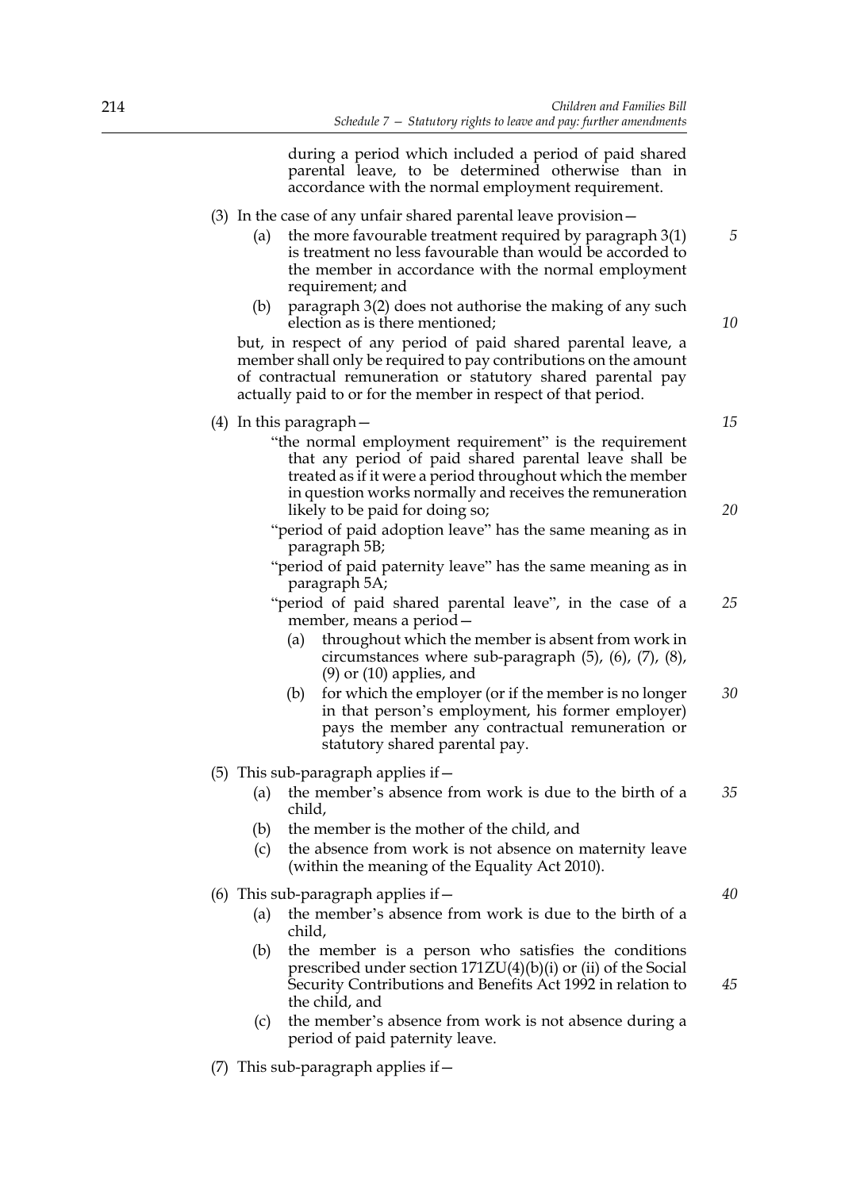during a period which included a period of paid shared parental leave, to be determined otherwise than in accordance with the normal employment requirement.

(3) In the case of any unfair shared parental leave provision—

(a) the more favourable treatment required by paragraph 3(1) is treatment no less favourable than would be accorded to the member in accordance with the normal employment requirement; and

(b) paragraph 3(2) does not authorise the making of any such election as is there mentioned;

but, in respect of any period of paid shared parental leave, a member shall only be required to pay contributions on the amount of contractual remuneration or statutory shared parental pay actually paid to or for the member in respect of that period.

(4) In this paragraph—

"the normal employment requirement" is the requirement that any period of paid shared parental leave shall be treated as if it were a period throughout which the member in question works normally and receives the remuneration likely to be paid for doing so;

"period of paid adoption leave" has the same meaning as in paragraph 5B;

"period of paid paternity leave" has the same meaning as in paragraph 5A;

"period of paid shared parental leave", in the case of a member, means a period—

(a) throughout which the member is absent from work in circumstances where sub-paragraph (5), (6), (7), (8), (9) or (10) applies, and

(b) for which the employer (or if the member is no longer in that person's employment, his former employer) pays the member any contractual remuneration or statutory shared parental pay.

(5) This sub-paragraph applies if—

(a) the member's absence from work is due to the birth of a child,

(b) the member is the mother of the child, and

(c) the absence from work is not absence on maternity leave (within the meaning of the Equality Act 2010).

(6) This sub-paragraph applies if—

(a) the member's absence from work is due to the birth of a child,

(b) the member is a person who satisfies the conditions prescribed under section 171ZU(4)(b)(i) or (ii) of the Social Security Contributions and Benefits Act 1992 in relation to the child, and

(c) the member's absence from work is not absence during a period of paid paternity leave.

(7) This sub-paragraph applies if—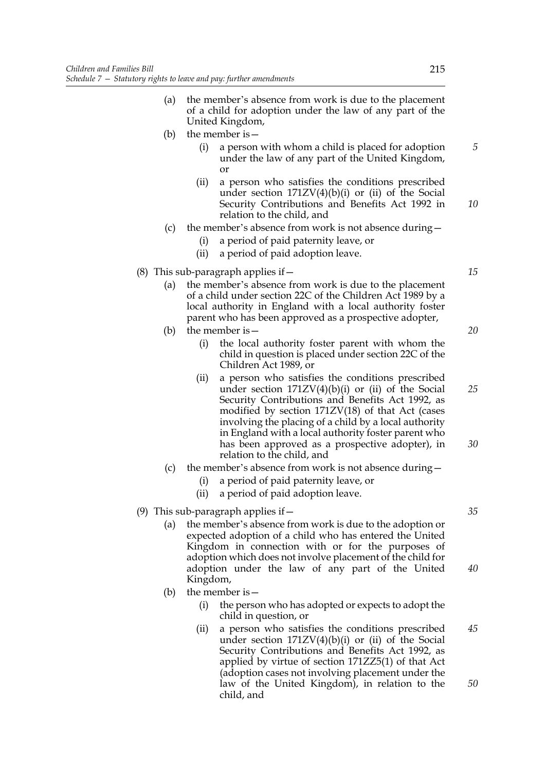(a) the member's absence from work is due to the placement of a child for adoption under the law of any part of the United Kingdom,

(b) the member is—

  (i) a person with whom a child is placed for adoption under the law of any part of the United Kingdom, or

  (ii) a person who satisfies the conditions prescribed under section 171ZV(4)(b)(i) or (ii) of the Social Security Contributions and Benefits Act 1992 in relation to the child, and

(c) the member's absence from work is not absence during—

  (i) a period of paid paternity leave, or

  (ii) a period of paid adoption leave.

(8) This sub-paragraph applies if—

(a) the member's absence from work is due to the placement of a child under section 22C of the Children Act 1989 by a local authority in England with a local authority foster parent who has been approved as a prospective adopter,

(b) the member is—

  (i) the local authority foster parent with whom the child in question is placed under section 22C of the Children Act 1989, or

  (ii) a person who satisfies the conditions prescribed under section 171ZV(4)(b)(i) or (ii) of the Social Security Contributions and Benefits Act 1992, as modified by section 171ZV(18) of that Act (cases involving the placing of a child by a local authority in England with a local authority foster parent who has been approved as a prospective adopter), in relation to the child, and

(c) the member's absence from work is not absence during—

  (i) a period of paid paternity leave, or

  (ii) a period of paid adoption leave.

(9) This sub-paragraph applies if—

(a) the member's absence from work is due to the adoption or expected adoption of a child who has entered the United Kingdom in connection with or for the purposes of adoption which does not involve placement of the child for adoption under the law of any part of the United Kingdom,

(b) the member is—

  (i) the person who has adopted or expects to adopt the child in question, or

  (ii) a person who satisfies the conditions prescribed under section 171ZV(4)(b)(i) or (ii) of the Social Security Contributions and Benefits Act 1992, as applied by virtue of section 171ZZ5(1) of that Act (adoption cases not involving placement under the law of the United Kingdom), in relation to the child, and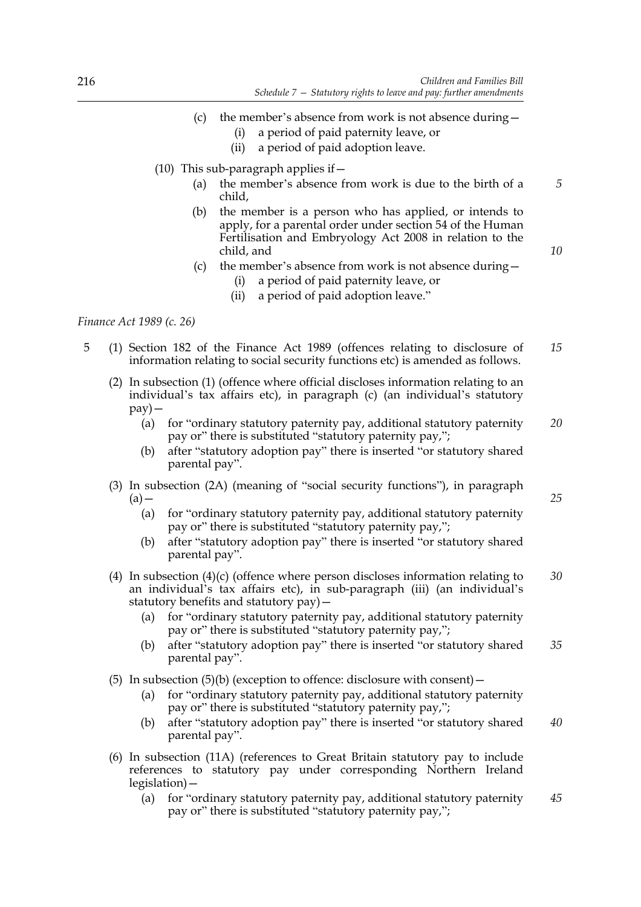(c) the member's absence from work is not absence during—

(i) a period of paid paternity leave, or

(ii) a period of paid adoption leave.

(10) This sub-paragraph applies if—

(a) the member's absence from work is due to the birth of a child,

(b) the member is a person who has applied, or intends to apply, for a parental order under section 54 of the Human Fertilisation and Embryology Act 2008 in relation to the child, and

(c) the member's absence from work is not absence during—

(i) a period of paid paternity leave, or

(ii) a period of paid adoption leave."

*Finance Act 1989 (c. 26)*

5 (1) Section 182 of the Finance Act 1989 (offences relating to disclosure of information relating to social security functions etc) is amended as follows.

(2) In subsection (1) (offence where official discloses information relating to an individual's tax affairs etc), in paragraph (c) (an individual's statutory pay)—

(a) for "ordinary statutory paternity pay, additional statutory paternity pay or" there is substituted "statutory paternity pay,";

(b) after "statutory adoption pay" there is inserted "or statutory shared parental pay".

(3) In subsection (2A) (meaning of "social security functions"), in paragraph (a)—

(a) for "ordinary statutory paternity pay, additional statutory paternity pay or" there is substituted "statutory paternity pay,";

(b) after "statutory adoption pay" there is inserted "or statutory shared parental pay".

(4) In subsection (4)(c) (offence where person discloses information relating to an individual's tax affairs etc), in sub-paragraph (iii) (an individual's statutory benefits and statutory pay)—

(a) for "ordinary statutory paternity pay, additional statutory paternity pay or" there is substituted "statutory paternity pay,";

(b) after "statutory adoption pay" there is inserted "or statutory shared parental pay".

(5) In subsection (5)(b) (exception to offence: disclosure with consent)—

(a) for "ordinary statutory paternity pay, additional statutory paternity pay or" there is substituted "statutory paternity pay,";

(b) after "statutory adoption pay" there is inserted "or statutory shared parental pay".

(6) In subsection (11A) (references to Great Britain statutory pay to include references to statutory pay under corresponding Northern Ireland legislation)—

(a) for "ordinary statutory paternity pay, additional statutory paternity pay or" there is substituted "statutory paternity pay,";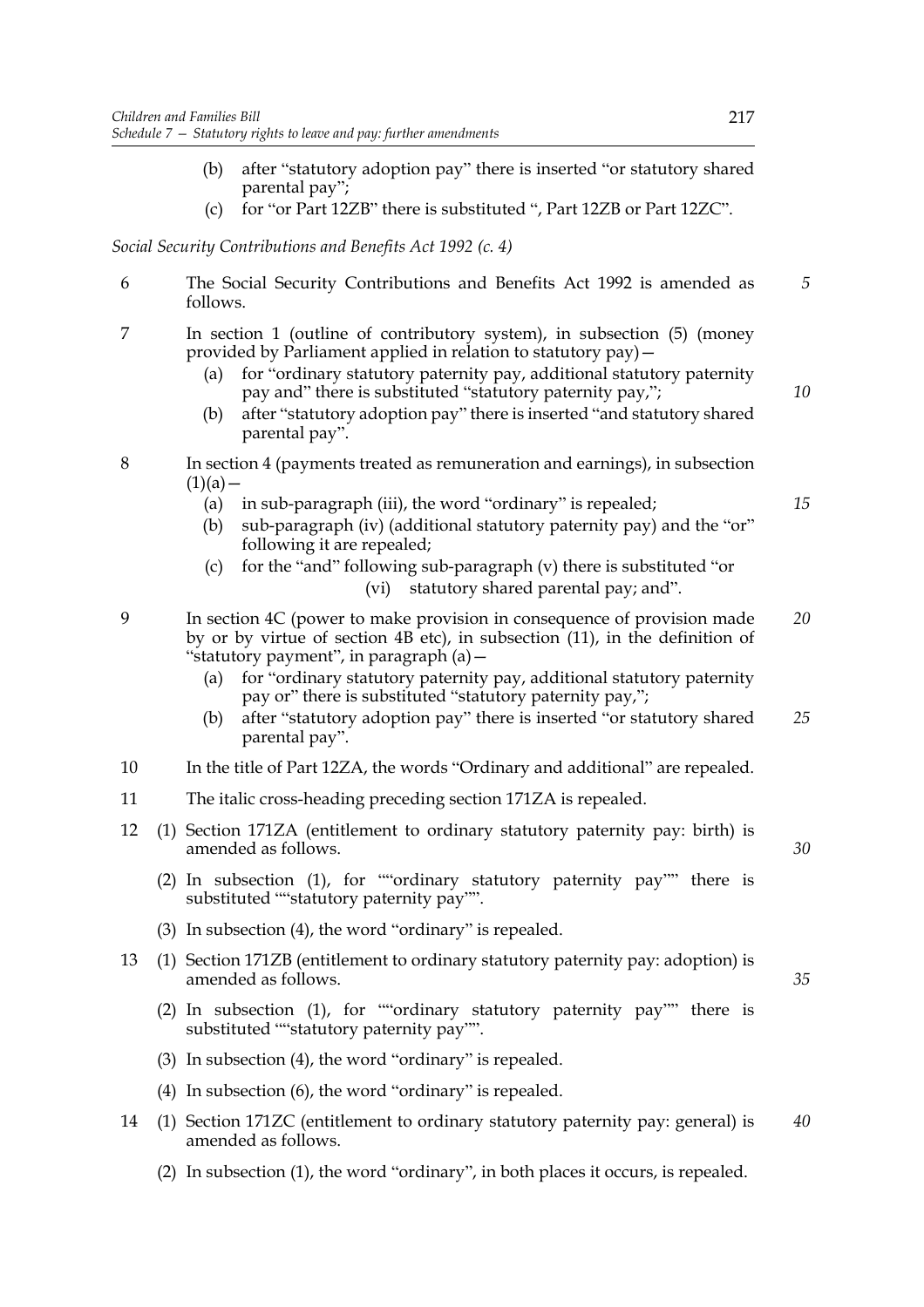(b) after "statutory adoption pay" there is inserted "or statutory shared parental pay";

(c) for "or Part 12ZB" there is substituted ", Part 12ZB or Part 12ZC".

*Social Security Contributions and Benefits Act 1992 (c. 4)*

6 The Social Security Contributions and Benefits Act 1992 is amended as follows.

7 In section 1 (outline of contributory system), in subsection (5) (money provided by Parliament applied in relation to statutory pay)—

(a) for "ordinary statutory paternity pay, additional statutory paternity pay and" there is substituted "statutory paternity pay,";

(b) after "statutory adoption pay" there is inserted "and statutory shared parental pay".

8 In section 4 (payments treated as remuneration and earnings), in subsection (1)(a)—

(a) in sub-paragraph (iii), the word "ordinary" is repealed;

(b) sub-paragraph (iv) (additional statutory paternity pay) and the "or" following it are repealed;

(c) for the "and" following sub-paragraph (v) there is substituted "or

(vi) statutory shared parental pay; and".

9 In section 4C (power to make provision in consequence of provision made by or by virtue of section 4B etc), in subsection (11), in the definition of "statutory payment", in paragraph (a)—

(a) for "ordinary statutory paternity pay, additional statutory paternity pay or" there is substituted "statutory paternity pay,";

(b) after "statutory adoption pay" there is inserted "or statutory shared parental pay".

10 In the title of Part 12ZA, the words "Ordinary and additional" are repealed.

11 The italic cross-heading preceding section 171ZA is repealed.

12 (1) Section 171ZA (entitlement to ordinary statutory paternity pay: birth) is amended as follows.

(2) In subsection (1), for ""ordinary statutory paternity pay"" there is substituted ""statutory paternity pay"".

(3) In subsection (4), the word "ordinary" is repealed.

13 (1) Section 171ZB (entitlement to ordinary statutory paternity pay: adoption) is amended as follows.

(2) In subsection (1), for ""ordinary statutory paternity pay"" there is substituted ""statutory paternity pay"".

(3) In subsection (4), the word "ordinary" is repealed.

(4) In subsection (6), the word "ordinary" is repealed.

14 (1) Section 171ZC (entitlement to ordinary statutory paternity pay: general) is amended as follows.

(2) In subsection (1), the word "ordinary", in both places it occurs, is repealed.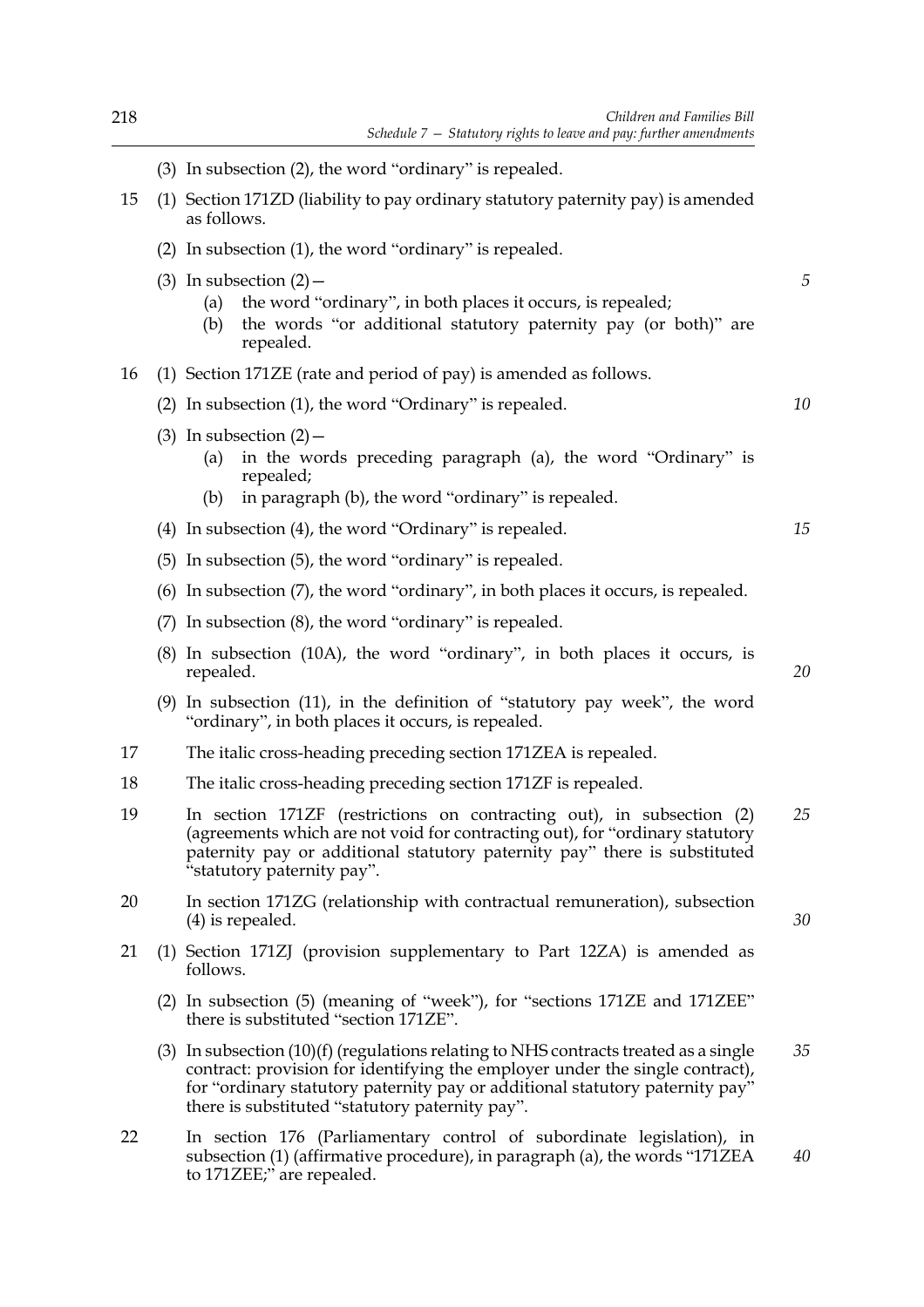(3) In subsection (2), the word "ordinary" is repealed.

15 (1) Section 171ZD (liability to pay ordinary statutory paternity pay) is amended as follows.

(2) In subsection (1), the word "ordinary" is repealed.

(3) In subsection (2)—

- (a) the word "ordinary", in both places it occurs, is repealed;
- (b) the words "or additional statutory paternity pay (or both)" are repealed.

16 (1) Section 171ZE (rate and period of pay) is amended as follows.

(2) In subsection (1), the word "Ordinary" is repealed.

(3) In subsection (2)—

- (a) in the words preceding paragraph (a), the word "Ordinary" is repealed;
- (b) in paragraph (b), the word "ordinary" is repealed.

(4) In subsection (4), the word "Ordinary" is repealed.

(5) In subsection (5), the word "ordinary" is repealed.

(6) In subsection (7), the word "ordinary", in both places it occurs, is repealed.

(7) In subsection (8), the word "ordinary" is repealed.

(8) In subsection (10A), the word "ordinary", in both places it occurs, is repealed.

(9) In subsection (11), in the definition of "statutory pay week", the word "ordinary", in both places it occurs, is repealed.

17 The italic cross-heading preceding section 171ZEA is repealed.

18 The italic cross-heading preceding section 171ZF is repealed.

19 In section 171ZF (restrictions on contracting out), in subsection (2) (agreements which are not void for contracting out), for "ordinary statutory paternity pay or additional statutory paternity pay" there is substituted "statutory paternity pay".

20 In section 171ZG (relationship with contractual remuneration), subsection (4) is repealed.

21 (1) Section 171ZJ (provision supplementary to Part 12ZA) is amended as follows.

(2) In subsection (5) (meaning of "week"), for "sections 171ZE and 171ZEE" there is substituted "section 171ZE".

(3) In subsection (10)(f) (regulations relating to NHS contracts treated as a single contract: provision for identifying the employer under the single contract), for "ordinary statutory paternity pay or additional statutory paternity pay" there is substituted "statutory paternity pay".

22 In section 176 (Parliamentary control of subordinate legislation), in subsection (1) (affirmative procedure), in paragraph (a), the words "171ZEA to 171ZEE;" are repealed.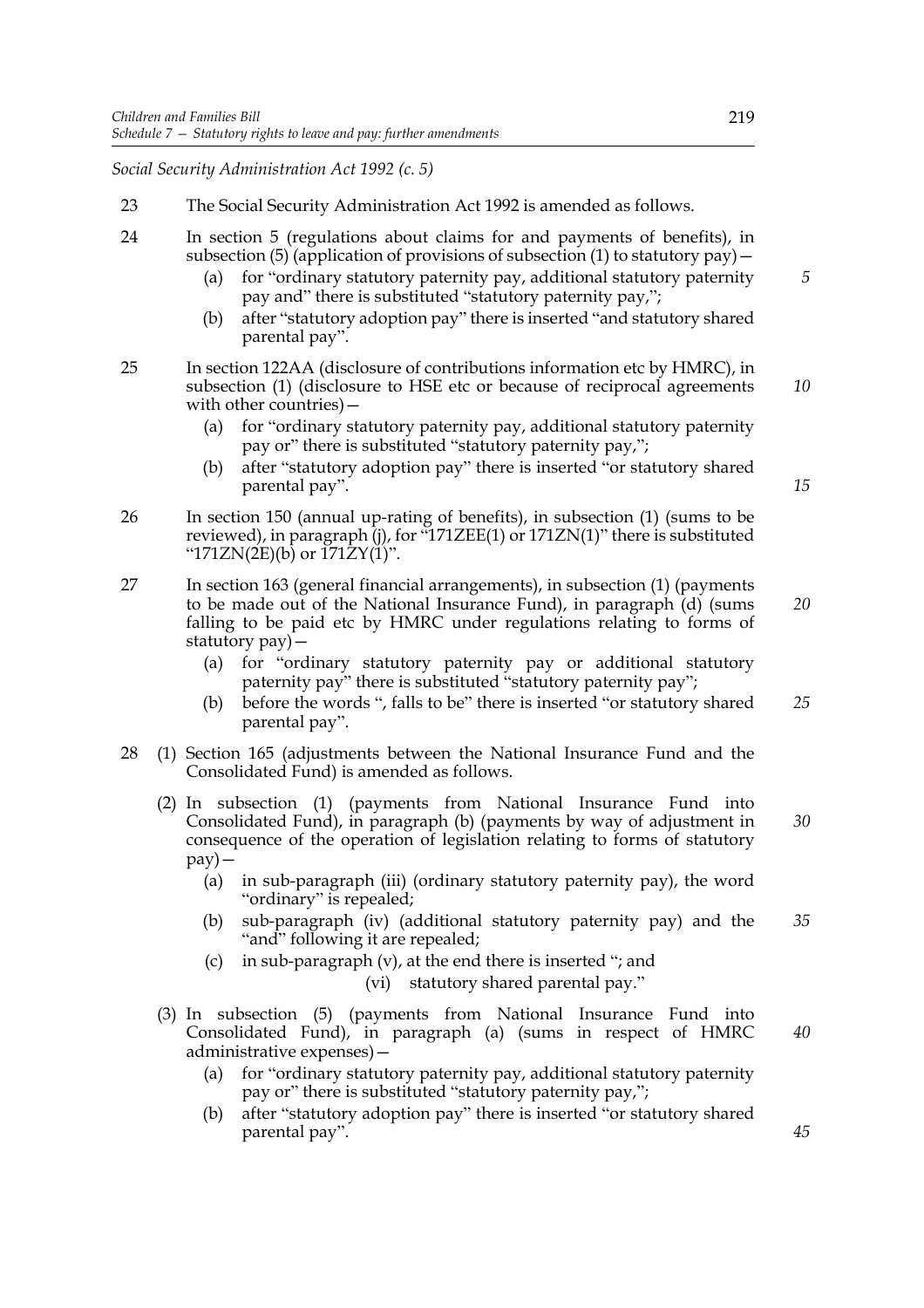*Social Security Administration Act 1992 (c. 5)*

23 The Social Security Administration Act 1992 is amended as follows.

24 In section 5 (regulations about claims for and payments of benefits), in subsection (5) (application of provisions of subsection (1) to statutory pay)—

(a) for "ordinary statutory paternity pay, additional statutory paternity pay and" there is substituted "statutory paternity pay,";

(b) after "statutory adoption pay" there is inserted "and statutory shared parental pay".

25 In section 122AA (disclosure of contributions information etc by HMRC), in subsection (1) (disclosure to HSE etc or because of reciprocal agreements with other countries)—

(a) for "ordinary statutory paternity pay, additional statutory paternity pay or" there is substituted "statutory paternity pay,";

(b) after "statutory adoption pay" there is inserted "or statutory shared parental pay".

26 In section 150 (annual up-rating of benefits), in subsection (1) (sums to be reviewed), in paragraph (j), for "171ZEE(1) or 171ZN(1)" there is substituted "171ZN(2E)(b) or 171ZY(1)".

27 In section 163 (general financial arrangements), in subsection (1) (payments to be made out of the National Insurance Fund), in paragraph (d) (sums falling to be paid etc by HMRC under regulations relating to forms of statutory pay)—

(a) for "ordinary statutory paternity pay or additional statutory paternity pay" there is substituted "statutory paternity pay";

(b) before the words ", falls to be" there is inserted "or statutory shared parental pay".

28 (1) Section 165 (adjustments between the National Insurance Fund and the Consolidated Fund) is amended as follows.

(2) In subsection (1) (payments from National Insurance Fund into Consolidated Fund), in paragraph (b) (payments by way of adjustment in consequence of the operation of legislation relating to forms of statutory pay)—

(a) in sub-paragraph (iii) (ordinary statutory paternity pay), the word "ordinary" is repealed;

(b) sub-paragraph (iv) (additional statutory paternity pay) and the "and" following it are repealed;

(c) in sub-paragraph (v), at the end there is inserted "; and

(vi) statutory shared parental pay."

(3) In subsection (5) (payments from National Insurance Fund into Consolidated Fund), in paragraph (a) (sums in respect of HMRC administrative expenses)—

(a) for "ordinary statutory paternity pay, additional statutory paternity pay or" there is substituted "statutory paternity pay,";

(b) after "statutory adoption pay" there is inserted "or statutory shared parental pay".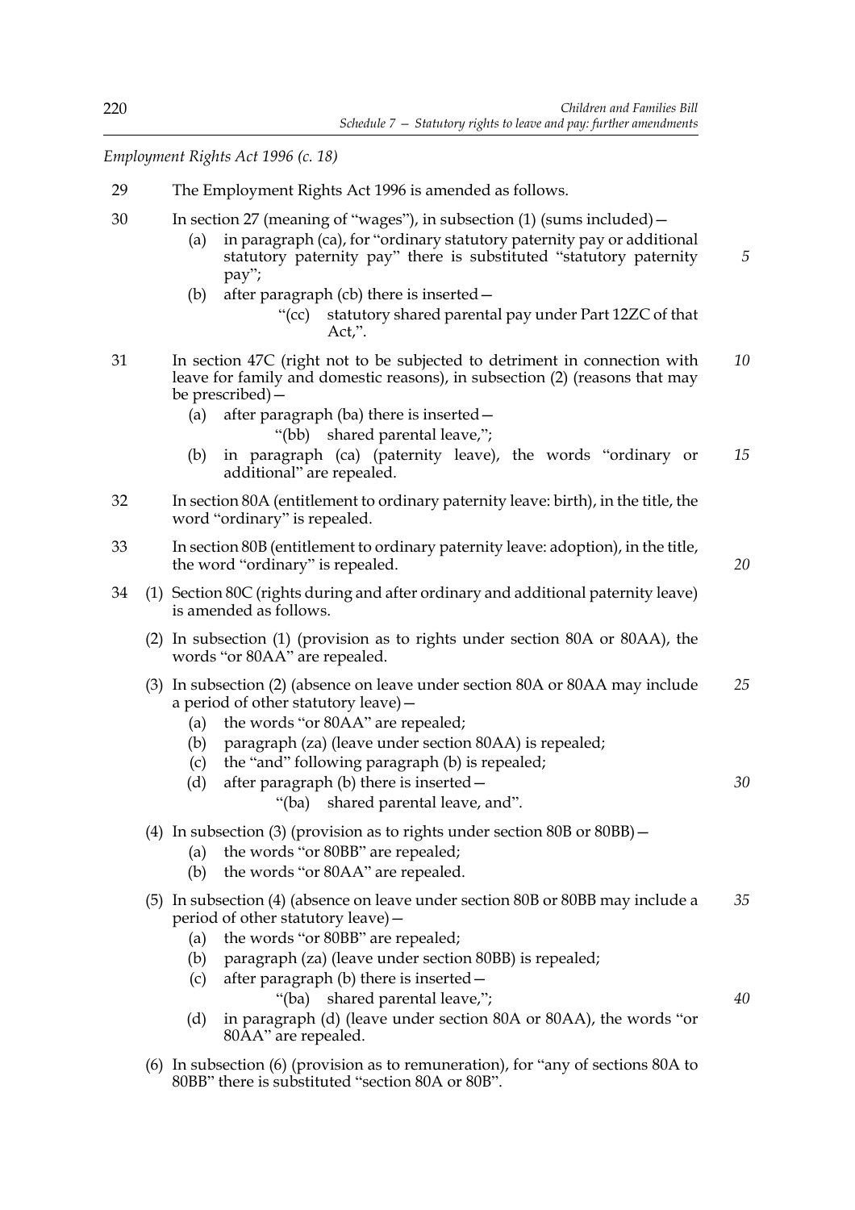*Employment Rights Act 1996 (c. 18)*

29 The Employment Rights Act 1996 is amended as follows.

30 In section 27 (meaning of "wages"), in subsection (1) (sums included)—

- (a) in paragraph (ca), for "ordinary statutory paternity pay or additional statutory paternity pay" there is substituted "statutory paternity pay";
- (b) after paragraph (cb) there is inserted—
  - "(cc) statutory shared parental pay under Part 12ZC of that Act,".

31 In section 47C (right not to be subjected to detriment in connection with leave for family and domestic reasons), in subsection (2) (reasons that may be prescribed)—

- (a) after paragraph (ba) there is inserted—
  - "(bb) shared parental leave,";
- (b) in paragraph (ca) (paternity leave), the words "ordinary or additional" are repealed.

32 In section 80A (entitlement to ordinary paternity leave: birth), in the title, the word "ordinary" is repealed.

33 In section 80B (entitlement to ordinary paternity leave: adoption), in the title, the word "ordinary" is repealed.

34 (1) Section 80C (rights during and after ordinary and additional paternity leave) is amended as follows.

(2) In subsection (1) (provision as to rights under section 80A or 80AA), the words "or 80AA" are repealed.

(3) In subsection (2) (absence on leave under section 80A or 80AA may include a period of other statutory leave)—

- (a) the words "or 80AA" are repealed;
- (b) paragraph (za) (leave under section 80AA) is repealed;
- (c) the "and" following paragraph (b) is repealed;
- (d) after paragraph (b) there is inserted—
  - "(ba) shared parental leave, and".

(4) In subsection (3) (provision as to rights under section 80B or 80BB)—

- (a) the words "or 80BB" are repealed;
- (b) the words "or 80AA" are repealed.

(5) In subsection (4) (absence on leave under section 80B or 80BB may include a period of other statutory leave)—

- (a) the words "or 80BB" are repealed;
- (b) paragraph (za) (leave under section 80BB) is repealed;
- (c) after paragraph (b) there is inserted—
  - "(ba) shared parental leave,";
- (d) in paragraph (d) (leave under section 80A or 80AA), the words "or 80AA" are repealed.

(6) In subsection (6) (provision as to remuneration), for "any of sections 80A to 80BB" there is substituted "section 80A or 80B".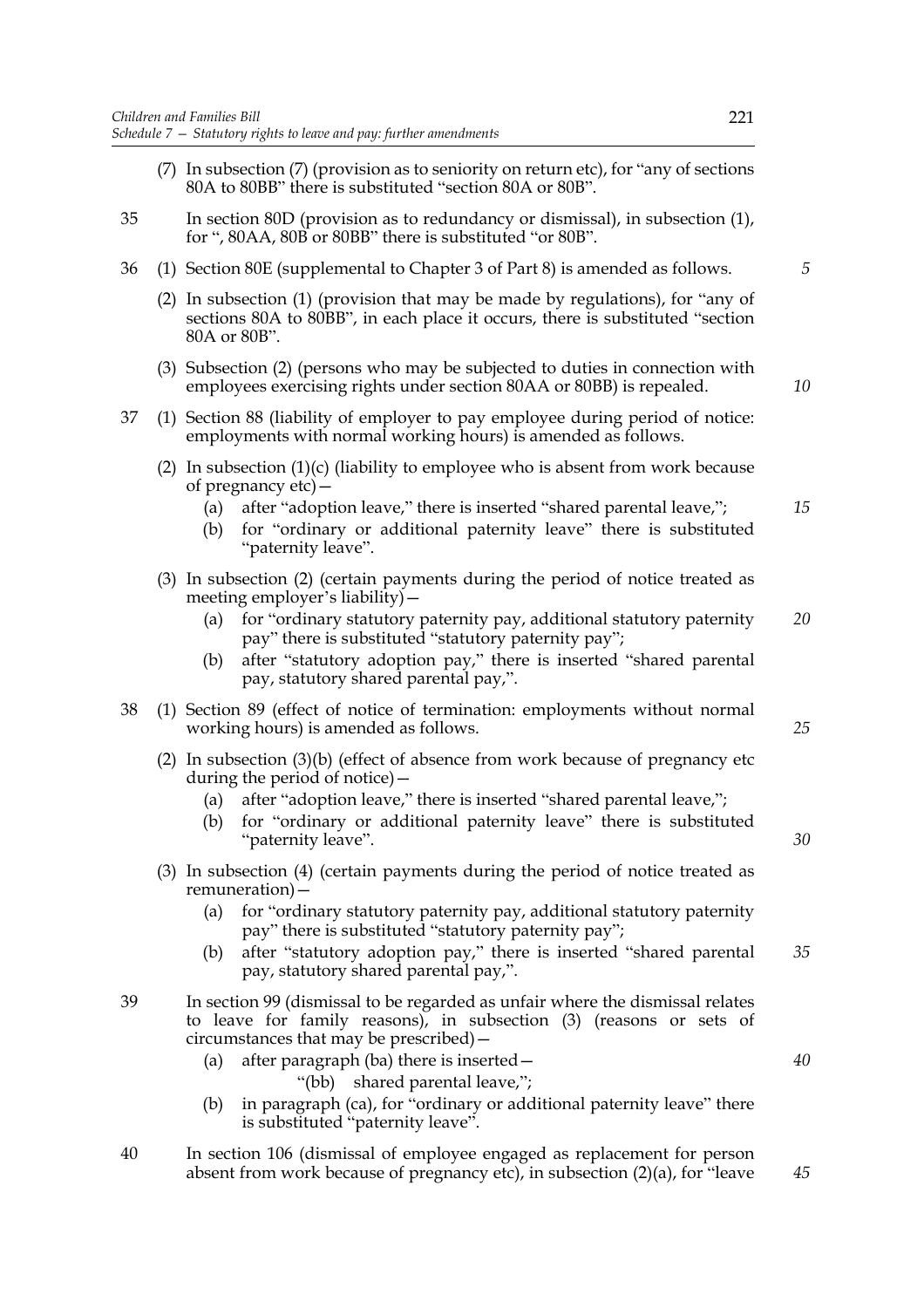(7) In subsection (7) (provision as to seniority on return etc), for "any of sections 80A to 80BB" there is substituted "section 80A or 80B".

35 In section 80D (provision as to redundancy or dismissal), in subsection (1), for ", 80AA, 80B or 80BB" there is substituted "or 80B".

36 (1) Section 80E (supplemental to Chapter 3 of Part 8) is amended as follows.

(2) In subsection (1) (provision that may be made by regulations), for "any of sections 80A to 80BB", in each place it occurs, there is substituted "section 80A or 80B".

(3) Subsection (2) (persons who may be subjected to duties in connection with employees exercising rights under section 80AA or 80BB) is repealed.

37 (1) Section 88 (liability of employer to pay employee during period of notice: employments with normal working hours) is amended as follows.

(2) In subsection (1)(c) (liability to employee who is absent from work because of pregnancy etc)—

(a) after "adoption leave," there is inserted "shared parental leave,";

(b) for "ordinary or additional paternity leave" there is substituted "paternity leave".

(3) In subsection (2) (certain payments during the period of notice treated as meeting employer's liability)—

(a) for "ordinary statutory paternity pay, additional statutory paternity pay" there is substituted "statutory paternity pay";

(b) after "statutory adoption pay," there is inserted "shared parental pay, statutory shared parental pay,".

38 (1) Section 89 (effect of notice of termination: employments without normal working hours) is amended as follows.

(2) In subsection (3)(b) (effect of absence from work because of pregnancy etc during the period of notice)—

(a) after "adoption leave," there is inserted "shared parental leave,";

(b) for "ordinary or additional paternity leave" there is substituted "paternity leave".

(3) In subsection (4) (certain payments during the period of notice treated as remuneration)—

(a) for "ordinary statutory paternity pay, additional statutory paternity pay" there is substituted "statutory paternity pay";

(b) after "statutory adoption pay," there is inserted "shared parental pay, statutory shared parental pay,".

39 In section 99 (dismissal to be regarded as unfair where the dismissal relates to leave for family reasons), in subsection (3) (reasons or sets of circumstances that may be prescribed)—

(a) after paragraph (ba) there is inserted—

"(bb) shared parental leave,";

(b) in paragraph (ca), for "ordinary or additional paternity leave" there is substituted "paternity leave".

40 In section 106 (dismissal of employee engaged as replacement for person absent from work because of pregnancy etc), in subsection (2)(a), for "leave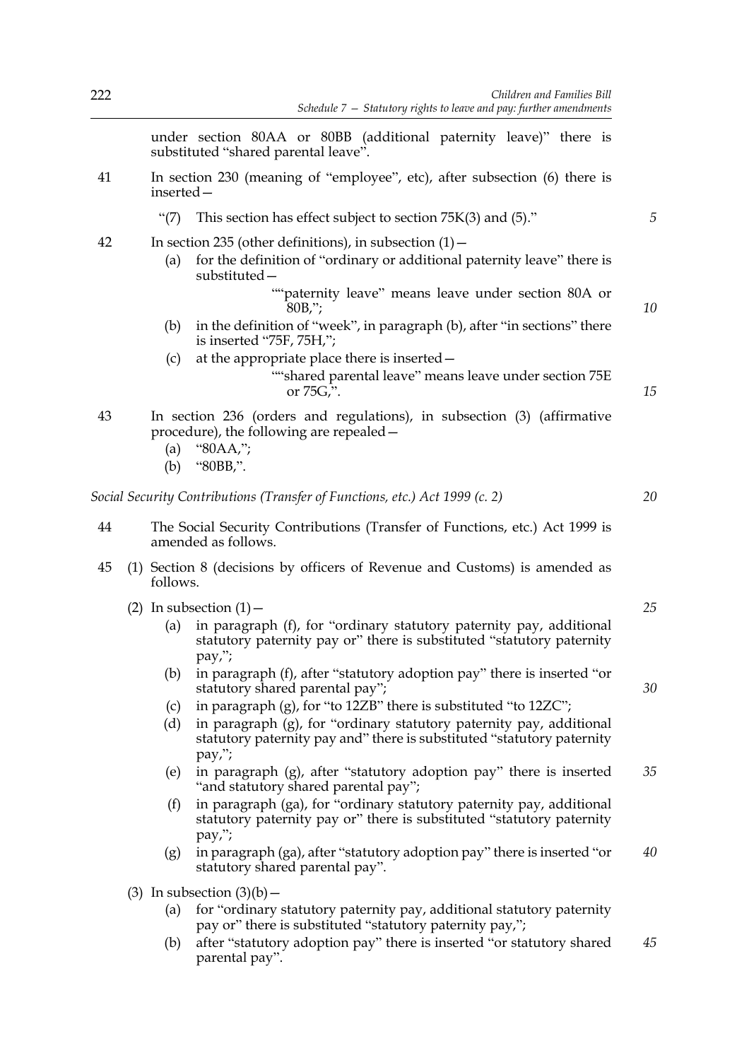under section 80AA or 80BB (additional paternity leave)" there is substituted "shared parental leave".

41 In section 230 (meaning of "employee", etc), after subsection (6) there is inserted—

"(7) This section has effect subject to section 75K(3) and (5)."

42 In section 235 (other definitions), in subsection (1)—

(a) for the definition of "ordinary or additional paternity leave" there is substituted—

""paternity leave" means leave under section 80A or 80B,";

(b) in the definition of "week", in paragraph (b), after "in sections" there is inserted "75F, 75H,";

(c) at the appropriate place there is inserted—

""shared parental leave" means leave under section 75E or 75G,".

43 In section 236 (orders and regulations), in subsection (3) (affirmative procedure), the following are repealed—

(a) "80AA,";

(b) "80BB,".

*Social Security Contributions (Transfer of Functions, etc.) Act 1999 (c. 2)*

44 The Social Security Contributions (Transfer of Functions, etc.) Act 1999 is amended as follows.

45 (1) Section 8 (decisions by officers of Revenue and Customs) is amended as follows.

(2) In subsection (1)—

(a) in paragraph (f), for "ordinary statutory paternity pay, additional statutory paternity pay or" there is substituted "statutory paternity pay,";

(b) in paragraph (f), after "statutory adoption pay" there is inserted "or statutory shared parental pay";

(c) in paragraph (g), for "to 12ZB" there is substituted "to 12ZC";

(d) in paragraph (g), for "ordinary statutory paternity pay, additional statutory paternity pay and" there is substituted "statutory paternity pay,";

(e) in paragraph (g), after "statutory adoption pay" there is inserted "and statutory shared parental pay";

(f) in paragraph (ga), for "ordinary statutory paternity pay, additional statutory paternity pay or" there is substituted "statutory paternity pay,";

(g) in paragraph (ga), after "statutory adoption pay" there is inserted "or statutory shared parental pay".

(3) In subsection (3)(b)—

(a) for "ordinary statutory paternity pay, additional statutory paternity pay or" there is substituted "statutory paternity pay,";

(b) after "statutory adoption pay" there is inserted "or statutory shared parental pay".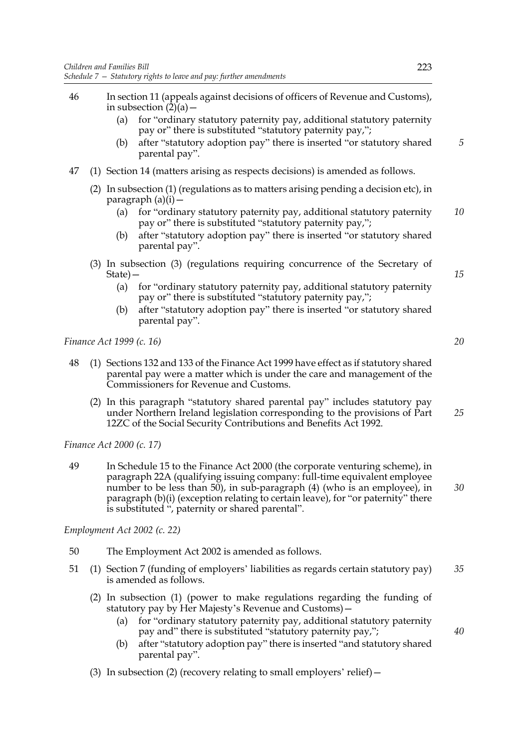46 In section 11 (appeals against decisions of officers of Revenue and Customs), in subsection (2)(a)—

(a) for "ordinary statutory paternity pay, additional statutory paternity pay or" there is substituted "statutory paternity pay,";

(b) after "statutory adoption pay" there is inserted "or statutory shared parental pay".

47 (1) Section 14 (matters arising as respects decisions) is amended as follows.

(2) In subsection (1) (regulations as to matters arising pending a decision etc), in paragraph (a)(i)—

(a) for "ordinary statutory paternity pay, additional statutory paternity pay or" there is substituted "statutory paternity pay,";

(b) after "statutory adoption pay" there is inserted "or statutory shared parental pay".

(3) In subsection (3) (regulations requiring concurrence of the Secretary of State)—

(a) for "ordinary statutory paternity pay, additional statutory paternity pay or" there is substituted "statutory paternity pay,";

(b) after "statutory adoption pay" there is inserted "or statutory shared parental pay".

*Finance Act 1999 (c. 16)*

48 (1) Sections 132 and 133 of the Finance Act 1999 have effect as if statutory shared parental pay were a matter which is under the care and management of the Commissioners for Revenue and Customs.

(2) In this paragraph "statutory shared parental pay" includes statutory pay under Northern Ireland legislation corresponding to the provisions of Part 12ZC of the Social Security Contributions and Benefits Act 1992.

*Finance Act 2000 (c. 17)*

49 In Schedule 15 to the Finance Act 2000 (the corporate venturing scheme), in paragraph 22A (qualifying issuing company: full-time equivalent employee number to be less than 50), in sub-paragraph (4) (who is an employee), in paragraph (b)(i) (exception relating to certain leave), for "or paternity" there is substituted ", paternity or shared parental".

*Employment Act 2002 (c. 22)*

50 The Employment Act 2002 is amended as follows.

51 (1) Section 7 (funding of employers' liabilities as regards certain statutory pay) is amended as follows.

(2) In subsection (1) (power to make regulations regarding the funding of statutory pay by Her Majesty's Revenue and Customs)—

(a) for "ordinary statutory paternity pay, additional statutory paternity pay and" there is substituted "statutory paternity pay,";

(b) after "statutory adoption pay" there is inserted "and statutory shared parental pay".

(3) In subsection (2) (recovery relating to small employers' relief)—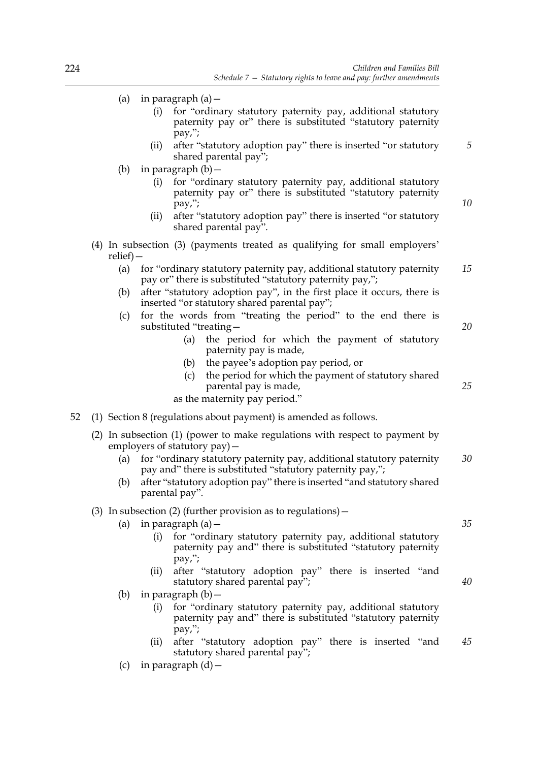(a) in paragraph (a)—

(i) for "ordinary statutory paternity pay, additional statutory paternity pay or" there is substituted "statutory paternity pay,";

(ii) after "statutory adoption pay" there is inserted "or statutory shared parental pay";

(b) in paragraph (b)—

(i) for "ordinary statutory paternity pay, additional statutory paternity pay or" there is substituted "statutory paternity pay,";

(ii) after "statutory adoption pay" there is inserted "or statutory shared parental pay".

(4) In subsection (3) (payments treated as qualifying for small employers' relief)—

(a) for "ordinary statutory paternity pay, additional statutory paternity pay or" there is substituted "statutory paternity pay,";

(b) after "statutory adoption pay", in the first place it occurs, there is inserted "or statutory shared parental pay";

(c) for the words from "treating the period" to the end there is substituted "treating—

(a) the period for which the payment of statutory paternity pay is made,

(b) the payee's adoption pay period, or

(c) the period for which the payment of statutory shared parental pay is made,

as the maternity pay period."

52 (1) Section 8 (regulations about payment) is amended as follows.

(2) In subsection (1) (power to make regulations with respect to payment by employers of statutory pay)—

(a) for "ordinary statutory paternity pay, additional statutory paternity pay and" there is substituted "statutory paternity pay,";

(b) after "statutory adoption pay" there is inserted "and statutory shared parental pay".

(3) In subsection (2) (further provision as to regulations)—

(a) in paragraph (a)—

(i) for "ordinary statutory paternity pay, additional statutory paternity pay and" there is substituted "statutory paternity pay,";

(ii) after "statutory adoption pay" there is inserted "and statutory shared parental pay";

(b) in paragraph (b)—

(i) for "ordinary statutory paternity pay, additional statutory paternity pay and" there is substituted "statutory paternity pay,";

(ii) after "statutory adoption pay" there is inserted "and statutory shared parental pay";

(c) in paragraph (d)—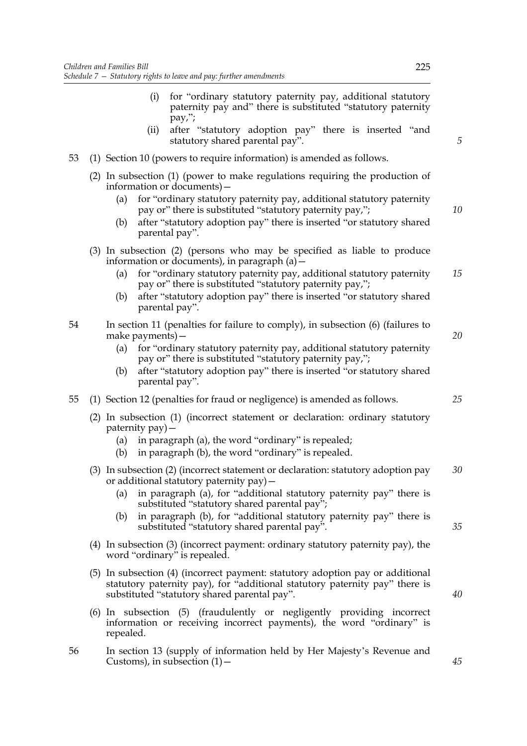(i) for "ordinary statutory paternity pay, additional statutory paternity pay and" there is substituted "statutory paternity pay,";

(ii) after "statutory adoption pay" there is inserted "and statutory shared parental pay".

53 (1) Section 10 (powers to require information) is amended as follows.

(2) In subsection (1) (power to make regulations requiring the production of information or documents)—

(a) for "ordinary statutory paternity pay, additional statutory paternity pay or" there is substituted "statutory paternity pay,";

(b) after "statutory adoption pay" there is inserted "or statutory shared parental pay".

(3) In subsection (2) (persons who may be specified as liable to produce information or documents), in paragraph (a)—

(a) for "ordinary statutory paternity pay, additional statutory paternity pay or" there is substituted "statutory paternity pay,";

(b) after "statutory adoption pay" there is inserted "or statutory shared parental pay".

54 In section 11 (penalties for failure to comply), in subsection (6) (failures to make payments)—

(a) for "ordinary statutory paternity pay, additional statutory paternity pay or" there is substituted "statutory paternity pay,";

(b) after "statutory adoption pay" there is inserted "or statutory shared parental pay".

55 (1) Section 12 (penalties for fraud or negligence) is amended as follows.

(2) In subsection (1) (incorrect statement or declaration: ordinary statutory paternity pay)—

(a) in paragraph (a), the word "ordinary" is repealed;

(b) in paragraph (b), the word "ordinary" is repealed.

(3) In subsection (2) (incorrect statement or declaration: statutory adoption pay or additional statutory paternity pay)—

(a) in paragraph (a), for "additional statutory paternity pay" there is substituted "statutory shared parental pay";

(b) in paragraph (b), for "additional statutory paternity pay" there is substituted "statutory shared parental pay".

(4) In subsection (3) (incorrect payment: ordinary statutory paternity pay), the word "ordinary" is repealed.

(5) In subsection (4) (incorrect payment: statutory adoption pay or additional statutory paternity pay), for "additional statutory paternity pay" there is substituted "statutory shared parental pay".

(6) In subsection (5) (fraudulently or negligently providing incorrect information or receiving incorrect payments), the word "ordinary" is repealed.

56 In section 13 (supply of information held by Her Majesty's Revenue and Customs), in subsection (1)—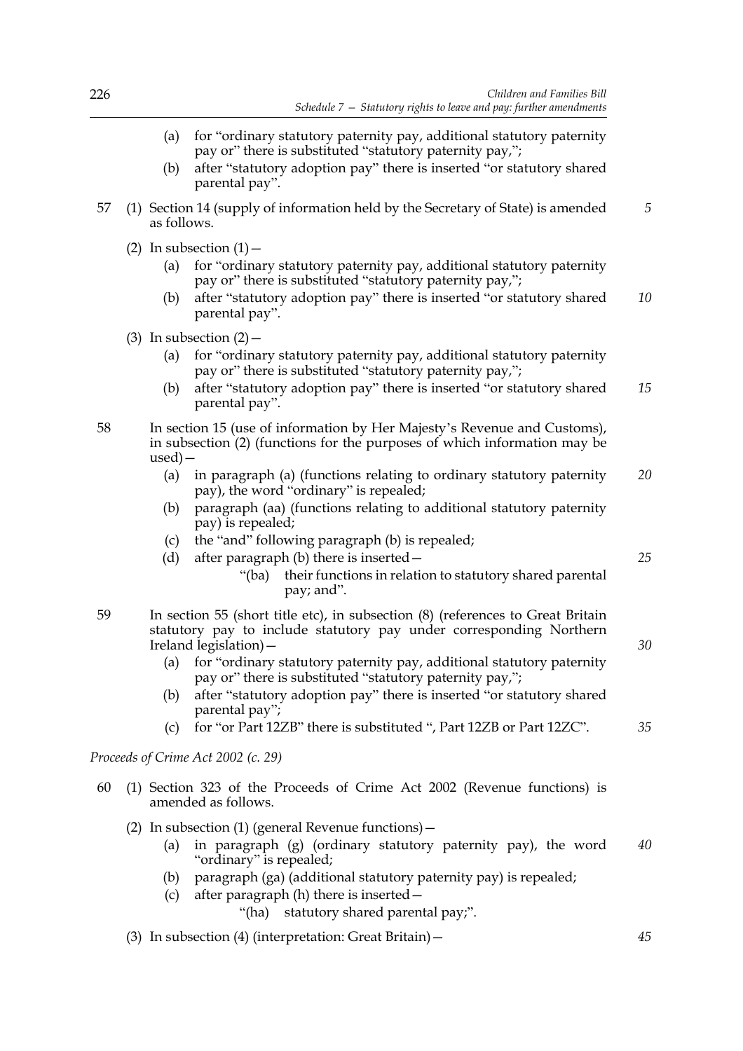(a) for "ordinary statutory paternity pay, additional statutory paternity pay or" there is substituted "statutory paternity pay,";

(b) after "statutory adoption pay" there is inserted "or statutory shared parental pay".

57 (1) Section 14 (supply of information held by the Secretary of State) is amended as follows.

(2) In subsection (1)—

(a) for "ordinary statutory paternity pay, additional statutory paternity pay or" there is substituted "statutory paternity pay,";

(b) after "statutory adoption pay" there is inserted "or statutory shared parental pay".

(3) In subsection (2)—

(a) for "ordinary statutory paternity pay, additional statutory paternity pay or" there is substituted "statutory paternity pay,";

(b) after "statutory adoption pay" there is inserted "or statutory shared parental pay".

58 In section 15 (use of information by Her Majesty's Revenue and Customs), in subsection (2) (functions for the purposes of which information may be used)—

(a) in paragraph (a) (functions relating to ordinary statutory paternity pay), the word "ordinary" is repealed;

(b) paragraph (aa) (functions relating to additional statutory paternity pay) is repealed;

(c) the "and" following paragraph (b) is repealed;

(d) after paragraph (b) there is inserted—

"(ba) their functions in relation to statutory shared parental pay; and".

59 In section 55 (short title etc), in subsection (8) (references to Great Britain statutory pay to include statutory pay under corresponding Northern Ireland legislation)—

(a) for "ordinary statutory paternity pay, additional statutory paternity pay or" there is substituted "statutory paternity pay,";

(b) after "statutory adoption pay" there is inserted "or statutory shared parental pay";

(c) for "or Part 12ZB" there is substituted ", Part 12ZB or Part 12ZC".

*Proceeds of Crime Act 2002 (c. 29)*

60 (1) Section 323 of the Proceeds of Crime Act 2002 (Revenue functions) is amended as follows.

(2) In subsection (1) (general Revenue functions)—

(a) in paragraph (g) (ordinary statutory paternity pay), the word "ordinary" is repealed;

(b) paragraph (ga) (additional statutory paternity pay) is repealed;

(c) after paragraph (h) there is inserted—

"(ha) statutory shared parental pay;".

(3) In subsection (4) (interpretation: Great Britain)—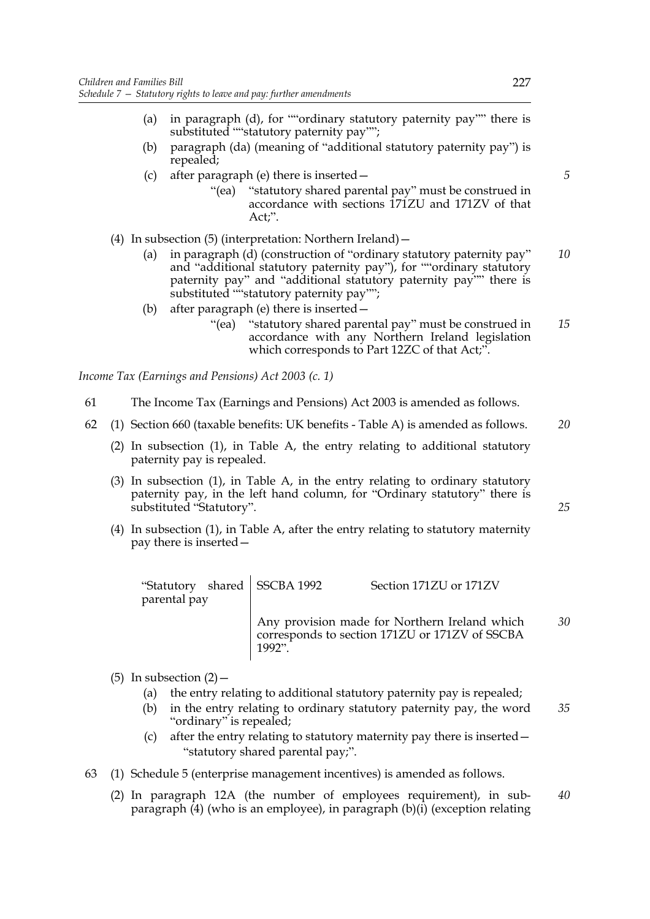(a) in paragraph (d), for "“ordinary statutory paternity pay”" there is substituted "“statutory paternity pay”";

(b) paragraph (da) (meaning of "additional statutory paternity pay") is repealed;

(c) after paragraph (e) there is inserted—

"(ea) "statutory shared parental pay" must be construed in accordance with sections 171ZU and 171ZV of that Act;".

(4) In subsection (5) (interpretation: Northern Ireland)—

(a) in paragraph (d) (construction of "ordinary statutory paternity pay" and "additional statutory paternity pay"), for "“ordinary statutory paternity pay” and “additional statutory paternity pay”" there is substituted "“statutory paternity pay”";

(b) after paragraph (e) there is inserted—

"(ea) "statutory shared parental pay" must be construed in accordance with any Northern Ireland legislation which corresponds to Part 12ZC of that Act;".

*Income Tax (Earnings and Pensions) Act 2003 (c. 1)*

61 The Income Tax (Earnings and Pensions) Act 2003 is amended as follows.

62 (1) Section 660 (taxable benefits: UK benefits - Table A) is amended as follows.

(2) In subsection (1), in Table A, the entry relating to additional statutory paternity pay is repealed.

(3) In subsection (1), in Table A, in the entry relating to ordinary statutory paternity pay, in the left hand column, for "Ordinary statutory" there is substituted "Statutory".

(4) In subsection (1), in Table A, after the entry relating to statutory maternity pay there is inserted—

| | | |
|---|---|---|
| "Statutory shared parental pay | SSCBA 1992 | Section 171ZU or 171ZV |
| | Any provision made for Northern Ireland which corresponds to section 171ZU or 171ZV of SSCBA 1992". | |

(5) In subsection (2)—

(a) the entry relating to additional statutory paternity pay is repealed;

(b) in the entry relating to ordinary statutory paternity pay, the word "ordinary" is repealed;

(c) after the entry relating to statutory maternity pay there is inserted—

"statutory shared parental pay;".

63 (1) Schedule 5 (enterprise management incentives) is amended as follows.

(2) In paragraph 12A (the number of employees requirement), in sub-paragraph (4) (who is an employee), in paragraph (b)(i) (exception relating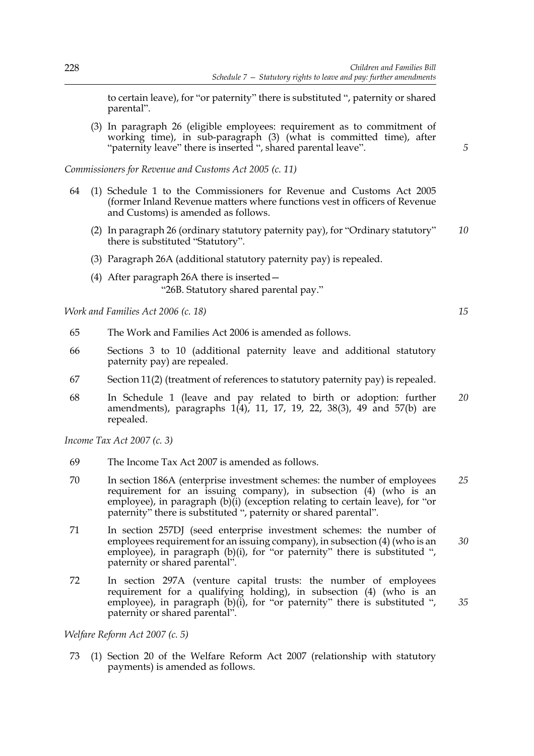to certain leave), for "or paternity" there is substituted ", paternity or shared parental".

(3) In paragraph 26 (eligible employees: requirement as to commitment of working time), in sub-paragraph (3) (what is committed time), after "paternity leave" there is inserted ", shared parental leave".

*Commissioners for Revenue and Customs Act 2005 (c. 11)*

64 (1) Schedule 1 to the Commissioners for Revenue and Customs Act 2005 (former Inland Revenue matters where functions vest in officers of Revenue and Customs) is amended as follows.

(2) In paragraph 26 (ordinary statutory paternity pay), for "Ordinary statutory" there is substituted "Statutory".

(3) Paragraph 26A (additional statutory paternity pay) is repealed.

(4) After paragraph 26A there is inserted—

"26B. Statutory shared parental pay."

*Work and Families Act 2006 (c. 18)*

65 The Work and Families Act 2006 is amended as follows.

66 Sections 3 to 10 (additional paternity leave and additional statutory paternity pay) are repealed.

67 Section 11(2) (treatment of references to statutory paternity pay) is repealed.

68 In Schedule 1 (leave and pay related to birth or adoption: further amendments), paragraphs 1(4), 11, 17, 19, 22, 38(3), 49 and 57(b) are repealed.

*Income Tax Act 2007 (c. 3)*

69 The Income Tax Act 2007 is amended as follows.

70 In section 186A (enterprise investment schemes: the number of employees requirement for an issuing company), in subsection (4) (who is an employee), in paragraph (b)(i) (exception relating to certain leave), for "or paternity" there is substituted ", paternity or shared parental".

71 In section 257DJ (seed enterprise investment schemes: the number of employees requirement for an issuing company), in subsection (4) (who is an employee), in paragraph (b)(i), for "or paternity" there is substituted ", paternity or shared parental".

72 In section 297A (venture capital trusts: the number of employees requirement for a qualifying holding), in subsection (4) (who is an employee), in paragraph (b)(i), for "or paternity" there is substituted ", paternity or shared parental".

*Welfare Reform Act 2007 (c. 5)*

73 (1) Section 20 of the Welfare Reform Act 2007 (relationship with statutory payments) is amended as follows.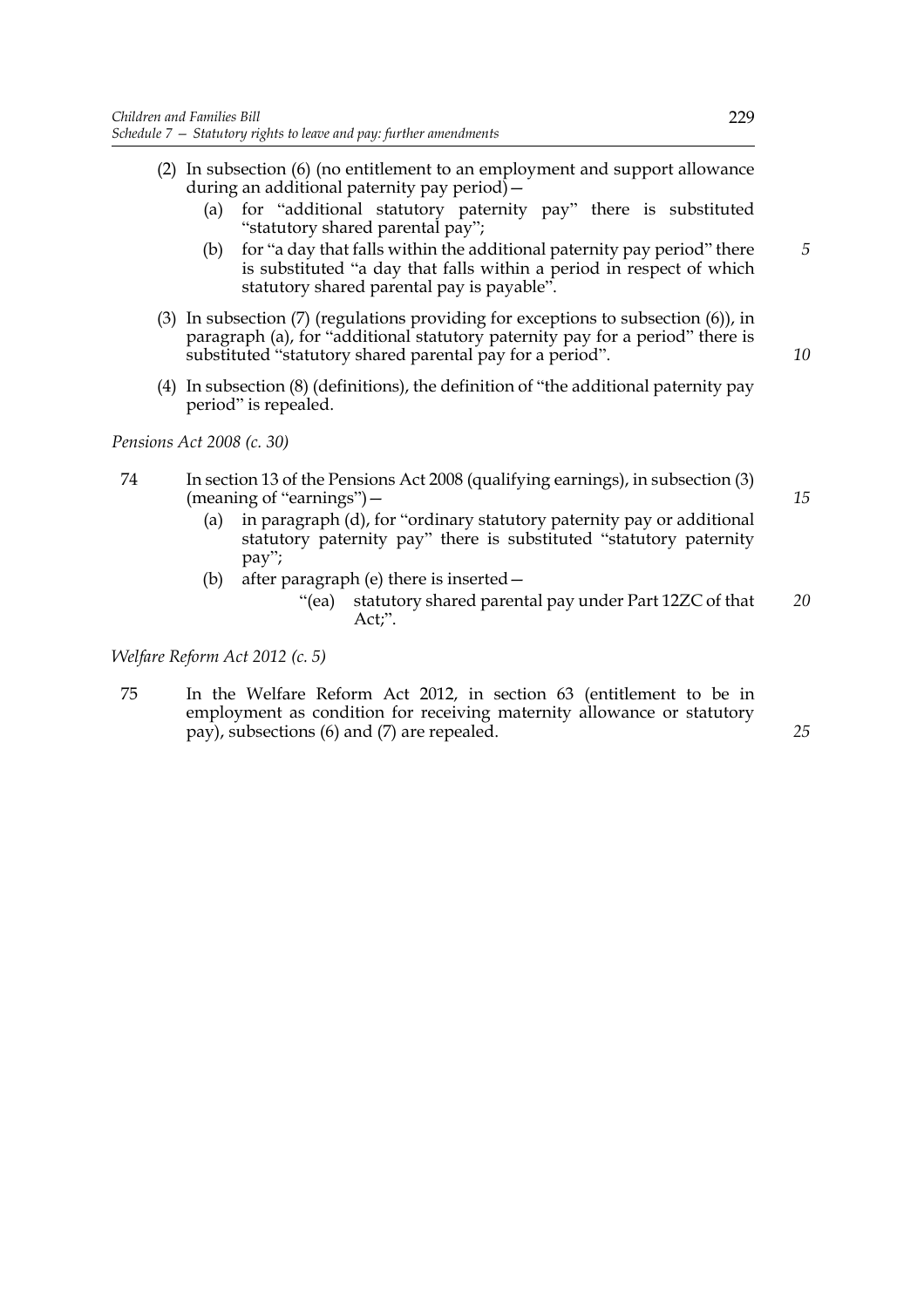(2) In subsection (6) (no entitlement to an employment and support allowance during an additional paternity pay period)—

(a) for "additional statutory paternity pay" there is substituted "statutory shared parental pay";

(b) for "a day that falls within the additional paternity pay period" there is substituted "a day that falls within a period in respect of which statutory shared parental pay is payable".

(3) In subsection (7) (regulations providing for exceptions to subsection (6)), in paragraph (a), for "additional statutory paternity pay for a period" there is substituted "statutory shared parental pay for a period".

(4) In subsection (8) (definitions), the definition of "the additional paternity pay period" is repealed.

*Pensions Act 2008 (c. 30)*

74 In section 13 of the Pensions Act 2008 (qualifying earnings), in subsection (3) (meaning of "earnings")—

(a) in paragraph (d), for "ordinary statutory paternity pay or additional statutory paternity pay" there is substituted "statutory paternity pay";

(b) after paragraph (e) there is inserted—

"(ea) statutory shared parental pay under Part 12ZC of that Act;".

*Welfare Reform Act 2012 (c. 5)*

75 In the Welfare Reform Act 2012, in section 63 (entitlement to be in employment as condition for receiving maternity allowance or statutory pay), subsections (6) and (7) are repealed.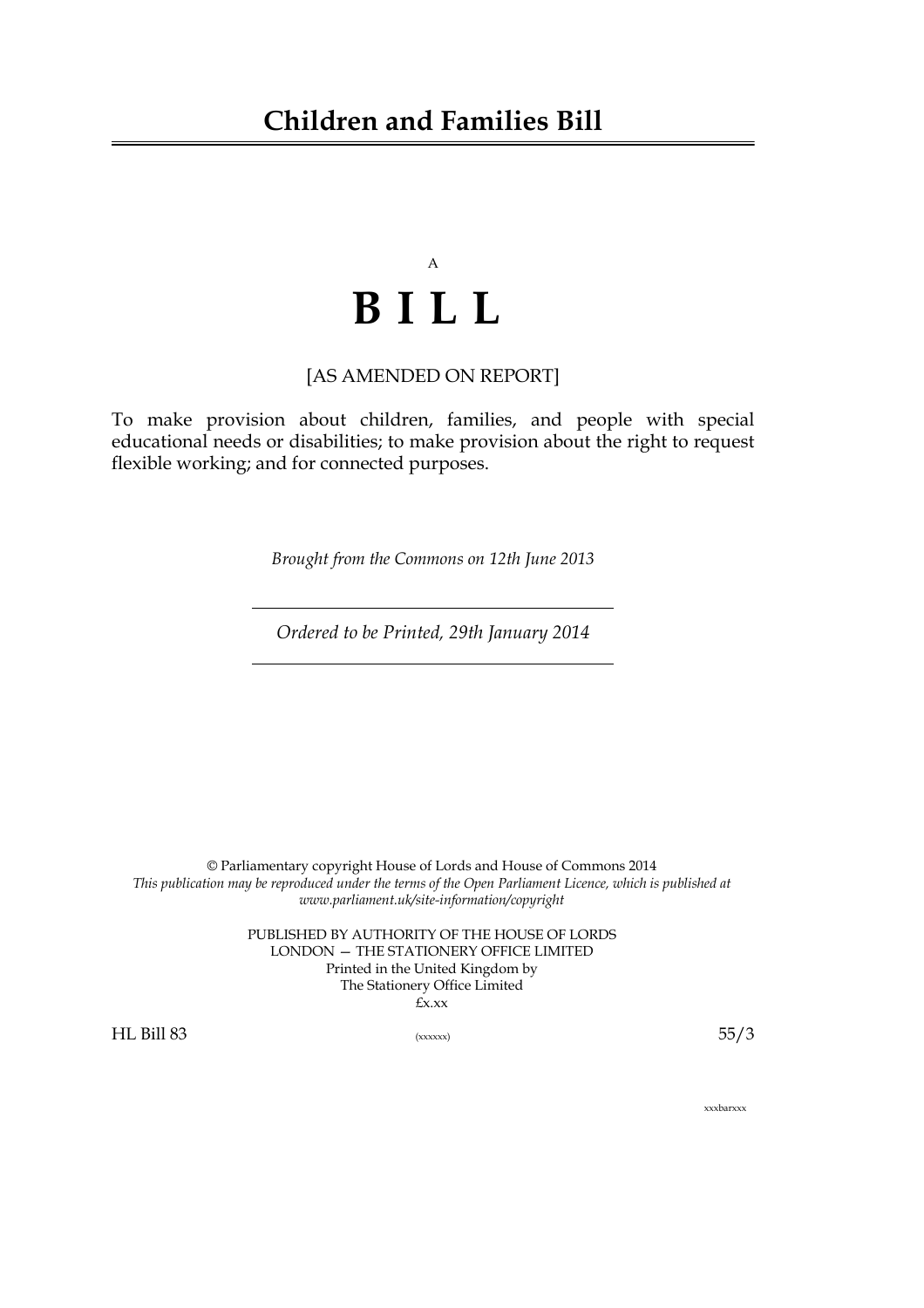# Children and Families Bill

A

# B I L L

[AS AMENDED ON REPORT]

To make provision about children, families, and people with special educational needs or disabilities; to make provision about the right to request flexible working; and for connected purposes.

*Brought from the Commons on 12th June 2013*

*Ordered to be Printed, 29th January 2014*

© Parliamentary copyright House of Lords and House of Commons 2014
*This publication may be reproduced under the terms of the Open Parliament Licence, which is published at www.parliament.uk/site-information/copyright*

PUBLISHED BY AUTHORITY OF THE HOUSE OF LORDS
LONDON — THE STATIONERY OFFICE LIMITED
Printed in the United Kingdom by
The Stationery Office Limited
£x.xx

HL Bill 83 (xxxxxx) 55/3

xxxbarxxx